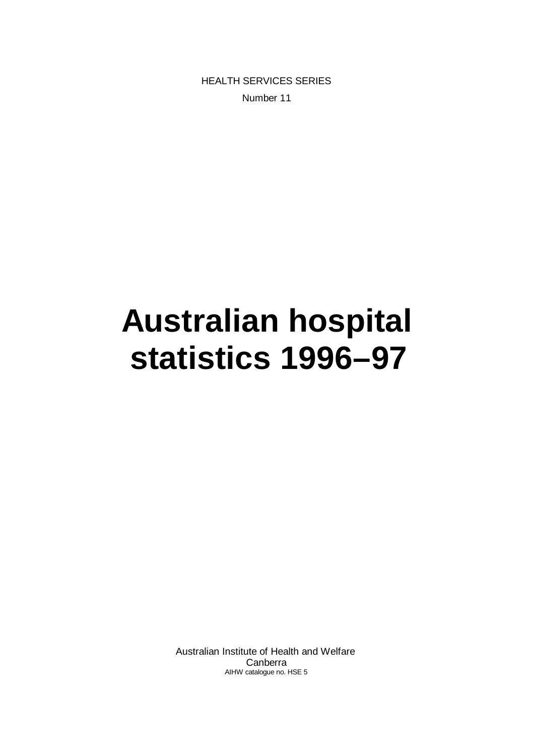HEALTH SERVICES SERIES

Number 11

# Australian hospital statistics 1996–97

Australian Institute of Health and Welfare

Canberra

AIHW catalogue no. HSE 5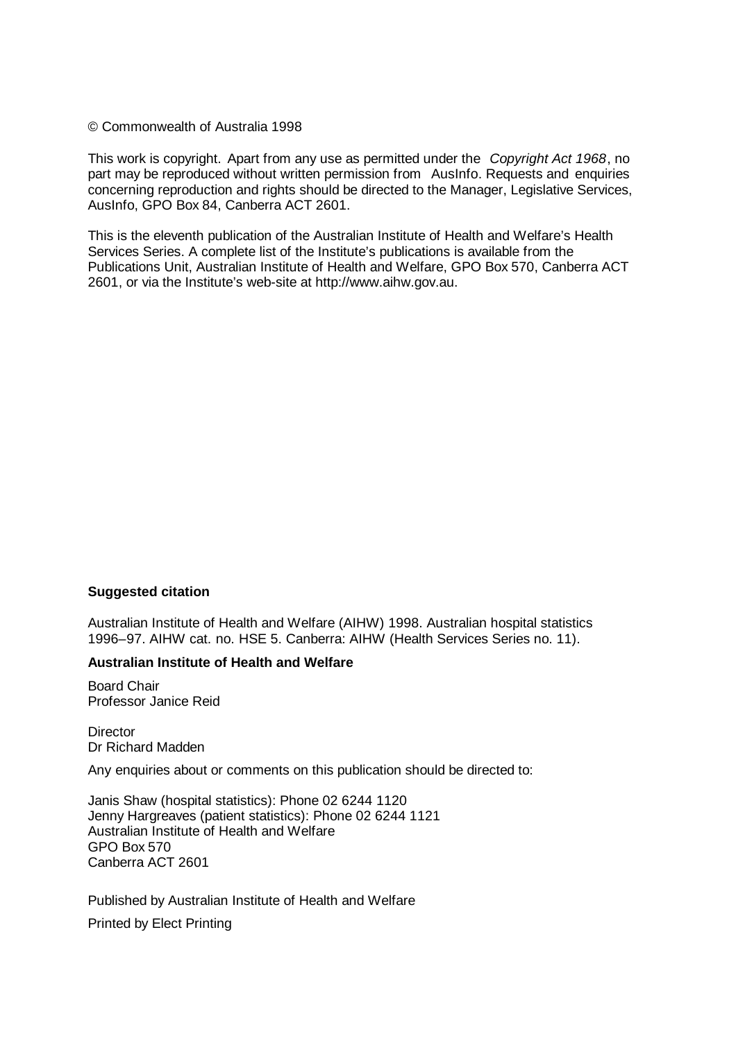© Commonwealth of Australia 1998

This work is copyright. Apart from any use as permitted under the *Copyright Act 1968*, no part may be reproduced without written permission from AusInfo. Requests and enquiries concerning reproduction and rights should be directed to the Manager, Legislative Services, AusInfo, GPO Box 84, Canberra ACT 2601.

This is the eleventh publication of the Australian Institute of Health and Welfare's Health Services Series. A complete list of the Institute's publications is available from the Publications Unit, Australian Institute of Health and Welfare, GPO Box 570, Canberra ACT 2601, or via the Institute's web-site at http://www.aihw.gov.au.

**Suggested citation**

Australian Institute of Health and Welfare (AIHW) 1998. Australian hospital statistics 1996–97. AIHW cat. no. HSE 5. Canberra: AIHW (Health Services Series no. 11).

**Australian Institute of Health and Welfare**

Board Chair
Professor Janice Reid

Director
Dr Richard Madden

Any enquiries about or comments on this publication should be directed to:

Janis Shaw (hospital statistics): Phone 02 6244 1120
Jenny Hargreaves (patient statistics): Phone 02 6244 1121
Australian Institute of Health and Welfare
GPO Box 570
Canberra ACT 2601

Published by Australian Institute of Health and Welfare

Printed by Elect Printing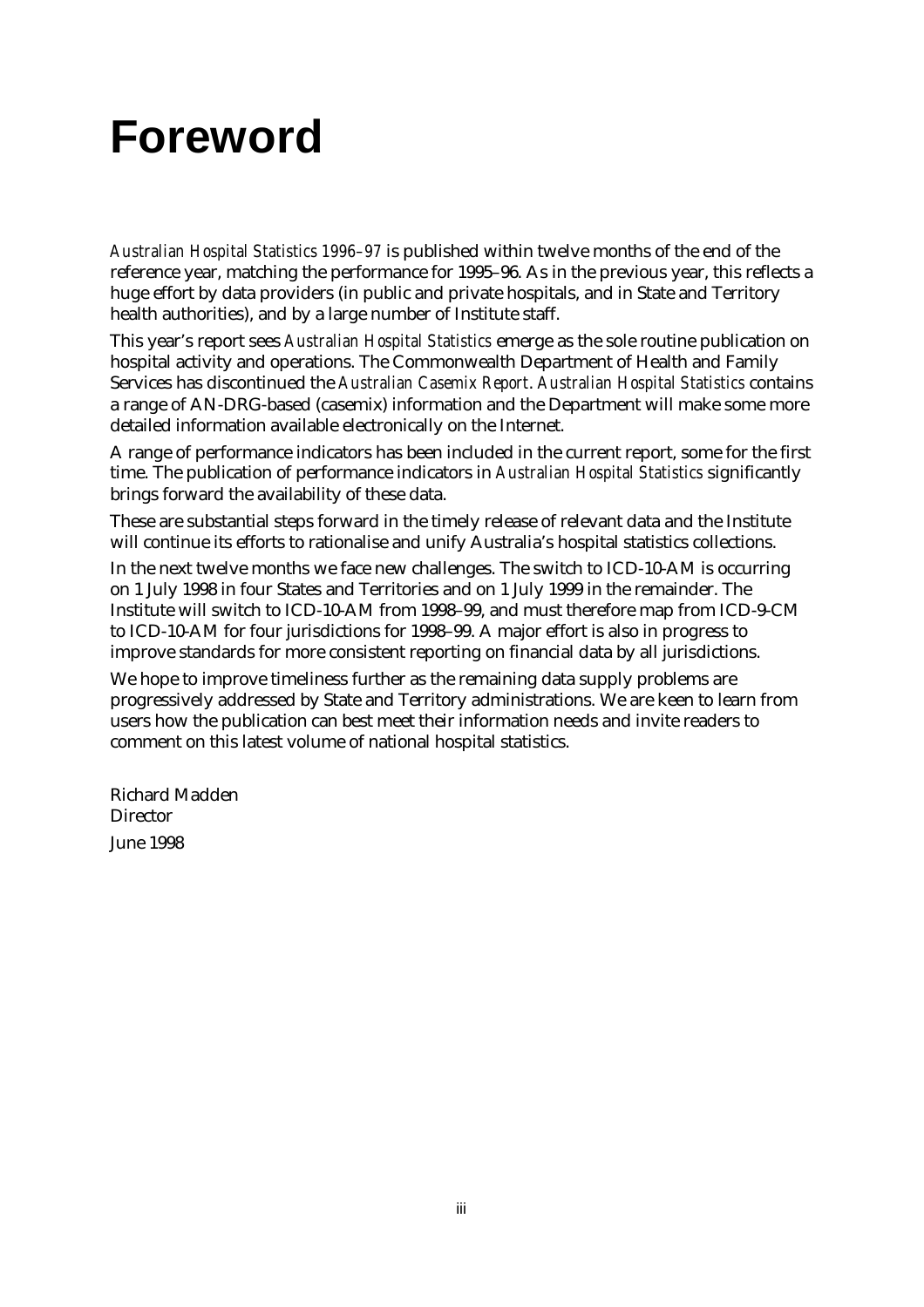# Foreword

*Australian Hospital Statistics 1996–97* is published within twelve months of the end of the reference year, matching the performance for 1995–96. As in the previous year, this reflects a huge effort by data providers (in public and private hospitals, and in State and Territory health authorities), and by a large number of Institute staff.

This year's report sees *Australian Hospital Statistics* emerge as the sole routine publication on hospital activity and operations. The Commonwealth Department of Health and Family Services has discontinued the *Australian Casemix Report*. *Australian Hospital Statistics* contains a range of AN-DRG-based (casemix) information and the Department will make some more detailed information available electronically on the Internet.

A range of performance indicators has been included in the current report, some for the first time. The publication of performance indicators in *Australian Hospital Statistics* significantly brings forward the availability of these data.

These are substantial steps forward in the timely release of relevant data and the Institute will continue its efforts to rationalise and unify Australia's hospital statistics collections.

In the next twelve months we face new challenges. The switch to ICD-10-AM is occurring on 1 July 1998 in four States and Territories and on 1 July 1999 in the remainder. The Institute will switch to ICD-10-AM from 1998–99, and must therefore map from ICD-9-CM to ICD-10-AM for four jurisdictions for 1998–99. A major effort is also in progress to improve standards for more consistent reporting on financial data by all jurisdictions.

We hope to improve timeliness further as the remaining data supply problems are progressively addressed by State and Territory administrations. We are keen to learn from users how the publication can best meet their information needs and invite readers to comment on this latest volume of national hospital statistics.

Richard Madden
Director

June 1998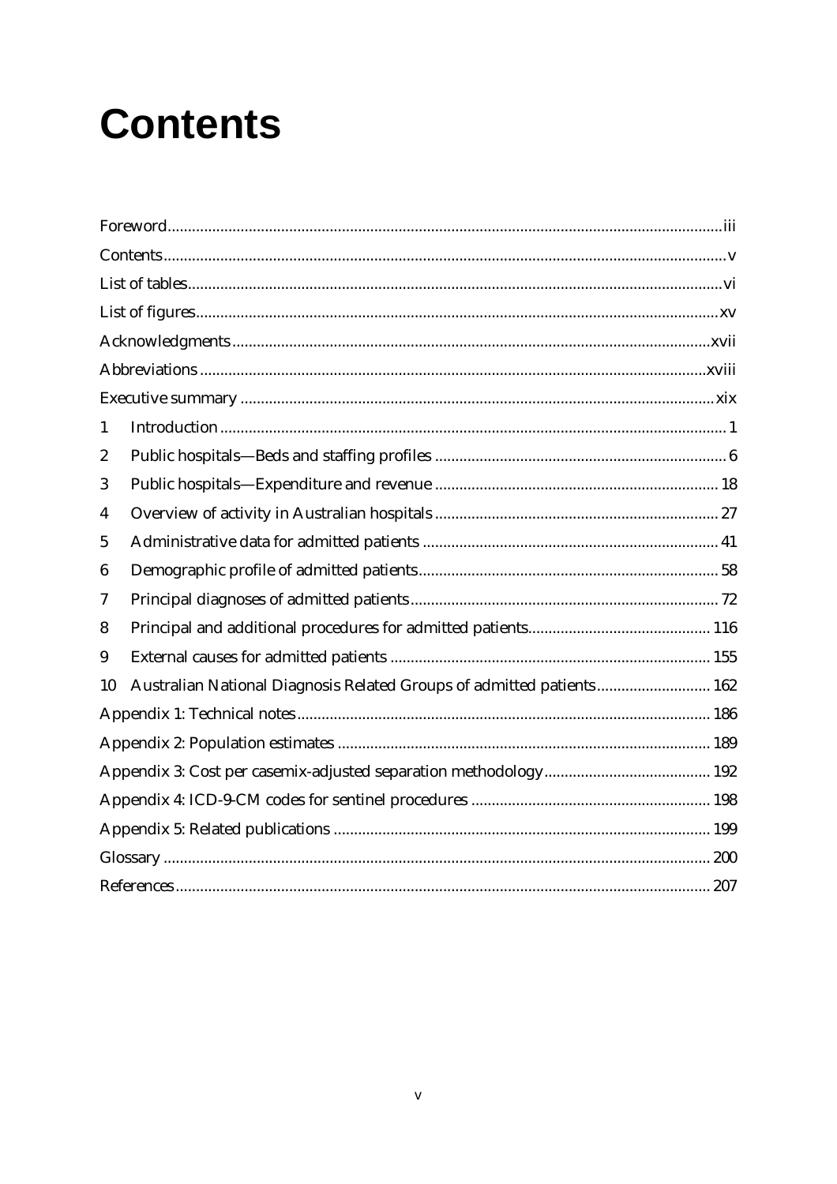# Contents

Foreword........................................................................................................................iii

Contents.........................................................................................................................v

List of tables..................................................................................................................vi

List of figures................................................................................................................xv

Acknowledgments.......................................................................................................xvii

Abbreviations.............................................................................................................xviii

Executive summary.....................................................................................................xix

1 Introduction.................................................................................................................1

2 Public hospitals—Beds and staffing profiles..............................................................6

3 Public hospitals—Expenditure and revenue..............................................................18

4 Overview of activity in Australian hospitals..............................................................27

5 Administrative data for admitted patients.................................................................41

6 Demographic profile of admitted patients.................................................................58

7 Principal diagnoses of admitted patients...................................................................72

8 Principal and additional procedures for admitted patients........................................116

9 External causes for admitted patients.......................................................................155

10 Australian National Diagnosis Related Groups of admitted patients.......................162

Appendix 1: Technical notes.........................................................................................186

Appendix 2: Population estimates.................................................................................189

Appendix 3: Cost per casemix-adjusted separation methodology................................192

Appendix 4: ICD-9-CM codes for sentinel procedures................................................198

Appendix 5: Related publications.................................................................................199

Glossary........................................................................................................................200

References.....................................................................................................................207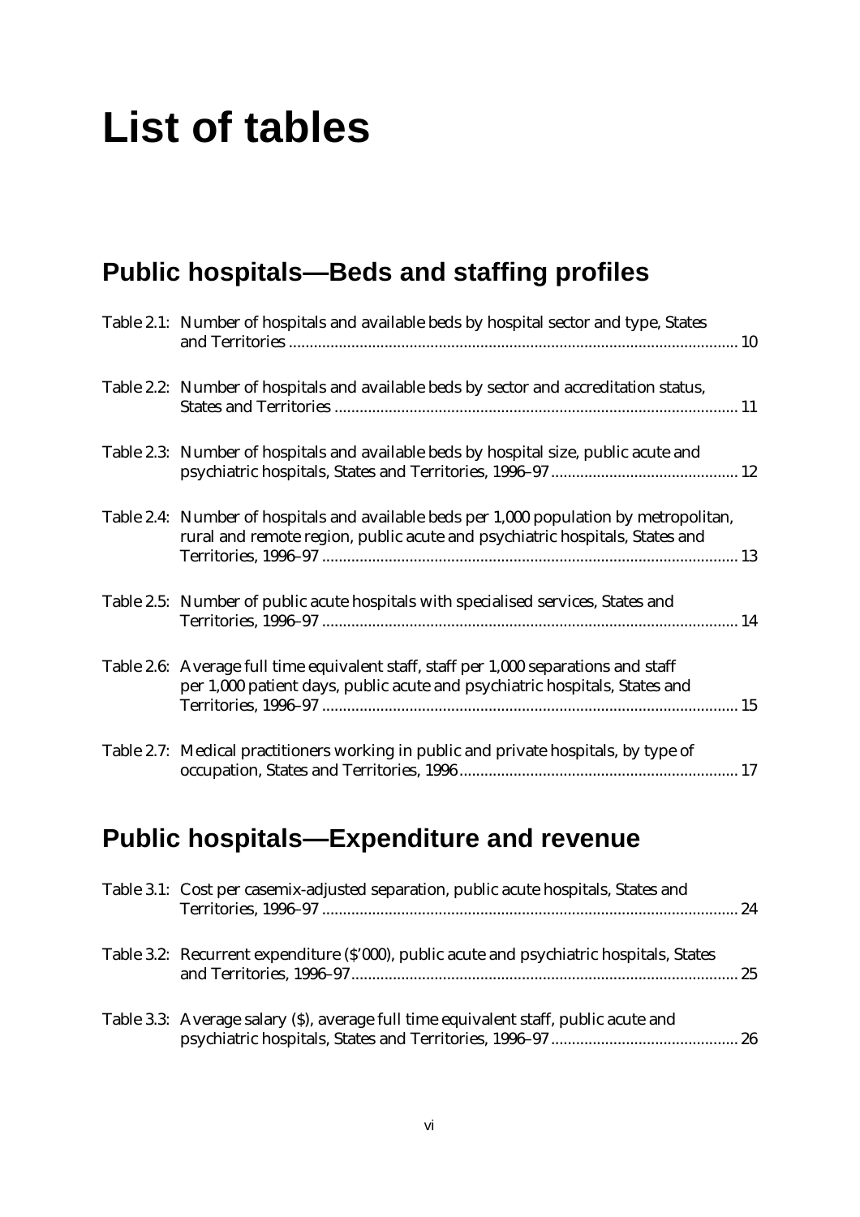# List of tables

## Public hospitals—Beds and staffing profiles

Table 2.1: Number of hospitals and available beds by hospital sector and type, States and Territories ........................................................................................................ 10

Table 2.2: Number of hospitals and available beds by sector and accreditation status, States and Territories ............................................................................................... 11

Table 2.3: Number of hospitals and available beds by hospital size, public acute and psychiatric hospitals, States and Territories, 1996–97 ............................................ 12

Table 2.4: Number of hospitals and available beds per 1,000 population by metropolitan, rural and remote region, public acute and psychiatric hospitals, States and Territories, 1996–97 ................................................................................................. 13

Table 2.5: Number of public acute hospitals with specialised services, States and Territories, 1996–97 ................................................................................................. 14

Table 2.6: Average full time equivalent staff, staff per 1,000 separations and staff per 1,000 patient days, public acute and psychiatric hospitals, States and Territories, 1996–97 ................................................................................................. 15

Table 2.7: Medical practitioners working in public and private hospitals, by type of occupation, States and Territories, 1996 ................................................................ 17

## Public hospitals—Expenditure and revenue

Table 3.1: Cost per casemix-adjusted separation, public acute hospitals, States and Territories, 1996–97 ................................................................................................. 24

Table 3.2: Recurrent expenditure ($'000), public acute and psychiatric hospitals, States and Territories, 1996–97............................................................................................ 25

Table 3.3: Average salary ($), average full time equivalent staff, public acute and psychiatric hospitals, States and Territories, 1996–97 ............................................ 26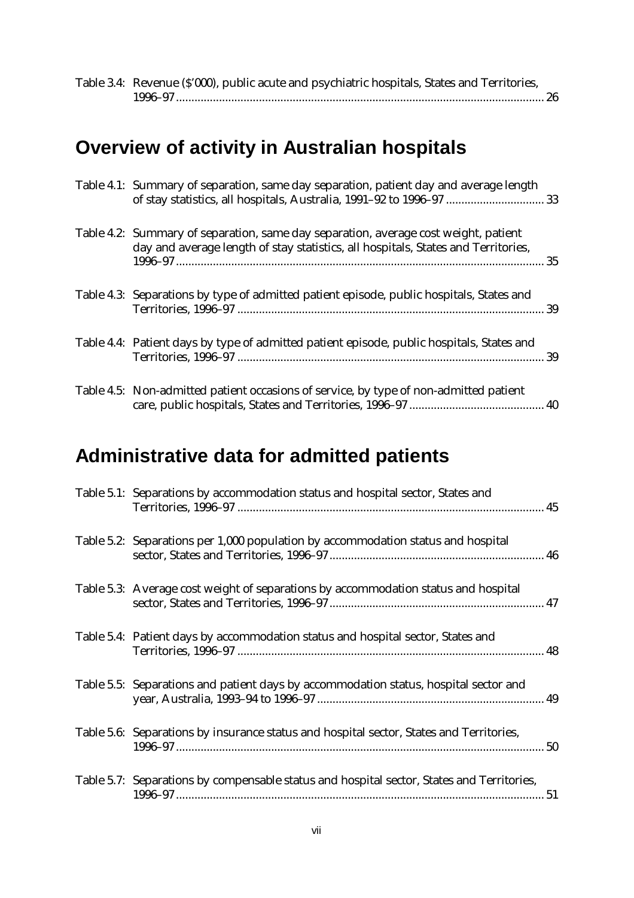Table 3.4: Revenue ($'000), public acute and psychiatric hospitals, States and Territories, 1996–97 ........................................................................................................................ 26

## Overview of activity in Australian hospitals

Table 4.1: Summary of separation, same day separation, patient day and average length of stay statistics, all hospitals, Australia, 1991–92 to 1996–97 ................................ 33

Table 4.2: Summary of separation, same day separation, average cost weight, patient day and average length of stay statistics, all hospitals, States and Territories, 1996–97 ........................................................................................................................ 35

Table 4.3: Separations by type of admitted patient episode, public hospitals, States and Territories, 1996–97 .................................................................................................... 39

Table 4.4: Patient days by type of admitted patient episode, public hospitals, States and Territories, 1996–97 .................................................................................................... 39

Table 4.5: Non-admitted patient occasions of service, by type of non-admitted patient care, public hospitals, States and Territories, 1996–97 ............................................ 40

## Administrative data for admitted patients

Table 5.1: Separations by accommodation status and hospital sector, States and Territories, 1996–97 .................................................................................................... 45

Table 5.2: Separations per 1,000 population by accommodation status and hospital sector, States and Territories, 1996–97 ...................................................................... 46

Table 5.3: Average cost weight of separations by accommodation status and hospital sector, States and Territories, 1996–97 ...................................................................... 47

Table 5.4: Patient days by accommodation status and hospital sector, States and Territories, 1996–97 .................................................................................................... 48

Table 5.5: Separations and patient days by accommodation status, hospital sector and year, Australia, 1993–94 to 1996–97 .......................................................................... 49

Table 5.6: Separations by insurance status and hospital sector, States and Territories, 1996–97 ........................................................................................................................ 50

Table 5.7: Separations by compensable status and hospital sector, States and Territories, 1996–97 ........................................................................................................................ 51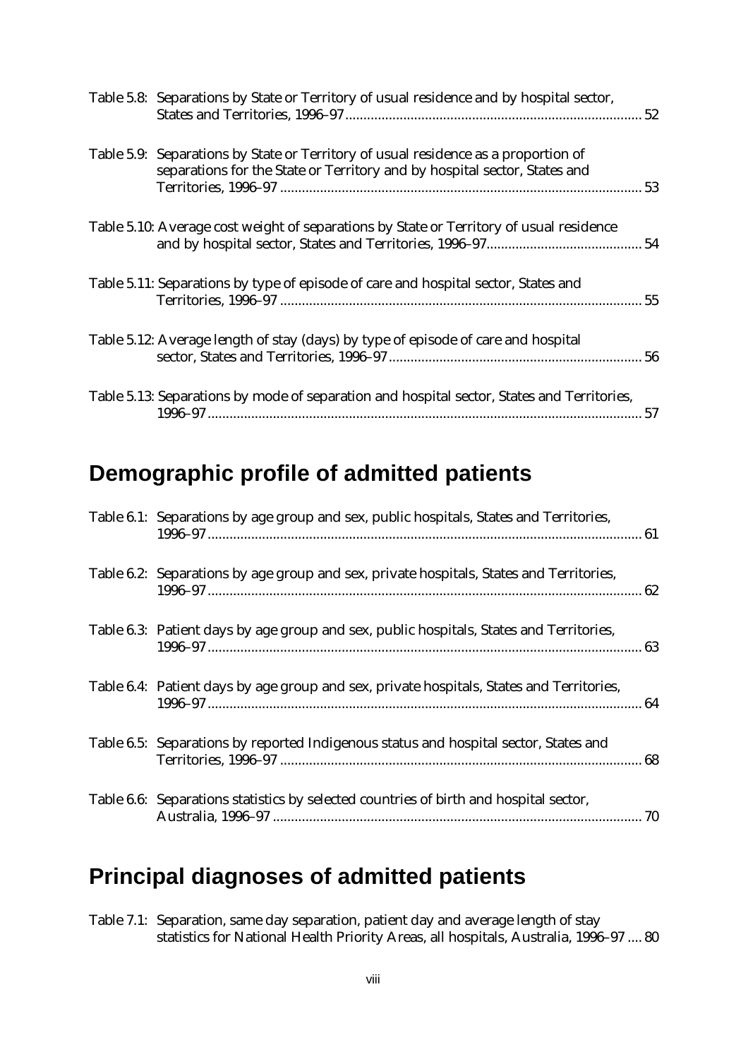Table 5.8: Separations by State or Territory of usual residence and by hospital sector, States and Territories, 1996–97 ........ 52

Table 5.9: Separations by State or Territory of usual residence as a proportion of separations for the State or Territory and by hospital sector, States and Territories, 1996–97 ........ 53

Table 5.10: Average cost weight of separations by State or Territory of usual residence and by hospital sector, States and Territories, 1996–97 ........ 54

Table 5.11: Separations by type of episode of care and hospital sector, States and Territories, 1996–97 ........ 55

Table 5.12: Average length of stay (days) by type of episode of care and hospital sector, States and Territories, 1996–97 ........ 56

Table 5.13: Separations by mode of separation and hospital sector, States and Territories, 1996–97 ........ 57

## Demographic profile of admitted patients

Table 6.1: Separations by age group and sex, public hospitals, States and Territories, 1996–97 ........ 61

Table 6.2: Separations by age group and sex, private hospitals, States and Territories, 1996–97 ........ 62

Table 6.3: Patient days by age group and sex, public hospitals, States and Territories, 1996–97 ........ 63

Table 6.4: Patient days by age group and sex, private hospitals, States and Territories, 1996–97 ........ 64

Table 6.5: Separations by reported Indigenous status and hospital sector, States and Territories, 1996–97 ........ 68

Table 6.6: Separations statistics by selected countries of birth and hospital sector, Australia, 1996–97 ........ 70

## Principal diagnoses of admitted patients

Table 7.1: Separation, same day separation, patient day and average length of stay statistics for National Health Priority Areas, all hospitals, Australia, 1996–97 .... 80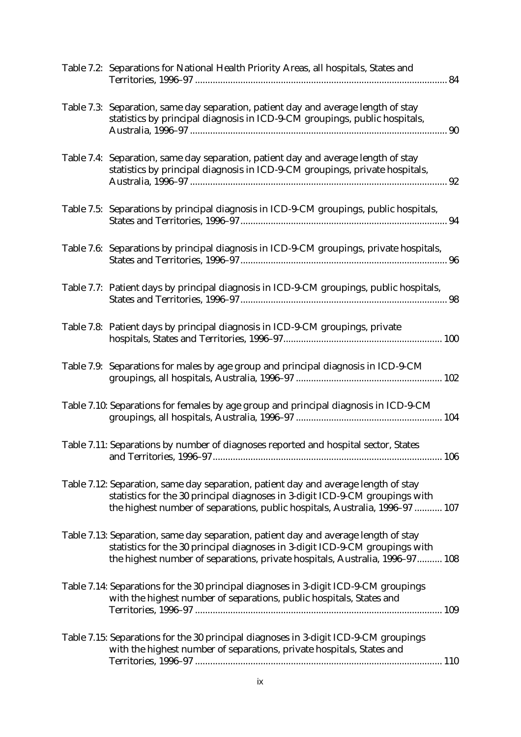Table 7.2: Separations for National Health Priority Areas, all hospitals, States and Territories, 1996–97 .................................................................................................. 84

Table 7.3: Separation, same day separation, patient day and average length of stay statistics by principal diagnosis in ICD-9-CM groupings, public hospitals, Australia, 1996–97 .................................................................................................. 90

Table 7.4: Separation, same day separation, patient day and average length of stay statistics by principal diagnosis in ICD-9-CM groupings, private hospitals, Australia, 1996–97 .................................................................................................. 92

Table 7.5: Separations by principal diagnosis in ICD-9-CM groupings, public hospitals, States and Territories, 1996–97 ................................................................................ 94

Table 7.6: Separations by principal diagnosis in ICD-9-CM groupings, private hospitals, States and Territories, 1996–97 ................................................................................ 96

Table 7.7: Patient days by principal diagnosis in ICD-9-CM groupings, public hospitals, States and Territories, 1996–97 ................................................................................ 98

Table 7.8: Patient days by principal diagnosis in ICD-9-CM groupings, private hospitals, States and Territories, 1996–97 ............................................................ 100

Table 7.9: Separations for males by age group and principal diagnosis in ICD-9-CM groupings, all hospitals, Australia, 1996–97 ......................................................... 102

Table 7.10: Separations for females by age group and principal diagnosis in ICD-9-CM groupings, all hospitals, Australia, 1996–97 ......................................................... 104

Table 7.11: Separations by number of diagnoses reported and hospital sector, States and Territories, 1996–97 .......................................................................................... 106

Table 7.12: Separation, same day separation, patient day and average length of stay statistics for the 30 principal diagnoses in 3-digit ICD-9-CM groupings with the highest number of separations, public hospitals, Australia, 1996–97 ........... 107

Table 7.13: Separation, same day separation, patient day and average length of stay statistics for the 30 principal diagnoses in 3-digit ICD-9-CM groupings with the highest number of separations, private hospitals, Australia, 1996–97.......... 108

Table 7.14: Separations for the 30 principal diagnoses in 3-digit ICD-9-CM groupings with the highest number of separations, public hospitals, States and Territories, 1996–97 ................................................................................................ 109

Table 7.15: Separations for the 30 principal diagnoses in 3-digit ICD-9-CM groupings with the highest number of separations, private hospitals, States and Territories, 1996–97 ................................................................................................ 110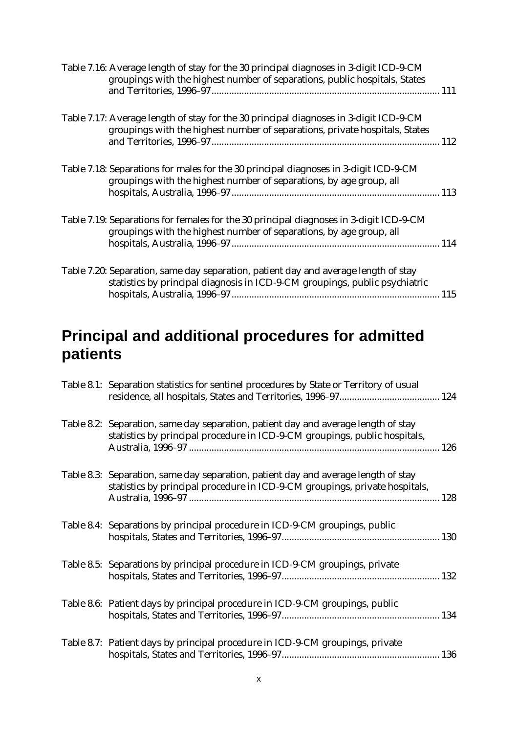Table 7.16: Average length of stay for the 30 principal diagnoses in 3-digit ICD-9-CM groupings with the highest number of separations, public hospitals, States and Territories, 1996–97........................................................................................ 111

Table 7.17: Average length of stay for the 30 principal diagnoses in 3-digit ICD-9-CM groupings with the highest number of separations, private hospitals, States and Territories, 1996–97........................................................................................ 112

Table 7.18: Separations for males for the 30 principal diagnoses in 3-digit ICD-9-CM groupings with the highest number of separations, by age group, all hospitals, Australia, 1996–97................................................................................ 113

Table 7.19: Separations for females for the 30 principal diagnoses in 3-digit ICD-9-CM groupings with the highest number of separations, by age group, all hospitals, Australia, 1996–97................................................................................ 114

Table 7.20: Separation, same day separation, patient day and average length of stay statistics by principal diagnosis in ICD-9-CM groupings, public psychiatric hospitals, Australia, 1996–97................................................................................ 115

## Principal and additional procedures for admitted patients

Table 8.1: Separation statistics for sentinel procedures by State or Territory of usual residence, all hospitals, States and Territories, 1996–97....................................... 124

Table 8.2: Separation, same day separation, patient day and average length of stay statistics by principal procedure in ICD-9-CM groupings, public hospitals, Australia, 1996–97 .................................................................................................. 126

Table 8.3: Separation, same day separation, patient day and average length of stay statistics by principal procedure in ICD-9-CM groupings, private hospitals, Australia, 1996–97 .................................................................................................. 128

Table 8.4: Separations by principal procedure in ICD-9-CM groupings, public hospitals, States and Territories, 1996–97............................................................. 130

Table 8.5: Separations by principal procedure in ICD-9-CM groupings, private hospitals, States and Territories, 1996–97............................................................. 132

Table 8.6: Patient days by principal procedure in ICD-9-CM groupings, public hospitals, States and Territories, 1996–97............................................................. 134

Table 8.7: Patient days by principal procedure in ICD-9-CM groupings, private hospitals, States and Territories, 1996–97............................................................. 136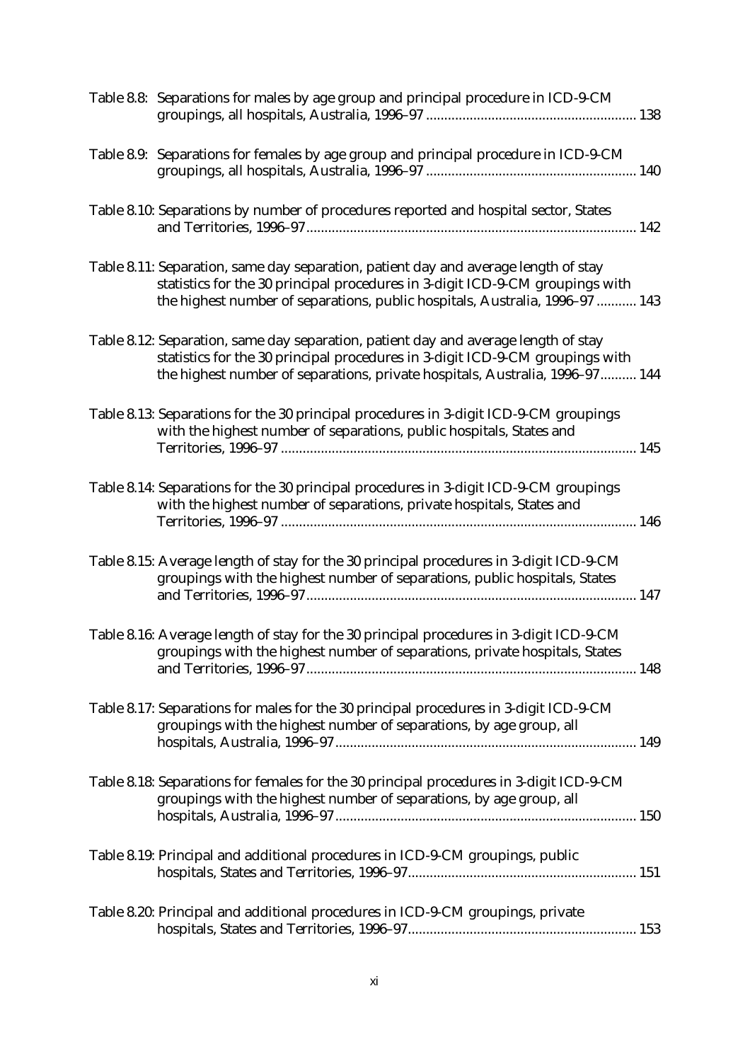Table 8.8: Separations for males by age group and principal procedure in ICD-9-CM groupings, all hospitals, Australia, 1996–97 .......................................................... 138

Table 8.9: Separations for females by age group and principal procedure in ICD-9-CM groupings, all hospitals, Australia, 1996–97 .......................................................... 140

Table 8.10: Separations by number of procedures reported and hospital sector, States and Territories, 1996–97........................................................................................... 142

Table 8.11: Separation, same day separation, patient day and average length of stay statistics for the 30 principal procedures in 3-digit ICD-9-CM groupings with the highest number of separations, public hospitals, Australia, 1996–97 ........... 143

Table 8.12: Separation, same day separation, patient day and average length of stay statistics for the 30 principal procedures in 3-digit ICD-9-CM groupings with the highest number of separations, private hospitals, Australia, 1996–97.......... 144

Table 8.13: Separations for the 30 principal procedures in 3-digit ICD-9-CM groupings with the highest number of separations, public hospitals, States and Territories, 1996–97 .................................................................................................. 145

Table 8.14: Separations for the 30 principal procedures in 3-digit ICD-9-CM groupings with the highest number of separations, private hospitals, States and Territories, 1996–97 .................................................................................................. 146

Table 8.15: Average length of stay for the 30 principal procedures in 3-digit ICD-9-CM groupings with the highest number of separations, public hospitals, States and Territories, 1996–97........................................................................................... 147

Table 8.16: Average length of stay for the 30 principal procedures in 3-digit ICD-9-CM groupings with the highest number of separations, private hospitals, States and Territories, 1996–97........................................................................................... 148

Table 8.17: Separations for males for the 30 principal procedures in 3-digit ICD-9-CM groupings with the highest number of separations, by age group, all hospitals, Australia, 1996–97.................................................................................. 149

Table 8.18: Separations for females for the 30 principal procedures in 3-digit ICD-9-CM groupings with the highest number of separations, by age group, all hospitals, Australia, 1996–97.................................................................................. 150

Table 8.19: Principal and additional procedures in ICD-9-CM groupings, public hospitals, States and Territories, 1996–97............................................................... 151

Table 8.20: Principal and additional procedures in ICD-9-CM groupings, private hospitals, States and Territories, 1996–97............................................................... 153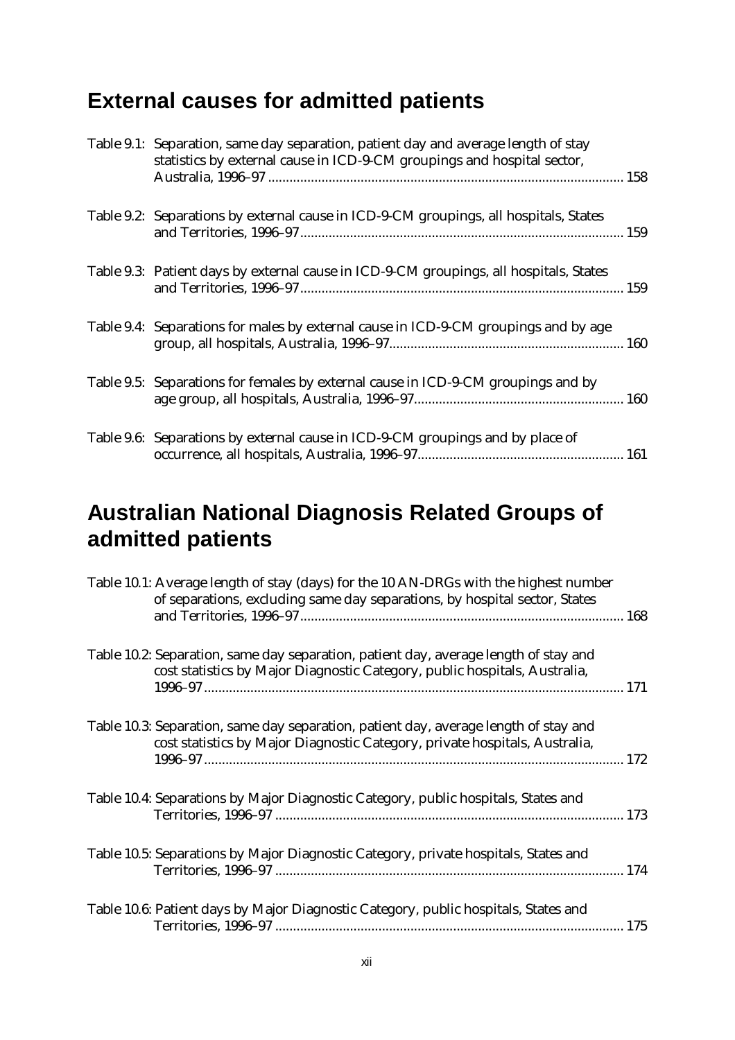## External causes for admitted patients

Table 9.1: Separation, same day separation, patient day and average length of stay statistics by external cause in ICD-9-CM groupings and hospital sector, Australia, 1996–97 ................................................................................................... 158

Table 9.2: Separations by external cause in ICD-9-CM groupings, all hospitals, States and Territories, 1996–97.......................................................................................... 159

Table 9.3: Patient days by external cause in ICD-9-CM groupings, all hospitals, States and Territories, 1996–97.......................................................................................... 159

Table 9.4: Separations for males by external cause in ICD-9-CM groupings and by age group, all hospitals, Australia, 1996–97................................................................. 160

Table 9.5: Separations for females by external cause in ICD-9-CM groupings and by age group, all hospitals, Australia, 1996–97.......................................................... 160

Table 9.6: Separations by external cause in ICD-9-CM groupings and by place of occurrence, all hospitals, Australia, 1996–97......................................................... 161

## Australian National Diagnosis Related Groups of admitted patients

Table 10.1: Average length of stay (days) for the 10 AN-DRGs with the highest number of separations, excluding same day separations, by hospital sector, States and Territories, 1996–97.......................................................................................... 168

Table 10.2: Separation, same day separation, patient day, average length of stay and cost statistics by Major Diagnostic Category, public hospitals, Australia, 1996–97..................................................................................................................... 171

Table 10.3: Separation, same day separation, patient day, average length of stay and cost statistics by Major Diagnostic Category, private hospitals, Australia, 1996–97..................................................................................................................... 172

Table 10.4: Separations by Major Diagnostic Category, public hospitals, States and Territories, 1996–97 ................................................................................................. 173

Table 10.5: Separations by Major Diagnostic Category, private hospitals, States and Territories, 1996–97 ................................................................................................. 174

Table 10.6: Patient days by Major Diagnostic Category, public hospitals, States and Territories, 1996–97 ................................................................................................. 175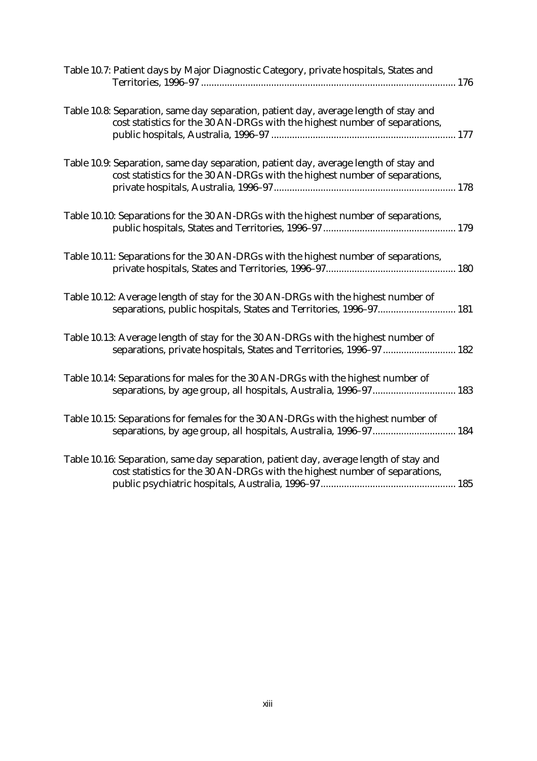Table 10.7: Patient days by Major Diagnostic Category, private hospitals, States and Territories, 1996–97 ........................................................................................................ 176

Table 10.8: Separation, same day separation, patient day, average length of stay and cost statistics for the 30 AN-DRGs with the highest number of separations, public hospitals, Australia, 1996–97 ......................................................................... 177

Table 10.9: Separation, same day separation, patient day, average length of stay and cost statistics for the 30 AN-DRGs with the highest number of separations, private hospitals, Australia, 1996–97...................................................................... 178

Table 10.10: Separations for the 30 AN-DRGs with the highest number of separations, public hospitals, States and Territories, 1996–97.................................................... 179

Table 10.11: Separations for the 30 AN-DRGs with the highest number of separations, private hospitals, States and Territories, 1996–97.................................................. 180

Table 10.12: Average length of stay for the 30 AN-DRGs with the highest number of separations, public hospitals, States and Territories, 1996–97.............................. 181

Table 10.13: Average length of stay for the 30 AN-DRGs with the highest number of separations, private hospitals, States and Territories, 1996–97............................ 182

Table 10.14: Separations for males for the 30 AN-DRGs with the highest number of separations, by age group, all hospitals, Australia, 1996–97................................ 183

Table 10.15: Separations for females for the 30 AN-DRGs with the highest number of separations, by age group, all hospitals, Australia, 1996–97................................ 184

Table 10.16: Separation, same day separation, patient day, average length of stay and cost statistics for the 30 AN-DRGs with the highest number of separations, public psychiatric hospitals, Australia, 1996–97.................................................... 185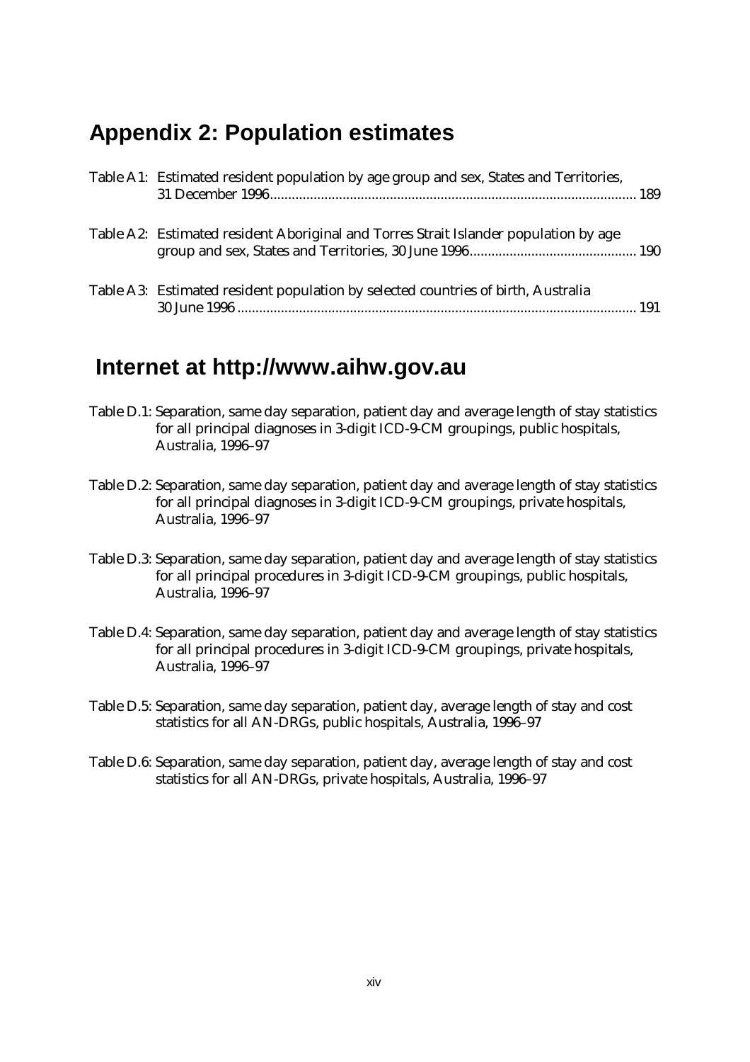## Appendix 2: Population estimates

Table A1: Estimated resident population by age group and sex, States and Territories, 31 December 1996 .................................................................................................... 189

Table A2: Estimated resident Aboriginal and Torres Strait Islander population by age group and sex, States and Territories, 30 June 1996............................................. 190

Table A3: Estimated resident population by selected countries of birth, Australia 30 June 1996 ............................................................................................................. 191

## Internet at http://www.aihw.gov.au

Table D.1: Separation, same day separation, patient day and average length of stay statistics for all principal diagnoses in 3-digit ICD-9-CM groupings, public hospitals, Australia, 1996–97

Table D.2: Separation, same day separation, patient day and average length of stay statistics for all principal diagnoses in 3-digit ICD-9-CM groupings, private hospitals, Australia, 1996–97

Table D.3: Separation, same day separation, patient day and average length of stay statistics for all principal procedures in 3-digit ICD-9-CM groupings, public hospitals, Australia, 1996–97

Table D.4: Separation, same day separation, patient day and average length of stay statistics for all principal procedures in 3-digit ICD-9-CM groupings, private hospitals, Australia, 1996–97

Table D.5: Separation, same day separation, patient day, average length of stay and cost statistics for all AN-DRGs, public hospitals, Australia, 1996–97

Table D.6: Separation, same day separation, patient day, average length of stay and cost statistics for all AN-DRGs, private hospitals, Australia, 1996–97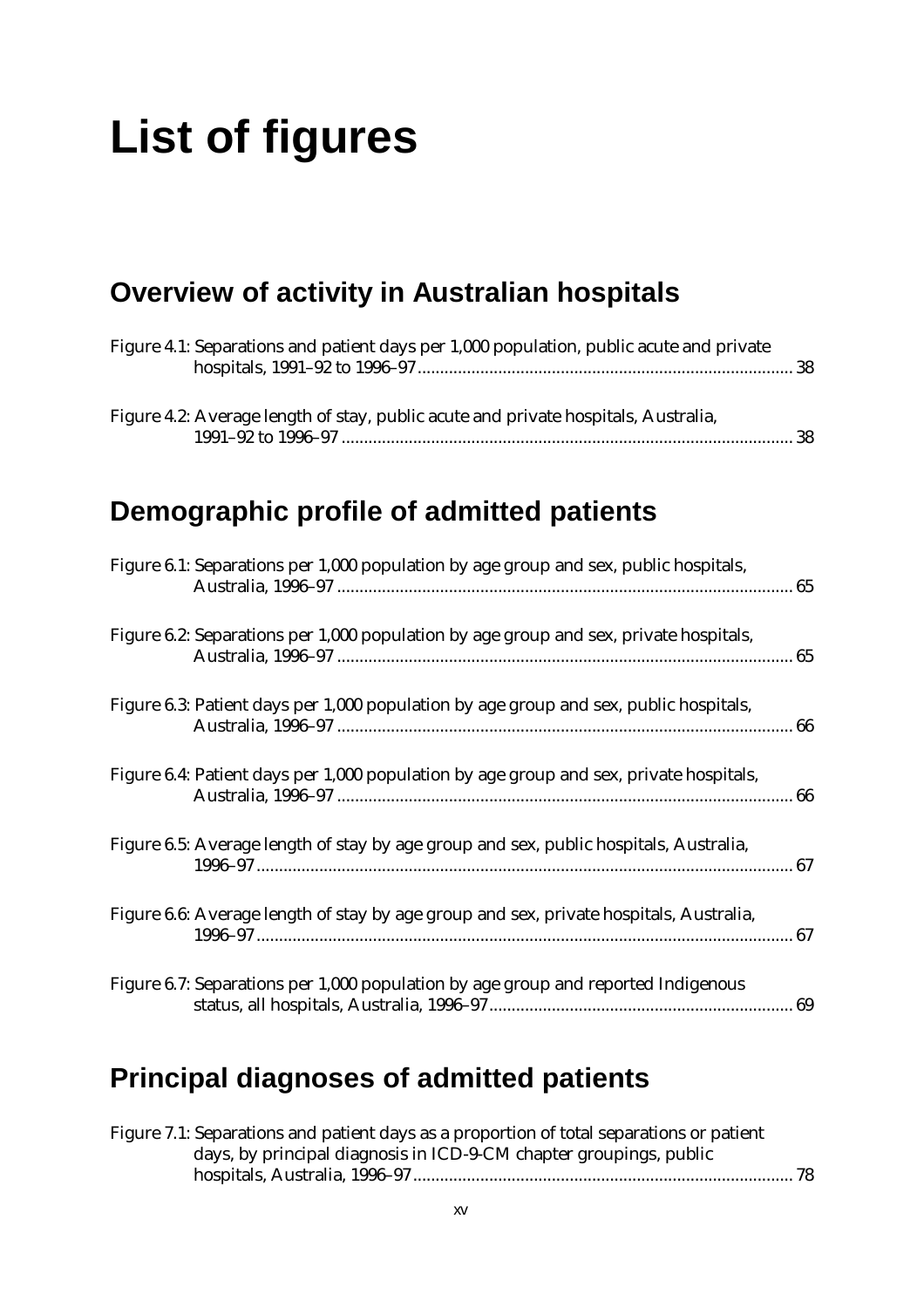# List of figures

## Overview of activity in Australian hospitals

Figure 4.1: Separations and patient days per 1,000 population, public acute and private hospitals, 1991–92 to 1996–97 ........ 38

Figure 4.2: Average length of stay, public acute and private hospitals, Australia, 1991–92 to 1996–97 ........ 38

## Demographic profile of admitted patients

Figure 6.1: Separations per 1,000 population by age group and sex, public hospitals, Australia, 1996–97 ........ 65

Figure 6.2: Separations per 1,000 population by age group and sex, private hospitals, Australia, 1996–97 ........ 65

Figure 6.3: Patient days per 1,000 population by age group and sex, public hospitals, Australia, 1996–97 ........ 66

Figure 6.4: Patient days per 1,000 population by age group and sex, private hospitals, Australia, 1996–97 ........ 66

Figure 6.5: Average length of stay by age group and sex, public hospitals, Australia, 1996–97 ........ 67

Figure 6.6: Average length of stay by age group and sex, private hospitals, Australia, 1996–97 ........ 67

Figure 6.7: Separations per 1,000 population by age group and reported Indigenous status, all hospitals, Australia, 1996–97 ........ 69

## Principal diagnoses of admitted patients

Figure 7.1: Separations and patient days as a proportion of total separations or patient days, by principal diagnosis in ICD-9-CM chapter groupings, public hospitals, Australia, 1996–97 ........ 78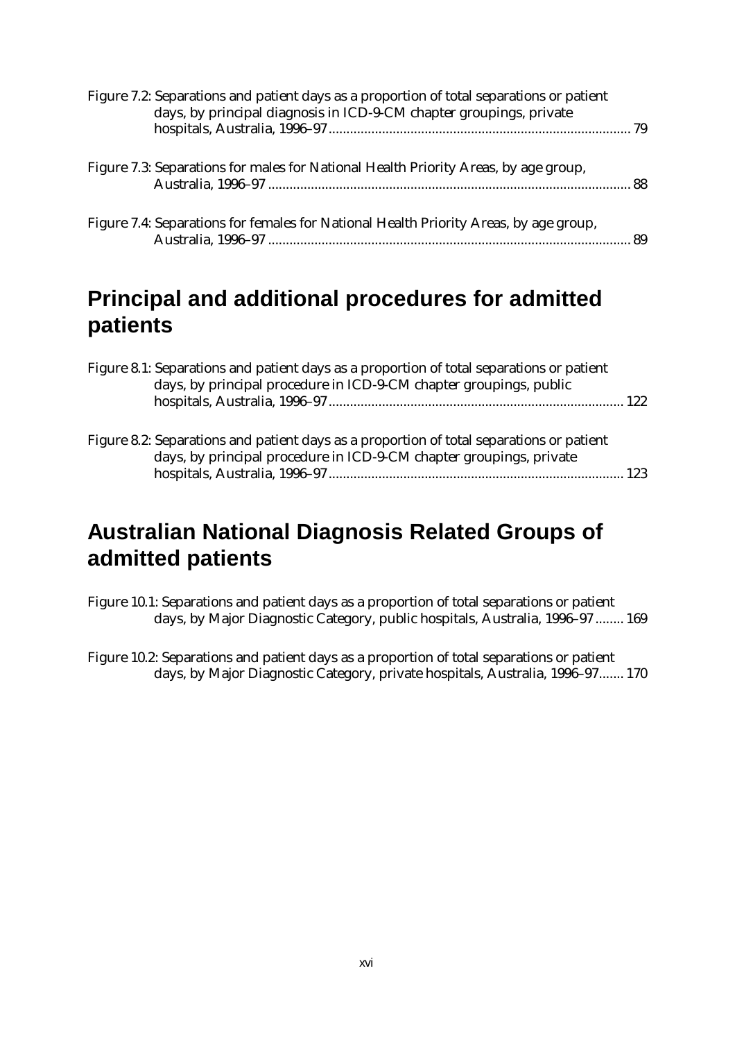Figure 7.2: Separations and patient days as a proportion of total separations or patient days, by principal diagnosis in ICD-9-CM chapter groupings, private hospitals, Australia, 1996–97 .................................................................................... 79

Figure 7.3: Separations for males for National Health Priority Areas, by age group, Australia, 1996–97 ..................................................................................................... 88

Figure 7.4: Separations for females for National Health Priority Areas, by age group, Australia, 1996–97 ..................................................................................................... 89

## Principal and additional procedures for admitted patients

Figure 8.1: Separations and patient days as a proportion of total separations or patient days, by principal procedure in ICD-9-CM chapter groupings, public hospitals, Australia, 1996–97 .................................................................................. 122

Figure 8.2: Separations and patient days as a proportion of total separations or patient days, by principal procedure in ICD-9-CM chapter groupings, private hospitals, Australia, 1996–97 .................................................................................. 123

## Australian National Diagnosis Related Groups of admitted patients

Figure 10.1: Separations and patient days as a proportion of total separations or patient days, by Major Diagnostic Category, public hospitals, Australia, 1996–97 ........ 169

Figure 10.2: Separations and patient days as a proportion of total separations or patient days, by Major Diagnostic Category, private hospitals, Australia, 1996–97....... 170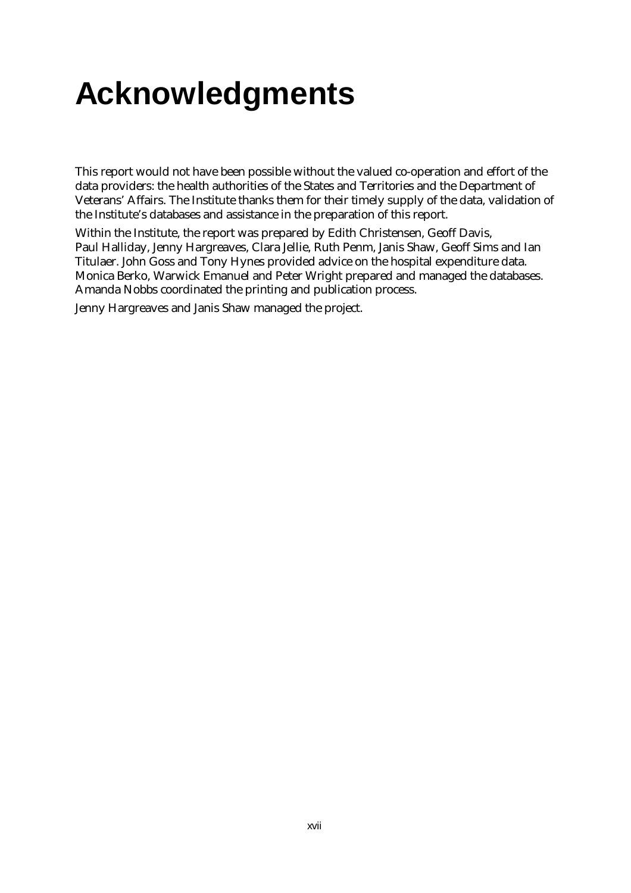# Acknowledgments

This report would not have been possible without the valued co-operation and effort of the data providers: the health authorities of the States and Territories and the Department of Veterans' Affairs. The Institute thanks them for their timely supply of the data, validation of the Institute's databases and assistance in the preparation of this report.

Within the Institute, the report was prepared by Edith Christensen, Geoff Davis, Paul Halliday, Jenny Hargreaves, Clara Jellie, Ruth Penm, Janis Shaw, Geoff Sims and Ian Titulaer. John Goss and Tony Hynes provided advice on the hospital expenditure data. Monica Berko, Warwick Emanuel and Peter Wright prepared and managed the databases. Amanda Nobbs coordinated the printing and publication process.

Jenny Hargreaves and Janis Shaw managed the project.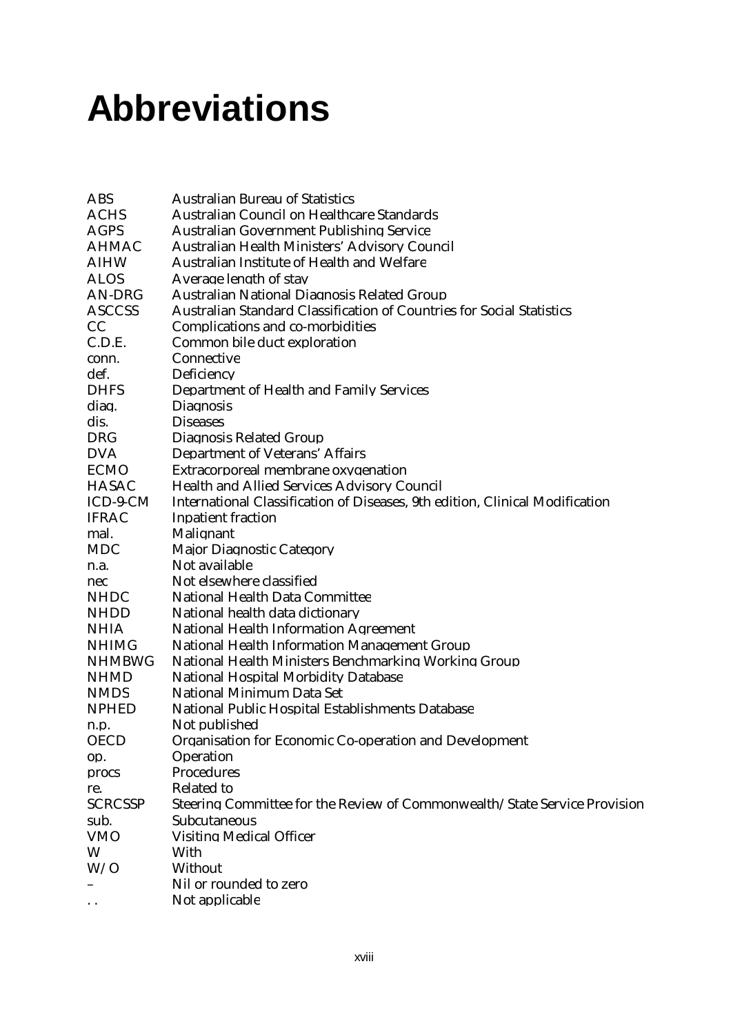# Abbreviations

| | |
|---|---|
| ABS | Australian Bureau of Statistics |
| ACHS | Australian Council on Healthcare Standards |
| AGPS | Australian Government Publishing Service |
| AHMAC | Australian Health Ministers' Advisory Council |
| AIHW | Australian Institute of Health and Welfare |
| ALOS | Average length of stay |
| AN-DRG | Australian National Diagnosis Related Group |
| ASCCSS | Australian Standard Classification of Countries for Social Statistics |
| CC | Complications and co-morbidities |
| C.D.E. | Common bile duct exploration |
| conn. | Connective |
| def. | Deficiency |
| DHFS | Department of Health and Family Services |
| diag. | Diagnosis |
| dis. | Diseases |
| DRG | Diagnosis Related Group |
| DVA | Department of Veterans' Affairs |
| ECMO | Extracorporeal membrane oxygenation |
| HASAC | Health and Allied Services Advisory Council |
| ICD-9-CM | International Classification of Diseases, 9th edition, Clinical Modification |
| IFRAC | Inpatient fraction |
| mal. | Malignant |
| MDC | Major Diagnostic Category |
| n.a. | Not available |
| nec | Not elsewhere classified |
| NHDC | National Health Data Committee |
| NHDD | National health data dictionary |
| NHIA | National Health Information Agreement |
| NHIMG | National Health Information Management Group |
| NHMBWG | National Health Ministers Benchmarking Working Group |
| NHMD | National Hospital Morbidity Database |
| NMDS | National Minimum Data Set |
| NPHED | National Public Hospital Establishments Database |
| n.p. | Not published |
| OECD | Organisation for Economic Co-operation and Development |
| op. | Operation |
| procs | Procedures |
| re. | Related to |
| SCRCSSP | Steering Committee for the Review of Commonwealth/State Service Provision |
| sub. | Subcutaneous |
| VMO | Visiting Medical Officer |
| W | With |
| W/O | Without |
| – | Nil or rounded to zero |
| . . | Not applicable |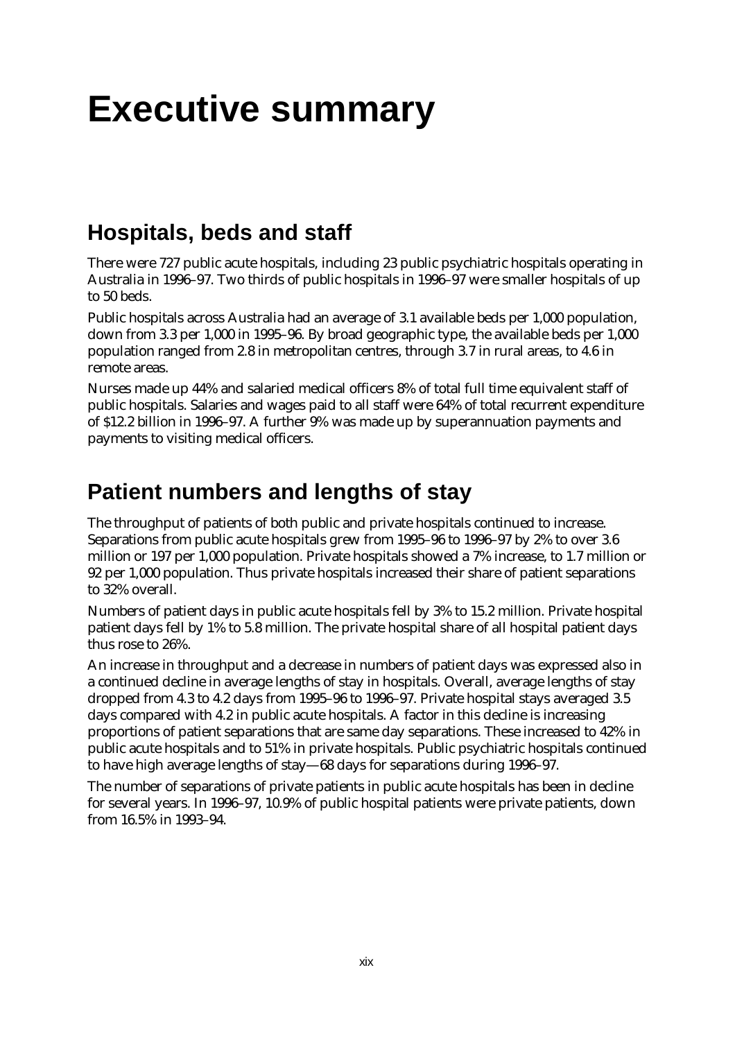# Executive summary

## Hospitals, beds and staff

There were 727 public acute hospitals, including 23 public psychiatric hospitals operating in Australia in 1996–97. Two thirds of public hospitals in 1996–97 were smaller hospitals of up to 50 beds.

Public hospitals across Australia had an average of 3.1 available beds per 1,000 population, down from 3.3 per 1,000 in 1995–96. By broad geographic type, the available beds per 1,000 population ranged from 2.8 in metropolitan centres, through 3.7 in rural areas, to 4.6 in remote areas.

Nurses made up 44% and salaried medical officers 8% of total full time equivalent staff of public hospitals. Salaries and wages paid to all staff were 64% of total recurrent expenditure of $12.2 billion in 1996–97. A further 9% was made up by superannuation payments and payments to visiting medical officers.

## Patient numbers and lengths of stay

The throughput of patients of both public and private hospitals continued to increase. Separations from public acute hospitals grew from 1995–96 to 1996–97 by 2% to over 3.6 million or 197 per 1,000 population. Private hospitals showed a 7% increase, to 1.7 million or 92 per 1,000 population. Thus private hospitals increased their share of patient separations to 32% overall.

Numbers of patient days in public acute hospitals fell by 3% to 15.2 million. Private hospital patient days fell by 1% to 5.8 million. The private hospital share of all hospital patient days thus rose to 26%.

An increase in throughput and a decrease in numbers of patient days was expressed also in a continued decline in average lengths of stay in hospitals. Overall, average lengths of stay dropped from 4.3 to 4.2 days from 1995–96 to 1996–97. Private hospital stays averaged 3.5 days compared with 4.2 in public acute hospitals. A factor in this decline is increasing proportions of patient separations that are same day separations. These increased to 42% in public acute hospitals and to 51% in private hospitals. Public psychiatric hospitals continued to have high average lengths of stay—68 days for separations during 1996–97.

The number of separations of private patients in public acute hospitals has been in decline for several years. In 1996–97, 10.9% of public hospital patients were private patients, down from 16.5% in 1993–94.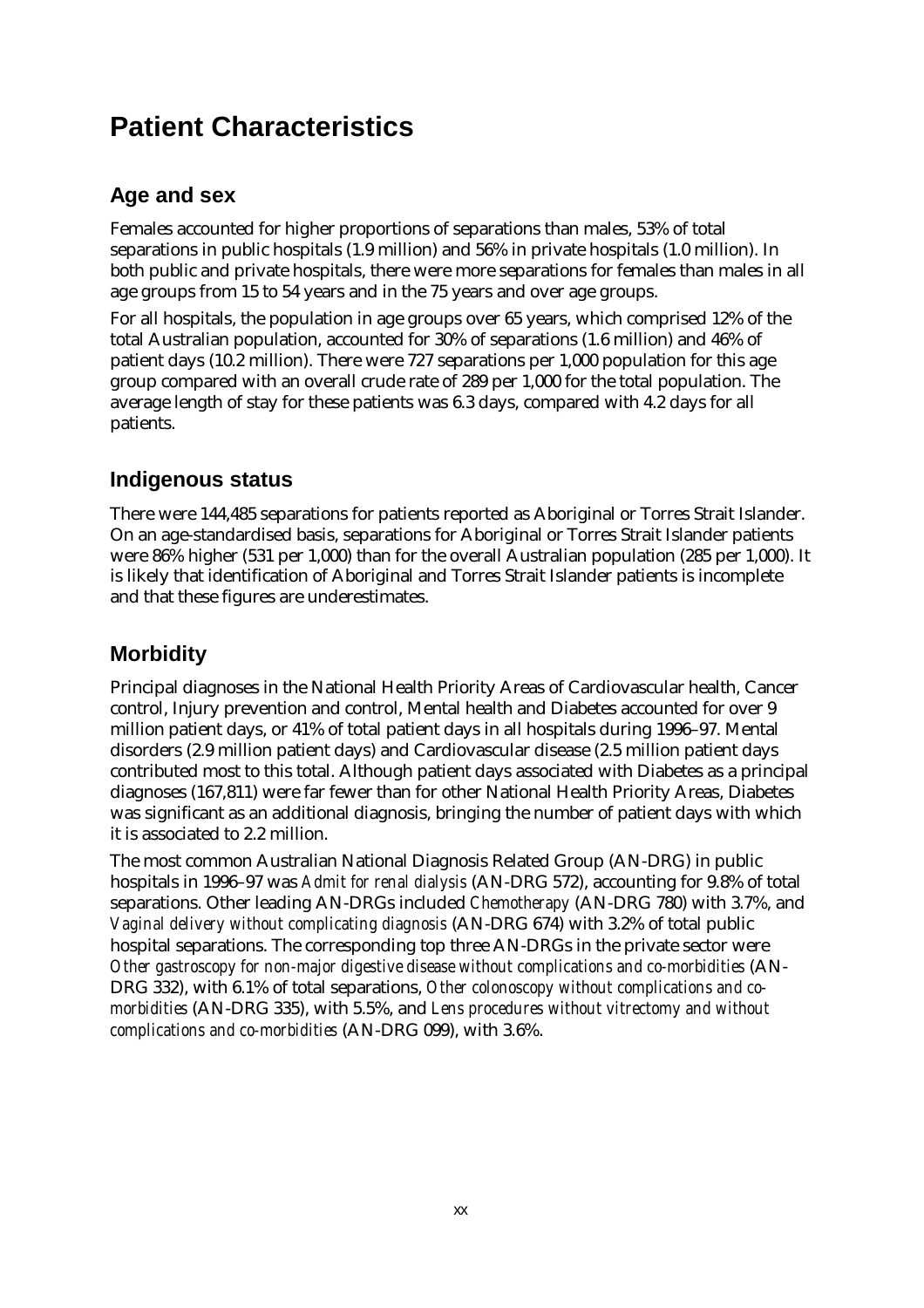# Patient Characteristics

## Age and sex

Females accounted for higher proportions of separations than males, 53% of total separations in public hospitals (1.9 million) and 56% in private hospitals (1.0 million). In both public and private hospitals, there were more separations for females than males in all age groups from 15 to 54 years and in the 75 years and over age groups.

For all hospitals, the population in age groups over 65 years, which comprised 12% of the total Australian population, accounted for 30% of separations (1.6 million) and 46% of patient days (10.2 million). There were 727 separations per 1,000 population for this age group compared with an overall crude rate of 289 per 1,000 for the total population. The average length of stay for these patients was 6.3 days, compared with 4.2 days for all patients.

## Indigenous status

There were 144,485 separations for patients reported as Aboriginal or Torres Strait Islander. On an age-standardised basis, separations for Aboriginal or Torres Strait Islander patients were 86% higher (531 per 1,000) than for the overall Australian population (285 per 1,000). It is likely that identification of Aboriginal and Torres Strait Islander patients is incomplete and that these figures are underestimates.

## Morbidity

Principal diagnoses in the National Health Priority Areas of Cardiovascular health, Cancer control, Injury prevention and control, Mental health and Diabetes accounted for over 9 million patient days, or 41% of total patient days in all hospitals during 1996–97. Mental disorders (2.9 million patient days) and Cardiovascular disease (2.5 million patient days contributed most to this total. Although patient days associated with Diabetes as a principal diagnoses (167,811) were far fewer than for other National Health Priority Areas, Diabetes was significant as an additional diagnosis, bringing the number of patient days with which it is associated to 2.2 million.

The most common Australian National Diagnosis Related Group (AN-DRG) in public hospitals in 1996–97 was *Admit for renal dialysis* (AN-DRG 572), accounting for 9.8% of total separations. Other leading AN-DRGs included *Chemotherapy* (AN-DRG 780) with 3.7%, and *Vaginal delivery without complicating diagnosis* (AN-DRG 674) with 3.2% of total public hospital separations. The corresponding top three AN-DRGs in the private sector were *Other gastroscopy for non-major digestive disease without complications and co-morbidities* (AN-DRG 332), with 6.1% of total separations, *Other colonoscopy without complications and co-morbidities* (AN-DRG 335), with 5.5%, and *Lens procedures without vitrectomy and without complications and co-morbidities* (AN-DRG 099), with 3.6%.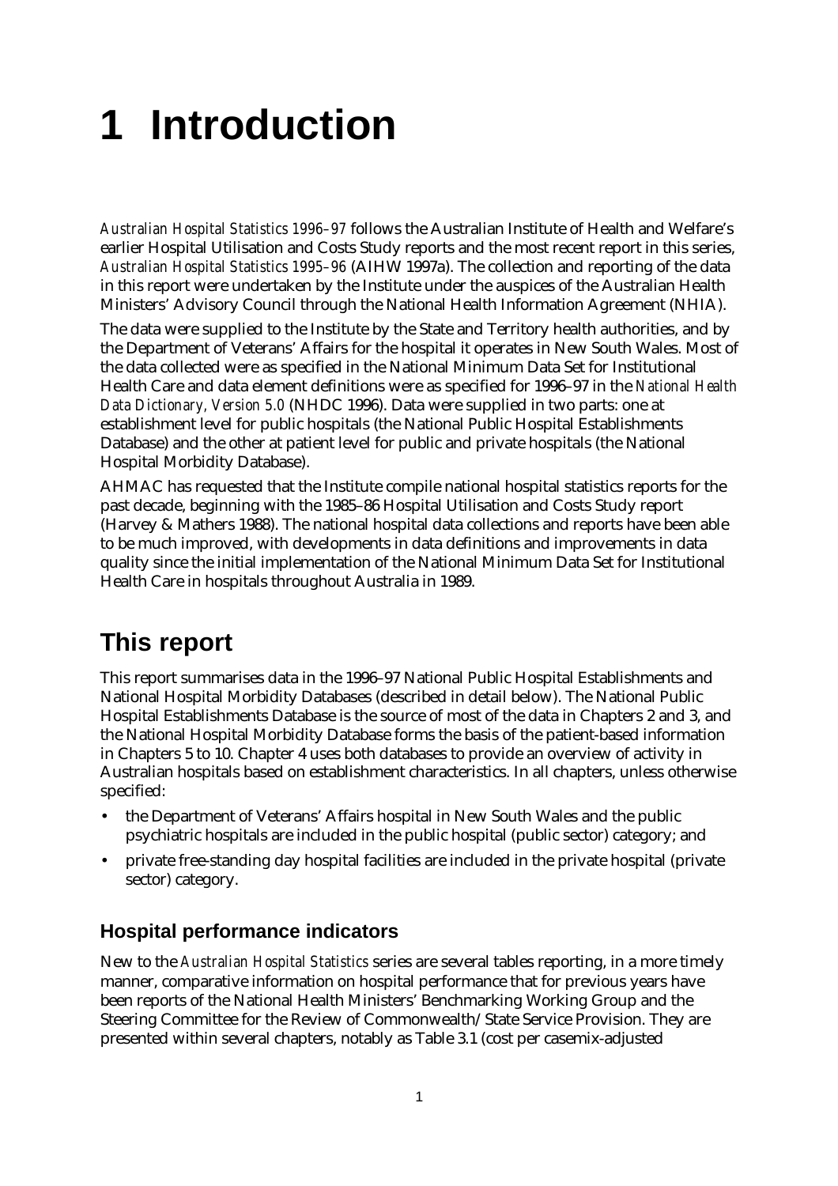# 1 Introduction

*Australian Hospital Statistics 1996–97* follows the Australian Institute of Health and Welfare's earlier Hospital Utilisation and Costs Study reports and the most recent report in this series, *Australian Hospital Statistics 1995–96* (AIHW 1997a). The collection and reporting of the data in this report were undertaken by the Institute under the auspices of the Australian Health Ministers' Advisory Council through the National Health Information Agreement (NHIA).

The data were supplied to the Institute by the State and Territory health authorities, and by the Department of Veterans' Affairs for the hospital it operates in New South Wales. Most of the data collected were as specified in the National Minimum Data Set for Institutional Health Care and data element definitions were as specified for 1996–97 in the *National Health Data Dictionary, Version 5.0* (NHDC 1996). Data were supplied in two parts: one at establishment level for public hospitals (the National Public Hospital Establishments Database) and the other at patient level for public and private hospitals (the National Hospital Morbidity Database).

AHMAC has requested that the Institute compile national hospital statistics reports for the past decade, beginning with the 1985–86 Hospital Utilisation and Costs Study report (Harvey & Mathers 1988). The national hospital data collections and reports have been able to be much improved, with developments in data definitions and improvements in data quality since the initial implementation of the National Minimum Data Set for Institutional Health Care in hospitals throughout Australia in 1989.

## This report

This report summarises data in the 1996–97 National Public Hospital Establishments and National Hospital Morbidity Databases (described in detail below). The National Public Hospital Establishments Database is the source of most of the data in Chapters 2 and 3, and the National Hospital Morbidity Database forms the basis of the patient-based information in Chapters 5 to 10. Chapter 4 uses both databases to provide an overview of activity in Australian hospitals based on establishment characteristics. In all chapters, unless otherwise specified:

- the Department of Veterans' Affairs hospital in New South Wales and the public psychiatric hospitals are included in the public hospital (public sector) category; and
- private free-standing day hospital facilities are included in the private hospital (private sector) category.

### Hospital performance indicators

New to the *Australian Hospital Statistics* series are several tables reporting, in a more timely manner, comparative information on hospital performance that for previous years have been reports of the National Health Ministers' Benchmarking Working Group and the Steering Committee for the Review of Commonwealth/State Service Provision. They are presented within several chapters, notably as Table 3.1 (cost per casemix-adjusted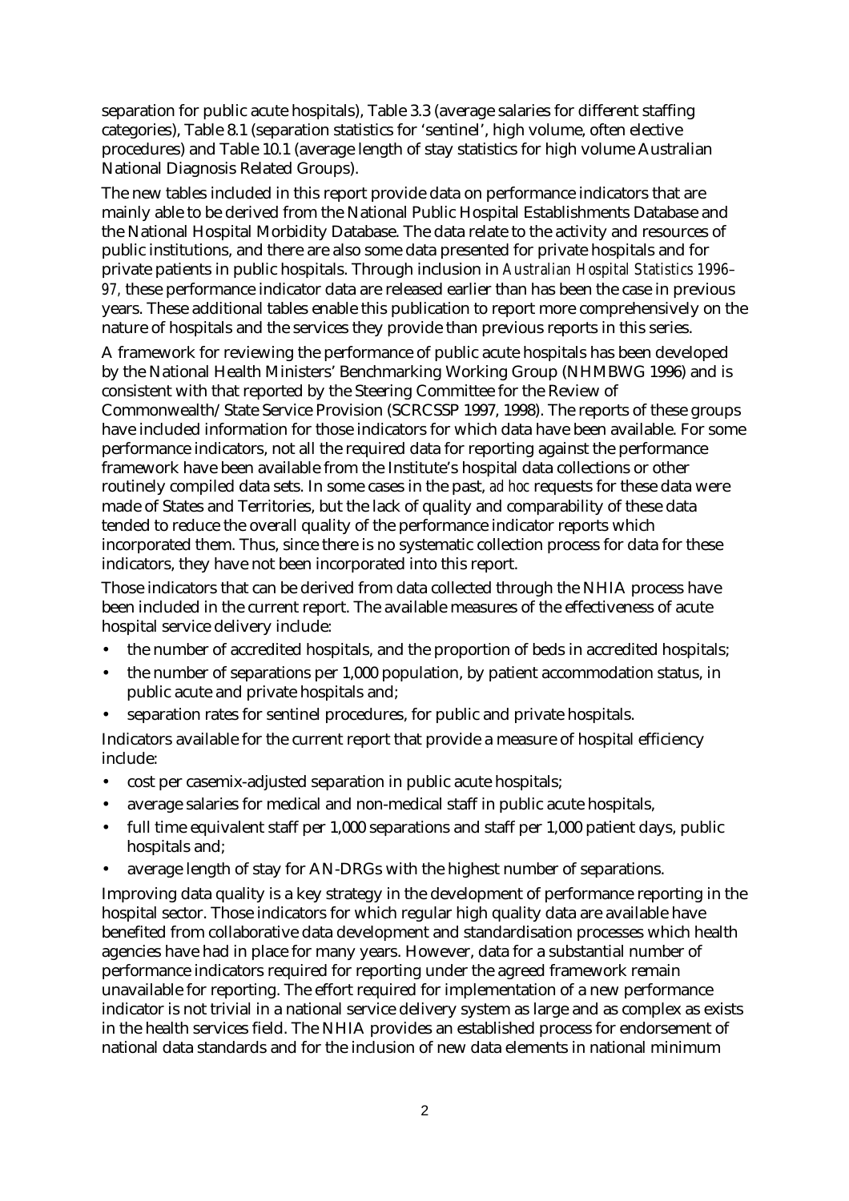separation for public acute hospitals), Table 3.3 (average salaries for different staffing categories), Table 8.1 (separation statistics for 'sentinel', high volume, often elective procedures) and Table 10.1 (average length of stay statistics for high volume Australian National Diagnosis Related Groups).

The new tables included in this report provide data on performance indicators that are mainly able to be derived from the National Public Hospital Establishments Database and the National Hospital Morbidity Database. The data relate to the activity and resources of public institutions, and there are also some data presented for private hospitals and for private patients in public hospitals. Through inclusion in *Australian Hospital Statistics 1996–97*, these performance indicator data are released earlier than has been the case in previous years. These additional tables enable this publication to report more comprehensively on the nature of hospitals and the services they provide than previous reports in this series.

A framework for reviewing the performance of public acute hospitals has been developed by the National Health Ministers' Benchmarking Working Group (NHMBWG 1996) and is consistent with that reported by the Steering Committee for the Review of Commonwealth/State Service Provision (SCRCSSP 1997, 1998). The reports of these groups have included information for those indicators for which data have been available. For some performance indicators, not all the required data for reporting against the performance framework have been available from the Institute's hospital data collections or other routinely compiled data sets. In some cases in the past, *ad hoc* requests for these data were made of States and Territories, but the lack of quality and comparability of these data tended to reduce the overall quality of the performance indicator reports which incorporated them. Thus, since there is no systematic collection process for data for these indicators, they have not been incorporated into this report.

Those indicators that can be derived from data collected through the NHIA process have been included in the current report. The available measures of the effectiveness of acute hospital service delivery include:

- the number of accredited hospitals, and the proportion of beds in accredited hospitals;
- the number of separations per 1,000 population, by patient accommodation status, in public acute and private hospitals and;
- separation rates for sentinel procedures, for public and private hospitals.

Indicators available for the current report that provide a measure of hospital efficiency include:

- cost per casemix-adjusted separation in public acute hospitals;
- average salaries for medical and non-medical staff in public acute hospitals,
- full time equivalent staff per 1,000 separations and staff per 1,000 patient days, public hospitals and;
- average length of stay for AN-DRGs with the highest number of separations.

Improving data quality is a key strategy in the development of performance reporting in the hospital sector. Those indicators for which regular high quality data are available have benefited from collaborative data development and standardisation processes which health agencies have had in place for many years. However, data for a substantial number of performance indicators required for reporting under the agreed framework remain unavailable for reporting. The effort required for implementation of a new performance indicator is not trivial in a national service delivery system as large and as complex as exists in the health services field. The NHIA provides an established process for endorsement of national data standards and for the inclusion of new data elements in national minimum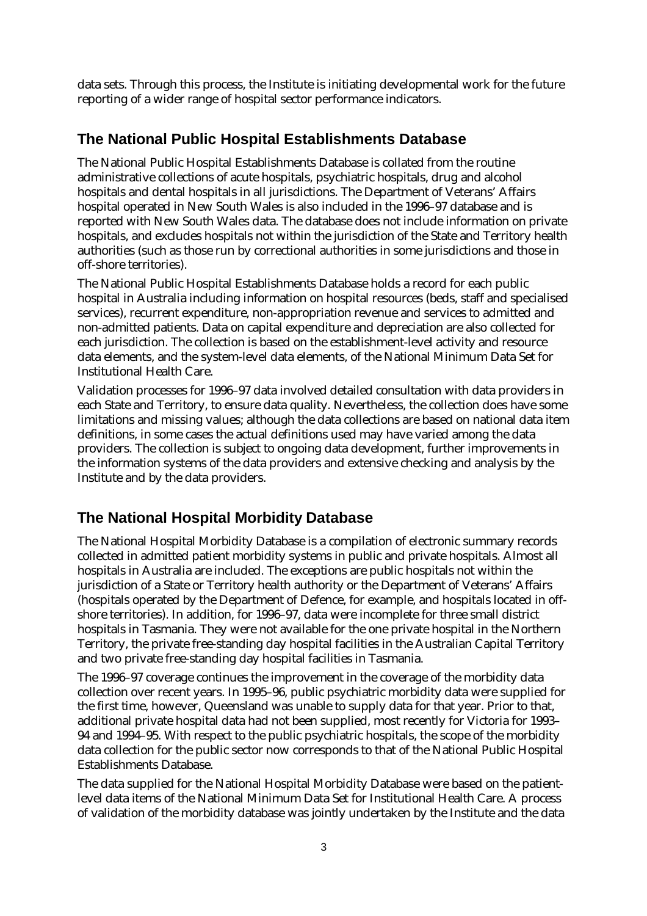data sets. Through this process, the Institute is initiating developmental work for the future reporting of a wider range of hospital sector performance indicators.

## The National Public Hospital Establishments Database

The National Public Hospital Establishments Database is collated from the routine administrative collections of acute hospitals, psychiatric hospitals, drug and alcohol hospitals and dental hospitals in all jurisdictions. The Department of Veterans' Affairs hospital operated in New South Wales is also included in the 1996–97 database and is reported with New South Wales data. The database does not include information on private hospitals, and excludes hospitals not within the jurisdiction of the State and Territory health authorities (such as those run by correctional authorities in some jurisdictions and those in off-shore territories).

The National Public Hospital Establishments Database holds a record for each public hospital in Australia including information on hospital resources (beds, staff and specialised services), recurrent expenditure, non-appropriation revenue and services to admitted and non-admitted patients. Data on capital expenditure and depreciation are also collected for each jurisdiction. The collection is based on the establishment-level activity and resource data elements, and the system-level data elements, of the National Minimum Data Set for Institutional Health Care.

Validation processes for 1996–97 data involved detailed consultation with data providers in each State and Territory, to ensure data quality. Nevertheless, the collection does have some limitations and missing values; although the data collections are based on national data item definitions, in some cases the actual definitions used may have varied among the data providers. The collection is subject to ongoing data development, further improvements in the information systems of the data providers and extensive checking and analysis by the Institute and by the data providers.

## The National Hospital Morbidity Database

The National Hospital Morbidity Database is a compilation of electronic summary records collected in admitted patient morbidity systems in public and private hospitals. Almost all hospitals in Australia are included. The exceptions are public hospitals not within the jurisdiction of a State or Territory health authority or the Department of Veterans' Affairs (hospitals operated by the Department of Defence, for example, and hospitals located in off-shore territories). In addition, for 1996–97, data were incomplete for three small district hospitals in Tasmania. They were not available for the one private hospital in the Northern Territory, the private free-standing day hospital facilities in the Australian Capital Territory and two private free-standing day hospital facilities in Tasmania.

The 1996–97 coverage continues the improvement in the coverage of the morbidity data collection over recent years. In 1995–96, public psychiatric morbidity data were supplied for the first time, however, Queensland was unable to supply data for that year. Prior to that, additional private hospital data had not been supplied, most recently for Victoria for 1993–94 and 1994–95. With respect to the public psychiatric hospitals, the scope of the morbidity data collection for the public sector now corresponds to that of the National Public Hospital Establishments Database.

The data supplied for the National Hospital Morbidity Database were based on the patient-level data items of the National Minimum Data Set for Institutional Health Care. A process of validation of the morbidity database was jointly undertaken by the Institute and the data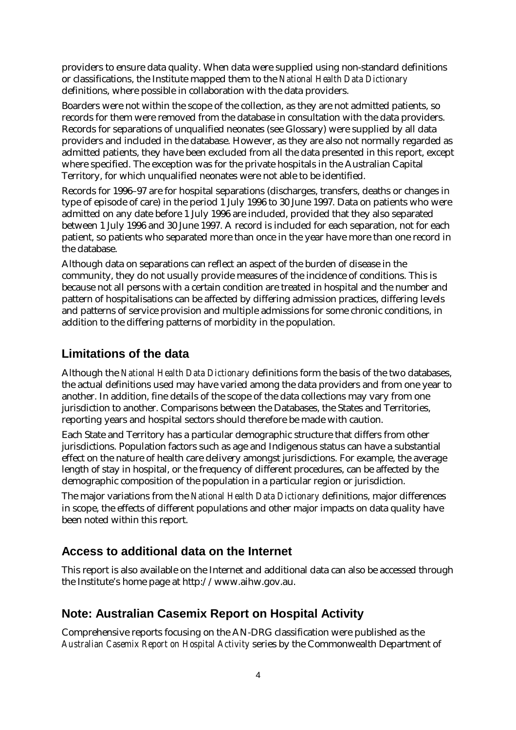providers to ensure data quality. When data were supplied using non-standard definitions or classifications, the Institute mapped them to the *National Health Data Dictionary* definitions, where possible in collaboration with the data providers.

Boarders were not within the scope of the collection, as they are not admitted patients, so records for them were removed from the database in consultation with the data providers. Records for separations of unqualified neonates (see Glossary) were supplied by all data providers and included in the database. However, as they are also not normally regarded as admitted patients, they have been excluded from all the data presented in this report, except where specified. The exception was for the private hospitals in the Australian Capital Territory, for which unqualified neonates were not able to be identified.

Records for 1996–97 are for hospital separations (discharges, transfers, deaths or changes in type of episode of care) in the period 1 July 1996 to 30 June 1997. Data on patients who were admitted on any date before 1 July 1996 are included, provided that they also separated between 1 July 1996 and 30 June 1997. A record is included for each separation, not for each patient, so patients who separated more than once in the year have more than one record in the database.

Although data on separations can reflect an aspect of the burden of disease in the community, they do not usually provide measures of the incidence of conditions. This is because not all persons with a certain condition are treated in hospital and the number and pattern of hospitalisations can be affected by differing admission practices, differing levels and patterns of service provision and multiple admissions for some chronic conditions, in addition to the differing patterns of morbidity in the population.

## Limitations of the data

Although the *National Health Data Dictionary* definitions form the basis of the two databases, the actual definitions used may have varied among the data providers and from one year to another. In addition, fine details of the scope of the data collections may vary from one jurisdiction to another. Comparisons between the Databases, the States and Territories, reporting years and hospital sectors should therefore be made with caution.

Each State and Territory has a particular demographic structure that differs from other jurisdictions. Population factors such as age and Indigenous status can have a substantial effect on the nature of health care delivery amongst jurisdictions. For example, the average length of stay in hospital, or the frequency of different procedures, can be affected by the demographic composition of the population in a particular region or jurisdiction.

The major variations from the *National Health Data Dictionary* definitions, major differences in scope, the effects of different populations and other major impacts on data quality have been noted within this report.

## Access to additional data on the Internet

This report is also available on the Internet and additional data can also be accessed through the Institute's home page at http://www.aihw.gov.au.

## Note: Australian Casemix Report on Hospital Activity

Comprehensive reports focusing on the AN-DRG classification were published as the *Australian Casemix Report on Hospital Activity* series by the Commonwealth Department of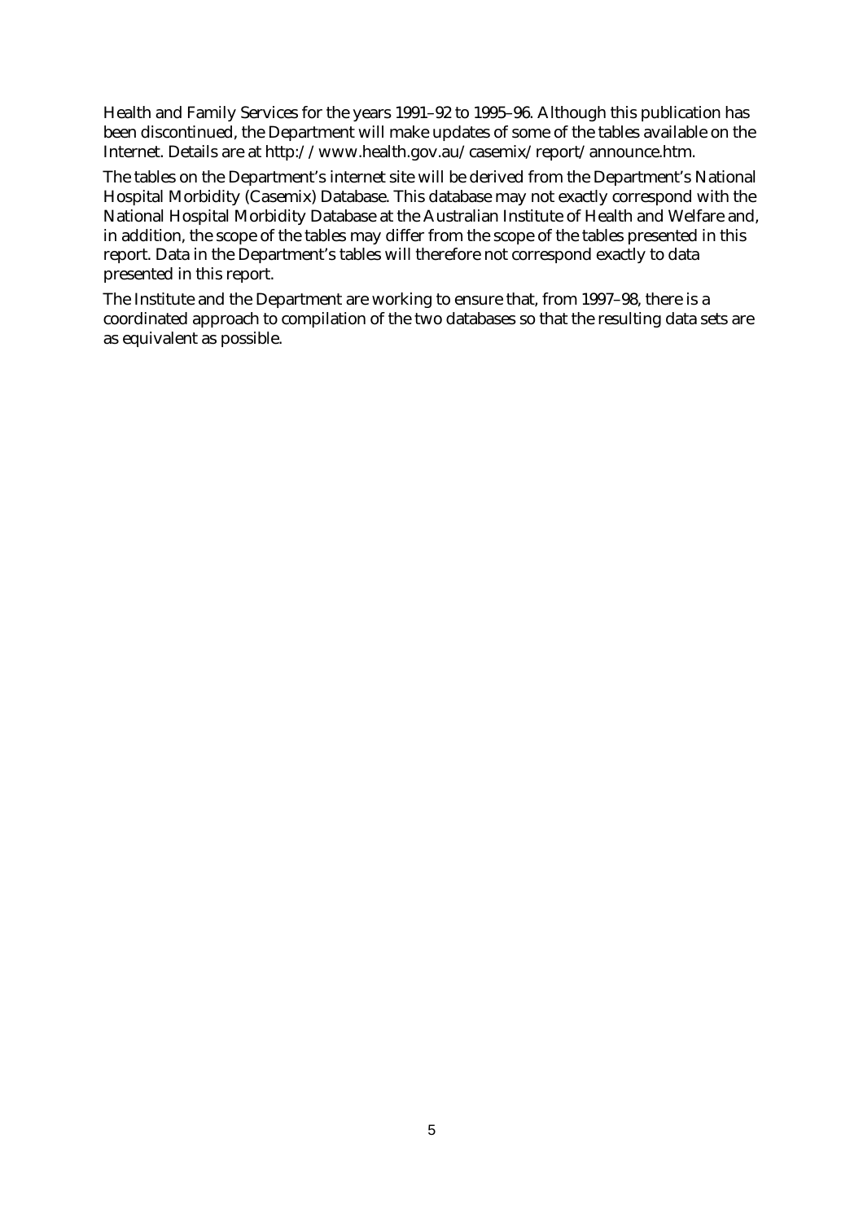Health and Family Services for the years 1991–92 to 1995–96. Although this publication has been discontinued, the Department will make updates of some of the tables available on the Internet. Details are at http://www.health.gov.au/casemix/report/announce.htm.

The tables on the Department's internet site will be derived from the Department's National Hospital Morbidity (Casemix) Database. This database may not exactly correspond with the National Hospital Morbidity Database at the Australian Institute of Health and Welfare and, in addition, the scope of the tables may differ from the scope of the tables presented in this report. Data in the Department's tables will therefore not correspond exactly to data presented in this report.

The Institute and the Department are working to ensure that, from 1997–98, there is a coordinated approach to compilation of the two databases so that the resulting data sets are as equivalent as possible.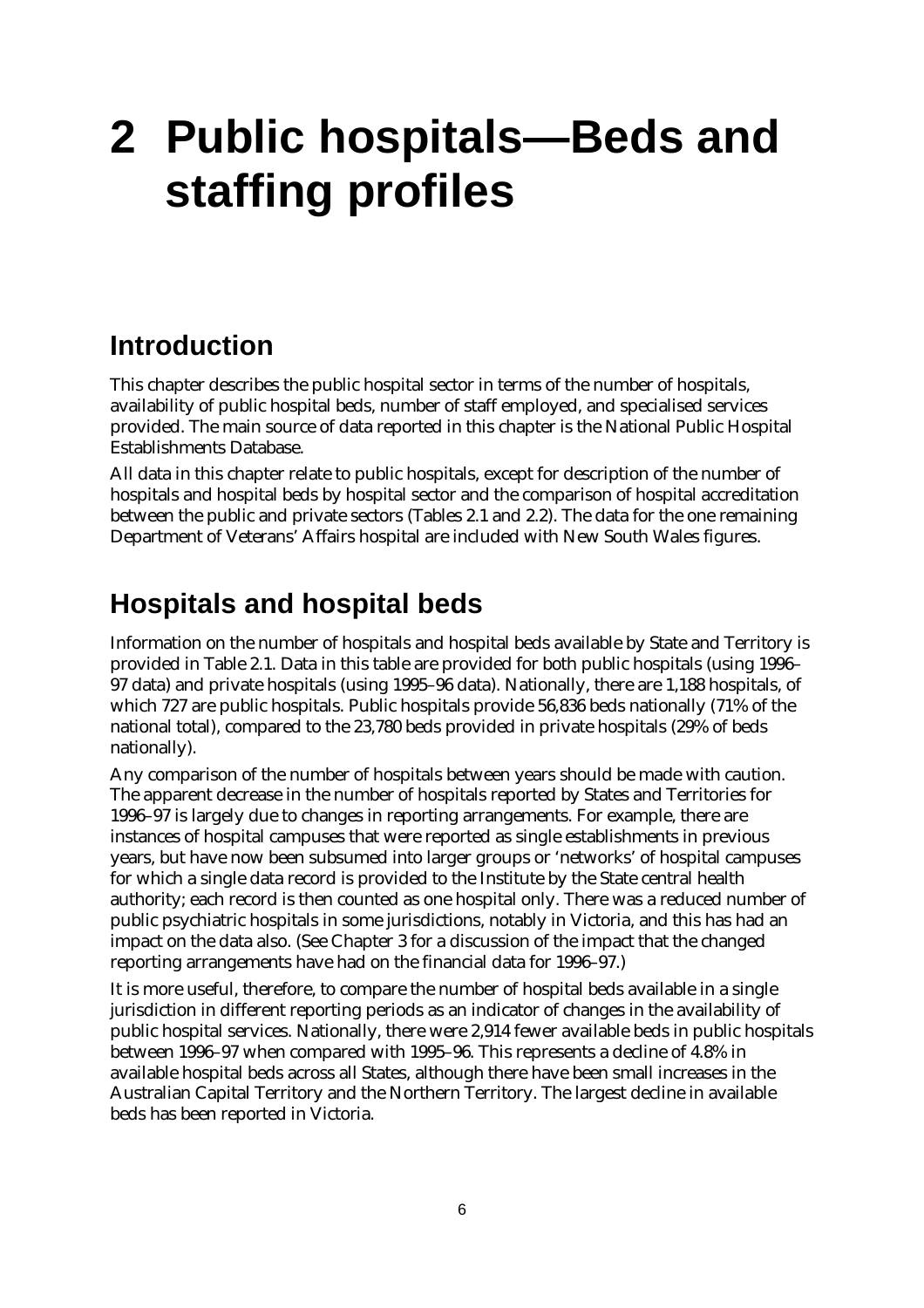# 2 Public hospitals—Beds and staffing profiles

## Introduction

This chapter describes the public hospital sector in terms of the number of hospitals, availability of public hospital beds, number of staff employed, and specialised services provided. The main source of data reported in this chapter is the National Public Hospital Establishments Database.

All data in this chapter relate to public hospitals, except for description of the number of hospitals and hospital beds by hospital sector and the comparison of hospital accreditation between the public and private sectors (Tables 2.1 and 2.2). The data for the one remaining Department of Veterans' Affairs hospital are included with New South Wales figures.

## Hospitals and hospital beds

Information on the number of hospitals and hospital beds available by State and Territory is provided in Table 2.1. Data in this table are provided for both public hospitals (using 1996–97 data) and private hospitals (using 1995–96 data). Nationally, there are 1,188 hospitals, of which 727 are public hospitals. Public hospitals provide 56,836 beds nationally (71% of the national total), compared to the 23,780 beds provided in private hospitals (29% of beds nationally).

Any comparison of the number of hospitals between years should be made with caution. The apparent decrease in the number of hospitals reported by States and Territories for 1996–97 is largely due to changes in reporting arrangements. For example, there are instances of hospital campuses that were reported as single establishments in previous years, but have now been subsumed into larger groups or 'networks' of hospital campuses for which a single data record is provided to the Institute by the State central health authority; each record is then counted as one hospital only. There was a reduced number of public psychiatric hospitals in some jurisdictions, notably in Victoria, and this has had an impact on the data also. (See Chapter 3 for a discussion of the impact that the changed reporting arrangements have had on the financial data for 1996–97.)

It is more useful, therefore, to compare the number of hospital beds available in a single jurisdiction in different reporting periods as an indicator of changes in the availability of public hospital services. Nationally, there were 2,914 fewer available beds in public hospitals between 1996–97 when compared with 1995–96. This represents a decline of 4.8% in available hospital beds across all States, although there have been small increases in the Australian Capital Territory and the Northern Territory. The largest decline in available beds has been reported in Victoria.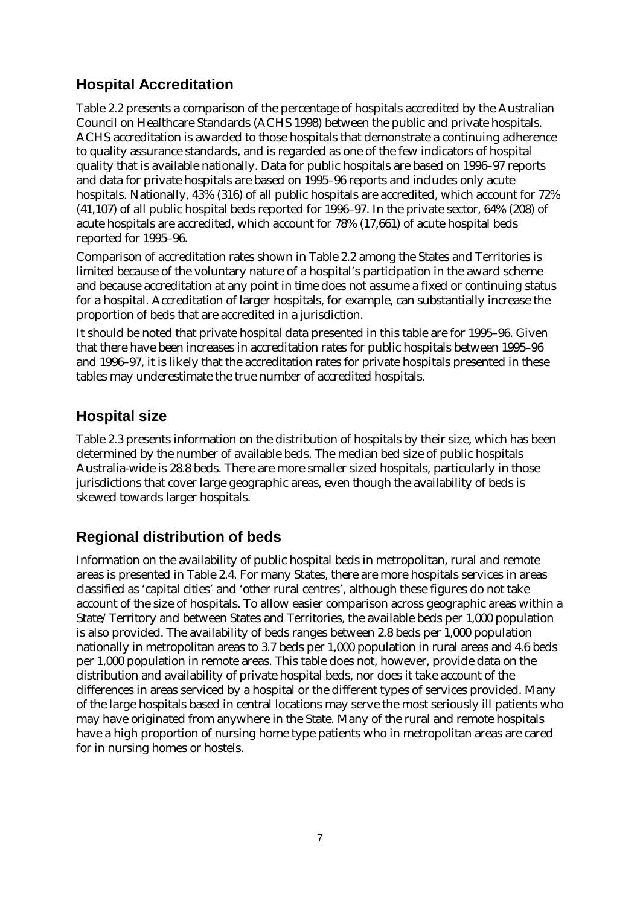## Hospital Accreditation

Table 2.2 presents a comparison of the percentage of hospitals accredited by the Australian Council on Healthcare Standards (ACHS 1998) between the public and private hospitals. ACHS accreditation is awarded to those hospitals that demonstrate a continuing adherence to quality assurance standards, and is regarded as one of the few indicators of hospital quality that is available nationally. Data for public hospitals are based on 1996–97 reports and data for private hospitals are based on 1995–96 reports and includes only acute hospitals. Nationally, 43% (316) of all public hospitals are accredited, which account for 72% (41,107) of all public hospital beds reported for 1996–97. In the private sector, 64% (208) of acute hospitals are accredited, which account for 78% (17,661) of acute hospital beds reported for 1995–96.

Comparison of accreditation rates shown in Table 2.2 among the States and Territories is limited because of the voluntary nature of a hospital's participation in the award scheme and because accreditation at any point in time does not assume a fixed or continuing status for a hospital. Accreditation of larger hospitals, for example, can substantially increase the proportion of beds that are accredited in a jurisdiction.

It should be noted that private hospital data presented in this table are for 1995–96. Given that there have been increases in accreditation rates for public hospitals between 1995–96 and 1996–97, it is likely that the accreditation rates for private hospitals presented in these tables may underestimate the true number of accredited hospitals.

## Hospital size

Table 2.3 presents information on the distribution of hospitals by their size, which has been determined by the number of available beds. The median bed size of public hospitals Australia-wide is 28.8 beds. There are more smaller sized hospitals, particularly in those jurisdictions that cover large geographic areas, even though the availability of beds is skewed towards larger hospitals.

## Regional distribution of beds

Information on the availability of public hospital beds in metropolitan, rural and remote areas is presented in Table 2.4. For many States, there are more hospitals services in areas classified as 'capital cities' and 'other rural centres', although these figures do not take account of the size of hospitals. To allow easier comparison across geographic areas within a State/Territory and between States and Territories, the available beds per 1,000 population is also provided. The availability of beds ranges between 2.8 beds per 1,000 population nationally in metropolitan areas to 3.7 beds per 1,000 population in rural areas and 4.6 beds per 1,000 population in remote areas. This table does not, however, provide data on the distribution and availability of private hospital beds, nor does it take account of the differences in areas serviced by a hospital or the different types of services provided. Many of the large hospitals based in central locations may serve the most seriously ill patients who may have originated from anywhere in the State. Many of the rural and remote hospitals have a high proportion of nursing home type patients who in metropolitan areas are cared for in nursing homes or hostels.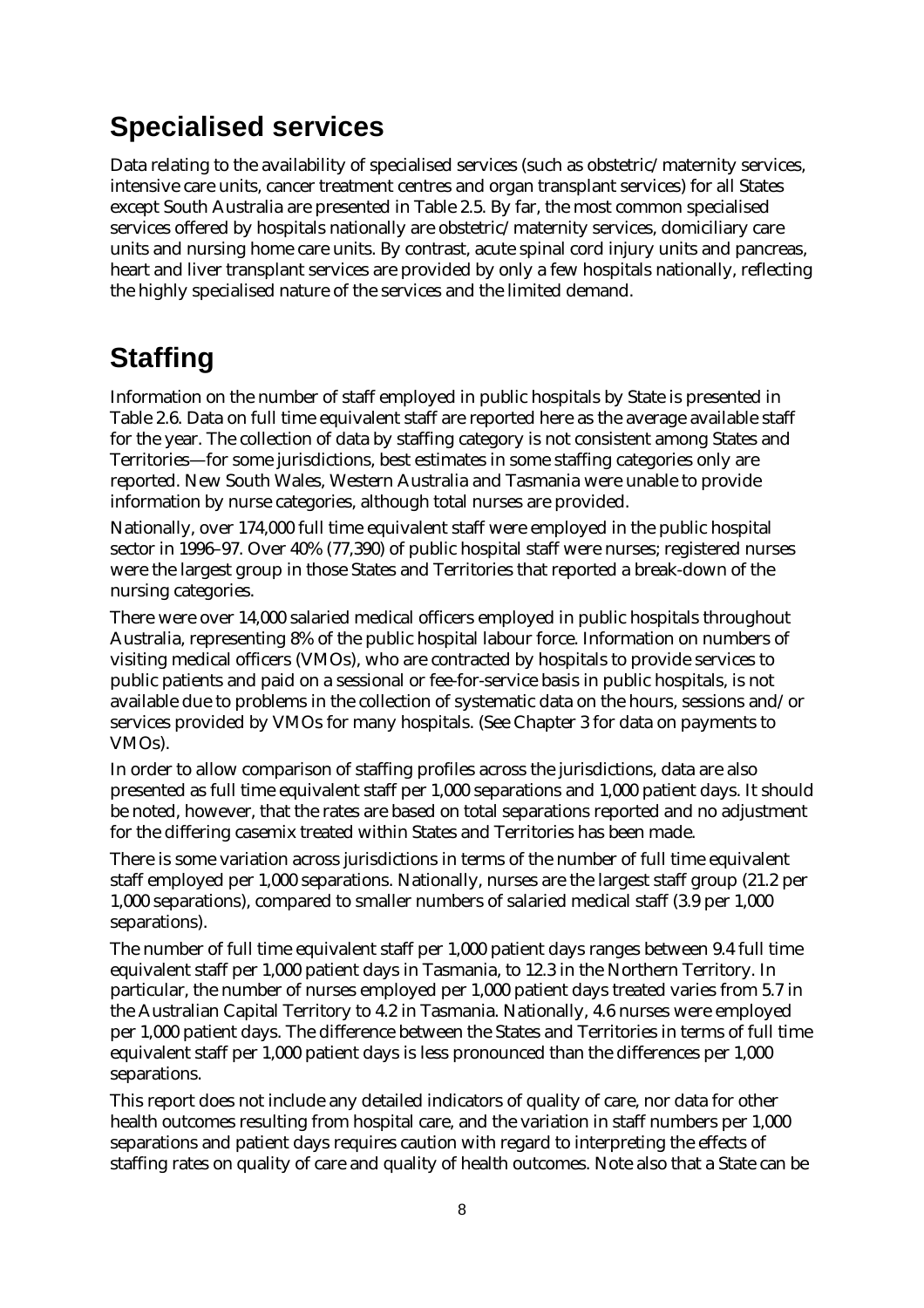## Specialised services

Data relating to the availability of specialised services (such as obstetric/maternity services, intensive care units, cancer treatment centres and organ transplant services) for all States except South Australia are presented in Table 2.5. By far, the most common specialised services offered by hospitals nationally are obstetric/maternity services, domiciliary care units and nursing home care units. By contrast, acute spinal cord injury units and pancreas, heart and liver transplant services are provided by only a few hospitals nationally, reflecting the highly specialised nature of the services and the limited demand.

## Staffing

Information on the number of staff employed in public hospitals by State is presented in Table 2.6. Data on full time equivalent staff are reported here as the average available staff for the year. The collection of data by staffing category is not consistent among States and Territories—for some jurisdictions, best estimates in some staffing categories only are reported. New South Wales, Western Australia and Tasmania were unable to provide information by nurse categories, although total nurses are provided.

Nationally, over 174,000 full time equivalent staff were employed in the public hospital sector in 1996–97. Over 40% (77,390) of public hospital staff were nurses; registered nurses were the largest group in those States and Territories that reported a break-down of the nursing categories.

There were over 14,000 salaried medical officers employed in public hospitals throughout Australia, representing 8% of the public hospital labour force. Information on numbers of visiting medical officers (VMOs), who are contracted by hospitals to provide services to public patients and paid on a sessional or fee-for-service basis in public hospitals, is not available due to problems in the collection of systematic data on the hours, sessions and/or services provided by VMOs for many hospitals. (See Chapter 3 for data on payments to VMOs).

In order to allow comparison of staffing profiles across the jurisdictions, data are also presented as full time equivalent staff per 1,000 separations and 1,000 patient days. It should be noted, however, that the rates are based on total separations reported and no adjustment for the differing casemix treated within States and Territories has been made.

There is some variation across jurisdictions in terms of the number of full time equivalent staff employed per 1,000 separations. Nationally, nurses are the largest staff group (21.2 per 1,000 separations), compared to smaller numbers of salaried medical staff (3.9 per 1,000 separations).

The number of full time equivalent staff per 1,000 patient days ranges between 9.4 full time equivalent staff per 1,000 patient days in Tasmania, to 12.3 in the Northern Territory. In particular, the number of nurses employed per 1,000 patient days treated varies from 5.7 in the Australian Capital Territory to 4.2 in Tasmania. Nationally, 4.6 nurses were employed per 1,000 patient days. The difference between the States and Territories in terms of full time equivalent staff per 1,000 patient days is less pronounced than the differences per 1,000 separations.

This report does not include any detailed indicators of quality of care, nor data for other health outcomes resulting from hospital care, and the variation in staff numbers per 1,000 separations and patient days requires caution with regard to interpreting the effects of staffing rates on quality of care and quality of health outcomes. Note also that a State can be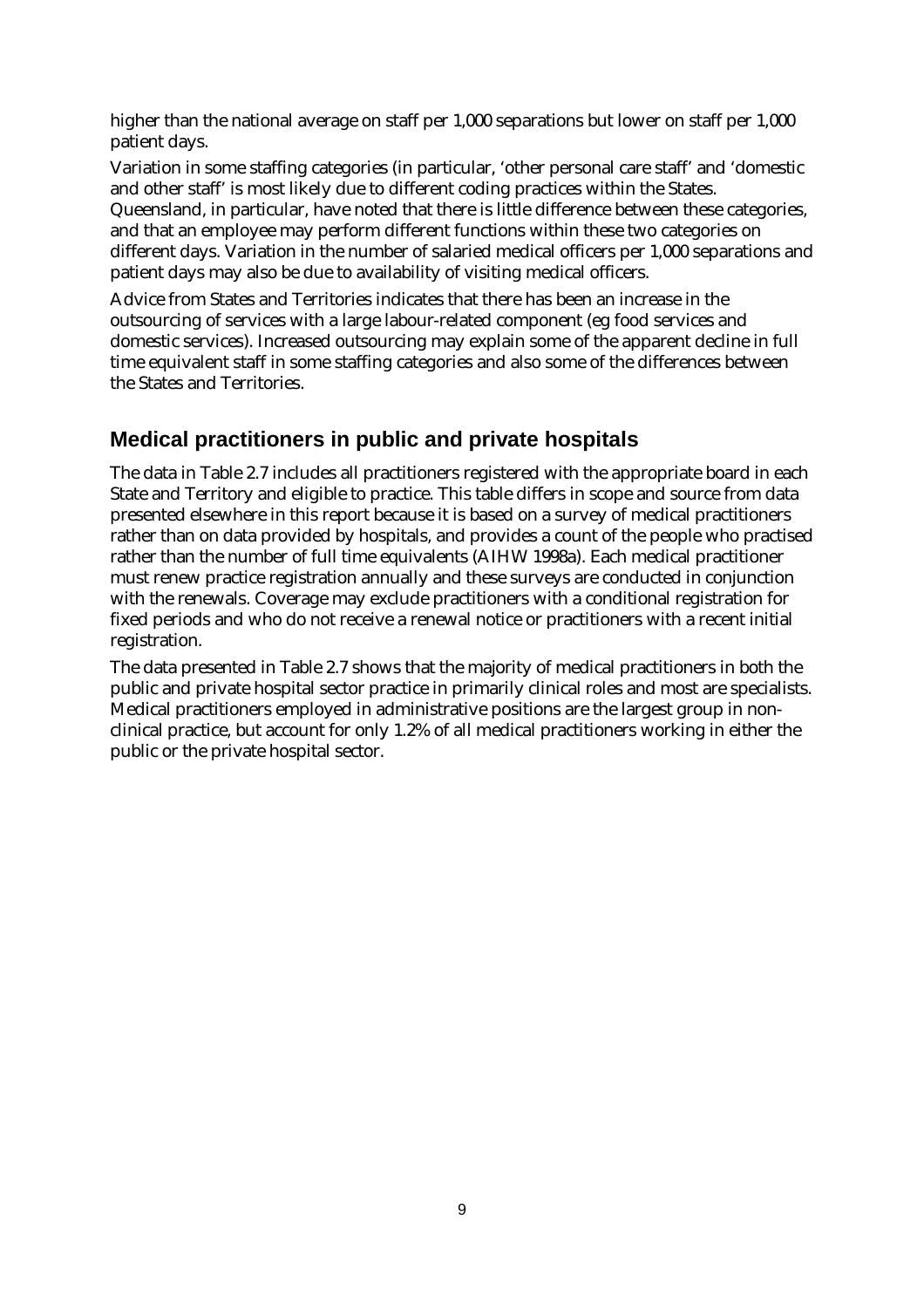higher than the national average on staff per 1,000 separations but lower on staff per 1,000 patient days.

Variation in some staffing categories (in particular, 'other personal care staff' and 'domestic and other staff' is most likely due to different coding practices within the States. Queensland, in particular, have noted that there is little difference between these categories, and that an employee may perform different functions within these two categories on different days. Variation in the number of salaried medical officers per 1,000 separations and patient days may also be due to availability of visiting medical officers.

Advice from States and Territories indicates that there has been an increase in the outsourcing of services with a large labour-related component (eg food services and domestic services). Increased outsourcing may explain some of the apparent decline in full time equivalent staff in some staffing categories and also some of the differences between the States and Territories.

## Medical practitioners in public and private hospitals

The data in Table 2.7 includes all practitioners registered with the appropriate board in each State and Territory and eligible to practice. This table differs in scope and source from data presented elsewhere in this report because it is based on a survey of medical practitioners rather than on data provided by hospitals, and provides a count of the people who practised rather than the number of full time equivalents (AIHW 1998a). Each medical practitioner must renew practice registration annually and these surveys are conducted in conjunction with the renewals. Coverage may exclude practitioners with a conditional registration for fixed periods and who do not receive a renewal notice or practitioners with a recent initial registration.

The data presented in Table 2.7 shows that the majority of medical practitioners in both the public and private hospital sector practice in primarily clinical roles and most are specialists. Medical practitioners employed in administrative positions are the largest group in non-clinical practice, but account for only 1.2% of all medical practitioners working in either the public or the private hospital sector.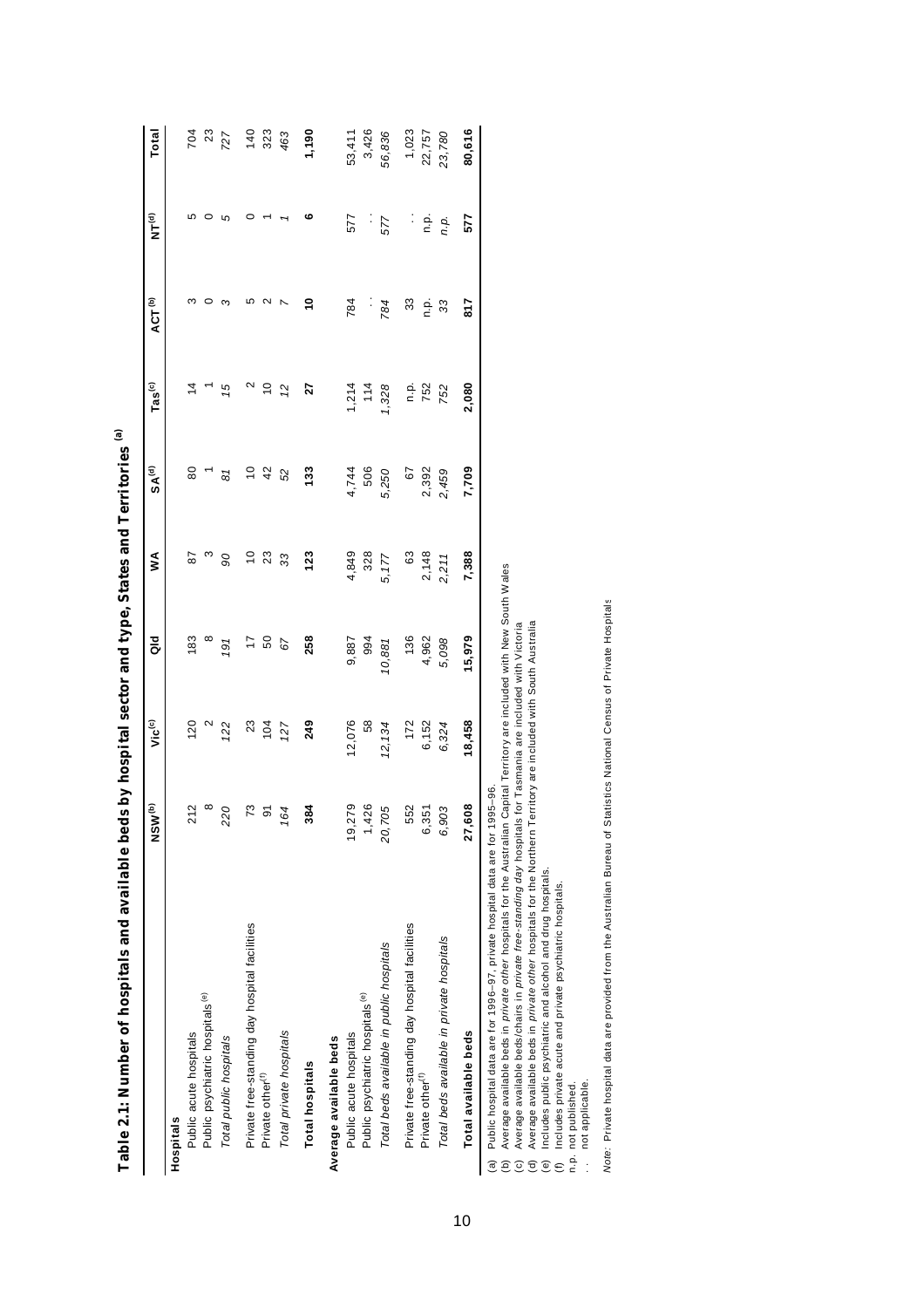**Table 2.1: Number of hospitals and available beds by hospital sector and type, States and Territories (a)**

| | NSW (b) | Vic (c) | Qld | WA | SA (d) | Tas (c) | ACT (b) | NT (d) | Total |
|---|---|---|---|---|---|---|---|---|---|
| **Hospitals** | | | | | | | | | |
| Public acute hospitals | 212 | 120 | 183 | 87 | 80 | 14 | 3 | 5 | 704 |
| Public psychiatric hospitals (e) | 8 | 2 | 8 | 3 | 1 | 1 | 0 | 0 | 23 |
| *Total public hospitals* | *220* | *122* | *191* | *90* | *81* | *15* | *3* | *5* | *727* |
| Private free-standing day hospital facilities | 73 | 23 | 17 | 10 | 10 | 2 | 5 | 0 | 140 |
| Private other (f) | 91 | 104 | 50 | 23 | 42 | 10 | 2 | 1 | 323 |
| *Total private hospitals* | *164* | *127* | *67* | *33* | *52* | *12* | *7* | *1* | *463* |
| **Total hospitals** | **384** | **249** | **258** | **123** | **133** | **27** | **10** | **6** | **1,190** |
| **Average available beds** | | | | | | | | | |
| Public acute hospitals | 19,279 | 12,076 | 9,887 | 4,849 | 4,744 | 1,214 | 784 | 577 | 53,411 |
| Public psychiatric hospitals (e) | 1,426 | 58 | 994 | 328 | 506 | 114 | . . | . . | 3,426 |
| *Total beds available in public hospitals* | *20,705* | *12,134* | *10,881* | *5,177* | *5,250* | *1,328* | *784* | *577* | *56,836* |
| Private free-standing day hospital facilities | 552 | 172 | 136 | 63 | 67 | n.p. | 33 | . . | 1,023 |
| Private other (f) | 6,351 | 6,152 | 4,962 | 2,148 | 2,392 | 752 | n.p. | n.p. | 22,757 |
| *Total beds available in private hospitals* | *6,903* | *6,324* | *5,098* | *2,211* | *2,459* | *752* | *33* | *n.p.* | *23,780* |
| **Total available beds** | **27,608** | **18,458** | **15,979** | **7,388** | **7,709** | **2,080** | **817** | **577** | **80,616** |

(a) Public hospital data are for 1996–97, private hospital data are for 1995–96.
(b) Average available beds in *private other* hospitals for the Australian Capital Territory are included with New South Wales
(c) Average available beds/chairs in *private free-standing day* hospitals for Tasmania are included with Victoria
(d) Average available beds in *private other* hospitals for the Northern Territory are included with South Australia
(e) Includes public psychiatric and alcohol and drug hospitals.
(f) Includes private acute and private psychiatric hospitals.
n.p. not published.
. . not applicable.

*Note:* Private hospital data are provided from the Australian Bureau of Statistics National Census of Private Hospitals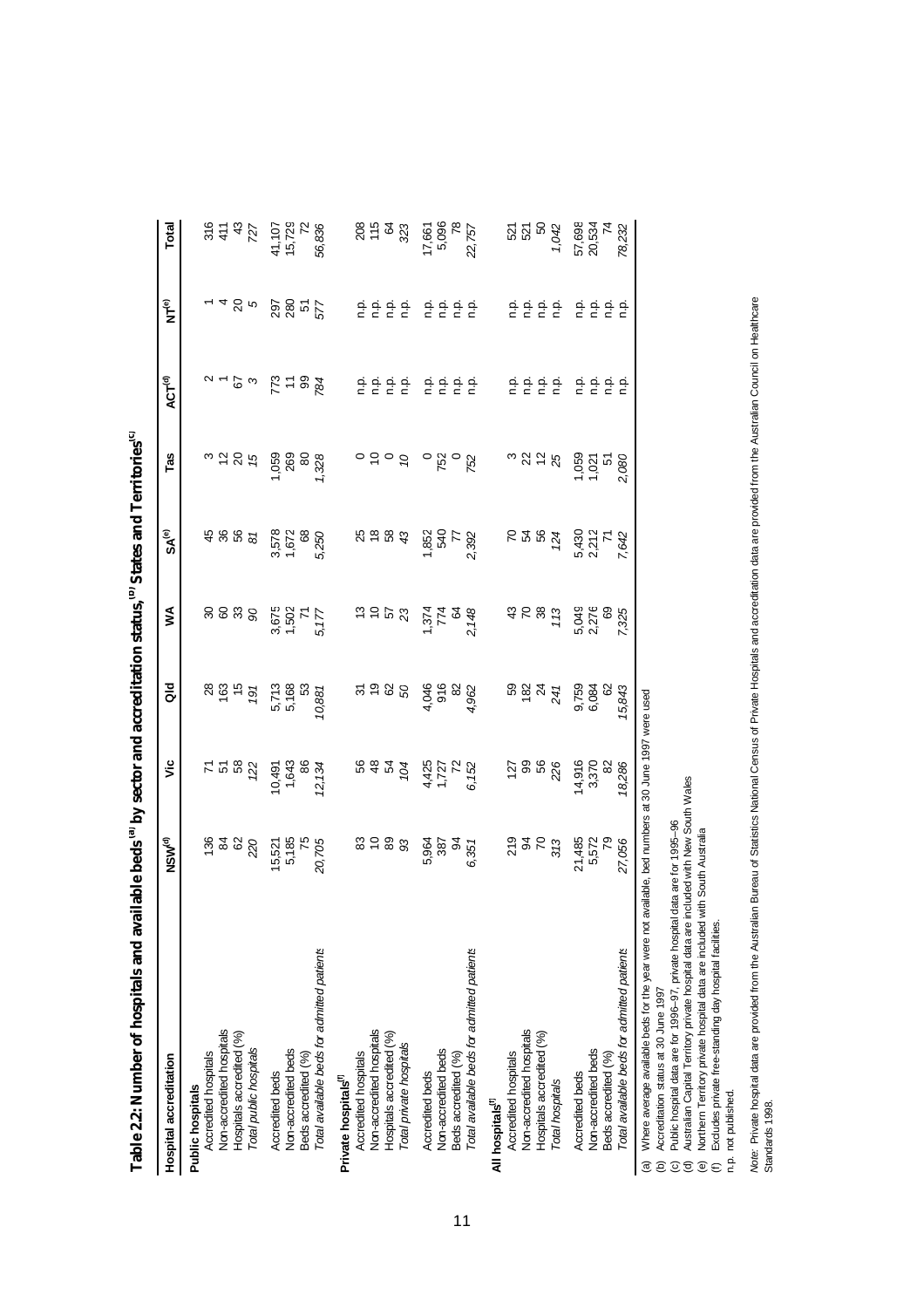**Table 2.2: Number of hospitals and available beds[(a)] by sector and accreditation status,[(b)] States and Territories[(c)]**

| Hospital accreditation | NSW[(d)] | Vic | Qld | WA | SA[(e)] | Tas | ACT[(d)] | NT[(e)] | Total |
|---|---|---|---|---|---|---|---|---|---|
| **Public hospitals** | | | | | | | | | |
| Accredited hospitals | 136 | 71 | 28 | 30 | 45 | 3 | 2 | 1 | 316 |
| Non-accredited hospitals | 84 | 51 | 163 | 60 | 36 | 12 | 1 | 4 | 411 |
| Hospitals accredited (%) | 62 | 58 | 15 | 33 | 56 | 20 | 67 | 20 | 43 |
| *Total public hospitals* | *220* | *122* | *191* | *90* | *81* | *15* | *3* | *5* | *727* |
| Accredited beds | 15,521 | 10,491 | 5,713 | 3,675 | 3,578 | 1,059 | 773 | 297 | 41,107 |
| Non-accredited beds | 5,185 | 1,643 | 5,168 | 1,502 | 1,672 | 269 | 11 | 280 | 15,729 |
| Beds accredited (%) | 75 | 86 | 53 | 71 | 68 | 80 | 99 | 51 | 72 |
| *Total available beds for admitted patients* | *20,705* | *12,134* | *10,881* | *5,177* | *5,250* | *1,328* | *784* | *577* | *56,836* |
| **Private hospitals[(f)]** | | | | | | | | | |
| Accredited hospitals | 83 | 56 | 31 | 13 | 25 | 0 | n.p. | n.p. | 208 |
| Non-accredited hospitals | 10 | 48 | 19 | 10 | 18 | 10 | n.p. | n.p. | 115 |
| Hospitals accredited (%) | 89 | 54 | 62 | 57 | 58 | 0 | n.p. | n.p. | 64 |
| *Total private hospitals* | *93* | *104* | *50* | *23* | *43* | *10* | n.p. | n.p. | *323* |
| Accredited beds | 5,964 | 4,425 | 4,046 | 1,374 | 1,852 | 0 | n.p. | n.p. | 17,661 |
| Non-accredited beds | 387 | 1,727 | 916 | 774 | 540 | 752 | n.p. | n.p. | 5,096 |
| Beds accredited (%) | 94 | 72 | 82 | 64 | 77 | 0 | n.p. | n.p. | 78 |
| *Total available beds for admitted patients* | *6,351* | *6,152* | *4,962* | *2,148* | *2,392* | *752* | n.p. | n.p. | *22,757* |
| **All hospitals[(f)]** | | | | | | | | | |
| Accredited hospitals | 219 | 127 | 59 | 43 | 70 | 3 | n.p. | n.p. | 521 |
| Non-accredited hospitals | 94 | 99 | 182 | 70 | 54 | 22 | n.p. | n.p. | 521 |
| Hospitals accredited (%) | 70 | 56 | 24 | 38 | 56 | 12 | n.p. | n.p. | 50 |
| *Total hospitals* | *313* | *226* | *241* | *113* | *124* | *25* | n.p. | n.p. | *1,042* |
| Accredited beds | 21,485 | 14,916 | 9,759 | 5,049 | 5,430 | 1,059 | n.p. | n.p. | 57,698 |
| Non-accredited beds | 5,572 | 3,370 | 6,084 | 2,276 | 2,212 | 1,021 | n.p. | n.p. | 20,534 |
| Beds accredited (%) | 79 | 82 | 62 | 69 | 71 | 51 | n.p. | n.p. | 74 |
| *Total available beds for admitted patients* | *27,056* | *18,286* | *15,843* | *7,325* | *7,642* | *2,080* | n.p. | n.p. | *78,232* |

(a) Where average available beds for the year were not available, bed numbers at 30 June 1997 were used
(b) Accreditation status at 30 June 1997
(c) Public hospital data are for 1996–97, private hospital data are for 1995–96
(d) Australian Capital Territory private hospital data are included with New South Wales
(e) Northern Territory private hospital data are included with South Australia
(f) Excludes private free-standing day hospital facilities.
n.p. not published.

*Note:* Private hospital data are provided from the Australian Bureau of Statistics National Census of Private Hospitals and accreditation data are provided from the Australian Council on Healthcare Standards 1998.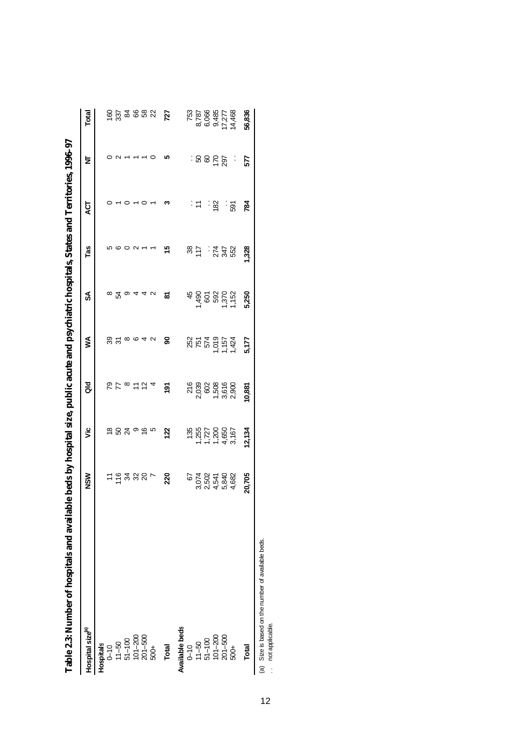**Table 2.3: Number of hospitals and available beds by hospital size, public acute and psychiatric hospitals, States and Territories, 1996–97**

| Hospital size[(a)] | NSW | Vic | Qld | WA | SA | Tas | ACT | NT | Total |
|---|---|---|---|---|---|---|---|---|---|
| **Hospitals** | | | | | | | | | |
| 0–10 | 11 | 18 | 79 | 39 | 8 | 5 | 0 | 0 | 160 |
| 11–50 | 116 | 50 | 77 | 31 | 54 | 6 | 1 | 2 | 337 |
| 51–100 | 34 | 24 | 8 | 8 | 9 | 0 | 0 | 1 | 84 |
| 101–200 | 32 | 9 | 11 | 6 | 4 | 2 | 1 | 1 | 66 |
| 201–500 | 20 | 16 | 12 | 4 | 4 | 1 | 0 | 1 | 58 |
| 500+ | 7 | 5 | 4 | 2 | 2 | 1 | 1 | 0 | 22 |
| **Total** | **220** | **122** | **191** | **90** | **81** | **15** | **3** | **5** | **727** |
| **Available beds** | | | | | | | | | |
| 0–10 | 67 | 135 | 216 | 252 | 45 | 38 | . . | . . | 753 |
| 11–50 | 3,074 | 1,255 | 2,039 | 751 | 1,490 | 117 | 11 | 50 | 8,787 |
| 51–100 | 2,502 | 1,727 | 602 | 574 | 601 | . . | . . | 60 | 6,066 |
| 101–200 | 4,541 | 1,200 | 1,508 | 1,019 | 592 | 274 | 182 | 170 | 9,485 |
| 201–500 | 5,840 | 4,650 | 3,616 | 1,157 | 1,370 | 347 | . . | 297 | 17,277 |
| 500+ | 4,682 | 3,167 | 2,900 | 1,424 | 1,152 | 552 | 591 | . . | 14,468 |
| **Total** | **20,705** | **12,134** | **10,881** | **5,177** | **5,250** | **1,328** | **784** | **577** | **56,836** |

(a) Size is based on the number of available beds.

. . not applicable.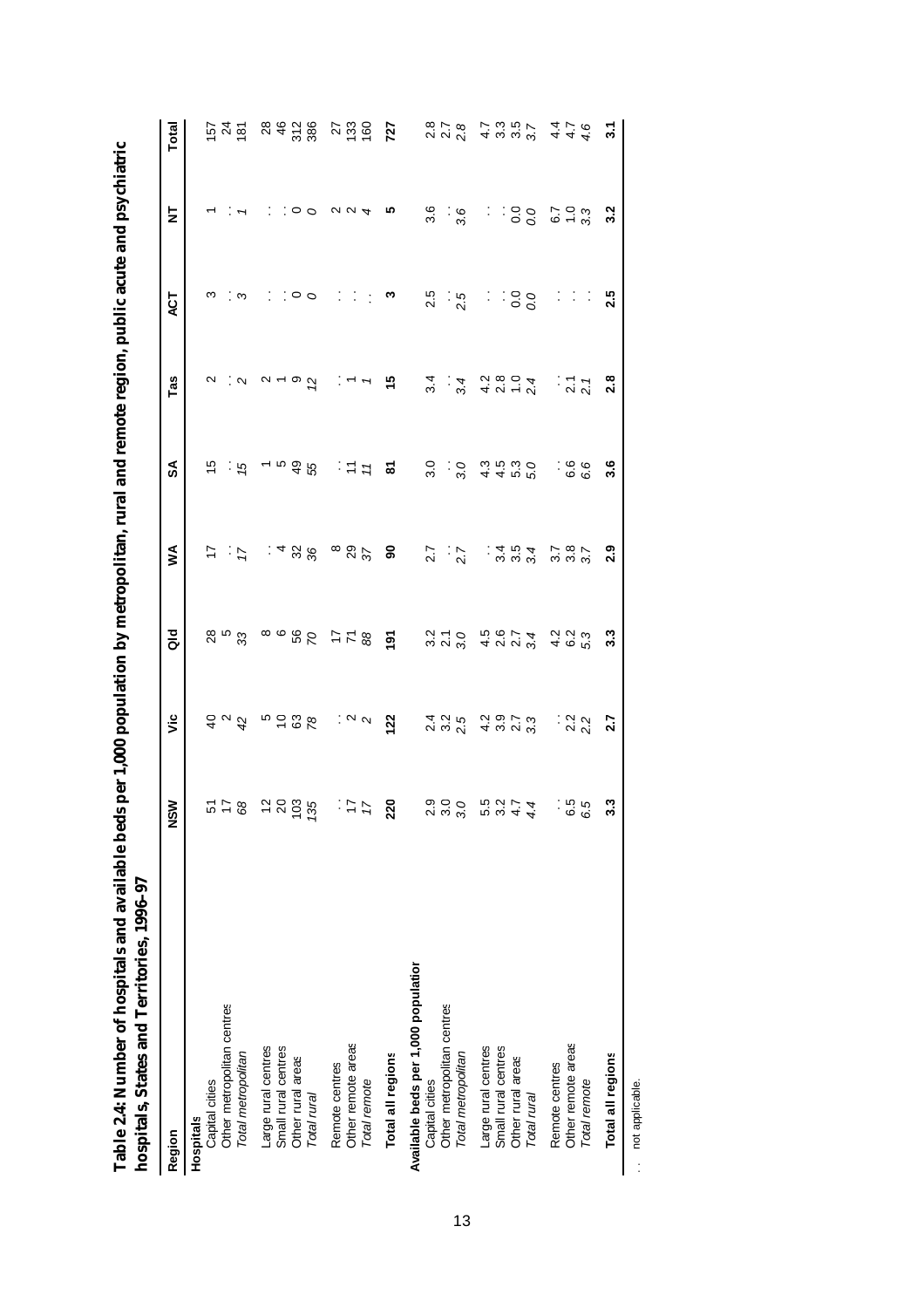**Table 2.4: Number of hospitals and available beds per 1,000 population by metropolitan, rural and remote region, public acute and psychiatric hospitals, States and Territories, 1996–97**

| Region | NSW | Vic | Qld | WA | SA | Tas | ACT | NT | Total |
|---|---|---|---|---|---|---|---|---|---|
| **Hospitals** | | | | | | | | | |
| Capital cities | 51 | 40 | 28 | 17 | 15 | 2 | 3 | 1 | 157 |
| Other metropolitan centres | 17 | 2 | 5 | . . | . . | . . | . . | . . | 24 |
| *Total metropolitan* | *68* | *42* | *33* | *17* | *15* | *2* | *3* | *1* | *181* |
| Large rural centres | 12 | 5 | 8 | . . | 1 | 2 | . . | . . | 28 |
| Small rural centres | 20 | 10 | 6 | 4 | 5 | 1 | . . | . . | 46 |
| Other rural areas | 103 | 63 | 56 | 32 | 49 | 9 | 0 | 0 | 312 |
| *Total rural* | *135* | *78* | *70* | *36* | *55* | *12* | *0* | *0* | *386* |
| Remote centres | . . | . . | 17 | 8 | . . | . . | . . | 2 | 27 |
| Other remote areas | 17 | 2 | 71 | 29 | 11 | 1 | . . | 2 | 133 |
| *Total remote* | *17* | *2* | *88* | *37* | *11* | *1* | . . | *4* | *160* |
| **Total all regions** | **220** | **122** | **191** | **90** | **81** | **15** | **3** | **5** | **727** |
| **Available beds per 1,000 population** | | | | | | | | | |
| Capital cities | 2.9 | 2.4 | 3.2 | 2.7 | 3.0 | 3.4 | 2.5 | 3.6 | 2.8 |
| Other metropolitan centres | 3.0 | 3.2 | 2.1 | . . | . . | . . | . . | . . | 2.7 |
| *Total metropolitan* | *3.0* | *2.5* | *3.0* | *2.7* | *3.0* | *3.4* | *2.5* | *3.6* | *2.8* |
| Large rural centres | 5.5 | 4.2 | 4.5 | . . | 4.3 | 4.2 | . . | . . | 4.7 |
| Small rural centres | 3.2 | 3.9 | 2.6 | 3.4 | 4.5 | 2.8 | . . | . . | 3.3 |
| Other rural areas | 4.7 | 2.7 | 2.7 | 3.5 | 5.3 | 1.0 | 0.0 | 0.0 | 3.5 |
| *Total rural* | *4.4* | *3.3* | *3.4* | *3.4* | *5.0* | *2.4* | *0.0* | *0.0* | *3.7* |
| Remote centres | . . | . . | 4.2 | 3.7 | . . | . . | . . | 6.7 | 4.4 |
| Other remote areas | 6.5 | 2.2 | 6.2 | 3.8 | 6.6 | 2.1 | . . | 1.0 | 4.7 |
| *Total remote* | *6.5* | *2.2* | *5.3* | *3.7* | *6.6* | *2.1* | . . | *3.3* | *4.6* |
| **Total all regions** | **3.3** | **2.7** | **3.3** | **2.9** | **3.6** | **2.8** | **2.5** | **3.2** | **3.1** |

. . not applicable.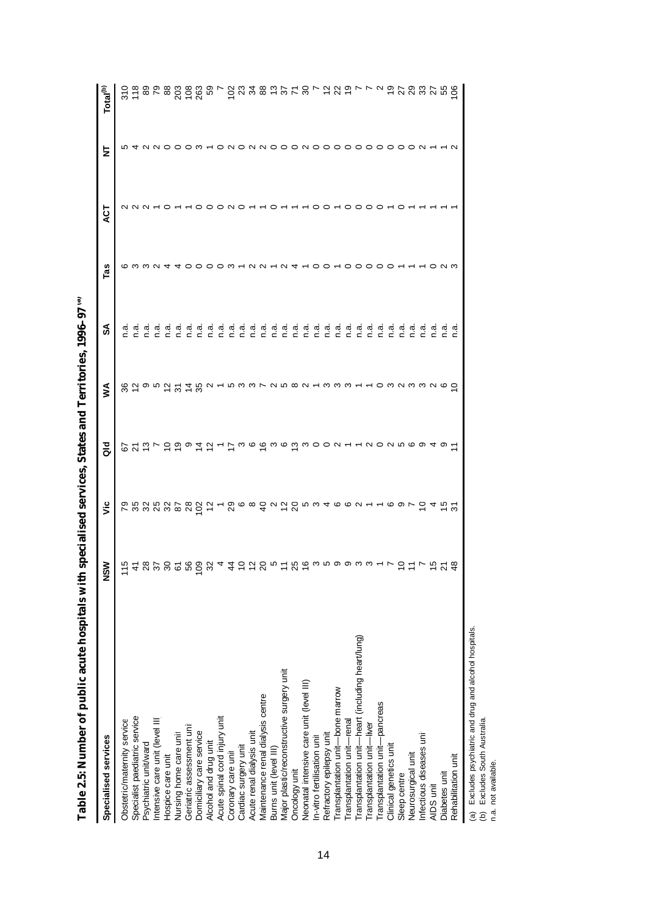**Table 2.5: Number of public acute hospitals with specialised services, States and Territories, 1996–97[(a)]**

| Specialised services | NSW | Vic | Qld | WA | SA | Tas | ACT | NT | Total[(b)] |
|---|---|---|---|---|---|---|---|---|---|
| Obstetric/maternity service | 115 | 79 | 67 | 36 | n.a. | 6 | 2 | 5 | 310 |
| Specialist paediatric service | 41 | 35 | 21 | 12 | n.a. | 3 | 2 | 4 | 118 |
| Psychiatric unit/ward | 28 | 32 | 13 | 9 | n.a. | 3 | 2 | 2 | 89 |
| Intensive care unit (level III | 37 | 25 | 7 | 5 | n.a. | 2 | 1 | 2 | 79 |
| Hospice care unit | 30 | 32 | 10 | 12 | n.a. | 4 | 0 | 0 | 88 |
| Nursing home care unit | 61 | 87 | 19 | 31 | n.a. | 4 | 1 | 0 | 203 |
| Geriatric assessment unit | 56 | 28 | 9 | 14 | n.a. | 0 | 1 | 0 | 108 |
| Domiciliary care service | 109 | 102 | 14 | 35 | n.a. | 0 | 0 | 3 | 263 |
| Alcohol and drug unit | 32 | 12 | 12 | 2 | n.a. | 0 | 0 | 1 | 59 |
| Acute spinal cord injury unit | 4 | 1 | 1 | 1 | n.a. | 0 | 0 | 0 | 7 |
| Coronary care unit | 44 | 29 | 17 | 5 | n.a. | 3 | 2 | 2 | 102 |
| Cardiac surgery unit | 10 | 6 | 3 | 3 | n.a. | 1 | 0 | 0 | 23 |
| Acute renal dialysis unit | 12 | 8 | 6 | 3 | n.a. | 2 | 1 | 2 | 34 |
| Maintenance renal dialysis centre | 20 | 40 | 16 | 7 | n.a. | 2 | 1 | 2 | 88 |
| Burns unit (level III) | 5 | 2 | 3 | 2 | n.a. | 1 | 0 | 0 | 13 |
| Major plastic/reconstructive surgery unit | 11 | 12 | 6 | 5 | n.a. | 2 | 1 | 0 | 37 |
| Oncology unit | 25 | 20 | 13 | 8 | n.a. | 4 | 1 | 0 | 71 |
| Neonatal intensive care unit (level III) | 16 | 5 | 3 | 2 | n.a. | 1 | 1 | 2 | 30 |
| In-vitro fertilisation unit | 3 | 3 | 0 | 1 | n.a. | 0 | 0 | 0 | 7 |
| Refractory epilepsy unit | 5 | 4 | 0 | 3 | n.a. | 0 | 0 | 0 | 12 |
| Transplantation unit—bone marrow | 9 | 6 | 2 | 3 | n.a. | 1 | 1 | 0 | 22 |
| Transplantation unit—renal | 9 | 6 | 1 | 3 | n.a. | 0 | 0 | 0 | 19 |
| Transplantation unit—heart (including heart/lung) | 3 | 2 | 1 | 1 | n.a. | 0 | 0 | 0 | 7 |
| Transplantation unit—liver | 3 | 1 | 2 | 1 | n.a. | 0 | 0 | 0 | 7 |
| Transplantation unit—pancreas | 1 | 1 | 0 | 0 | n.a. | 0 | 0 | 0 | 2 |
| Clinical genetics unit | 7 | 6 | 2 | 3 | n.a. | 0 | 1 | 0 | 19 |
| Sleep centre | 10 | 9 | 5 | 2 | n.a. | 1 | 0 | 0 | 27 |
| Neurosurgical unit | 11 | 7 | 6 | 3 | n.a. | 1 | 1 | 0 | 29 |
| Infectious diseases unit | 7 | 10 | 9 | 3 | n.a. | 1 | 1 | 2 | 33 |
| AIDS unit | 15 | 4 | 4 | 2 | n.a. | 0 | 1 | 1 | 27 |
| Diabetes unit | 21 | 15 | 9 | 6 | n.a. | 2 | 1 | 1 | 55 |
| Rehabilitation unit | 48 | 31 | 11 | 10 | n.a. | 3 | 1 | 2 | 106 |

(a) Excludes psychiatric and drug and alcohol hospitals.
(b) Excludes South Australia.
n.a. not available.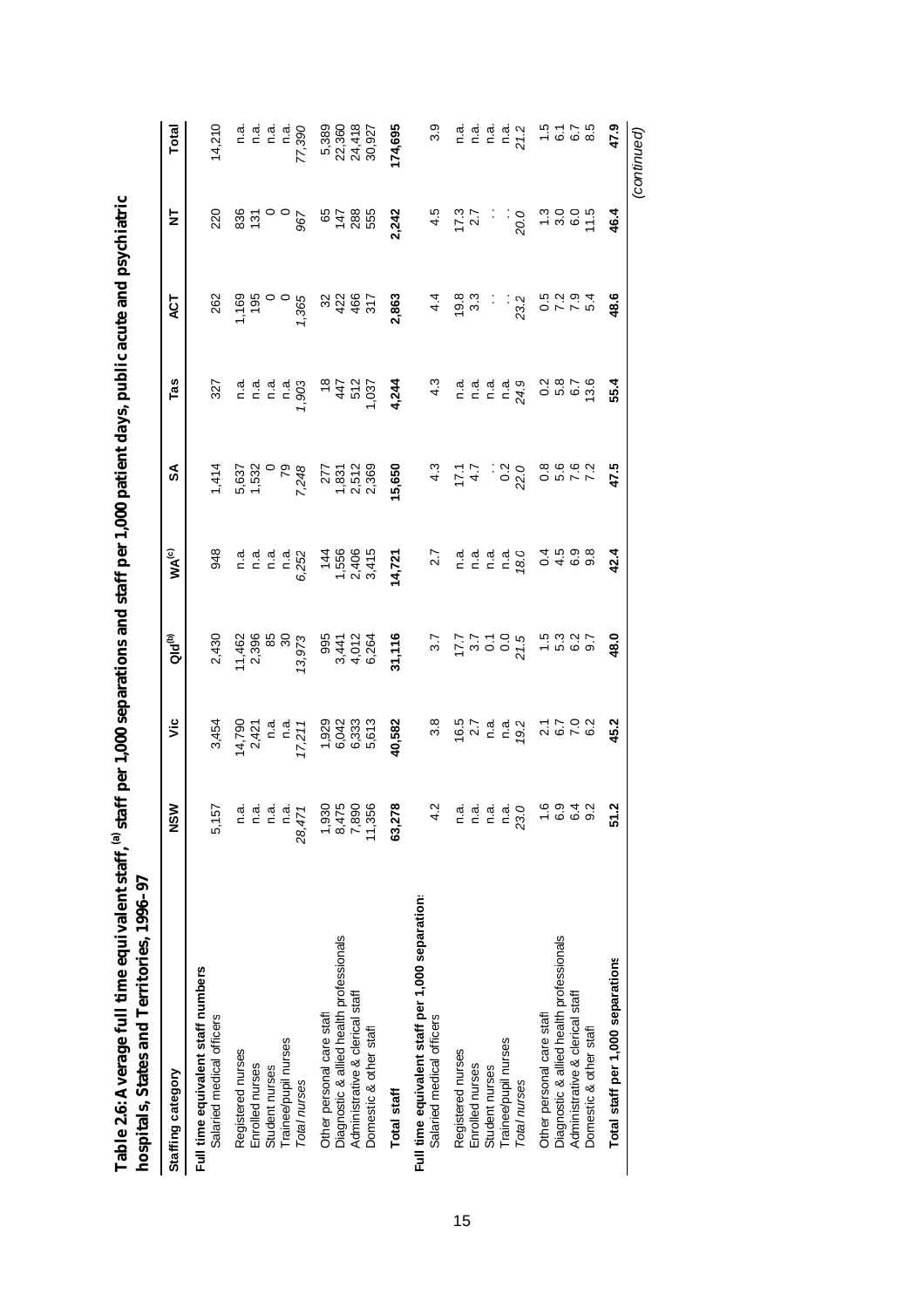**Table 2.6: Average full time equivalent staff,[(a)] staff per 1,000 separations and staff per 1,000 patient days, public acute and psychiatric hospitals, States and Territories, 1996–97**

| Staffing category | NSW | Vic | Qld[(b)] | WA[(c)] | SA | Tas | ACT | NT | Total |
|---|---|---|---|---|---|---|---|---|---|
| **Full time equivalent staff numbers** | | | | | | | | | |
| Salaried medical officers | 5,157 | 3,454 | 2,430 | 948 | 1,414 | 327 | 262 | 220 | 14,210 |
| Registered nurses | n.a. | 14,790 | 11,462 | n.a. | 5,637 | n.a. | 1,169 | 836 | n.a. |
| Enrolled nurses | n.a. | 2,421 | 2,396 | n.a. | 1,532 | n.a. | 195 | 131 | n.a. |
| Student nurses | n.a. | n.a. | 85 | n.a. | 0 | n.a. | 0 | 0 | n.a. |
| Trainee/pupil nurses | n.a. | n.a. | 30 | n.a. | 79 | n.a. | 0 | 0 | n.a. |
| *Total nurses* | *28,471* | *17,211* | *13,973* | *6,252* | *7,248* | *1,903* | *1,365* | *967* | *77,390* |
| Other personal care staff | 1,930 | 1,929 | 995 | 144 | 277 | 18 | 32 | 65 | 5,389 |
| Diagnostic & allied health professionals | 8,475 | 6,042 | 3,441 | 1,556 | 1,831 | 447 | 422 | 147 | 22,360 |
| Administrative & clerical staff | 7,890 | 6,333 | 4,012 | 2,406 | 2,512 | 512 | 466 | 288 | 24,418 |
| Domestic & other staff | 11,356 | 5,613 | 6,264 | 3,415 | 2,369 | 1,037 | 317 | 555 | 30,927 |
| **Total staff** | **63,278** | **40,582** | **31,116** | **14,721** | **15,650** | **4,244** | **2,863** | **2,242** | **174,695** |
| **Full time equivalent staff per 1,000 separations** | | | | | | | | | |
| Salaried medical officers | 4.2 | 3.8 | 3.7 | 2.7 | 4.3 | 4.3 | 4.4 | 4.5 | 3.9 |
| Registered nurses | n.a. | 16.5 | 17.7 | n.a. | 17.1 | n.a. | 19.8 | 17.3 | n.a. |
| Enrolled nurses | n.a. | 2.7 | 3.7 | n.a. | 4.7 | n.a. | 3.3 | 2.7 | n.a. |
| Student nurses | n.a. | n.a. | 0.1 | n.a. | . . | n.a. | . . | . . | n.a. |
| Trainee/pupil nurses | n.a. | n.a. | 0.0 | n.a. | 0.2 | n.a. | . . | . . | n.a. |
| *Total nurses* | *23.0* | *19.2* | *21.5* | *18.0* | *22.0* | *24.9* | *23.2* | *20.0* | *21.2* |
| Other personal care staff | 1.6 | 2.1 | 1.5 | 0.4 | 0.8 | 0.2 | 0.5 | 1.3 | 1.5 |
| Diagnostic & allied health professionals | 6.9 | 6.7 | 5.3 | 4.5 | 5.6 | 5.8 | 7.2 | 3.0 | 6.1 |
| Administrative & clerical staff | 6.4 | 7.0 | 6.2 | 6.9 | 7.6 | 6.7 | 7.9 | 6.0 | 6.7 |
| Domestic & other staff | 9.2 | 6.2 | 9.7 | 9.8 | 7.2 | 13.6 | 5.4 | 11.5 | 8.5 |
| **Total staff per 1,000 separations** | **51.2** | **45.2** | **48.0** | **42.4** | **47.5** | **55.4** | **48.6** | **46.4** | **47.9** |

*(continued)*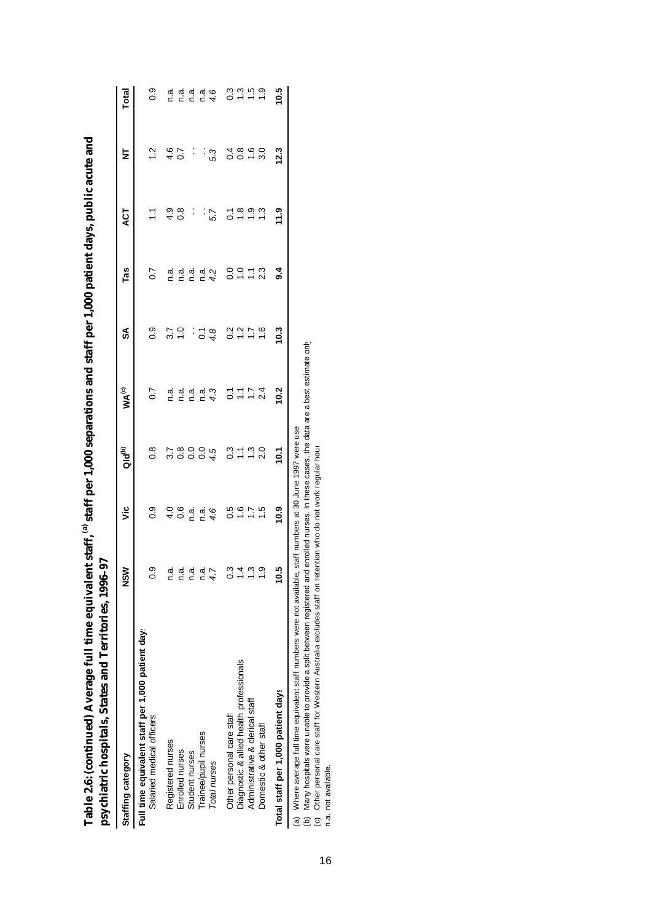**Table 2.6: (continued) Average full time equivalent staff,[(a)] staff per 1,000 separations and staff per 1,000 patient days, public acute and psychiatric hospitals, States and Territories, 1996–97**

| Staffing category | NSW | Vic | Qld[(b)] | WA[(c)] | SA | Tas | ACT | NT | Total |
|---|---|---|---|---|---|---|---|---|---|
| **Full time equivalent staff per 1,000 patient days** | | | | | | | | | |
| Salaried medical officers | 0.9 | 0.9 | 0.8 | 0.7 | 0.9 | 0.7 | 1.1 | 1.2 | 0.9 |
| Registered nurses | n.a. | 4.0 | 3.7 | n.a. | 3.7 | n.a. | 4.9 | 4.6 | n.a. |
| Enrolled nurses | n.a. | 0.6 | 0.8 | n.a. | 1.0 | n.a. | 0.8 | 0.7 | n.a. |
| Student nurses | n.a. | n.a. | 0.0 | n.a. | . . | n.a. | . . | . . | n.a. |
| Trainee/pupil nurses | n.a. | n.a. | 0.0 | n.a. | 0.1 | n.a. | . . | . . | n.a. |
| *Total nurses* | *4.7* | *4.6* | *4.5* | *4.3* | *4.8* | *4.2* | *5.7* | *5.3* | *4.6* |
| Other personal care staff | 0.3 | 0.5 | 0.3 | 0.1 | 0.2 | 0.0 | 0.1 | 0.4 | 0.3 |
| Diagnostic & allied health professionals | 1.4 | 1.6 | 1.1 | 1.1 | 1.2 | 1.0 | 1.8 | 0.8 | 1.3 |
| Administrative & clerical staff | 1.3 | 1.7 | 1.3 | 1.7 | 1.7 | 1.1 | 1.9 | 1.6 | 1.5 |
| Domestic & other staff | 1.9 | 1.5 | 2.0 | 2.4 | 1.6 | 2.3 | 1.3 | 3.0 | 1.9 |
| **Total staff per 1,000 patient days** | **10.5** | **10.9** | **10.1** | **10.2** | **10.3** | **9.4** | **11.9** | **12.3** | **10.5** |

(a) Where average full time equivalent staff numbers were not available, staff numbers at 30 June 1997 were used.
(b) Many hospitals were unable to provide a split between registered and enrolled nurses. In these cases, the data are a best estimate only.
(c) Other personal care staff for Western Australia excludes staff on retention who do not work regular hours.
n.a. not available.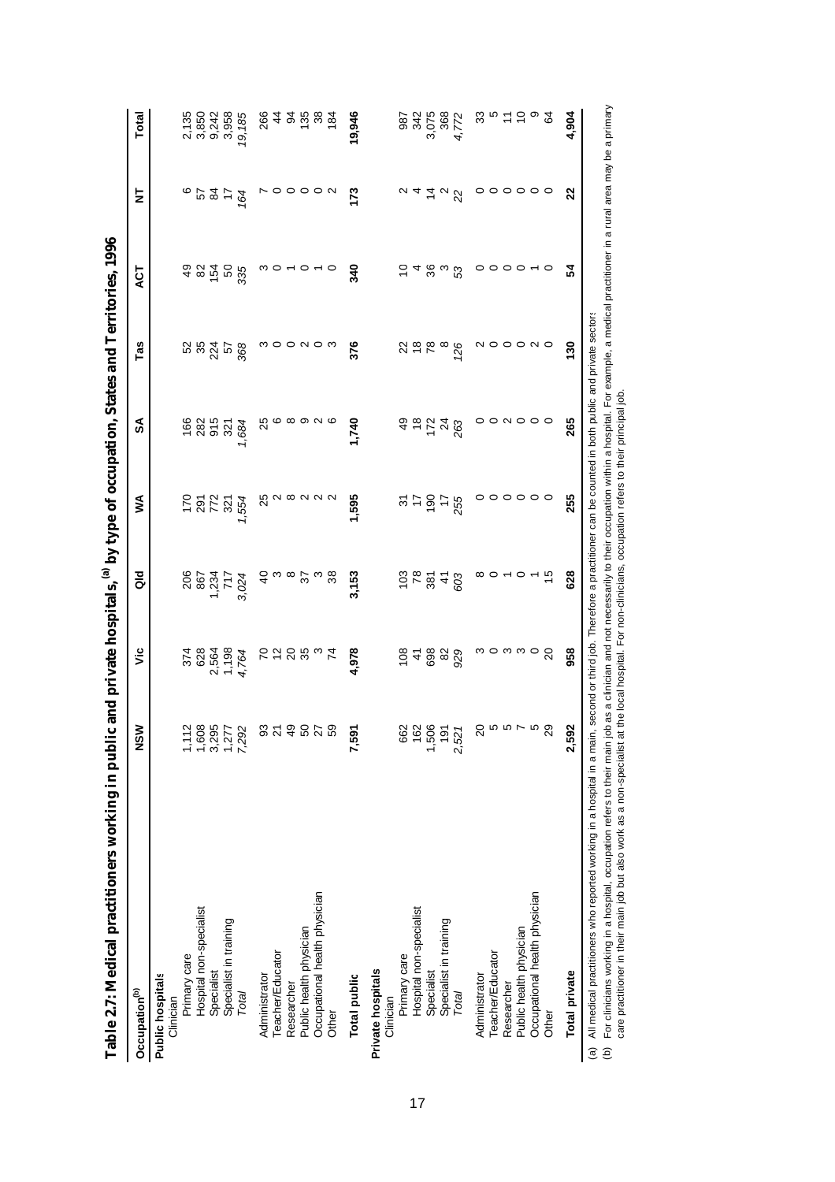**Table 2.7: Medical practitioners working in public and private hospitals,[(a)] by type of occupation, States and Territories, 1996**

| Occupation[(b)] | NSW | Vic | Qld | WA | SA | Tas | ACT | NT | Total |
|---|---|---|---|---|---|---|---|---|---|
| **Public hospitals** | | | | | | | | | |
| Clinician | | | | | | | | | |
| Primary care | 1,112 | 374 | 206 | 170 | 166 | 52 | 49 | 6 | 2,135 |
| Hospital non-specialist | 1,608 | 628 | 867 | 291 | 282 | 35 | 82 | 57 | 3,850 |
| Specialist | 3,295 | 2,564 | 1,234 | 772 | 915 | 224 | 154 | 84 | 9,242 |
| Specialist in training | 1,277 | 1,198 | 717 | 321 | 321 | 57 | 50 | 17 | 3,958 |
| *Total* | *7,292* | *4,764* | *3,024* | *1,554* | *1,684* | *368* | *335* | *164* | *19,185* |
| Administrator | 93 | 70 | 40 | 25 | 25 | 3 | 3 | 7 | 266 |
| Teacher/Educator | 21 | 12 | 3 | 2 | 6 | 0 | 0 | 0 | 44 |
| Researcher | 49 | 20 | 8 | 8 | 8 | 0 | 1 | 0 | 94 |
| Public health physician | 50 | 35 | 37 | 2 | 9 | 2 | 0 | 0 | 135 |
| Occupational health physician | 27 | 3 | 3 | 2 | 2 | 0 | 1 | 0 | 38 |
| Other | 59 | 74 | 38 | 2 | 6 | 3 | 0 | 2 | 184 |
| **Total public** | **7,591** | **4,978** | **3,153** | **1,595** | **1,740** | **376** | **340** | **173** | **19,946** |
| **Private hospitals** | | | | | | | | | |
| Clinician | | | | | | | | | |
| Primary care | 662 | 108 | 103 | 31 | 49 | 22 | 10 | 2 | 987 |
| Hospital non-specialist | 162 | 41 | 78 | 17 | 18 | 18 | 4 | 4 | 342 |
| Specialist | 1,506 | 698 | 381 | 190 | 172 | 78 | 36 | 14 | 3,075 |
| Specialist in training | 191 | 82 | 41 | 17 | 24 | 8 | 3 | 2 | 368 |
| *Total* | *2,521* | *929* | *603* | *255* | *263* | *126* | *53* | *22* | *4,772* |
| Administrator | 20 | 3 | 8 | 0 | 0 | 2 | 0 | 0 | 33 |
| Teacher/Educator | 5 | 0 | 0 | 0 | 0 | 0 | 0 | 0 | 5 |
| Researcher | 5 | 3 | 1 | 0 | 2 | 0 | 0 | 0 | 11 |
| Public health physician | 7 | 3 | 0 | 0 | 0 | 0 | 0 | 0 | 10 |
| Occupational health physician | 5 | 0 | 1 | 0 | 0 | 2 | 1 | 0 | 9 |
| Other | 29 | 20 | 15 | 0 | 0 | 0 | 0 | 0 | 64 |
| **Total private** | **2,592** | **958** | **628** | **255** | **265** | **130** | **54** | **22** | **4,904** |

(a) All medical practitioners who reported working in a hospital in a main, second or third job. Therefore a practitioner can be counted in both public and private sectors.

(b) For clinicians working in a hospital, occupation refers to their main job as a clinician and not necessarily to their occupation within a hospital. For example, a medical practitioner in a rural area may be a primary care practitioner in their main job but also work as a non-specialist at the local hospital. For non-clinicians, occupation refers to their principal job.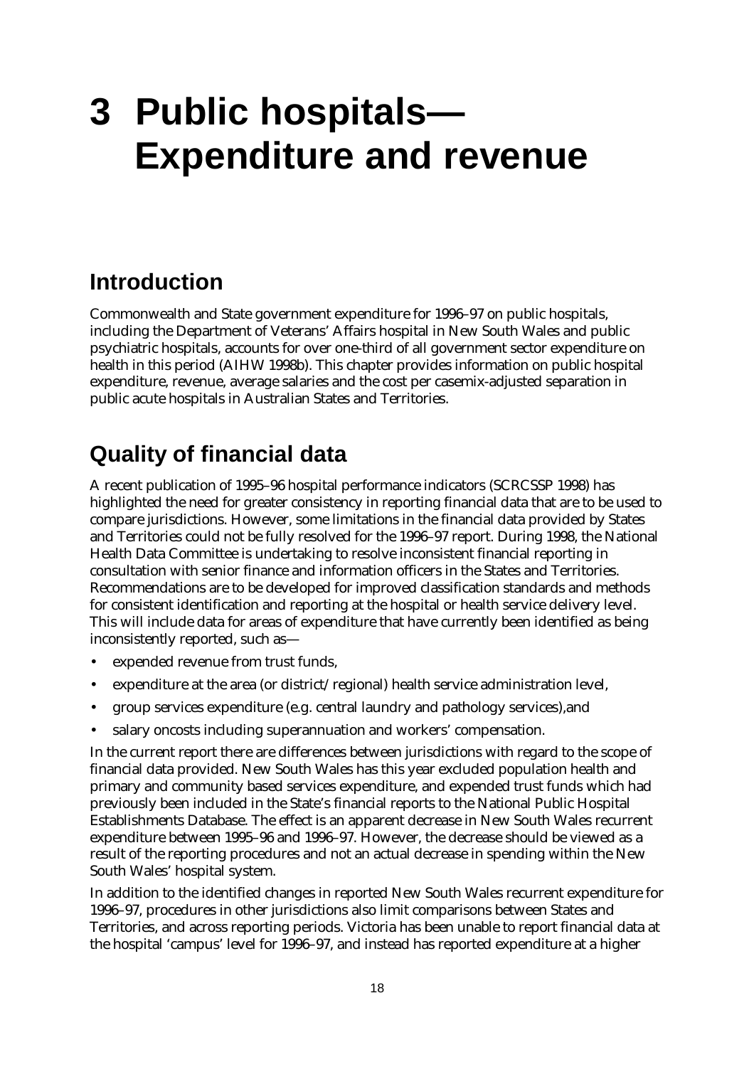# 3 Public hospitals—Expenditure and revenue

## Introduction

Commonwealth and State government expenditure for 1996–97 on public hospitals, including the Department of Veterans' Affairs hospital in New South Wales and public psychiatric hospitals, accounts for over one-third of all government sector expenditure on health in this period (AIHW 1998b). This chapter provides information on public hospital expenditure, revenue, average salaries and the cost per casemix-adjusted separation in public acute hospitals in Australian States and Territories.

## Quality of financial data

A recent publication of 1995–96 hospital performance indicators (SCRCSSP 1998) has highlighted the need for greater consistency in reporting financial data that are to be used to compare jurisdictions. However, some limitations in the financial data provided by States and Territories could not be fully resolved for the 1996–97 report. During 1998, the National Health Data Committee is undertaking to resolve inconsistent financial reporting in consultation with senior finance and information officers in the States and Territories. Recommendations are to be developed for improved classification standards and methods for consistent identification and reporting at the hospital or health service delivery level. This will include data for areas of expenditure that have currently been identified as being inconsistently reported, such as—

- expended revenue from trust funds,
- expenditure at the area (or district/regional) health service administration level,
- group services expenditure (e.g. central laundry and pathology services),and
- salary oncosts including superannuation and workers' compensation.

In the current report there are differences between jurisdictions with regard to the scope of financial data provided. New South Wales has this year excluded population health and primary and community based services expenditure, and expended trust funds which had previously been included in the State's financial reports to the National Public Hospital Establishments Database. The effect is an apparent decrease in New South Wales recurrent expenditure between 1995–96 and 1996–97. However, the decrease should be viewed as a result of the reporting procedures and not an actual decrease in spending within the New South Wales' hospital system.

In addition to the identified changes in reported New South Wales recurrent expenditure for 1996–97, procedures in other jurisdictions also limit comparisons between States and Territories, and across reporting periods. Victoria has been unable to report financial data at the hospital 'campus' level for 1996–97, and instead has reported expenditure at a higher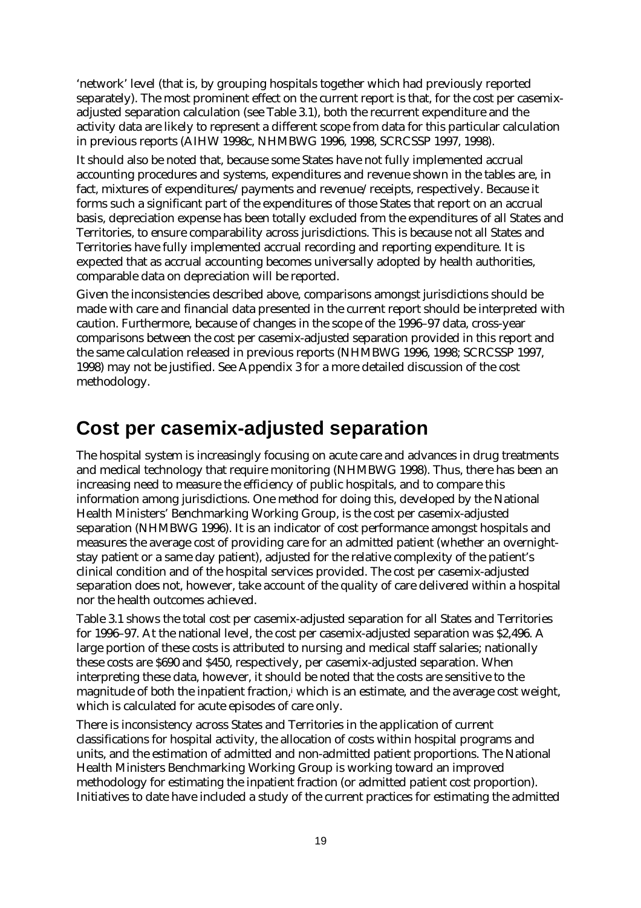'network' level (that is, by grouping hospitals together which had previously reported separately). The most prominent effect on the current report is that, for the cost per casemix-adjusted separation calculation (see Table 3.1), both the recurrent expenditure and the activity data are likely to represent a different scope from data for this particular calculation in previous reports (AIHW 1998c, NHMBWG 1996, 1998, SCRCSSP 1997, 1998).

It should also be noted that, because some States have not fully implemented accrual accounting procedures and systems, expenditures and revenue shown in the tables are, in fact, mixtures of expenditures/payments and revenue/receipts, respectively. Because it forms such a significant part of the expenditures of those States that report on an accrual basis, depreciation expense has been totally excluded from the expenditures of all States and Territories, to ensure comparability across jurisdictions. This is because not all States and Territories have fully implemented accrual recording and reporting expenditure. It is expected that as accrual accounting becomes universally adopted by health authorities, comparable data on depreciation will be reported.

Given the inconsistencies described above, comparisons amongst jurisdictions should be made with care and financial data presented in the current report should be interpreted with caution. Furthermore, because of changes in the scope of the 1996–97 data, cross-year comparisons between the cost per casemix-adjusted separation provided in this report and the same calculation released in previous reports (NHMBWG 1996, 1998; SCRCSSP 1997, 1998) may not be justified. See Appendix 3 for a more detailed discussion of the cost methodology.

## Cost per casemix-adjusted separation

The hospital system is increasingly focusing on acute care and advances in drug treatments and medical technology that require monitoring (NHMBWG 1998). Thus, there has been an increasing need to measure the efficiency of public hospitals, and to compare this information among jurisdictions. One method for doing this, developed by the National Health Ministers' Benchmarking Working Group, is the cost per casemix-adjusted separation (NHMBWG 1996). It is an indicator of cost performance amongst hospitals and measures the average cost of providing care for an admitted patient (whether an overnight-stay patient or a same day patient), adjusted for the relative complexity of the patient's clinical condition and of the hospital services provided. The cost per casemix-adjusted separation does not, however, take account of the quality of care delivered within a hospital nor the health outcomes achieved.

Table 3.1 shows the total cost per casemix-adjusted separation for all States and Territories for 1996–97. At the national level, the cost per casemix-adjusted separation was $2,496. A large portion of these costs is attributed to nursing and medical staff salaries; nationally these costs are $690 and $450, respectively, per casemix-adjusted separation. When interpreting these data, however, it should be noted that the costs are sensitive to the magnitude of both the inpatient fraction,[i] which is an estimate, and the average cost weight, which is calculated for acute episodes of care only.

There is inconsistency across States and Territories in the application of current classifications for hospital activity, the allocation of costs within hospital programs and units, and the estimation of admitted and non-admitted patient proportions. The National Health Ministers Benchmarking Working Group is working toward an improved methodology for estimating the inpatient fraction (or admitted patient cost proportion). Initiatives to date have included a study of the current practices for estimating the admitted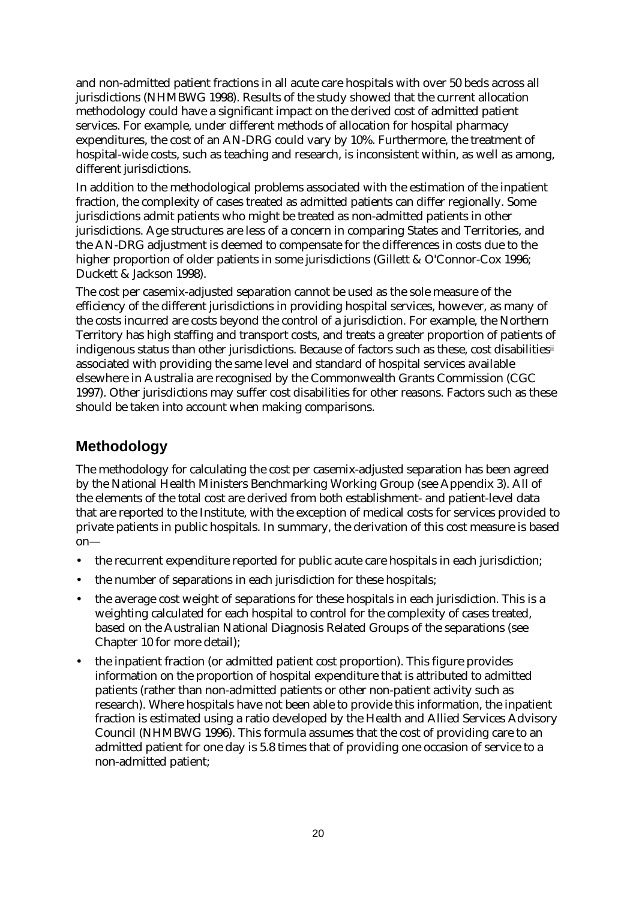and non-admitted patient fractions in all acute care hospitals with over 50 beds across all jurisdictions (NHMBWG 1998). Results of the study showed that the current allocation methodology could have a significant impact on the derived cost of admitted patient services. For example, under different methods of allocation for hospital pharmacy expenditures, the cost of an AN-DRG could vary by 10%. Furthermore, the treatment of hospital-wide costs, such as teaching and research, is inconsistent within, as well as among, different jurisdictions.

In addition to the methodological problems associated with the estimation of the inpatient fraction, the complexity of cases treated as admitted patients can differ regionally. Some jurisdictions admit patients who might be treated as non-admitted patients in other jurisdictions. Age structures are less of a concern in comparing States and Territories, and the AN-DRG adjustment is deemed to compensate for the differences in costs due to the higher proportion of older patients in some jurisdictions (Gillett & O'Connor-Cox 1996; Duckett & Jackson 1998).

The cost per casemix-adjusted separation cannot be used as the sole measure of the efficiency of the different jurisdictions in providing hospital services, however, as many of the costs incurred are costs beyond the control of a jurisdiction. For example, the Northern Territory has high staffing and transport costs, and treats a greater proportion of patients of indigenous status than other jurisdictions. Because of factors such as these, cost disabilities[ii] associated with providing the same level and standard of hospital services available elsewhere in Australia are recognised by the Commonwealth Grants Commission (CGC 1997). Other jurisdictions may suffer cost disabilities for other reasons. Factors such as these should be taken into account when making comparisons.

## Methodology

The methodology for calculating the cost per casemix-adjusted separation has been agreed by the National Health Ministers Benchmarking Working Group (see Appendix 3). All of the elements of the total cost are derived from both establishment- and patient-level data that are reported to the Institute, with the exception of medical costs for services provided to private patients in public hospitals. In summary, the derivation of this cost measure is based on—

- the recurrent expenditure reported for public acute care hospitals in each jurisdiction;
- the number of separations in each jurisdiction for these hospitals;
- the average cost weight of separations for these hospitals in each jurisdiction. This is a weighting calculated for each hospital to control for the complexity of cases treated, based on the Australian National Diagnosis Related Groups of the separations (see Chapter 10 for more detail);
- the inpatient fraction (or admitted patient cost proportion). This figure provides information on the proportion of hospital expenditure that is attributed to admitted patients (rather than non-admitted patients or other non-patient activity such as research). Where hospitals have not been able to provide this information, the inpatient fraction is estimated using a ratio developed by the Health and Allied Services Advisory Council (NHMBWG 1996). This formula assumes that the cost of providing care to an admitted patient for one day is 5.8 times that of providing one occasion of service to a non-admitted patient;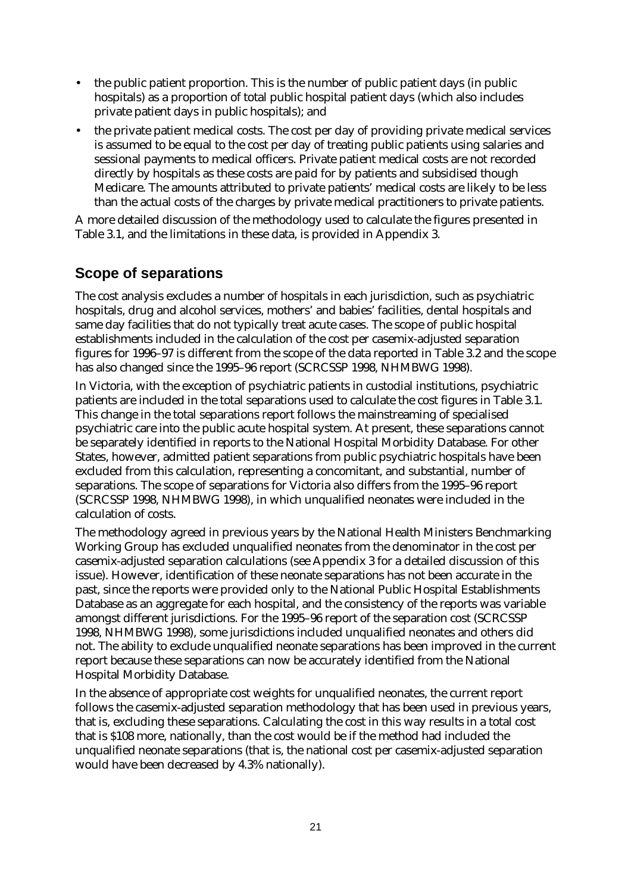- the public patient proportion. This is the number of public patient days (in public hospitals) as a proportion of total public hospital patient days (which also includes private patient days in public hospitals); and
- the private patient medical costs. The cost per day of providing private medical services is assumed to be equal to the cost per day of treating public patients using salaries and sessional payments to medical officers. Private patient medical costs are not recorded directly by hospitals as these costs are paid for by patients and subsidised though Medicare. The amounts attributed to private patients' medical costs are likely to be less than the actual costs of the charges by private medical practitioners to private patients.

A more detailed discussion of the methodology used to calculate the figures presented in Table 3.1, and the limitations in these data, is provided in Appendix 3.

## Scope of separations

The cost analysis excludes a number of hospitals in each jurisdiction, such as psychiatric hospitals, drug and alcohol services, mothers' and babies' facilities, dental hospitals and same day facilities that do not typically treat acute cases. The scope of public hospital establishments included in the calculation of the cost per casemix-adjusted separation figures for 1996–97 is different from the scope of the data reported in Table 3.2 and the scope has also changed since the 1995–96 report (SCRCSSP 1998, NHMBWG 1998).

In Victoria, with the exception of psychiatric patients in custodial institutions, psychiatric patients are included in the total separations used to calculate the cost figures in Table 3.1. This change in the total separations report follows the mainstreaming of specialised psychiatric care into the public acute hospital system. At present, these separations cannot be separately identified in reports to the National Hospital Morbidity Database. For other States, however, admitted patient separations from public psychiatric hospitals have been excluded from this calculation, representing a concomitant, and substantial, number of separations. The scope of separations for Victoria also differs from the 1995–96 report (SCRCSSP 1998, NHMBWG 1998), in which unqualified neonates were included in the calculation of costs.

The methodology agreed in previous years by the National Health Ministers Benchmarking Working Group has excluded unqualified neonates from the denominator in the cost per casemix-adjusted separation calculations (see Appendix 3 for a detailed discussion of this issue). However, identification of these neonate separations has not been accurate in the past, since the reports were provided only to the National Public Hospital Establishments Database as an aggregate for each hospital, and the consistency of the reports was variable amongst different jurisdictions. For the 1995–96 report of the separation cost (SCRCSSP 1998, NHMBWG 1998), some jurisdictions included unqualified neonates and others did not. The ability to exclude unqualified neonate separations has been improved in the current report because these separations can now be accurately identified from the National Hospital Morbidity Database.

In the absence of appropriate cost weights for unqualified neonates, the current report follows the casemix-adjusted separation methodology that has been used in previous years, that is, excluding these separations. Calculating the cost in this way results in a total cost that is $108 more, nationally, than the cost would be if the method had included the unqualified neonate separations (that is, the national cost per casemix-adjusted separation would have been decreased by 4.3% nationally).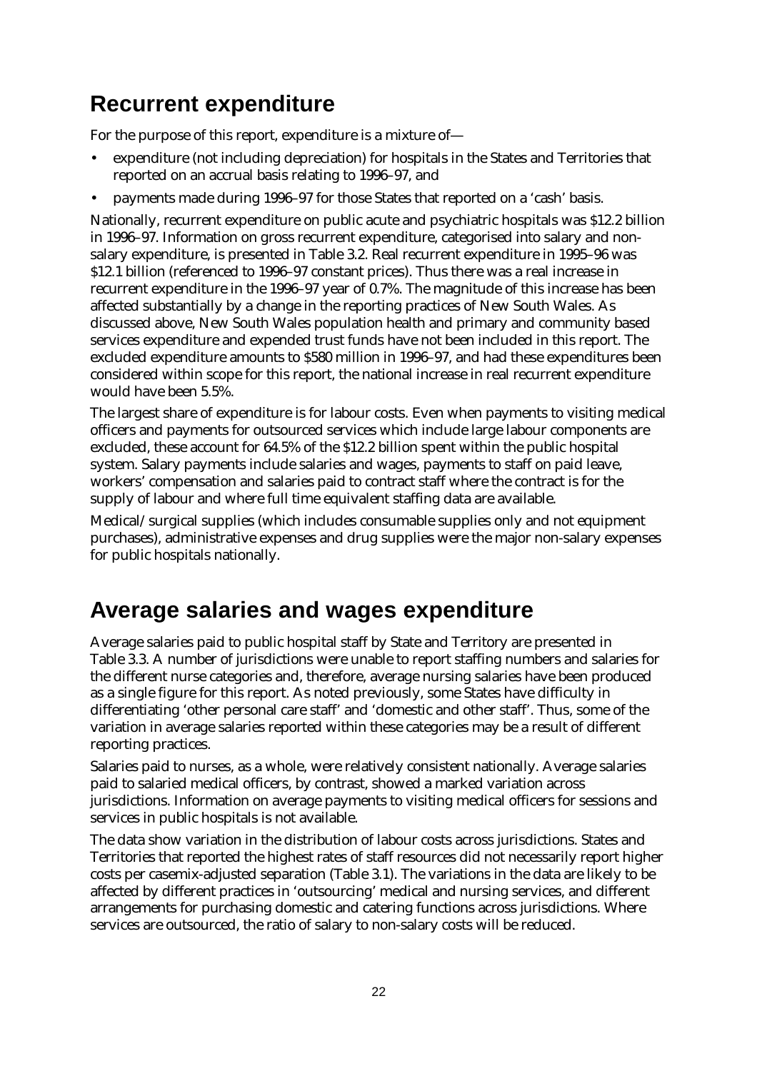## Recurrent expenditure

For the purpose of this report, expenditure is a mixture of—

- expenditure (not including depreciation) for hospitals in the States and Territories that reported on an accrual basis relating to 1996–97, and
- payments made during 1996–97 for those States that reported on a 'cash' basis.

Nationally, recurrent expenditure on public acute and psychiatric hospitals was $12.2 billion in 1996–97. Information on gross recurrent expenditure, categorised into salary and non-salary expenditure, is presented in Table 3.2. Real recurrent expenditure in 1995–96 was $12.1 billion (referenced to 1996–97 constant prices). Thus there was a real increase in recurrent expenditure in the 1996–97 year of 0.7%. The magnitude of this increase has been affected substantially by a change in the reporting practices of New South Wales. As discussed above, New South Wales population health and primary and community based services expenditure and expended trust funds have not been included in this report. The excluded expenditure amounts to $580 million in 1996–97, and had these expenditures been considered within scope for this report, the national increase in real recurrent expenditure would have been 5.5%.

The largest share of expenditure is for labour costs. Even when payments to visiting medical officers and payments for outsourced services which include large labour components are excluded, these account for 64.5% of the $12.2 billion spent within the public hospital system. Salary payments include salaries and wages, payments to staff on paid leave, workers' compensation and salaries paid to contract staff where the contract is for the supply of labour and where full time equivalent staffing data are available.

Medical/surgical supplies (which includes consumable supplies only and not equipment purchases), administrative expenses and drug supplies were the major non-salary expenses for public hospitals nationally.

## Average salaries and wages expenditure

Average salaries paid to public hospital staff by State and Territory are presented in Table 3.3. A number of jurisdictions were unable to report staffing numbers and salaries for the different nurse categories and, therefore, average nursing salaries have been produced as a single figure for this report. As noted previously, some States have difficulty in differentiating 'other personal care staff' and 'domestic and other staff'. Thus, some of the variation in average salaries reported within these categories may be a result of different reporting practices.

Salaries paid to nurses, as a whole, were relatively consistent nationally. Average salaries paid to salaried medical officers, by contrast, showed a marked variation across jurisdictions. Information on average payments to visiting medical officers for sessions and services in public hospitals is not available.

The data show variation in the distribution of labour costs across jurisdictions. States and Territories that reported the highest rates of staff resources did not necessarily report higher costs per casemix-adjusted separation (Table 3.1). The variations in the data are likely to be affected by different practices in 'outsourcing' medical and nursing services, and different arrangements for purchasing domestic and catering functions across jurisdictions. Where services are outsourced, the ratio of salary to non-salary costs will be reduced.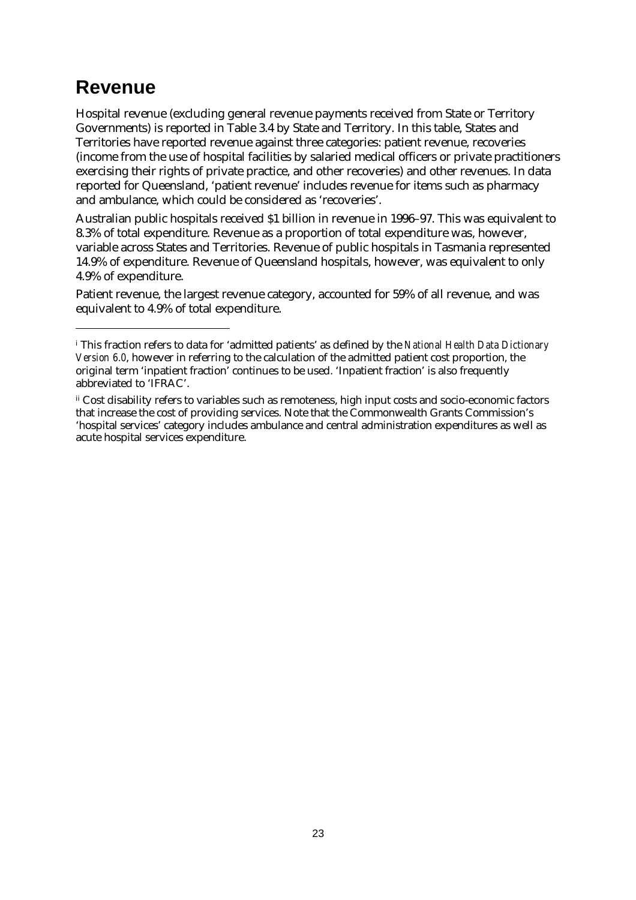# Revenue

Hospital revenue (excluding general revenue payments received from State or Territory Governments) is reported in Table 3.4 by State and Territory. In this table, States and Territories have reported revenue against three categories: patient revenue, recoveries (income from the use of hospital facilities by salaried medical officers or private practitioners exercising their rights of private practice, and other recoveries) and other revenues. In data reported for Queensland, 'patient revenue' includes revenue for items such as pharmacy and ambulance, which could be considered as 'recoveries'.

Australian public hospitals received $1 billion in revenue in 1996–97. This was equivalent to 8.3% of total expenditure. Revenue as a proportion of total expenditure was, however, variable across States and Territories. Revenue of public hospitals in Tasmania represented 14.9% of expenditure. Revenue of Queensland hospitals, however, was equivalent to only 4.9% of expenditure.

Patient revenue, the largest revenue category, accounted for 59% of all revenue, and was equivalent to 4.9% of total expenditure.

---

[i] This fraction refers to data for 'admitted patients' as defined by the *National Health Data Dictionary Version 6.0*, however in referring to the calculation of the admitted patient cost proportion, the original term 'inpatient fraction' continues to be used. 'Inpatient fraction' is also frequently abbreviated to 'IFRAC'.

[ii] Cost disability refers to variables such as remoteness, high input costs and socio-economic factors that increase the cost of providing services. Note that the Commonwealth Grants Commission's 'hospital services' category includes ambulance and central administration expenditures as well as acute hospital services expenditure.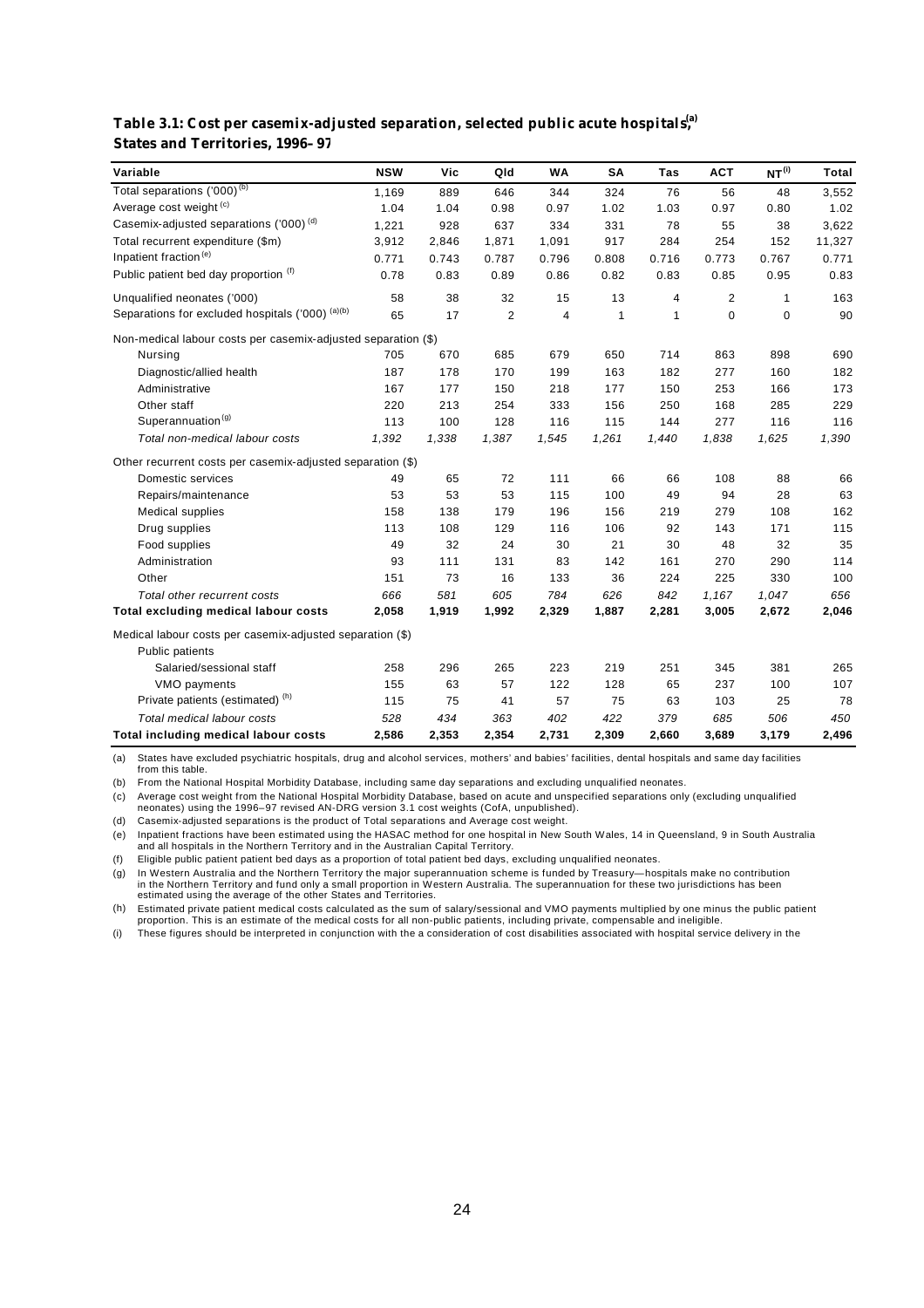**Table 3.1: Cost per casemix-adjusted separation, selected public acute hospitals,[a] States and Territories, 1996–97**

| Variable | NSW | Vic | Qld | WA | SA | Tas | ACT | NT[i] | Total |
|---|---|---|---|---|---|---|---|---|---|
| Total separations ('000)[b] | 1,169 | 889 | 646 | 344 | 324 | 76 | 56 | 48 | 3,552 |
| Average cost weight[c] | 1.04 | 1.04 | 0.98 | 0.97 | 1.02 | 1.03 | 0.97 | 0.80 | 1.02 |
| Casemix-adjusted separations ('000)[d] | 1,221 | 928 | 637 | 334 | 331 | 78 | 55 | 38 | 3,622 |
| Total recurrent expenditure ($m) | 3,912 | 2,846 | 1,871 | 1,091 | 917 | 284 | 254 | 152 | 11,327 |
| Inpatient fraction[e] | 0.771 | 0.743 | 0.787 | 0.796 | 0.808 | 0.716 | 0.773 | 0.767 | 0.771 |
| Public patient bed day proportion[f] | 0.78 | 0.83 | 0.89 | 0.86 | 0.82 | 0.83 | 0.85 | 0.95 | 0.83 |
| Unqualified neonates ('000) | 58 | 38 | 32 | 15 | 13 | 4 | 2 | 1 | 163 |
| Separations for excluded hospitals ('000)[a][b] | 65 | 17 | 2 | 4 | 1 | 1 | 0 | 0 | 90 |
| Non-medical labour costs per casemix-adjusted separation ($) | | | | | | | | | |
| Nursing | 705 | 670 | 685 | 679 | 650 | 714 | 863 | 898 | 690 |
| Diagnostic/allied health | 187 | 178 | 170 | 199 | 163 | 182 | 277 | 160 | 182 |
| Administrative | 167 | 177 | 150 | 218 | 177 | 150 | 253 | 166 | 173 |
| Other staff | 220 | 213 | 254 | 333 | 156 | 250 | 168 | 285 | 229 |
| Superannuation[g] | 113 | 100 | 128 | 116 | 115 | 144 | 277 | 116 | 116 |
| *Total non-medical labour costs* | *1,392* | *1,338* | *1,387* | *1,545* | *1,261* | *1,440* | *1,838* | *1,625* | *1,390* |
| Other recurrent costs per casemix-adjusted separation ($) | | | | | | | | | |
| Domestic services | 49 | 65 | 72 | 111 | 66 | 66 | 108 | 88 | 66 |
| Repairs/maintenance | 53 | 53 | 53 | 115 | 100 | 49 | 94 | 28 | 63 |
| Medical supplies | 158 | 138 | 179 | 196 | 156 | 219 | 279 | 108 | 162 |
| Drug supplies | 113 | 108 | 129 | 116 | 106 | 92 | 143 | 171 | 115 |
| Food supplies | 49 | 32 | 24 | 30 | 21 | 30 | 48 | 32 | 35 |
| Administration | 93 | 111 | 131 | 83 | 142 | 161 | 270 | 290 | 114 |
| Other | 151 | 73 | 16 | 133 | 36 | 224 | 225 | 330 | 100 |
| *Total other recurrent costs* | *666* | *581* | *605* | *784* | *626* | *842* | *1,167* | *1,047* | *656* |
| **Total excluding medical labour costs** | **2,058** | **1,919** | **1,992** | **2,329** | **1,887** | **2,281** | **3,005** | **2,672** | **2,046** |
| Medical labour costs per casemix-adjusted separation ($) | | | | | | | | | |
| Public patients | | | | | | | | | |
| Salaried/sessional staff | 258 | 296 | 265 | 223 | 219 | 251 | 345 | 381 | 265 |
| VMO payments | 155 | 63 | 57 | 122 | 128 | 65 | 237 | 100 | 107 |
| Private patients (estimated)[h] | 115 | 75 | 41 | 57 | 75 | 63 | 103 | 25 | 78 |
| *Total medical labour costs* | *528* | *434* | *363* | *402* | *422* | *379* | *685* | *506* | *450* |
| **Total including medical labour costs** | **2,586** | **2,353** | **2,354** | **2,731** | **2,309** | **2,660** | **3,689** | **3,179** | **2,496** |

(a) States have excluded psychiatric hospitals, drug and alcohol services, mothers' and babies' facilities, dental hospitals and same day facilities from this table.

(b) From the National Hospital Morbidity Database, including same day separations and excluding unqualified neonates.

(c) Average cost weight from the National Hospital Morbidity Database, based on acute and unspecified separations only (excluding unqualified neonates) using the 1996–97 revised AN-DRG version 3.1 cost weights (CofA, unpublished).

(d) Casemix-adjusted separations is the product of Total separations and Average cost weight.

(e) Inpatient fractions have been estimated using the HASAC method for one hospital in New South Wales, 14 in Queensland, 9 in South Australia and all hospitals in the Northern Territory and in the Australian Capital Territory.

(f) Eligible public patient patient bed days as a proportion of total patient bed days, excluding unqualified neonates.

(g) In Western Australia and the Northern Territory the major superannuation scheme is funded by Treasury—hospitals make no contribution in the Northern Territory and fund only a small proportion in Western Australia. The superannuation for these two jurisdictions has been estimated using the average of the other States and Territories.

(h) Estimated private patient medical costs calculated as the sum of salary/sessional and VMO payments multiplied by one minus the public patient proportion. This is an estimate of the medical costs for all non-public patients, including private, compensable and ineligible.

(i) These figures should be interpreted in conjunction with the a consideration of cost disabilities associated with hospital service delivery in the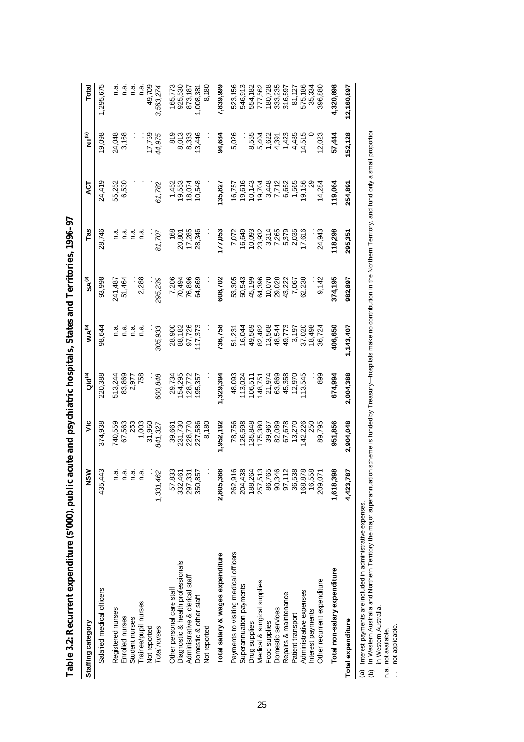**Table 3.2: Recurrent expenditure ($'000), public acute and psychiatric hospitals, States and Territories, 1996–97**

| Staffing category | NSW | Vic | Qld[a] | WA[b] | SA[a] | Tas | ACT | NT[b] | Total |
|---|---|---|---|---|---|---|---|---|---|
| Salaried medical officers | 435,443 | 374,938 | 220,388 | 98,644 | 93,998 | 28,746 | 24,419 | 19,098 | 1,295,675 |
| Registered nurses | n.a. | 740,559 | 513,244 | n.a. | 241,487 | n.a. | 55,252 | 24,048 | n.a. |
| Enrolled nurses | n.a. | 67,563 | 83,869 | n.a. | 51,464 | n.a. | 6,530 | 3,168 | n.a. |
| Student nurses | n.a. | 253 | 2,977 | n.a. | . . | n.a. | . . | . . | n.a. |
| Trainee/pupil nurses | n.a. | 1,003 | 758 | n.a. | 2,288 | n.a. | . . | . . | n.a. |
| Not reported | . . | 31,950 | . . | . . | . . | . . | . . | 17,759 | 49,709 |
| *Total nurses* | *1,331,462* | *841,327* | *600,848* | *305,933* | *295,239* | *81,707* | *61,782* | *44,975* | *3,563,274* |
| Other personal care staff | 57,833 | 39,661 | 29,734 | 28,900 | 7,206 | 168 | 1,452 | 819 | 165,773 |
| Diagnostic & health professionals | 332,461 | 231,730 | 154,295 | 88,182 | 70,494 | 20,801 | 19,553 | 8,013 | 925,530 |
| Administrative & clerical staff | 297,331 | 228,770 | 128,772 | 97,726 | 76,896 | 17,285 | 18,074 | 8,333 | 873,187 |
| Domestic & other staff | 350,857 | 227,586 | 195,357 | 117,373 | 64,869 | 28,346 | 10,548 | 13,446 | 1,008,381 |
| Not reported | . . | 8,180 | . . | . . | . . | . . | . . | . . | 8,180 |
| **Total salary & wages expenditure** | **2,805,388** | **1,952,192** | **1,329,394** | **736,758** | **608,702** | **177,053** | **135,827** | **94,684** | **7,839,999** |
| Payments to visiting medical officers | 262,916 | 78,756 | 48,093 | 51,231 | 53,305 | 7,072 | 16,757 | 5,026 | 523,156 |
| Superannuation payments | 204,438 | 126,598 | 113,024 | 16,044 | 50,543 | 16,649 | 19,616 | . . | 546,913 |
| Drug supplies | 188,264 | 135,848 | 106,511 | 49,569 | 45,199 | 10,093 | 10,143 | 8,555 | 554,182 |
| Medical & surgical supplies | 257,513 | 175,380 | 148,751 | 82,482 | 64,396 | 23,932 | 19,704 | 5,404 | 777,562 |
| Food supplies | 86,765 | 39,967 | 21,974 | 13,568 | 10,070 | 3,314 | 3,448 | 1,622 | 180,728 |
| Domestic services | 90,346 | 82,089 | 63,869 | 48,544 | 29,020 | 7,265 | 7,712 | 4,391 | 333,235 |
| Repairs & maintenance | 97,112 | 67,678 | 45,358 | 49,773 | 43,222 | 5,379 | 6,652 | 1,423 | 316,597 |
| Patient transport | 36,538 | 13,270 | 12,970 | 3,197 | 7,067 | 2,035 | 1,565 | 4,485 | 81,127 |
| Administrative expenses | 168,878 | 142,226 | 113,545 | 37,020 | 62,230 | 17,616 | 19,156 | 14,515 | 575,186 |
| Interest payments | 16,558 | 250 | . . | 18,498 | . . | . . | 29 | 0 | 35,334 |
| Other recurrent expenditure | 209,071 | 89,795 | 899 | 36,724 | 9,142 | 24,943 | 14,284 | 12,023 | 396,880 |
| **Total non-salary expenditure** | **1,618,398** | **951,856** | **674,994** | **406,650** | **374,195** | **118,298** | **119,064** | **57,444** | **4,320,898** |
| **Total expenditure** | **4,423,787** | **2,904,048** | **2,004,388** | **1,143,407** | **982,897** | **295,351** | **254,891** | **152,128** | **12,160,897** |

(a) Interest payments are included in administrative expenses.
(b) In Western Australia and Northern Territory the major superannuation scheme is funded by Treasury—hospitals make no contribution in the Northern Territory, and fund only a small proportion in Western Australia.

n.a. not available.
. . not applicable.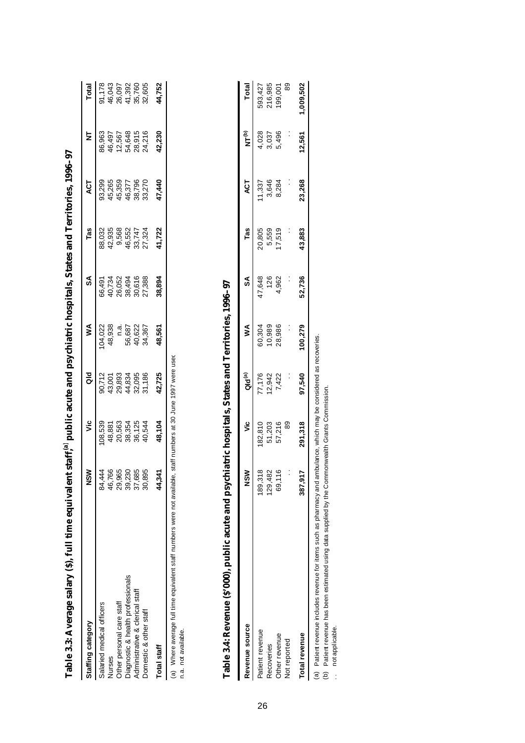## Table 3.3: Average salary ($), full time equivalent staff,[a] public acute and psychiatric hospitals, States and Territories, 1996–97

| Staffing category | NSW | Vic | Qld | WA | SA | Tas | ACT | NT | Total |
|---|---|---|---|---|---|---|---|---|---|
| Salaried medical officers | 84,444 | 108,539 | 90,712 | 104,022 | 66,491 | 88,032 | 93,299 | 86,963 | 91,178 |
| Nurses | 46,766 | 48,881 | 43,001 | 48,938 | 40,734 | 42,935 | 45,265 | 46,497 | 46,043 |
| Other personal care staff | 29,965 | 20,563 | 29,893 | n.a. | 26,052 | 9,568 | 45,359 | 12,567 | 26,097 |
| Diagnostic & health professionals | 39,230 | 38,354 | 44,834 | 56,687 | 38,494 | 46,552 | 46,377 | 54,648 | 41,392 |
| Administrative & clerical staff | 37,685 | 36,125 | 32,095 | 40,622 | 30,616 | 33,747 | 38,796 | 28,915 | 35,760 |
| Domestic & other staff | 30,895 | 40,544 | 31,186 | 34,367 | 27,388 | 27,324 | 33,270 | 24,216 | 32,605 |
| **Total staff** | **44,341** | **48,104** | **42,725** | **48,561** | **38,894** | **41,722** | **47,440** | **42,230** | **44,752** |

(a) Where average full time equivalent staff numbers were not available, staff numbers at 30 June 1997 were used.
n.a. not available.

## Table 3.4: Revenue ($'000), public acute and psychiatric hospitals, States and Territories, 1996–97

| Revenue source | NSW | Vic | Qld[a] | WA | SA | Tas | ACT | NT[b] | Total |
|---|---|---|---|---|---|---|---|---|---|
| Patient revenue | 189,318 | 182,810 | 77,176 | 60,304 | 47,648 | 20,805 | 11,337 | 4,028 | 593,427 |
| Recoveries | 129,482 | 51,203 | 12,942 | 10,989 | 126 | 5,559 | 3,646 | 3,037 | 216,985 |
| Other revenue | 69,116 | 57,216 | 7,422 | 28,986 | 4,962 | 17,519 | 8,284 | 5,496 | 199,001 |
| Not reported | . . | 89 | . . | . . | . . | . . | . . | . . | 89 |
| **Total revenue** | **387,917** | **291,318** | **97,540** | **100,279** | **52,736** | **43,883** | **23,268** | **12,561** | **1,009,502** |

(a) Patient revenue includes revenue for items such as pharmacy and ambulance, which may be considered as recoveries.
(b) Patient revenue has been estimated using data supplied by the Commonwealth Grants Commission.
. . not applicable.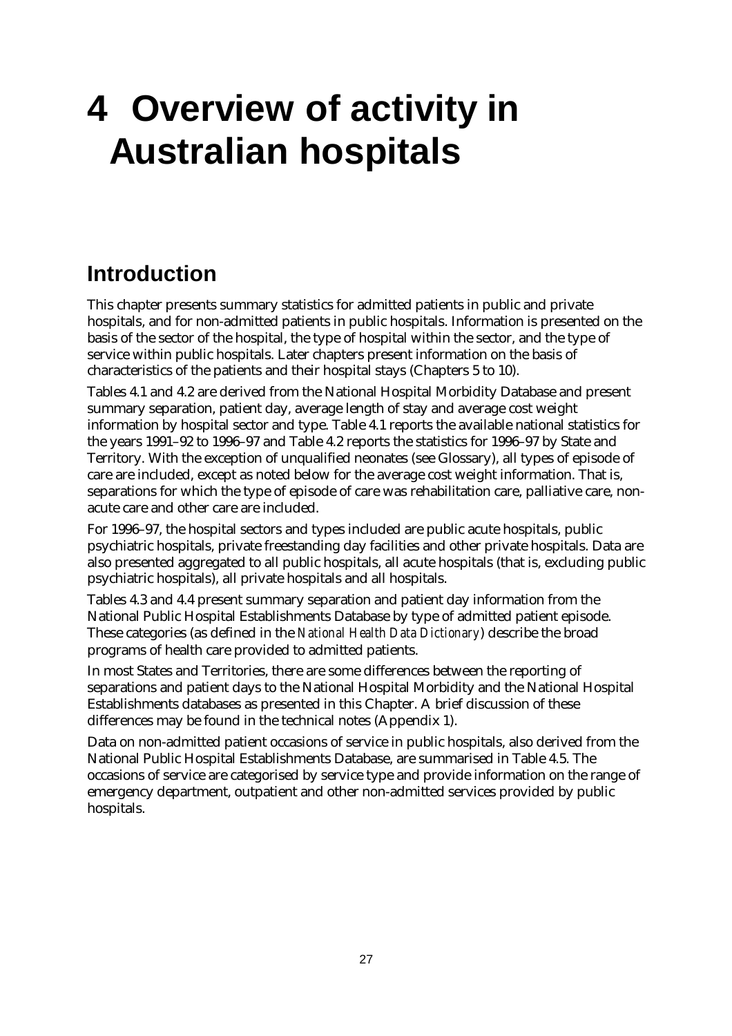# 4 Overview of activity in Australian hospitals

## Introduction

This chapter presents summary statistics for admitted patients in public and private hospitals, and for non-admitted patients in public hospitals. Information is presented on the basis of the sector of the hospital, the type of hospital within the sector, and the type of service within public hospitals. Later chapters present information on the basis of characteristics of the patients and their hospital stays (Chapters 5 to 10).

Tables 4.1 and 4.2 are derived from the National Hospital Morbidity Database and present summary separation, patient day, average length of stay and average cost weight information by hospital sector and type. Table 4.1 reports the available national statistics for the years 1991–92 to 1996–97 and Table 4.2 reports the statistics for 1996–97 by State and Territory. With the exception of unqualified neonates (see Glossary), all types of episode of care are included, except as noted below for the average cost weight information. That is, separations for which the type of episode of care was rehabilitation care, palliative care, non-acute care and other care are included.

For 1996–97, the hospital sectors and types included are public acute hospitals, public psychiatric hospitals, private freestanding day facilities and other private hospitals. Data are also presented aggregated to all public hospitals, all acute hospitals (that is, excluding public psychiatric hospitals), all private hospitals and all hospitals.

Tables 4.3 and 4.4 present summary separation and patient day information from the National Public Hospital Establishments Database by type of admitted patient episode. These categories (as defined in the *National Health Data Dictionary*) describe the broad programs of health care provided to admitted patients.

In most States and Territories, there are some differences between the reporting of separations and patient days to the National Hospital Morbidity and the National Hospital Establishments databases as presented in this Chapter. A brief discussion of these differences may be found in the technical notes (Appendix 1).

Data on non-admitted patient occasions of service in public hospitals, also derived from the National Public Hospital Establishments Database, are summarised in Table 4.5. The occasions of service are categorised by service type and provide information on the range of emergency department, outpatient and other non-admitted services provided by public hospitals.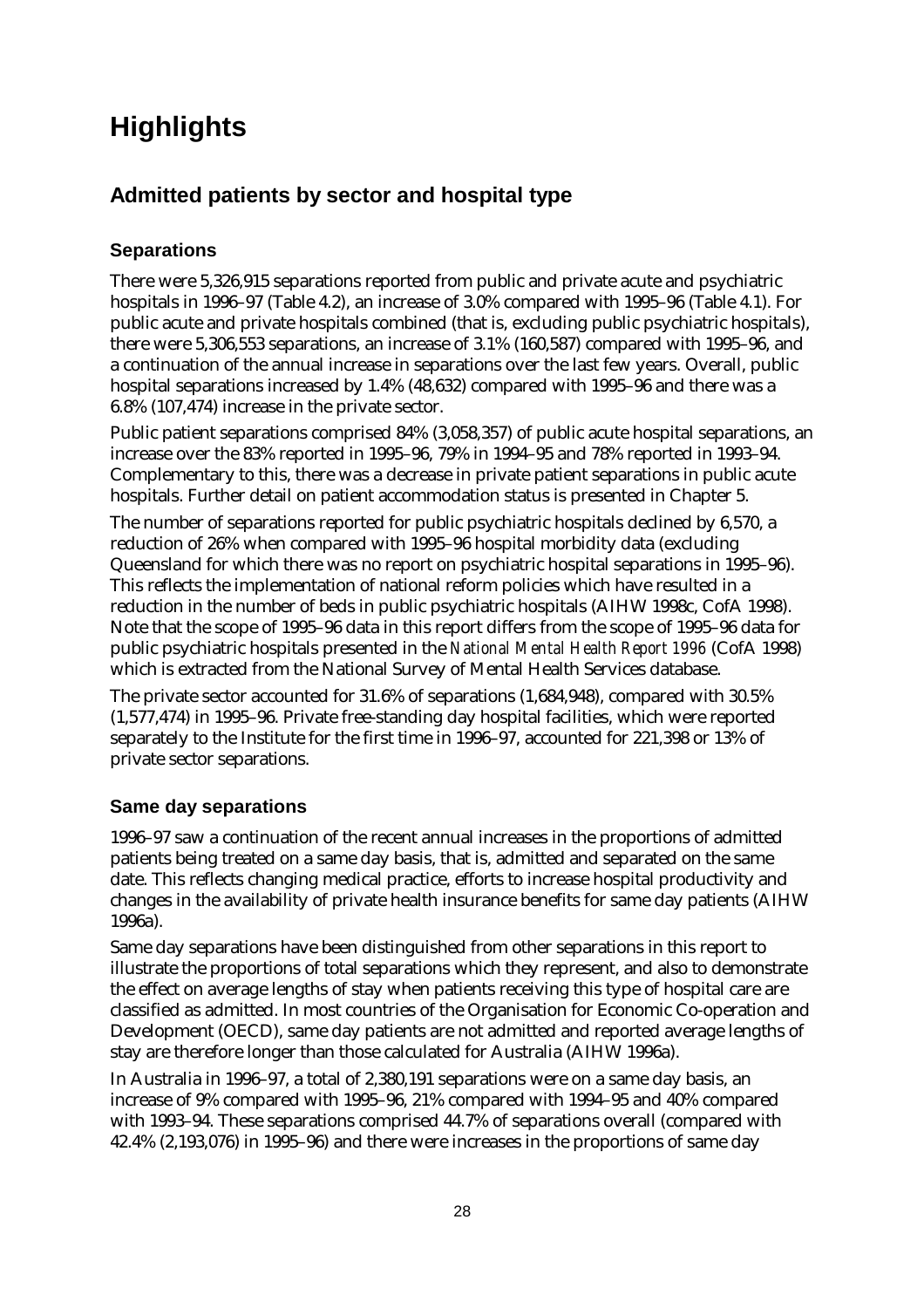# Highlights

## Admitted patients by sector and hospital type

### Separations

There were 5,326,915 separations reported from public and private acute and psychiatric hospitals in 1996–97 (Table 4.2), an increase of 3.0% compared with 1995–96 (Table 4.1). For public acute and private hospitals combined (that is, excluding public psychiatric hospitals), there were 5,306,553 separations, an increase of 3.1% (160,587) compared with 1995–96, and a continuation of the annual increase in separations over the last few years. Overall, public hospital separations increased by 1.4% (48,632) compared with 1995–96 and there was a 6.8% (107,474) increase in the private sector.

Public patient separations comprised 84% (3,058,357) of public acute hospital separations, an increase over the 83% reported in 1995–96, 79% in 1994–95 and 78% reported in 1993–94. Complementary to this, there was a decrease in private patient separations in public acute hospitals. Further detail on patient accommodation status is presented in Chapter 5.

The number of separations reported for public psychiatric hospitals declined by 6,570, a reduction of 26% when compared with 1995–96 hospital morbidity data (excluding Queensland for which there was no report on psychiatric hospital separations in 1995–96). This reflects the implementation of national reform policies which have resulted in a reduction in the number of beds in public psychiatric hospitals (AIHW 1998c, CofA 1998). Note that the scope of 1995–96 data in this report differs from the scope of 1995–96 data for public psychiatric hospitals presented in the *National Mental Health Report 1996* (CofA 1998) which is extracted from the National Survey of Mental Health Services database.

The private sector accounted for 31.6% of separations (1,684,948), compared with 30.5% (1,577,474) in 1995–96. Private free-standing day hospital facilities, which were reported separately to the Institute for the first time in 1996–97, accounted for 221,398 or 13% of private sector separations.

### Same day separations

1996–97 saw a continuation of the recent annual increases in the proportions of admitted patients being treated on a same day basis, that is, admitted and separated on the same date. This reflects changing medical practice, efforts to increase hospital productivity and changes in the availability of private health insurance benefits for same day patients (AIHW 1996a).

Same day separations have been distinguished from other separations in this report to illustrate the proportions of total separations which they represent, and also to demonstrate the effect on average lengths of stay when patients receiving this type of hospital care are classified as admitted. In most countries of the Organisation for Economic Co-operation and Development (OECD), same day patients are not admitted and reported average lengths of stay are therefore longer than those calculated for Australia (AIHW 1996a).

In Australia in 1996–97, a total of 2,380,191 separations were on a same day basis, an increase of 9% compared with 1995–96, 21% compared with 1994–95 and 40% compared with 1993–94. These separations comprised 44.7% of separations overall (compared with 42.4% (2,193,076) in 1995–96) and there were increases in the proportions of same day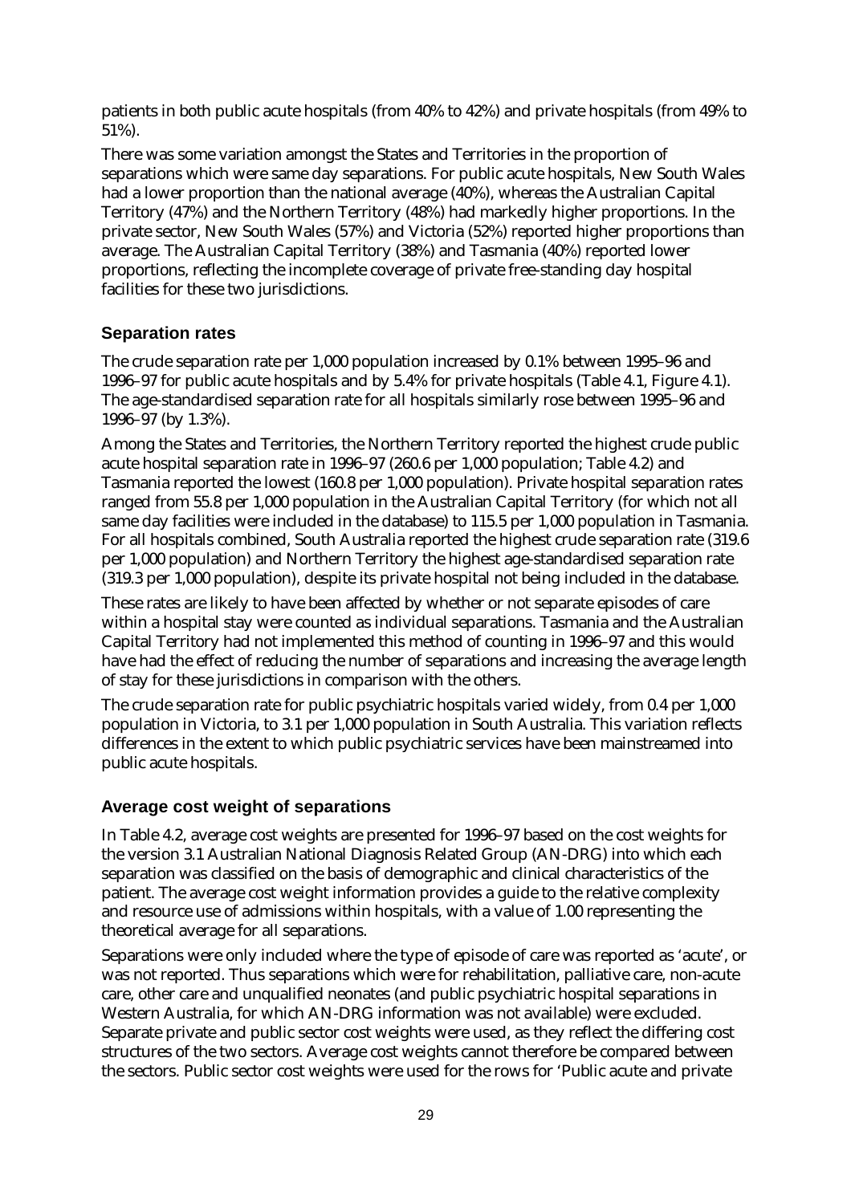patients in both public acute hospitals (from 40% to 42%) and private hospitals (from 49% to 51%).

There was some variation amongst the States and Territories in the proportion of separations which were same day separations. For public acute hospitals, New South Wales had a lower proportion than the national average (40%), whereas the Australian Capital Territory (47%) and the Northern Territory (48%) had markedly higher proportions. In the private sector, New South Wales (57%) and Victoria (52%) reported higher proportions than average. The Australian Capital Territory (38%) and Tasmania (40%) reported lower proportions, reflecting the incomplete coverage of private free-standing day hospital facilities for these two jurisdictions.

### Separation rates

The crude separation rate per 1,000 population increased by 0.1% between 1995–96 and 1996–97 for public acute hospitals and by 5.4% for private hospitals (Table 4.1, Figure 4.1). The age-standardised separation rate for all hospitals similarly rose between 1995–96 and 1996–97 (by 1.3%).

Among the States and Territories, the Northern Territory reported the highest crude public acute hospital separation rate in 1996–97 (260.6 per 1,000 population; Table 4.2) and Tasmania reported the lowest (160.8 per 1,000 population). Private hospital separation rates ranged from 55.8 per 1,000 population in the Australian Capital Territory (for which not all same day facilities were included in the database) to 115.5 per 1,000 population in Tasmania. For all hospitals combined, South Australia reported the highest crude separation rate (319.6 per 1,000 population) and Northern Territory the highest age-standardised separation rate (319.3 per 1,000 population), despite its private hospital not being included in the database.

These rates are likely to have been affected by whether or not separate episodes of care within a hospital stay were counted as individual separations. Tasmania and the Australian Capital Territory had not implemented this method of counting in 1996–97 and this would have had the effect of reducing the number of separations and increasing the average length of stay for these jurisdictions in comparison with the others.

The crude separation rate for public psychiatric hospitals varied widely, from 0.4 per 1,000 population in Victoria, to 3.1 per 1,000 population in South Australia. This variation reflects differences in the extent to which public psychiatric services have been mainstreamed into public acute hospitals.

### Average cost weight of separations

In Table 4.2, average cost weights are presented for 1996–97 based on the cost weights for the version 3.1 Australian National Diagnosis Related Group (AN-DRG) into which each separation was classified on the basis of demographic and clinical characteristics of the patient. The average cost weight information provides a guide to the relative complexity and resource use of admissions within hospitals, with a value of 1.00 representing the theoretical average for all separations.

Separations were only included where the type of episode of care was reported as 'acute', or was not reported. Thus separations which were for rehabilitation, palliative care, non-acute care, other care and unqualified neonates (and public psychiatric hospital separations in Western Australia, for which AN-DRG information was not available) were excluded. Separate private and public sector cost weights were used, as they reflect the differing cost structures of the two sectors. Average cost weights cannot therefore be compared between the sectors. Public sector cost weights were used for the rows for 'Public acute and private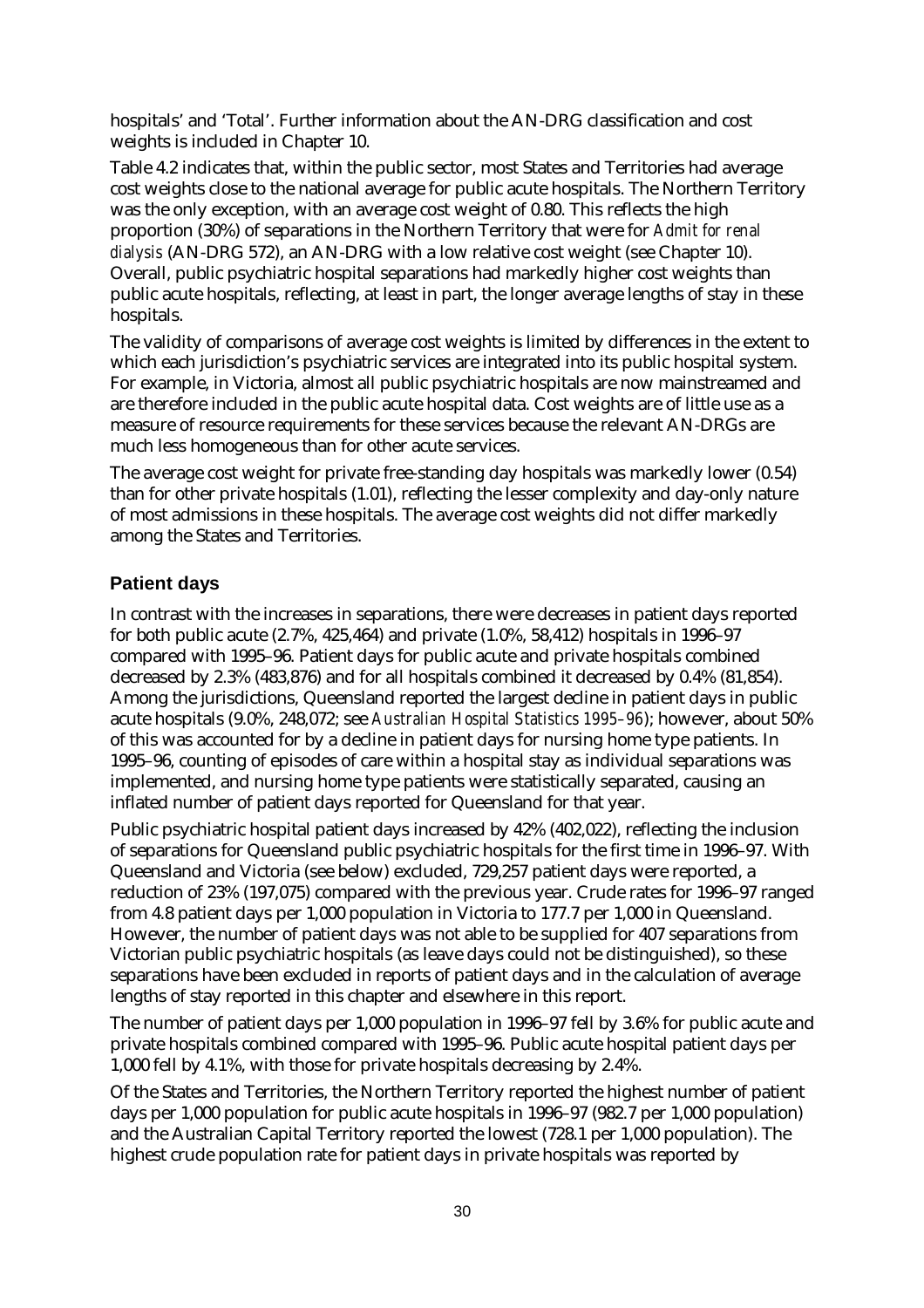hospitals' and 'Total'. Further information about the AN-DRG classification and cost weights is included in Chapter 10.

Table 4.2 indicates that, within the public sector, most States and Territories had average cost weights close to the national average for public acute hospitals. The Northern Territory was the only exception, with an average cost weight of 0.80. This reflects the high proportion (30%) of separations in the Northern Territory that were for *Admit for renal dialysis* (AN-DRG 572), an AN-DRG with a low relative cost weight (see Chapter 10). Overall, public psychiatric hospital separations had markedly higher cost weights than public acute hospitals, reflecting, at least in part, the longer average lengths of stay in these hospitals.

The validity of comparisons of average cost weights is limited by differences in the extent to which each jurisdiction's psychiatric services are integrated into its public hospital system. For example, in Victoria, almost all public psychiatric hospitals are now mainstreamed and are therefore included in the public acute hospital data. Cost weights are of little use as a measure of resource requirements for these services because the relevant AN-DRGs are much less homogeneous than for other acute services.

The average cost weight for private free-standing day hospitals was markedly lower (0.54) than for other private hospitals (1.01), reflecting the lesser complexity and day-only nature of most admissions in these hospitals. The average cost weights did not differ markedly among the States and Territories.

### Patient days

In contrast with the increases in separations, there were decreases in patient days reported for both public acute (2.7%, 425,464) and private (1.0%, 58,412) hospitals in 1996–97 compared with 1995–96. Patient days for public acute and private hospitals combined decreased by 2.3% (483,876) and for all hospitals combined it decreased by 0.4% (81,854). Among the jurisdictions, Queensland reported the largest decline in patient days in public acute hospitals (9.0%, 248,072; see *Australian Hospital Statistics 1995–96*); however, about 50% of this was accounted for by a decline in patient days for nursing home type patients. In 1995–96, counting of episodes of care within a hospital stay as individual separations was implemented, and nursing home type patients were statistically separated, causing an inflated number of patient days reported for Queensland for that year.

Public psychiatric hospital patient days increased by 42% (402,022), reflecting the inclusion of separations for Queensland public psychiatric hospitals for the first time in 1996–97. With Queensland and Victoria (see below) excluded, 729,257 patient days were reported, a reduction of 23% (197,075) compared with the previous year. Crude rates for 1996–97 ranged from 4.8 patient days per 1,000 population in Victoria to 177.7 per 1,000 in Queensland. However, the number of patient days was not able to be supplied for 407 separations from Victorian public psychiatric hospitals (as leave days could not be distinguished), so these separations have been excluded in reports of patient days and in the calculation of average lengths of stay reported in this chapter and elsewhere in this report.

The number of patient days per 1,000 population in 1996–97 fell by 3.6% for public acute and private hospitals combined compared with 1995–96. Public acute hospital patient days per 1,000 fell by 4.1%, with those for private hospitals decreasing by 2.4%.

Of the States and Territories, the Northern Territory reported the highest number of patient days per 1,000 population for public acute hospitals in 1996–97 (982.7 per 1,000 population) and the Australian Capital Territory reported the lowest (728.1 per 1,000 population). The highest crude population rate for patient days in private hospitals was reported by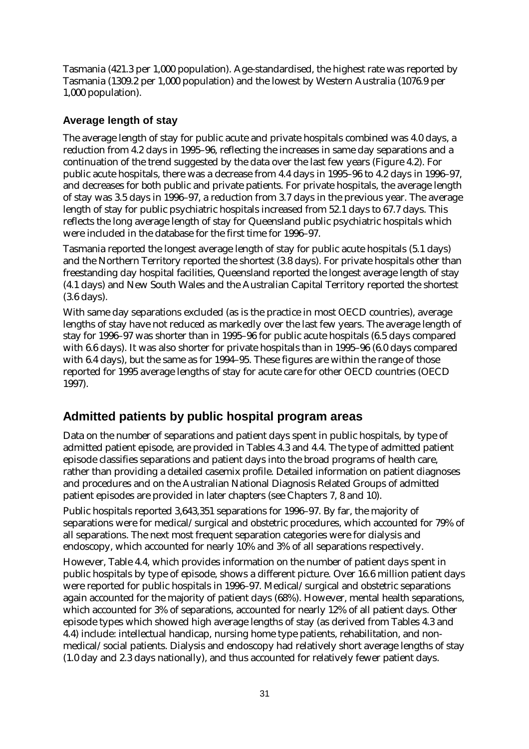Tasmania (421.3 per 1,000 population). Age-standardised, the highest rate was reported by Tasmania (1309.2 per 1,000 population) and the lowest by Western Australia (1076.9 per 1,000 population).

### Average length of stay

The average length of stay for public acute and private hospitals combined was 4.0 days, a reduction from 4.2 days in 1995–96, reflecting the increases in same day separations and a continuation of the trend suggested by the data over the last few years (Figure 4.2). For public acute hospitals, there was a decrease from 4.4 days in 1995–96 to 4.2 days in 1996–97, and decreases for both public and private patients. For private hospitals, the average length of stay was 3.5 days in 1996–97, a reduction from 3.7 days in the previous year. The average length of stay for public psychiatric hospitals increased from 52.1 days to 67.7 days. This reflects the long average length of stay for Queensland public psychiatric hospitals which were included in the database for the first time for 1996–97.

Tasmania reported the longest average length of stay for public acute hospitals (5.1 days) and the Northern Territory reported the shortest (3.8 days). For private hospitals other than freestanding day hospital facilities, Queensland reported the longest average length of stay (4.1 days) and New South Wales and the Australian Capital Territory reported the shortest (3.6 days).

With same day separations excluded (as is the practice in most OECD countries), average lengths of stay have not reduced as markedly over the last few years. The average length of stay for 1996–97 was shorter than in 1995–96 for public acute hospitals (6.5 days compared with 6.6 days). It was also shorter for private hospitals than in 1995–96 (6.0 days compared with 6.4 days), but the same as for 1994–95. These figures are within the range of those reported for 1995 average lengths of stay for acute care for other OECD countries (OECD 1997).

## Admitted patients by public hospital program areas

Data on the number of separations and patient days spent in public hospitals, by type of admitted patient episode, are provided in Tables 4.3 and 4.4. The type of admitted patient episode classifies separations and patient days into the broad programs of health care, rather than providing a detailed casemix profile. Detailed information on patient diagnoses and procedures and on the Australian National Diagnosis Related Groups of admitted patient episodes are provided in later chapters (see Chapters 7, 8 and 10).

Public hospitals reported 3,643,351 separations for 1996–97. By far, the majority of separations were for medical/surgical and obstetric procedures, which accounted for 79% of all separations. The next most frequent separation categories were for dialysis and endoscopy, which accounted for nearly 10% and 3% of all separations respectively.

However, Table 4.4, which provides information on the number of patient days spent in public hospitals by type of episode, shows a different picture. Over 16.6 million patient days were reported for public hospitals in 1996–97. Medical/surgical and obstetric separations again accounted for the majority of patient days (68%). However, mental health separations, which accounted for 3% of separations, accounted for nearly 12% of all patient days. Other episode types which showed high average lengths of stay (as derived from Tables 4.3 and 4.4) include: intellectual handicap, nursing home type patients, rehabilitation, and non-medical/social patients. Dialysis and endoscopy had relatively short average lengths of stay (1.0 day and 2.3 days nationally), and thus accounted for relatively fewer patient days.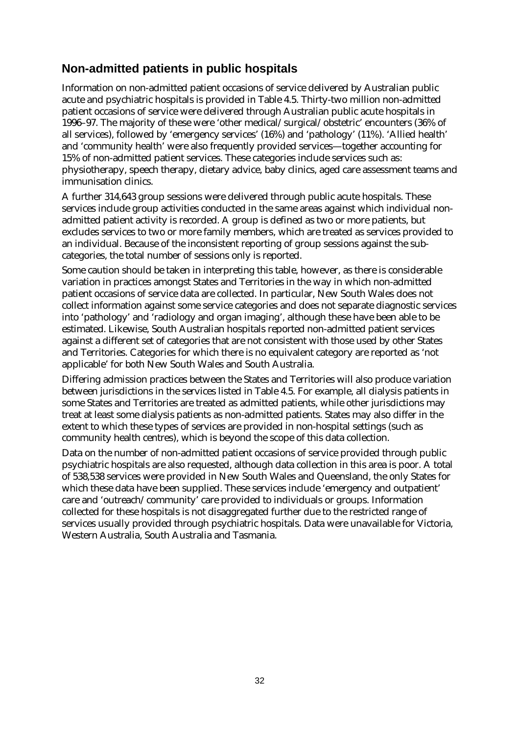## Non-admitted patients in public hospitals

Information on non-admitted patient occasions of service delivered by Australian public acute and psychiatric hospitals is provided in Table 4.5. Thirty-two million non-admitted patient occasions of service were delivered through Australian public acute hospitals in 1996–97. The majority of these were 'other medical/surgical/obstetric' encounters (36% of all services), followed by 'emergency services' (16%) and 'pathology' (11%). 'Allied health' and 'community health' were also frequently provided services—together accounting for 15% of non-admitted patient services. These categories include services such as: physiotherapy, speech therapy, dietary advice, baby clinics, aged care assessment teams and immunisation clinics.

A further 314,643 group sessions were delivered through public acute hospitals. These services include group activities conducted in the same areas against which individual non-admitted patient activity is recorded. A group is defined as two or more patients, but excludes services to two or more family members, which are treated as services provided to an individual. Because of the inconsistent reporting of group sessions against the sub-categories, the total number of sessions only is reported.

Some caution should be taken in interpreting this table, however, as there is considerable variation in practices amongst States and Territories in the way in which non-admitted patient occasions of service data are collected. In particular, New South Wales does not collect information against some service categories and does not separate diagnostic services into 'pathology' and 'radiology and organ imaging', although these have been able to be estimated. Likewise, South Australian hospitals reported non-admitted patient services against a different set of categories that are not consistent with those used by other States and Territories. Categories for which there is no equivalent category are reported as 'not applicable' for both New South Wales and South Australia.

Differing admission practices between the States and Territories will also produce variation between jurisdictions in the services listed in Table 4.5. For example, all dialysis patients in some States and Territories are treated as admitted patients, while other jurisdictions may treat at least some dialysis patients as non-admitted patients. States may also differ in the extent to which these types of services are provided in non-hospital settings (such as community health centres), which is beyond the scope of this data collection.

Data on the number of non-admitted patient occasions of service provided through public psychiatric hospitals are also requested, although data collection in this area is poor. A total of 538,538 services were provided in New South Wales and Queensland, the only States for which these data have been supplied. These services include 'emergency and outpatient' care and 'outreach/community' care provided to individuals or groups. Information collected for these hospitals is not disaggregated further due to the restricted range of services usually provided through psychiatric hospitals. Data were unavailable for Victoria, Western Australia, South Australia and Tasmania.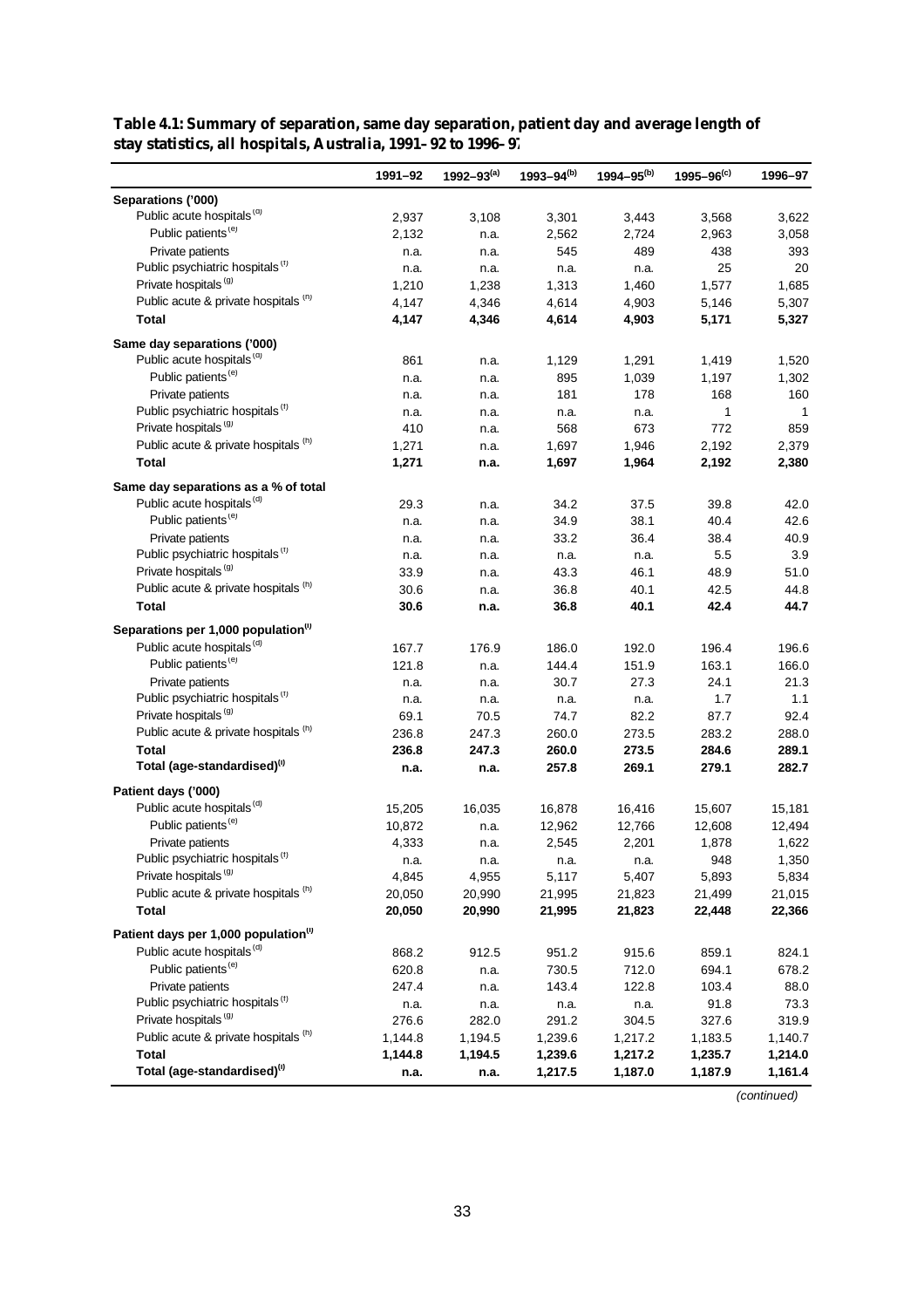**Table 4.1: Summary of separation, same day separation, patient day and average length of stay statistics, all hospitals, Australia, 1991–92 to 1996–97**

| | 1991–92 | 1992–93[(a)] | 1993–94[(b)] | 1994–95[(b)] | 1995–96[(c)] | 1996–97 |
|---|---|---|---|---|---|---|
| **Separations ('000)** | | | | | | |
| Public acute hospitals [(d)] | 2,937 | 3,108 | 3,301 | 3,443 | 3,568 | 3,622 |
| Public patients [(e)] | 2,132 | n.a. | 2,562 | 2,724 | 2,963 | 3,058 |
| Private patients | n.a. | n.a. | 545 | 489 | 438 | 393 |
| Public psychiatric hospitals [(f)] | n.a. | n.a. | n.a. | n.a. | 25 | 20 |
| Private hospitals [(g)] | 1,210 | 1,238 | 1,313 | 1,460 | 1,577 | 1,685 |
| Public acute & private hospitals [(h)] | 4,147 | 4,346 | 4,614 | 4,903 | 5,146 | 5,307 |
| **Total** | **4,147** | **4,346** | **4,614** | **4,903** | **5,171** | **5,327** |
| **Same day separations ('000)** | | | | | | |
| Public acute hospitals [(d)] | 861 | n.a. | 1,129 | 1,291 | 1,419 | 1,520 |
| Public patients [(e)] | n.a. | n.a. | 895 | 1,039 | 1,197 | 1,302 |
| Private patients | n.a. | n.a. | 181 | 178 | 168 | 160 |
| Public psychiatric hospitals [(f)] | n.a. | n.a. | n.a. | n.a. | 1 | 1 |
| Private hospitals [(g)] | 410 | n.a. | 568 | 673 | 772 | 859 |
| Public acute & private hospitals [(h)] | 1,271 | n.a. | 1,697 | 1,946 | 2,192 | 2,379 |
| **Total** | **1,271** | **n.a.** | **1,697** | **1,964** | **2,192** | **2,380** |
| **Same day separations as a % of total** | | | | | | |
| Public acute hospitals [(d)] | 29.3 | n.a. | 34.2 | 37.5 | 39.8 | 42.0 |
| Public patients [(e)] | n.a. | n.a. | 34.9 | 38.1 | 40.4 | 42.6 |
| Private patients | n.a. | n.a. | 33.2 | 36.4 | 38.4 | 40.9 |
| Public psychiatric hospitals [(f)] | n.a. | n.a. | n.a. | n.a. | 5.5 | 3.9 |
| Private hospitals [(g)] | 33.9 | n.a. | 43.3 | 46.1 | 48.9 | 51.0 |
| Public acute & private hospitals [(h)] | 30.6 | n.a. | 36.8 | 40.1 | 42.5 | 44.8 |
| **Total** | **30.6** | **n.a.** | **36.8** | **40.1** | **42.4** | **44.7** |
| **Separations per 1,000 population[(i)]** | | | | | | |
| Public acute hospitals [(d)] | 167.7 | 176.9 | 186.0 | 192.0 | 196.4 | 196.6 |
| Public patients [(e)] | 121.8 | n.a. | 144.4 | 151.9 | 163.1 | 166.0 |
| Private patients | n.a. | n.a. | 30.7 | 27.3 | 24.1 | 21.3 |
| Public psychiatric hospitals [(f)] | n.a. | n.a. | n.a. | n.a. | 1.7 | 1.1 |
| Private hospitals [(g)] | 69.1 | 70.5 | 74.7 | 82.2 | 87.7 | 92.4 |
| Public acute & private hospitals [(h)] | 236.8 | 247.3 | 260.0 | 273.5 | 283.2 | 288.0 |
| **Total** | **236.8** | **247.3** | **260.0** | **273.5** | **284.6** | **289.1** |
| **Total (age-standardised)[(i)]** | **n.a.** | **n.a.** | **257.8** | **269.1** | **279.1** | **282.7** |
| **Patient days ('000)** | | | | | | |
| Public acute hospitals [(d)] | 15,205 | 16,035 | 16,878 | 16,416 | 15,607 | 15,181 |
| Public patients [(e)] | 10,872 | n.a. | 12,962 | 12,766 | 12,608 | 12,494 |
| Private patients | 4,333 | n.a. | 2,545 | 2,201 | 1,878 | 1,622 |
| Public psychiatric hospitals [(f)] | n.a. | n.a. | n.a. | n.a. | 948 | 1,350 |
| Private hospitals [(g)] | 4,845 | 4,955 | 5,117 | 5,407 | 5,893 | 5,834 |
| Public acute & private hospitals [(h)] | 20,050 | 20,990 | 21,995 | 21,823 | 21,499 | 21,015 |
| **Total** | **20,050** | **20,990** | **21,995** | **21,823** | **22,448** | **22,366** |
| **Patient days per 1,000 population[(i)]** | | | | | | |
| Public acute hospitals [(d)] | 868.2 | 912.5 | 951.2 | 915.6 | 859.1 | 824.1 |
| Public patients [(e)] | 620.8 | n.a. | 730.5 | 712.0 | 694.1 | 678.2 |
| Private patients | 247.4 | n.a. | 143.4 | 122.8 | 103.4 | 88.0 |
| Public psychiatric hospitals [(f)] | n.a. | n.a. | n.a. | n.a. | 91.8 | 73.3 |
| Private hospitals [(g)] | 276.6 | 282.0 | 291.2 | 304.5 | 327.6 | 319.9 |
| Public acute & private hospitals [(h)] | 1,144.8 | 1,194.5 | 1,239.6 | 1,217.2 | 1,183.5 | 1,140.7 |
| **Total** | **1,144.8** | **1,194.5** | **1,239.6** | **1,217.2** | **1,235.7** | **1,214.0** |
| **Total (age-standardised)[(i)]** | **n.a.** | **n.a.** | **1,217.5** | **1,187.0** | **1,187.9** | **1,161.4** |

*(continued)*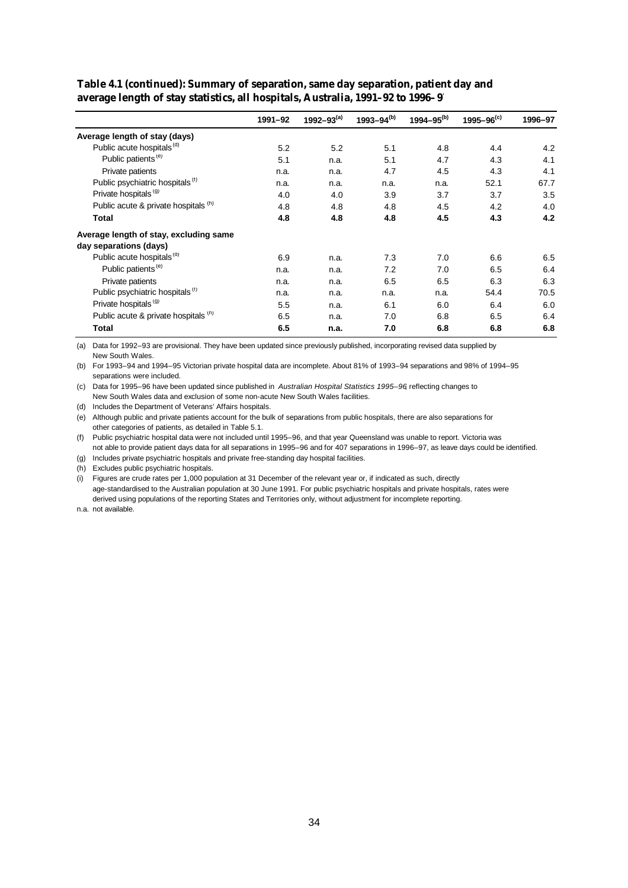**Table 4.1 (continued): Summary of separation, same day separation, patient day and average length of stay statistics, all hospitals, Australia, 1991–92 to 1996–97**

| | 1991–92 | 1992–93[(a)] | 1993–94[(b)] | 1994–95[(b)] | 1995–96[(c)] | 1996–97 |
|---|---|---|---|---|---|---|
| **Average length of stay (days)** | | | | | | |
| Public acute hospitals[(d)] | 5.2 | 5.2 | 5.1 | 4.8 | 4.4 | 4.2 |
| Public patients[(e)] | 5.1 | n.a. | 5.1 | 4.7 | 4.3 | 4.1 |
| Private patients | n.a. | n.a. | 4.7 | 4.5 | 4.3 | 4.1 |
| Public psychiatric hospitals[(f)] | n.a. | n.a. | n.a. | n.a. | 52.1 | 67.7 |
| Private hospitals[(g)] | 4.0 | 4.0 | 3.9 | 3.7 | 3.7 | 3.5 |
| Public acute & private hospitals[(h)] | 4.8 | 4.8 | 4.8 | 4.5 | 4.2 | 4.0 |
| **Total** | **4.8** | **4.8** | **4.8** | **4.5** | **4.3** | **4.2** |
| **Average length of stay, excluding same day separations (days)** | | | | | | |
| Public acute hospitals[(d)] | 6.9 | n.a. | 7.3 | 7.0 | 6.6 | 6.5 |
| Public patients[(e)] | n.a. | n.a. | 7.2 | 7.0 | 6.5 | 6.4 |
| Private patients | n.a. | n.a. | 6.5 | 6.5 | 6.3 | 6.3 |
| Public psychiatric hospitals[(f)] | n.a. | n.a. | n.a. | n.a. | 54.4 | 70.5 |
| Private hospitals[(g)] | 5.5 | n.a. | 6.1 | 6.0 | 6.4 | 6.0 |
| Public acute & private hospitals[(h)] | 6.5 | n.a. | 7.0 | 6.8 | 6.5 | 6.4 |
| **Total** | **6.5** | **n.a.** | **7.0** | **6.8** | **6.8** | **6.8** |

(a) Data for 1992–93 are provisional. They have been updated since previously published, incorporating revised data supplied by New South Wales.

(b) For 1993–94 and 1994–95 Victorian private hospital data are incomplete. About 81% of 1993–94 separations and 98% of 1994–95 separations were included.

(c) Data for 1995–96 have been updated since published in *Australian Hospital Statistics 1995–96*, reflecting changes to New South Wales data and exclusion of some non-acute New South Wales facilities.

(d) Includes the Department of Veterans' Affairs hospitals.

(e) Although public and private patients account for the bulk of separations from public hospitals, there are also separations for other categories of patients, as detailed in Table 5.1.

(f) Public psychiatric hospital data were not included until 1995–96, and that year Queensland was unable to report. Victoria was not able to provide patient days data for all separations in 1995–96 and for 407 separations in 1996–97, as leave days could be identified.

(g) Includes private psychiatric hospitals and private free-standing day hospital facilities.

(h) Excludes public psychiatric hospitals.

(i) Figures are crude rates per 1,000 population at 31 December of the relevant year or, if indicated as such, directly age-standardised to the Australian population at 30 June 1991. For public psychiatric hospitals and private hospitals, rates were derived using populations of the reporting States and Territories only, without adjustment for incomplete reporting.

n.a. not available.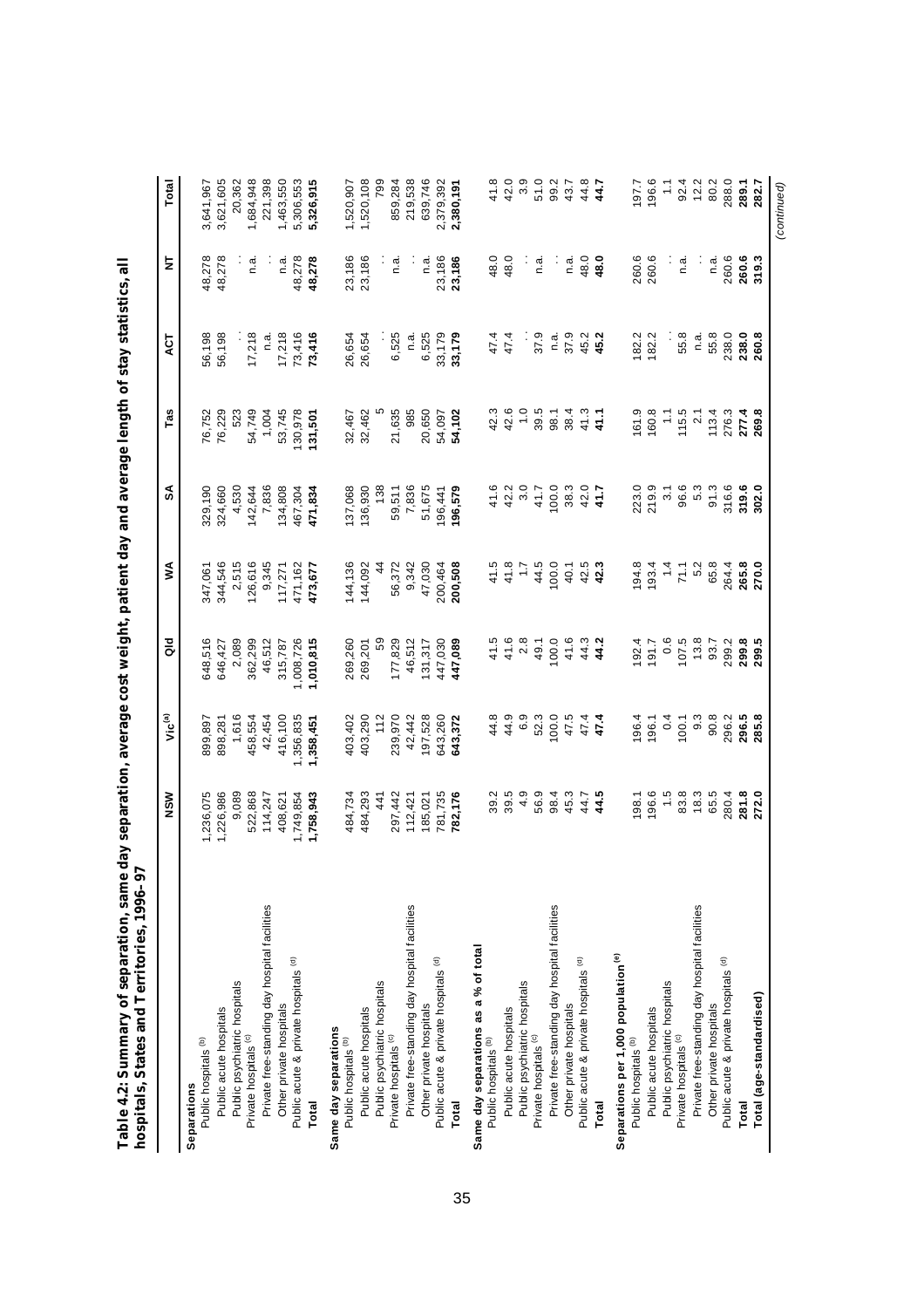**Table 4.2: Summary of separation, same day separation, average cost weight, patient day and average length of stay statistics, all hospitals, States and Territories, 1996–97**

| | NSW | Vic[a] | Qld | WA | SA | Tas | ACT | NT | Total |
|---|---|---|---|---|---|---|---|---|---|
| **Separations** | | | | | | | | | |
| Public hospitals [b] | 1,236,075 | 899,897 | 648,516 | 347,061 | 329,190 | 76,752 | 56,198 | 48,278 | 3,641,967 |
| Public acute hospitals | 1,226,986 | 898,281 | 646,427 | 344,546 | 324,660 | 76,229 | 56,198 | 48,278 | 3,621,605 |
| Public psychiatric hospitals | 9,089 | 1,616 | 2,089 | 2,515 | 4,530 | 523 | . . | . . | 20,362 |
| Private hospitals [c] | 522,868 | 458,554 | 362,299 | 126,616 | 142,644 | 54,749 | 17,218 | n.a. | 1,684,948 |
| Private free-standing day hospital facilities | 114,247 | 42,454 | 46,512 | 9,345 | 7,836 | 1,004 | n.a. | . . | 221,398 |
| Other private hospitals | 408,621 | 416,100 | 315,787 | 117,271 | 134,808 | 53,745 | 17,218 | n.a. | 1,463,550 |
| Public acute & private hospitals [d] | 1,749,854 | 1,356,835 | 1,008,726 | 471,162 | 467,304 | 130,978 | 73,416 | 48,278 | 5,306,553 |
| **Total** | **1,758,943** | **1,358,451** | **1,010,815** | **473,677** | **471,834** | **131,501** | **73,416** | **48,278** | **5,326,915** |
| **Same day separations** | | | | | | | | | |
| Public hospitals [b] | 484,734 | 403,402 | 269,260 | 144,136 | 137,068 | 32,467 | 26,654 | 23,186 | 1,520,907 |
| Public acute hospitals | 484,293 | 403,290 | 269,201 | 144,092 | 136,930 | 32,462 | 26,654 | 23,186 | 1,520,108 |
| Public psychiatric hospitals | 441 | 112 | 59 | 44 | 138 | 5 | . . | . . | 799 |
| Private hospitals [c] | 297,442 | 239,970 | 177,829 | 56,372 | 59,511 | 21,635 | 6,525 | n.a. | 859,284 |
| Private free-standing day hospital facilities | 112,421 | 42,442 | 46,512 | 9,342 | 7,836 | 985 | n.a. | . . | 219,538 |
| Other private hospitals | 185,021 | 197,528 | 131,317 | 47,030 | 51,675 | 20,650 | 6,525 | n.a. | 639,746 |
| Public acute & private hospitals [d] | 781,735 | 643,260 | 447,030 | 200,464 | 196,441 | 54,097 | 33,179 | 23,186 | 2,379,392 |
| **Total** | **782,176** | **643,372** | **447,089** | **200,508** | **196,579** | **54,102** | **33,179** | **23,186** | **2,380,191** |
| **Same day separations as a % of total** | | | | | | | | | |
| Public hospitals [b] | 39.2 | 44.8 | 41.5 | 41.5 | 41.6 | 42.3 | 47.4 | 48.0 | 41.8 |
| Public acute hospitals | 39.5 | 44.9 | 41.6 | 41.8 | 42.2 | 42.6 | 47.4 | 48.0 | 42.0 |
| Public psychiatric hospitals | 4.9 | 6.9 | 2.8 | 1.7 | 3.0 | 1.0 | . . | . . | 3.9 |
| Private hospitals [c] | 56.9 | 52.3 | 49.1 | 44.5 | 41.7 | 39.5 | 37.9 | n.a. | 51.0 |
| Private free-standing day hospital facilities | 98.4 | 100.0 | 100.0 | 100.0 | 100.0 | 98.1 | n.a. | . . | 99.2 |
| Other private hospitals | 45.3 | 47.5 | 41.6 | 40.1 | 38.3 | 38.4 | 37.9 | n.a. | 43.7 |
| Public acute & private hospitals [d] | 44.7 | 47.4 | 44.3 | 42.5 | 42.0 | 41.3 | 45.2 | 48.0 | 44.8 |
| **Total** | **44.5** | **47.4** | **44.2** | **42.3** | **41.7** | **41.1** | **45.2** | **48.0** | **44.7** |
| **Separations per 1,000 population [e]** | | | | | | | | | |
| Public hospitals [b] | 198.1 | 196.4 | 192.4 | 194.8 | 223.0 | 161.9 | 182.2 | 260.6 | 197.7 |
| Public acute hospitals | 196.6 | 196.1 | 191.7 | 193.4 | 219.9 | 160.8 | 182.2 | 260.6 | 196.6 |
| Public psychiatric hospitals | 1.5 | 0.4 | 0.6 | 1.4 | 3.1 | 1.1 | . . | . . | 1.1 |
| Private hospitals [c] | 83.8 | 100.1 | 107.5 | 71.1 | 96.6 | 115.5 | 55.8 | n.a. | 92.4 |
| Private free-standing day hospital facilities | 18.3 | 9.3 | 13.8 | 5.2 | 5.3 | 2.1 | n.a. | . . | 12.2 |
| Other private hospitals | 65.5 | 90.8 | 93.7 | 65.8 | 91.3 | 113.4 | 55.8 | n.a. | 80.2 |
| Public acute & private hospitals [d] | 280.4 | 296.2 | 299.2 | 264.4 | 316.6 | 276.3 | 238.0 | 260.6 | 288.0 |
| **Total** | **281.8** | **296.5** | **299.8** | **265.8** | **319.6** | **277.4** | **238.0** | **260.6** | **289.1** |
| **Total (age-standardised)** | **272.0** | **285.8** | **299.5** | **270.0** | **302.0** | **269.8** | **260.8** | **319.3** | **282.7** |

*(continued)*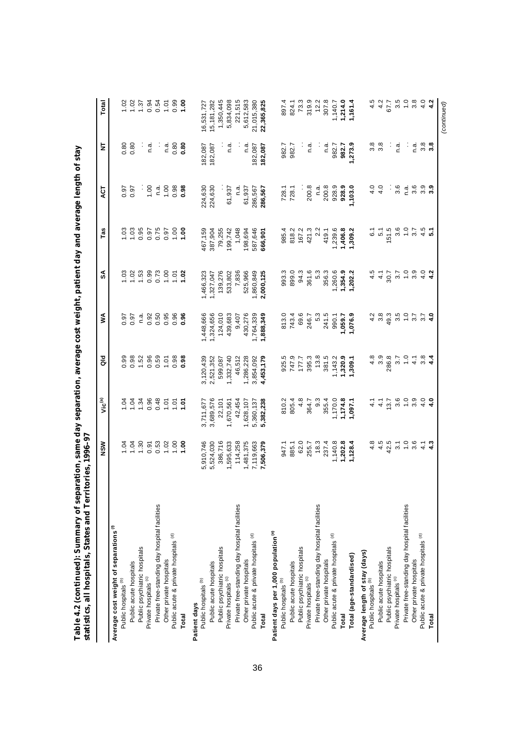**Table 4.2 (continued): Summary of separation, same day separation, average cost weight, patient day and average length of stay statistics, all hospitals, States and Territories, 1996–97**

| | NSW | Vic[(a)] | Qld | WA | SA | Tas | ACT | NT | Total |
|---|---|---|---|---|---|---|---|---|---|
| **Average cost weight of separations [(f)]** | | | | | | | | | |
| Public hospitals [(b)] | 1.04 | 1.04 | 0.99 | 0.97 | 1.03 | 1.03 | 0.97 | 0.80 | 1.02 |
| Public acute hospitals | 1.04 | 1.04 | 0.98 | 0.97 | 1.02 | 1.03 | 0.97 | 0.80 | 1.02 |
| Public psychiatric hospitals | 1.30 | 1.34 | 1.52 | n.a. | 1.53 | 0.95 | . . | . . | 1.37 |
| Private hospitals [(c)] | 0.91 | 0.96 | 0.96 | 0.92 | 0.99 | 0.97 | 1.00 | n.a. | 0.94 |
| Private free-standing day hospital facilities | 0.53 | 0.48 | 0.59 | 0.50 | 0.73 | 0.75 | n.a. | . . | 0.54 |
| Other private hospitals | 1.02 | 1.01 | 1.01 | 0.95 | 1.00 | 0.97 | 1.00 | n.a. | 1.01 |
| Public acute & private hospitals [(d)] | 1.00 | 1.01 | 0.98 | 0.96 | 1.01 | 1.00 | 0.98 | 0.80 | 0.99 |
| **Total** | **1.00** | **1.01** | **0.98** | **0.96** | **1.02** | **1.00** | **0.98** | **0.80** | **1.00** |
| **Patient days** | | | | | | | | | |
| Public hospitals [(b)] | 5,910,746 | 3,711,677 | 3,120,439 | 1,448,666 | 1,466,323 | 467,159 | 224,630 | 182,087 | 16,531,727 |
| Public acute hospitals | 5,524,030 | 3,689,576 | 2,521,352 | 1,324,656 | 1,327,047 | 387,904 | 224,630 | 182,087 | 15,181,282 |
| Public psychiatric hospitals | 386,716 | 22,101 | 599,087 | 124,010 | 139,276 | 79,255 | . . | . . | 1,350,445 |
| Private hospitals [(c)] | 1,595,633 | 1,670,561 | 1,332,740 | 439,683 | 533,802 | 199,742 | 61,937 | n.a. | 5,834,098 |
| Private free-standing day hospital facilities | 114,258 | 42,454 | 46,512 | 9,407 | 7,836 | 1,048 | n.a. | . . | 221,515 |
| Other private hospitals | 1,481,375 | 1,628,107 | 1,286,228 | 430,276 | 525,966 | 198,694 | 61,937 | n.a. | 5,612,583 |
| Public acute & private hospitals [(d)] | 7,119,663 | 5,360,137 | 3,854,092 | 1,764,339 | 1,860,849 | 587,646 | 286,567 | 182,087 | 21,015,380 |
| **Total** | **7,506,379** | **5,382,238** | **4,453,179** | **1,888,349** | **2,000,125** | **666,901** | **286,567** | **182,087** | **22,365,825** |
| **Patient days per 1,000 population [(e)]** | | | | | | | | | |
| Public hospitals [(b)] | 947.1 | 810.2 | 925.5 | 813.0 | 993.3 | 985.4 | 728.1 | 982.7 | 897.4 |
| Public acute hospitals | 885.1 | 805.4 | 747.9 | 743.4 | 899.0 | 818.2 | 728.1 | 982.7 | 824.1 |
| Public psychiatric hospitals | 62.0 | 4.8 | 177.7 | 69.6 | 94.3 | 167.2 | . . | . . | 73.3 |
| Private hospitals [(c)] | 255.7 | 364.7 | 395.3 | 246.7 | 361.6 | 421.3 | 200.8 | n.a. | 319.9 |
| Private free-standing day hospital facilities | 18.3 | 9.3 | 13.8 | 5.3 | 5.3 | 2.2 | n.a. | . . | 12.2 |
| Other private hospitals | 237.4 | 355.4 | 381.5 | 241.5 | 356.3 | 419.1 | 200.8 | n.a. | 307.8 |
| Public acute & private hospitals [(d)] | 1,140.8 | 1,170.0 | 1,143.2 | 990.1 | 1,260.6 | 1,239.6 | 928.9 | 982.7 | 1,140.7 |
| **Total** | **1,202.8** | **1,174.8** | **1,320.9** | **1,059.7** | **1,354.9** | **1,406.8** | **928.9** | **982.7** | **1,214.0** |
| **Total (age-standardised)** | **1,128.4** | **1,097.1** | **1,309.1** | **1,076.9** | **1,202.2** | **1,309.2** | **1,103.0** | **1,273.9** | **1,161.4** |
| **Average length of stay (days)** | | | | | | | | | |
| Public hospitals [(b)] | 4.8 | 4.1 | 4.8 | 4.2 | 4.5 | 6.1 | 4.0 | 3.8 | 4.5 |
| Public acute hospitals | 4.5 | 4.1 | 3.9 | 3.8 | 4.1 | 5.1 | 4.0 | 3.8 | 4.2 |
| Public psychiatric hospitals | 42.5 | 13.7 | 286.8 | 49.3 | 30.7 | 151.5 | . . | . . | 67.7 |
| Private hospitals [(c)] | 3.1 | 3.6 | 3.7 | 3.5 | 3.7 | 3.6 | 3.6 | n.a. | 3.5 |
| Private free-standing day hospital facilities | 1.0 | 1.0 | 1.0 | 1.0 | 1.0 | 1.0 | n.a. | . . | 1.0 |
| Other private hospitals | 3.6 | 3.9 | 4.1 | 3.7 | 3.9 | 3.7 | 3.6 | n.a. | 3.8 |
| Public acute & private hospitals [(d)] | 4.1 | 4.0 | 3.8 | 3.7 | 4.0 | 4.5 | 3.9 | 3.8 | 4.0 |
| **Total** | **4.3** | **4.0** | **4.4** | **4.0** | **4.2** | **5.1** | **3.9** | **3.8** | **4.2** |

*(continued)*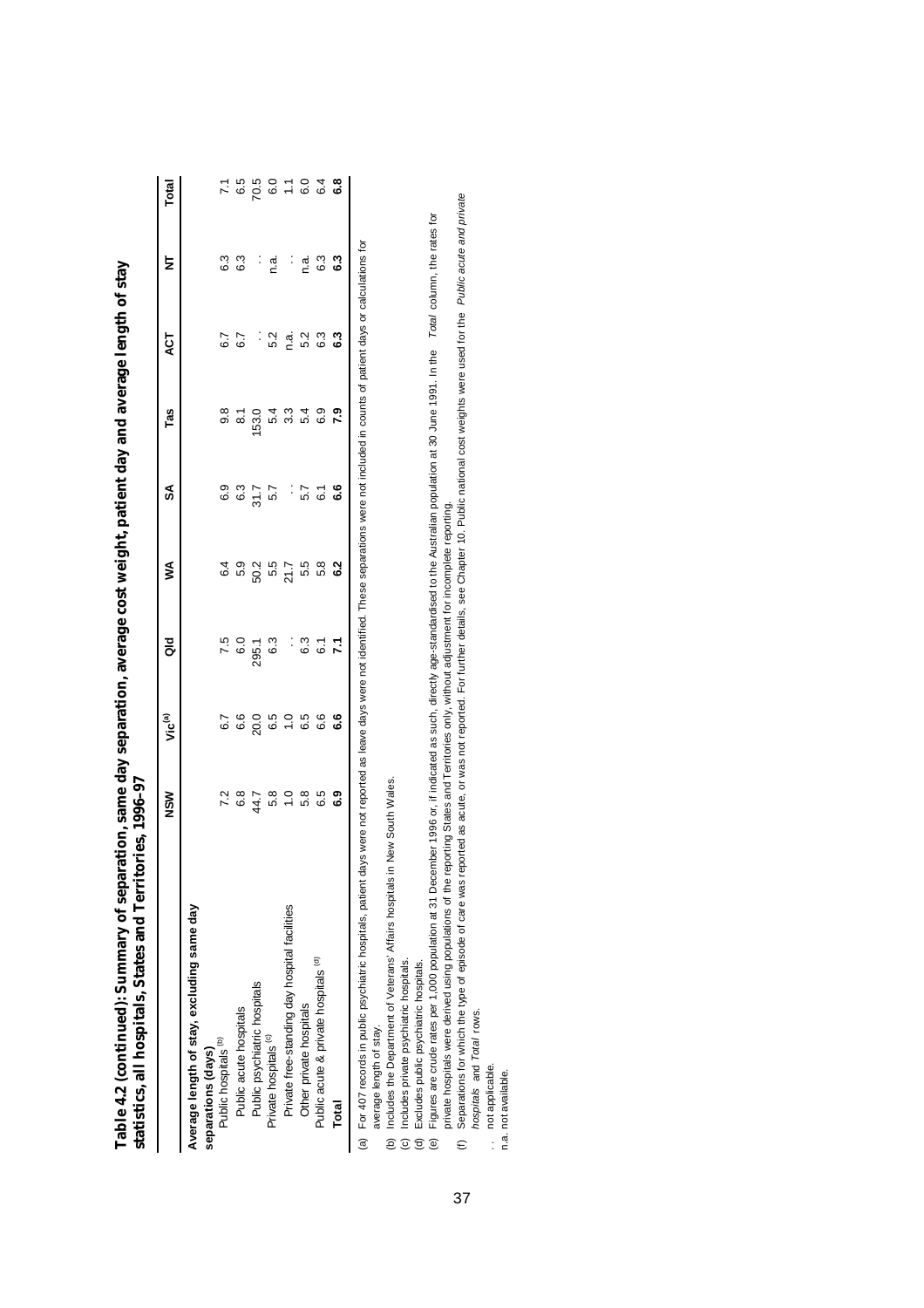**Table 4.2 (continued): Summary of separation, same day separation, average cost weight, patient day and average length of stay statistics, all hospitals, States and Territories, 1996–97**

| | NSW | Vic[(a)] | Qld | WA | SA | Tas | ACT | NT | Total |
|---|---|---|---|---|---|---|---|---|---|
| **Average length of stay, excluding same day separations (days)** | | | | | | | | | |
| Public hospitals [(b)] | 7.2 | 6.7 | 7.5 | 6.4 | 6.9 | 9.8 | 6.7 | 6.3 | 7.1 |
| Public acute hospitals | 6.8 | 6.6 | 6.0 | 5.9 | 6.3 | 8.1 | 6.7 | 6.3 | 6.5 |
| Public psychiatric hospitals | 44.7 | 20.0 | 295.1 | 50.2 | 31.7 | 153.0 | . . | . . | 70.5 |
| Private hospitals [(c)] | 5.8 | 6.5 | 6.3 | 5.5 | 5.7 | 5.4 | 5.2 | n.a. | 6.0 |
| Private free-standing day hospital facilities | 1.0 | 1.0 | . . | 21.7 | . . | 3.3 | n.a. | . . | 1.1 |
| Other private hospitals | 5.8 | 6.5 | 6.3 | 5.5 | 5.7 | 5.4 | 5.2 | n.a. | 6.0 |
| Public acute & private hospitals [(d)] | 6.5 | 6.6 | 6.1 | 5.8 | 6.1 | 6.9 | 6.3 | 6.3 | 6.4 |
| **Total** | **6.9** | **6.6** | **7.1** | **6.2** | **6.6** | **7.9** | **6.3** | **6.3** | **6.8** |

(a) For 407 records in public psychiatric hospitals, patient days were not reported as leave days were not identified. These separations were not included in counts of patient days or calculations for average length of stay.

(b) Includes the Department of Veterans' Affairs hospitals in New South Wales.

(c) Includes private psychiatric hospitals.

(d) Excludes public psychiatric hospitals.

(e) Figures are crude rates per 1,000 population at 31 December 1996 or, if indicated as such, directly age-standardised to the Australian population at 30 June 1991. In the *Total* column, the rates for private hospitals were derived using populations of the reporting States and Territories only, without adjustment for incomplete reporting.

(f) Separations for which the type of episode of care was reported as acute, or was not reported. For further details, see Chapter 10. Public national cost weights were used for the *Public acute and private hospitals* and *Total* rows.

. . not applicable.

n.a. not available.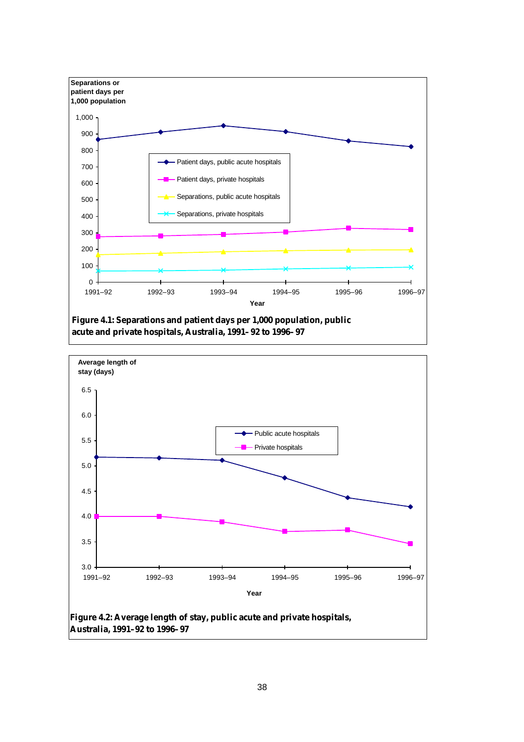Separations or patient days per 1,000 population

Patient days, public acute hospitals
Patient days, private hospitals
Separations, public acute hospitals
Separations, private hospitals

Year

**Figure 4.1: Separations and patient days per 1,000 population, public acute and private hospitals, Australia, 1991–92 to 1996–97**

Average length of stay (days)

Public acute hospitals
Private hospitals

Year

**Figure 4.2: Average length of stay, public acute and private hospitals, Australia, 1991–92 to 1996–97**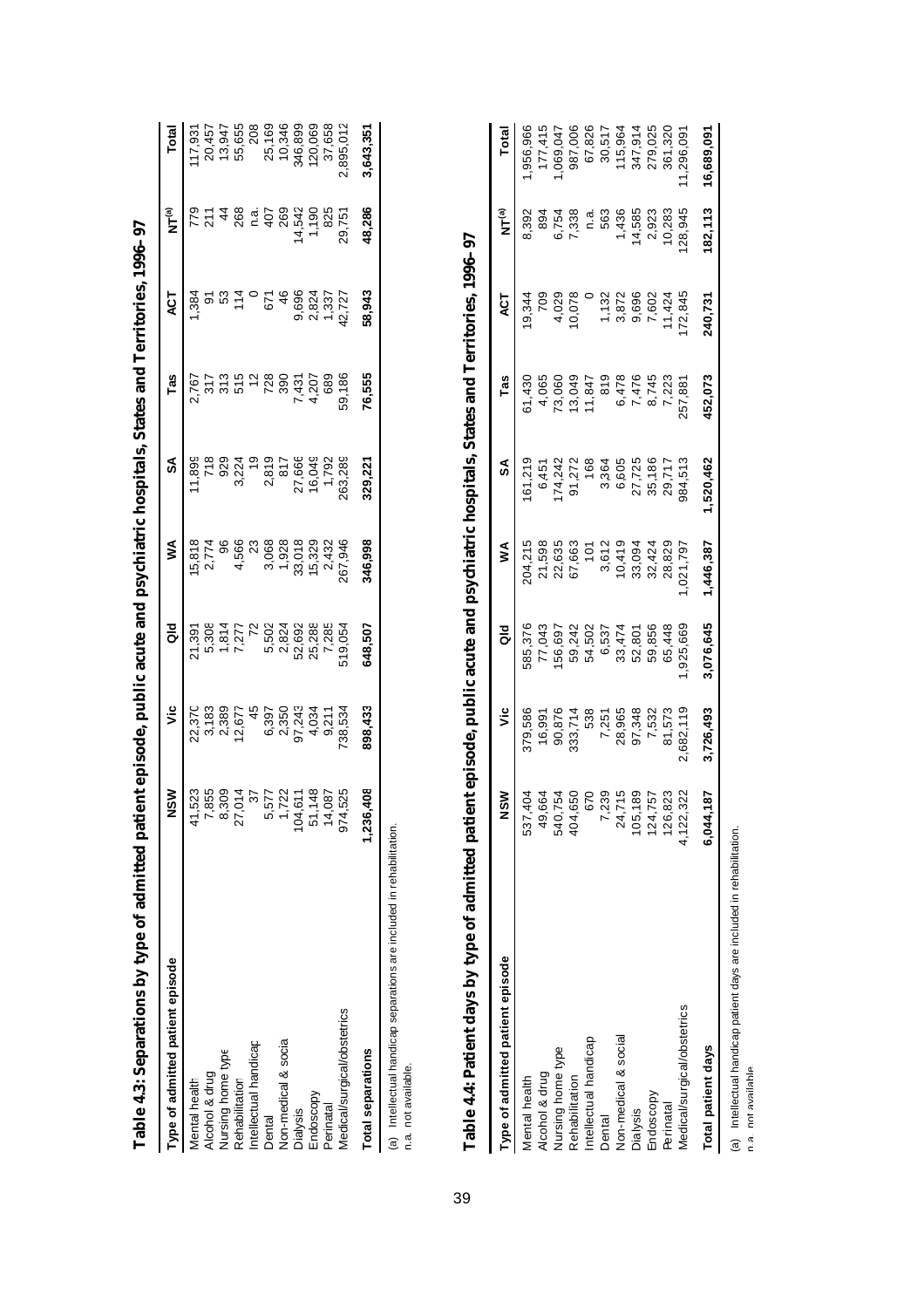**Table 4.3: Separations by type of admitted patient episode, public acute and psychiatric hospitals, States and Territories, 1996–97**

| Type of admitted patient episode | NSW | Vic | Qld | WA | SA | Tas | ACT | NT[(a)] | Total |
|---|---|---|---|---|---|---|---|---|---|
| Mental health | 41,523 | 22,370 | 21,391 | 15,818 | 11,899 | 2,767 | 1,384 | 779 | 117,931 |
| Alcohol & drug | 7,855 | 3,183 | 5,308 | 2,774 | 718 | 317 | 91 | 211 | 20,457 |
| Nursing home type | 8,309 | 2,389 | 1,814 | 96 | 929 | 313 | 53 | 44 | 13,947 |
| Rehabilitation | 27,014 | 12,677 | 7,277 | 4,566 | 3,224 | 515 | 114 | 268 | 55,655 |
| Intellectual handicap | 37 | 45 | 72 | 23 | 19 | 12 | 0 | n.a. | 208 |
| Dental | 5,577 | 6,397 | 5,502 | 3,068 | 2,819 | 728 | 671 | 407 | 25,169 |
| Non-medical & social | 1,722 | 2,350 | 2,824 | 1,928 | 817 | 390 | 46 | 269 | 10,346 |
| Dialysis | 104,611 | 97,243 | 52,692 | 33,018 | 27,666 | 7,431 | 9,696 | 14,542 | 346,899 |
| Endoscopy | 51,148 | 4,034 | 25,288 | 15,329 | 16,049 | 4,207 | 2,824 | 1,190 | 120,069 |
| Perinatal | 14,087 | 9,211 | 7,285 | 2,432 | 1,792 | 689 | 1,337 | 825 | 37,658 |
| Medical/surgical/obstetrics | 974,525 | 738,534 | 519,054 | 267,946 | 263,289 | 59,186 | 42,727 | 29,751 | 2,895,012 |
| **Total separations** | **1,236,408** | **898,433** | **648,507** | **346,998** | **329,221** | **76,555** | **58,943** | **48,286** | **3,643,351** |

(a) Intellectual handicap separations are included in rehabilitation.
n.a. not available.

**Table 4.4: Patient days by type of admitted patient episode, public acute and psychiatric hospitals, States and Territories, 1996–97**

| Type of admitted patient episode | NSW | Vic | Qld | WA | SA | Tas | ACT | NT[(a)] | Total |
|---|---|---|---|---|---|---|---|---|---|
| Mental health | 537,404 | 379,586 | 585,376 | 204,215 | 161,219 | 61,430 | 19,344 | 8,392 | 1,956,966 |
| Alcohol & drug | 49,664 | 16,991 | 77,043 | 21,598 | 6,451 | 4,065 | 709 | 894 | 177,415 |
| Nursing home type | 540,754 | 90,876 | 156,697 | 22,635 | 174,242 | 73,060 | 4,029 | 6,754 | 1,069,047 |
| Rehabilitation | 404,650 | 333,714 | 59,242 | 67,663 | 91,272 | 13,049 | 10,078 | 7,338 | 987,006 |
| Intellectual handicap | 670 | 538 | 54,502 | 101 | 168 | 11,847 | 0 | n.a. | 67,826 |
| Dental | 7,239 | 7,251 | 6,537 | 3,612 | 3,364 | 819 | 1,132 | 563 | 30,517 |
| Non-medical & social | 24,715 | 28,965 | 33,474 | 10,419 | 6,605 | 6,478 | 3,872 | 1,436 | 115,964 |
| Dialysis | 105,189 | 97,348 | 52,801 | 33,094 | 27,725 | 7,476 | 9,696 | 14,585 | 347,914 |
| Endoscopy | 124,757 | 7,532 | 59,856 | 32,424 | 35,186 | 8,745 | 7,602 | 2,923 | 279,025 |
| Perinatal | 126,823 | 81,573 | 65,448 | 28,829 | 29,717 | 7,223 | 11,424 | 10,283 | 361,320 |
| Medical/surgical/obstetrics | 4,122,322 | 2,682,119 | 1,925,669 | 1,021,797 | 984,513 | 257,881 | 172,845 | 128,945 | 11,296,091 |
| **Total patient days** | **6,044,187** | **3,726,493** | **3,076,645** | **1,446,387** | **1,520,462** | **452,073** | **240,731** | **182,113** | **16,689,091** |

(a) Intellectual handicap patient days are included in rehabilitation.
n.a. not available.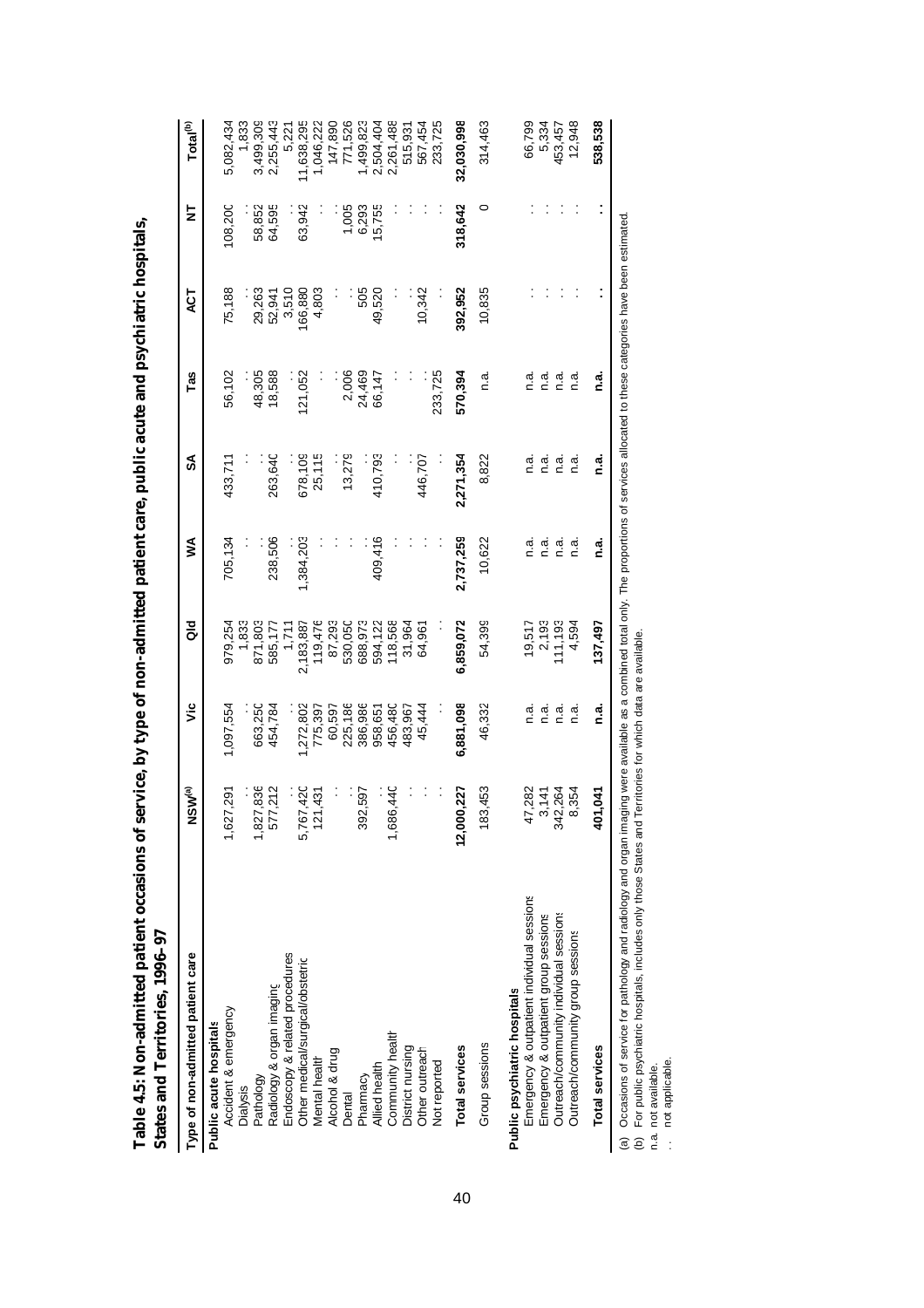# Table 4.5: Non-admitted patient occasions of service, by type of non-admitted patient care, public acute and psychiatric hospitals, States and Territories, 1996–97

| Type of non-admitted patient care | NSW[(a)] | Vic | Qld | WA | SA | Tas | ACT | NT | Total[(b)] |
|---|---|---|---|---|---|---|---|---|---|
| **Public acute hospitals** | | | | | | | | | |
| Accident & emergency | 1,627,291 | 1,097,554 | 979,254 | 705,134 | 433,711 | 56,102 | 75,188 | 108,200 | 5,082,434 |
| Dialysis | . . | . . | 1,833 | . . | . . | . . | . . | . . | 1,833 |
| Pathology | 1,827,836 | 663,250 | 871,803 | . . | . . | 48,305 | 29,263 | 58,852 | 3,499,309 |
| Radiology & organ imaging | 577,212 | 454,784 | 585,177 | 238,506 | 263,640 | 18,588 | 52,941 | 64,595 | 2,255,443 |
| Endoscopy & related procedures | . . | . . | 1,711 | . . | . . | . . | 3,510 | . . | 5,221 |
| Other medical/surgical/obstetric | 5,767,420 | 1,272,802 | 2,183,887 | 1,384,203 | 678,109 | 121,052 | 166,880 | 63,942 | 11,638,295 |
| Mental health | 121,431 | 775,397 | 119,476 | . . | 25,115 | . . | 4,803 | . . | 1,046,222 |
| Alcohol & drug | . . | 60,597 | 87,293 | . . | . . | . . | . . | . . | 147,890 |
| Dental | . . | 225,186 | 530,050 | . . | 13,279 | 2,006 | . . | 1,005 | 771,526 |
| Pharmacy | 392,597 | 386,986 | 688,973 | . . | . . | 24,469 | 505 | 6,293 | 1,499,823 |
| Allied health | . . | 958,651 | 594,122 | 409,416 | 410,793 | 66,147 | 49,520 | 15,755 | 2,504,404 |
| Community health | 1,686,440 | 456,480 | 118,568 | . . | . . | . . | . . | . . | 2,261,488 |
| District nursing | . . | 483,967 | 31,964 | . . | . . | . . | . . | . . | 515,931 |
| Other outreach | . . | 45,444 | 64,961 | . . | 446,707 | . . | 10,342 | . . | 567,454 |
| Not reported | . . | . . | . . | . . | . . | 233,725 | . . | . . | 233,725 |
| **Total services** | **12,000,227** | **6,881,098** | **6,859,072** | **2,737,259** | **2,271,354** | **570,394** | **392,952** | **318,642** | **32,030,998** |
| Group sessions | 183,453 | 46,332 | 54,399 | 10,622 | 8,822 | n.a. | 10,835 | 0 | 314,463 |
| **Public psychiatric hospitals** | | | | | | | | | |
| Emergency & outpatient individual sessions | 47,282 | n.a. | 19,517 | n.a. | n.a. | n.a. | . . | . . | 66,799 |
| Emergency & outpatient group sessions | 3,141 | n.a. | 2,193 | n.a. | n.a. | n.a. | . . | . . | 5,334 |
| Outreach/community individual sessions | 342,264 | n.a. | 111,193 | n.a. | n.a. | n.a. | . . | . . | 453,457 |
| Outreach/community group sessions | 8,354 | n.a. | 4,594 | n.a. | n.a. | n.a. | . . | . . | 12,948 |
| **Total services** | **401,041** | **n.a.** | **137,497** | **n.a.** | **n.a.** | **n.a.** | **. .** | **. .** | **538,538** |

(a) Occasions of service for pathology and radiology and organ imaging were available as a combined total only. The proportions of services allocated to these categories have been estimated.
(b) For public psychiatric hospitals, includes only those States and Territories for which data are available.
n.a. not available.
. . not applicable.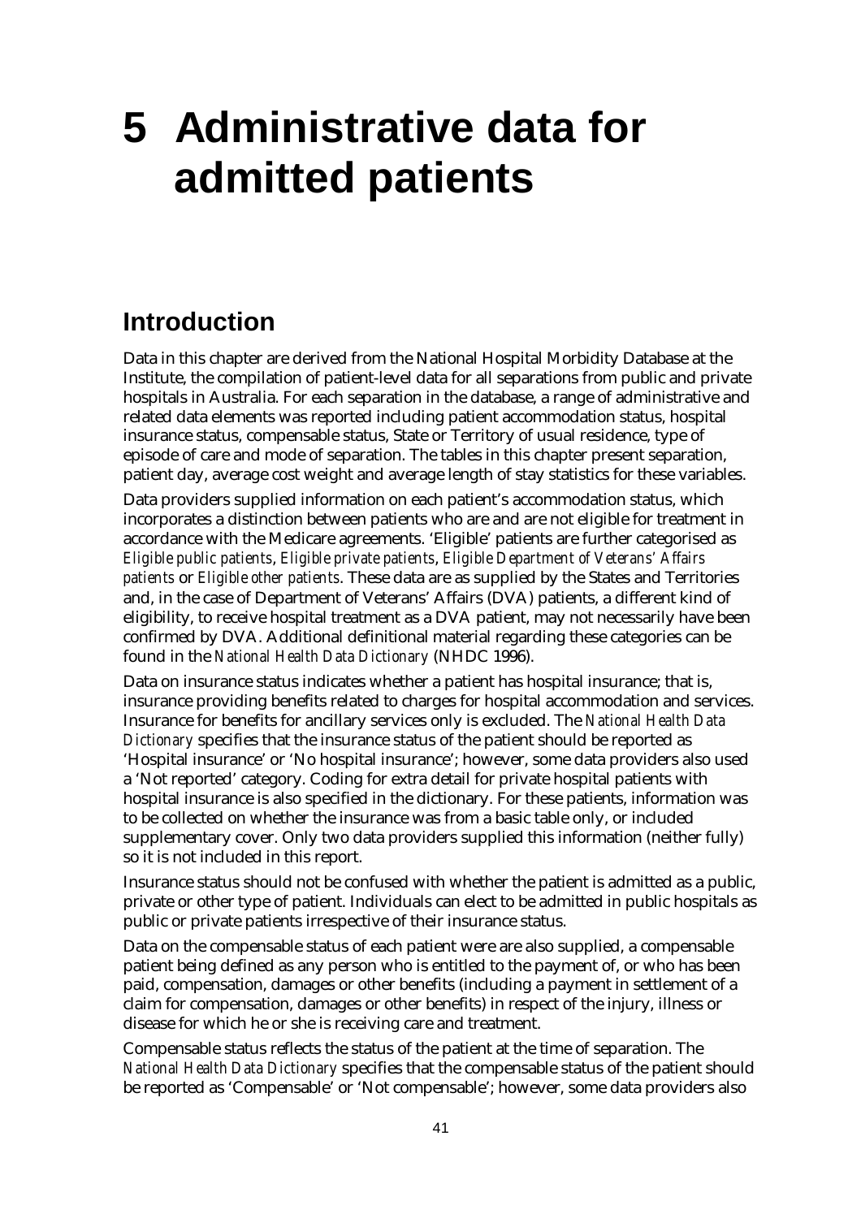# 5 Administrative data for admitted patients

## Introduction

Data in this chapter are derived from the National Hospital Morbidity Database at the Institute, the compilation of patient-level data for all separations from public and private hospitals in Australia. For each separation in the database, a range of administrative and related data elements was reported including patient accommodation status, hospital insurance status, compensable status, State or Territory of usual residence, type of episode of care and mode of separation. The tables in this chapter present separation, patient day, average cost weight and average length of stay statistics for these variables.

Data providers supplied information on each patient's accommodation status, which incorporates a distinction between patients who are and are not eligible for treatment in accordance with the Medicare agreements. 'Eligible' patients are further categorised as *Eligible public patients*, *Eligible private patients*, *Eligible Department of Veterans' Affairs patients* or *Eligible other patients*. These data are as supplied by the States and Territories and, in the case of Department of Veterans' Affairs (DVA) patients, a different kind of eligibility, to receive hospital treatment as a DVA patient, may not necessarily have been confirmed by DVA. Additional definitional material regarding these categories can be found in the *National Health Data Dictionary* (NHDC 1996).

Data on insurance status indicates whether a patient has hospital insurance; that is, insurance providing benefits related to charges for hospital accommodation and services. Insurance for benefits for ancillary services only is excluded. The *National Health Data Dictionary* specifies that the insurance status of the patient should be reported as 'Hospital insurance' or 'No hospital insurance'; however, some data providers also used a 'Not reported' category. Coding for extra detail for private hospital patients with hospital insurance is also specified in the dictionary. For these patients, information was to be collected on whether the insurance was from a basic table only, or included supplementary cover. Only two data providers supplied this information (neither fully) so it is not included in this report.

Insurance status should not be confused with whether the patient is admitted as a public, private or other type of patient. Individuals can elect to be admitted in public hospitals as public or private patients irrespective of their insurance status.

Data on the compensable status of each patient were are also supplied, a compensable patient being defined as any person who is entitled to the payment of, or who has been paid, compensation, damages or other benefits (including a payment in settlement of a claim for compensation, damages or other benefits) in respect of the injury, illness or disease for which he or she is receiving care and treatment.

Compensable status reflects the status of the patient at the time of separation. The *National Health Data Dictionary* specifies that the compensable status of the patient should be reported as 'Compensable' or 'Not compensable'; however, some data providers also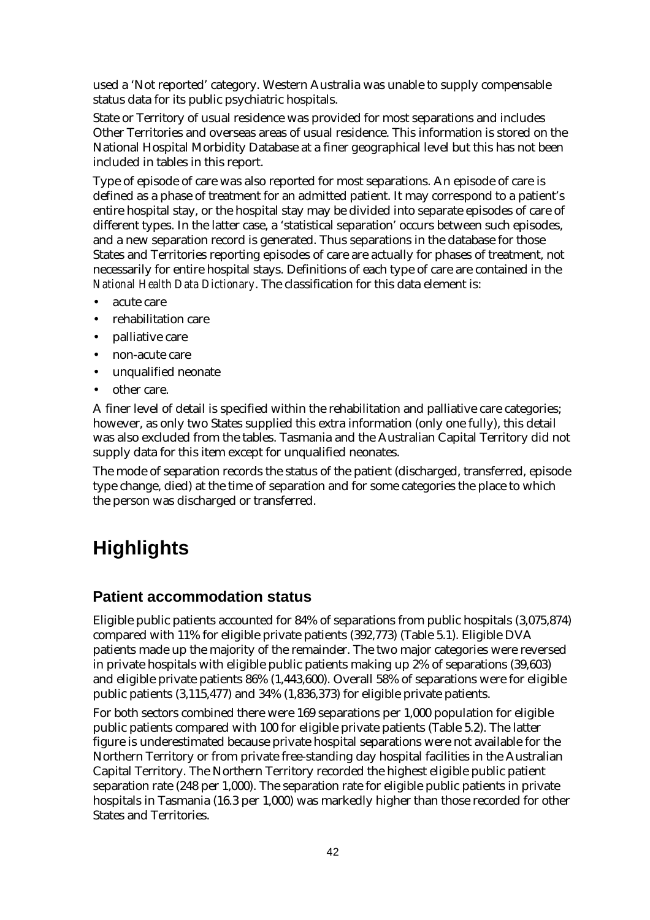used a 'Not reported' category. Western Australia was unable to supply compensable status data for its public psychiatric hospitals.

State or Territory of usual residence was provided for most separations and includes Other Territories and overseas areas of usual residence. This information is stored on the National Hospital Morbidity Database at a finer geographical level but this has not been included in tables in this report.

Type of episode of care was also reported for most separations. An episode of care is defined as a phase of treatment for an admitted patient. It may correspond to a patient's entire hospital stay, or the hospital stay may be divided into separate episodes of care of different types. In the latter case, a 'statistical separation' occurs between such episodes, and a new separation record is generated. Thus separations in the database for those States and Territories reporting episodes of care are actually for phases of treatment, not necessarily for entire hospital stays. Definitions of each type of care are contained in the *National Health Data Dictionary*. The classification for this data element is:

- acute care
- rehabilitation care
- palliative care
- non-acute care
- unqualified neonate
- other care.

A finer level of detail is specified within the rehabilitation and palliative care categories; however, as only two States supplied this extra information (only one fully), this detail was also excluded from the tables. Tasmania and the Australian Capital Territory did not supply data for this item except for unqualified neonates.

The mode of separation records the status of the patient (discharged, transferred, episode type change, died) at the time of separation and for some categories the place to which the person was discharged or transferred.

# Highlights

## Patient accommodation status

Eligible public patients accounted for 84% of separations from public hospitals (3,075,874) compared with 11% for eligible private patients (392,773) (Table 5.1). Eligible DVA patients made up the majority of the remainder. The two major categories were reversed in private hospitals with eligible public patients making up 2% of separations (39,603) and eligible private patients 86% (1,443,600). Overall 58% of separations were for eligible public patients (3,115,477) and 34% (1,836,373) for eligible private patients.

For both sectors combined there were 169 separations per 1,000 population for eligible public patients compared with 100 for eligible private patients (Table 5.2). The latter figure is underestimated because private hospital separations were not available for the Northern Territory or from private free-standing day hospital facilities in the Australian Capital Territory. The Northern Territory recorded the highest eligible public patient separation rate (248 per 1,000). The separation rate for eligible public patients in private hospitals in Tasmania (16.3 per 1,000) was markedly higher than those recorded for other States and Territories.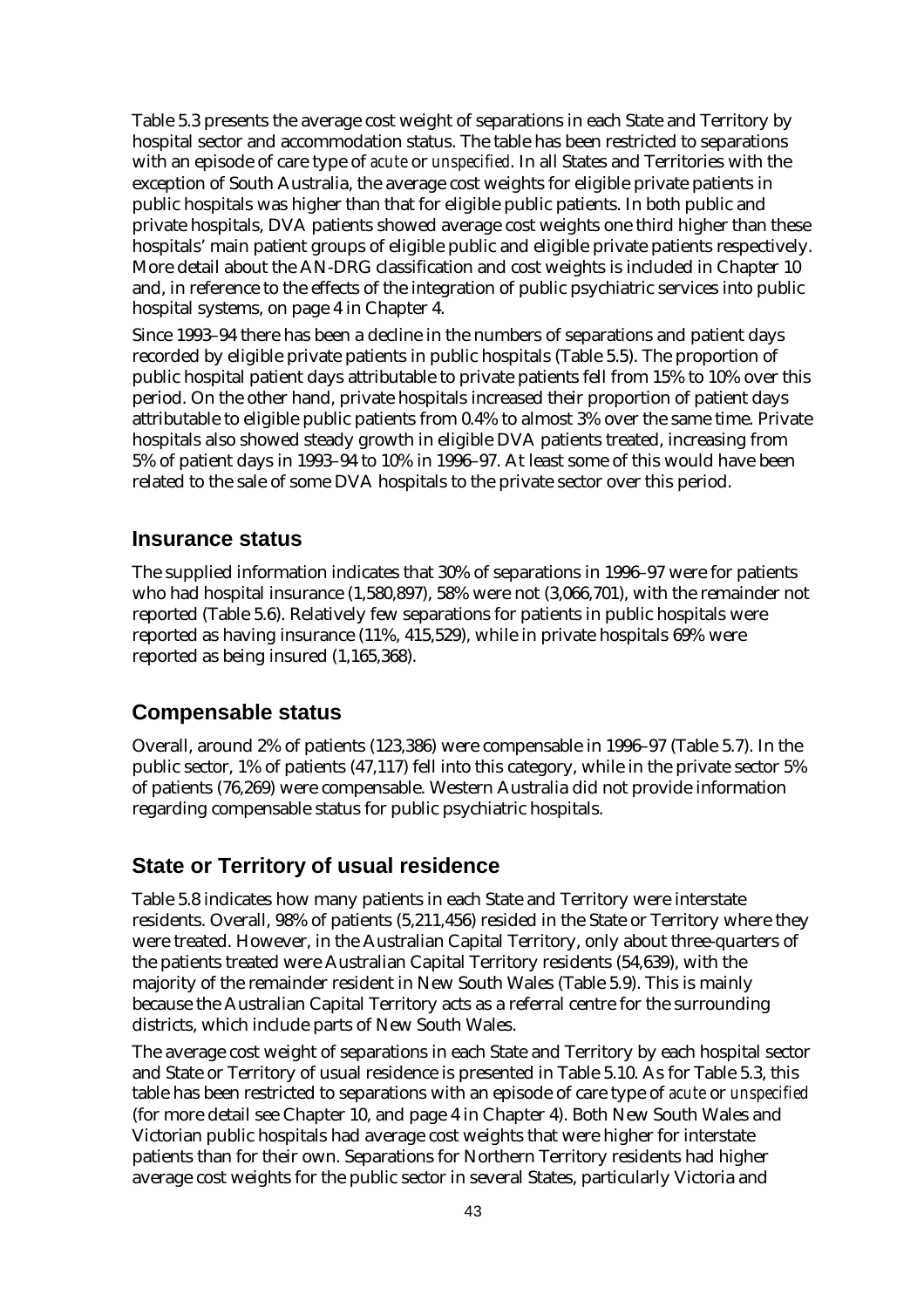Table 5.3 presents the average cost weight of separations in each State and Territory by hospital sector and accommodation status. The table has been restricted to separations with an episode of care type of *acute* or *unspecified*. In all States and Territories with the exception of South Australia, the average cost weights for eligible private patients in public hospitals was higher than that for eligible public patients. In both public and private hospitals, DVA patients showed average cost weights one third higher than these hospitals' main patient groups of eligible public and eligible private patients respectively. More detail about the AN-DRG classification and cost weights is included in Chapter 10 and, in reference to the effects of the integration of public psychiatric services into public hospital systems, on page 4 in Chapter 4.

Since 1993–94 there has been a decline in the numbers of separations and patient days recorded by eligible private patients in public hospitals (Table 5.5). The proportion of public hospital patient days attributable to private patients fell from 15% to 10% over this period. On the other hand, private hospitals increased their proportion of patient days attributable to eligible public patients from 0.4% to almost 3% over the same time. Private hospitals also showed steady growth in eligible DVA patients treated, increasing from 5% of patient days in 1993–94 to 10% in 1996–97. At least some of this would have been related to the sale of some DVA hospitals to the private sector over this period.

## Insurance status

The supplied information indicates that 30% of separations in 1996–97 were for patients who had hospital insurance (1,580,897), 58% were not (3,066,701), with the remainder not reported (Table 5.6). Relatively few separations for patients in public hospitals were reported as having insurance (11%, 415,529), while in private hospitals 69% were reported as being insured (1,165,368).

## Compensable status

Overall, around 2% of patients (123,386) were compensable in 1996–97 (Table 5.7). In the public sector, 1% of patients (47,117) fell into this category, while in the private sector 5% of patients (76,269) were compensable. Western Australia did not provide information regarding compensable status for public psychiatric hospitals.

## State or Territory of usual residence

Table 5.8 indicates how many patients in each State and Territory were interstate residents. Overall, 98% of patients (5,211,456) resided in the State or Territory where they were treated. However, in the Australian Capital Territory, only about three-quarters of the patients treated were Australian Capital Territory residents (54,639), with the majority of the remainder resident in New South Wales (Table 5.9). This is mainly because the Australian Capital Territory acts as a referral centre for the surrounding districts, which include parts of New South Wales.

The average cost weight of separations in each State and Territory by each hospital sector and State or Territory of usual residence is presented in Table 5.10. As for Table 5.3, this table has been restricted to separations with an episode of care type of *acute* or *unspecified* (for more detail see Chapter 10, and page 4 in Chapter 4). Both New South Wales and Victorian public hospitals had average cost weights that were higher for interstate patients than for their own. Separations for Northern Territory residents had higher average cost weights for the public sector in several States, particularly Victoria and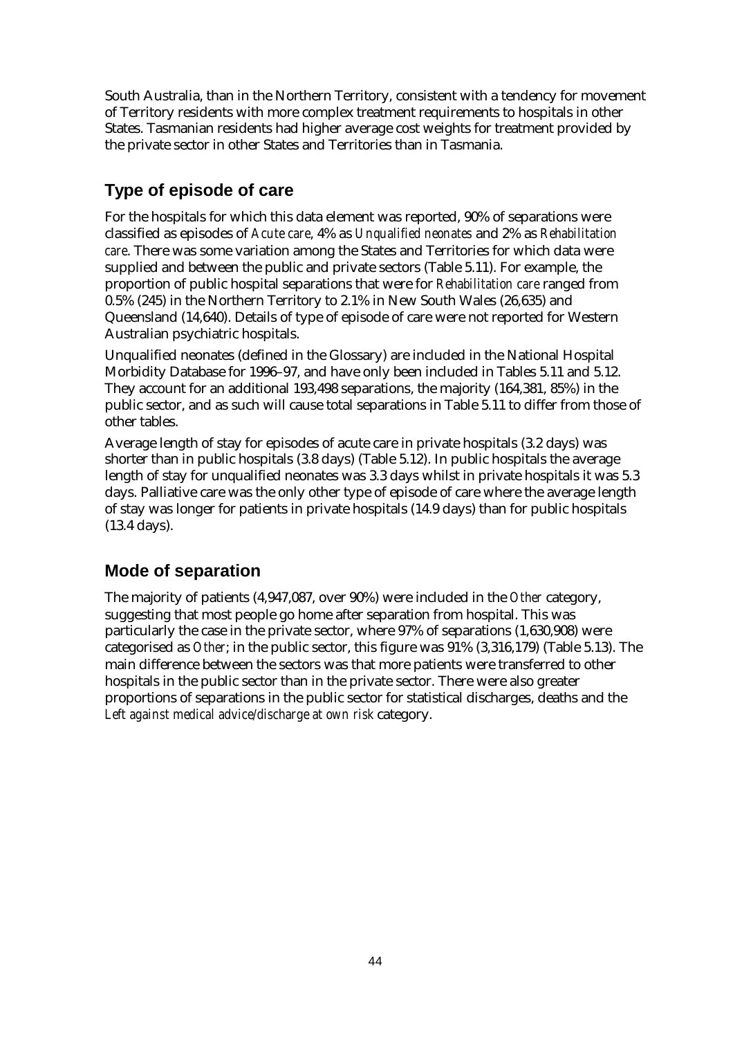South Australia, than in the Northern Territory, consistent with a tendency for movement of Territory residents with more complex treatment requirements to hospitals in other States. Tasmanian residents had higher average cost weights for treatment provided by the private sector in other States and Territories than in Tasmania.

## Type of episode of care

For the hospitals for which this data element was reported, 90% of separations were classified as episodes of *Acute care*, 4% as *Unqualified neonates* and 2% as *Rehabilitation care*. There was some variation among the States and Territories for which data were supplied and between the public and private sectors (Table 5.11). For example, the proportion of public hospital separations that were for *Rehabilitation care* ranged from 0.5% (245) in the Northern Territory to 2.1% in New South Wales (26,635) and Queensland (14,640). Details of type of episode of care were not reported for Western Australian psychiatric hospitals.

Unqualified neonates (defined in the Glossary) are included in the National Hospital Morbidity Database for 1996–97, and have only been included in Tables 5.11 and 5.12. They account for an additional 193,498 separations, the majority (164,381, 85%) in the public sector, and as such will cause total separations in Table 5.11 to differ from those of other tables.

Average length of stay for episodes of acute care in private hospitals (3.2 days) was shorter than in public hospitals (3.8 days) (Table 5.12). In public hospitals the average length of stay for unqualified neonates was 3.3 days whilst in private hospitals it was 5.3 days. Palliative care was the only other type of episode of care where the average length of stay was longer for patients in private hospitals (14.9 days) than for public hospitals (13.4 days).

## Mode of separation

The majority of patients (4,947,087, over 90%) were included in the *Other* category, suggesting that most people go home after separation from hospital. This was particularly the case in the private sector, where 97% of separations (1,630,908) were categorised as *Other*; in the public sector, this figure was 91% (3,316,179) (Table 5.13). The main difference between the sectors was that more patients were transferred to other hospitals in the public sector than in the private sector. There were also greater proportions of separations in the public sector for statistical discharges, deaths and the *Left against medical advice/discharge at own risk* category.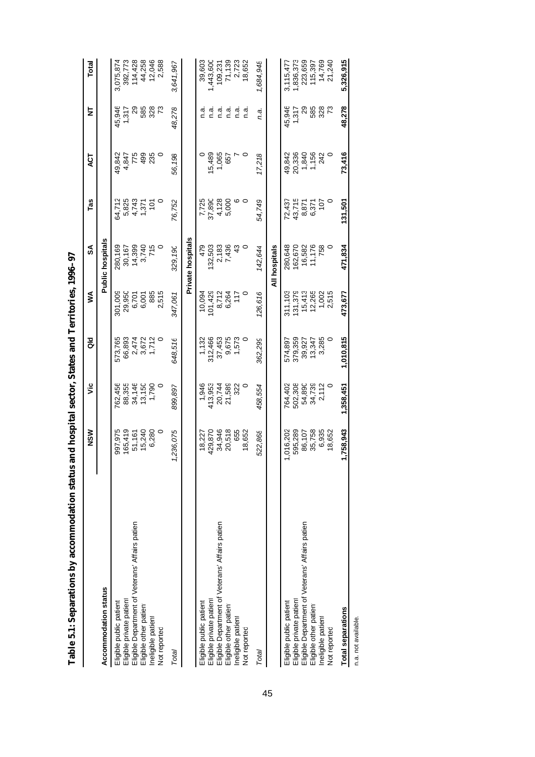# Table 5.1: Separations by accommodation status and hospital sector, States and Territories, 1996–97

| Accommodation status | NSW | Vic | Qld | WA | SA | Tas | ACT | NT | Total |
|---|---|---|---|---|---|---|---|---|---|
| | | | | | **Public hospitals** | | | | |
| Eligible public patient | 997,975 | 762,456 | 573,765 | 301,009 | 280,169 | 64,712 | 49,842 | 45,946 | 3,075,874 |
| Eligible private patient | 165,419 | 88,355 | 66,893 | 29,950 | 30,167 | 5,825 | 4,847 | 1,317 | 392,773 |
| Eligible Department of Veterans' Affairs patient | 51,161 | 34,146 | 2,474 | 6,701 | 14,399 | 4,743 | 775 | 29 | 114,428 |
| Eligible other patient | 15,240 | 13,150 | 3,672 | 6,001 | 3,740 | 1,371 | 499 | 585 | 44,258 |
| Ineligible patient | 6,280 | 1,790 | 1,712 | 885 | 715 | 101 | 235 | 328 | 12,046 |
| Not reported | 0 | 0 | 0 | 2,515 | 0 | 0 | 0 | 73 | 2,588 |
| *Total* | *1,236,075* | *899,897* | *648,516* | *347,061* | *329,190* | *76,752* | *56,198* | *48,278* | *3,641,967* |
| | | | | | **Private hospitals** | | | | |
| Eligible public patient | 18,227 | 1,946 | 1,132 | 10,094 | 479 | 7,725 | 0 | n.a. | 39,603 |
| Eligible private patient | 429,870 | 413,953 | 312,466 | 101,429 | 132,503 | 37,890 | 15,489 | n.a. | 1,443,600 |
| Eligible Department of Veterans' Affairs patient | 34,946 | 20,744 | 37,453 | 8,712 | 2,183 | 4,128 | 1,065 | n.a. | 109,231 |
| Eligible other patient | 20,518 | 21,589 | 9,675 | 6,264 | 7,436 | 5,000 | 657 | n.a. | 71,139 |
| Ineligible patient | 655 | 322 | 1,573 | 117 | 43 | 6 | 7 | n.a. | 2,723 |
| Not reported | 18,652 | 0 | 0 | 0 | 0 | 0 | 0 | n.a. | 18,652 |
| *Total* | *522,868* | *458,554* | *362,299* | *126,616* | *142,644* | *54,749* | *17,218* | *n.a.* | *1,684,948* |
| | | | | | **All hospitals** | | | | |
| Eligible public patient | 1,016,202 | 764,402 | 574,897 | 311,103 | 280,648 | 72,437 | 49,842 | 45,946 | 3,115,477 |
| Eligible private patient | 595,289 | 502,308 | 379,359 | 131,379 | 162,670 | 43,715 | 20,336 | 1,317 | 1,836,373 |
| Eligible Department of Veterans' Affairs patient | 86,107 | 54,890 | 39,927 | 15,413 | 16,582 | 8,871 | 1,840 | 29 | 223,659 |
| Eligible other patient | 35,758 | 34,739 | 13,347 | 12,265 | 11,176 | 6,371 | 1,156 | 585 | 115,397 |
| Ineligible patient | 6,935 | 2,112 | 3,285 | 1,002 | 758 | 107 | 242 | 328 | 14,769 |
| Not reported | 18,652 | 0 | 0 | 2,515 | 0 | 0 | 0 | 73 | 21,240 |
| **Total separations** | **1,758,943** | **1,358,451** | **1,010,815** | **473,677** | **471,834** | **131,501** | **73,416** | **48,278** | **5,326,915** |

n.a. not available.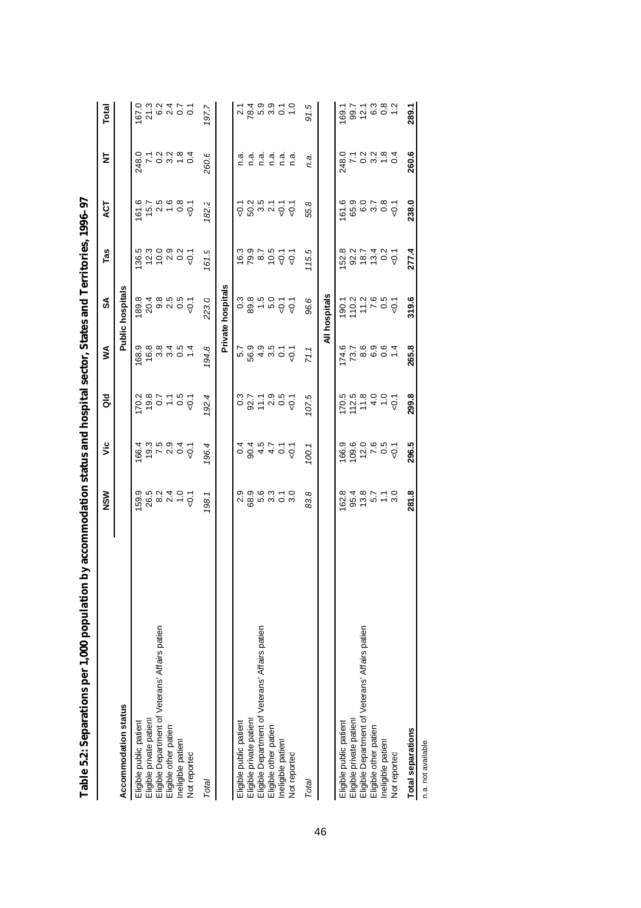# Table 5.2: Separations per 1,000 population by accommodation status and hospital sector, States and Territories, 1996–97

| Accommodation status | NSW | Vic | Qld | WA | SA | Tas | ACT | NT | Total |
|---|---|---|---|---|---|---|---|---|---|
| **Public hospitals** | | | | | | | | | |
| Eligible public patient | 159.9 | 166.4 | 170.2 | 168.9 | 189.8 | 136.5 | 161.6 | 248.0 | 167.0 |
| Eligible private patient | 26.5 | 19.3 | 19.8 | 16.8 | 20.4 | 12.3 | 15.7 | 7.1 | 21.3 |
| Eligible Department of Veterans' Affairs patient | 8.2 | 7.5 | 0.7 | 3.8 | 9.8 | 10.0 | 2.5 | 0.2 | 6.2 |
| Eligible other patient | 2.4 | 2.9 | 1.1 | 3.4 | 2.5 | 2.9 | 1.6 | 3.2 | 2.4 |
| Ineligible patient | 1.0 | 0.4 | 0.5 | 0.5 | 0.5 | 0.2 | 0.8 | 1.8 | 0.7 |
| Not reported | <0.1 | <0.1 | <0.1 | 1.4 | <0.1 | <0.1 | <0.1 | 0.4 | 0.1 |
| *Total* | *198.1* | *196.4* | *192.4* | *194.8* | *223.0* | *161.9* | *182.2* | *260.6* | *197.7* |
| **Private hospitals** | | | | | | | | | |
| Eligible public patient | 2.9 | 0.4 | 0.3 | 5.7 | 0.3 | 16.3 | <0.1 | n.a. | 2.1 |
| Eligible private patient | 68.9 | 90.4 | 92.7 | 56.9 | 89.8 | 79.9 | 50.2 | n.a. | 78.4 |
| Eligible Department of Veterans' Affairs patient | 5.6 | 4.5 | 11.1 | 4.9 | 1.5 | 8.7 | 3.5 | n.a. | 5.9 |
| Eligible other patient | 3.3 | 4.7 | 2.9 | 3.5 | 5.0 | 10.5 | 2.1 | n.a. | 3.9 |
| Ineligible patient | 0.1 | 0.1 | 0.5 | 0.1 | <0.1 | <0.1 | <0.1 | n.a. | 0.1 |
| Not reported | 3.0 | <0.1 | <0.1 | <0.1 | <0.1 | <0.1 | <0.1 | n.a. | 1.0 |
| *Total* | *83.8* | *100.1* | *107.5* | *71.1* | *96.6* | *115.5* | *55.8* | *n.a.* | *91.5* |
| **All hospitals** | | | | | | | | | |
| Eligible public patient | 162.8 | 166.9 | 170.5 | 174.6 | 190.1 | 152.8 | 161.6 | 248.0 | 169.1 |
| Eligible private patient | 95.4 | 109.6 | 112.5 | 73.7 | 110.2 | 92.2 | 65.9 | 7.1 | 99.7 |
| Eligible Department of Veterans' Affairs patient | 13.8 | 12.0 | 11.8 | 8.6 | 11.2 | 18.7 | 6.0 | 0.2 | 12.1 |
| Eligible other patient | 5.7 | 7.6 | 4.0 | 6.9 | 7.6 | 13.4 | 3.7 | 3.2 | 6.3 |
| Ineligible patient | 1.1 | 0.5 | 1.0 | 0.6 | 0.5 | 0.2 | 0.8 | 1.8 | 0.8 |
| Not reported | 3.0 | <0.1 | <0.1 | 1.4 | <0.1 | <0.1 | <0.1 | 0.4 | 1.2 |
| **Total separations** | **281.8** | **296.5** | **299.8** | **265.8** | **319.6** | **277.4** | **238.0** | **260.6** | **289.1** |

n.a. not available.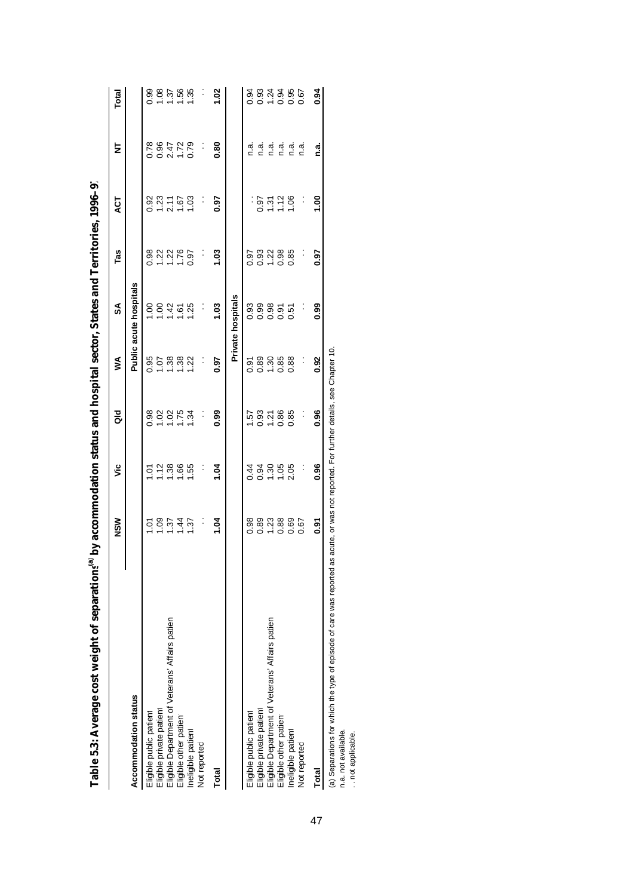# Table 5.3: Average cost weight of separations[(a)] by accommodation status and hospital sector, States and Territories, 1996–97

| Accommodation status | NSW | Vic | Qld | WA | SA | Tas | ACT | NT | Total |
|---|---|---|---|---|---|---|---|---|---|
| | | | | | **Public acute hospitals** | | | | |
| Eligible public patient | 1.01 | 1.01 | 0.98 | 0.95 | 1.00 | 0.98 | 0.92 | 0.78 | 0.99 |
| Eligible private patient | 1.09 | 1.12 | 1.02 | 1.07 | 1.00 | 1.22 | 1.23 | 0.96 | 1.08 |
| Eligible Department of Veterans' Affairs patient | 1.37 | 1.38 | 1.02 | 1.38 | 1.42 | 1.22 | 2.11 | 2.47 | 1.37 |
| Eligible other patient | 1.44 | 1.66 | 1.75 | 1.38 | 1.61 | 1.76 | 1.67 | 1.72 | 1.56 |
| Ineligible patient | 1.37 | 1.55 | 1.34 | 1.22 | 1.25 | 0.97 | 1.03 | 0.79 | 1.35 |
| Not reported | . . | . . | . . | . . | . . | . . | . . | . . | . . |
| **Total** | **1.04** | **1.04** | **0.99** | **0.97** | **1.03** | **1.03** | **0.97** | **0.80** | **1.02** |
| | | | | | **Private hospitals** | | | | |
| Eligible public patient | 0.98 | 0.44 | 1.57 | 0.91 | 0.93 | 0.97 | . . | n.a. | 0.94 |
| Eligible private patient | 0.89 | 0.94 | 0.93 | 0.89 | 0.99 | 0.93 | 0.97 | n.a. | 0.93 |
| Eligible Department of Veterans' Affairs patient | 1.23 | 1.30 | 1.21 | 1.30 | 0.98 | 1.22 | 1.31 | n.a. | 1.24 |
| Eligible other patient | 0.88 | 1.05 | 0.86 | 0.85 | 0.91 | 0.98 | 1.12 | n.a. | 0.94 |
| Ineligible patient | 0.69 | 2.05 | 0.85 | 0.88 | 0.51 | 0.85 | 1.06 | n.a. | 0.95 |
| Not reported | 0.67 | . . | . . | . . | . . | . . | . . | n.a. | 0.67 |
| **Total** | **0.91** | **0.96** | **0.96** | **0.92** | **0.99** | **0.97** | **1.00** | **n.a.** | **0.94** |

(a) Separations for which the type of episode of care was reported as acute, or was not reported. For further details, see Chapter 10.

n.a. not available.

. . not applicable.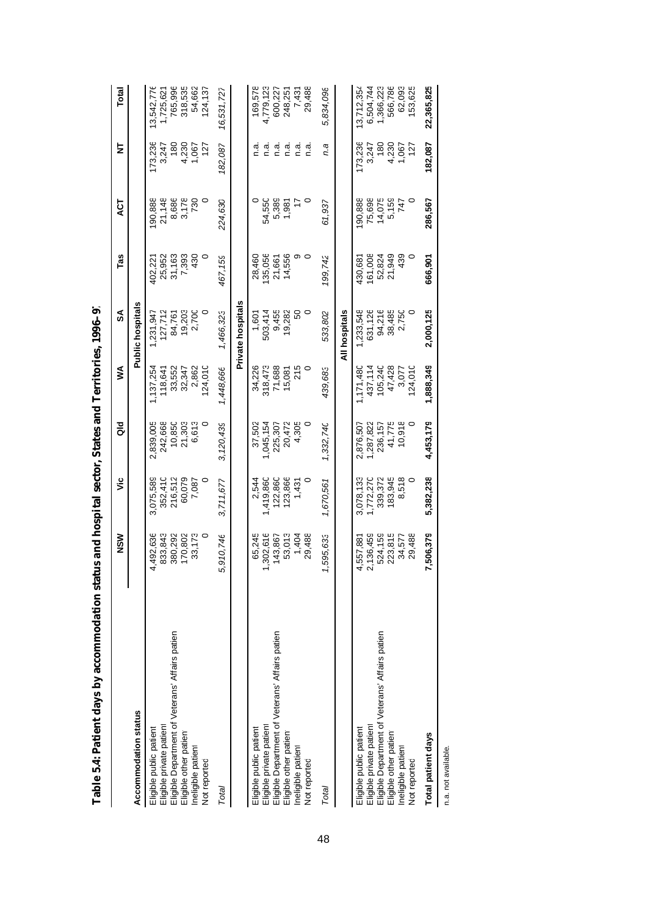**Table 5.4: Patient days by accommodation status and hospital sector, States and Territories, 1996–97**

| Accommodation status | NSW | Vic | Qld | WA | SA | Tas | ACT | NT | Total |
|---|---|---|---|---|---|---|---|---|---|
| | | | | | **Public hospitals** | | | | |
| Eligible public patient | 4,492,636 | 3,075,589 | 2,839,005 | 1,137,254 | 1,231,947 | 402,221 | 190,888 | 173,236 | 13,542,776 |
| Eligible private patient | 833,843 | 352,410 | 242,668 | 118,641 | 127,712 | 25,952 | 21,148 | 3,247 | 1,725,621 |
| Eligible Department of Veterans' Affairs patient | 380,292 | 216,512 | 10,850 | 33,552 | 84,761 | 31,163 | 8,686 | 180 | 765,996 |
| Eligible other patient | 170,802 | 60,079 | 21,303 | 32,347 | 19,203 | 7,393 | 3,178 | 4,230 | 318,535 |
| Ineligible patient | 33,173 | 7,087 | 6,613 | 2,862 | 2,700 | 430 | 730 | 1,067 | 54,662 |
| Not reported | 0 | 0 | 0 | 124,010 | 0 | 0 | 0 | 127 | 124,137 |
| *Total* | *5,910,746* | *3,711,677* | *3,120,439* | *1,448,666* | *1,466,323* | *467,159* | *224,630* | *182,087* | *16,531,727* |
| | | | | | **Private hospitals** | | | | |
| Eligible public patient | 65,245 | 2,544 | 37,502 | 34,226 | 1,601 | 28,460 | 0 | n.a. | 169,578 |
| Eligible private patient | 1,302,616 | 1,419,860 | 1,045,154 | 318,473 | 503,414 | 135,056 | 54,550 | n.a. | 4,779,123 |
| Eligible Department of Veterans' Affairs patient | 143,867 | 122,860 | 225,307 | 71,688 | 9,455 | 21,661 | 5,389 | n.a. | 600,227 |
| Eligible other patient | 53,013 | 123,866 | 20,472 | 15,081 | 19,282 | 14,556 | 1,981 | n.a. | 248,251 |
| Ineligible patient | 1,404 | 1,431 | 4,305 | 215 | 50 | 9 | 17 | n.a. | 7,431 |
| Not reported | 29,488 | 0 | 0 | 0 | 0 | 0 | 0 | n.a. | 29,488 |
| *Total* | *1,595,633* | *1,670,561* | *1,332,740* | *439,683* | *533,802* | *199,742* | *61,937* | *n.a* | *5,834,098* |
| | | | | | **All hospitals** | | | | |
| Eligible public patient | 4,557,881 | 3,078,133 | 2,876,507 | 1,171,480 | 1,233,548 | 430,681 | 190,888 | 173,236 | 13,712,354 |
| Eligible private patient | 2,136,459 | 1,772,270 | 1,287,822 | 437,114 | 631,126 | 161,008 | 75,698 | 3,247 | 6,504,744 |
| Eligible Department of Veterans' Affairs patient | 524,159 | 339,372 | 236,157 | 105,240 | 94,216 | 52,824 | 14,075 | 180 | 1,366,223 |
| Eligible other patient | 223,815 | 183,945 | 41,775 | 47,428 | 38,485 | 21,949 | 5,159 | 4,230 | 566,786 |
| Ineligible patient | 34,577 | 8,518 | 10,918 | 3,077 | 2,750 | 439 | 747 | 1,067 | 62,093 |
| Not reported | 29,488 | 0 | 0 | 124,010 | 0 | 0 | 0 | 127 | 153,625 |
| **Total patient days** | **7,506,379** | **5,382,238** | **4,453,179** | **1,888,349** | **2,000,125** | **666,901** | **286,567** | **182,087** | **22,365,825** |

n.a. not available.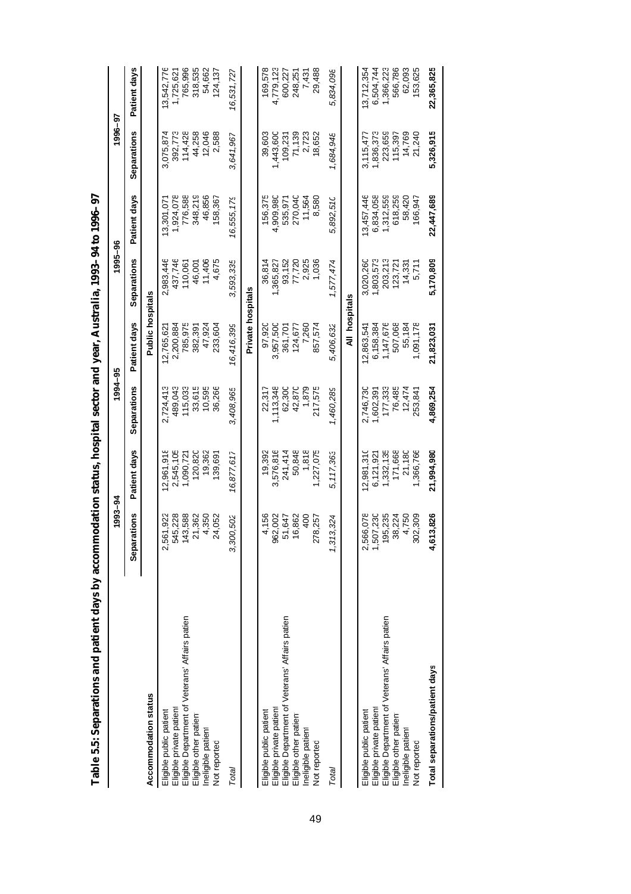**Table 5.5: Separations and patient days by accommodation status, hospital sector and year, Australia, 1993–94 to 1996–97**

| Accommodation status | 1993–94 | | 1994–95 | | 1995–96 | | 1996–97 | |
|---|---|---|---|---|---|---|---|---|
| | Separations | Patient days | Separations | Patient days | Separations | Patient days | Separations | Patient days |
| | | | | **Public hospitals** | | | | |
| Eligible public patient | 2,561,922 | 12,961,918 | 2,724,413 | 12,765,621 | 2,983,446 | 13,301,071 | 3,075,874 | 13,542,776 |
| Eligible private patient | 545,228 | 2,545,105 | 489,043 | 2,200,884 | 437,746 | 1,924,078 | 392,773 | 1,725,621 |
| Eligible Department of Veterans' Affairs patient | 143,588 | 1,090,721 | 115,033 | 785,975 | 110,061 | 776,588 | 114,428 | 765,996 |
| Eligible other patient | 21,362 | 120,820 | 33,615 | 382,391 | 46,001 | 348,219 | 44,258 | 318,535 |
| Ineligible patient | 4,350 | 19,362 | 10,595 | 47,924 | 11,406 | 46,856 | 12,046 | 54,662 |
| Not reported | 24,052 | 139,691 | 36,266 | 233,604 | 4,675 | 158,367 | 2,588 | 124,137 |
| *Total* | *3,300,502* | *16,877,617* | *3,408,965* | *16,416,399* | *3,593,335* | *16,555,179* | *3,641,967* | *16,531,727* |
| | | | | **Private hospitals** | | | | |
| Eligible public patient | 4,156 | 19,392 | 22,317 | 97,920 | 36,814 | 156,375 | 39,603 | 169,578 |
| Eligible private patient | 962,002 | 3,576,816 | 1,113,348 | 3,957,500 | 1,365,827 | 4,909,980 | 1,443,600 | 4,779,123 |
| Eligible Department of Veterans' Affairs patient | 51,647 | 241,414 | 62,300 | 361,701 | 93,152 | 535,971 | 109,231 | 600,227 |
| Eligible other patient | 16,862 | 50,848 | 42,870 | 124,677 | 77,720 | 270,040 | 71,139 | 248,251 |
| Ineligible patient | 400 | 1,818 | 1,879 | 7,260 | 2,925 | 11,564 | 2,723 | 7,431 |
| Not reported | 278,257 | 1,227,075 | 217,575 | 857,574 | 1,036 | 8,580 | 18,652 | 29,488 |
| *Total* | *1,313,324* | *5,117,363* | *1,460,289* | *5,406,632* | *1,577,474* | *5,892,510* | *1,684,948* | *5,834,098* |
| | | | | **All hospitals** | | | | |
| Eligible public patient | 2,566,078 | 12,981,310 | 2,746,730 | 12,863,541 | 3,020,260 | 13,457,446 | 3,115,477 | 13,712,354 |
| Eligible private patient | 1,507,230 | 6,121,921 | 1,602,391 | 6,158,384 | 1,803,573 | 6,834,058 | 1,836,373 | 6,504,744 |
| Eligible Department of Veterans' Affairs patient | 195,235 | 1,332,135 | 177,333 | 1,147,676 | 203,213 | 1,312,559 | 223,659 | 1,366,223 |
| Eligible other patient | 38,224 | 171,668 | 76,485 | 507,068 | 123,721 | 618,259 | 115,397 | 566,786 |
| Ineligible patient | 4,750 | 21,180 | 12,474 | 55,184 | 14,331 | 58,420 | 14,769 | 62,093 |
| Not reported | 302,309 | 1,366,766 | 253,841 | 1,091,178 | 5,711 | 166,947 | 21,240 | 153,625 |
| **Total separations/patient days** | **4,613,826** | **21,994,980** | **4,869,254** | **21,823,031** | **5,170,809** | **22,447,689** | **5,326,915** | **22,365,825** |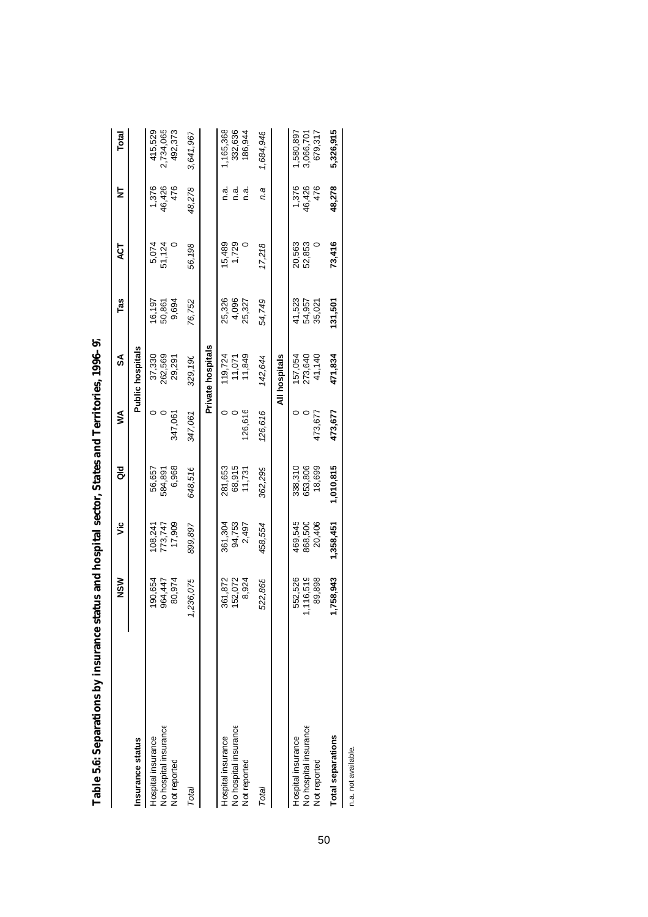**Table 5.6: Separations by insurance status and hospital sector, States and Territories, 1996–97**

| Insurance status | NSW | Vic | Qld | WA | SA | Tas | ACT | NT | Total |
|---|---|---|---|---|---|---|---|---|---|
| | | | | | **Public hospitals** | | | | |
| Hospital insurance | 190,654 | 108,241 | 56,657 | 0 | 37,330 | 16,197 | 5,074 | 1,376 | 415,529 |
| No hospital insurance | 964,447 | 773,747 | 584,891 | 0 | 262,569 | 50,861 | 51,124 | 46,426 | 2,734,065 |
| Not reported | 80,974 | 17,909 | 6,968 | 347,061 | 29,291 | 9,694 | 0 | 476 | 492,373 |
| *Total* | *1,236,075* | *899,897* | *648,516* | *347,061* | *329,190* | *76,752* | *56,198* | *48,278* | *3,641,967* |
| | | | | | **Private hospitals** | | | | |
| Hospital insurance | 361,872 | 361,304 | 281,653 | 0 | 119,724 | 25,326 | 15,489 | n.a. | 1,165,368 |
| No hospital insurance | 152,072 | 94,753 | 68,915 | 0 | 11,071 | 4,096 | 1,729 | n.a. | 332,636 |
| Not reported | 8,924 | 2,497 | 11,731 | 126,616 | 11,849 | 25,327 | 0 | n.a. | 186,944 |
| *Total* | *522,868* | *458,554* | *362,299* | *126,616* | *142,644* | *54,749* | *17,218* | *n.a* | *1,684,948* |
| | | | | | **All hospitals** | | | | |
| Hospital insurance | 552,526 | 469,545 | 338,310 | 0 | 157,054 | 41,523 | 20,563 | 1,376 | 1,580,897 |
| No hospital insurance | 1,116,519 | 868,500 | 653,806 | 0 | 273,640 | 54,957 | 52,853 | 46,426 | 3,066,701 |
| Not reported | 89,898 | 20,406 | 18,699 | 473,677 | 41,140 | 35,021 | 0 | 476 | 679,317 |
| **Total separations** | **1,758,943** | **1,358,451** | **1,010,815** | **473,677** | **471,834** | **131,501** | **73,416** | **48,278** | **5,326,915** |

n.a. not available.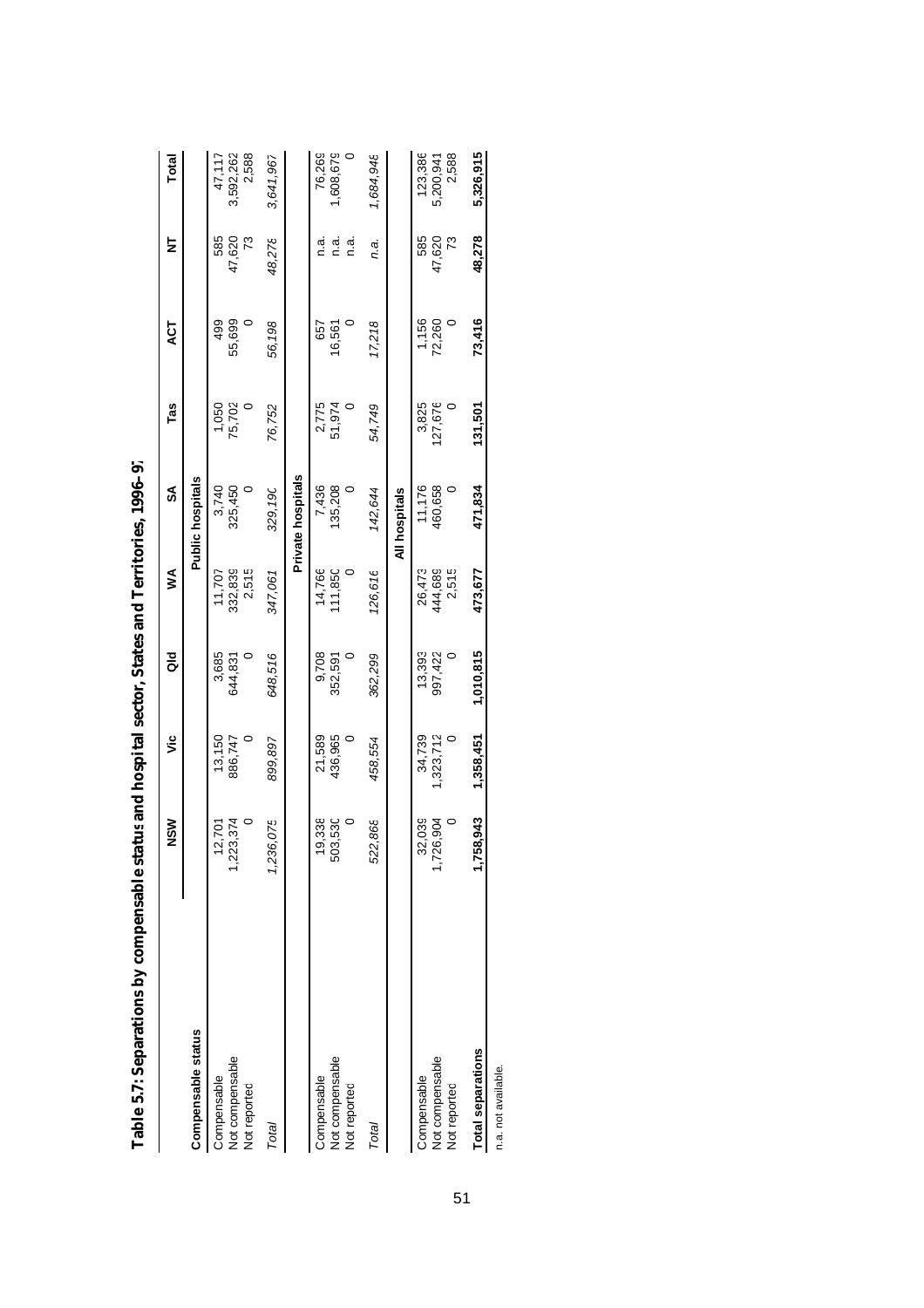**Table 5.7: Separations by compensable status and hospital sector, States and Territories, 1996–97**

| Compensable status | NSW | Vic | Qld | WA | SA | Tas | ACT | NT | Total |
|---|---|---|---|---|---|---|---|---|---|
| | | | | | **Public hospitals** | | | | |
| Compensable | 12,701 | 13,150 | 3,685 | 11,707 | 3,740 | 1,050 | 499 | 585 | 47,117 |
| Not compensable | 1,223,374 | 886,747 | 644,831 | 332,839 | 325,450 | 75,702 | 55,699 | 47,620 | 3,592,262 |
| Not reported | 0 | 0 | 0 | 2,515 | 0 | 0 | 0 | 73 | 2,588 |
| *Total* | *1,236,075* | *899,897* | *648,516* | *347,061* | *329,190* | *76,752* | *56,198* | *48,278* | *3,641,967* |
| | | | | | **Private hospitals** | | | | |
| Compensable | 19,338 | 21,589 | 9,708 | 14,766 | 7,436 | 2,775 | 657 | n.a. | 76,269 |
| Not compensable | 503,530 | 436,965 | 352,591 | 111,850 | 135,208 | 51,974 | 16,561 | n.a. | 1,608,679 |
| Not reported | 0 | 0 | 0 | 0 | 0 | 0 | 0 | n.a. | 0 |
| *Total* | *522,868* | *458,554* | *362,299* | *126,616* | *142,644* | *54,749* | *17,218* | *n.a.* | *1,684,948* |
| | | | | | **All hospitals** | | | | |
| Compensable | 32,039 | 34,739 | 13,393 | 26,473 | 11,176 | 3,825 | 1,156 | 585 | 123,386 |
| Not compensable | 1,726,904 | 1,323,712 | 997,422 | 444,689 | 460,658 | 127,676 | 72,260 | 47,620 | 5,200,941 |
| Not reported | 0 | 0 | 0 | 2,515 | 0 | 0 | 0 | 73 | 2,588 |
| **Total separations** | **1,758,943** | **1,358,451** | **1,010,815** | **473,677** | **471,834** | **131,501** | **73,416** | **48,278** | **5,326,915** |

n.a. not available.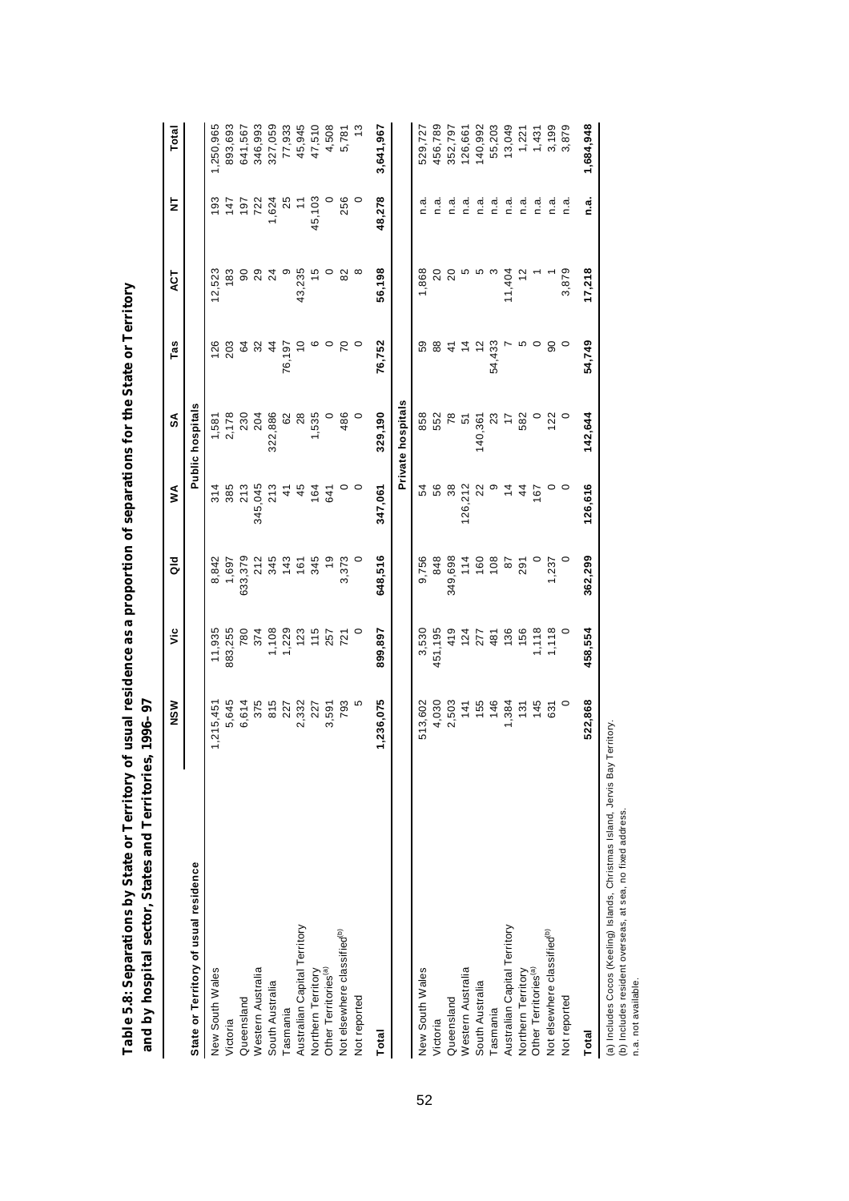**Table 5.8: Separations by State or Territory of usual residence as a proportion of separations for the State or Territory and by hospital sector, States and Territories, 1996–97**

| State or Territory of usual residence | NSW | Vic | Qld | WA | SA | Tas | ACT | NT | Total |
|---|---|---|---|---|---|---|---|---|---|
| | | | | | **Public hospitals** | | | | |
| New South Wales | 1,215,451 | 11,935 | 8,842 | 314 | 1,581 | 126 | 12,523 | 193 | 1,250,965 |
| Victoria | 5,645 | 883,255 | 1,697 | 385 | 2,178 | 203 | 183 | 147 | 893,693 |
| Queensland | 6,614 | 780 | 633,379 | 213 | 230 | 64 | 90 | 197 | 641,567 |
| Western Australia | 375 | 374 | 212 | 345,045 | 204 | 32 | 29 | 722 | 346,993 |
| South Australia | 815 | 1,108 | 345 | 213 | 322,886 | 44 | 24 | 1,624 | 327,059 |
| Tasmania | 227 | 1,229 | 143 | 41 | 62 | 76,197 | 9 | 25 | 77,933 |
| Australian Capital Territory | 2,332 | 123 | 161 | 45 | 28 | 10 | 43,235 | 11 | 45,945 |
| Northern Territory | 227 | 115 | 345 | 164 | 1,535 | 6 | 15 | 45,103 | 47,510 |
| Other Territories[a] | 3,591 | 257 | 19 | 641 | 0 | 0 | 0 | 0 | 4,508 |
| Not elsewhere classified[b] | 793 | 721 | 3,373 | 0 | 486 | 70 | 82 | 256 | 5,781 |
| Not reported | 5 | 0 | 0 | 0 | 0 | 0 | 8 | 0 | 13 |
| **Total** | **1,236,075** | **899,897** | **648,516** | **347,061** | **329,190** | **76,752** | **56,198** | **48,278** | **3,641,967** |
| | | | | | **Private hospitals** | | | | |
| New South Wales | 513,602 | 3,530 | 9,756 | 54 | 858 | 59 | 1,868 | n.a. | 529,727 |
| Victoria | 4,030 | 451,195 | 848 | 56 | 552 | 88 | 20 | n.a. | 456,789 |
| Queensland | 2,503 | 419 | 349,698 | 38 | 78 | 41 | 20 | n.a. | 352,797 |
| Western Australia | 141 | 124 | 114 | 126,212 | 51 | 14 | 5 | n.a. | 126,661 |
| South Australia | 155 | 277 | 160 | 22 | 140,361 | 12 | 5 | n.a. | 140,992 |
| Tasmania | 146 | 481 | 108 | 9 | 23 | 54,433 | 3 | n.a. | 55,203 |
| Australian Capital Territory | 1,384 | 136 | 87 | 14 | 17 | 7 | 11,404 | n.a. | 13,049 |
| Northern Territory | 131 | 156 | 291 | 44 | 582 | 5 | 12 | n.a. | 1,221 |
| Other Territories[a] | 145 | 1,118 | 0 | 167 | 0 | 0 | 1 | n.a. | 1,431 |
| Not elsewhere classified[b] | 631 | 1,118 | 1,237 | 0 | 122 | 90 | 1 | n.a. | 3,199 |
| Not reported | 0 | 0 | 0 | 0 | 0 | 0 | 3,879 | n.a. | 3,879 |
| **Total** | **522,868** | **458,554** | **362,299** | **126,616** | **142,644** | **54,749** | **17,218** | **n.a.** | **1,684,948** |

(a) Includes Cocos (Keeling) Islands, Christmas Island, Jervis Bay Territory.
(b) Includes resident overseas, at sea, no fixed address.
n.a. not available.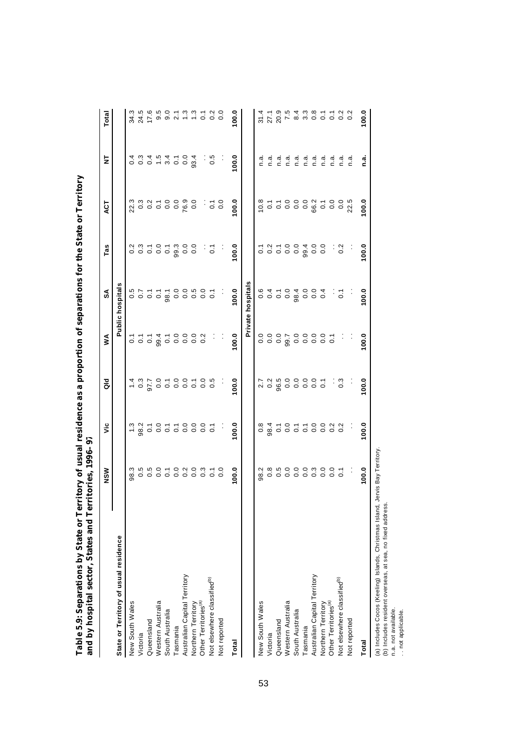**Table 5.9: Separations by State or Territory of usual residence as a proportion of separations for the State or Territory and by hospital sector, States and Territories, 1996–97**

| State or Territory of usual residence | NSW | Vic | Qld | WA | SA | Tas | ACT | NT | Total |
|---|---|---|---|---|---|---|---|---|---|
| | | | | | Public hospitals | | | | |
| New South Wales | 98.3 | 1.3 | 1.4 | 0.1 | 0.5 | 0.2 | 22.3 | 0.4 | 34.3 |
| Victoria | 0.5 | 98.2 | 0.3 | 0.1 | 0.7 | 0.3 | 0.3 | 0.3 | 24.5 |
| Queensland | 0.5 | 0.1 | 97.7 | 0.1 | 0.1 | 0.1 | 0.2 | 0.4 | 17.6 |
| Western Australia | 0.0 | 0.0 | 0.0 | 99.4 | 0.1 | 0.0 | 0.1 | 1.5 | 9.5 |
| South Australia | 0.1 | 0.1 | 0.1 | 0.1 | 98.1 | 0.1 | 0.0 | 3.4 | 9.0 |
| Tasmania | 0.0 | 0.1 | 0.0 | 0.0 | 0.0 | 99.3 | 0.0 | 0.1 | 2.1 |
| Australian Capital Territory | 0.2 | 0.0 | 0.0 | 0.0 | 0.0 | 0.0 | 76.9 | 0.0 | 1.3 |
| Northern Territory | 0.0 | 0.0 | 0.1 | 0.0 | 0.5 | 0.0 | 0.0 | 93.4 | 1.3 |
| Other Territories[(a)] | 0.3 | 0.0 | 0.0 | 0.2 | 0.0 | . . | . . | . . | 0.1 |
| Not elsewhere classified[(b)] | 0.1 | 0.1 | 0.5 | . . | 0.1 | 0.1 | 0.1 | 0.5 | 0.2 |
| Not reported | 0.0 | . . | . . | . . | . . | . . | 0.0 | . . | 0.0 |
| **Total** | **100.0** | **100.0** | **100.0** | **100.0** | **100.0** | **100.0** | **100.0** | **100.0** | **100.0** |
| | | | | | Private hospitals | | | | |
| New South Wales | 98.2 | 0.8 | 2.7 | 0.0 | 0.6 | 0.1 | 10.8 | n.a. | 31.4 |
| Victoria | 0.8 | 98.4 | 0.2 | 0.0 | 0.4 | 0.2 | 0.1 | n.a. | 27.1 |
| Queensland | 0.5 | 0.1 | 96.5 | 0.0 | 0.1 | 0.1 | 0.1 | n.a. | 20.9 |
| Western Australia | 0.0 | 0.0 | 0.0 | 99.7 | 0.0 | 0.0 | 0.0 | n.a. | 7.5 |
| South Australia | 0.0 | 0.1 | 0.0 | 0.0 | 98.4 | 0.0 | 0.0 | n.a. | 8.4 |
| Tasmania | 0.0 | 0.1 | 0.0 | 0.0 | 0.0 | 99.4 | 0.0 | n.a. | 3.3 |
| Australian Capital Territory | 0.3 | 0.0 | 0.0 | 0.0 | 0.0 | 0.0 | 66.2 | n.a. | 0.8 |
| Northern Territory | 0.0 | 0.0 | 0.1 | 0.0 | 0.4 | 0.0 | 0.1 | n.a. | 0.1 |
| Other Territories[(a)] | 0.0 | 0.2 | . . | 0.1 | . . | . . | 0.0 | n.a. | 0.1 |
| Not elsewhere classified[(b)] | 0.1 | 0.2 | 0.3 | . . | 0.1 | 0.2 | 0.0 | n.a. | 0.2 |
| Not reported | . . | . . | . . | . . | . . | . . | 22.5 | n.a. | 0.2 |
| **Total** | **100.0** | **100.0** | **100.0** | **100.0** | **100.0** | **100.0** | **100.0** | **n.a.** | **100.0** |

(a) Includes Cocos (Keeling) Islands, Christmas Island, Jervis Bay Territory.
(b) Includes resident overseas, at sea, no fixed address.
n.a. not available.
. . not applicable.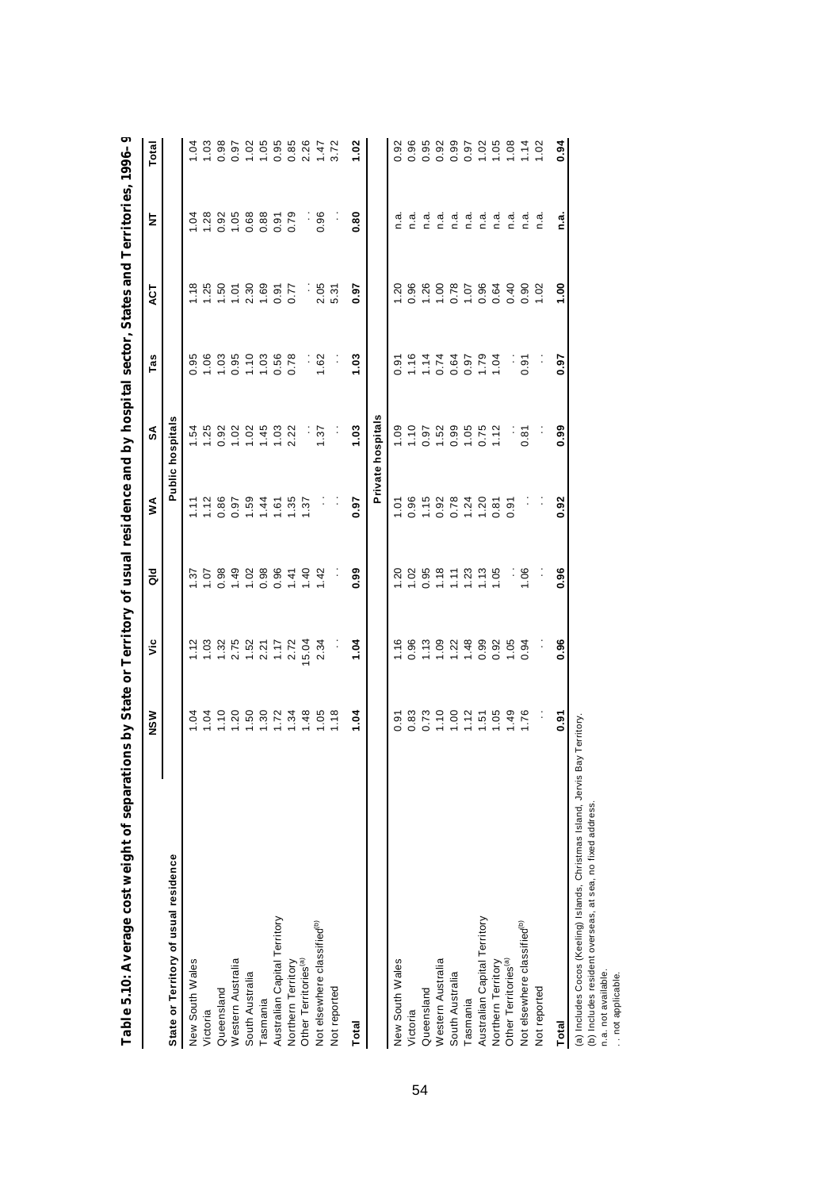**Table 5.10: Average cost weight of separations by State or Territory of usual residence and by hospital sector, States and Territories, 1996–97**

| State or Territory of usual residence | NSW | Vic | Qld | WA | SA | Tas | ACT | NT | Total |
|---|---|---|---|---|---|---|---|---|---|
| | **Public hospitals** | | | | | | | | |
| New South Wales | 1.04 | 1.12 | 1.37 | 1.11 | 1.54 | 0.95 | 1.18 | 1.04 | 1.04 |
| Victoria | 1.04 | 1.03 | 1.07 | 1.12 | 1.25 | 1.06 | 1.25 | 1.28 | 1.03 |
| Queensland | 1.10 | 1.32 | 0.98 | 0.86 | 0.92 | 1.03 | 1.50 | 0.92 | 0.98 |
| Western Australia | 1.20 | 2.75 | 1.49 | 0.97 | 1.02 | 0.95 | 1.01 | 1.05 | 0.97 |
| South Australia | 1.50 | 1.52 | 1.02 | 1.59 | 1.02 | 1.10 | 2.30 | 0.68 | 1.02 |
| Tasmania | 1.30 | 2.21 | 0.98 | 1.44 | 1.45 | 1.03 | 1.69 | 0.88 | 1.05 |
| Australian Capital Territory | 1.72 | 1.17 | 0.96 | 1.61 | 1.03 | 0.56 | 0.91 | 0.91 | 0.95 |
| Northern Territory | 1.34 | 2.72 | 1.41 | 1.35 | 2.22 | 0.78 | 0.77 | 0.79 | 0.85 |
| Other Territories[(a)] | 1.48 | 15.04 | 1.40 | 1.37 | . . | . . | . . | . . | 2.26 |
| Not elsewhere classified[(b)] | 1.05 | 2.34 | 1.42 | . . | 1.37 | 1.62 | 2.05 | 0.96 | 1.47 |
| Not reported | 1.18 | . . | . . | . . | . . | . . | 5.31 | . . | 3.72 |
| **Total** | **1.04** | **1.04** | **0.99** | **0.97** | **1.03** | **1.03** | **0.97** | **0.80** | **1.02** |
| | **Private hospitals** | | | | | | | | |
| New South Wales | 0.91 | 1.16 | 1.20 | 1.01 | 1.09 | 0.91 | 1.20 | n.a. | 0.92 |
| Victoria | 0.83 | 0.96 | 1.02 | 0.96 | 1.10 | 1.16 | 0.96 | n.a. | 0.96 |
| Queensland | 0.73 | 1.13 | 0.95 | 1.15 | 0.97 | 1.14 | 1.26 | n.a. | 0.95 |
| Western Australia | 1.10 | 1.09 | 1.18 | 0.92 | 1.52 | 0.74 | 1.00 | n.a. | 0.92 |
| South Australia | 1.00 | 1.22 | 1.11 | 0.78 | 0.99 | 0.64 | 0.78 | n.a. | 0.99 |
| Tasmania | 1.12 | 1.48 | 1.23 | 1.24 | 1.05 | 0.97 | 1.07 | n.a. | 0.97 |
| Australian Capital Territory | 1.51 | 0.99 | 1.13 | 1.20 | 0.75 | 1.79 | 0.96 | n.a. | 1.02 |
| Northern Territory | 1.05 | 0.92 | 1.05 | 0.81 | 1.12 | 1.04 | 0.64 | n.a. | 1.05 |
| Other Territories[(a)] | 1.49 | 1.05 | . . | 0.91 | . . | . . | 0.40 | n.a. | 1.08 |
| Not elsewhere classified[(b)] | 1.76 | 0.94 | 1.06 | . . | 0.81 | 0.91 | 0.90 | n.a. | 1.14 |
| Not reported | . . | . . | . . | . . | . . | . . | 1.02 | n.a. | 1.02 |
| **Total** | **0.91** | **0.96** | **0.96** | **0.92** | **0.99** | **0.97** | **1.00** | **n.a.** | **0.94** |

(a) Includes Cocos (Keeling) Islands, Christmas Island, Jervis Bay Territory.
(b) Includes resident overseas, at sea, no fixed address.
n.a. not available.
. . not applicable.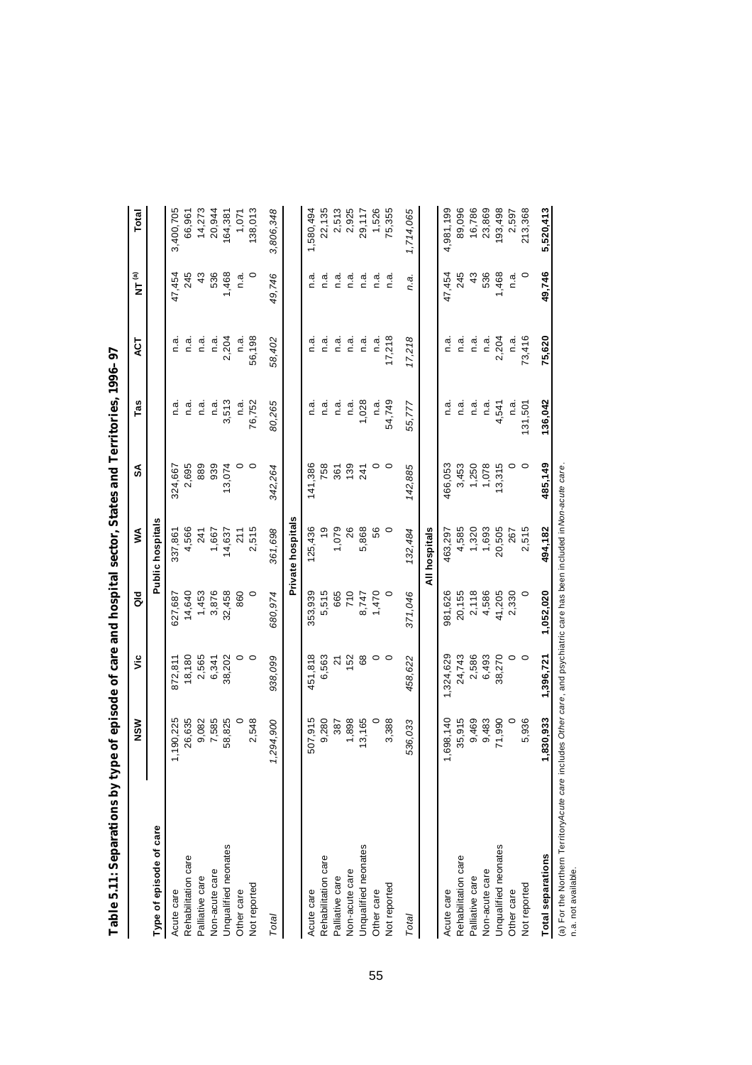# Table 5.11: Separations by type of episode of care and hospital sector, States and Territories, 1996–97

| Type of episode of care | NSW | Vic | Qld | WA | SA | Tas | ACT | NT [(a)] | Total |
|---|---|---|---|---|---|---|---|---|---|
| **Public hospitals** | | | | | | | | | |
| Acute care | 1,190,225 | 872,811 | 627,687 | 337,861 | 324,667 | n.a. | n.a. | 47,454 | 3,400,705 |
| Rehabilitation care | 26,635 | 18,180 | 14,640 | 4,566 | 2,695 | n.a. | n.a. | 245 | 66,961 |
| Palliative care | 9,082 | 2,565 | 1,453 | 241 | 889 | n.a. | n.a. | 43 | 14,273 |
| Non-acute care | 7,585 | 6,341 | 3,876 | 1,667 | 939 | n.a. | n.a. | 536 | 20,944 |
| Unqualified neonates | 58,825 | 38,202 | 32,458 | 14,637 | 13,074 | 3,513 | 2,204 | 1,468 | 164,381 |
| Other care | 0 | 0 | 860 | 211 | 0 | n.a. | n.a. | n.a. | 1,071 |
| Not reported | 2,548 | 0 | 0 | 2,515 | 0 | 76,752 | 56,198 | 0 | 138,013 |
| *Total* | *1,294,900* | *938,099* | *680,974* | *361,698* | *342,264* | *80,265* | *58,402* | *49,746* | *3,806,348* |
| **Private hospitals** | | | | | | | | | |
| Acute care | 507,915 | 451,818 | 353,939 | 125,436 | 141,386 | n.a. | n.a. | n.a. | 1,580,494 |
| Rehabilitation care | 9,280 | 6,563 | 5,515 | 19 | 758 | n.a. | n.a. | n.a. | 22,135 |
| Palliative care | 387 | 21 | 665 | 1,079 | 361 | n.a. | n.a. | n.a. | 2,513 |
| Non-acute care | 1,898 | 152 | 710 | 26 | 139 | n.a. | n.a. | n.a. | 2,925 |
| Unqualified neonates | 13,165 | 68 | 8,747 | 5,868 | 241 | 1,028 | n.a. | n.a. | 29,117 |
| Other care | 0 | 0 | 1,470 | 56 | 0 | n.a. | n.a. | n.a. | 1,526 |
| Not reported | 3,388 | 0 | 0 | 0 | 0 | 54,749 | 17,218 | n.a. | 75,355 |
| *Total* | *536,033* | *458,622* | *371,046* | *132,484* | *142,885* | *55,777* | *17,218* | *n.a.* | *1,714,065* |
| **All hospitals** | | | | | | | | | |
| Acute care | 1,698,140 | 1,324,629 | 981,626 | 463,297 | 466,053 | n.a. | n.a. | 47,454 | 4,981,199 |
| Rehabilitation care | 35,915 | 24,743 | 20,155 | 4,585 | 3,453 | n.a. | n.a. | 245 | 89,096 |
| Palliative care | 9,469 | 2,586 | 2,118 | 1,320 | 1,250 | n.a. | n.a. | 43 | 16,786 |
| Non-acute care | 9,483 | 6,493 | 4,586 | 1,693 | 1,078 | n.a. | n.a. | 536 | 23,869 |
| Unqualified neonates | 71,990 | 38,270 | 41,205 | 20,505 | 13,315 | 4,541 | 2,204 | 1,468 | 193,498 |
| Other care | 0 | 0 | 2,330 | 267 | 0 | n.a. | n.a. | n.a. | 2,597 |
| Not reported | 5,936 | 0 | 0 | 2,515 | 0 | 131,501 | 73,416 | 0 | 213,368 |
| **Total separations** | **1,830,933** | **1,396,721** | **1,052,020** | **494,182** | **485,149** | **136,042** | **75,620** | **49,746** | **5,520,413** |

(a) For the Northern Territory *Acute care* includes *Other care*, and psychiatric care has been included in *Non-acute care*.
n.a. not available.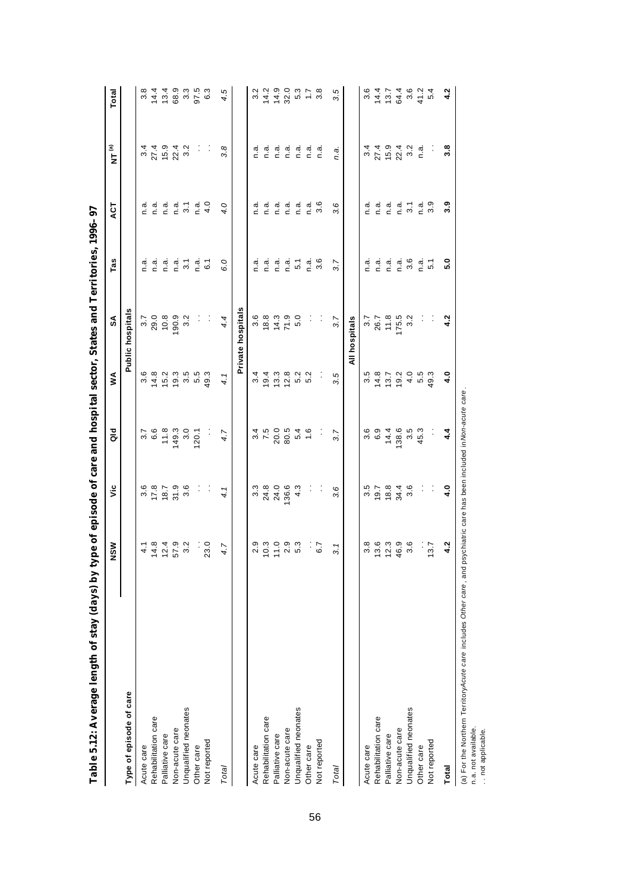# Table 5.12: Average length of stay (days) by type of episode of care and hospital sector, States and Territories, 1996–97

| Type of episode of care | NSW | Vic | Qld | WA | SA | Tas | ACT | NT[(a)] | Total |
|---|---|---|---|---|---|---|---|---|---|
| | | | | | **Public hospitals** | | | | |
| Acute care | 4.1 | 3.6 | 3.7 | 3.6 | 3.7 | n.a. | n.a. | 3.4 | 3.8 |
| Rehabilitation care | 14.8 | 17.8 | 6.6 | 14.8 | 29.0 | n.a. | n.a. | 27.4 | 14.4 |
| Palliative care | 12.4 | 18.7 | 11.8 | 15.2 | 10.8 | n.a. | n.a. | 15.9 | 13.4 |
| Non-acute care | 57.9 | 31.9 | 149.3 | 19.3 | 190.9 | n.a. | n.a. | 22.4 | 68.9 |
| Unqualified neonates | 3.2 | 3.6 | 3.0 | 3.5 | 3.2 | 3.1 | 3.1 | 3.2 | 3.3 |
| Other care | . . | . . | 120.1 | 5.5 | . . | n.a. | n.a. | . . | 97.5 |
| Not reported | 23.0 | . . | . . | 49.3 | . . | 6.1 | 4.0 | . . | 6.3 |
| *Total* | *4.7* | *4.1* | *4.7* | *4.1* | *4.4* | *6.0* | *4.0* | *3.8* | *4.5* |
| | | | | | **Private hospitals** | | | | |
| Acute care | 2.9 | 3.3 | 3.4 | 3.4 | 3.6 | n.a. | n.a. | n.a. | 3.2 |
| Rehabilitation care | 10.3 | 24.8 | 7.5 | 19.4 | 18.8 | n.a. | n.a. | n.a. | 14.2 |
| Palliative care | 11.0 | 24.0 | 20.0 | 13.3 | 14.3 | n.a. | n.a. | n.a. | 14.9 |
| Non-acute care | 2.9 | 136.6 | 80.5 | 12.8 | 71.9 | n.a. | n.a. | n.a. | 32.0 |
| Unqualified neonates | 5.3 | 4.3 | 5.4 | 5.2 | 5.0 | 5.1 | n.a. | n.a. | 5.3 |
| Other care | . . | . . | 1.6 | 5.2 | . . | n.a. | n.a. | n.a. | 1.7 |
| Not reported | 6.7 | . . | . . | . . | . . | 3.6 | 3.6 | n.a. | 3.8 |
| *Total* | *3.1* | *3.6* | *3.7* | *3.5* | *3.7* | *3.7* | *3.6* | *n.a.* | *3.5* |
| | | | | | **All hospitals** | | | | |
| Acute care | 3.8 | 3.5 | 3.6 | 3.5 | 3.7 | n.a. | n.a. | 3.4 | 3.6 |
| Rehabilitation care | 13.6 | 19.7 | 6.9 | 14.8 | 26.7 | n.a. | n.a. | 27.4 | 14.4 |
| Palliative care | 12.3 | 18.8 | 14.4 | 13.7 | 11.8 | n.a. | n.a. | 15.9 | 13.7 |
| Non-acute care | 46.9 | 34.4 | 138.6 | 19.2 | 175.5 | n.a. | n.a. | 22.4 | 64.4 |
| Unqualified neonates | 3.6 | 3.6 | 3.5 | 4.0 | 3.2 | 3.6 | 3.1 | 3.2 | 3.6 |
| Other care | . . | . . | 45.3 | 5.5 | . . | n.a. | n.a. | n.a. | 41.2 |
| Not reported | 13.7 | . . | . . | 49.3 | . . | 5.1 | 3.9 | . . | 5.4 |
| **Total** | **4.2** | **4.0** | **4.4** | **4.0** | **4.2** | **5.0** | **3.9** | **3.8** | **4.2** |

(a) For the Northern Territory *Acute care* includes *Other care*, and psychiatric care has been included in *Non-acute care*.

n.a. not available.

. . not applicable.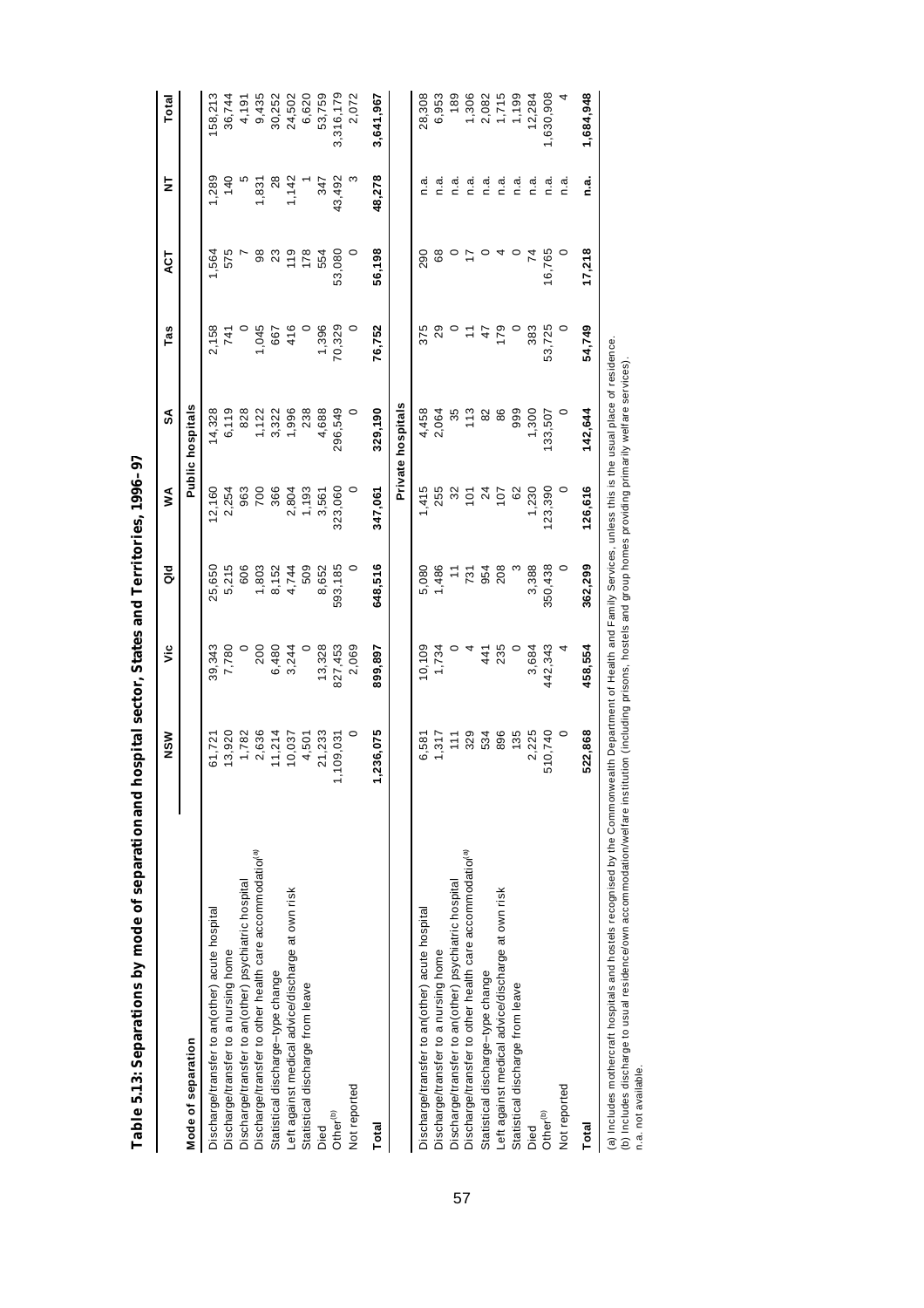**Table 5.13: Separations by mode of separation and hospital sector, States and Territories, 1996–97**

| Mode of separation | NSW | Vic | Qld | WA | SA | Tas | ACT | NT | Total |
|---|---|---|---|---|---|---|---|---|---|
| | | | | | **Public hospitals** | | | | |
| Discharge/transfer to an(other) acute hospital | 61,721 | 39,343 | 25,650 | 12,160 | 14,328 | 2,158 | 1,564 | 1,289 | 158,213 |
| Discharge/transfer to a nursing home | 13,920 | 7,780 | 5,215 | 2,254 | 6,119 | 741 | 575 | 140 | 36,744 |
| Discharge/transfer to an(other) psychiatric hospital | 1,782 | 0 | 606 | 963 | 828 | 0 | 7 | 5 | 4,191 |
| Discharge/transfer to other health care accommodation[a] | 2,636 | 200 | 1,803 | 700 | 1,122 | 1,045 | 98 | 1,831 | 9,435 |
| Statistical discharge—type change | 11,214 | 6,480 | 8,152 | 366 | 3,322 | 667 | 23 | 28 | 30,252 |
| Left against medical advice/discharge at own risk | 10,037 | 3,244 | 4,744 | 2,804 | 1,996 | 416 | 119 | 1,142 | 24,502 |
| Statistical discharge from leave | 4,501 | 0 | 509 | 1,193 | 238 | 0 | 178 | 1 | 6,620 |
| Died | 21,233 | 13,328 | 8,652 | 3,561 | 4,688 | 1,396 | 554 | 347 | 53,759 |
| Other[b] | 1,109,031 | 827,453 | 593,185 | 323,060 | 296,549 | 70,329 | 53,080 | 43,492 | 3,316,179 |
| Not reported | 0 | 2,069 | 0 | 0 | 0 | 0 | 0 | 3 | 2,072 |
| **Total** | **1,236,075** | **899,897** | **648,516** | **347,061** | **329,190** | **76,752** | **56,198** | **48,278** | **3,641,967** |
| | | | | | **Private hospitals** | | | | |
| Discharge/transfer to an(other) acute hospital | 6,581 | 10,109 | 5,080 | 1,415 | 4,458 | 375 | 290 | n.a. | 28,308 |
| Discharge/transfer to a nursing home | 1,317 | 1,734 | 1,486 | 255 | 2,064 | 29 | 68 | n.a. | 6,953 |
| Discharge/transfer to an(other) psychiatric hospital | 111 | 0 | 11 | 32 | 35 | 0 | 0 | n.a. | 189 |
| Discharge/transfer to other health care accommodation[a] | 329 | 4 | 731 | 101 | 113 | 11 | 17 | n.a. | 1,306 |
| Statistical discharge—type change | 534 | 441 | 954 | 24 | 82 | 47 | 0 | n.a. | 2,082 |
| Left against medical advice/discharge at own risk | 896 | 235 | 208 | 107 | 86 | 179 | 4 | n.a. | 1,715 |
| Statistical discharge from leave | 135 | 0 | 3 | 62 | 999 | 0 | 0 | n.a. | 1,199 |
| Died | 2,225 | 3,684 | 3,388 | 1,230 | 1,300 | 383 | 74 | n.a. | 12,284 |
| Other[b] | 510,740 | 442,343 | 350,438 | 123,390 | 133,507 | 53,725 | 16,765 | n.a. | 1,630,908 |
| Not reported | 0 | 4 | 0 | 0 | 0 | 0 | 0 | n.a. | 4 |
| **Total** | **522,868** | **458,554** | **362,299** | **126,616** | **142,644** | **54,749** | **17,218** | **n.a.** | **1,684,948** |

(a) Includes mothercraft hospitals and hostels recognised by the Commonwealth Department of Health and Family Services, unless this is the usual place of residence.
(b) Includes discharge to usual residence/own accommodation/welfare institution (including prisons, hostels and group homes providing primarily welfare services).
n.a. not available.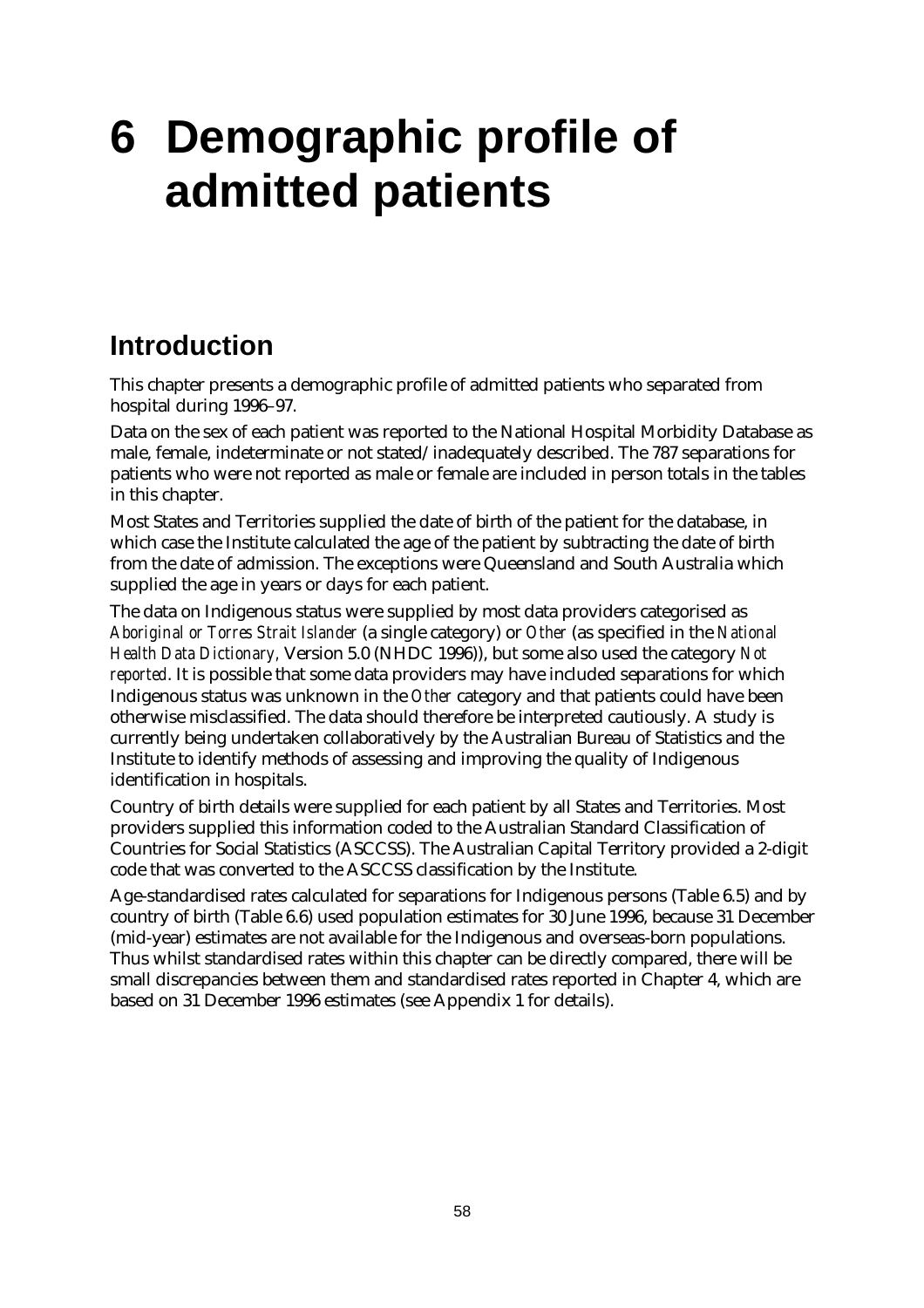# 6 Demographic profile of admitted patients

## Introduction

This chapter presents a demographic profile of admitted patients who separated from hospital during 1996–97.

Data on the sex of each patient was reported to the National Hospital Morbidity Database as male, female, indeterminate or not stated/inadequately described. The 787 separations for patients who were not reported as male or female are included in person totals in the tables in this chapter.

Most States and Territories supplied the date of birth of the patient for the database, in which case the Institute calculated the age of the patient by subtracting the date of birth from the date of admission. The exceptions were Queensland and South Australia which supplied the age in years or days for each patient.

The data on Indigenous status were supplied by most data providers categorised as *Aboriginal or Torres Strait Islander* (a single category) or *Other* (as specified in the *National Health Data Dictionary*, Version 5.0 (NHDC 1996)), but some also used the category *Not reported*. It is possible that some data providers may have included separations for which Indigenous status was unknown in the *Other* category and that patients could have been otherwise misclassified. The data should therefore be interpreted cautiously. A study is currently being undertaken collaboratively by the Australian Bureau of Statistics and the Institute to identify methods of assessing and improving the quality of Indigenous identification in hospitals.

Country of birth details were supplied for each patient by all States and Territories. Most providers supplied this information coded to the Australian Standard Classification of Countries for Social Statistics (ASCCSS). The Australian Capital Territory provided a 2-digit code that was converted to the ASCCSS classification by the Institute.

Age-standardised rates calculated for separations for Indigenous persons (Table 6.5) and by country of birth (Table 6.6) used population estimates for 30 June 1996, because 31 December (mid-year) estimates are not available for the Indigenous and overseas-born populations. Thus whilst standardised rates within this chapter can be directly compared, there will be small discrepancies between them and standardised rates reported in Chapter 4, which are based on 31 December 1996 estimates (see Appendix 1 for details).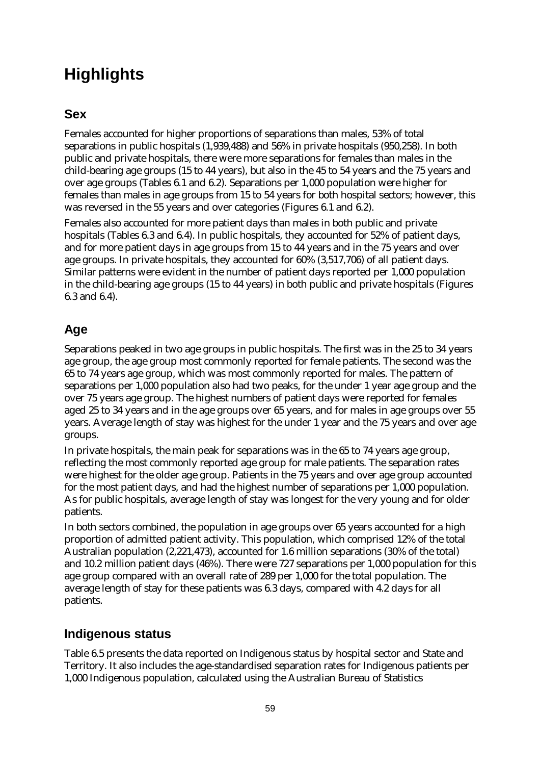# Highlights

## Sex

Females accounted for higher proportions of separations than males, 53% of total separations in public hospitals (1,939,488) and 56% in private hospitals (950,258). In both public and private hospitals, there were more separations for females than males in the child-bearing age groups (15 to 44 years), but also in the 45 to 54 years and the 75 years and over age groups (Tables 6.1 and 6.2). Separations per 1,000 population were higher for females than males in age groups from 15 to 54 years for both hospital sectors; however, this was reversed in the 55 years and over categories (Figures 6.1 and 6.2).

Females also accounted for more patient days than males in both public and private hospitals (Tables 6.3 and 6.4). In public hospitals, they accounted for 52% of patient days, and for more patient days in age groups from 15 to 44 years and in the 75 years and over age groups. In private hospitals, they accounted for 60% (3,517,706) of all patient days. Similar patterns were evident in the number of patient days reported per 1,000 population in the child-bearing age groups (15 to 44 years) in both public and private hospitals (Figures 6.3 and 6.4).

## Age

Separations peaked in two age groups in public hospitals. The first was in the 25 to 34 years age group, the age group most commonly reported for female patients. The second was the 65 to 74 years age group, which was most commonly reported for males. The pattern of separations per 1,000 population also had two peaks, for the under 1 year age group and the over 75 years age group. The highest numbers of patient days were reported for females aged 25 to 34 years and in the age groups over 65 years, and for males in age groups over 55 years. Average length of stay was highest for the under 1 year and the 75 years and over age groups.

In private hospitals, the main peak for separations was in the 65 to 74 years age group, reflecting the most commonly reported age group for male patients. The separation rates were highest for the older age group. Patients in the 75 years and over age group accounted for the most patient days, and had the highest number of separations per 1,000 population. As for public hospitals, average length of stay was longest for the very young and for older patients.

In both sectors combined, the population in age groups over 65 years accounted for a high proportion of admitted patient activity. This population, which comprised 12% of the total Australian population (2,221,473), accounted for 1.6 million separations (30% of the total) and 10.2 million patient days (46%). There were 727 separations per 1,000 population for this age group compared with an overall rate of 289 per 1,000 for the total population. The average length of stay for these patients was 6.3 days, compared with 4.2 days for all patients.

## Indigenous status

Table 6.5 presents the data reported on Indigenous status by hospital sector and State and Territory. It also includes the age-standardised separation rates for Indigenous patients per 1,000 Indigenous population, calculated using the Australian Bureau of Statistics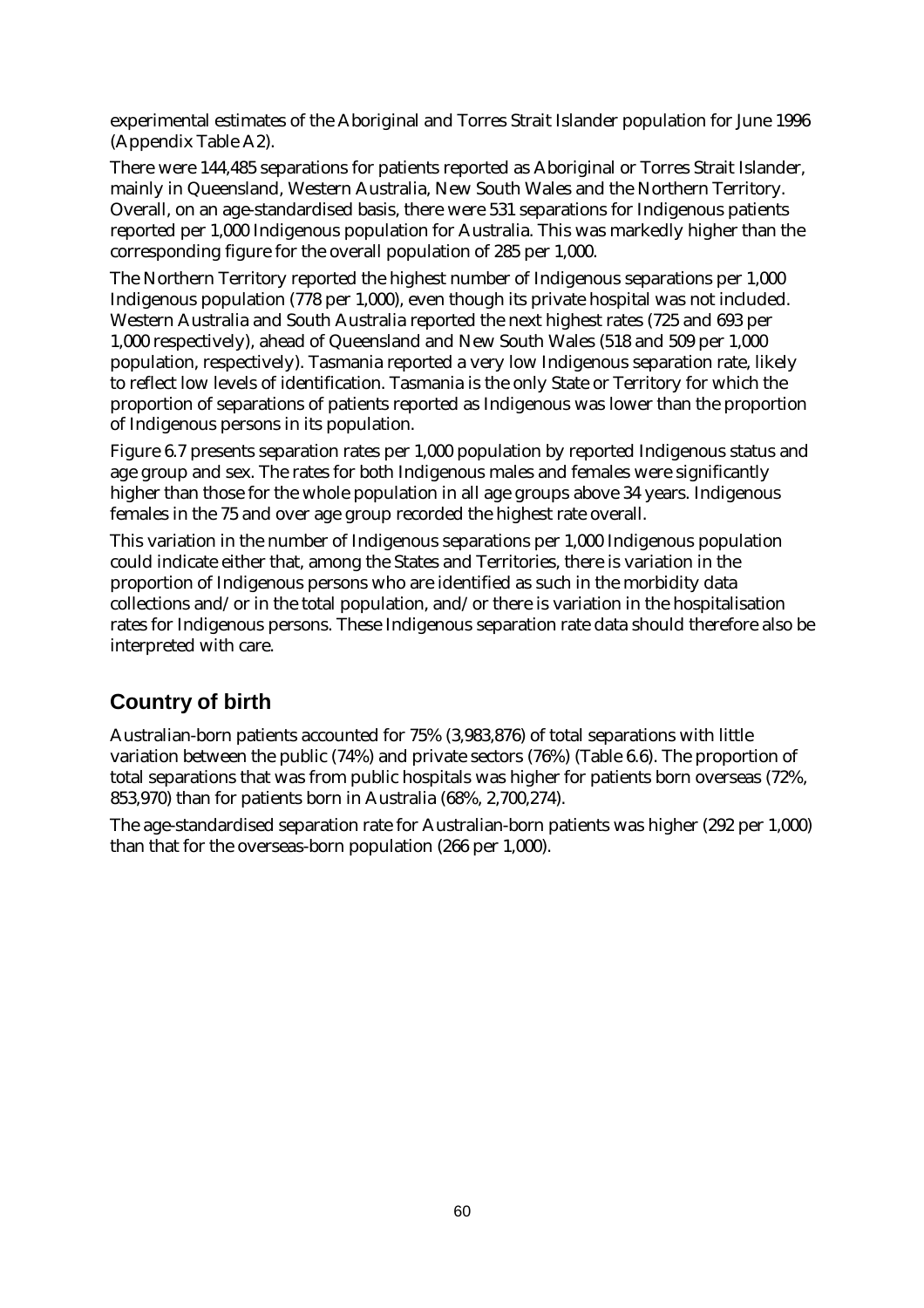experimental estimates of the Aboriginal and Torres Strait Islander population for June 1996 (Appendix Table A2).

There were 144,485 separations for patients reported as Aboriginal or Torres Strait Islander, mainly in Queensland, Western Australia, New South Wales and the Northern Territory. Overall, on an age-standardised basis, there were 531 separations for Indigenous patients reported per 1,000 Indigenous population for Australia. This was markedly higher than the corresponding figure for the overall population of 285 per 1,000.

The Northern Territory reported the highest number of Indigenous separations per 1,000 Indigenous population (778 per 1,000), even though its private hospital was not included. Western Australia and South Australia reported the next highest rates (725 and 693 per 1,000 respectively), ahead of Queensland and New South Wales (518 and 509 per 1,000 population, respectively). Tasmania reported a very low Indigenous separation rate, likely to reflect low levels of identification. Tasmania is the only State or Territory for which the proportion of separations of patients reported as Indigenous was lower than the proportion of Indigenous persons in its population.

Figure 6.7 presents separation rates per 1,000 population by reported Indigenous status and age group and sex. The rates for both Indigenous males and females were significantly higher than those for the whole population in all age groups above 34 years. Indigenous females in the 75 and over age group recorded the highest rate overall.

This variation in the number of Indigenous separations per 1,000 Indigenous population could indicate either that, among the States and Territories, there is variation in the proportion of Indigenous persons who are identified as such in the morbidity data collections and/or in the total population, and/or there is variation in the hospitalisation rates for Indigenous persons. These Indigenous separation rate data should therefore also be interpreted with care.

## Country of birth

Australian-born patients accounted for 75% (3,983,876) of total separations with little variation between the public (74%) and private sectors (76%) (Table 6.6). The proportion of total separations that was from public hospitals was higher for patients born overseas (72%, 853,970) than for patients born in Australia (68%, 2,700,274).

The age-standardised separation rate for Australian-born patients was higher (292 per 1,000) than that for the overseas-born population (266 per 1,000).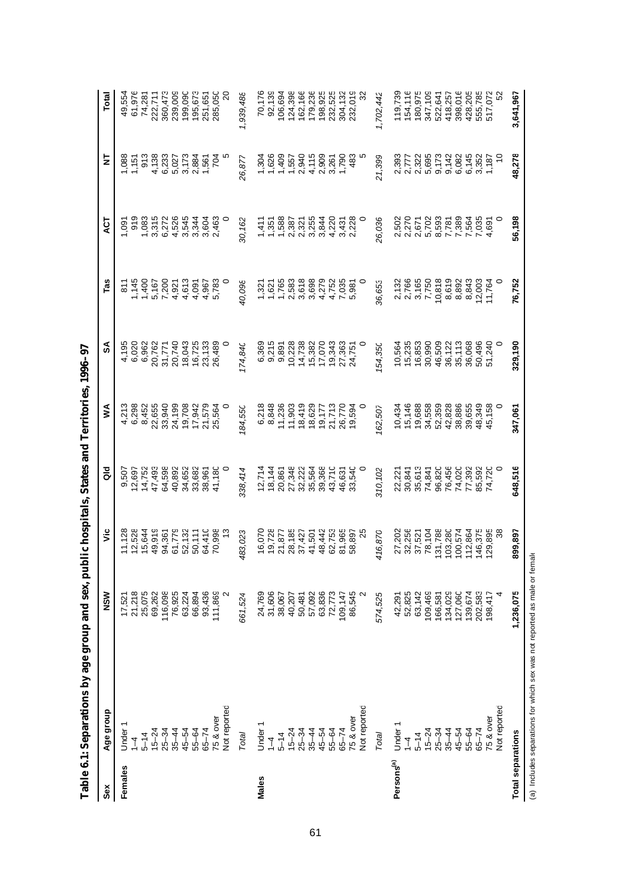## Table 6.1: Separations by age group and sex, public hospitals, States and Territories, 1996–97

| Sex | Age group | NSW | Vic | Qld | WA | SA | Tas | ACT | NT | Total |
|---|---|---|---|---|---|---|---|---|---|---|
| **Females** | Under 1 | 17,521 | 11,128 | 9,507 | 4,213 | 4,195 | 811 | 1,091 | 1,088 | 49,554 |
| | 1–4 | 21,218 | 12,528 | 12,697 | 6,298 | 6,020 | 1,145 | 919 | 1,151 | 61,976 |
| | 5–14 | 25,075 | 15,644 | 14,752 | 8,452 | 6,962 | 1,400 | 1,083 | 913 | 74,281 |
| | 15–24 | 69,262 | 49,919 | 47,493 | 22,655 | 20,762 | 5,167 | 3,315 | 4,138 | 222,711 |
| | 25–34 | 116,098 | 94,361 | 64,598 | 33,940 | 31,771 | 7,200 | 6,272 | 6,233 | 360,473 |
| | 35–44 | 76,925 | 61,779 | 40,892 | 24,199 | 20,740 | 4,921 | 4,526 | 5,027 | 239,009 |
| | 45–54 | 63,224 | 52,132 | 34,652 | 19,708 | 18,043 | 4,613 | 3,545 | 3,173 | 199,090 |
| | 55–64 | 66,894 | 50,111 | 33,682 | 17,942 | 16,725 | 4,091 | 3,344 | 2,884 | 195,673 |
| | 65–74 | 93,436 | 64,410 | 38,961 | 21,579 | 23,133 | 4,967 | 3,604 | 1,561 | 251,651 |
| | 75 & over | 111,869 | 70,998 | 41,180 | 25,564 | 26,489 | 5,783 | 2,463 | 704 | 285,050 |
| | Not reported | 2 | 13 | 0 | 0 | 0 | 0 | 0 | 5 | 20 |
| | *Total* | *661,524* | *483,023* | *338,414* | *184,550* | *174,840* | *40,098* | *30,162* | *26,877* | *1,939,488* |
| **Males** | Under 1 | 24,769 | 16,070 | 12,714 | 6,218 | 6,369 | 1,321 | 1,411 | 1,304 | 70,176 |
| | 1–4 | 31,606 | 19,728 | 18,144 | 8,848 | 9,215 | 1,621 | 1,351 | 1,626 | 92,139 |
| | 5–14 | 38,067 | 21,877 | 20,861 | 11,236 | 9,891 | 1,765 | 1,588 | 1,409 | 106,694 |
| | 15–24 | 40,207 | 28,185 | 27,348 | 11,903 | 10,228 | 2,583 | 2,387 | 1,557 | 124,398 |
| | 25–34 | 50,481 | 37,427 | 32,222 | 18,419 | 14,738 | 3,618 | 2,321 | 2,940 | 162,166 |
| | 35–44 | 57,092 | 41,501 | 35,564 | 18,629 | 15,382 | 3,698 | 3,255 | 4,115 | 179,236 |
| | 45–54 | 63,836 | 48,442 | 39,368 | 19,177 | 17,070 | 4,279 | 3,844 | 2,909 | 198,925 |
| | 55–64 | 72,773 | 62,753 | 43,710 | 21,713 | 19,343 | 4,752 | 4,220 | 3,261 | 232,525 |
| | 65–74 | 109,147 | 81,965 | 46,631 | 26,770 | 27,363 | 7,035 | 3,431 | 1,790 | 304,132 |
| | 75 & over | 86,545 | 58,897 | 33,540 | 19,594 | 24,751 | 5,981 | 2,228 | 483 | 232,019 |
| | Not reported | 2 | 25 | 0 | 0 | 0 | 0 | 0 | 5 | 32 |
| | *Total* | *574,525* | *416,870* | *310,102* | *162,507* | *154,350* | *36,653* | *26,036* | *21,399* | *1,702,442* |
| **Persons[(a)]** | Under 1 | 42,291 | 27,202 | 22,221 | 10,434 | 10,564 | 2,132 | 2,502 | 2,393 | 119,739 |
| | 1–4 | 52,825 | 32,256 | 30,841 | 15,146 | 15,235 | 2,766 | 2,270 | 2,777 | 154,116 |
| | 5–14 | 63,142 | 37,521 | 35,613 | 19,688 | 16,853 | 3,165 | 2,671 | 2,322 | 180,975 |
| | 15–24 | 109,469 | 78,104 | 74,841 | 34,558 | 30,990 | 7,750 | 5,702 | 5,695 | 347,109 |
| | 25–34 | 166,581 | 131,788 | 96,820 | 52,359 | 46,509 | 10,818 | 8,593 | 9,173 | 522,641 |
| | 35–44 | 134,029 | 103,280 | 76,456 | 42,828 | 36,122 | 8,619 | 7,781 | 9,142 | 418,257 |
| | 45–54 | 127,060 | 100,574 | 74,020 | 38,886 | 35,113 | 8,892 | 7,389 | 6,082 | 398,016 |
| | 55–64 | 139,674 | 112,864 | 77,392 | 39,655 | 36,068 | 8,843 | 7,564 | 6,145 | 428,205 |
| | 65–74 | 202,583 | 146,375 | 85,592 | 48,349 | 50,496 | 12,003 | 7,035 | 3,352 | 555,785 |
| | 75 & over | 198,417 | 129,895 | 74,720 | 45,158 | 51,240 | 11,764 | 4,691 | 1,187 | 517,072 |
| | Not reported | 4 | 38 | 0 | 0 | 0 | 0 | 0 | 10 | 52 |
| **Total separations** | | **1,236,075** | **899,897** | **648,516** | **347,061** | **329,190** | **76,752** | **56,198** | **48,278** | **3,641,967** |

(a) Includes separations for which sex was not reported as male or female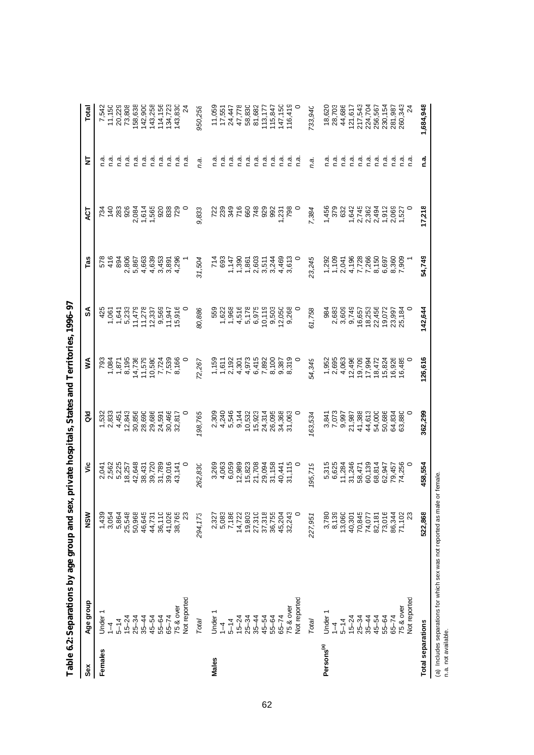**Table 6.2: Separations by age group and sex, private hospitals, States and Territories, 1996–97**

| Sex | Age group | NSW | Vic | Qld | WA | SA | Tas | ACT | NT | Total |
|---|---|---|---|---|---|---|---|---|---|---|
| Females | Under 1 | 1,439 | 2,041 | 1,532 | 793 | 425 | 578 | 734 | n.a. | 7,542 |
| | 1–4 | 3,054 | 2,562 | 2,833 | 1,084 | 1,061 | 416 | 140 | n.a. | 11,150 |
| | 5–14 | 5,864 | 5,225 | 4,451 | 1,871 | 1,641 | 894 | 283 | n.a. | 20,229 |
| | 15–24 | 25,548 | 18,257 | 12,843 | 8,195 | 5,233 | 2,806 | 926 | n.a. | 73,808 |
| | 25–34 | 50,968 | 42,648 | 30,856 | 14,736 | 11,479 | 5,867 | 2,084 | n.a. | 158,638 |
| | 35–44 | 46,645 | 38,431 | 28,690 | 11,579 | 11,278 | 4,663 | 1,614 | n.a. | 142,900 |
| | 45–54 | 44,731 | 39,720 | 29,686 | 10,580 | 12,337 | 4,639 | 1,565 | n.a. | 143,258 |
| | 55–64 | 36,110 | 31,789 | 24,591 | 7,724 | 9,569 | 3,453 | 920 | n.a. | 114,156 |
| | 65–74 | 41,026 | 39,016 | 30,466 | 7,539 | 11,947 | 3,891 | 838 | n.a. | 134,723 |
| | 75 & over | 38,765 | 43,141 | 32,817 | 8,166 | 15,916 | 4,296 | 729 | n.a. | 143,830 |
| | Not reported | 23 | 0 | 0 | 0 | 0 | 1 | 0 | n.a. | 24 |
| | *Total* | *294,173* | *262,830* | *198,765* | *72,267* | *80,886* | *31,504* | *9,833* | *n.a.* | *950,258* |
| Males | Under 1 | 2,327 | 3,269 | 2,309 | 1,159 | 559 | 714 | 722 | n.a. | 11,059 |
| | 1–4 | 5,083 | 4,063 | 4,240 | 1,611 | 1,622 | 693 | 239 | n.a. | 17,551 |
| | 5–14 | 7,186 | 6,059 | 5,546 | 2,192 | 1,968 | 1,147 | 349 | n.a. | 24,447 |
| | 15–24 | 14,722 | 12,989 | 9,144 | 4,301 | 4,516 | 1,390 | 716 | n.a. | 47,778 |
| | 25–34 | 19,803 | 15,823 | 10,532 | 4,973 | 5,178 | 1,861 | 660 | n.a. | 58,830 |
| | 35–44 | 27,310 | 21,708 | 15,923 | 6,415 | 6,975 | 2,603 | 748 | n.a. | 81,682 |
| | 45–54 | 37,318 | 29,094 | 24,314 | 7,892 | 10,119 | 3,511 | 929 | n.a. | 113,177 |
| | 55–64 | 36,755 | 31,158 | 26,095 | 8,100 | 9,503 | 3,244 | 992 | n.a. | 115,847 |
| | 65–74 | 45,204 | 40,441 | 34,368 | 9,387 | 12,050 | 4,469 | 1,231 | n.a. | 147,150 |
| | 75 & over | 32,243 | 31,115 | 31,063 | 8,319 | 9,268 | 3,613 | 798 | n.a. | 116,419 |
| | Not reported | 0 | 0 | 0 | 0 | 0 | 0 | 0 | n.a. | 0 |
| | *Total* | *227,951* | *195,719* | *163,534* | *54,349* | *61,758* | *23,245* | *7,384* | *n.a.* | *733,940* |
| Persons[(a)] | Under 1 | 3,780 | 5,315 | 3,841 | 1,952 | 984 | 1,292 | 1,456 | n.a. | 18,620 |
| | 1–4 | 8,139 | 6,625 | 7,073 | 2,695 | 2,683 | 1,109 | 379 | n.a. | 28,703 |
| | 5–14 | 13,060 | 11,284 | 9,997 | 4,063 | 3,609 | 2,041 | 632 | n.a. | 44,686 |
| | 15–24 | 40,301 | 31,246 | 21,987 | 12,496 | 9,749 | 4,196 | 1,642 | n.a. | 121,617 |
| | 25–34 | 70,845 | 58,471 | 41,388 | 19,709 | 16,657 | 7,728 | 2,745 | n.a. | 217,543 |
| | 35–44 | 74,077 | 60,139 | 44,613 | 17,994 | 18,253 | 7,266 | 2,362 | n.a. | 224,704 |
| | 45–54 | 82,181 | 68,814 | 54,000 | 18,472 | 22,456 | 8,150 | 2,494 | n.a. | 256,567 |
| | 55–64 | 73,016 | 62,947 | 50,686 | 15,824 | 19,072 | 6,697 | 1,912 | n.a. | 230,154 |
| | 65–74 | 86,344 | 79,457 | 64,834 | 16,926 | 23,997 | 8,360 | 2,069 | n.a. | 281,987 |
| | 75 & over | 71,102 | 74,256 | 63,880 | 16,485 | 25,184 | 7,909 | 1,527 | n.a. | 260,343 |
| | Not reported | 23 | 0 | 0 | 0 | 0 | 1 | 0 | n.a. | 24 |
| **Total separations** | | **522,868** | **458,554** | **362,299** | **126,616** | **142,644** | **54,749** | **17,218** | **n.a.** | **1,684,948** |

(a) Includes separations for which sex was not reported as male or female.
n.a. not available.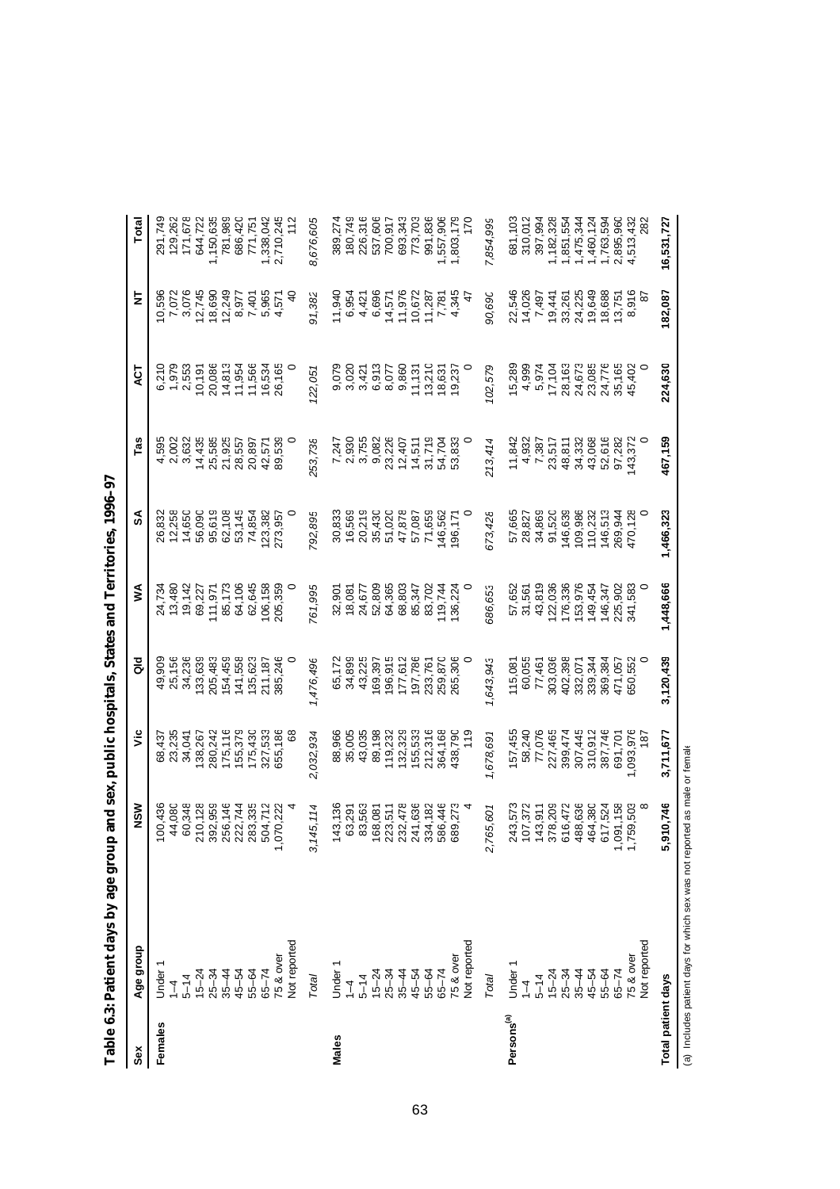# Table 6.3: Patient days by age group and sex, public hospitals, States and Territories, 1996–97

| Sex | Age group | NSW | Vic | Qld | WA | SA | Tas | ACT | NT | Total |
|---|---|---|---|---|---|---|---|---|---|---|
| Females | Under 1 | 100,436 | 68,437 | 49,909 | 24,734 | 26,832 | 4,595 | 6,210 | 10,596 | 291,749 |
| | 1–4 | 44,080 | 23,235 | 25,156 | 13,480 | 12,258 | 2,002 | 1,979 | 7,072 | 129,262 |
| | 5–14 | 60,348 | 34,041 | 34,236 | 19,142 | 14,650 | 3,632 | 2,553 | 3,076 | 171,678 |
| | 15–24 | 210,128 | 138,267 | 133,639 | 69,227 | 56,090 | 14,435 | 10,191 | 12,745 | 644,722 |
| | 25–34 | 392,959 | 280,242 | 205,483 | 111,971 | 95,619 | 25,585 | 20,086 | 18,690 | 1,150,635 |
| | 35–44 | 256,146 | 175,116 | 154,459 | 85,173 | 62,108 | 21,925 | 14,813 | 12,249 | 781,989 |
| | 45–54 | 222,744 | 155,379 | 141,558 | 64,106 | 53,145 | 28,557 | 11,954 | 8,977 | 686,420 |
| | 55–64 | 283,335 | 175,430 | 135,623 | 62,645 | 74,854 | 20,897 | 11,566 | 7,401 | 771,751 |
| | 65–74 | 504,712 | 327,533 | 211,187 | 106,158 | 123,382 | 42,571 | 16,534 | 5,965 | 1,338,042 |
| | 75 & over | 1,070,222 | 655,186 | 385,246 | 205,359 | 273,957 | 89,539 | 26,165 | 4,571 | 2,710,245 |
| | Not reported | 4 | 68 | 0 | 0 | 0 | 0 | 0 | 40 | 112 |
| | *Total* | *3,145,114* | *2,032,934* | *1,476,496* | *761,995* | *792,895* | *253,738* | *122,051* | *91,382* | *8,676,605* |
| Males | Under 1 | 143,136 | 88,966 | 65,172 | 32,901 | 30,833 | 7,247 | 9,079 | 11,940 | 389,274 |
| | 1–4 | 63,291 | 35,005 | 34,899 | 18,081 | 16,569 | 2,930 | 3,020 | 6,954 | 180,749 |
| | 5–14 | 83,563 | 43,035 | 43,225 | 24,677 | 20,219 | 3,755 | 3,421 | 4,421 | 226,316 |
| | 15–24 | 168,081 | 89,198 | 169,397 | 52,809 | 35,430 | 9,082 | 6,913 | 6,696 | 537,606 |
| | 25–34 | 223,511 | 119,232 | 196,915 | 64,365 | 51,020 | 23,226 | 8,077 | 14,571 | 700,917 |
| | 35–44 | 232,478 | 132,329 | 177,612 | 68,803 | 47,878 | 12,407 | 9,860 | 11,976 | 693,343 |
| | 45–54 | 241,636 | 155,533 | 197,786 | 85,347 | 57,087 | 14,511 | 11,131 | 10,672 | 773,703 |
| | 55–64 | 334,182 | 212,316 | 233,761 | 83,702 | 71,659 | 31,719 | 13,210 | 11,287 | 991,836 |
| | 65–74 | 586,446 | 364,168 | 259,870 | 119,744 | 146,562 | 54,704 | 18,631 | 7,781 | 1,557,906 |
| | 75 & over | 689,273 | 438,790 | 265,306 | 136,224 | 196,171 | 53,833 | 19,237 | 4,345 | 1,803,179 |
| | Not reported | 4 | 119 | 0 | 0 | 0 | 0 | 0 | 47 | 170 |
| | *Total* | *2,765,601* | *1,678,691* | *1,643,943* | *686,653* | *673,428* | *213,414* | *102,579* | *90,690* | *7,854,999* |
| Persons[(a)] | Under 1 | 243,573 | 157,455 | 115,081 | 57,652 | 57,665 | 11,842 | 15,289 | 22,546 | 681,103 |
| | 1–4 | 107,372 | 58,240 | 60,055 | 31,561 | 28,827 | 4,932 | 4,999 | 14,026 | 310,012 |
| | 5–14 | 143,911 | 77,076 | 77,461 | 43,819 | 34,869 | 7,387 | 5,974 | 7,497 | 397,994 |
| | 15–24 | 378,209 | 227,465 | 303,036 | 122,036 | 91,520 | 23,517 | 17,104 | 19,441 | 1,182,328 |
| | 25–34 | 616,472 | 399,474 | 402,398 | 176,336 | 146,639 | 48,811 | 28,163 | 33,261 | 1,851,554 |
| | 35–44 | 488,636 | 307,445 | 332,071 | 153,976 | 109,986 | 34,332 | 24,673 | 24,225 | 1,475,344 |
| | 45–54 | 464,380 | 310,912 | 339,344 | 149,454 | 110,232 | 43,068 | 23,085 | 19,649 | 1,460,124 |
| | 55–64 | 617,524 | 387,746 | 369,384 | 146,347 | 146,513 | 52,616 | 24,776 | 18,688 | 1,763,594 |
| | 65–74 | 1,091,158 | 691,701 | 471,057 | 225,902 | 269,944 | 97,282 | 35,165 | 13,751 | 2,895,960 |
| | 75 & over | 1,759,503 | 1,093,976 | 650,552 | 341,583 | 470,128 | 143,372 | 45,402 | 8,916 | 4,513,432 |
| | Not reported | 8 | 187 | 0 | 0 | 0 | 0 | 0 | 87 | 282 |
| **Total patient days** | | **5,910,746** | **3,711,677** | **3,120,439** | **1,448,666** | **1,466,323** | **467,159** | **224,630** | **182,087** | **16,531,727** |

(a) Includes patient days for which sex was not reported as male or female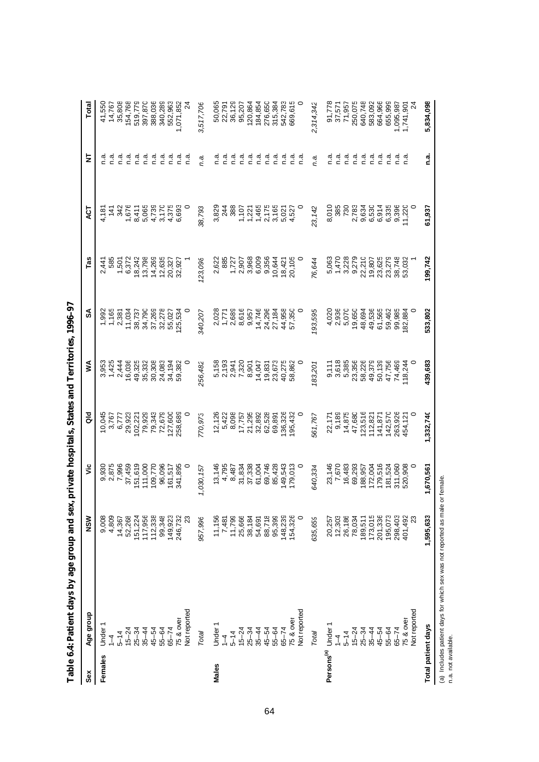**Table 6.4: Patient days by age group and sex, private hospitals, States and Territories, 1996–97**

| Sex | Age group | NSW | Vic | Qld | WA | SA | Tas | ACT | NT | Total |
|---|---|---|---|---|---|---|---|---|---|---|
| Females | Under 1 | 9,008 | 9,930 | 10,045 | 3,953 | 1,992 | 2,441 | 4,181 | n.a. | 41,550 |
| | 1–4 | 4,809 | 2,875 | 3,767 | 1,425 | 1,165 | 585 | 141 | n.a. | 14,767 |
| | 5–14 | 14,367 | 7,996 | 6,777 | 2,444 | 2,381 | 1,501 | 342 | n.a. | 35,808 |
| | 15–24 | 52,268 | 37,459 | 29,923 | 16,036 | 11,034 | 6,372 | 1,676 | n.a. | 154,768 |
| | 25–34 | 151,224 | 151,619 | 102,221 | 49,325 | 38,737 | 18,242 | 8,411 | n.a. | 519,779 |
| | 35–44 | 117,956 | 111,000 | 79,929 | 35,332 | 34,790 | 13,798 | 5,065 | n.a. | 397,870 |
| | 45–54 | 112,338 | 109,770 | 79,343 | 30,308 | 37,269 | 14,269 | 4,739 | n.a. | 388,036 |
| | 55–64 | 99,348 | 96,096 | 72,679 | 24,083 | 32,278 | 12,635 | 3,170 | n.a. | 340,289 |
| | 65–74 | 149,923 | 161,517 | 127,600 | 34,194 | 55,027 | 20,327 | 4,375 | n.a. | 552,963 |
| | 75 & over | 246,732 | 341,895 | 258,689 | 59,382 | 125,534 | 32,927 | 6,693 | n.a. | 1,071,852 |
| | Not reported | 23 | 0 | 0 | 0 | 0 | 1 | 0 | n.a. | 24 |
| | *Total* | *957,996* | *1,030,157* | *770,973* | *256,482* | *340,207* | *123,098* | *38,793* | *n.a.* | *3,517,706* |
| Males | Under 1 | 11,156 | 13,146 | 12,126 | 5,158 | 2,028 | 2,622 | 3,829 | n.a. | 50,065 |
| | 1–4 | 7,481 | 4,795 | 5,422 | 2,193 | 1,771 | 885 | 244 | n.a. | 22,791 |
| | 5–14 | 11,799 | 8,487 | 8,098 | 2,941 | 2,689 | 1,727 | 388 | n.a. | 36,129 |
| | 15–24 | 25,666 | 31,834 | 17,757 | 7,320 | 8,616 | 2,907 | 1,107 | n.a. | 95,207 |
| | 25–34 | 38,184 | 37,338 | 21,295 | 8,901 | 9,957 | 3,968 | 1,221 | n.a. | 120,864 |
| | 35–44 | 54,691 | 61,004 | 32,892 | 14,047 | 14,746 | 6,009 | 1,465 | n.a. | 184,854 |
| | 45–54 | 88,718 | 69,746 | 62,528 | 19,831 | 24,296 | 9,356 | 2,175 | n.a. | 276,650 |
| | 55–64 | 95,399 | 85,428 | 69,891 | 23,673 | 27,184 | 10,644 | 3,165 | n.a. | 315,384 |
| | 65–74 | 148,239 | 149,543 | 136,326 | 40,275 | 44,958 | 18,421 | 5,021 | n.a. | 542,783 |
| | 75 & over | 154,326 | 179,013 | 195,432 | 58,862 | 57,350 | 20,105 | 4,527 | n.a. | 669,615 |
| | Not reported | 0 | 0 | 0 | 0 | 0 | 0 | 0 | n.a. | 0 |
| | *Total* | *635,659* | *640,334* | *561,767* | *183,201* | *193,595* | *76,644* | *23,142* | *n.a.* | *2,314,342* |
| Persons[(a)] | Under 1 | 20,257 | 23,146 | 22,171 | 9,111 | 4,020 | 5,063 | 8,010 | n.a. | 91,778 |
| | 1–4 | 12,303 | 7,670 | 9,189 | 3,618 | 2,936 | 1,470 | 385 | n.a. | 37,571 |
| | 5–14 | 26,186 | 16,483 | 14,875 | 5,385 | 5,070 | 3,228 | 730 | n.a. | 71,957 |
| | 15–24 | 78,034 | 69,293 | 47,680 | 23,356 | 19,650 | 9,279 | 2,783 | n.a. | 250,075 |
| | 25–34 | 189,511 | 188,957 | 123,516 | 58,226 | 48,694 | 22,210 | 9,634 | n.a. | 640,748 |
| | 35–44 | 173,015 | 172,004 | 112,821 | 49,379 | 49,536 | 19,807 | 6,530 | n.a. | 583,092 |
| | 45–54 | 201,336 | 179,516 | 141,871 | 50,139 | 61,565 | 23,625 | 6,914 | n.a. | 664,966 |
| | 55–64 | 195,073 | 181,524 | 142,570 | 47,756 | 59,462 | 23,279 | 6,335 | n.a. | 655,999 |
| | 65–74 | 298,403 | 311,060 | 263,926 | 74,469 | 99,985 | 38,748 | 9,396 | n.a. | 1,095,987 |
| | 75 & over | 401,492 | 520,908 | 454,121 | 118,244 | 182,884 | 53,032 | 11,220 | n.a. | 1,741,901 |
| | Not reported | 23 | 0 | 0 | 0 | 0 | 1 | 0 | | 24 |
| **Total patient days** | | **1,595,633** | **1,670,561** | **1,332,740** | **439,683** | **533,802** | **199,742** | **61,937** | **n.a.** | **5,834,098** |

(a) Includes patient days for which sex was not reported as male or female.
n.a. not available.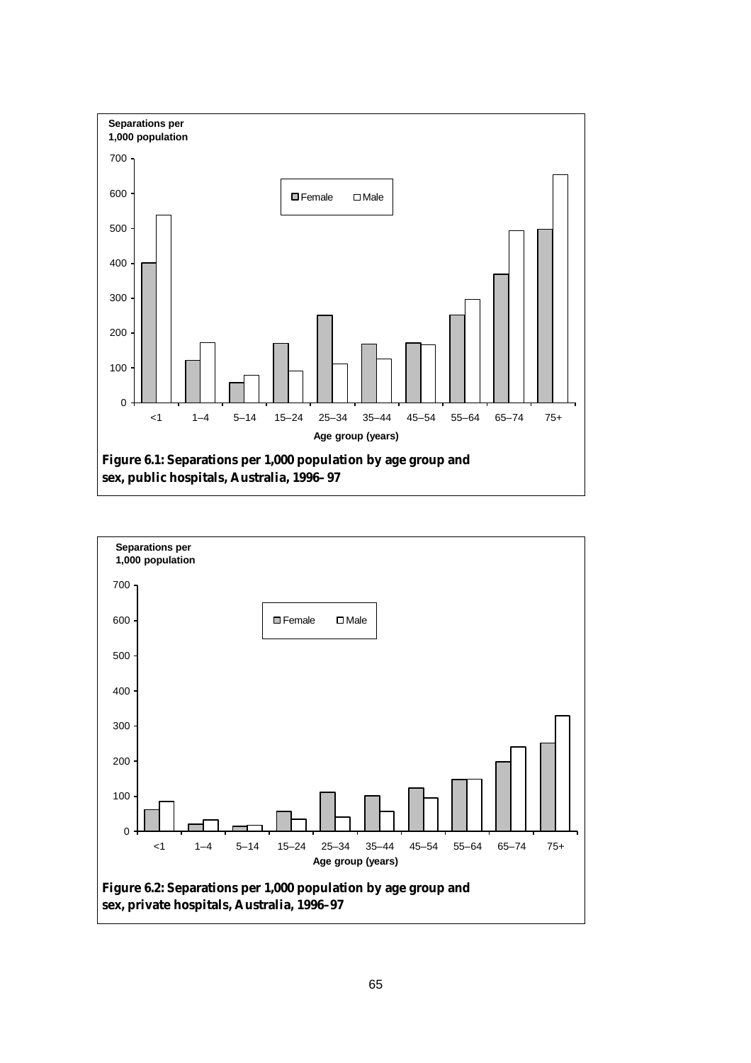Separations per 1,000 population

Female  Male

Age group (years)

**Figure 6.1: Separations per 1,000 population by age group and sex, public hospitals, Australia, 1996–97**

Separations per 1,000 population

Female  Male

Age group (years)

**Figure 6.2: Separations per 1,000 population by age group and sex, private hospitals, Australia, 1996–97**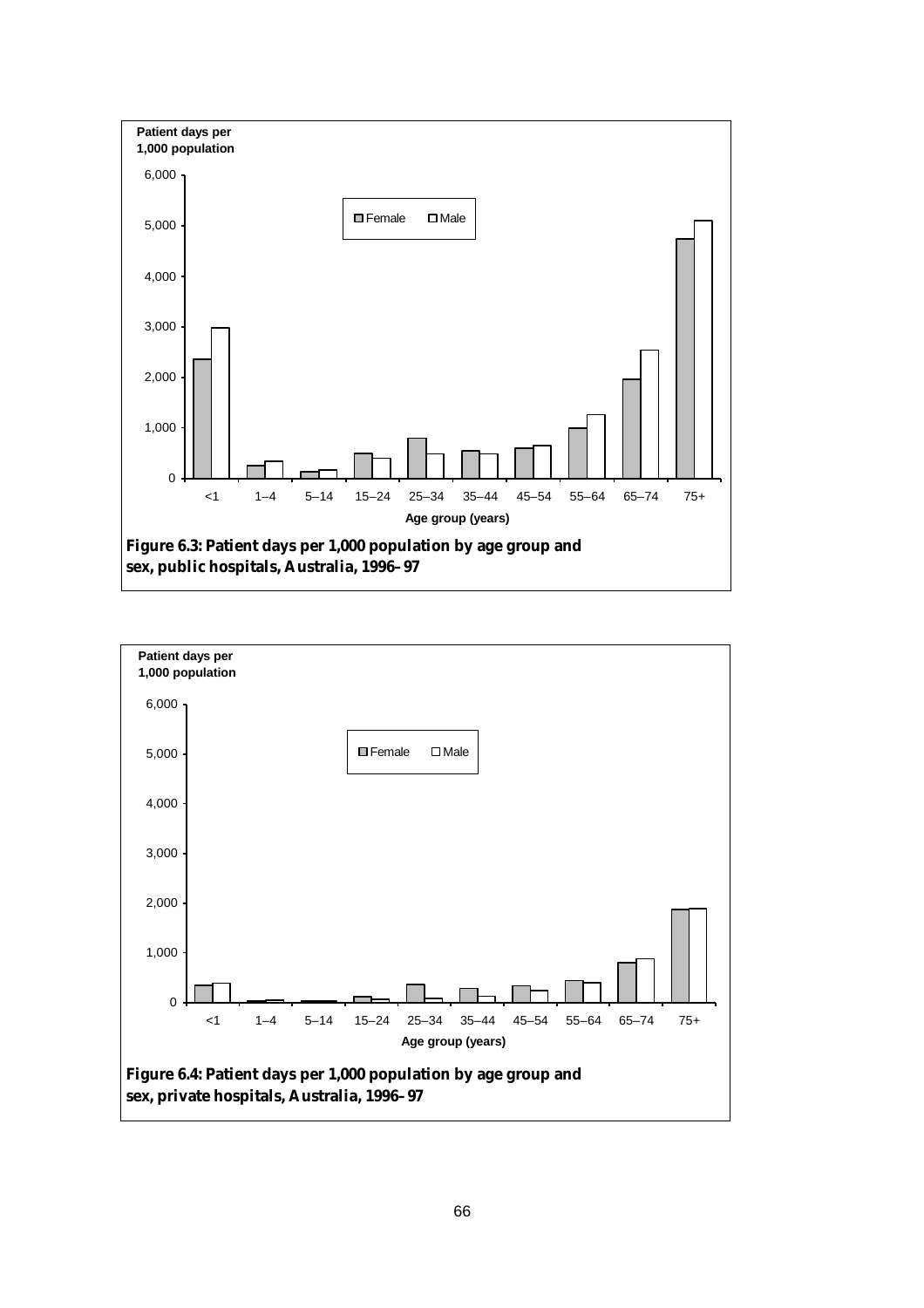Patient days per 1,000 population

Female | Male

Age group (years)

**Figure 6.3: Patient days per 1,000 population by age group and sex, public hospitals, Australia, 1996–97**

Patient days per 1,000 population

Female | Male

Age group (years)

**Figure 6.4: Patient days per 1,000 population by age group and sex, private hospitals, Australia, 1996–97**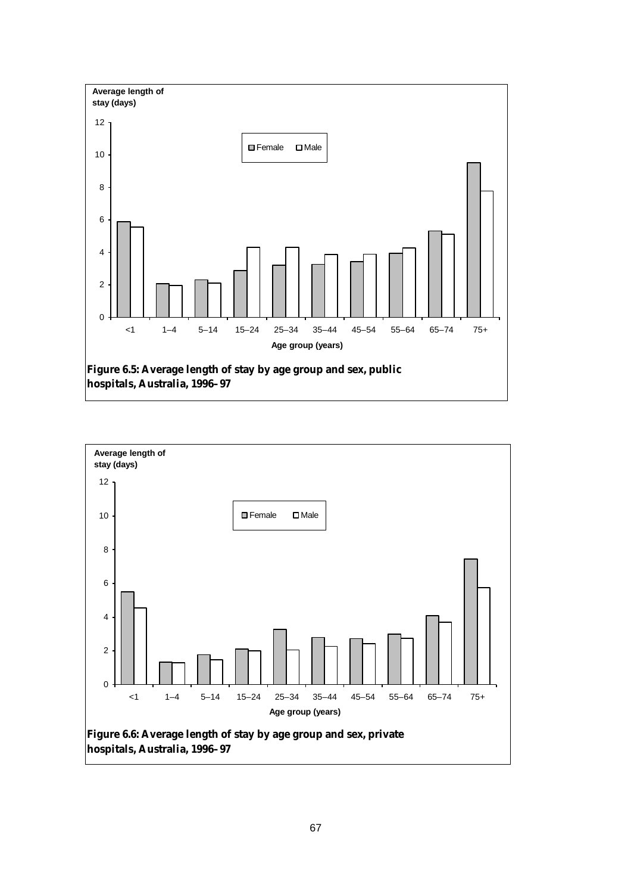Figure 6.5: Average length of stay by age group and sex, public hospitals, Australia, 1996–97

Figure 6.6: Average length of stay by age group and sex, private hospitals, Australia, 1996–97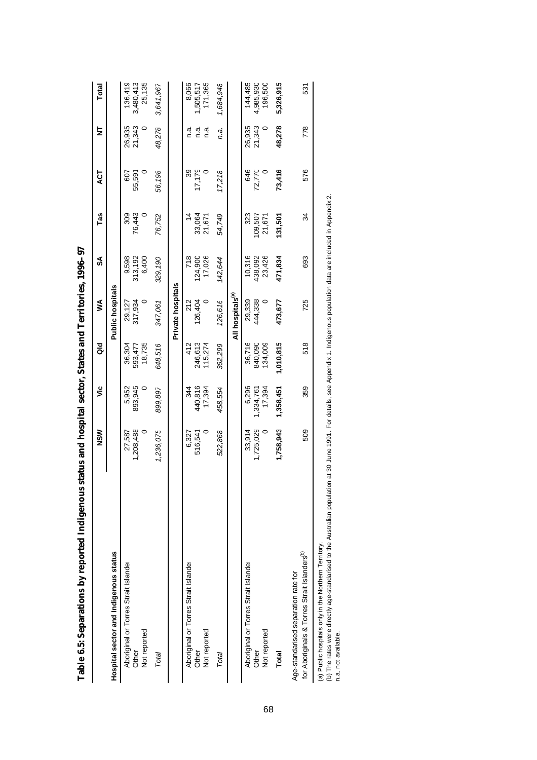# Table 6.5: Separations by reported Indigenous status and hospital sector, States and Territories, 1996–97

| Hospital sector and Indigenous status | NSW | Vic | Qld | WA | SA | Tas | ACT | NT | Total |
|---|---|---|---|---|---|---|---|---|---|
| | | | | **Public hospitals** | | | | | |
| Aboriginal or Torres Strait Islander | 27,587 | 5,952 | 36,304 | 29,127 | 9,598 | 309 | 607 | 26,935 | 136,419 |
| Other | 1,208,488 | 893,945 | 593,477 | 317,934 | 313,192 | 76,443 | 55,591 | 21,343 | 3,480,413 |
| Not reported | 0 | 0 | 18,735 | 0 | 6,400 | 0 | 0 | 0 | 25,135 |
| *Total* | *1,236,075* | *899,897* | *648,516* | *347,061* | *329,190* | *76,752* | *56,198* | *48,278* | *3,641,967* |
| | | | | **Private hospitals** | | | | | |
| Aboriginal or Torres Strait Islander | 6,327 | 344 | 412 | 212 | 718 | 14 | 39 | n.a. | 8,066 |
| Other | 516,541 | 440,816 | 246,613 | 126,404 | 124,900 | 33,064 | 17,179 | n.a. | 1,505,517 |
| Not reported | 0 | 17,394 | 115,274 | 0 | 17,026 | 21,671 | 0 | n.a. | 171,365 |
| *Total* | *522,868* | *458,554* | *362,299* | *126,616* | *142,644* | *54,749* | *17,218* | *n.a.* | *1,684,948* |
| | | | | **All hospitals[(a)]** | | | | | |
| Aboriginal or Torres Strait Islander | 33,914 | 6,296 | 36,716 | 29,339 | 10,316 | 323 | 646 | 26,935 | 144,485 |
| Other | 1,725,029 | 1,334,761 | 840,090 | 444,338 | 438,092 | 109,507 | 72,770 | 21,343 | 4,985,930 |
| Not reported | 0 | 17,394 | 134,009 | 0 | 23,426 | 21,671 | 0 | 0 | 196,500 |
| **Total** | **1,758,943** | **1,358,451** | **1,010,815** | **473,677** | **471,834** | **131,501** | **73,416** | **48,278** | **5,326,915** |
| Age-standardised separation rate for Aboriginals & Torres Strait Islanders[(b)] | 509 | 359 | 518 | 725 | 693 | 34 | 576 | 778 | 531 |

(a) Public hospitals only in the Northern Territory.
(b) The rates were directly age-standardised to the Australian population at 30 June 1991. For details, see Appendix 1. Indigenous population data are included in Appendix 2.
n.a. not available.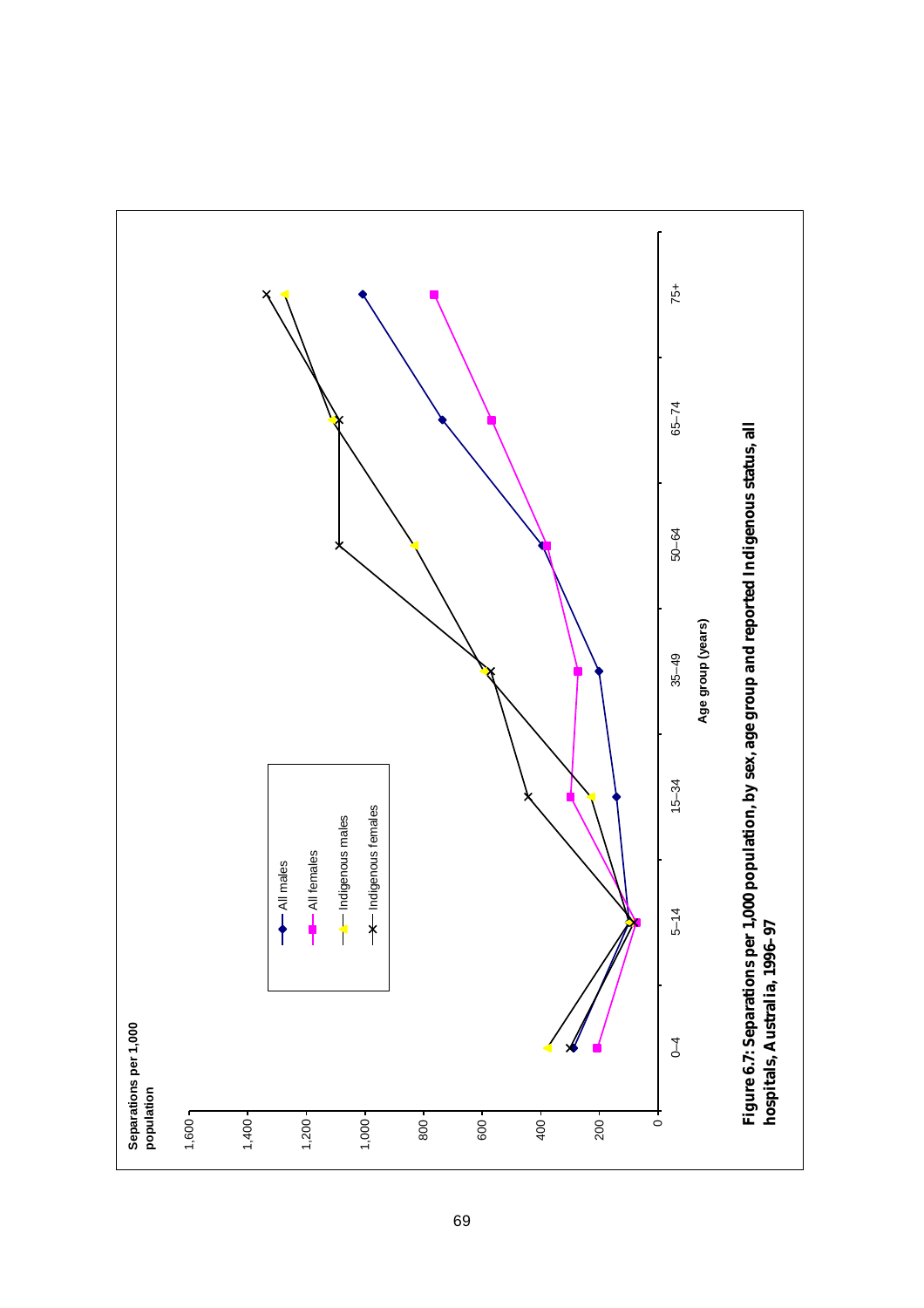Separations per 1,000 population

1,600
1,400
1,200
1,000
800
600
400
200
0

0–4 | 5–14 | 15–34 | 35–49 | 50–64 | 65–74 | 75+

Age group (years)

All males
All females
Indigenous males
Indigenous females

**Figure 6.7: Separations per 1,000 population, by sex, age group and reported Indigenous status, all hospitals, Australia, 1996–97**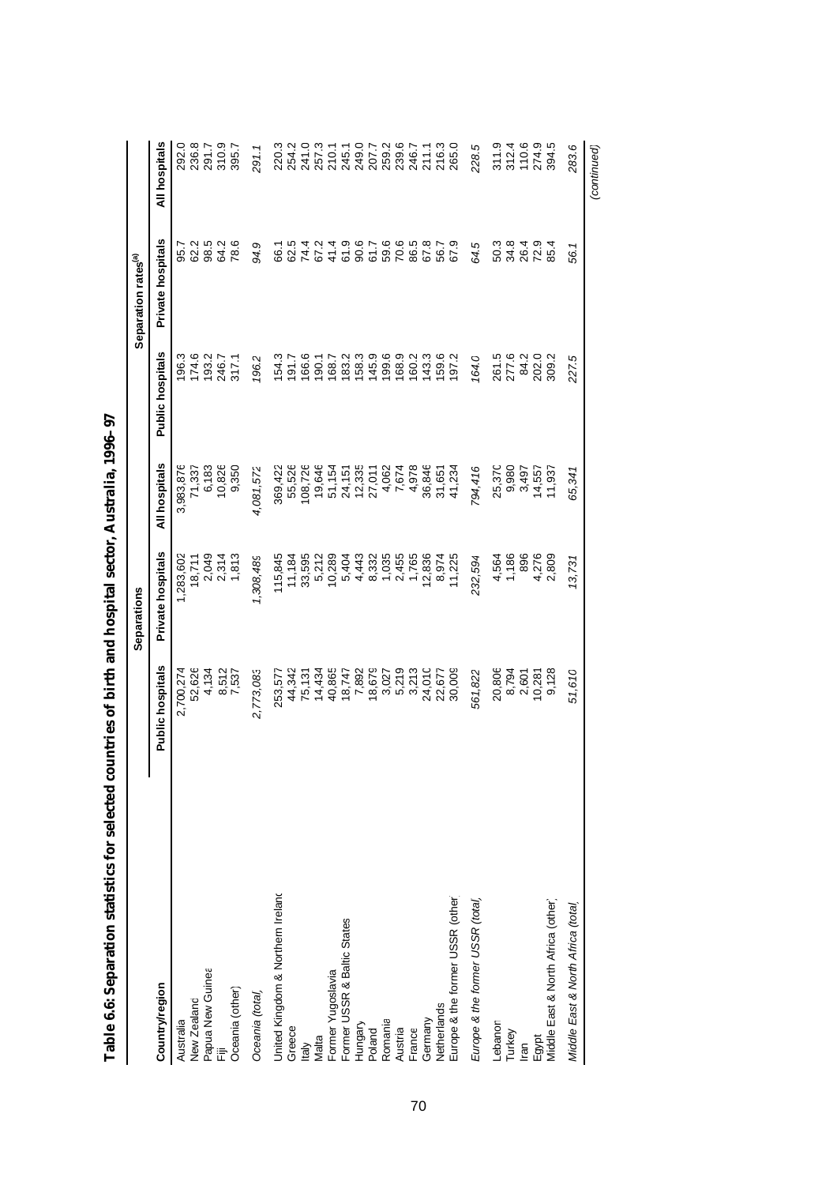**Table 6.6: Separation statistics for selected countries of birth and hospital sector, Australia, 1996–97**

| Country/region | Separations | | | Separation rates[(a)] | | |
|---|---|---|---|---|---|---|
| | Public hospitals | Private hospitals | All hospitals | Public hospitals | Private hospitals | All hospitals |
| Australia | 2,700,274 | 1,283,602 | 3,983,876 | 196.3 | 95.7 | 292.0 |
| New Zealand | 52,626 | 18,711 | 71,337 | 174.6 | 62.2 | 236.8 |
| Papua New Guinea | 4,134 | 2,049 | 6,183 | 193.2 | 98.5 | 291.7 |
| Fiji | 8,512 | 2,314 | 10,826 | 246.7 | 64.2 | 310.9 |
| Oceania (other) | 7,537 | 1,813 | 9,350 | 317.1 | 78.6 | 395.7 |
| *Oceania (total)* | *2,773,083* | *1,308,489* | *4,081,572* | *196.2* | *94.9* | *291.1* |
| United Kingdom & Northern Ireland | 253,577 | 115,845 | 369,422 | 154.3 | 66.1 | 220.3 |
| Greece | 44,342 | 11,184 | 55,526 | 191.7 | 62.5 | 254.2 |
| Italy | 75,131 | 33,595 | 108,726 | 166.6 | 74.4 | 241.0 |
| Malta | 14,434 | 5,212 | 19,646 | 190.1 | 67.2 | 257.3 |
| Former Yugoslavia | 40,865 | 10,289 | 51,154 | 168.7 | 41.4 | 210.1 |
| Former USSR & Baltic States | 18,747 | 5,404 | 24,151 | 183.2 | 61.9 | 245.1 |
| Hungary | 7,892 | 4,443 | 12,335 | 158.3 | 90.6 | 249.0 |
| Poland | 18,679 | 8,332 | 27,011 | 145.9 | 61.7 | 207.7 |
| Romania | 3,027 | 1,035 | 4,062 | 199.6 | 59.6 | 259.2 |
| Austria | 5,219 | 2,455 | 7,674 | 168.9 | 70.6 | 239.6 |
| France | 3,213 | 1,765 | 4,978 | 160.2 | 86.5 | 246.7 |
| Germany | 24,010 | 12,836 | 36,846 | 143.3 | 67.8 | 211.1 |
| Netherlands | 22,677 | 8,974 | 31,651 | 159.6 | 56.7 | 216.3 |
| Europe & the former USSR (other) | 30,009 | 11,225 | 41,234 | 197.2 | 67.9 | 265.0 |
| *Europe & the former USSR (total)* | *561,822* | *232,594* | *794,416* | *164.0* | *64.5* | *228.5* |
| Lebanon | 20,806 | 4,564 | 25,370 | 261.5 | 50.3 | 311.9 |
| Turkey | 8,794 | 1,186 | 9,980 | 277.6 | 34.8 | 312.4 |
| Iran | 2,601 | 896 | 3,497 | 84.2 | 26.4 | 110.6 |
| Egypt | 10,281 | 4,276 | 14,557 | 202.0 | 72.9 | 274.9 |
| Middle East & North Africa (other) | 9,128 | 2,809 | 11,937 | 309.2 | 85.4 | 394.5 |
| *Middle East & North Africa (total)* | *51,610* | *13,731* | *65,341* | *227.5* | *56.1* | *283.6* |

*(continued)*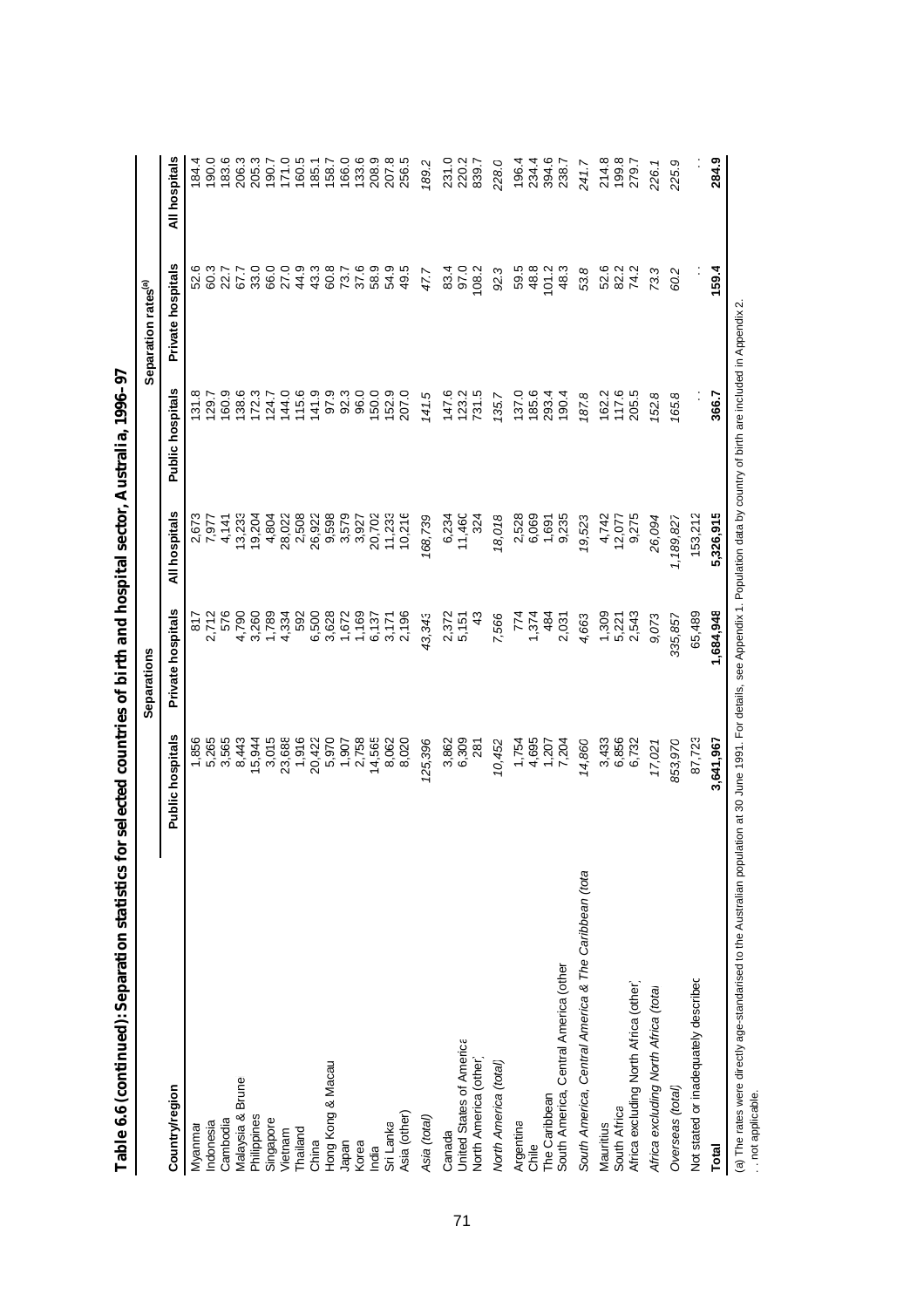**Table 6.6 (continued): Separation statistics for selected countries of birth and hospital sector, Australia, 1996–97**

| Country/region | Separations | | | Separation rates[(a)] | | |
|---|---|---|---|---|---|---|
| | Public hospitals | Private hospitals | All hospitals | Public hospitals | Private hospitals | All hospitals |
| Myanmar | 1,856 | 817 | 2,673 | 131.8 | 52.6 | 184.4 |
| Indonesia | 5,265 | 2,712 | 7,977 | 129.7 | 60.3 | 190.0 |
| Cambodia | 3,565 | 576 | 4,141 | 160.9 | 22.7 | 183.6 |
| Malaysia & Brunei | 8,443 | 4,790 | 13,233 | 138.6 | 67.7 | 206.3 |
| Philippines | 15,944 | 3,260 | 19,204 | 172.3 | 33.0 | 205.3 |
| Singapore | 3,015 | 1,789 | 4,804 | 124.7 | 66.0 | 190.7 |
| Vietnam | 23,688 | 4,334 | 28,022 | 144.0 | 27.0 | 171.0 |
| Thailand | 1,916 | 592 | 2,508 | 115.6 | 44.9 | 160.5 |
| China | 20,422 | 6,500 | 26,922 | 141.9 | 43.3 | 185.1 |
| Hong Kong & Macau | 5,970 | 3,628 | 9,598 | 97.9 | 60.8 | 158.7 |
| Japan | 1,907 | 1,672 | 3,579 | 92.3 | 73.7 | 166.0 |
| Korea | 2,758 | 1,169 | 3,927 | 96.0 | 37.6 | 133.6 |
| India | 14,565 | 6,137 | 20,702 | 150.0 | 58.9 | 208.9 |
| Sri Lanka | 8,062 | 3,171 | 11,233 | 152.9 | 54.9 | 207.8 |
| Asia (other) | 8,020 | 2,196 | 10,216 | 207.0 | 49.5 | 256.5 |
| *Asia (total)* | *125,396* | *43,343* | *168,739* | *141.5* | *47.7* | *189.2* |
| Canada | 3,862 | 2,372 | 6,234 | 147.6 | 83.4 | 231.0 |
| United States of America | 6,309 | 5,151 | 11,460 | 123.2 | 97.0 | 220.2 |
| North America (other) | 281 | 43 | 324 | 731.5 | 108.2 | 839.7 |
| *North America (total)* | *10,452* | *7,566* | *18,018* | *135.7* | *92.3* | *228.0* |
| Argentina | 1,754 | 774 | 2,528 | 137.0 | 59.5 | 196.4 |
| Chile | 4,695 | 1,374 | 6,069 | 185.6 | 48.8 | 234.4 |
| The Caribbean | 1,207 | 484 | 1,691 | 293.4 | 101.2 | 394.6 |
| South America, Central America (other) | 7,204 | 2,031 | 9,235 | 190.4 | 48.3 | 238.7 |
| *South America, Central America & The Caribbean (total)* | *14,860* | *4,663* | *19,523* | *187.8* | *53.8* | *241.7* |
| Mauritius | 3,433 | 1,309 | 4,742 | 162.2 | 52.6 | 214.8 |
| South Africa | 6,856 | 5,221 | 12,077 | 117.6 | 82.2 | 199.8 |
| Africa excluding North Africa (other) | 6,732 | 2,543 | 9,275 | 205.5 | 74.2 | 279.7 |
| *Africa excluding North Africa (total)* | *17,021* | *9,073* | *26,094* | *152.8* | *73.3* | *226.1* |
| *Overseas (total)* | *853,970* | *335,857* | *1,189,827* | *165.8* | *60.2* | *225.9* |
| Not stated or inadequately described | 87,723 | 65,489 | 153,212 | . . | . . | . . |
| **Total** | **3,641,967** | **1,684,948** | **5,326,915** | **366.7** | **159.4** | **284.9** |

(a) The rates were directly age-standardised to the Australian population at 30 June 1991. For details, see Appendix 1. Population data by country of birth are included in Appendix 2.

. . not applicable.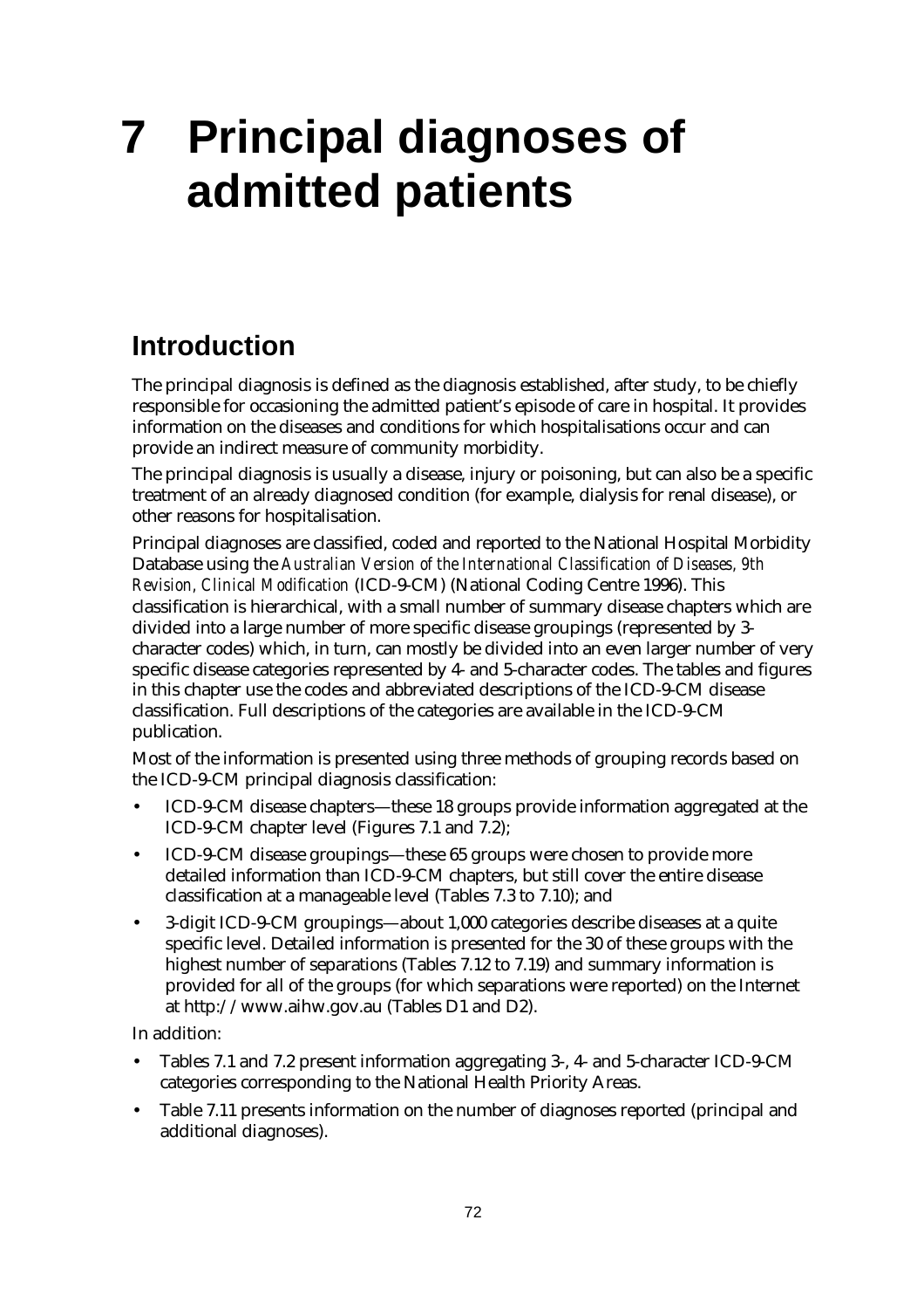# 7 Principal diagnoses of admitted patients

## Introduction

The principal diagnosis is defined as the diagnosis established, after study, to be chiefly responsible for occasioning the admitted patient's episode of care in hospital. It provides information on the diseases and conditions for which hospitalisations occur and can provide an indirect measure of community morbidity.

The principal diagnosis is usually a disease, injury or poisoning, but can also be a specific treatment of an already diagnosed condition (for example, dialysis for renal disease), or other reasons for hospitalisation.

Principal diagnoses are classified, coded and reported to the National Hospital Morbidity Database using the *Australian Version of the International Classification of Diseases, 9th Revision, Clinical Modification* (ICD-9-CM) (National Coding Centre 1996). This classification is hierarchical, with a small number of summary disease chapters which are divided into a large number of more specific disease groupings (represented by 3-character codes) which, in turn, can mostly be divided into an even larger number of very specific disease categories represented by 4- and 5-character codes. The tables and figures in this chapter use the codes and abbreviated descriptions of the ICD-9-CM disease classification. Full descriptions of the categories are available in the ICD-9-CM publication.

Most of the information is presented using three methods of grouping records based on the ICD-9-CM principal diagnosis classification:

- ICD-9-CM disease chapters—these 18 groups provide information aggregated at the ICD-9-CM chapter level (Figures 7.1 and 7.2);
- ICD-9-CM disease groupings—these 65 groups were chosen to provide more detailed information than ICD-9-CM chapters, but still cover the entire disease classification at a manageable level (Tables 7.3 to 7.10); and
- 3-digit ICD-9-CM groupings—about 1,000 categories describe diseases at a quite specific level. Detailed information is presented for the 30 of these groups with the highest number of separations (Tables 7.12 to 7.19) and summary information is provided for all of the groups (for which separations were reported) on the Internet at http://www.aihw.gov.au (Tables D1 and D2).

In addition:

- Tables 7.1 and 7.2 present information aggregating 3-, 4- and 5-character ICD-9-CM categories corresponding to the National Health Priority Areas.
- Table 7.11 presents information on the number of diagnoses reported (principal and additional diagnoses).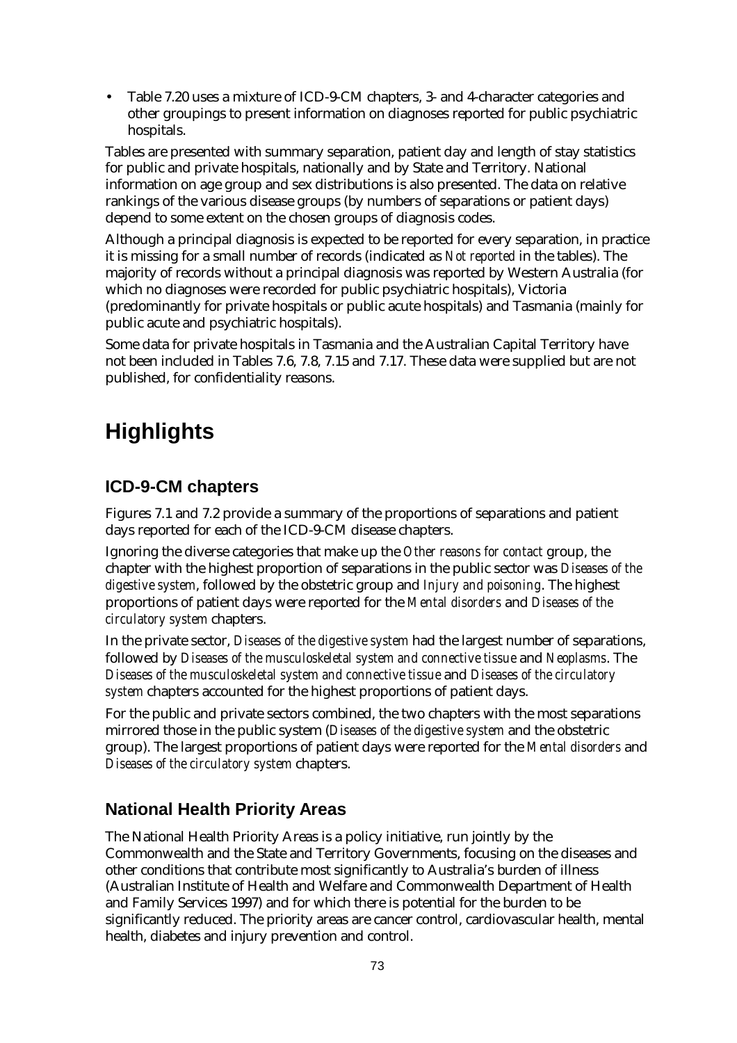- Table 7.20 uses a mixture of ICD-9-CM chapters, 3- and 4-character categories and other groupings to present information on diagnoses reported for public psychiatric hospitals.

Tables are presented with summary separation, patient day and length of stay statistics for public and private hospitals, nationally and by State and Territory. National information on age group and sex distributions is also presented. The data on relative rankings of the various disease groups (by numbers of separations or patient days) depend to some extent on the chosen groups of diagnosis codes.

Although a principal diagnosis is expected to be reported for every separation, in practice it is missing for a small number of records (indicated as *Not reported* in the tables). The majority of records without a principal diagnosis was reported by Western Australia (for which no diagnoses were recorded for public psychiatric hospitals), Victoria (predominantly for private hospitals or public acute hospitals) and Tasmania (mainly for public acute and psychiatric hospitals).

Some data for private hospitals in Tasmania and the Australian Capital Territory have not been included in Tables 7.6, 7.8, 7.15 and 7.17. These data were supplied but are not published, for confidentiality reasons.

# Highlights

## ICD-9-CM chapters

Figures 7.1 and 7.2 provide a summary of the proportions of separations and patient days reported for each of the ICD-9-CM disease chapters.

Ignoring the diverse categories that make up the *Other reasons for contact* group, the chapter with the highest proportion of separations in the public sector was *Diseases of the digestive system*, followed by the obstetric group and *Injury and poisoning*. The highest proportions of patient days were reported for the *Mental disorders* and *Diseases of the circulatory system* chapters.

In the private sector, *Diseases of the digestive system* had the largest number of separations, followed by *Diseases of the musculoskeletal system and connective tissue* and *Neoplasms*. The *Diseases of the musculoskeletal system and connective tissue* and *Diseases of the circulatory system* chapters accounted for the highest proportions of patient days.

For the public and private sectors combined, the two chapters with the most separations mirrored those in the public system (*Diseases of the digestive system* and the obstetric group). The largest proportions of patient days were reported for the *Mental disorders* and *Diseases of the circulatory system* chapters.

## National Health Priority Areas

The National Health Priority Areas is a policy initiative, run jointly by the Commonwealth and the State and Territory Governments, focusing on the diseases and other conditions that contribute most significantly to Australia's burden of illness (Australian Institute of Health and Welfare and Commonwealth Department of Health and Family Services 1997) and for which there is potential for the burden to be significantly reduced. The priority areas are cancer control, cardiovascular health, mental health, diabetes and injury prevention and control.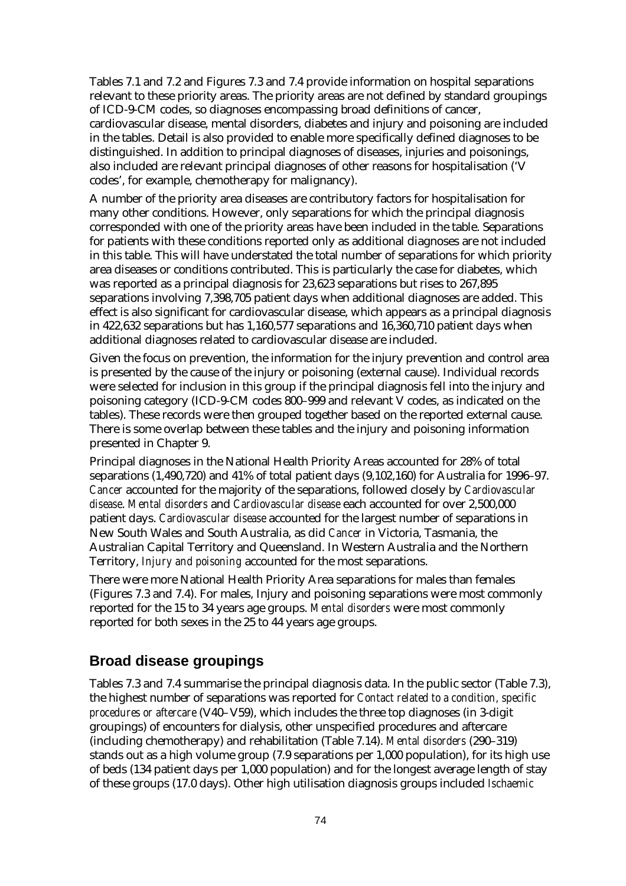Tables 7.1 and 7.2 and Figures 7.3 and 7.4 provide information on hospital separations relevant to these priority areas. The priority areas are not defined by standard groupings of ICD-9-CM codes, so diagnoses encompassing broad definitions of cancer, cardiovascular disease, mental disorders, diabetes and injury and poisoning are included in the tables. Detail is also provided to enable more specifically defined diagnoses to be distinguished. In addition to principal diagnoses of diseases, injuries and poisonings, also included are relevant principal diagnoses of other reasons for hospitalisation ('V codes', for example, chemotherapy for malignancy).

A number of the priority area diseases are contributory factors for hospitalisation for many other conditions. However, only separations for which the principal diagnosis corresponded with one of the priority areas have been included in the table. Separations for patients with these conditions reported only as additional diagnoses are not included in this table. This will have understated the total number of separations for which priority area diseases or conditions contributed. This is particularly the case for diabetes, which was reported as a principal diagnosis for 23,623 separations but rises to 267,895 separations involving 7,398,705 patient days when additional diagnoses are added. This effect is also significant for cardiovascular disease, which appears as a principal diagnosis in 422,632 separations but has 1,160,577 separations and 16,360,710 patient days when additional diagnoses related to cardiovascular disease are included.

Given the focus on prevention, the information for the injury prevention and control area is presented by the cause of the injury or poisoning (external cause). Individual records were selected for inclusion in this group if the principal diagnosis fell into the injury and poisoning category (ICD-9-CM codes 800–999 and relevant V codes, as indicated on the tables). These records were then grouped together based on the reported external cause. There is some overlap between these tables and the injury and poisoning information presented in Chapter 9.

Principal diagnoses in the National Health Priority Areas accounted for 28% of total separations (1,490,720) and 41% of total patient days (9,102,160) for Australia for 1996–97. *Cancer* accounted for the majority of the separations, followed closely by *Cardiovascular disease*. *Mental disorders* and *Cardiovascular disease* each accounted for over 2,500,000 patient days. *Cardiovascular disease* accounted for the largest number of separations in New South Wales and South Australia, as did *Cancer* in Victoria, Tasmania, the Australian Capital Territory and Queensland. In Western Australia and the Northern Territory, *Injury and poisoning* accounted for the most separations.

There were more National Health Priority Area separations for males than females (Figures 7.3 and 7.4). For males, Injury and poisoning separations were most commonly reported for the 15 to 34 years age groups. *Mental disorders* were most commonly reported for both sexes in the 25 to 44 years age groups.

## Broad disease groupings

Tables 7.3 and 7.4 summarise the principal diagnosis data. In the public sector (Table 7.3), the highest number of separations was reported for *Contact related to a condition, specific procedures or aftercare* (V40–V59), which includes the three top diagnoses (in 3-digit groupings) of encounters for dialysis, other unspecified procedures and aftercare (including chemotherapy) and rehabilitation (Table 7.14). *Mental disorders* (290–319) stands out as a high volume group (7.9 separations per 1,000 population), for its high use of beds (134 patient days per 1,000 population) and for the longest average length of stay of these groups (17.0 days). Other high utilisation diagnosis groups included *Ischaemic*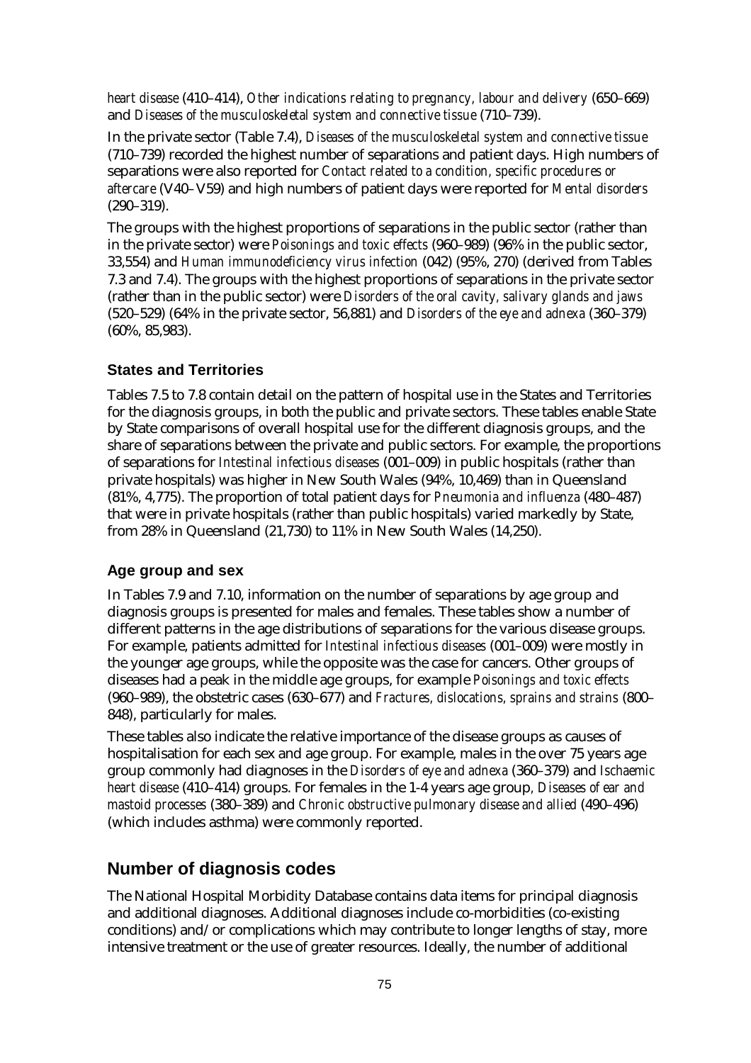*heart disease* (410–414), *Other indications relating to pregnancy, labour and delivery* (650–669) and *Diseases of the musculoskeletal system and connective tissue* (710–739).

In the private sector (Table 7.4), *Diseases of the musculoskeletal system and connective tissue* (710–739) recorded the highest number of separations and patient days. High numbers of separations were also reported for *Contact related to a condition, specific procedures or aftercare* (V40–V59) and high numbers of patient days were reported for *Mental disorders* (290–319).

The groups with the highest proportions of separations in the public sector (rather than in the private sector) were *Poisonings and toxic effects* (960–989) (96% in the public sector, 33,554) and *Human immunodeficiency virus infection* (042) (95%, 270) (derived from Tables 7.3 and 7.4). The groups with the highest proportions of separations in the private sector (rather than in the public sector) were *Disorders of the oral cavity, salivary glands and jaws* (520–529) (64% in the private sector, 56,881) and *Disorders of the eye and adnexa* (360–379) (60%, 85,983).

### States and Territories

Tables 7.5 to 7.8 contain detail on the pattern of hospital use in the States and Territories for the diagnosis groups, in both the public and private sectors. These tables enable State by State comparisons of overall hospital use for the different diagnosis groups, and the share of separations between the private and public sectors. For example, the proportions of separations for *Intestinal infectious diseases* (001–009) in public hospitals (rather than private hospitals) was higher in New South Wales (94%, 10,469) than in Queensland (81%, 4,775). The proportion of total patient days for *Pneumonia and influenza* (480–487) that were in private hospitals (rather than public hospitals) varied markedly by State, from 28% in Queensland (21,730) to 11% in New South Wales (14,250).

### Age group and sex

In Tables 7.9 and 7.10, information on the number of separations by age group and diagnosis groups is presented for males and females. These tables show a number of different patterns in the age distributions of separations for the various disease groups. For example, patients admitted for *Intestinal infectious diseases* (001–009) were mostly in the younger age groups, while the opposite was the case for cancers. Other groups of diseases had a peak in the middle age groups, for example *Poisonings and toxic effects* (960–989), the obstetric cases (630–677) and *Fractures, dislocations, sprains and strains* (800–848), particularly for males.

These tables also indicate the relative importance of the disease groups as causes of hospitalisation for each sex and age group. For example, males in the over 75 years age group commonly had diagnoses in the *Disorders of eye and adnexa* (360–379) and *Ischaemic heart disease* (410–414) groups. For females in the 1-4 years age group, *Diseases of ear and mastoid processes* (380–389) and *Chronic obstructive pulmonary disease and allied* (490–496) (which includes asthma) were commonly reported.

## Number of diagnosis codes

The National Hospital Morbidity Database contains data items for principal diagnosis and additional diagnoses. Additional diagnoses include co-morbidities (co-existing conditions) and/or complications which may contribute to longer lengths of stay, more intensive treatment or the use of greater resources. Ideally, the number of additional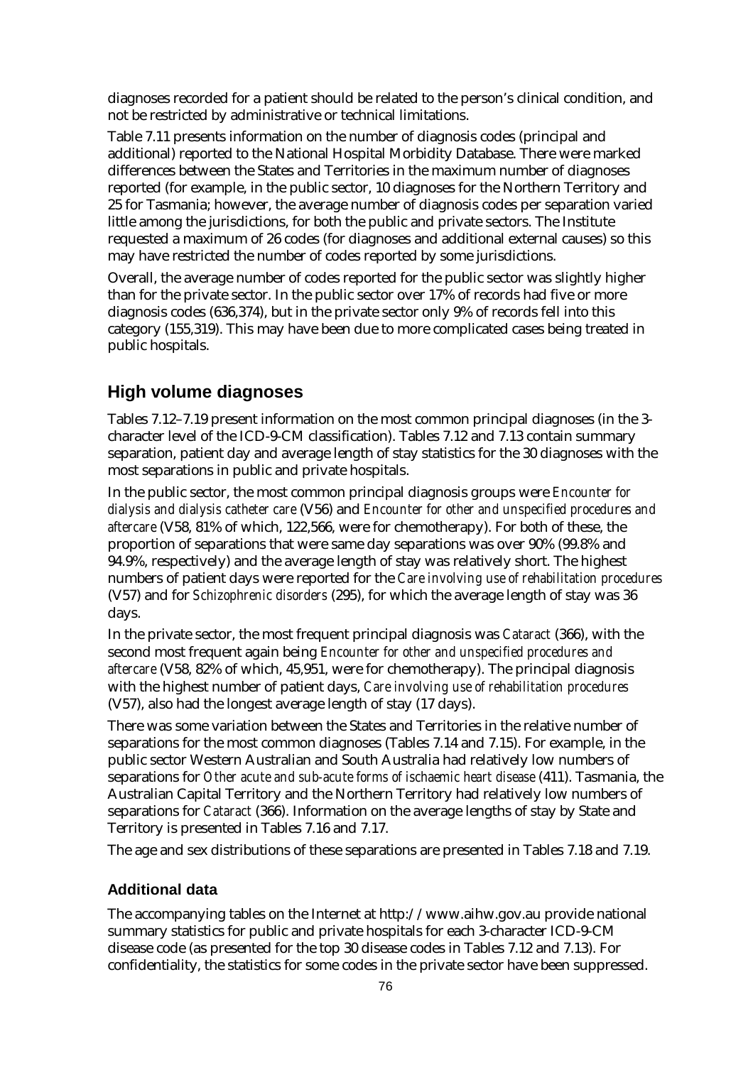diagnoses recorded for a patient should be related to the person's clinical condition, and not be restricted by administrative or technical limitations.

Table 7.11 presents information on the number of diagnosis codes (principal and additional) reported to the National Hospital Morbidity Database. There were marked differences between the States and Territories in the maximum number of diagnoses reported (for example, in the public sector, 10 diagnoses for the Northern Territory and 25 for Tasmania; however, the average number of diagnosis codes per separation varied little among the jurisdictions, for both the public and private sectors. The Institute requested a maximum of 26 codes (for diagnoses and additional external causes) so this may have restricted the number of codes reported by some jurisdictions.

Overall, the average number of codes reported for the public sector was slightly higher than for the private sector. In the public sector over 17% of records had five or more diagnosis codes (636,374), but in the private sector only 9% of records fell into this category (155,319). This may have been due to more complicated cases being treated in public hospitals.

## High volume diagnoses

Tables 7.12–7.19 present information on the most common principal diagnoses (in the 3-character level of the ICD-9-CM classification). Tables 7.12 and 7.13 contain summary separation, patient day and average length of stay statistics for the 30 diagnoses with the most separations in public and private hospitals.

In the public sector, the most common principal diagnosis groups were *Encounter for dialysis and dialysis catheter care* (V56) and *Encounter for other and unspecified procedures and aftercare* (V58, 81% of which, 122,566, were for chemotherapy). For both of these, the proportion of separations that were same day separations was over 90% (99.8% and 94.9%, respectively) and the average length of stay was relatively short. The highest numbers of patient days were reported for the *Care involving use of rehabilitation procedures* (V57) and for *Schizophrenic disorders* (295), for which the average length of stay was 36 days.

In the private sector, the most frequent principal diagnosis was *Cataract* (366), with the second most frequent again being *Encounter for other and unspecified procedures and aftercare* (V58, 82% of which, 45,951, were for chemotherapy). The principal diagnosis with the highest number of patient days, *Care involving use of rehabilitation procedures* (V57), also had the longest average length of stay (17 days).

There was some variation between the States and Territories in the relative number of separations for the most common diagnoses (Tables 7.14 and 7.15). For example, in the public sector Western Australian and South Australia had relatively low numbers of separations for *Other acute and sub-acute forms of ischaemic heart disease* (411). Tasmania, the Australian Capital Territory and the Northern Territory had relatively low numbers of separations for *Cataract* (366). Information on the average lengths of stay by State and Territory is presented in Tables 7.16 and 7.17.

The age and sex distributions of these separations are presented in Tables 7.18 and 7.19.

### Additional data

The accompanying tables on the Internet at http://www.aihw.gov.au provide national summary statistics for public and private hospitals for each 3-character ICD-9-CM disease code (as presented for the top 30 disease codes in Tables 7.12 and 7.13). For confidentiality, the statistics for some codes in the private sector have been suppressed.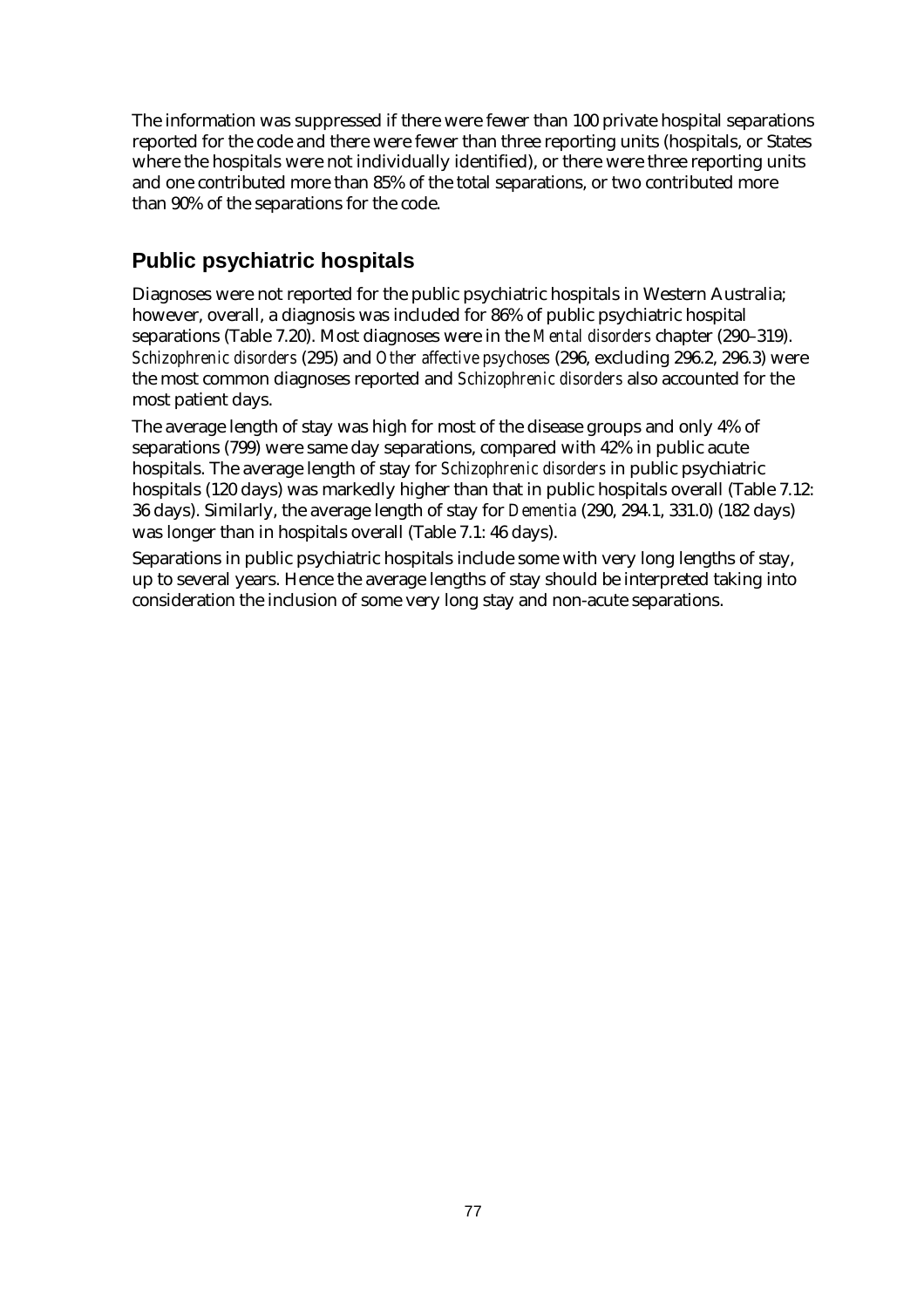The information was suppressed if there were fewer than 100 private hospital separations reported for the code and there were fewer than three reporting units (hospitals, or States where the hospitals were not individually identified), or there were three reporting units and one contributed more than 85% of the total separations, or two contributed more than 90% of the separations for the code.

## Public psychiatric hospitals

Diagnoses were not reported for the public psychiatric hospitals in Western Australia; however, overall, a diagnosis was included for 86% of public psychiatric hospital separations (Table 7.20). Most diagnoses were in the *Mental disorders* chapter (290–319). *Schizophrenic disorders* (295) and *Other affective psychoses* (296, excluding 296.2, 296.3) were the most common diagnoses reported and *Schizophrenic disorders* also accounted for the most patient days.

The average length of stay was high for most of the disease groups and only 4% of separations (799) were same day separations, compared with 42% in public acute hospitals. The average length of stay for *Schizophrenic disorders* in public psychiatric hospitals (120 days) was markedly higher than that in public hospitals overall (Table 7.12: 36 days). Similarly, the average length of stay for *Dementia* (290, 294.1, 331.0) (182 days) was longer than in hospitals overall (Table 7.1: 46 days).

Separations in public psychiatric hospitals include some with very long lengths of stay, up to several years. Hence the average lengths of stay should be interpreted taking into consideration the inclusion of some very long stay and non-acute separations.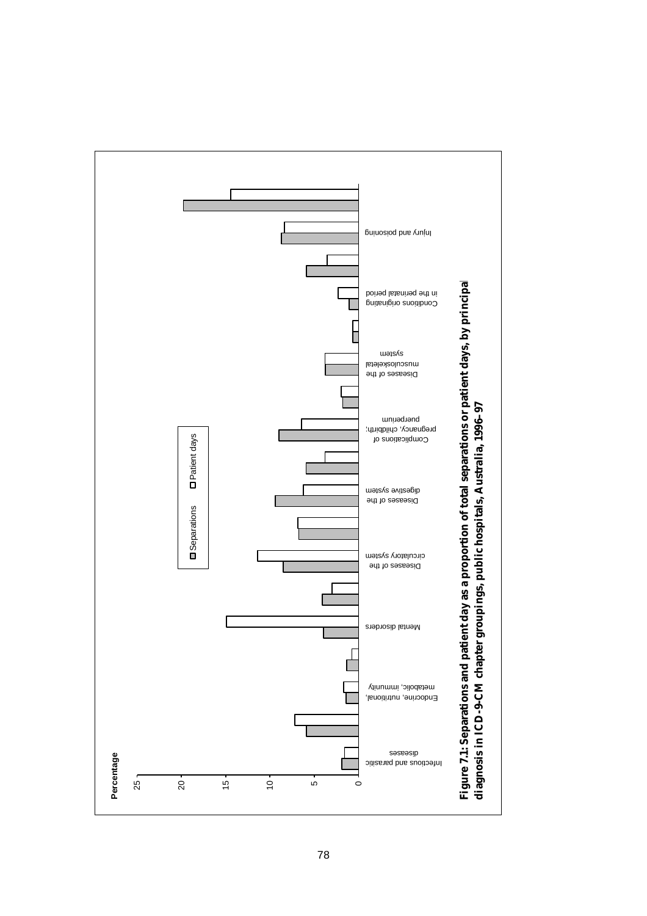**Figure 7.1: Separations and patient day as a proportion of total separations or patient days, by principal diagnosis in ICD-9-CM chapter groupings, public hospitals, Australia, 1996–97**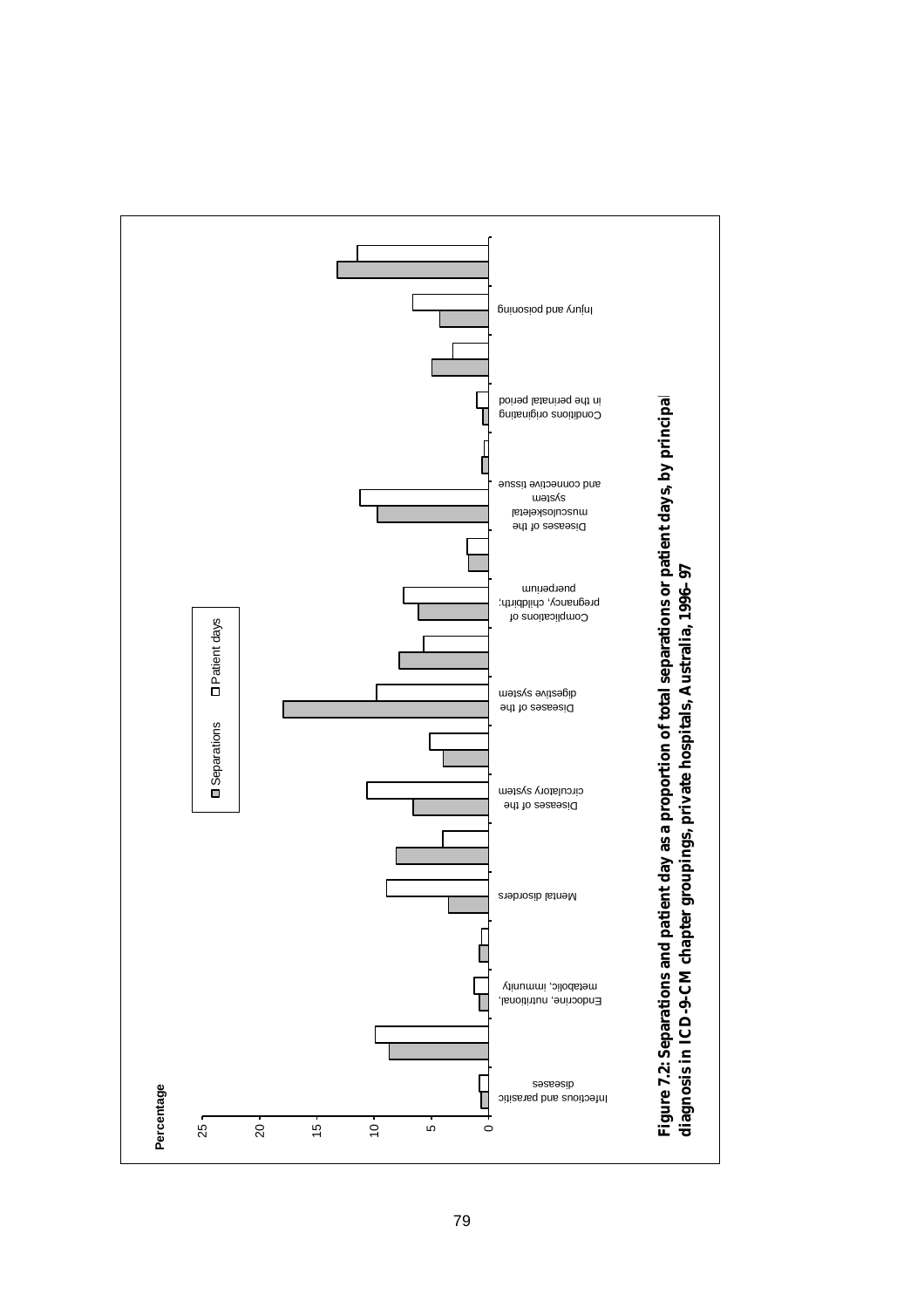Percentage

Separations / Patient days

Infectious and parasitic diseases

Endocrine, nutritional, metabolic, immunity

Mental disorders

Diseases of the circulatory system

Diseases of the digestive system

Complications of pregnancy, childbirth, puerperium

Diseases of the musculoskeletal system and connective tissue

Conditions originating in the perinatal period

Injury and poisoning

**Figure 7.2: Separations and patient day as a proportion of total separations or patient days, by principal diagnosis in ICD-9-CM chapter groupings, private hospitals, Australia, 1996–97**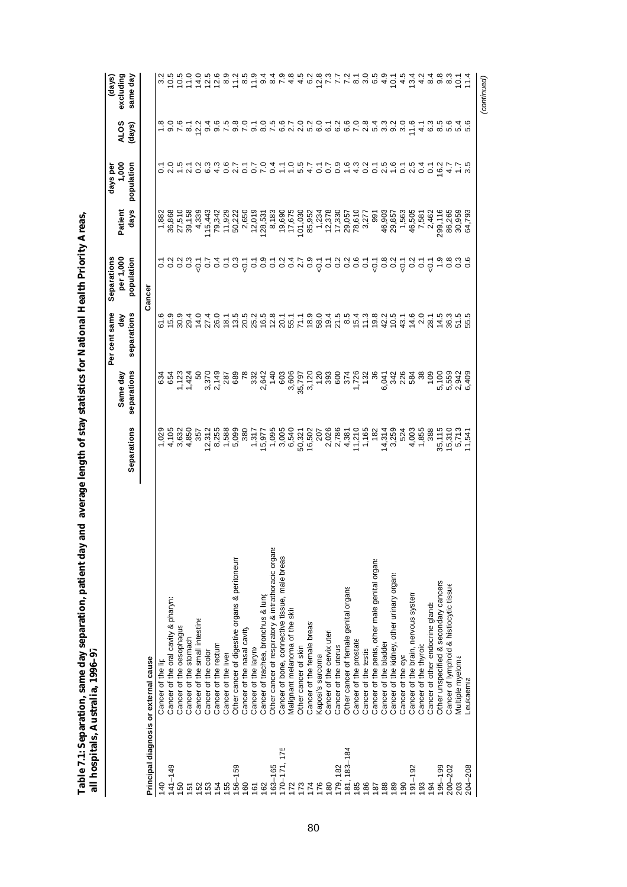**Table 7.1: Separation, same day separation, patient day and average length of stay statistics for National Health Priority Areas, all hospitals, Australia, 1996–97**

| Principal diagnosis or external cause | | Separations | Same day separations | Per cent same day separations | Separations per 1,000 population | Patient days | days per 1,000 population | ALOS (days) | (days) excluding same day |
|---|---|---|---|---|---|---|---|---|---|
| **Cancer** | | | | | | | | | |
| 140 | Cancer of the lip | 1,029 | 634 | 61.6 | 0.1 | 1,882 | 0.1 | 1.8 | 3.2 |
| 141–149 | Cancer of the oral cavity & pharynx | 4,105 | 654 | 15.9 | 0.2 | 36,868 | 2.0 | 9.0 | 10.5 |
| 150 | Cancer of the oesophagus | 3,632 | 1,123 | 30.9 | 0.2 | 27,510 | 1.5 | 7.6 | 10.5 |
| 151 | Cancer of the stomach | 4,850 | 1,424 | 29.4 | 0.3 | 39,158 | 2.1 | 8.1 | 11.0 |
| 152 | Cancer of the small intestine | 357 | 50 | 14.0 | <0.1 | 4,339 | 0.2 | 12.2 | 14.0 |
| 153 | Cancer of the colon | 12,312 | 3,370 | 27.4 | 0.7 | 115,443 | 6.3 | 9.4 | 12.5 |
| 154 | Cancer of the rectum | 8,255 | 2,149 | 26.0 | 0.4 | 79,342 | 4.3 | 9.6 | 12.6 |
| 155 | Cancer of the liver | 1,588 | 287 | 18.1 | 0.1 | 11,929 | 0.6 | 7.5 | 8.9 |
| 156–159 | Other cancer of digestive organs & peritoneum | 5,099 | 689 | 13.5 | 0.3 | 50,222 | 2.7 | 9.8 | 11.2 |
| 160 | Cancer of the nasal cavity | 380 | 78 | 20.5 | <0.1 | 2,650 | 0.1 | 7.0 | 8.5 |
| 161 | Cancer of the larynx | 1,317 | 332 | 25.2 | 0.1 | 12,019 | 0.7 | 9.1 | 11.9 |
| 162 | Cancer of trachea, bronchus & lung | 15,977 | 2,642 | 16.5 | 0.9 | 128,531 | 7.0 | 8.0 | 9.4 |
| 163–165 | Other cancer of respiratory & intrathoracic organs | 1,095 | 140 | 12.8 | 0.1 | 8,183 | 0.4 | 7.5 | 8.4 |
| 170–171, 175 | Cancer of bone, connective tissue, male breast | 3,005 | 603 | 20.1 | 0.2 | 19,690 | 1.1 | 6.6 | 7.9 |
| 172 | Malignant melanoma of the skin | 6,540 | 3,606 | 55.1 | 0.4 | 17,675 | 1.0 | 2.7 | 4.8 |
| 173 | Other cancer of skin | 50,321 | 35,797 | 71.1 | 2.7 | 101,030 | 5.5 | 2.0 | 4.5 |
| 174 | Cancer of the female breast | 16,502 | 3,120 | 18.9 | 0.9 | 85,952 | 4.7 | 5.2 | 6.2 |
| 176 | Kaposi's sarcoma | 207 | 120 | 58.0 | <0.1 | 1,234 | 0.1 | 6.0 | 12.8 |
| 180 | Cancer of the cervix uteri | 2,026 | 393 | 19.4 | 0.1 | 12,378 | 0.7 | 6.1 | 7.3 |
| 179, 182 | Cancer of the uterus | 2,786 | 600 | 21.5 | 0.2 | 17,330 | 0.9 | 6.2 | 7.7 |
| 181, 183–184 | Other cancer of female genital organs | 4,381 | 374 | 8.5 | 0.2 | 29,057 | 1.6 | 6.6 | 7.2 |
| 185 | Cancer of the prostate | 11,210 | 1,726 | 15.4 | 0.6 | 78,610 | 4.3 | 7.0 | 8.1 |
| 186 | Cancer of the testis | 1,165 | 132 | 11.3 | 0.1 | 3,277 | 0.2 | 2.8 | 3.0 |
| 187 | Cancer of the penis, other male genital organs | 182 | 36 | 19.8 | <0.1 | 991 | 0.1 | 5.4 | 6.5 |
| 188 | Cancer of the bladder | 14,314 | 6,041 | 42.2 | 0.8 | 46,903 | 2.5 | 3.3 | 4.9 |
| 189 | Cancer of the kidney, other urinary organs | 3,259 | 342 | 10.5 | 0.2 | 29,857 | 1.6 | 9.2 | 10.1 |
| 190 | Cancer of the eye | 524 | 226 | 43.1 | <0.1 | 1,563 | 0.1 | 3.0 | 4.5 |
| 191–192 | Cancer of the brain, nervous system | 4,003 | 584 | 14.6 | 0.2 | 46,505 | 2.5 | 11.6 | 13.4 |
| 193 | Cancer of the thyroid | 1,855 | 38 | 2.0 | 0.1 | 7,581 | 0.4 | 4.1 | 4.2 |
| 194 | Cancer of other endocrine glands | 388 | 109 | 28.1 | <0.1 | 2,462 | 0.1 | 6.3 | 8.4 |
| 195–199 | Other unspecified & secondary cancers | 35,115 | 5,100 | 14.5 | 1.9 | 299,116 | 16.2 | 8.5 | 9.8 |
| 200–202 | Cancer of lymphoid & histiocytic tissue | 15,310 | 5,559 | 36.3 | 0.8 | 86,265 | 4.7 | 5.6 | 8.3 |
| 203 | Multiple myeloma | 5,713 | 2,942 | 51.5 | 0.3 | 30,959 | 1.7 | 5.4 | 10.1 |
| 204–208 | Leukaemia | 11,541 | 6,409 | 55.5 | 0.6 | 64,793 | 3.5 | 5.6 | 11.4 |

*(continued)*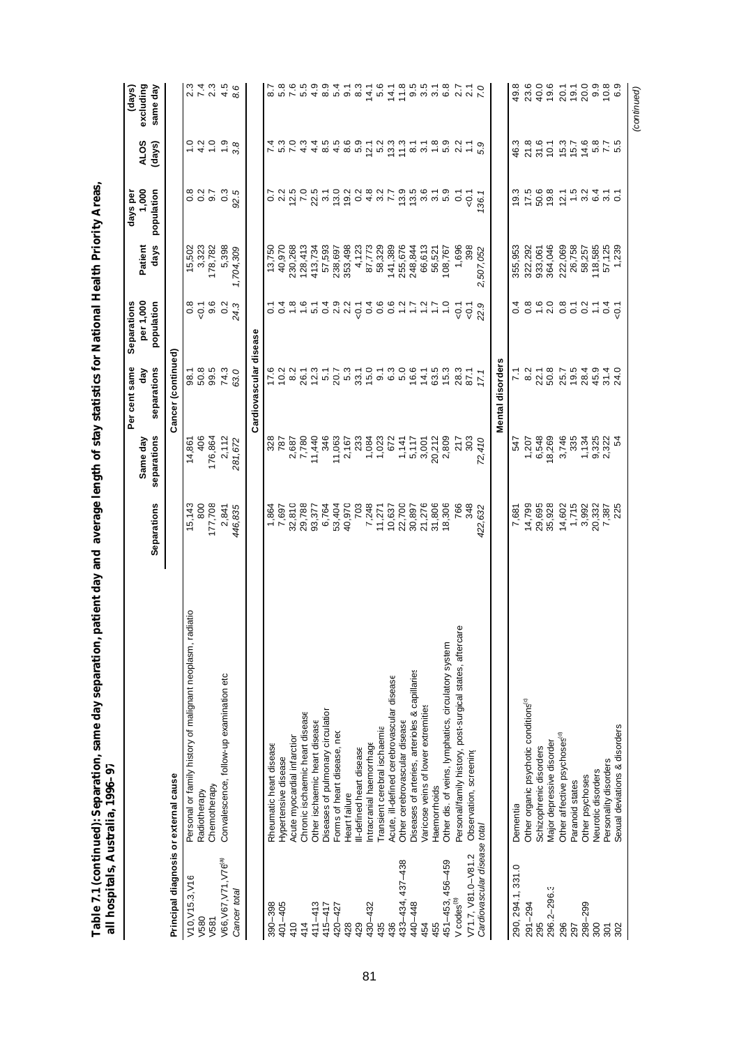**Table 7.1 (continued): Separation, same day separation, patient day and average length of stay statistics for National Health Priority Areas, all hospitals, Australia, 1996–97**

| Principal diagnosis or external cause | | Separations | Same day separations | Per cent same day separations | Separations per 1,000 population | Patient days | days per 1,000 population | ALOS (days) | (days) excluding same day |
|---|---|---|---|---|---|---|---|---|---|
| | | | | **Cancer (continued)** | | | | | |
| V10,V15.3,V16 | Personal or family history of malignant neoplasm, radiatio | 15,143 | 14,861 | 98.1 | 0.8 | 15,502 | 0.8 | 1.0 | 2.3 |
| V580 | Radiotherapy | 800 | 406 | 50.8 | <0.1 | 3,323 | 0.2 | 4.2 | 7.4 |
| V581 | Chemotherapy | 177,708 | 176,864 | 99.5 | 9.6 | 178,782 | 9.7 | 1.0 | 2.3 |
| V66,V67,V71,V76[a] | Convalescence, follow-up examination etc | 2,841 | 2,112 | 74.3 | 0.2 | 5,398 | 0.3 | 1.9 | 4.5 |
| *Cancer total* | | *446,835* | *281,672* | *63.0* | *24.3* | *1,704,309* | *92.5* | *3.8* | *8.6* |
| | | | | **Cardiovascular disease** | | | | | |
| 390–398 | Rheumatic heart disease | 1,864 | 328 | 17.6 | 0.1 | 13,750 | 0.7 | 7.4 | 8.7 |
| 401–405 | Hypertensive disease | 7,697 | 787 | 10.2 | 0.4 | 40,970 | 2.2 | 5.3 | 5.8 |
| 410 | Acute myocardial infarction | 32,810 | 2,687 | 8.2 | 1.8 | 230,268 | 12.5 | 7.0 | 7.6 |
| 414 | Chronic ischaemic heart disease | 29,788 | 7,780 | 26.1 | 1.6 | 128,413 | 7.0 | 4.3 | 5.5 |
| 411–413 | Other ischaemic heart disease | 93,377 | 11,440 | 12.3 | 5.1 | 413,734 | 22.5 | 4.4 | 4.9 |
| 415–417 | Diseases of pulmonary circulation | 6,764 | 346 | 5.1 | 0.4 | 57,593 | 3.1 | 8.5 | 8.9 |
| 420–427 | Forms of heart disease, nec | 53,404 | 11,063 | 20.7 | 2.9 | 238,697 | 13.0 | 4.5 | 5.4 |
| 428 | Heart failure | 40,970 | 2,167 | 5.3 | 2.2 | 353,498 | 19.2 | 8.6 | 9.1 |
| 429 | Ill-defined heart disease | 703 | 233 | 33.1 | <0.1 | 4,123 | 0.2 | 5.9 | 8.3 |
| 430–432 | Intracranial haemorrhage | 7,248 | 1,084 | 15.0 | 0.4 | 87,773 | 4.8 | 12.1 | 14.1 |
| 435 | Transient cerebral ischaemia | 11,271 | 1,023 | 9.1 | 0.6 | 58,329 | 3.2 | 5.2 | 5.6 |
| 436 | Acute, ill-defined cerebrovascular disease | 10,637 | 672 | 6.3 | 0.6 | 141,389 | 7.7 | 13.3 | 14.1 |
| 433–434, 437–438 | Other cerebrovascular disease | 22,700 | 1,141 | 5.0 | 1.2 | 255,676 | 13.9 | 11.3 | 11.8 |
| 440–448 | Diseases of arteries, arterioles & capillaries | 30,897 | 5,117 | 16.6 | 1.7 | 248,844 | 13.5 | 8.1 | 9.5 |
| 454 | Varicose veins of lower extremities | 21,276 | 3,001 | 14.1 | 1.2 | 66,613 | 3.6 | 3.1 | 3.5 |
| 455 | Haemorrhoids | 31,806 | 20,212 | 63.5 | 1.7 | 56,521 | 3.1 | 1.8 | 3.1 |
| 451–453, 456–459 | Other dis. of veins, lymphatics, circulatory system | 18,306 | 2,809 | 15.3 | 1.0 | 108,767 | 5.9 | 5.9 | 6.8 |
| V codes[b] | Personal/family history, post-surgical states, aftercare | 766 | 217 | 28.3 | <0.1 | 1,696 | 0.1 | 2.2 | 2.7 |
| V71.7, V81.0–V81.2 | Observation, screening | 348 | 303 | 87.1 | <0.1 | 398 | <0.1 | 1.1 | 2.1 |
| *Cardiovascular disease total* | | *422,632* | *72,410* | *17.1* | *22.9* | *2,507,052* | *136.1* | *5.9* | *7.0* |
| | | | | **Mental disorders** | | | | | |
| 290, 294.1, 331.0 | Dementia | 7,681 | 547 | 7.1 | 0.4 | 355,953 | 19.3 | 46.3 | 49.8 |
| 291–294 | Other organic psychotic conditions[c] | 14,799 | 1,207 | 8.2 | 0.8 | 322,292 | 17.5 | 21.8 | 23.6 |
| 295 | Schizophrenic disorders | 29,695 | 6,548 | 22.1 | 1.6 | 933,061 | 50.6 | 31.6 | 40.0 |
| 296.2–296.3 | Major depressive disorder | 35,928 | 18,269 | 50.8 | 2.0 | 364,046 | 19.8 | 10.1 | 19.6 |
| 296 | Other affective psychoses[d] | 14,602 | 3,746 | 25.7 | 0.8 | 222,069 | 12.1 | 15.3 | 20.1 |
| 297 | Paranoid states | 1,715 | 335 | 19.5 | 0.1 | 26,758 | 1.5 | 15.7 | 19.1 |
| 298–299 | Other psychoses | 3,992 | 1,134 | 28.4 | 0.2 | 58,257 | 3.2 | 14.6 | 20.0 |
| 300 | Neurotic disorders | 20,332 | 9,325 | 45.9 | 1.1 | 118,585 | 6.4 | 5.8 | 9.9 |
| 301 | Personality disorders | 7,387 | 2,322 | 31.4 | 0.4 | 57,125 | 3.1 | 7.7 | 10.8 |
| 302 | Sexual deviations & disorders | 225 | 54 | 24.0 | <0.1 | 1,239 | 0.1 | 5.5 | 6.9 |

*(continued)*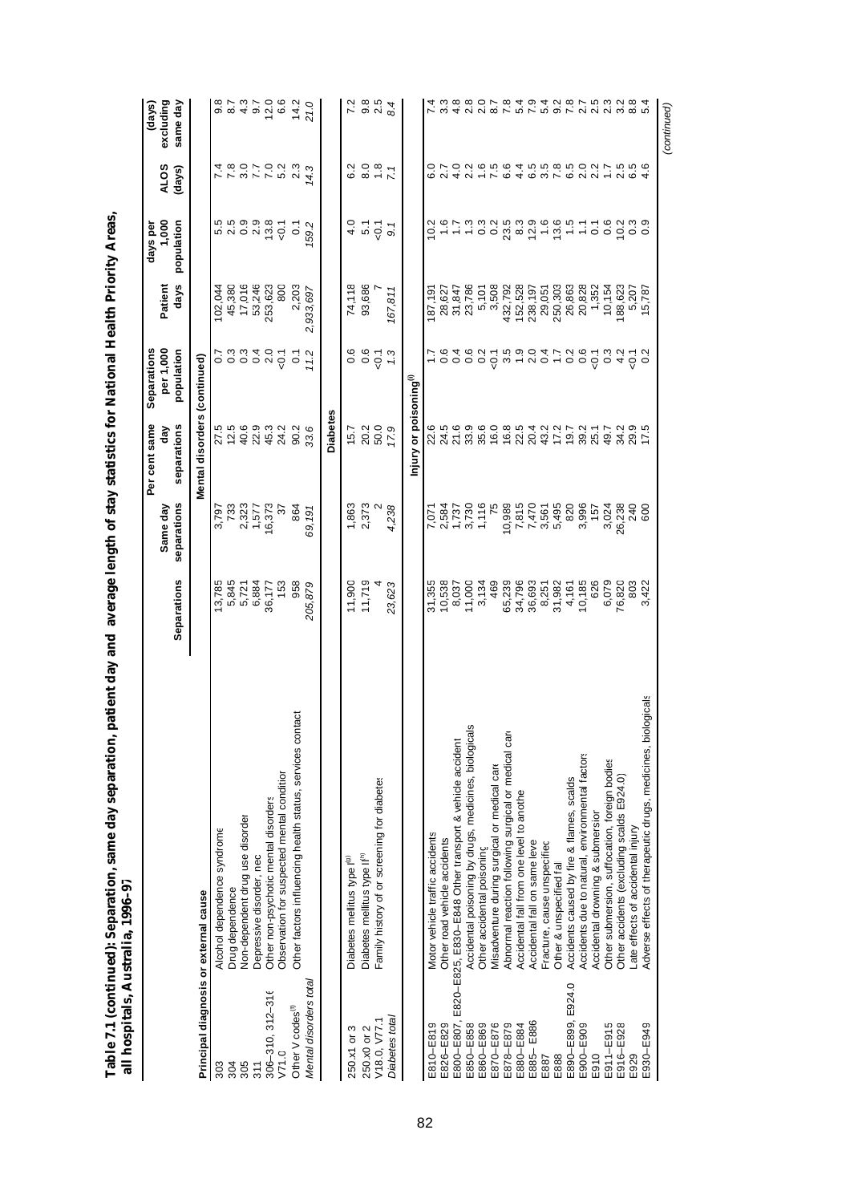**Table 7.1 (continued): Separation, same day separation, patient day and average length of stay statistics for National Health Priority Areas, all hospitals, Australia, 1996–97**

| Principal diagnosis or external cause | | Separations | Same day separations | Per cent same day separations | Separations per 1,000 population | Patient days | days per 1,000 population | ALOS (days) | (days) excluding same day |
|---|---|---|---|---|---|---|---|---|---|
| | | | | **Mental disorders (continued)** | | | | | |
| 303 | Alcohol dependence syndrome | 13,785 | 3,797 | 27.5 | 0.7 | 102,044 | 5.5 | 7.4 | 9.8 |
| 304 | Drug dependence | 5,845 | 733 | 12.5 | 0.3 | 45,380 | 2.5 | 7.8 | 8.7 |
| 305 | Non-dependent drug use disorder | 5,721 | 2,323 | 40.6 | 0.3 | 17,016 | 0.9 | 3.0 | 4.3 |
| 311 | Depressive disorder, nec | 6,884 | 1,577 | 22.9 | 0.4 | 53,246 | 2.9 | 7.7 | 9.7 |
| 306–310, 312–316 | Other non-psychotic mental disorders | 36,177 | 16,373 | 45.3 | 2.0 | 253,623 | 13.8 | 7.0 | 12.0 |
| V71.0 | Observation for suspected mental condition | 153 | 37 | 24.2 | <0.1 | 800 | <0.1 | 5.2 | 6.6 |
| Other V codes[f] | Other factors influencing health status, services contact | 958 | 864 | 90.2 | 0.1 | 2,203 | 0.1 | 2.3 | 14.2 |
| *Mental disorders total* | | *205,879* | *69,191* | *33.6* | *11.2* | *2,933,697* | *159.2* | *14.3* | *21.0* |
| | | | | **Diabetes** | | | | | |
| 250.x1 or 3 | Diabetes mellitus type I[g] | 11,900 | 1,863 | 15.7 | 0.6 | 74,118 | 4.0 | 6.2 | 7.2 |
| 250.x0 or 2 | Diabetes mellitus type II[h] | 11,719 | 2,373 | 20.2 | 0.6 | 93,686 | 5.1 | 8.0 | 9.8 |
| V18.0, V77.1 | Family history of or screening for diabetes | 4 | 2 | 50.0 | <0.1 | 7 | <0.1 | 1.8 | 2.5 |
| *Diabetes total* | | *23,623* | *4,238* | *17.9* | *1.3* | *167,811* | *9.1* | *7.1* | *8.4* |
| | | | | **Injury or poisoning[i]** | | | | | |
| E810–E819 | Motor vehicle traffic accidents | 31,355 | 7,071 | 22.6 | 1.7 | 187,191 | 10.2 | 6.0 | 7.4 |
| E826–E829 | Other road vehicle accidents | 10,538 | 2,584 | 24.5 | 0.6 | 28,627 | 1.6 | 2.7 | 3.3 |
| E800–E807, E820–E825, E830–E848 | Other transport & vehicle accident | 8,037 | 1,737 | 21.6 | 0.4 | 31,847 | 1.7 | 4.0 | 4.8 |
| E850–E858 | Accidental poisoning by drugs, medicines, biologicals | 11,000 | 3,730 | 33.9 | 0.6 | 23,786 | 1.3 | 2.2 | 2.8 |
| E860–E869 | Other accidental poisoning | 3,134 | 1,116 | 35.6 | 0.2 | 5,101 | 0.3 | 1.6 | 2.0 |
| E870–E876 | Misadventure during surgical or medical care | 469 | 75 | 16.0 | <0.1 | 3,508 | 0.2 | 7.5 | 8.7 |
| E878–E879 | Abnormal reaction following surgical or medical care | 65,239 | 10,989 | 16.8 | 3.5 | 432,792 | 23.5 | 6.6 | 7.8 |
| E880–E884 | Accidental fall from one level to another | 34,796 | 7,815 | 22.5 | 1.9 | 152,528 | 8.3 | 4.4 | 5.4 |
| E885–E886 | Accidental fall on same level | 36,693 | 7,470 | 20.4 | 2.0 | 238,197 | 12.9 | 6.5 | 7.9 |
| E887 | Fracture, cause unspecified | 8,251 | 3,561 | 43.2 | 0.4 | 29,051 | 1.6 | 3.5 | 5.4 |
| E888 | Other & unspecified fall | 31,982 | 5,495 | 17.2 | 1.7 | 250,303 | 13.6 | 7.8 | 9.2 |
| E890–E899, E924.0 | Accidents caused by fire & flames, scalds | 4,161 | 820 | 19.7 | 0.2 | 26,863 | 1.5 | 6.5 | 7.8 |
| E900–E909 | Accidents due to natural, environmental factors | 10,185 | 3,996 | 39.2 | 0.6 | 20,828 | 1.1 | 2.0 | 2.7 |
| E910 | Accidental drowning & submersion | 626 | 157 | 25.1 | <0.1 | 1,352 | 0.1 | 2.2 | 2.5 |
| E911–E915 | Other submersion, suffocation, foreign bodies | 6,079 | 3,024 | 49.7 | 0.3 | 10,154 | 0.6 | 1.7 | 2.3 |
| E916–E928 | Other accidents (excluding scalds E924.0) | 76,820 | 26,238 | 34.2 | 4.2 | 188,623 | 10.2 | 2.5 | 3.2 |
| E929 | Late effects of accidental injury | 803 | 240 | 29.9 | <0.1 | 5,207 | 0.3 | 6.5 | 8.8 |
| E930–E949 | Adverse effects of therapeutic drugs, medicines, biologicals | 3,422 | 600 | 17.5 | 0.2 | 15,787 | 0.9 | 4.6 | 5.4 |

*(continued)*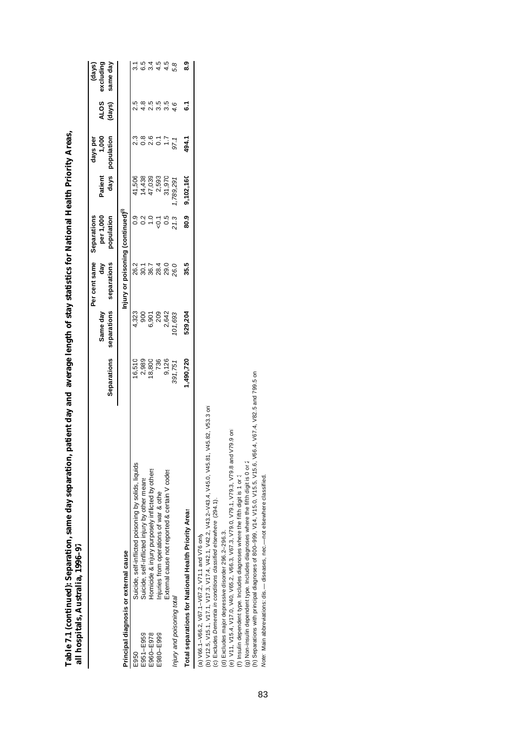**Table 7.1 (continued): Separation, same day separation, patient day and average length of stay statistics for National Health Priority Areas, all hospitals, Australia, 1996–97**

| Principal diagnosis or external cause | | Separations | Same day separations | Per cent same day separations | Separations per 1,000 population | Patient days | Patient days per 1,000 population | ALOS (days) | ALOS (days) excluding same day |
|---|---|---|---|---|---|---|---|---|---|
| | | | | **Injury or poisoning (continued)[f]** | | | | | |
| E950 | Suicide, self-inflicted poisoning by solids, liquids | 16,510 | 4,323 | 26.2 | 0.9 | 41,506 | 2.3 | 2.5 | 3.1 |
| E951–E959 | Suicide, self-inflicted injury by other means | 2,989 | 900 | 30.1 | 0.2 | 14,438 | 0.8 | 4.8 | 6.5 |
| E960–E978 | Homicide & injury purposely inflicted by others | 18,800 | 6,901 | 36.7 | 1.0 | 47,039 | 2.6 | 2.5 | 3.4 |
| E980–E999 | Injuries from operations of war & other | 736 | 209 | 28.4 | <0.1 | 2,593 | 0.1 | 3.5 | 4.5 |
| | External cause not reported & certain V codes | 9,126 | 2,642 | 29.0 | 0.5 | 31,970 | 1.7 | 3.5 | 4.5 |
| *Injury and poisoning total* | | *391,751* | *101,693* | *26.0* | *21.3* | *1,789,291* | *97.1* | *4.6* | *5.8* |
| **Total separations for National Health Priority Areas** | | **1,490,720** | **529,204** | **35.5** | **80.9** | **9,102,160** | **494.1** | **6.1** | **8.9** |

(a) V66.1–V66.2, V67.1–V67.2, V71.1 and V76 only.
(b) V12.5, V15.1, V17.1, V17.3, V17.4, V42.1, V42.2, V43.2–V43.4, V45.0, V45.81, V45.82, V53.3 only.
(c) Excludes *Dementia in conditions classified elsewhere* (294.1).
(d) Excludes major depressive disorder 296.2–296.3.
(e) V11, V15.4, V17.0, V40, V65.2, V66.3, V67.3, V79.0, V79.1, V79.3, V79.8 and V79.9 only.
(f) Insulin dependent type. Includes diagnoses where the fifth digit is 1 or 3.
(g) Non-insulin dependent type. Includes diagnoses where the fifth digit is 0 or 2.
(h) Separations with principal diagnoses of 800–999, V14, V15.0, V15.5, V15.6, V66.4, V67.4, V82.5 and 799.5 only.
*Note:* Main abbreviations: dis.— diseases, nec.—not elsewhere classified.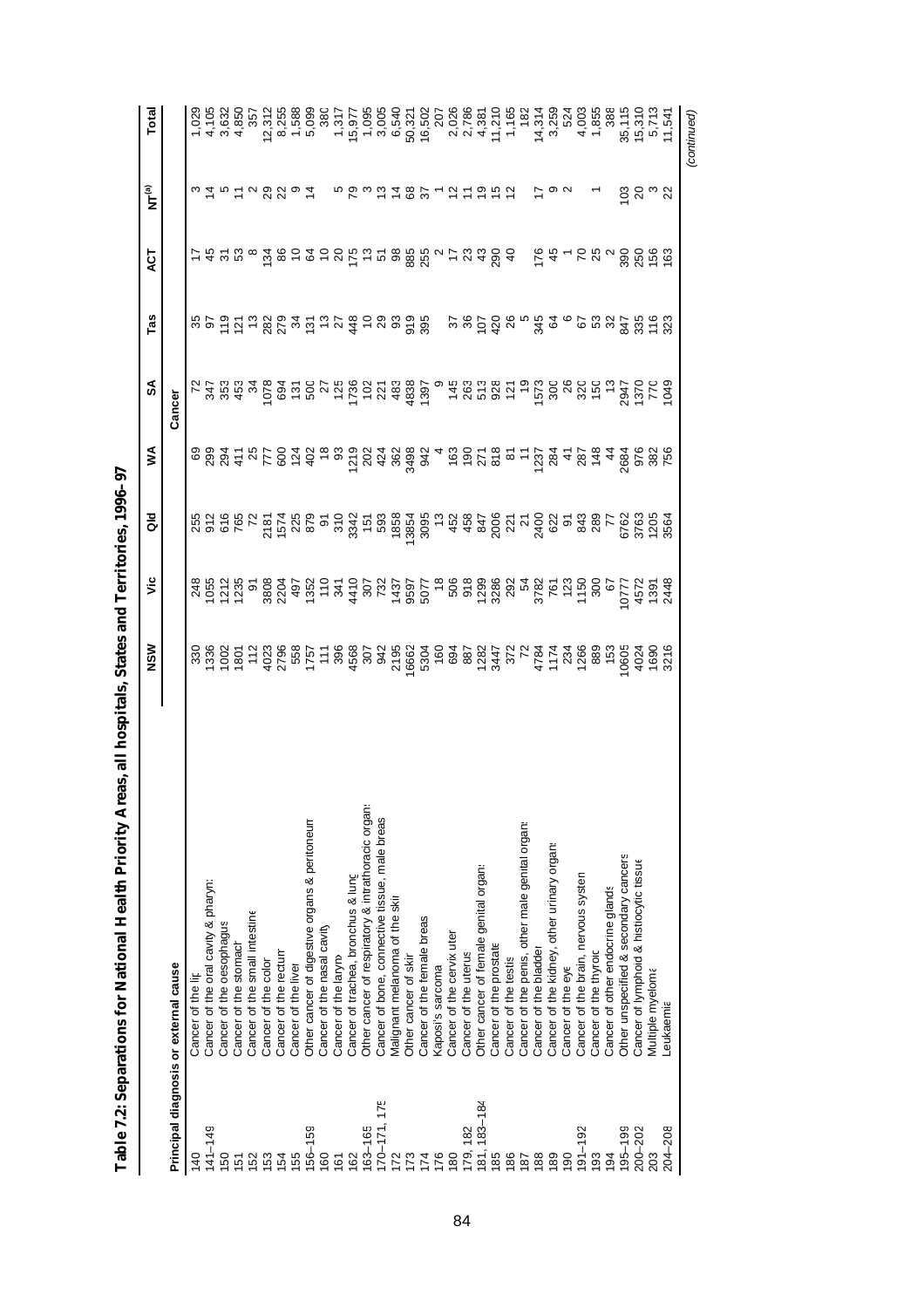# Table 7.2: Separations for National Health Priority Areas, all hospitals, States and Territories, 1996–97

| Principal diagnosis or external cause | | NSW | Vic | Qld | WA | SA | Tas | ACT | NT[(a)] | Total |
|---|---|---|---|---|---|---|---|---|---|---|
| | | | | | | **Cancer** | | | | |
| 140 | Cancer of the lip | 330 | 248 | 255 | 69 | 72 | 35 | 17 | 3 | 1,029 |
| 141–149 | Cancer of the oral cavity & pharynx | 1336 | 1055 | 912 | 299 | 347 | 97 | 45 | 14 | 4,105 |
| 150 | Cancer of the oesophagus | 1002 | 1212 | 616 | 294 | 353 | 119 | 31 | 5 | 3,632 |
| 151 | Cancer of the stomach | 1801 | 1235 | 765 | 411 | 453 | 121 | 53 | 11 | 4,850 |
| 152 | Cancer of the small intestine | 112 | 91 | 72 | 25 | 34 | 13 | 8 | 2 | 357 |
| 153 | Cancer of the colon | 4023 | 3808 | 2181 | 777 | 1078 | 282 | 134 | 29 | 12,312 |
| 154 | Cancer of the rectum | 2796 | 2204 | 1574 | 600 | 694 | 279 | 86 | 22 | 8,255 |
| 155 | Cancer of the liver | 558 | 497 | 225 | 124 | 131 | 34 | 10 | 9 | 1,588 |
| 156–159 | Other cancer of digestive organs & peritoneum | 1757 | 1352 | 879 | 402 | 500 | 131 | 64 | 14 | 5,099 |
| 160 | Cancer of the nasal cavity | 111 | 110 | 91 | 18 | 27 | 13 | 10 | | 380 |
| 161 | Cancer of the larynx | 396 | 341 | 310 | 93 | 125 | 27 | 20 | 5 | 1,317 |
| 162 | Cancer of trachea, bronchus & lung | 4568 | 4410 | 3342 | 1219 | 1736 | 448 | 175 | 79 | 15,977 |
| 163–165 | Other cancer of respiratory & intrathoracic organs | 307 | 307 | 151 | 202 | 102 | 10 | 13 | 3 | 1,095 |
| 170–171, 175 | Cancer of bone, connective tissue, male breast | 942 | 732 | 593 | 424 | 221 | 29 | 51 | 13 | 3,005 |
| 172 | Malignant melanoma of the skin | 2195 | 1437 | 1858 | 362 | 483 | 93 | 98 | 14 | 6,540 |
| 173 | Other cancer of skin | 16662 | 9597 | 13854 | 3498 | 4838 | 919 | 885 | 68 | 50,321 |
| 174 | Cancer of the female breast | 5304 | 5077 | 3095 | 942 | 1397 | 395 | 255 | 37 | 16,502 |
| 176 | Kaposi's sarcoma | 160 | 18 | 13 | 4 | 9 | | 2 | 1 | 207 |
| 180 | Cancer of the cervix uteri | 694 | 506 | 452 | 163 | 145 | 37 | 17 | 12 | 2,026 |
| 179, 182 | Cancer of the uterus | 887 | 918 | 458 | 190 | 263 | 36 | 23 | 11 | 2,786 |
| 181, 183–184 | Other cancer of female genital organs | 1282 | 1299 | 847 | 271 | 513 | 107 | 43 | 19 | 4,381 |
| 185 | Cancer of the prostate | 3447 | 3286 | 2006 | 818 | 928 | 420 | 290 | 15 | 11,210 |
| 186 | Cancer of the testis | 372 | 292 | 221 | 81 | 121 | 26 | 40 | 12 | 1,165 |
| 187 | Cancer of the penis, other male genital organs | 72 | 54 | 21 | 11 | 19 | 5 | | | 182 |
| 188 | Cancer of the bladder | 4784 | 3782 | 2400 | 1237 | 1573 | 345 | 176 | 17 | 14,314 |
| 189 | Cancer of the kidney, other urinary organs | 1174 | 761 | 622 | 284 | 300 | 64 | 45 | 9 | 3,259 |
| 190 | Cancer of the eye | 234 | 123 | 91 | 41 | 26 | 6 | 1 | 2 | 524 |
| 191–192 | Cancer of the brain, nervous system | 1266 | 1150 | 843 | 287 | 320 | 67 | 70 | | 4,003 |
| 193 | Cancer of the thyroid | 889 | 300 | 289 | 148 | 150 | 53 | 25 | 1 | 1,855 |
| 194 | Cancer of other endocrine glands | 153 | 67 | 77 | 44 | 13 | 32 | 2 | | 388 |
| 195–199 | Other unspecified & secondary cancers | 10605 | 10777 | 6762 | 2684 | 2947 | 847 | 390 | 103 | 35,115 |
| 200–202 | Cancer of lymphoid & histiocytic tissue | 4024 | 4572 | 3763 | 976 | 1370 | 335 | 250 | 20 | 15,310 |
| 203 | Multiple myeloma | 1690 | 1391 | 1205 | 382 | 770 | 116 | 156 | 3 | 5,713 |
| 204–208 | Leukaemia | 3216 | 2448 | 3564 | 756 | 1049 | 323 | 163 | 22 | 11,541 |

*(continued)*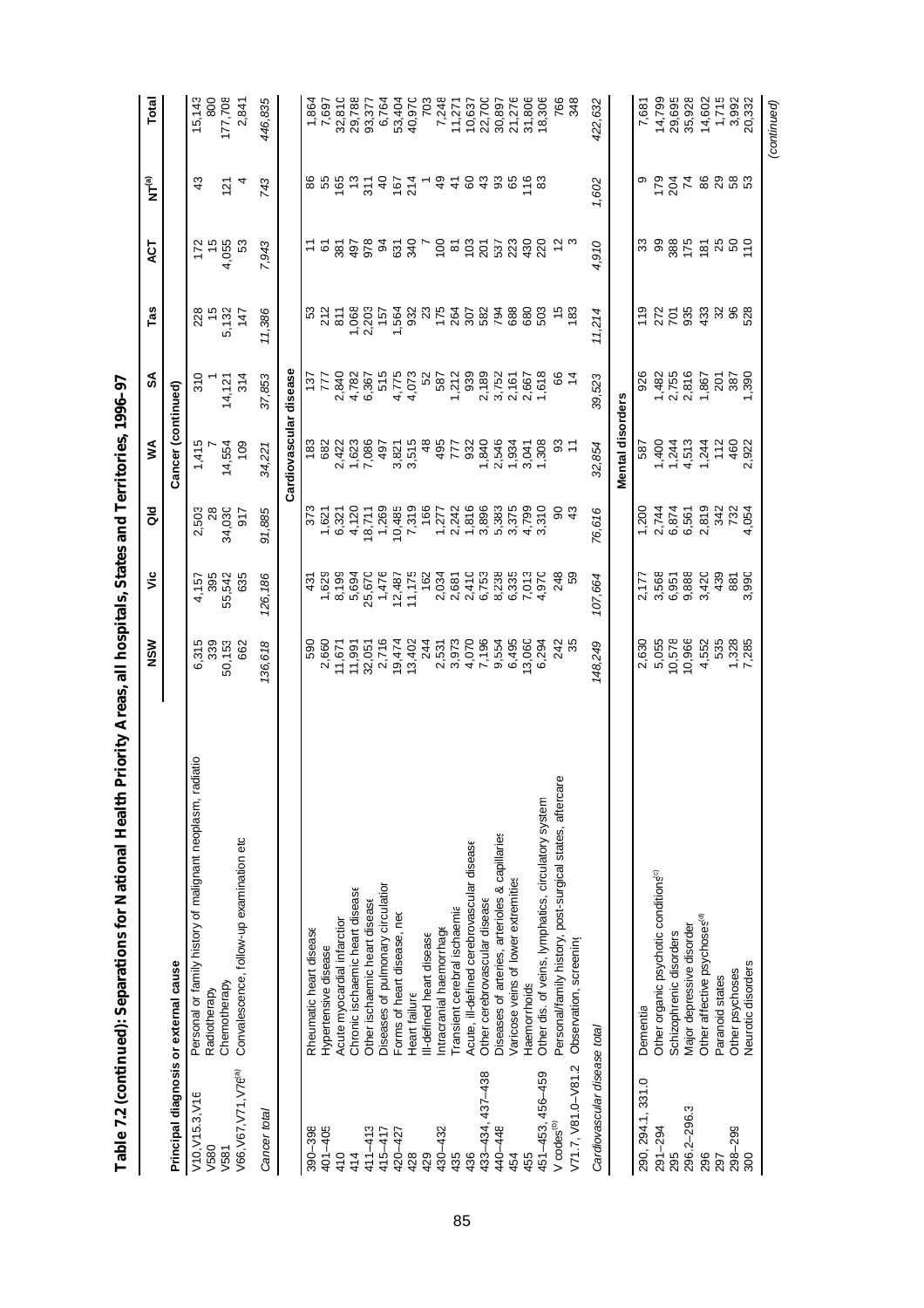# Table 7.2 (continued): Separations for National Health Priority Areas, all hospitals, States and Territories, 1996–97

| Principal diagnosis or external cause | | NSW | Vic | Qld | WA | SA | Tas | ACT | NT[(a)] | Total |
|---|---|---|---|---|---|---|---|---|---|---|
| | | **Cancer (continued)** | | | | | | | | |
| V10,V15.3,V16 | Personal or family history of malignant neoplasm, radiation | 6,315 | 4,157 | 2,503 | 1,415 | 310 | 228 | 172 | 43 | 15,143 |
| V580 | Radiotherapy | 339 | 395 | 28 | 7 | 1 | 15 | 15 | | 800 |
| V581 | Chemotherapy | 50,153 | 55,542 | 34,030 | 14,554 | 14,121 | 5,132 | 4,055 | 121 | 177,708 |
| V66,V67,V71,V76[(a)] | Convalescence, follow-up examination etc | 662 | 635 | 917 | 109 | 314 | 147 | 53 | 4 | 2,841 |
| *Cancer total* | | *136,618* | *126,186* | *91,885* | *34,221* | *37,853* | *11,386* | *7,943* | *743* | *446,835* |
| | | **Cardiovascular disease** | | | | | | | | |
| 390–398 | Rheumatic heart disease | 590 | 431 | 373 | 183 | 137 | 53 | 11 | 86 | 1,864 |
| 401–405 | Hypertensive disease | 2,660 | 1,629 | 1,621 | 682 | 777 | 212 | 61 | 55 | 7,697 |
| 410 | Acute myocardial infarction | 11,671 | 8,199 | 6,321 | 2,422 | 2,840 | 811 | 381 | 165 | 32,810 |
| 414 | Chronic ischaemic heart disease | 11,991 | 5,694 | 4,120 | 1,623 | 4,782 | 1,068 | 497 | 13 | 29,788 |
| 411–413 | Other ischaemic heart disease | 32,051 | 25,670 | 18,711 | 7,086 | 6,367 | 2,203 | 978 | 311 | 93,377 |
| 415–417 | Diseases of pulmonary circulation | 2,716 | 1,476 | 1,269 | 497 | 515 | 157 | 94 | 40 | 6,764 |
| 420–427 | Forms of heart disease, nec | 19,474 | 12,487 | 10,485 | 3,821 | 4,775 | 1,564 | 631 | 167 | 53,404 |
| 428 | Heart failure | 13,402 | 11,175 | 7,319 | 3,515 | 4,073 | 932 | 340 | 214 | 40,970 |
| 429 | Ill-defined heart disease | 244 | 162 | 166 | 48 | 52 | 23 | 7 | 1 | 703 |
| 430–432 | Intracranial haemorrhage | 2,531 | 2,034 | 1,277 | 495 | 587 | 175 | 100 | 49 | 7,248 |
| 435 | Transient cerebral ischaemia | 3,973 | 2,681 | 2,242 | 777 | 1,212 | 264 | 81 | 41 | 11,271 |
| 436 | Acute, ill-defined cerebrovascular disease | 4,070 | 2,410 | 1,816 | 932 | 939 | 307 | 103 | 60 | 10,637 |
| 433–434, 437–438 | Other cerebrovascular disease | 7,196 | 6,753 | 3,896 | 1,840 | 2,189 | 582 | 201 | 43 | 22,700 |
| 440–448 | Diseases of arteries, arterioles & capillaries | 9,554 | 8,238 | 5,383 | 2,546 | 3,752 | 794 | 537 | 93 | 30,897 |
| 454 | Varicose veins of lower extremities | 6,495 | 6,335 | 3,375 | 1,934 | 2,161 | 688 | 223 | 65 | 21,276 |
| 455 | Haemorrhoids | 13,060 | 7,013 | 4,799 | 3,041 | 2,667 | 680 | 430 | 116 | 31,806 |
| 451–453, 456–459 | Other dis. of veins, lymphatics, circulatory system | 6,294 | 4,970 | 3,310 | 1,308 | 1,618 | 503 | 220 | 83 | 18,306 |
| V codes[(b)] | Personal/family history, post-surgical states, aftercare | 242 | 248 | 90 | 93 | 66 | 15 | 12 | | 766 |
| V71.7, V81.0–V81.2 | Observation, screening | 35 | 59 | 43 | 11 | 14 | 183 | 3 | | 348 |
| *Cardiovascular disease total* | | *148,249* | *107,664* | *76,616* | *32,854* | *39,523* | *11,214* | *4,910* | *1,602* | *422,632* |
| | | **Mental disorders** | | | | | | | | |
| 290, 294.1, 331.0 | Dementia | 2,630 | 2,177 | 1,200 | 587 | 926 | 119 | 33 | 9 | 7,681 |
| 291–294 | Other organic psychotic conditions[(c)] | 5,055 | 3,568 | 2,744 | 1,400 | 1,482 | 272 | 99 | 179 | 14,799 |
| 295 | Schizophrenic disorders | 10,578 | 6,951 | 6,874 | 1,244 | 2,755 | 701 | 388 | 204 | 29,695 |
| 296.2–296.3 | Major depressive disorder | 10,966 | 9,888 | 6,561 | 4,513 | 2,816 | 935 | 175 | 74 | 35,928 |
| 296 | Other affective psychoses[(d)] | 4,552 | 3,420 | 2,819 | 1,244 | 1,867 | 433 | 181 | 86 | 14,602 |
| 297 | Paranoid states | 535 | 439 | 342 | 112 | 201 | 32 | 25 | 29 | 1,715 |
| 298–299 | Other psychoses | 1,328 | 881 | 732 | 460 | 387 | 96 | 50 | 58 | 3,992 |
| 300 | Neurotic disorders | 7,285 | 3,990 | 4,054 | 2,922 | 1,390 | 528 | 110 | 53 | 20,332 |

*(continued)*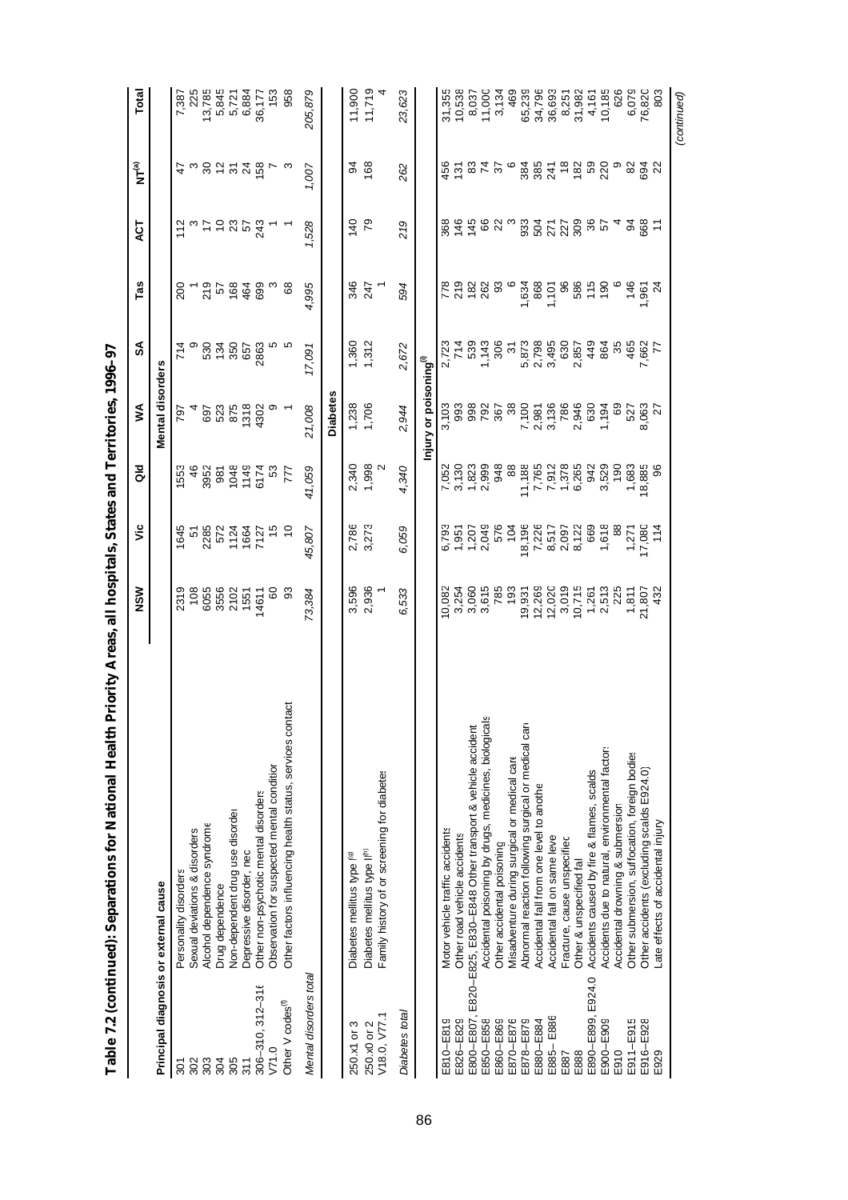**Table 7.2 (continued): Separations for National Health Priority Areas, all hospitals, States and Territories, 1996–97**

| Principal diagnosis or external cause | | NSW | Vic | Qld | WA | SA | Tas | ACT | NT[(a)] | Total |
|---|---|---|---|---|---|---|---|---|---|---|
| | | | | | **Mental disorders** | | | | | |
| 301 | Personality disorders | 2319 | 1645 | 1553 | 797 | 714 | 200 | 112 | 47 | 7,387 |
| 302 | Sexual deviations & disorders | 108 | 51 | 46 | 4 | 9 | 1 | 3 | 3 | 225 |
| 303 | Alcohol dependence syndrome | 6055 | 2285 | 3952 | 697 | 530 | 219 | 17 | 30 | 13,785 |
| 304 | Drug dependence | 3556 | 572 | 981 | 523 | 134 | 57 | 10 | 12 | 5,845 |
| 305 | Non-dependent drug use disorder | 2102 | 1124 | 1048 | 875 | 350 | 168 | 23 | 31 | 5,721 |
| 311 | Depressive disorder, nec | 1551 | 1664 | 1149 | 1318 | 657 | 464 | 57 | 24 | 6,884 |
| 306–310, 312–316 | Other non-psychotic mental disorders | 14611 | 7127 | 6174 | 4302 | 2863 | 699 | 243 | 158 | 36,177 |
| V71.0 | Observation for suspected mental condition | 60 | 15 | 53 | 9 | 5 | 3 | 1 | 7 | 153 |
| Other V codes[(f)] | Other factors influencing health status, services contact | 93 | 10 | 777 | 1 | 5 | 68 | 1 | 3 | 958 |
| *Mental disorders total* | | *73,384* | *45,807* | *41,059* | *21,008* | *17,091* | *4,995* | *1,528* | *1,007* | *205,879* |
| | | | | | **Diabetes** | | | | | |
| 250.x1 or 3 | Diabetes mellitus type I[(g)] | 3,596 | 2,786 | 2,340 | 1,238 | 1,360 | 346 | 140 | 94 | 11,900 |
| 250.x0 or 2 | Diabetes mellitus type II[(h)] | 2,936 | 3,273 | 1,998 | 1,706 | 1,312 | 247 | 79 | 168 | 11,719 |
| V18.0, V77.1 | Family history of or screening for diabetes | 1 | | 2 | | | 1 | | | 4 |
| *Diabetes total* | | *6,533* | *6,059* | *4,340* | *2,944* | *2,672* | *594* | *219* | *262* | *23,623* |
| | | | | | **Injury or poisoning[(i)]** | | | | | |
| E810–E819 | Motor vehicle traffic accidents | 10,082 | 6,793 | 7,052 | 3,103 | 2,723 | 778 | 368 | 456 | 31,355 |
| E826–E829 | Other road vehicle accidents | 3,254 | 1,951 | 3,130 | 993 | 714 | 219 | 146 | 131 | 10,538 |
| E800–E807, E820–E825, E830–E848 | Other transport & vehicle accident | 3,060 | 1,207 | 1,823 | 998 | 539 | 182 | 145 | 83 | 8,037 |
| E850–E858 | Accidental poisoning by drugs, medicines, biologicals | 3,615 | 2,049 | 2,999 | 792 | 1,143 | 262 | 66 | 74 | 11,000 |
| E860–E869 | Other accidental poisoning | 785 | 576 | 948 | 367 | 306 | 93 | 22 | 37 | 3,134 |
| E870–E876 | Misadventure during surgical or medical care | 193 | 104 | 88 | 38 | 31 | 6 | 3 | 6 | 469 |
| E878–E879 | Abnormal reaction following surgical or medical care | 19,931 | 18,196 | 11,188 | 7,100 | 5,873 | 1,634 | 933 | 384 | 65,239 |
| E880–E884 | Accidental fall from one level to another | 12,269 | 7,226 | 7,765 | 2,981 | 2,798 | 868 | 504 | 385 | 34,796 |
| E885–E886 | Accidental fall on same level | 12,020 | 8,517 | 7,912 | 3,136 | 3,495 | 1,101 | 271 | 241 | 36,693 |
| E887 | Fracture, cause unspecified | 3,019 | 2,097 | 1,378 | 786 | 630 | 96 | 227 | 18 | 8,251 |
| E888 | Other & unspecified fall | 10,715 | 8,122 | 6,265 | 2,946 | 2,857 | 586 | 309 | 182 | 31,982 |
| E890–E899, E924.0 | Accidents caused by fire & flames, scalds | 1,261 | 669 | 942 | 630 | 449 | 115 | 36 | 59 | 4,161 |
| E900–E909 | Accidents due to natural, environmental factors | 2,513 | 1,618 | 3,529 | 1,194 | 864 | 190 | 57 | 220 | 10,185 |
| E910 | Accidental drowning & submersion | 225 | 88 | 190 | 69 | 35 | 6 | 4 | 9 | 626 |
| E911–E915 | Other submersion, suffocation, foreign bodies | 1,811 | 1,271 | 1,683 | 527 | 465 | 146 | 94 | 82 | 6,079 |
| E916–E928 | Other accidents (excluding scalds E924.0) | 21,807 | 17,080 | 18,885 | 8,063 | 7,662 | 1,961 | 668 | 694 | 76,820 |
| E929 | Late effects of accidental injury | 432 | 114 | 96 | 27 | 77 | 24 | 11 | 22 | 803 |

*(continued)*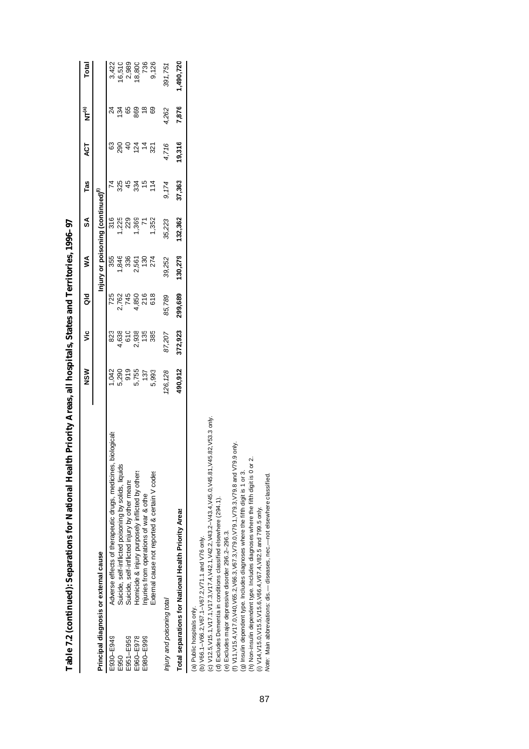# Table 7.2 (continued): Separations for National Health Priority Areas, all hospitals, States and Territories, 1996–97

| Principal diagnosis or external cause | | NSW | Vic | Qld | WA | SA | Tas | ACT | NT[(a)] | Total |
|---|---|---|---|---|---|---|---|---|---|---|
| | | Injury or poisoning (continued)[(f)] | | | | | | | | |
| E930–E949 | Adverse effects of therapeutic drugs, medicines, biologicals | 1,042 | 823 | 725 | 355 | 316 | 74 | 63 | 24 | 3,422 |
| E950 | Suicide, self-inflicted poisoning by solids, liquids | 5,290 | 4,638 | 2,762 | 1,846 | 1,225 | 325 | 290 | 134 | 16,510 |
| E951–E959 | Suicide, self-inflicted injury by other means | 919 | 610 | 745 | 336 | 229 | 45 | 40 | 65 | 2,989 |
| E960–E978 | Homicide & injury purposely inflicted by others | 5,755 | 2,938 | 4,850 | 2,561 | 1,369 | 334 | 124 | 869 | 18,800 |
| E980–E999 | Injuries from operations of war & othe | 137 | 135 | 216 | 130 | 71 | 15 | 14 | 18 | 736 |
| | External cause not reported & certain V codes | 5,993 | 385 | 618 | 274 | 1,352 | 114 | 321 | 69 | 9,126 |
| *Injury and poisoning total* | | *126,128* | *87,207* | *85,789* | *39,252* | *35,223* | *9,174* | *4,716* | *4,262* | *391,751* |
| **Total separations for National Health Priority Areas** | | **490,912** | **372,923** | **299,689** | **130,279** | **132,362** | **37,363** | **19,316** | **7,876** | **1,490,720** |

(a) Public hospitals only.
(b) V66.1–V66.2,V67.1–V67.2,V71.1 and V76 only.
(c) V12.5,V15.1,V17.1,V17.3,V17.4,V42.1,V42.2,V43.2–V43.4,V45.0,V45.81,V45.82,V53.3 only.
(d) Excludes Dementia in conditions classified elsewhere (294.1).
(e) Excludes major depressive disorder 296.2–296.3.
(f) V11,V15.4,V17.0,V40,V65.2,V66.3,V67.3,V79.0,V79.1,V79.3,V79.8 and V79.9 only.
(g) Insulin dependent type. Includes diagnoses where the fifth digit is 1 or 3.
(h) Non-insulin dependent type. Includes diagnoses where the fifth digit is 0 or 2.
(i) V14,V15.0,V15.5,V15.6,V66.4,V67.4,V82.5 and 799.5 only.
*Note:* Main abbreviations: dis.—diseases, nec.—not elsewhere classified.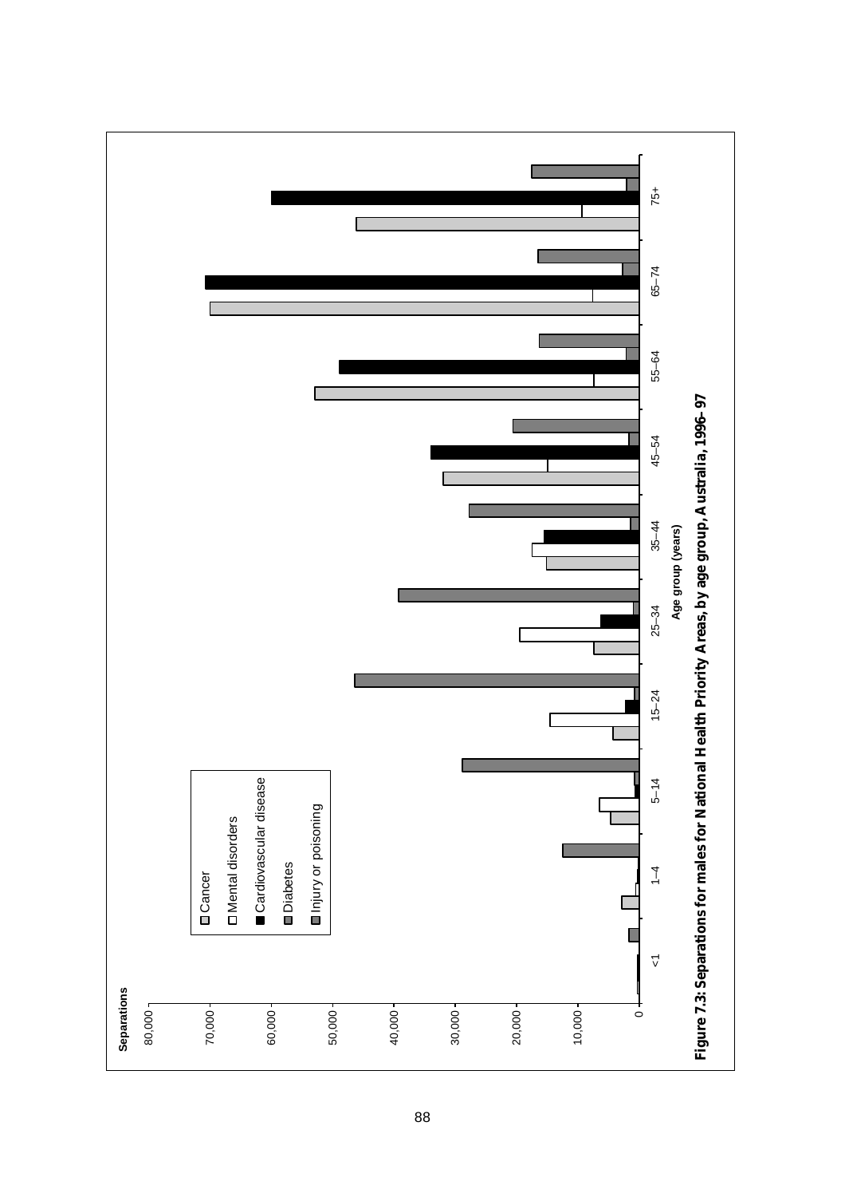Separations

80,000
70,000
60,000
50,000
40,000
30,000
20,000
10,000
0

<1 | 1–4 | 5–14 | 15–24 | 25–34 | 35–44 | 45–54 | 55–64 | 65–74 | 75+

Age group (years)

- Cancer
- Mental disorders
- Cardiovascular disease
- Diabetes
- Injury or poisoning

**Figure 7.3: Separations for males for National Health Priority Areas, by age group, Australia, 1996–97**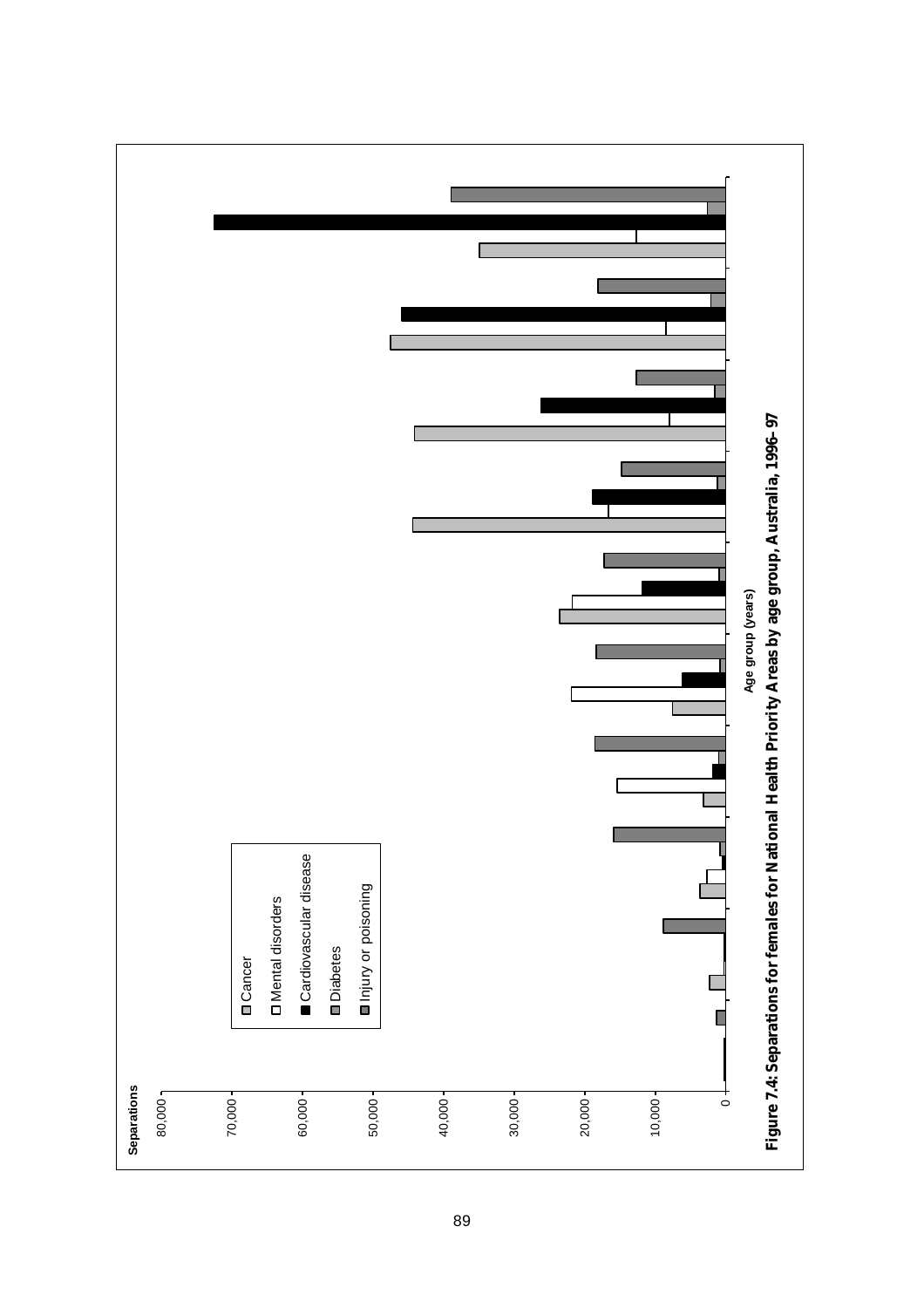Separations

80,000
70,000
60,000
50,000
40,000
30,000
20,000
10,000
0

Age group (years)

- Cancer
- Mental disorders
- Cardiovascular disease
- Diabetes
- Injury or poisoning

**Figure 7.4: Separations for females for National Health Priority Areas by age group, Australia, 1996–97**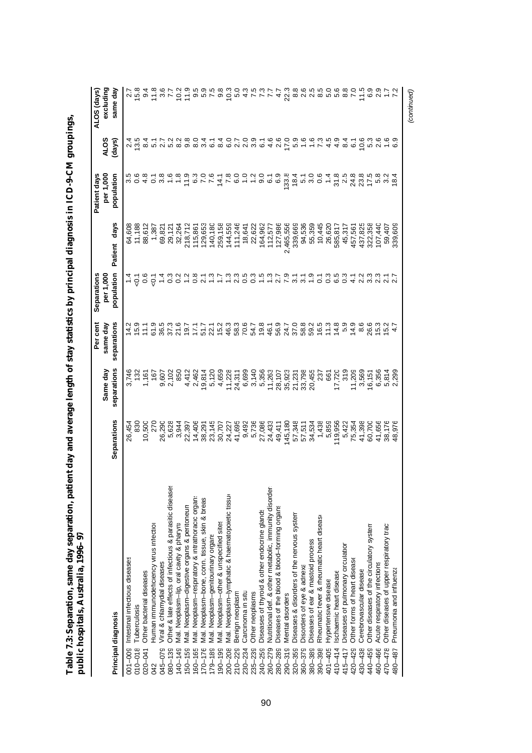**Table 7.3: Separation, same day separation, patient day and average length of stay statistics by principal diagnosis in ICD-9-CM groupings, public hospitals, Australia, 1996–97**

| Principal diagnosis | | Separations | Same day separations | Per cent same day separations | Separations per 1,000 population | Patient days | Patient days per 1,000 population | ALOS (days) | ALOS (days) excluding same day |
|---|---|---|---|---|---|---|---|---|---|
| 001–009 | Intestinal infectious diseases | 26,454 | 3,746 | 14.2 | 1.4 | 64,608 | 3.5 | 2.4 | 2.7 |
| 010–018 | Tuberculosis | 830 | 132 | 15.9 | <0.1 | 11,188 | 0.6 | 13.5 | 15.8 |
| 020–041 | Other bacterial diseases | 10,500 | 1,161 | 11.1 | 0.6 | 88,612 | 4.8 | 8.4 | 9.4 |
| 042 | Human immunodeficiency virus infection | 270 | 167 | 61.9 | <0.1 | 1,387 | 0.1 | 5.1 | 11.8 |
| 045–079 | Viral & chlamydial diseases | 26,290 | 9,607 | 36.5 | 1.4 | 69,821 | 3.8 | 2.7 | 3.6 |
| 080–139 | Other & late effects of infectious & parasitic diseases | 5,628 | 2,102 | 37.3 | 0.3 | 29,121 | 1.6 | 5.2 | 7.7 |
| 140–149 | Mal. Neoplasm–lip, oral cavity & pharynx | 3,944 | 850 | 21.6 | 0.2 | 32,264 | 1.8 | 8.2 | 10.2 |
| 150–159 | Mal. Neoplasm–digestive organs & peritoneum | 22,397 | 4,412 | 19.7 | 1.2 | 218,712 | 11.9 | 9.8 | 11.9 |
| 160–165 | Mal. Neoplasm–respiratory & intrathoracic organs | 14,406 | 2,462 | 17.1 | 0.8 | 115,861 | 6.3 | 8.0 | 9.5 |
| 170–176 | Mal. Neoplasm–bone, conn. tissue, skin & breast | 38,291 | 19,814 | 51.7 | 2.1 | 129,653 | 7.0 | 3.4 | 5.9 |
| 179–189 | Mal. Neoplasm–genitourinary organs | 23,145 | 5,120 | 22.1 | 1.3 | 140,180 | 7.6 | 6.1 | 7.5 |
| 190–199 | Mal. Neoplasm–other & unspecified sites | 30,707 | 4,659 | 15.2 | 1.7 | 259,158 | 14.1 | 8.4 | 9.8 |
| 200–208 | Mal. Neoplasm–lymphatic & haematopoietic tissue | 24,227 | 11,228 | 46.3 | 1.3 | 144,559 | 7.8 | 6.0 | 10.3 |
| 210–229 | Benign neoplasm | 41,695 | 24,311 | 58.3 | 2.3 | 111,246 | 6.0 | 2.7 | 5.0 |
| 230–234 | Carcinoma in situ | 9,492 | 6,699 | 70.6 | 0.5 | 18,641 | 1.0 | 2.0 | 4.3 |
| 235–239 | Other neoplasms | 5,736 | 3,140 | 54.7 | 0.3 | 22,622 | 1.2 | 3.9 | 7.5 |
| 240–259 | Diseases of thyroid & other endocrine glands | 27,086 | 5,356 | 19.8 | 1.5 | 164,962 | 9.0 | 6.1 | 7.3 |
| 260–279 | Nutritional def. & other metabolic, immunity disorders | 24,433 | 11,263 | 46.1 | 1.3 | 112,577 | 6.1 | 4.6 | 7.7 |
| 280–289 | Diseases of the blood & blood–forming organs | 49,411 | 28,107 | 56.9 | 2.7 | 127,986 | 6.9 | 2.6 | 4.7 |
| 290–319 | Mental disorders | 145,180 | 35,923 | 24.7 | 7.9 | 2,465,556 | 133.8 | 17.0 | 22.3 |
| 320–359 | Diseases & disorders of the nervous system | 57,348 | 21,231 | 37.0 | 3.1 | 339,669 | 18.4 | 5.9 | 8.8 |
| 360–379 | Disorders of eye & adnexa | 57,511 | 33,798 | 58.8 | 3.1 | 94,536 | 5.1 | 1.6 | 2.6 |
| 380–389 | Diseases of ear & mastoid process | 34,534 | 20,455 | 59.2 | 1.9 | 55,359 | 3.0 | 1.6 | 2.5 |
| 390–398 | Rheumatic fever & rheumatic heart disease | 1,438 | 237 | 16.5 | 0.1 | 10,445 | 0.6 | 7.3 | 8.5 |
| 401–405 | Hypertensive disease | 5,859 | 661 | 11.3 | 0.3 | 26,620 | 1.4 | 4.5 | 5.0 |
| 410–414 | Ischaemic heart disease | 119,956 | 17,720 | 14.8 | 6.5 | 585,817 | 31.8 | 4.9 | 5.6 |
| 415–417 | Diseases of pulmonary circulation | 5,422 | 319 | 5.9 | 0.3 | 45,317 | 2.5 | 8.4 | 8.8 |
| 420–429 | Other forms of heart disease | 75,354 | 11,209 | 14.9 | 4.1 | 457,561 | 24.8 | 6.1 | 7.0 |
| 430–438 | Cerebrovascular disease | 41,398 | 3,569 | 8.6 | 2.2 | 437,825 | 23.8 | 10.6 | 11.5 |
| 440–459 | Other diseases of the circulatory system | 60,700 | 16,151 | 26.6 | 3.3 | 322,358 | 17.5 | 5.3 | 6.9 |
| 460–466 | Acute respiratory infections | 41,656 | 6,356 | 15.3 | 2.3 | 107,440 | 5.8 | 2.6 | 2.9 |
| 470–478 | Other diseases of upper respiratory tract | 38,176 | 5,814 | 15.2 | 2.1 | 59,407 | 3.2 | 1.6 | 1.7 |
| 480–487 | Pneumonia and influenza | 48,976 | 2,299 | 4.7 | 2.7 | 339,609 | 18.4 | 6.9 | 7.2 |

*(continued)*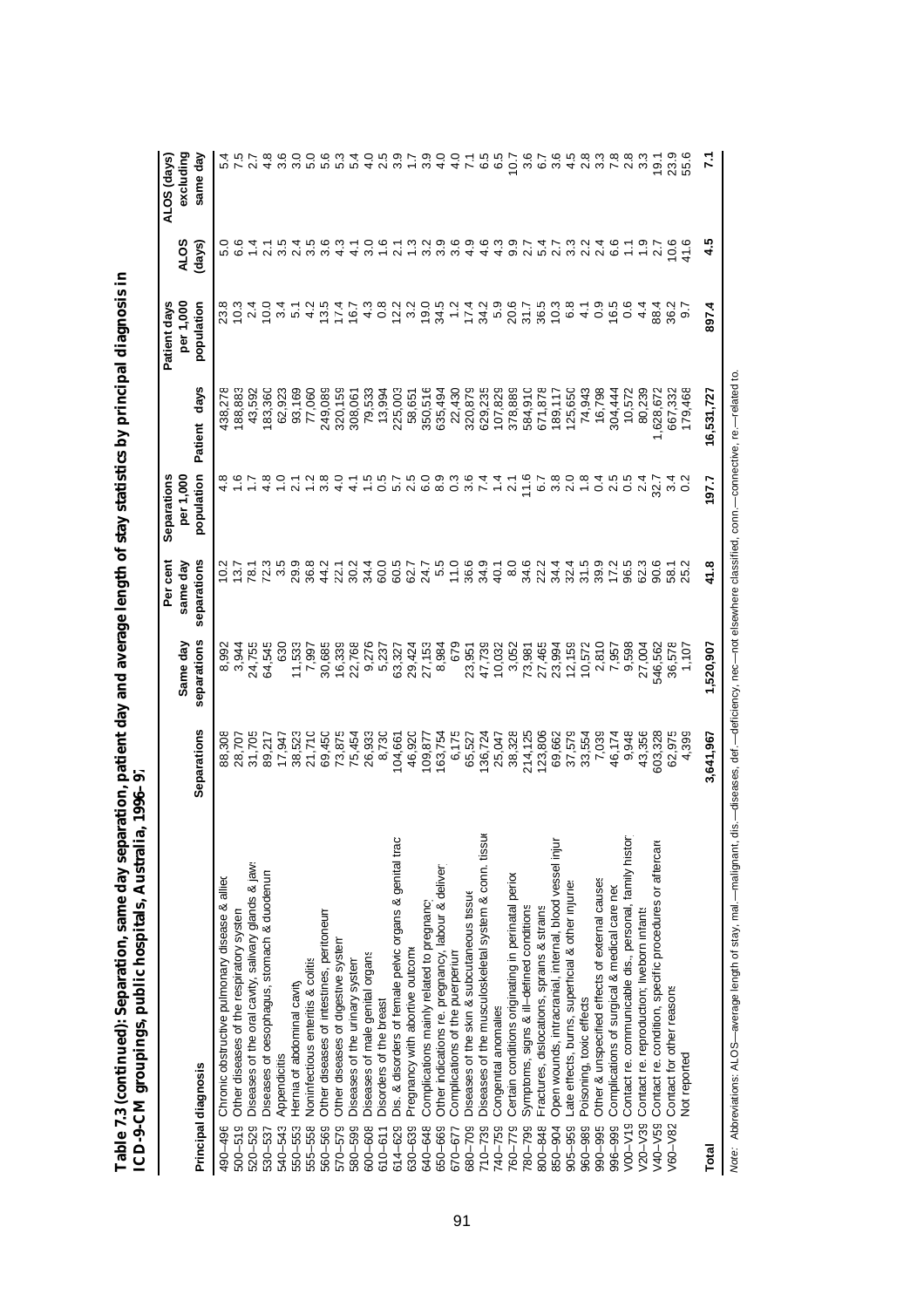**Table 7.3 (continued): Separation, same day separation, patient day and average length of stay statistics by principal diagnosis in ICD-9-CM groupings, public hospitals, Australia, 1996–97**

| Principal diagnosis | | Separations | Same day separations | Per cent same day separations | Separations per 1,000 population | Patient days | Patient days per 1,000 population | ALOS (days) | ALOS (days) excluding same day |
|---|---|---|---|---|---|---|---|---|---|
| 490–496 | Chronic obstructive pulmonary disease & allied | 88,308 | 8,992 | 10.2 | 4.8 | 438,278 | 23.8 | 5.0 | 5.4 |
| 500–519 | Other diseases of the respiratory system | 28,707 | 3,944 | 13.7 | 1.6 | 188,883 | 10.3 | 6.6 | 7.5 |
| 520–529 | Diseases of the oral cavity, salivary glands & jaws | 31,705 | 24,755 | 78.1 | 1.7 | 43,592 | 2.4 | 1.4 | 2.7 |
| 530–537 | Diseases of oesophagus, stomach & duodenum | 89,217 | 64,545 | 72.3 | 4.8 | 183,360 | 10.0 | 2.1 | 4.8 |
| 540–543 | Appendicitis | 17,947 | 630 | 3.5 | 1.0 | 62,923 | 3.4 | 3.5 | 3.6 |
| 550–553 | Hernia of abdominal cavity | 38,523 | 11,533 | 29.9 | 2.1 | 93,169 | 5.1 | 2.4 | 3.0 |
| 555–558 | Noninfectious enteritis & colitis | 21,710 | 7,997 | 36.8 | 1.2 | 77,060 | 4.2 | 3.5 | 5.0 |
| 560–569 | Other diseases of intestines, peritoneum | 69,450 | 30,685 | 44.2 | 3.8 | 249,089 | 13.5 | 3.6 | 5.6 |
| 570–579 | Other diseases of digestive system | 73,875 | 16,339 | 22.1 | 4.0 | 320,159 | 17.4 | 4.3 | 5.3 |
| 580–599 | Diseases of the urinary system | 75,454 | 22,768 | 30.2 | 4.1 | 308,061 | 16.7 | 4.1 | 5.4 |
| 600–608 | Diseases of male genital organs | 26,933 | 9,276 | 34.4 | 1.5 | 79,533 | 4.3 | 3.0 | 4.0 |
| 610–611 | Disorders of the breast | 8,730 | 5,237 | 60.0 | 0.5 | 13,994 | 0.8 | 1.6 | 2.5 |
| 614–629 | Dis. & disorders of female pelvic organs & genital tract | 104,661 | 63,327 | 60.5 | 5.7 | 225,003 | 12.2 | 2.1 | 3.9 |
| 630–639 | Pregnancy with abortive outcome | 46,920 | 29,424 | 62.7 | 2.5 | 58,651 | 3.2 | 1.3 | 1.7 |
| 640–648 | Complications mainly related to pregnancy | 109,877 | 27,153 | 24.7 | 6.0 | 350,516 | 19.0 | 3.2 | 3.9 |
| 650–669 | Other indications re. pregnancy, labour & delivery | 163,754 | 8,984 | 5.5 | 8.9 | 635,494 | 34.5 | 3.9 | 4.0 |
| 670–677 | Complications of the puerperium | 6,175 | 679 | 11.0 | 0.3 | 22,430 | 1.2 | 3.6 | 4.0 |
| 680–709 | Diseases of the skin & subcutaneous tissue | 65,527 | 23,951 | 36.6 | 3.6 | 320,879 | 17.4 | 4.9 | 7.1 |
| 710–739 | Diseases of the musculoskeletal system & conn. tissue | 136,724 | 47,739 | 34.9 | 7.4 | 629,235 | 34.2 | 4.6 | 6.5 |
| 740–759 | Congenital anomalies | 25,047 | 10,032 | 40.1 | 1.4 | 107,829 | 5.9 | 4.3 | 6.5 |
| 760–779 | Certain conditions originating in perinatal period | 38,328 | 3,052 | 8.0 | 2.1 | 378,889 | 20.6 | 9.9 | 10.7 |
| 780–799 | Symptoms, signs & ill-defined conditions | 214,125 | 73,981 | 34.6 | 11.6 | 584,910 | 31.7 | 2.7 | 3.6 |
| 800–848 | Fractures, dislocations, sprains & strains | 123,806 | 27,465 | 22.2 | 6.7 | 671,878 | 36.5 | 5.4 | 6.7 |
| 850–904 | Open wounds, intracranial, internal, blood vessel injury | 69,662 | 23,994 | 34.4 | 3.8 | 189,117 | 10.3 | 2.7 | 3.6 |
| 905–959 | Late effects, burns, superficial & other injuries | 37,579 | 12,159 | 32.4 | 2.0 | 125,650 | 6.8 | 3.3 | 4.5 |
| 960–989 | Poisoning, toxic effects | 33,554 | 10,572 | 31.5 | 1.8 | 74,943 | 4.1 | 2.2 | 2.8 |
| 990–995 | Other & unspecified effects of external causes | 7,039 | 2,810 | 39.9 | 0.4 | 16,798 | 0.9 | 2.4 | 3.3 |
| 996–999 | Complications of surgical & medical care nec | 46,174 | 7,957 | 17.2 | 2.5 | 304,444 | 16.5 | 6.6 | 7.8 |
| V00–V19 | Contact re. communicable dis., personal, family history | 9,948 | 9,598 | 96.5 | 0.5 | 10,572 | 0.6 | 1.1 | 2.8 |
| V20–V39 | Contact re. reproduction; liveborn infants | 43,356 | 27,004 | 62.3 | 2.4 | 80,239 | 4.4 | 1.9 | 3.3 |
| V40–V59 | Contact re. condition, specific procedures or aftercare | 603,328 | 546,562 | 90.6 | 32.7 | 1,628,672 | 88.4 | 2.7 | 19.1 |
| V60–V82 | Contact for other reasons | 62,975 | 36,578 | 58.1 | 3.4 | 667,332 | 36.2 | 10.6 | 23.9 |
| | Not reported | 4,399 | 1,107 | 25.2 | 0.2 | 179,468 | 9.7 | 41.6 | 55.6 |
| **Total** | | **3,641,967** | **1,520,907** | **41.8** | **197.7** | **16,531,727** | **897.4** | **4.5** | **7.1** |

*Note:* Abbreviations: ALOS—average length of stay, mal.—malignant, dis.—diseases, def.—deficiency, nec—not elsewhere classified, conn.—connective, re.—related to.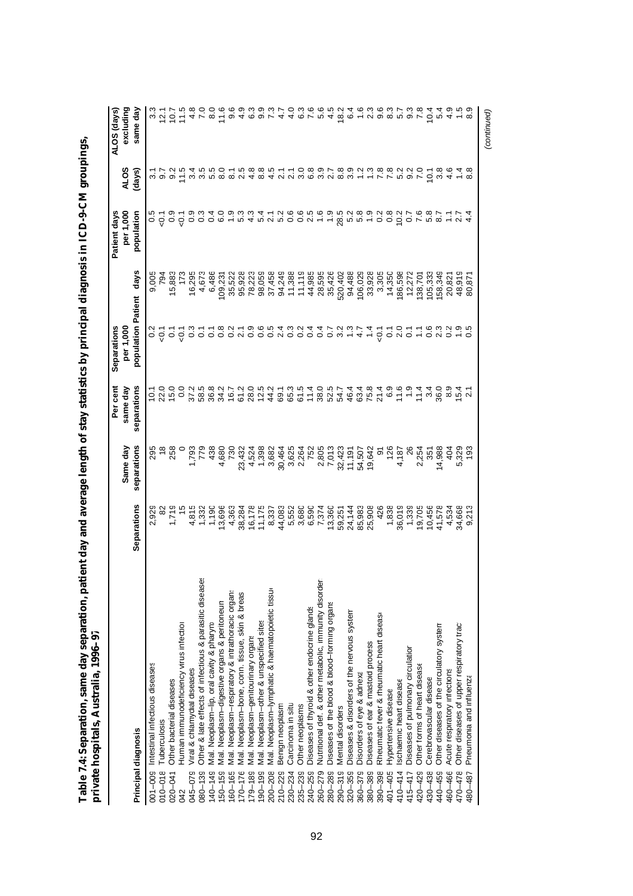**Table 7.4: Separation, same day separation, patient day and average length of stay statistics by principal diagnosis in ICD-9-CM groupings, private hospitals, Australia, 1996–97**

| Principal diagnosis | | Separations | Same day separations | Per cent same day separations | Separations per 1,000 population | Patient days | Patient days per 1,000 population | ALOS (days) | ALOS (days) excluding same day |
|---|---|---|---|---|---|---|---|---|---|
| 001–009 | Intestinal infectious diseases | 2,929 | 295 | 10.1 | 0.2 | 9,005 | 0.5 | 3.1 | 3.3 |
| 010–018 | Tuberculosis | 82 | 18 | 22.0 | <0.1 | 794 | <0.1 | 9.7 | 12.1 |
| 020–041 | Other bacterial diseases | 1,719 | 258 | 15.0 | 0.1 | 15,883 | 0.9 | 9.2 | 10.7 |
| 042 | Human immunodeficiency virus infection | 15 | 0 | 0.0 | <0.1 | 173 | <0.1 | 11.5 | 11.5 |
| 045–079 | Viral & chlamydial diseases | 4,815 | 1,793 | 37.2 | 0.3 | 16,295 | 0.9 | 3.4 | 4.8 |
| 080–139 | Other & late effects of infectious & parasitic diseases | 1,332 | 779 | 58.5 | 0.1 | 4,673 | 0.3 | 3.5 | 7.0 |
| 140–149 | Mal. Neoplasm–lip, oral cavity & pharynx | 1,190 | 438 | 36.8 | 0.1 | 6,486 | 0.4 | 5.5 | 8.0 |
| 150–159 | Mal. Neoplasm–digestive organs & peritoneum | 13,696 | 4,680 | 34.2 | 0.8 | 109,231 | 6.0 | 8.0 | 11.6 |
| 160–165 | Mal. Neoplasm–respiratory & intrathoracic organs | 4,363 | 730 | 16.7 | 0.2 | 35,522 | 1.9 | 8.1 | 9.6 |
| 170–176 | Mal. Neoplasm–bone, conn. tissue, skin & breast | 38,284 | 23,432 | 61.2 | 2.1 | 95,928 | 5.3 | 2.5 | 4.9 |
| 179–189 | Mal. Neoplasm–genitourinary organs | 16,178 | 4,524 | 28.0 | 0.9 | 78,223 | 4.3 | 4.8 | 6.3 |
| 190–199 | Mal. Neoplasm–other & unspecified sites | 11,175 | 1,398 | 12.5 | 0.6 | 98,059 | 5.4 | 8.8 | 9.9 |
| 200–208 | Mal. Neoplasm–lymphatic & haematopoietic tissue | 8,337 | 3,682 | 44.2 | 0.5 | 37,458 | 2.1 | 4.5 | 7.3 |
| 210–229 | Benign neoplasm | 44,083 | 30,464 | 69.1 | 2.4 | 94,249 | 5.2 | 2.1 | 4.7 |
| 230–234 | Carcinoma in situ | 5,552 | 3,625 | 65.3 | 0.3 | 11,388 | 0.6 | 2.1 | 4.0 |
| 235–239 | Other neoplasms | 3,680 | 2,264 | 61.5 | 0.2 | 11,119 | 0.6 | 3.0 | 6.3 |
| 240–259 | Diseases of thyroid & other endocrine glands | 6,590 | 752 | 11.4 | 0.4 | 44,985 | 2.5 | 6.8 | 7.6 |
| 260–279 | Nutritional def. & other metabolic, immunity disorders | 7,374 | 2,805 | 38.0 | 0.4 | 28,595 | 1.6 | 3.9 | 5.6 |
| 280–289 | Diseases of the blood & blood-forming organs | 13,360 | 7,013 | 52.5 | 0.7 | 35,426 | 1.9 | 2.7 | 4.5 |
| 290–319 | Mental disorders | 59,251 | 32,423 | 54.7 | 3.2 | 520,402 | 28.5 | 8.8 | 18.2 |
| 320–359 | Diseases & disorders of the nervous system | 24,144 | 11,191 | 46.4 | 1.3 | 94,488 | 5.2 | 3.9 | 6.4 |
| 360–379 | Disorders of eye & adnexa | 85,983 | 54,507 | 63.4 | 4.7 | 106,029 | 5.8 | 1.2 | 1.6 |
| 380–389 | Diseases of ear & mastoid process | 25,908 | 19,642 | 75.8 | 1.4 | 33,928 | 1.9 | 1.3 | 2.3 |
| 390–398 | Rheumatic fever & rheumatic heart disease | 426 | 91 | 21.4 | <0.1 | 3,305 | 0.2 | 7.8 | 9.6 |
| 401–405 | Hypertensive disease | 1,838 | 126 | 6.9 | 0.1 | 14,350 | 0.8 | 7.8 | 8.3 |
| 410–414 | Ischaemic heart disease | 36,019 | 4,187 | 11.6 | 2.0 | 186,598 | 10.2 | 5.2 | 5.7 |
| 415–417 | Diseases of pulmonary circulation | 1,339 | 26 | 1.9 | 0.1 | 12,272 | 0.7 | 9.2 | 9.3 |
| 420–429 | Other forms of heart disease | 19,705 | 2,254 | 11.4 | 1.1 | 138,701 | 7.6 | 7.0 | 7.8 |
| 430–438 | Cerebrovascular disease | 10,456 | 351 | 3.4 | 0.6 | 105,333 | 5.8 | 10.1 | 10.4 |
| 440–459 | Other diseases of the circulatory system | 41,578 | 14,988 | 36.0 | 2.3 | 158,349 | 8.7 | 3.8 | 5.4 |
| 460–466 | Acute respiratory infections | 4,534 | 404 | 8.9 | 0.2 | 20,821 | 1.1 | 4.6 | 4.9 |
| 470–478 | Other diseases of upper respiratory tract | 34,668 | 5,329 | 15.4 | 1.9 | 48,919 | 2.7 | 1.4 | 1.5 |
| 480–487 | Pneumonia and influenza | 9,213 | 193 | 2.1 | 0.5 | 80,871 | 4.4 | 8.8 | 8.9 |

*(continued)*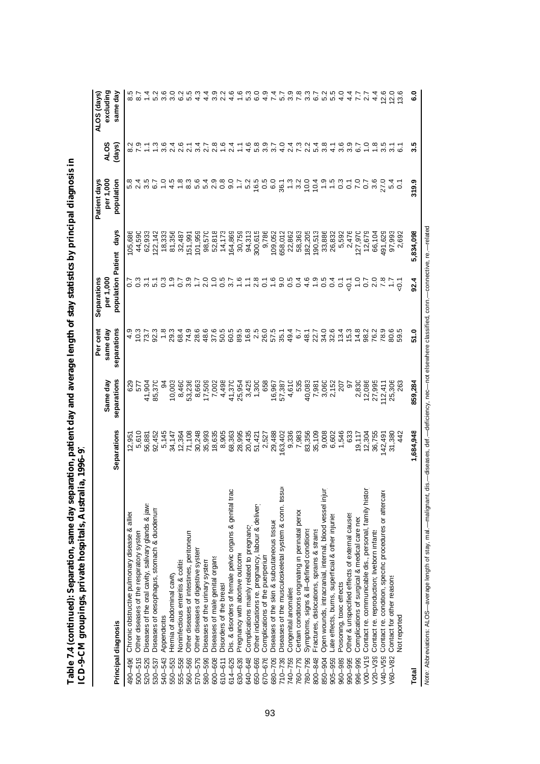**Table 7.4 (continued): Separation, same day separation, patient day and average length of stay statistics by principal diagnosis in ICD-9-CM groupings, private hospitals, Australia, 1996–97**

| Principal diagnosis | | Separations | Same day separations | Per cent same day separations | Separations per 1,000 population | Patient days | Patient days per 1,000 population | ALOS (days) | ALOS (days) excluding same day |
|---|---|---|---|---|---|---|---|---|---|
| 490–496 | Chronic obstructive pulmonary disease & allied | 12,951 | 629 | 4.9 | 0.7 | 105,686 | 5.8 | 8.2 | 8.5 |
| 500–519 | Other diseases of the respiratory system | 5,610 | 577 | 10.3 | 0.3 | 44,590 | 2.4 | 7.9 | 8.7 |
| 520–529 | Diseases of the oral cavity, salivary glands & jaws | 56,881 | 41,904 | 73.7 | 3.1 | 62,933 | 3.5 | 1.1 | 1.4 |
| 530–537 | Diseases of oesophagus, stomach & duodenum | 92,452 | 85,370 | 92.3 | 5.1 | 122,142 | 6.7 | 1.3 | 5.2 |
| 540–543 | Appendicitis | 5,145 | 94 | 1.8 | 0.3 | 18,333 | 1.0 | 3.6 | 3.6 |
| 550–553 | Hernia of abdominal cavity | 34,147 | 10,003 | 29.3 | 1.9 | 81,356 | 4.5 | 2.4 | 3.0 |
| 555–558 | Noninfectious enteritis & colitis | 12,364 | 8,460 | 68.4 | 0.7 | 32,487 | 1.8 | 2.6 | 6.2 |
| 560–569 | Other diseases of intestines, peritoneum | 71,108 | 53,236 | 74.9 | 3.9 | 151,991 | 8.3 | 2.1 | 5.5 |
| 570–579 | Other diseases of digestive system | 30,248 | 8,663 | 28.6 | 1.7 | 101,959 | 5.6 | 3.4 | 4.3 |
| 580–599 | Diseases of the urinary system | 35,993 | 17,509 | 48.6 | 2.0 | 98,570 | 5.4 | 2.7 | 4.4 |
| 600–608 | Diseases of male genital organs | 18,635 | 7,002 | 37.6 | 1.0 | 52,818 | 2.9 | 2.8 | 3.9 |
| 610–611 | Disorders of the breast | 8,905 | 4,498 | 50.5 | 0.5 | 14,173 | 0.8 | 1.6 | 2.2 |
| 614–629 | Dis. & disorders of female pelvic organs & genital tract | 68,363 | 41,370 | 60.5 | 3.7 | 164,869 | 9.0 | 2.4 | 4.6 |
| 630–639 | Pregnancy with abortive outcome | 28,995 | 25,954 | 89.5 | 1.6 | 30,759 | 1.7 | 1.1 | 1.6 |
| 640–648 | Complications mainly related to pregnancy | 20,435 | 3,425 | 16.8 | 1.1 | 94,313 | 5.2 | 4.6 | 5.3 |
| 650–669 | Other indications re. pregnancy, labour & delivery | 51,421 | 1,300 | 2.5 | 2.8 | 300,615 | 16.5 | 5.8 | 6.0 |
| 670–676 | Complications of the puerperium | 2,527 | 658 | 26.0 | 0.1 | 9,786 | 0.5 | 3.9 | 4.9 |
| 680–709 | Diseases of the skin & subcutaneous tissue | 29,488 | 16,967 | 57.5 | 1.6 | 109,052 | 6.0 | 3.7 | 7.4 |
| 710–739 | Diseases of the musculoskeletal system & conn. tissue | 163,402 | 57,387 | 35.1 | 9.0 | 658,012 | 36.1 | 4.0 | 5.7 |
| 740–759 | Congenital anomalies | 9,336 | 4,610 | 49.4 | 0.5 | 22,862 | 1.3 | 2.4 | 3.9 |
| 760–779 | Certain conditions originating in perinatal period | 7,983 | 535 | 6.7 | 0.4 | 58,363 | 3.2 | 7.3 | 7.8 |
| 780–799 | Symptoms, signs & ill-defined conditions | 83,356 | 40,083 | 48.1 | 4.6 | 182,205 | 10.0 | 2.2 | 3.3 |
| 800–848 | Fractures, dislocations, sprains & strains | 35,109 | 7,981 | 22.7 | 1.9 | 190,513 | 10.4 | 5.4 | 6.7 |
| 850–904 | Open wounds, intracranial, internal, blood vessel injury | 9,008 | 3,060 | 34.0 | 0.5 | 33,886 | 1.9 | 3.8 | 5.2 |
| 905–959 | Late effects, burns, superficial & other injuries | 6,602 | 2,152 | 32.6 | 0.4 | 26,832 | 1.5 | 4.1 | 5.5 |
| 960–989 | Poisoning, toxic effects | 1,546 | 207 | 13.4 | 0.1 | 5,592 | 0.3 | 3.6 | 4.0 |
| 990–995 | Other & unspecified effects of external causes | 633 | 97 | 15.3 | <0.1 | 2,476 | 0.1 | 3.9 | 4.4 |
| 996–999 | Complications of surgical & medical care nec | 19,117 | 2,830 | 14.8 | 1.0 | 127,970 | 7.0 | 6.7 | 7.7 |
| V00–V19 | Contact re. communicable dis., personal, family history | 12,304 | 12,086 | 98.2 | 0.7 | 12,679 | 0.7 | 1.0 | 2.7 |
| V20–V39 | Contact re. reproduction; liveborn infants | 36,755 | 27,995 | 76.2 | 2.0 | 66,104 | 3.6 | 1.8 | 4.4 |
| V40–V59 | Contact re. condition, specific procedures or aftercare | 142,491 | 112,411 | 78.9 | 7.8 | 491,629 | 27.0 | 3.5 | 12.6 |
| V60–V82 | Contact for other reasons | 31,380 | 25,306 | 80.6 | 1.7 | 97,993 | 5.4 | 3.1 | 12.0 |
| | Not reported | 442 | 263 | 59.5 | <0.1 | 2,692 | 0.1 | 6.1 | 13.6 |
| **Total** | | **1,684,948** | **859,284** | **51.0** | **92.4** | **5,834,098** | **319.9** | **3.5** | **6.0** |

*Note:* Abbreviations: ALOS—average length of stay, mal.—malignant, dis.—diseases, def.—deficiency, nec—not elsewhere classified, conn.—connective, re.—related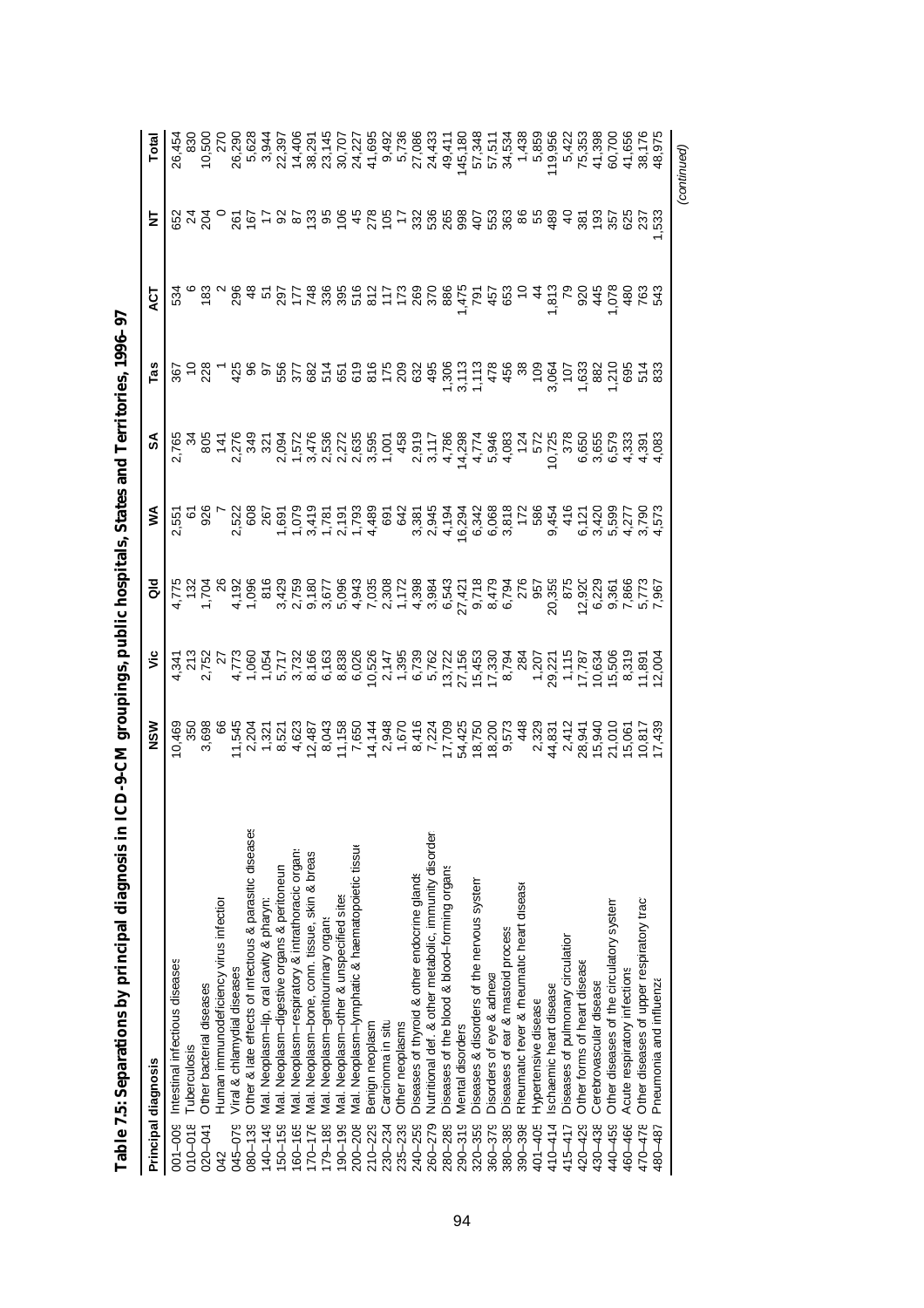**Table 7.5: Separations by principal diagnosis in ICD-9-CM groupings, public hospitals, States and Territories, 1996–97**

| Principal diagnosis | | NSW | Vic | Qld | WA | SA | Tas | ACT | NT | Total |
|---|---|---|---|---|---|---|---|---|---|---|
| 001–009 | Intestinal infectious diseases | 10,469 | 4,341 | 4,775 | 2,551 | 2,765 | 367 | 534 | 652 | 26,454 |
| 010–018 | Tuberculosis | 350 | 213 | 132 | 61 | 34 | 10 | 6 | 24 | 830 |
| 020–041 | Other bacterial diseases | 3,698 | 2,752 | 1,704 | 926 | 805 | 228 | 183 | 204 | 10,500 |
| 042 | Human immunodeficiency virus infection | 66 | 27 | 26 | 7 | 141 | 1 | 2 | 0 | 270 |
| 045–079 | Viral & chlamydial diseases | 11,545 | 4,773 | 4,192 | 2,522 | 2,276 | 425 | 296 | 261 | 26,290 |
| 080–139 | Other & late effects of infectious & parasitic diseases | 2,204 | 1,060 | 1,096 | 608 | 349 | 96 | 48 | 167 | 5,628 |
| 140–149 | Mal. Neoplasm–lip, oral cavity & pharynx | 1,321 | 1,054 | 816 | 267 | 321 | 97 | 51 | 17 | 3,944 |
| 150–159 | Mal. Neoplasm–digestive organs & peritoneum | 8,521 | 5,717 | 3,429 | 1,691 | 2,094 | 556 | 297 | 92 | 22,397 |
| 160–165 | Mal. Neoplasm–respiratory & intrathoracic organs | 4,623 | 3,732 | 2,759 | 1,079 | 1,572 | 377 | 177 | 87 | 14,406 |
| 170–176 | Mal. Neoplasm–bone, conn. tissue, skin & breast | 12,487 | 8,166 | 9,180 | 3,419 | 3,476 | 682 | 748 | 133 | 38,291 |
| 179–189 | Mal. Neoplasm–genitourinary organs | 8,043 | 6,163 | 3,677 | 1,781 | 2,536 | 514 | 336 | 95 | 23,145 |
| 190–199 | Mal. Neoplasm–other & unspecified sites | 11,158 | 8,838 | 5,096 | 2,191 | 2,272 | 651 | 395 | 106 | 30,707 |
| 200–208 | Mal. Neoplasm–lymphatic & haematopoietic tissue | 7,650 | 6,026 | 4,943 | 1,793 | 2,635 | 619 | 516 | 45 | 24,227 |
| 210–229 | Benign neoplasm | 14,144 | 10,526 | 7,035 | 4,489 | 3,595 | 816 | 812 | 278 | 41,695 |
| 230–234 | Carcinoma in situ | 2,948 | 2,147 | 2,308 | 691 | 1,001 | 175 | 117 | 105 | 9,492 |
| 235–239 | Other neoplasms | 1,670 | 1,395 | 1,172 | 642 | 458 | 209 | 173 | 17 | 5,736 |
| 240–259 | Diseases of thyroid & other endocrine glands | 8,416 | 6,739 | 4,398 | 3,381 | 2,919 | 632 | 269 | 332 | 27,086 |
| 260–279 | Nutritional def. & other metabolic, immunity disorders | 7,224 | 5,762 | 3,984 | 2,945 | 3,117 | 495 | 370 | 536 | 24,433 |
| 280–289 | Diseases of the blood & blood-forming organs | 17,709 | 13,722 | 6,543 | 4,194 | 4,786 | 1,306 | 886 | 265 | 49,411 |
| 290–319 | Mental disorders | 54,425 | 27,156 | 27,421 | 16,294 | 14,298 | 3,113 | 1,475 | 998 | 145,180 |
| 320–359 | Diseases & disorders of the nervous system | 18,750 | 15,453 | 9,718 | 6,342 | 4,774 | 1,113 | 791 | 407 | 57,348 |
| 360–379 | Disorders of eye & adnexa | 18,200 | 17,330 | 8,479 | 6,068 | 5,946 | 478 | 457 | 553 | 57,511 |
| 380–389 | Diseases of ear & mastoid process | 9,573 | 8,794 | 6,794 | 3,818 | 4,083 | 456 | 653 | 363 | 34,534 |
| 390–398 | Rheumatic fever & rheumatic heart disease | 448 | 284 | 276 | 172 | 124 | 38 | 10 | 86 | 1,438 |
| 401–405 | Hypertensive disease | 2,329 | 1,207 | 957 | 586 | 572 | 109 | 44 | 55 | 5,859 |
| 410–414 | Ischaemic heart disease | 44,831 | 29,221 | 20,359 | 9,454 | 10,725 | 3,064 | 1,813 | 489 | 119,956 |
| 415–417 | Diseases of pulmonary circulation | 2,412 | 1,115 | 875 | 416 | 378 | 107 | 79 | 40 | 5,422 |
| 420–429 | Other forms of heart disease | 28,941 | 17,787 | 12,920 | 6,121 | 6,650 | 1,633 | 920 | 381 | 75,353 |
| 430–438 | Cerebrovascular disease | 15,940 | 10,634 | 6,229 | 3,420 | 3,655 | 882 | 445 | 193 | 41,398 |
| 440–459 | Other diseases of the circulatory system | 21,010 | 15,506 | 9,361 | 5,599 | 6,579 | 1,210 | 1,078 | 357 | 60,700 |
| 460–466 | Acute respiratory infections | 15,061 | 8,319 | 7,866 | 4,277 | 4,333 | 695 | 480 | 625 | 41,656 |
| 470–478 | Other diseases of upper respiratory tract | 10,817 | 11,891 | 5,773 | 3,790 | 4,391 | 514 | 763 | 237 | 38,176 |
| 480–487 | Pneumonia and influenza | 17,439 | 12,004 | 7,967 | 4,573 | 4,083 | 833 | 543 | 1,533 | 48,975 |

*(continued)*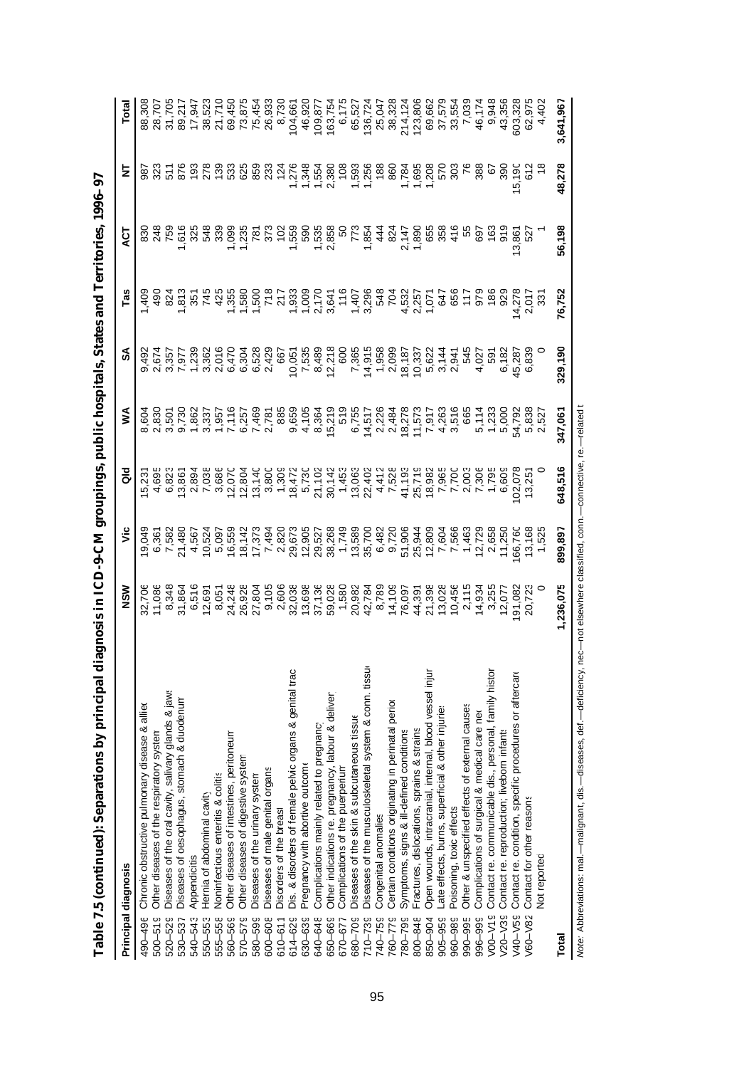**Table 7.5 (continued): Separations by principal diagnosis in ICD-9-CM groupings, public hospitals, States and Territories, 1996–97**

| Principal diagnosis | | NSW | Vic | Qld | WA | SA | Tas | ACT | NT | Total |
|---|---|---|---|---|---|---|---|---|---|---|
| 490–496 | Chronic obstructive pulmonary disease & allied | 32,706 | 19,049 | 15,231 | 8,604 | 9,492 | 1,409 | 830 | 987 | 88,308 |
| 500–519 | Other diseases of the respiratory system | 11,086 | 6,361 | 4,695 | 2,830 | 2,674 | 490 | 248 | 323 | 28,707 |
| 520–529 | Diseases of the oral cavity, salivary glands & jaws | 8,348 | 7,582 | 6,823 | 3,501 | 3,357 | 824 | 759 | 511 | 31,705 |
| 530–537 | Diseases of oesophagus, stomach & duodenum | 31,864 | 21,480 | 13,861 | 9,730 | 7,977 | 1,813 | 1,616 | 876 | 89,217 |
| 540–543 | Appendicitis | 6,516 | 4,567 | 2,894 | 1,862 | 1,239 | 351 | 325 | 193 | 17,947 |
| 550–553 | Hernia of abdominal cavity | 12,691 | 10,524 | 7,038 | 3,337 | 3,362 | 745 | 548 | 278 | 38,523 |
| 555–558 | Noninfectious enteritis & colitis | 8,051 | 5,097 | 3,686 | 1,957 | 2,016 | 425 | 339 | 139 | 21,710 |
| 560–569 | Other diseases of intestines, peritoneum | 24,248 | 16,559 | 12,070 | 7,116 | 6,470 | 1,355 | 1,099 | 533 | 69,450 |
| 570–579 | Other diseases of digestive system | 26,928 | 18,142 | 12,804 | 6,257 | 6,304 | 1,580 | 1,235 | 625 | 73,875 |
| 580–599 | Diseases of the urinary system | 27,804 | 17,373 | 13,140 | 7,469 | 6,528 | 1,500 | 781 | 859 | 75,454 |
| 600–608 | Diseases of male genital organs | 9,105 | 7,494 | 3,800 | 2,781 | 2,429 | 718 | 373 | 233 | 26,933 |
| 610–611 | Disorders of the breast | 2,606 | 2,820 | 1,309 | 885 | 667 | 217 | 102 | 124 | 8,730 |
| 614–629 | Dis. & disorders of female pelvic organs & genital tract | 32,038 | 29,673 | 18,472 | 9,659 | 10,051 | 1,933 | 1,559 | 1,276 | 104,661 |
| 630–639 | Pregnancy with abortive outcome | 13,698 | 12,905 | 5,730 | 4,105 | 7,535 | 1,009 | 590 | 1,348 | 46,920 |
| 640–648 | Complications mainly related to pregnancy | 37,136 | 29,527 | 21,102 | 8,364 | 8,489 | 2,170 | 1,535 | 1,554 | 109,877 |
| 650–669 | Other indications re. pregnancy, labour & delivery | 59,028 | 38,268 | 30,142 | 15,219 | 12,218 | 3,641 | 2,858 | 2,380 | 163,754 |
| 670–677 | Complications of the puerperium | 1,580 | 1,749 | 1,453 | 519 | 600 | 116 | 50 | 108 | 6,175 |
| 680–709 | Diseases of the skin & subcutaneous tissue | 20,982 | 13,589 | 13,063 | 6,755 | 7,365 | 1,407 | 773 | 1,593 | 65,527 |
| 710–739 | Diseases of the musculoskeletal system & conn. tissue | 42,784 | 35,700 | 22,402 | 14,517 | 14,915 | 3,296 | 1,854 | 1,256 | 136,724 |
| 740–759 | Congenital anomalies | 8,789 | 6,482 | 4,412 | 2,226 | 1,958 | 548 | 444 | 188 | 25,047 |
| 760–779 | Certain conditions originating in perinatal period | 14,109 | 9,720 | 7,528 | 2,484 | 2,099 | 704 | 824 | 860 | 38,328 |
| 780–799 | Symptoms, signs & ill-defined conditions | 76,097 | 51,906 | 41,193 | 18,278 | 18,187 | 4,532 | 2,147 | 1,784 | 214,124 |
| 800–848 | Fractures, dislocations, sprains & strains | 44,391 | 25,944 | 25,719 | 11,573 | 10,337 | 2,257 | 1,890 | 1,695 | 123,806 |
| 850–904 | Open wounds, intracranial, internal, blood vessel injury | 21,398 | 12,809 | 18,982 | 7,917 | 5,622 | 1,071 | 655 | 1,208 | 69,662 |
| 905–959 | Late effects, burns, superficial & other injuries | 13,028 | 7,604 | 7,965 | 4,263 | 3,144 | 647 | 358 | 570 | 37,579 |
| 960–989 | Poisoning, toxic effects | 10,456 | 7,566 | 7,700 | 3,516 | 2,941 | 656 | 416 | 303 | 33,554 |
| 990–995 | Other & unspecified effects of external causes | 2,115 | 1,463 | 2,003 | 665 | 545 | 117 | 55 | 76 | 7,039 |
| 996–999 | Complications of surgical & medical care nec | 14,934 | 12,729 | 7,306 | 5,114 | 4,027 | 979 | 697 | 388 | 46,174 |
| V00–V19 | Contact re. communicable dis., personal, family history | 3,255 | 2,658 | 1,795 | 1,233 | 591 | 186 | 163 | 67 | 9,948 |
| V20–V39 | Contact re. reproduction; liveborn infants | 12,077 | 11,250 | 6,609 | 5,000 | 6,182 | 929 | 919 | 390 | 43,356 |
| V40–V59 | Contact re. condition, specific procedures or aftercare | 191,082 | 166,760 | 102,078 | 54,792 | 45,287 | 14,278 | 13,861 | 15,190 | 603,328 |
| V60–V82 | Contact for other reasons | 20,723 | 13,168 | 13,251 | 5,838 | 6,839 | 2,017 | 527 | 612 | 62,975 |
| | Not reported | 0 | 1,525 | 0 | 2,527 | 0 | 331 | 1 | 18 | 4,402 |
| **Total** | | **1,236,075** | **899,897** | **648,516** | **347,061** | **329,190** | **76,752** | **56,198** | **48,278** | **3,641,967** |

*Note:* Abbreviations: mal.—malignant, dis.—diseases, def.—deficiency, nec—not elsewhere classified, conn.—connective, re.—related t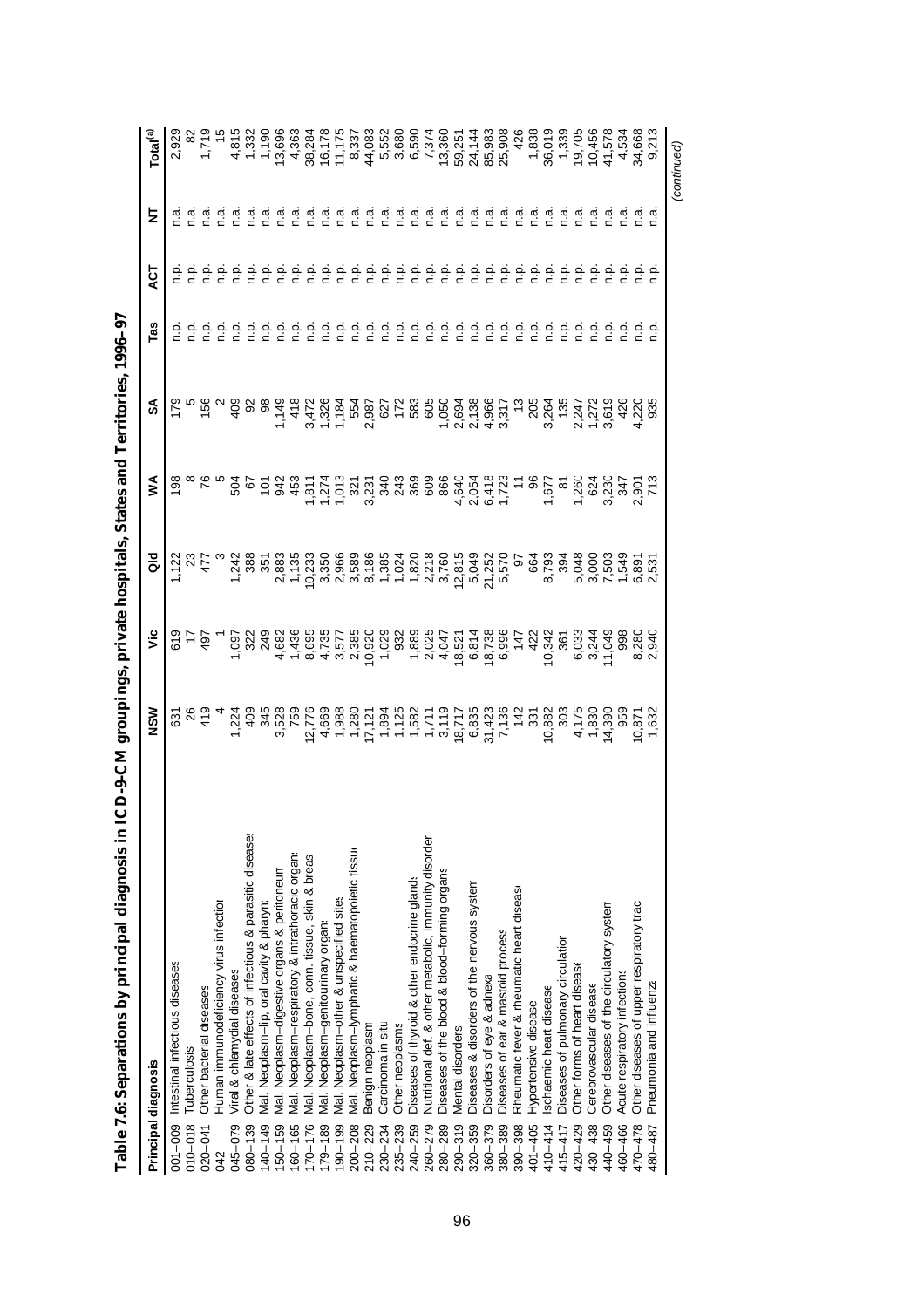**Table 7.6: Separations by principal diagnosis in ICD-9-CM groupings, private hospitals, States and Territories, 1996–97**

| Principal diagnosis | | NSW | Vic | Qld | WA | SA | Tas | ACT | NT | Total[(a)] |
|---|---|---|---|---|---|---|---|---|---|---|
| 001–009 | Intestinal infectious diseases | 631 | 619 | 1,122 | 198 | 179 | n.p. | n.p. | n.a. | 2,929 |
| 010–018 | Tuberculosis | 26 | 17 | 23 | 8 | 5 | n.p. | n.p. | n.a. | 82 |
| 020–041 | Other bacterial diseases | 419 | 497 | 477 | 76 | 156 | n.p. | n.p. | n.a. | 1,719 |
| 042 | Human immunodeficiency virus infection | 4 | 1 | 3 | 5 | 2 | n.p. | n.p. | n.a. | 15 |
| 045–079 | Viral & chlamydial diseases | 1,224 | 1,097 | 1,242 | 504 | 409 | n.p. | n.p. | n.a. | 4,815 |
| 080–139 | Other & late effects of infectious & parasitic diseases | 409 | 322 | 388 | 67 | 92 | n.p. | n.p. | n.a. | 1,332 |
| 140–149 | Mal. Neoplasm–lip, oral cavity & pharynx | 345 | 249 | 351 | 101 | 98 | n.p. | n.p. | n.a. | 1,190 |
| 150–159 | Mal. Neoplasm–digestive organs & peritoneum | 3,528 | 4,682 | 2,883 | 942 | 1,149 | n.p. | n.p. | n.a. | 13,696 |
| 160–165 | Mal. Neoplasm–respiratory & intrathoracic organs | 759 | 1,436 | 1,135 | 453 | 418 | n.p. | n.p. | n.a. | 4,363 |
| 170–176 | Mal. Neoplasm–bone, conn. tissue, skin & breast | 12,776 | 8,695 | 10,233 | 1,811 | 3,472 | n.p. | n.p. | n.a. | 38,284 |
| 179–189 | Mal. Neoplasm–genitourinary organs | 4,669 | 4,735 | 3,350 | 1,274 | 1,326 | n.p. | n.p. | n.a. | 16,178 |
| 190–199 | Mal. Neoplasm–other & unspecified sites | 1,988 | 3,577 | 2,966 | 1,013 | 1,184 | n.p. | n.p. | n.a. | 11,175 |
| 200–208 | Mal. Neoplasm–lymphatic & haematopoietic tissue | 1,280 | 2,385 | 3,589 | 321 | 554 | n.p. | n.p. | n.a. | 8,337 |
| 210–229 | Benign neoplasm | 17,121 | 10,920 | 8,186 | 3,231 | 2,987 | n.p. | n.p. | n.a. | 44,083 |
| 230–234 | Carcinoma in situ | 1,894 | 1,029 | 1,385 | 340 | 627 | n.p. | n.p. | n.a. | 5,552 |
| 235–239 | Other neoplasms | 1,125 | 932 | 1,024 | 243 | 172 | n.p. | n.p. | n.a. | 3,680 |
| 240–259 | Diseases of thyroid & other endocrine glands | 1,582 | 1,889 | 1,820 | 369 | 583 | n.p. | n.p. | n.a. | 6,590 |
| 260–279 | Nutritional def. & other metabolic, immunity disorders | 1,711 | 2,025 | 2,218 | 609 | 605 | n.p. | n.p. | n.a. | 7,374 |
| 280–289 | Diseases of the blood & blood–forming organs | 3,119 | 4,047 | 3,760 | 866 | 1,050 | n.p. | n.p. | n.a. | 13,360 |
| 290–319 | Mental disorders | 18,717 | 18,521 | 12,815 | 4,640 | 2,694 | n.p. | n.p. | n.a. | 59,251 |
| 320–359 | Diseases & disorders of the nervous system | 6,835 | 6,814 | 5,049 | 2,054 | 2,138 | n.p. | n.p. | n.a. | 24,144 |
| 360–379 | Disorders of eye & adnexa | 31,423 | 18,738 | 21,252 | 6,418 | 4,966 | n.p. | n.p. | n.a. | 85,983 |
| 380–389 | Diseases of ear & mastoid process | 7,136 | 6,996 | 5,570 | 1,723 | 3,317 | n.p. | n.p. | n.a. | 25,908 |
| 390–398 | Rheumatic fever & rheumatic heart disease | 142 | 147 | 97 | 11 | 13 | n.p. | n.p. | n.a. | 426 |
| 401–405 | Hypertensive disease | 331 | 422 | 664 | 96 | 205 | n.p. | n.p. | n.a. | 1,838 |
| 410–414 | Ischaemic heart disease | 10,882 | 10,342 | 8,793 | 1,677 | 3,264 | n.p. | n.p. | n.a. | 36,019 |
| 415–417 | Diseases of pulmonary circulation | 303 | 361 | 394 | 81 | 135 | n.p. | n.p. | n.a. | 1,339 |
| 420–429 | Other forms of heart disease | 4,175 | 6,033 | 5,048 | 1,260 | 2,247 | n.p. | n.p. | n.a. | 19,705 |
| 430–438 | Cerebrovascular disease | 1,830 | 3,244 | 3,000 | 624 | 1,272 | n.p. | n.p. | n.a. | 10,456 |
| 440–459 | Other diseases of the circulatory system | 14,390 | 11,049 | 7,503 | 3,230 | 3,619 | n.p. | n.p. | n.a. | 41,578 |
| 460–466 | Acute respiratory infections | 959 | 998 | 1,549 | 347 | 426 | n.p. | n.p. | n.a. | 4,534 |
| 470–478 | Other diseases of upper respiratory tract | 10,871 | 8,280 | 6,891 | 2,901 | 4,220 | n.p. | n.p. | n.a. | 34,668 |
| 480–487 | Pneumonia and influenza | 1,632 | 2,940 | 2,531 | 713 | 935 | n.p. | n.p. | n.a. | 9,213 |

*(continued)*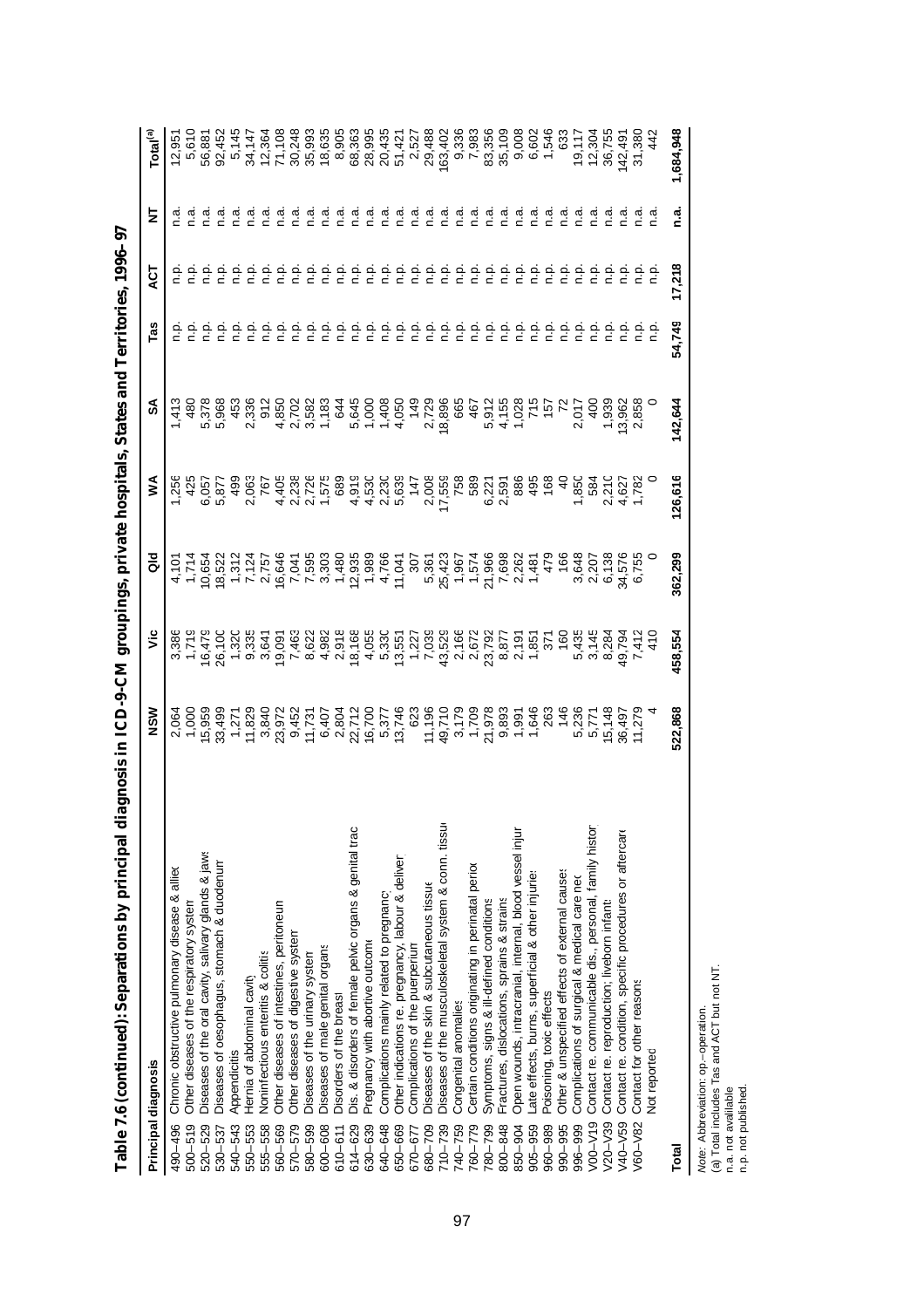**Table 7.6 (continued): Separations by principal diagnosis in ICD-9-CM groupings, private hospitals, States and Territories, 1996–97**

| Principal diagnosis | | NSW | Vic | Qld | WA | SA | Tas | ACT | NT | Total[(a)] |
|---|---|---|---|---|---|---|---|---|---|---|
| 490–496 | Chronic obstructive pulmonary disease & allied | 2,064 | 3,386 | 4,101 | 1,256 | 1,413 | n.p. | n.p. | n.a. | 12,951 |
| 500–519 | Other diseases of the respiratory system | 1,000 | 1,719 | 1,714 | 425 | 480 | n.p. | n.p. | n.a. | 5,610 |
| 520–529 | Diseases of the oral cavity, salivary glands & jaws | 15,959 | 16,479 | 10,654 | 6,057 | 5,378 | n.p. | n.p. | n.a. | 56,881 |
| 530–537 | Diseases of oesophagus, stomach & duodenum | 33,499 | 26,100 | 18,522 | 5,877 | 5,968 | n.p. | n.p. | n.a. | 92,452 |
| 540–543 | Appendicitis | 1,271 | 1,320 | 1,312 | 499 | 453 | n.p. | n.p. | n.a. | 5,145 |
| 550–553 | Hernia of abdominal cavity | 11,829 | 9,335 | 7,124 | 2,063 | 2,336 | n.p. | n.p. | n.a. | 34,147 |
| 555–558 | Noninfectious enteritis & colitis | 3,840 | 3,641 | 2,757 | 767 | 912 | n.p. | n.p. | n.a. | 12,364 |
| 560–569 | Other diseases of intestines, peritoneum | 23,972 | 19,091 | 16,646 | 4,405 | 4,850 | n.p. | n.p. | n.a. | 71,108 |
| 570–579 | Other diseases of digestive system | 9,452 | 7,463 | 7,041 | 2,238 | 2,702 | n.p. | n.p. | n.a. | 30,248 |
| 580–599 | Diseases of the urinary system | 11,731 | 8,622 | 7,595 | 2,726 | 3,582 | n.p. | n.p. | n.a. | 35,993 |
| 600–608 | Diseases of male genital organs | 6,407 | 4,982 | 3,303 | 1,575 | 1,183 | n.p. | n.p. | n.a. | 18,635 |
| 610–611 | Disorders of the breast | 2,804 | 2,918 | 1,480 | 689 | 644 | n.p. | n.p. | n.a. | 8,905 |
| 614–629 | Dis. & disorders of female pelvic organs & genital tract | 22,712 | 18,168 | 12,935 | 4,919 | 5,645 | n.p. | n.p. | n.a. | 68,363 |
| 630–639 | Pregnancy with abortive outcome | 16,700 | 4,055 | 1,989 | 4,530 | 1,000 | n.p. | n.p. | n.a. | 28,995 |
| 640–648 | Complications mainly related to pregnancy | 5,377 | 5,330 | 4,766 | 2,230 | 1,408 | n.p. | n.p. | n.a. | 20,435 |
| 650–669 | Other indications re. pregnancy, labour & delivery | 13,746 | 13,551 | 11,041 | 5,639 | 4,050 | n.p. | n.p. | n.a. | 51,421 |
| 670–677 | Complications of the puerperium | 623 | 1,227 | 307 | 147 | 149 | n.p. | n.p. | n.a. | 2,527 |
| 680–709 | Diseases of the skin & subcutaneous tissue | 11,196 | 7,039 | 5,361 | 2,008 | 2,729 | n.p. | n.p. | n.a. | 29,488 |
| 710–739 | Diseases of the musculoskeletal system & conn. tissue | 49,710 | 43,529 | 25,423 | 17,559 | 18,896 | n.p. | n.p. | n.a. | 163,402 |
| 740–759 | Congenital anomalies | 3,179 | 2,166 | 1,967 | 758 | 665 | n.p. | n.p. | n.a. | 9,336 |
| 760–779 | Certain conditions originating in perinatal period | 1,709 | 2,672 | 1,574 | 589 | 467 | n.p. | n.p. | n.a. | 7,983 |
| 780–799 | Symptoms, signs & ill-defined conditions | 21,978 | 23,792 | 21,966 | 6,221 | 5,912 | n.p. | n.p. | n.a. | 83,356 |
| 800–848 | Fractures, dislocations, sprains & strains | 9,893 | 8,877 | 7,698 | 2,591 | 4,155 | n.p. | n.p. | n.a. | 35,109 |
| 850–904 | Open wounds, intracranial, internal, blood vessel injury | 1,991 | 2,191 | 2,262 | 886 | 1,028 | n.p. | n.p. | n.a. | 9,008 |
| 905–959 | Late effects, burns, superficial & other injuries | 1,646 | 1,851 | 1,481 | 495 | 715 | n.p. | n.p. | n.a. | 6,602 |
| 960–989 | Poisoning, toxic effects | 263 | 371 | 479 | 168 | 157 | n.p. | n.p. | n.a. | 1,546 |
| 990–995 | Other & unspecified effects of external causes | 146 | 160 | 166 | 40 | 72 | n.p. | n.p. | n.a. | 633 |
| 996–999 | Complications of surgical & medical care nec | 5,236 | 5,435 | 3,648 | 1,850 | 2,017 | n.p. | n.p. | n.a. | 19,117 |
| V00–V19 | Contact re. communicable dis., personal, family history | 5,771 | 3,145 | 2,207 | 584 | 400 | n.p. | n.p. | n.a. | 12,304 |
| V20–V39 | Contact re. reproduction; liveborn infants | 15,148 | 8,284 | 6,138 | 2,210 | 1,939 | n.p. | n.p. | n.a. | 36,755 |
| V40–V59 | Contact re. condition, specific procedures or aftercare | 36,497 | 49,794 | 34,576 | 4,627 | 13,962 | n.p. | n.p. | n.a. | 142,491 |
| V60–V82 | Contact for other reasons | 11,279 | 7,412 | 6,755 | 1,782 | 2,858 | n.p. | n.p. | n.a. | 31,380 |
| | Not reported | 4 | 410 | 0 | 0 | 0 | n.p. | n.p. | n.a. | 442 |
| **Total** | | **522,868** | **458,554** | **362,299** | **126,616** | **142,644** | **54,749** | **17,218** | **n.a.** | **1,684,948** |

*Note:* Abbreviation: op.—operation.
(a) Total includes Tas and ACT but not NT.
n.a. not available
n.p. not published.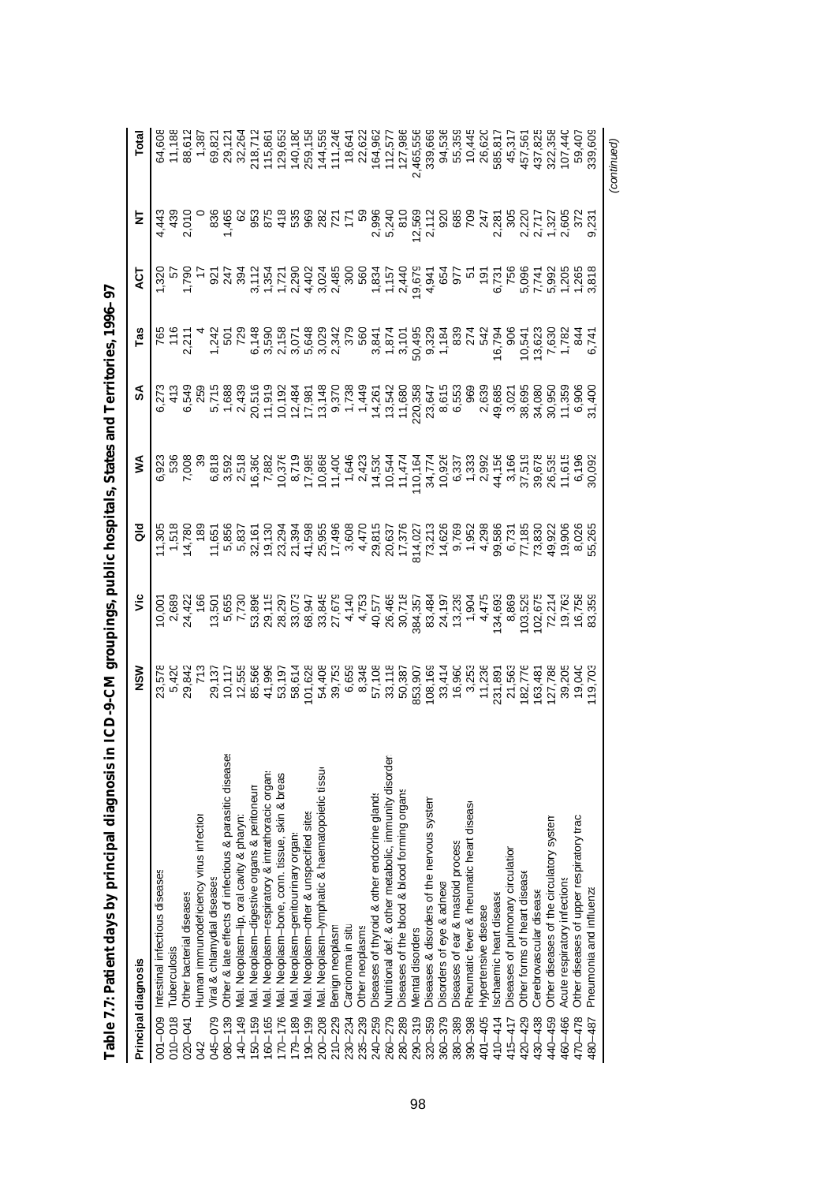## Table 7.7: Patient days by principal diagnosis in ICD-9-CM groupings, public hospitals, States and Territories, 1996–97

| Principal diagnosis | | NSW | Vic | Qld | WA | SA | Tas | ACT | NT | Total |
|---|---|---|---|---|---|---|---|---|---|---|
| 001–009 | Intestinal infectious diseases | 23,578 | 10,001 | 11,305 | 6,923 | 6,273 | 765 | 1,320 | 4,443 | 64,608 |
| 010–018 | Tuberculosis | 5,420 | 2,689 | 1,518 | 536 | 413 | 116 | 57 | 439 | 11,188 |
| 020–041 | Other bacterial diseases | 29,842 | 24,422 | 14,780 | 7,008 | 6,549 | 2,211 | 1,790 | 2,010 | 88,612 |
| 042 | Human immunodeficiency virus infection | 713 | 166 | 189 | 39 | 259 | 4 | 17 | 0 | 1,387 |
| 045–079 | Viral & chlamydial diseases | 29,137 | 13,501 | 11,651 | 6,818 | 5,715 | 1,242 | 921 | 836 | 69,821 |
| 080–139 | Other & late effects of infectious & parasitic diseases | 10,117 | 5,655 | 5,856 | 3,592 | 1,688 | 501 | 247 | 1,465 | 29,121 |
| 140–149 | Mal. Neoplasm–lip, oral cavity & pharynx | 12,555 | 7,730 | 5,837 | 2,518 | 2,439 | 729 | 394 | 62 | 32,264 |
| 150–159 | Mal. Neoplasm–digestive organs & peritoneum | 85,566 | 53,896 | 32,161 | 16,360 | 20,516 | 6,148 | 3,112 | 953 | 218,712 |
| 160–165 | Mal. Neoplasm–respiratory & intrathoracic organs | 41,996 | 29,115 | 19,130 | 7,882 | 11,919 | 3,590 | 1,354 | 875 | 115,861 |
| 170–176 | Mal. Neoplasm–bone, conn. tissue, skin & breast | 53,197 | 28,297 | 23,294 | 10,376 | 10,192 | 2,158 | 1,721 | 418 | 129,653 |
| 179–189 | Mal. Neoplasm–genitourinary organs | 58,614 | 33,073 | 21,394 | 8,719 | 12,484 | 3,071 | 2,290 | 535 | 140,180 |
| 190–199 | Mal. Neoplasm–other & unspecified sites | 101,628 | 68,947 | 41,598 | 17,985 | 17,981 | 5,648 | 4,402 | 969 | 259,158 |
| 200–208 | Mal. Neoplasm–lymphatic & haematopoietic tissue | 54,408 | 33,845 | 25,955 | 10,868 | 13,148 | 3,029 | 3,024 | 282 | 144,559 |
| 210–229 | Benign neoplasm | 39,753 | 27,679 | 17,496 | 11,400 | 9,370 | 2,342 | 2,485 | 721 | 111,246 |
| 230–234 | Carcinoma in situ | 6,659 | 4,140 | 3,608 | 1,646 | 1,738 | 379 | 300 | 171 | 18,641 |
| 235–239 | Other neoplasms | 8,348 | 4,753 | 4,470 | 2,423 | 1,449 | 560 | 560 | 59 | 22,622 |
| 240–259 | Diseases of thyroid & other endocrine glands | 57,108 | 40,577 | 29,815 | 14,530 | 14,261 | 3,841 | 1,834 | 2,996 | 164,962 |
| 260–279 | Nutritional def. & other metabolic, immunity disorders | 33,118 | 26,465 | 20,637 | 10,544 | 13,542 | 1,874 | 1,157 | 5,240 | 112,577 |
| 280–289 | Diseases of the blood & blood forming organs | 50,387 | 30,718 | 17,376 | 11,474 | 11,680 | 3,101 | 2,440 | 810 | 127,986 |
| 290–319 | Mental disorders | 853,907 | 384,357 | 814,027 | 110,164 | 220,358 | 50,495 | 19,679 | 12,569 | 2,465,556 |
| 320–359 | Diseases & disorders of the nervous system | 108,169 | 83,484 | 73,213 | 34,774 | 23,647 | 9,329 | 4,941 | 2,112 | 339,669 |
| 360–379 | Disorders of eye & adnexa | 33,414 | 24,197 | 14,626 | 10,926 | 8,615 | 1,184 | 654 | 920 | 94,536 |
| 380–389 | Diseases of ear & mastoid process | 16,960 | 13,239 | 9,769 | 6,337 | 6,553 | 839 | 977 | 685 | 55,359 |
| 390–398 | Rheumatic fever & rheumatic heart disease | 3,253 | 1,904 | 1,952 | 1,333 | 969 | 274 | 51 | 709 | 10,445 |
| 401–405 | Hypertensive disease | 11,236 | 4,475 | 4,298 | 2,992 | 2,639 | 542 | 191 | 247 | 26,620 |
| 410–414 | Ischaemic heart disease | 231,891 | 134,693 | 99,586 | 44,156 | 49,685 | 16,794 | 6,731 | 2,281 | 585,817 |
| 415–417 | Diseases of pulmonary circulation | 21,563 | 8,869 | 6,731 | 3,166 | 3,021 | 906 | 756 | 305 | 45,317 |
| 420–429 | Other forms of heart disease | 182,776 | 103,529 | 77,185 | 37,519 | 38,695 | 10,541 | 5,096 | 2,220 | 457,561 |
| 430–438 | Cerebrovascular disease | 163,481 | 102,675 | 73,830 | 39,678 | 34,080 | 13,623 | 7,741 | 2,717 | 437,825 |
| 440–459 | Other diseases of the circulatory system | 127,788 | 72,214 | 49,922 | 26,535 | 30,950 | 7,630 | 5,992 | 1,327 | 322,358 |
| 460–466 | Acute respiratory infections | 39,205 | 19,763 | 19,906 | 11,615 | 11,359 | 1,782 | 1,205 | 2,605 | 107,440 |
| 470–478 | Other diseases of upper respiratory tract | 19,040 | 16,758 | 8,026 | 6,196 | 6,906 | 844 | 1,265 | 372 | 59,407 |
| 480–487 | Pneumonia and influenza | 119,703 | 83,359 | 55,265 | 30,092 | 31,400 | 6,741 | 3,818 | 9,231 | 339,609 |

*(continued)*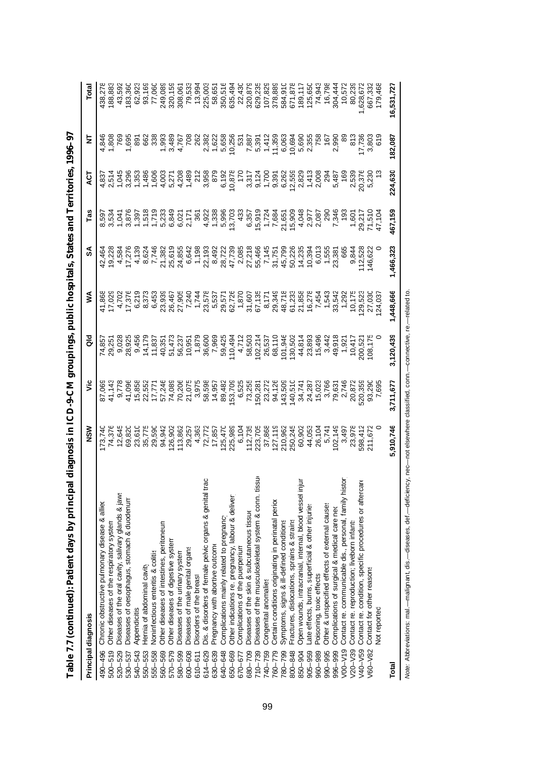# Table 7.7 (continued): Patient days by principal diagnosis in ICD-9-CM groupings, public hospitals, States and Territories, 1996–97

| Principal diagnosis | | NSW | Vic | Qld | WA | SA | Tas | ACT | NT | Total |
|---|---|---|---|---|---|---|---|---|---|---|
| 490–496 | Chronic obstructive pulmonary disease & allied | 173,740 | 87,069 | 74,857 | 41,868 | 42,464 | 8,597 | 4,837 | 4,846 | 438,278 |
| 500–519 | Other diseases of the respiratory system | 74,376 | 41,143 | 29,251 | 17,029 | 19,228 | 3,534 | 2,514 | 1,808 | 188,883 |
| 520–529 | Diseases of the oral cavity, salivary glands & jaws | 12,645 | 9,778 | 9,028 | 4,702 | 4,584 | 1,041 | 1,045 | 769 | 43,592 |
| 530–537 | Diseases of oesophagus, stomach & duodenum | 69,820 | 41,096 | 28,925 | 17,376 | 17,276 | 3,876 | 3,296 | 1,695 | 183,360 |
| 540–543 | Appendicitis | 23,610 | 15,858 | 9,456 | 6,219 | 4,139 | 1,397 | 1,353 | 891 | 62,923 |
| 550–553 | Hernia of abdominal cavity | 35,775 | 22,552 | 14,179 | 8,373 | 8,624 | 1,518 | 1,486 | 662 | 93,169 |
| 555–558 | Noninfectious enteritis & colitis | 29,590 | 17,771 | 11,837 | 6,453 | 7,746 | 1,719 | 1,606 | 338 | 77,060 |
| 560–569 | Other diseases of intestines, peritoneum | 94,942 | 57,246 | 40,351 | 23,939 | 21,382 | 5,233 | 4,003 | 1,993 | 249,089 |
| 570–579 | Other diseases of digestive system | 126,902 | 74,089 | 51,473 | 26,467 | 25,619 | 6,849 | 5,271 | 3,489 | 320,159 |
| 580–599 | Diseases of the urinary system | 113,862 | 70,206 | 56,237 | 27,905 | 24,855 | 6,021 | 4,208 | 4,767 | 308,061 |
| 600–608 | Diseases of male genital organs | 29,257 | 21,075 | 10,951 | 7,240 | 6,642 | 2,171 | 1,489 | 708 | 79,533 |
| 610–611 | Disorders of the breast | 4,363 | 3,975 | 1,879 | 1,744 | 1,198 | 361 | 212 | 262 | 13,994 |
| 614–629 | Dis. & disorders of female pelvic organs & genital tract | 72,772 | 58,598 | 36,600 | 23,578 | 22,193 | 4,922 | 3,958 | 2,382 | 225,003 |
| 630–639 | Pregnancy with abortive outcome | 17,857 | 14,957 | 7,969 | 5,537 | 8,492 | 1,338 | 879 | 1,622 | 58,651 |
| 640–648 | Complications mainly related to pregnancy | 125,470 | 89,482 | 59,425 | 29,571 | 28,722 | 5,996 | 6,192 | 5,658 | 350,516 |
| 650–669 | Other indications re. pregnancy, labour & delivery | 225,989 | 153,709 | 110,494 | 62,726 | 47,739 | 13,703 | 10,878 | 10,256 | 635,494 |
| 670–677 | Complications of the puerperium | 6,104 | 6,525 | 4,712 | 1,870 | 2,085 | 433 | 170 | 531 | 22,430 |
| 680–709 | Diseases of the skin & subcutaneous tissue | 112,735 | 73,255 | 58,503 | 31,607 | 27,218 | 6,357 | 3,317 | 7,887 | 320,879 |
| 710–739 | Diseases of the musculoskeletal system & conn. tissue | 223,705 | 150,281 | 102,214 | 67,135 | 55,466 | 15,919 | 9,124 | 5,391 | 629,235 |
| 740–759 | Congenital anomalies | 37,868 | 23,272 | 26,537 | 8,171 | 7,145 | 1,724 | 1,700 | 1,412 | 107,829 |
| 760–779 | Certain conditions originating in perinatal period | 127,119 | 94,126 | 68,110 | 29,349 | 31,751 | 7,684 | 9,391 | 11,359 | 378,889 |
| 780–799 | Symptoms, signs & ill-defined conditions | 210,962 | 143,509 | 101,946 | 48,718 | 45,799 | 21,651 | 6,262 | 6,063 | 584,910 |
| 800–848 | Fractures, dislocations, sprains & strains | 250,245 | 140,510 | 130,502 | 61,233 | 50,226 | 15,909 | 12,559 | 10,694 | 671,878 |
| 850–904 | Open wounds, intracranial, internal, blood vessel injury | 60,902 | 34,741 | 44,814 | 21,858 | 14,235 | 4,048 | 2,829 | 5,690 | 189,117 |
| 905–959 | Late effects, burns, superficial & other injuries | 44,053 | 24,287 | 23,893 | 16,278 | 10,394 | 2,977 | 1,413 | 2,355 | 125,650 |
| 960–989 | Poisoning, toxic effects | 26,104 | 15,023 | 15,496 | 7,454 | 6,013 | 2,087 | 2,008 | 758 | 74,943 |
| 990–995 | Other & unspecified effects of external causes | 5,741 | 3,766 | 3,442 | 1,543 | 1,555 | 290 | 294 | 167 | 16,798 |
| 996–999 | Complications of surgical & medical care nec | 102,149 | 79,631 | 49,918 | 33,542 | 23,381 | 7,346 | 5,487 | 2,990 | 304,444 |
| V00–V19 | Contact re. communicable dis., personal, family history | 3,497 | 2,746 | 1,921 | 1,292 | 665 | 193 | 169 | 89 | 10,572 |
| V20–V39 | Contact re. reproduction; liveborn infants | 23,978 | 20,872 | 10,417 | 10,175 | 9,844 | 1,601 | 2,539 | 813 | 80,239 |
| V40–V59 | Contact re. condition, specific procedures or aftercare | 598,412 | 520,359 | 200,521 | 129,523 | 112,528 | 29,217 | 20,376 | 17,736 | 1,628,672 |
| V60–V82 | Contact for other reasons | 211,672 | 93,290 | 108,175 | 27,030 | 146,622 | 71,510 | 5,230 | 3,803 | 667,332 |
| | Not reported | 0 | 7,695 | 0 | 124,037 | 0 | 47,104 | 13 | 619 | 179,468 |
| **Total** | | **5,910,746** | **3,711,677** | **3,120,439** | **1,448,666** | **1,466,323** | **467,159** | **224,630** | **182,087** | **16,531,727** |

*Note:* Abbreviations: mal.—malignant, dis.—diseases, def.—deficiency, nec—not elsewhere classified, conn.—connective, re.—related to.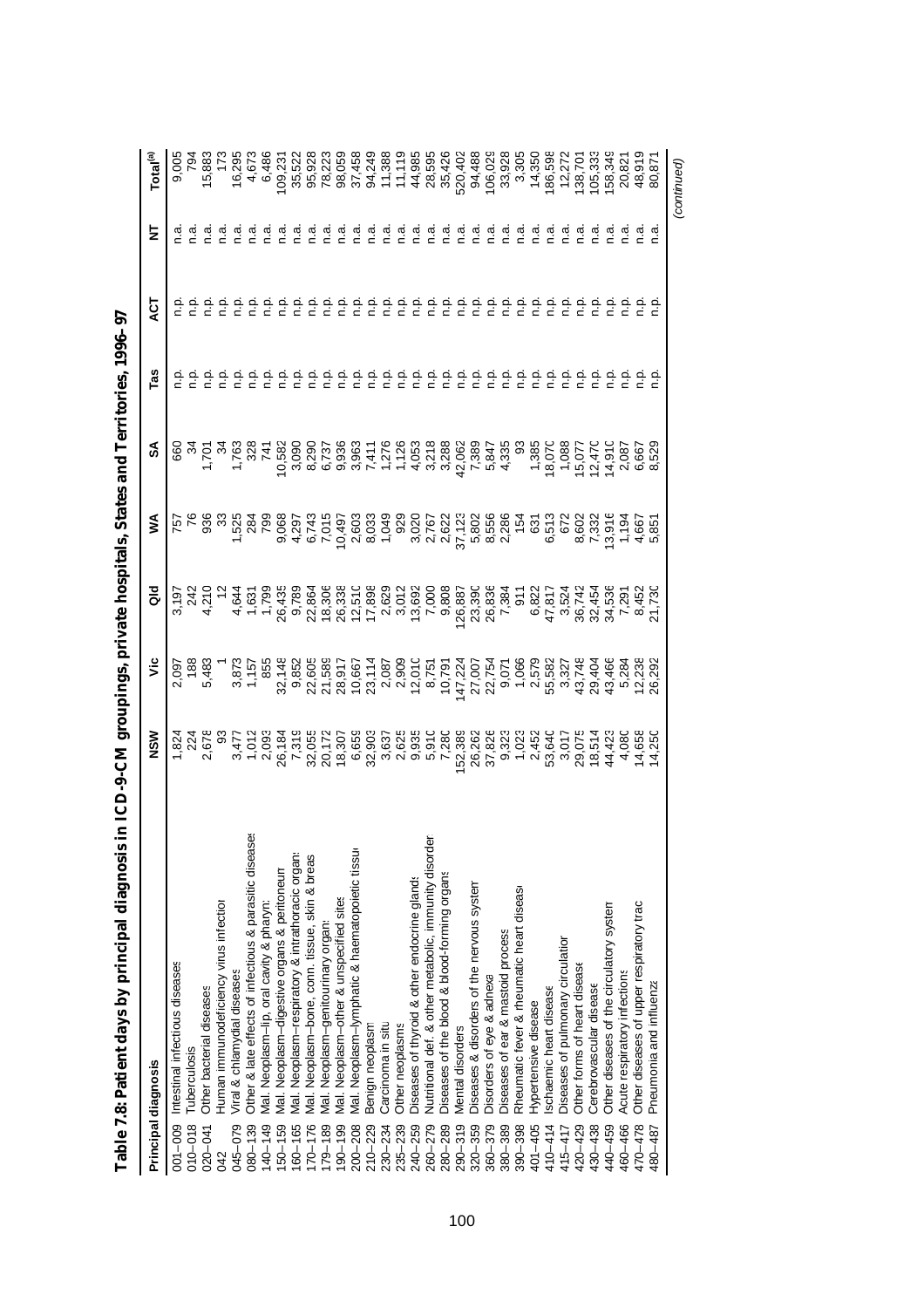**Table 7.8: Patient days by principal diagnosis in ICD-9-CM groupings, private hospitals, States and Territories, 1996–97**

| Principal diagnosis | | NSW | Vic | Qld | WA | SA | Tas | ACT | NT | Total[(a)] |
|---|---|---|---|---|---|---|---|---|---|---|
| 001–009 | Intestinal infectious diseases | 1,824 | 2,097 | 3,197 | 757 | 660 | n.p. | n.p. | n.a. | 9,005 |
| 010–018 | Tuberculosis | 224 | 188 | 242 | 76 | 34 | n.p. | n.p. | n.a. | 794 |
| 020–041 | Other bacterial diseases | 2,678 | 5,483 | 4,210 | 936 | 1,701 | n.p. | n.p. | n.a. | 15,883 |
| 042 | Human immunodeficiency virus infection | 93 | 1 | 12 | 33 | 34 | n.p. | n.p. | n.a. | 173 |
| 045–079 | Viral & chlamydial diseases | 3,477 | 3,873 | 4,644 | 1,525 | 1,763 | n.p. | n.p. | n.a. | 16,295 |
| 080–139 | Other & late effects of infectious & parasitic diseases | 1,012 | 1,157 | 1,631 | 284 | 328 | n.p. | n.p. | n.a. | 4,673 |
| 140–149 | Mal. Neoplasm–lip, oral cavity & pharynx | 2,093 | 855 | 1,799 | 799 | 741 | n.p. | n.p. | n.a. | 6,486 |
| 150–159 | Mal. Neoplasm–digestive organs & peritoneum | 26,184 | 32,148 | 26,435 | 9,068 | 10,582 | n.p. | n.p. | n.a. | 109,231 |
| 160–165 | Mal. Neoplasm–respiratory & intrathoracic organs | 7,319 | 9,852 | 9,789 | 4,297 | 3,090 | n.p. | n.p. | n.a. | 35,522 |
| 170–176 | Mal. Neoplasm–bone, conn. tissue, skin & breast | 32,055 | 22,605 | 22,864 | 6,743 | 8,290 | n.p. | n.p. | n.a. | 95,928 |
| 179–189 | Mal. Neoplasm–genitourinary organs | 20,172 | 21,589 | 18,306 | 7,015 | 6,737 | n.p. | n.p. | n.a. | 78,223 |
| 190–199 | Mal. Neoplasm–other & unspecified sites | 18,307 | 28,917 | 26,338 | 10,497 | 9,936 | n.p. | n.p. | n.a. | 98,059 |
| 200–208 | Mal. Neoplasm–lymphatic & haematopoietic tissue | 6,659 | 10,667 | 12,510 | 2,603 | 3,963 | n.p. | n.p. | n.a. | 37,458 |
| 210–229 | Benign neoplasm | 32,903 | 23,114 | 17,898 | 8,033 | 7,411 | n.p. | n.p. | n.a. | 94,249 |
| 230–234 | Carcinoma in situ | 3,637 | 2,087 | 2,629 | 1,049 | 1,276 | n.p. | n.p. | n.a. | 11,388 |
| 235–239 | Other neoplasms | 2,625 | 2,909 | 3,012 | 929 | 1,126 | n.p. | n.p. | n.a. | 11,119 |
| 240–259 | Diseases of thyroid & other endocrine glands | 9,935 | 12,010 | 13,692 | 3,020 | 4,053 | n.p. | n.p. | n.a. | 44,985 |
| 260–279 | Nutritional def. & other metabolic, immunity disorders | 5,910 | 8,751 | 7,000 | 2,767 | 3,218 | n.p. | n.p. | n.a. | 28,595 |
| 280–289 | Diseases of the blood & blood-forming organs | 7,280 | 10,791 | 9,808 | 2,622 | 3,288 | n.p. | n.p. | n.a. | 35,426 |
| 290–319 | Mental disorders | 152,389 | 147,224 | 126,887 | 37,123 | 42,062 | n.p. | n.p. | n.a. | 520,402 |
| 320–359 | Diseases & disorders of the nervous system | 26,262 | 27,007 | 23,390 | 5,802 | 7,389 | n.p. | n.p. | n.a. | 94,488 |
| 360–379 | Disorders of eye & adnexa | 37,826 | 22,754 | 26,836 | 8,556 | 5,847 | n.p. | n.p. | n.a. | 106,029 |
| 380–389 | Diseases of ear & mastoid process | 9,323 | 9,071 | 7,384 | 2,286 | 4,335 | n.p. | n.p. | n.a. | 33,928 |
| 390–398 | Rheumatic fever & rheumatic heart disease | 1,023 | 1,066 | 911 | 154 | 93 | n.p. | n.p. | n.a. | 3,305 |
| 401–405 | Hypertensive disease | 2,452 | 2,579 | 6,822 | 631 | 1,385 | n.p. | n.p. | n.a. | 14,350 |
| 410–414 | Ischaemic heart disease | 53,640 | 55,582 | 47,817 | 6,513 | 18,070 | n.p. | n.p. | n.a. | 186,598 |
| 415–417 | Diseases of pulmonary circulation | 3,017 | 3,327 | 3,524 | 672 | 1,088 | n.p. | n.p. | n.a. | 12,272 |
| 420–429 | Other forms of heart disease | 29,075 | 43,748 | 36,742 | 8,602 | 15,077 | n.p. | n.p. | n.a. | 138,701 |
| 430–438 | Cerebrovascular disease | 18,514 | 29,404 | 32,454 | 7,332 | 12,470 | n.p. | n.p. | n.a. | 105,333 |
| 440–459 | Other diseases of the circulatory system | 44,423 | 43,466 | 34,536 | 13,916 | 14,910 | n.p. | n.p. | n.a. | 158,349 |
| 460–466 | Acute respiratory infections | 4,080 | 5,284 | 7,291 | 1,194 | 2,087 | n.p. | n.p. | n.a. | 20,821 |
| 470–478 | Other diseases of upper respiratory tract | 14,658 | 12,238 | 8,452 | 4,667 | 6,667 | n.p. | n.p. | n.a. | 48,919 |
| 480–487 | Pneumonia and influenza | 14,250 | 26,292 | 21,730 | 5,851 | 8,529 | n.p. | n.p. | n.a. | 80,871 |

*(continued)*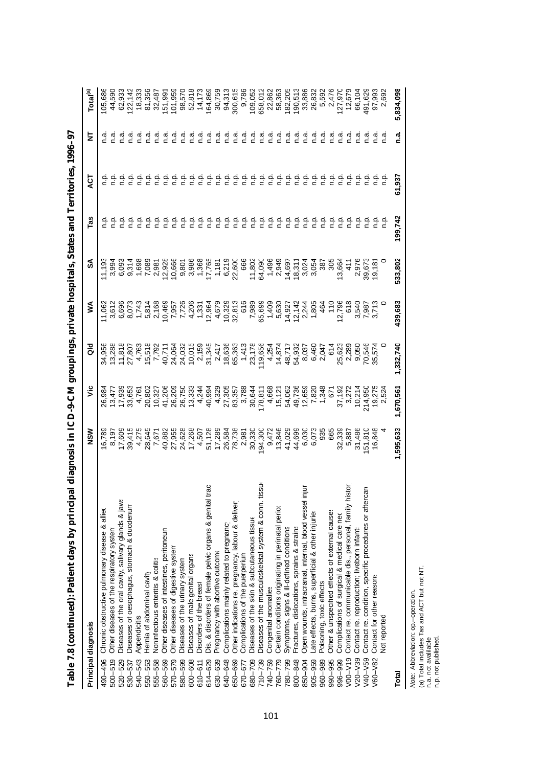# Table 7.8 (continued): Patient days by principal diagnosis in ICD-9-CM groupings, private hospitals, States and Territories, 1996–97

| Principal diagnosis | | NSW | Vic | Qld | WA | SA | Tas | ACT | NT | Total[(a)] |
|---|---|---|---|---|---|---|---|---|---|---|
| 490–496 | Chronic obstructive pulmonary disease & allied | 16,789 | 26,984 | 34,956 | 11,062 | 11,193 | n.p. | n.p. | n.a. | 105,686 |
| 500–519 | Other diseases of the respiratory system | 8,197 | 13,477 | 13,288 | 3,612 | 3,994 | n.p. | n.p. | n.a. | 44,590 |
| 520–529 | Diseases of the oral cavity, salivary glands & jaws | 17,609 | 17,939 | 11,818 | 6,696 | 6,093 | n.p. | n.p. | n.a. | 62,933 |
| 530–537 | Diseases of oesophagus, stomach & duodenum | 39,415 | 33,653 | 27,807 | 8,073 | 9,314 | n.p. | n.p. | n.a. | 122,142 |
| 540–543 | Appendicitis | 4,275 | 4,761 | 4,763 | 1,743 | 1,698 | n.p. | n.p. | n.a. | 18,333 |
| 550–553 | Hernia of abdominal cavity | 28,645 | 20,802 | 15,518 | 5,814 | 7,089 | n.p. | n.p. | n.a. | 81,356 |
| 555–558 | Noninfectious enteritis & colitis | 7,671 | 10,327 | 7,792 | 2,168 | 2,981 | n.p. | n.p. | n.a. | 32,487 |
| 560–569 | Other diseases of intestines, peritoneum | 40,882 | 41,206 | 40,711 | 10,469 | 12,928 | n.p. | n.p. | n.a. | 151,991 |
| 570–579 | Other diseases of digestive system | 27,955 | 26,209 | 24,064 | 7,957 | 10,666 | n.p. | n.p. | n.a. | 101,959 |
| 580–599 | Diseases of the urinary system | 24,628 | 26,750 | 24,032 | 7,726 | 9,801 | n.p. | n.p. | n.a. | 98,570 |
| 600–608 | Diseases of male genital organs | 17,268 | 13,333 | 10,015 | 4,206 | 3,986 | n.p. | n.p. | n.a. | 52,818 |
| 610–611 | Disorders of the breast | 4,507 | 4,244 | 2,159 | 1,331 | 1,368 | n.p. | n.p. | n.a. | 14,173 |
| 614–629 | Dis. & disorders of female pelvic organs & genital tract | 51,128 | 40,994 | 31,345 | 12,964 | 17,765 | n.p. | n.p. | n.a. | 164,869 |
| 630–639 | Pregnancy with abortive outcome | 17,289 | 4,329 | 2,417 | 4,679 | 1,181 | n.p. | n.p. | n.a. | 30,759 |
| 640–648 | Complications mainly related to pregnancy | 26,584 | 27,305 | 18,636 | 10,329 | 6,219 | n.p. | n.p. | n.a. | 94,313 |
| 650–669 | Other indications re. pregnancy, labour & delivery | 78,738 | 83,357 | 65,363 | 32,813 | 22,600 | n.p. | n.p. | n.a. | 300,615 |
| 670–677 | Complications of the puerperium | 2,981 | 3,788 | 1,413 | 616 | 666 | n.p. | n.p. | n.a. | 9,786 |
| 680–709 | Diseases of the skin & subcutaneous tissue | 30,330 | 30,644 | 23,178 | 7,989 | 11,802 | n.p. | n.p. | n.a. | 109,052 |
| 710–739 | Diseases of the musculoskeletal system & conn. tissue | 194,300 | 178,811 | 119,656 | 65,699 | 64,090 | n.p. | n.p. | n.a. | 658,012 |
| 740–759 | Congenital anomalies | 9,472 | 4,668 | 4,254 | 1,409 | 1,496 | n.p. | n.p. | n.a. | 22,862 |
| 760–779 | Certain conditions originating in perinatal period | 13,846 | 15,121 | 14,874 | 5,630 | 2,949 | n.p. | n.p. | n.a. | 58,363 |
| 780–799 | Symptoms, signs & ill-defined conditions | 41,029 | 54,062 | 48,717 | 14,927 | 14,697 | n.p. | n.p. | n.a. | 182,205 |
| 800–848 | Fractures, dislocations, sprains & strains | 44,699 | 49,736 | 54,932 | 12,142 | 18,311 | n.p. | n.p. | n.a. | 190,513 |
| 850–904 | Open wounds, intracranial, internal, blood vessel injury | 6,030 | 12,659 | 8,037 | 2,244 | 3,024 | n.p. | n.p. | n.a. | 33,886 |
| 905–959 | Late effects, burns, superficial & other injuries | 6,073 | 7,820 | 6,460 | 1,805 | 3,054 | n.p. | n.p. | n.a. | 26,832 |
| 960–989 | Poisoning, toxic effects | 935 | 1,348 | 2,047 | 464 | 387 | n.p. | n.p. | n.a. | 5,592 |
| 990–995 | Other & unspecified effects of external causes | 665 | 671 | 614 | 110 | 305 | n.p. | n.p. | n.a. | 2,476 |
| 996–999 | Complications of surgical & medical care nec | 32,339 | 37,192 | 25,623 | 12,796 | 13,664 | n.p. | n.p. | n.a. | 127,970 |
| V00–V19 | Contact re. communicable dis., personal, family history | 5,887 | 3,272 | 2,289 | 618 | 411 | n.p. | n.p. | n.a. | 12,679 |
| V20–V39 | Contact re. reproduction; liveborn infants | 31,486 | 10,214 | 9,050 | 3,540 | 2,976 | n.p. | n.p. | n.a. | 66,104 |
| V40–V59 | Contact re. condition, specific procedures or aftercare | 151,810 | 214,950 | 70,546 | 7,987 | 39,673 | n.p. | n.p. | n.a. | 491,629 |
| V60–V82 | Contact for other reasons | 16,848 | 19,275 | 35,574 | 3,713 | 19,181 | n.p. | n.p. | n.a. | 97,993 |
| | Not reported | 4 | 2,524 | 0 | 0 | 0 | n.p. | n.p. | n.a. | 2,692 |
| **Total** | | **1,595,633** | **1,670,561** | **1,332,740** | **439,683** | **533,802** | **199,742** | **61,937** | **n.a.** | **5,834,098** |

*Note:* Abbreviation: op.—operation.

(a) Total includes Tas and ACT but not NT.

n.a. not available.

n.p. not published.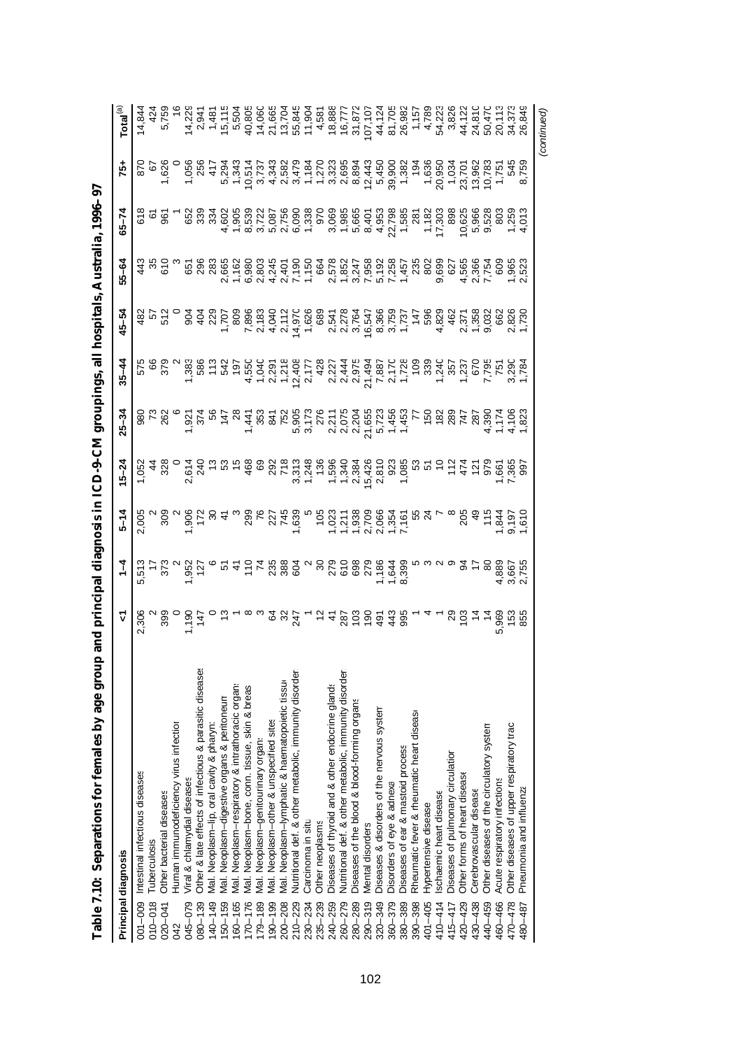**Table 7.10: Separations for females by age group and principal diagnosis in ICD-9-CM groupings, all hospitals, Australia, 1996–97**

| Principal diagnosis | | <1 | 1–4 | 5–14 | 15–24 | 25–34 | 35–44 | 45–54 | 55–64 | 65–74 | 75+ | Total[(a)] |
|---|---|---|---|---|---|---|---|---|---|---|---|---|
| 001–009 | Intestinal infectious diseases | 2,306 | 5,513 | 2,005 | 1,052 | 980 | 575 | 482 | 443 | 618 | 870 | 14,844 |
| 010–018 | Tuberculosis | 2 | 17 | 2 | 44 | 73 | 66 | 57 | 35 | 61 | 67 | 424 |
| 020–041 | Other bacterial diseases | 399 | 373 | 309 | 328 | 262 | 379 | 512 | 610 | 961 | 1,626 | 5,759 |
| 042 | Human immunodeficiency virus infection | 0 | 2 | 2 | 0 | 6 | 2 | 0 | 3 | 1 | 0 | 16 |
| 045–079 | Viral & chlamydial diseases | 1,190 | 1,952 | 1,906 | 2,614 | 1,921 | 1,383 | 904 | 651 | 652 | 1,056 | 14,229 |
| 080–139 | Other & late effects of infectious & parasitic diseases | 147 | 127 | 172 | 240 | 374 | 586 | 404 | 296 | 339 | 256 | 2,941 |
| 140–149 | Mal. Neoplasm–lip, oral cavity & pharynx | 0 | 6 | 30 | 13 | 56 | 113 | 229 | 283 | 334 | 417 | 1,481 |
| 150–159 | Mal. Neoplasm–digestive organs & peritoneum | 13 | 51 | 41 | 53 | 147 | 542 | 1,707 | 2,665 | 4,602 | 5,294 | 15,115 |
| 160–165 | Mal. Neoplasm–respiratory & intrathoracic organs | 1 | 41 | 3 | 15 | 28 | 197 | 809 | 1,162 | 1,905 | 1,343 | 5,504 |
| 170–176 | Mal. Neoplasm–bone, conn. tissue, skin & breast | 8 | 110 | 299 | 468 | 1,441 | 4,550 | 7,896 | 6,980 | 8,539 | 10,514 | 40,805 |
| 179–189 | Mal. Neoplasm–genitourinary organs | 3 | 74 | 76 | 69 | 353 | 1,040 | 2,183 | 2,803 | 3,722 | 3,737 | 14,060 |
| 190–199 | Mal. Neoplasm–other & unspecified sites | 64 | 235 | 227 | 292 | 841 | 2,291 | 4,040 | 4,245 | 5,087 | 4,343 | 21,665 |
| 200–208 | Mal. Neoplasm–lymphatic & haematopoietic tissue | 32 | 388 | 745 | 718 | 752 | 1,218 | 2,112 | 2,401 | 2,756 | 2,582 | 13,704 |
| 210–229 | Nutritional def. & other metabolic, immunity disorders | 247 | 604 | 1,639 | 3,313 | 5,905 | 12,408 | 14,970 | 7,190 | 6,090 | 3,479 | 55,845 |
| 230–234 | Carcinoma in situ | 1 | 2 | 5 | 1,248 | 3,173 | 2,177 | 1,626 | 1,150 | 1,338 | 1,184 | 11,904 |
| 235–239 | Other neoplasms | 12 | 30 | 105 | 136 | 276 | 428 | 689 | 664 | 970 | 1,270 | 4,581 |
| 240–259 | Diseases of thyroid and & other endocrine glands | 41 | 279 | 1,023 | 1,596 | 2,211 | 2,227 | 2,541 | 2,578 | 3,069 | 3,323 | 18,888 |
| 260–279 | Nutritional def. & other metabolic, immunity disorders | 287 | 610 | 1,211 | 1,340 | 2,075 | 2,444 | 2,278 | 1,852 | 1,985 | 2,695 | 16,777 |
| 280–289 | Diseases of the blood & blood-forming organs | 103 | 698 | 1,938 | 2,384 | 2,204 | 2,975 | 3,764 | 3,247 | 5,665 | 8,894 | 31,872 |
| 290–319 | Mental disorders | 190 | 279 | 2,709 | 15,426 | 21,655 | 21,494 | 16,547 | 7,958 | 8,401 | 12,443 | 107,107 |
| 320–349 | Diseases & disorders of the nervous system | 491 | 1,186 | 2,066 | 2,810 | 5,723 | 7,887 | 8,366 | 5,192 | 4,953 | 5,450 | 44,124 |
| 360–379 | Disorders of eye & adnexa | 443 | 1,644 | 1,354 | 923 | 1,456 | 2,170 | 3,759 | 7,258 | 22,798 | 39,900 | 81,705 |
| 380–389 | Diseases of ear & mastoid process | 995 | 8,399 | 7,161 | 1,085 | 1,453 | 1,728 | 1,737 | 1,457 | 1,585 | 1,382 | 26,982 |
| 390–398 | Rheumatic fever & rheumatic heart disease | 1 | 5 | 55 | 53 | 77 | 109 | 147 | 235 | 281 | 194 | 1,157 |
| 401–405 | Hypertensive disease | 4 | 3 | 24 | 51 | 150 | 339 | 596 | 802 | 1,182 | 1,636 | 4,789 |
| 410–414 | Ischaemic heart disease | 1 | 2 | 7 | 10 | 182 | 1,240 | 4,829 | 9,699 | 17,303 | 20,950 | 54,223 |
| 415–417 | Diseases of pulmonary circulation | 29 | 9 | 8 | 112 | 289 | 357 | 462 | 627 | 898 | 1,034 | 3,826 |
| 420–429 | Other forms of heart disease | 103 | 94 | 205 | 474 | 747 | 1,237 | 2,371 | 4,565 | 10,625 | 23,701 | 44,122 |
| 430–438 | Cerebrovascular disease | 14 | 17 | 49 | 121 | 287 | 670 | 1,358 | 2,366 | 5,966 | 13,962 | 24,810 |
| 440–459 | Other diseases of the circulatory system | 14 | 80 | 115 | 979 | 4,390 | 7,795 | 9,032 | 7,754 | 9,528 | 10,783 | 50,470 |
| 460–466 | Acute respiratory infections | 5,969 | 4,889 | 1,844 | 1,661 | 1,174 | 751 | 662 | 609 | 803 | 1,751 | 20,113 |
| 470–478 | Other diseases of upper respiratory tract | 153 | 3,667 | 9,197 | 7,365 | 4,106 | 3,290 | 2,826 | 1,965 | 1,259 | 545 | 34,373 |
| 480–487 | Pneumonia and influenza | 855 | 2,755 | 1,610 | 997 | 1,823 | 1,784 | 1,730 | 2,523 | 4,013 | 8,759 | 26,849 |

*(continued)*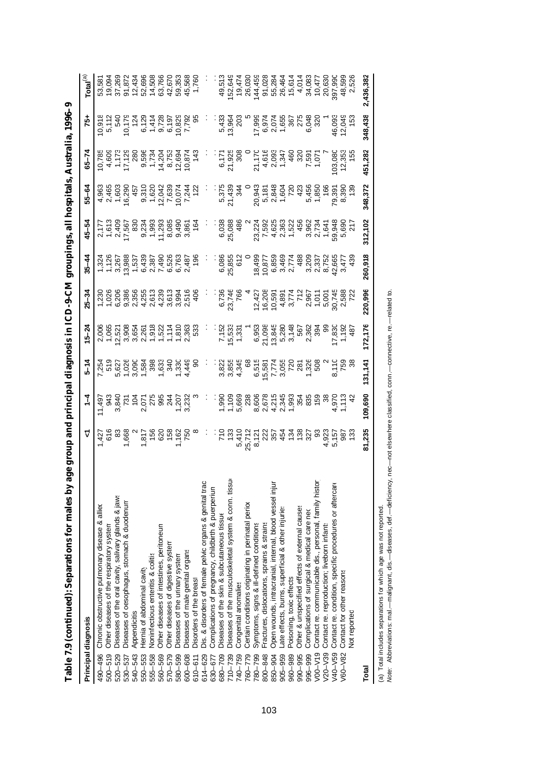**Table 7.9 (continued): Separations for males by age group and principal diagnosis in ICD-9-CM groupings, all hospitals, Australia, 1996–9**

| Principal diagnosis | | <1 | 1–4 | 5–14 | 15–24 | 25–34 | 35–44 | 45–54 | 55–64 | 65–74 | 75+ | Total[(a)] |
|---|---|---|---|---|---|---|---|---|---|---|---|---|
| 490–496 | Chronic obstructive pulmonary disease & allied | 1,427 | 11,497 | 7,254 | 2,006 | 1,230 | 1,324 | 2,177 | 4,963 | 10,785 | 10,918 | 53,581 |
| 500–519 | Other diseases of the respiratory system | 616 | 943 | 519 | 1,065 | 1,026 | 1,126 | 1,613 | 2,465 | 4,609 | 5,112 | 19,094 |
| 520–529 | Diseases of the oral cavity, salivary glands & jaws | 83 | 3,840 | 5,627 | 12,521 | 6,206 | 3,267 | 2,409 | 1,603 | 1,173 | 540 | 37,269 |
| 530–537 | Diseases of oesophagus, stomach & duodenum | 1,668 | 731 | 1,026 | 3,908 | 9,386 | 13,988 | 17,567 | 16,290 | 17,129 | 10,179 | 91,872 |
| 540–543 | Appendicitis | 2 | 104 | 3,090 | 3,654 | 2,356 | 1,537 | 830 | 457 | 280 | 124 | 12,434 |
| 550–553 | Hernia of abdominal cavity | 1,817 | 2,071 | 1,584 | 2,261 | 4,255 | 6,439 | 9,234 | 9,310 | 9,596 | 6,129 | 52,696 |
| 555–558 | Noninfectious enteritis & colitis | 156 | 275 | 398 | 1,918 | 2,613 | 2,387 | 1,993 | 1,620 | 1,734 | 1,414 | 14,508 |
| 560–569 | Other diseases of intestines, peritoneum | 620 | 995 | 1,633 | 1,522 | 4,239 | 7,490 | 11,293 | 12,042 | 14,204 | 9,728 | 63,766 |
| 570–579 | Other diseases of digestive system | 158 | 244 | 340 | 1,114 | 3,613 | 6,526 | 8,085 | 7,639 | 8,753 | 6,197 | 42,670 |
| 580–599 | Diseases of the urinary system | 1,162 | 1,207 | 1,330 | 1,810 | 3,994 | 6,763 | 9,490 | 10,074 | 12,694 | 10,829 | 59,353 |
| 600–608 | Diseases of male genital organs | 750 | 3,232 | 4,449 | 2,363 | 2,516 | 2,487 | 3,861 | 7,244 | 10,874 | 7,792 | 45,568 |
| 610–611 | Disorders of the breast | 8 | 3 | 90 | 533 | 406 | 196 | 164 | 122 | 143 | 95 | 1,760 |
| 614–629 | Dis. & disorders of female pelvic organs & genital tract | . . | . . | . . | . . | . . | . . | . . | . . | . . | . . | . . |
| 630–677 | Complications of pregnancy, childbirth & puerperium | . . | . . | . . | . . | . . | . . | . . | . . | . . | . . | . . |
| 680–709 | Diseases of the skin & subcutaneous tissue | 710 | 1,990 | 3,822 | 7,152 | 6,736 | 6,086 | 6,038 | 5,375 | 6,171 | 5,433 | 49,513 |
| 710–739 | Diseases of the musculoskeletal system & conn. tissue | 133 | 1,109 | 3,855 | 15,533 | 23,746 | 25,855 | 25,088 | 21,439 | 21,925 | 13,964 | 152,649 |
| 740–759 | Congenital anomalies | 5,410 | 5,669 | 4,345 | 1,331 | 766 | 612 | 486 | 344 | 308 | 203 | 19,474 |
| 760–779 | Certain conditions originating in perinatal period | 25,712 | 238 | 68 | 1 | 4 | 0 | 2 | 0 | 0 | 5 | 26,030 |
| 780–799 | Symptoms, signs & ill-defined conditions | 8,121 | 8,606 | 6,515 | 6,953 | 12,427 | 18,499 | 23,224 | 20,943 | 21,170 | 17,999 | 144,459 |
| 800–848 | Fractures, dislocations, sprains & strains | 222 | 2,678 | 15,581 | 21,098 | 16,208 | 10,877 | 7,592 | 5,181 | 4,616 | 6,974 | 91,028 |
| 850–904 | Open wounds, intracranial, internal, blood vessel injury | 357 | 4,215 | 7,774 | 13,845 | 10,591 | 6,859 | 4,625 | 2,848 | 2,093 | 2,074 | 55,284 |
| 905–959 | Late effects, burns, superficial & other injuries | 454 | 2,345 | 3,055 | 5,280 | 4,891 | 3,469 | 2,363 | 1,604 | 1,347 | 1,655 | 26,464 |
| 960–989 | Poisoning, toxic effects | 134 | 1,993 | 720 | 3,148 | 3,774 | 2,774 | 1,522 | 720 | 460 | 367 | 15,614 |
| 990–995 | Other & unspecified effects of external causes | 138 | 354 | 281 | 567 | 712 | 488 | 456 | 423 | 320 | 275 | 4,014 |
| 996–999 | Complications of surgical & medical care nec | 327 | 835 | 1,326 | 2,362 | 2,967 | 3,209 | 3,962 | 5,456 | 7,591 | 6,048 | 34,083 |
| V00–V19 | Contact re. communicable dis., personal, family history | 93 | 159 | 508 | 394 | 1,011 | 2,337 | 2,734 | 1,850 | 1,071 | 320 | 10,477 |
| V20–V39 | Contact re. reproduction; liveborn infants | 4,923 | 38 | 2 | 99 | 5,001 | 8,752 | 1,641 | 166 | 7 | 1 | 20,630 |
| V40–V59 | Contact re. condition, specific procedures or aftercare | 5,157 | 4,970 | 8,110 | 17,830 | 30,745 | 42,665 | 59,948 | 79,391 | 103,080 | 46,093 | 397,990 |
| V60–V82 | Contact for other reasons | 987 | 1,113 | 759 | 1,192 | 2,588 | 3,477 | 5,690 | 8,390 | 12,353 | 12,049 | 48,599 |
| | Not reported | 133 | 42 | 38 | 487 | 722 | 439 | 217 | 139 | 155 | 153 | 2,526 |
| **Total** | | **81,235** | **109,690** | **131,141** | **172,176** | **220,996** | **260,918** | **312,102** | **348,372** | **451,282** | **348,438** | **2,436,382** |

(a) Total includes separations for which age was not reported.

*Note:* Abbreviations: mal.—malignant, dis.—diseases, def.—deficiency, nec—not elsewhere classified, conn.—connective, re.—related to.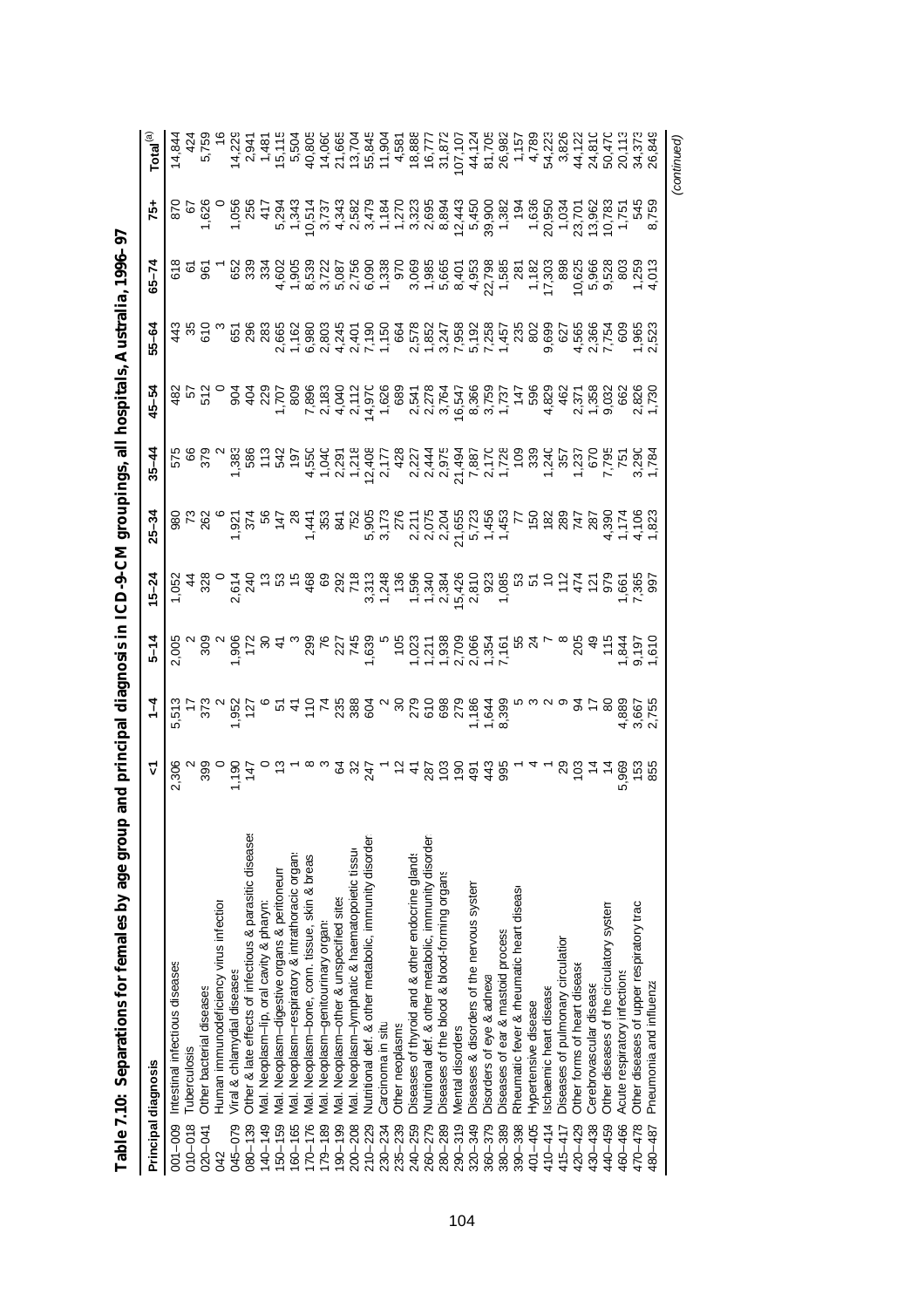# Table 7.10: Separations for females by age group and principal diagnosis in ICD-9-CM groupings, all hospitals, Australia, 1996–97

| Principal diagnosis | | <1 | 1–4 | 5–14 | 15–24 | 25–34 | 35–44 | 45–54 | 55–64 | 65–74 | 75+ | Total[(a)] |
|---|---|---|---|---|---|---|---|---|---|---|---|---|
| 001–009 | Intestinal infectious diseases | 2,306 | 5,513 | 2,005 | 1,052 | 980 | 575 | 482 | 443 | 618 | 870 | 14,844 |
| 010–018 | Tuberculosis | 2 | 17 | 2 | 44 | 73 | 66 | 57 | 35 | 61 | 67 | 424 |
| 020–041 | Other bacterial diseases | 399 | 373 | 309 | 328 | 262 | 379 | 512 | 610 | 961 | 1,626 | 5,759 |
| 042 | Human immunodeficiency virus infection | 0 | 2 | 2 | 0 | 6 | 2 | 0 | 3 | 1 | 0 | 16 |
| 045–079 | Viral & chlamydial diseases | 1,190 | 1,952 | 1,906 | 2,614 | 1,921 | 1,383 | 904 | 651 | 652 | 1,056 | 14,229 |
| 080–139 | Other & late effects of infectious & parasitic diseases | 147 | 127 | 172 | 240 | 374 | 586 | 404 | 296 | 339 | 256 | 2,941 |
| 140–149 | Mal. Neoplasm–lip, oral cavity & pharynx | 0 | 6 | 30 | 13 | 56 | 113 | 229 | 283 | 334 | 417 | 1,481 |
| 150–159 | Mal. Neoplasm–digestive organs & peritoneum | 13 | 51 | 41 | 53 | 147 | 542 | 1,707 | 2,665 | 4,602 | 5,294 | 15,115 |
| 160–165 | Mal. Neoplasm–respiratory & intrathoracic organs | 1 | 41 | 3 | 15 | 28 | 197 | 809 | 1,162 | 1,905 | 1,343 | 5,504 |
| 170–176 | Mal. Neoplasm–bone, conn. tissue, skin & breast | 8 | 110 | 299 | 468 | 1,441 | 4,550 | 7,896 | 6,980 | 8,539 | 10,514 | 40,805 |
| 179–189 | Mal. Neoplasm–genitourinary organs | 3 | 74 | 76 | 69 | 353 | 1,040 | 2,183 | 2,803 | 3,722 | 3,737 | 14,060 |
| 190–199 | Mal. Neoplasm–other & unspecified sites | 64 | 235 | 227 | 292 | 841 | 2,291 | 4,040 | 4,245 | 5,087 | 4,343 | 21,665 |
| 200–208 | Mal. Neoplasm–lymphatic & haematopoietic tissue | 32 | 388 | 745 | 718 | 752 | 1,218 | 2,112 | 2,401 | 2,756 | 2,582 | 13,704 |
| 210–229 | Nutritional def. & other metabolic, immunity disorder | 247 | 604 | 1,639 | 3,313 | 5,905 | 12,408 | 14,970 | 7,190 | 6,090 | 3,479 | 55,845 |
| 230–234 | Carcinoma in situ | 1 | 2 | 5 | 1,248 | 3,173 | 2,177 | 1,626 | 1,150 | 1,338 | 1,184 | 11,904 |
| 235–239 | Other neoplasms | 12 | 30 | 105 | 136 | 276 | 428 | 689 | 664 | 970 | 1,270 | 4,581 |
| 240–259 | Diseases of thyroid and & other endocrine glands | 41 | 279 | 1,023 | 1,596 | 2,211 | 2,227 | 2,541 | 2,578 | 3,069 | 3,323 | 18,888 |
| 260–279 | Nutritional def. & other metabolic, immunity disorder | 287 | 610 | 1,211 | 1,340 | 2,075 | 2,444 | 2,278 | 1,852 | 1,985 | 2,695 | 16,777 |
| 280–289 | Diseases of the blood & blood-forming organs | 103 | 698 | 1,938 | 2,384 | 2,204 | 2,975 | 3,764 | 3,247 | 5,665 | 8,894 | 31,872 |
| 290–319 | Mental disorders | 190 | 279 | 2,709 | 15,426 | 21,655 | 21,494 | 16,547 | 7,958 | 8,401 | 12,443 | 107,107 |
| 320–349 | Diseases & disorders of the nervous system | 491 | 1,186 | 2,066 | 2,810 | 5,723 | 7,887 | 8,366 | 5,192 | 4,953 | 5,450 | 44,124 |
| 360–379 | Disorders of eye & adnexa | 443 | 1,644 | 1,354 | 923 | 1,456 | 2,170 | 3,759 | 7,258 | 22,798 | 39,900 | 81,705 |
| 380–389 | Diseases of ear & mastoid process | 995 | 8,399 | 7,161 | 1,085 | 1,453 | 1,728 | 1,737 | 1,457 | 1,585 | 1,382 | 26,982 |
| 390–398 | Rheumatic fever & rheumatic heart disease | 1 | 5 | 55 | 53 | 77 | 109 | 147 | 235 | 281 | 194 | 1,157 |
| 401–405 | Hypertensive disease | 4 | 3 | 24 | 51 | 150 | 339 | 596 | 802 | 1,182 | 1,636 | 4,789 |
| 410–414 | Ischaemic heart disease | 1 | 2 | 7 | 10 | 182 | 1,240 | 4,829 | 9,699 | 17,303 | 20,950 | 54,223 |
| 415–417 | Diseases of pulmonary circulation | 29 | 9 | 8 | 112 | 289 | 357 | 462 | 627 | 898 | 1,034 | 3,826 |
| 420–429 | Other forms of heart disease | 103 | 94 | 205 | 474 | 747 | 1,237 | 2,371 | 4,565 | 10,625 | 23,701 | 44,122 |
| 430–438 | Cerebrovascular disease | 14 | 17 | 49 | 121 | 287 | 670 | 1,358 | 2,366 | 5,966 | 13,962 | 24,810 |
| 440–459 | Other diseases of the circulatory system | 14 | 80 | 115 | 979 | 4,390 | 7,795 | 9,032 | 7,754 | 9,528 | 10,783 | 50,470 |
| 460–466 | Acute respiratory infections | 5,969 | 4,889 | 1,844 | 1,661 | 1,174 | 751 | 662 | 609 | 803 | 1,751 | 20,113 |
| 470–478 | Other diseases of upper respiratory tract | 153 | 3,667 | 9,197 | 7,365 | 4,106 | 3,290 | 2,826 | 1,965 | 1,259 | 545 | 34,373 |
| 480–487 | Pneumonia and influenza | 855 | 2,755 | 1,610 | 997 | 1,823 | 1,784 | 1,730 | 2,523 | 4,013 | 8,759 | 26,849 |

*(continued)*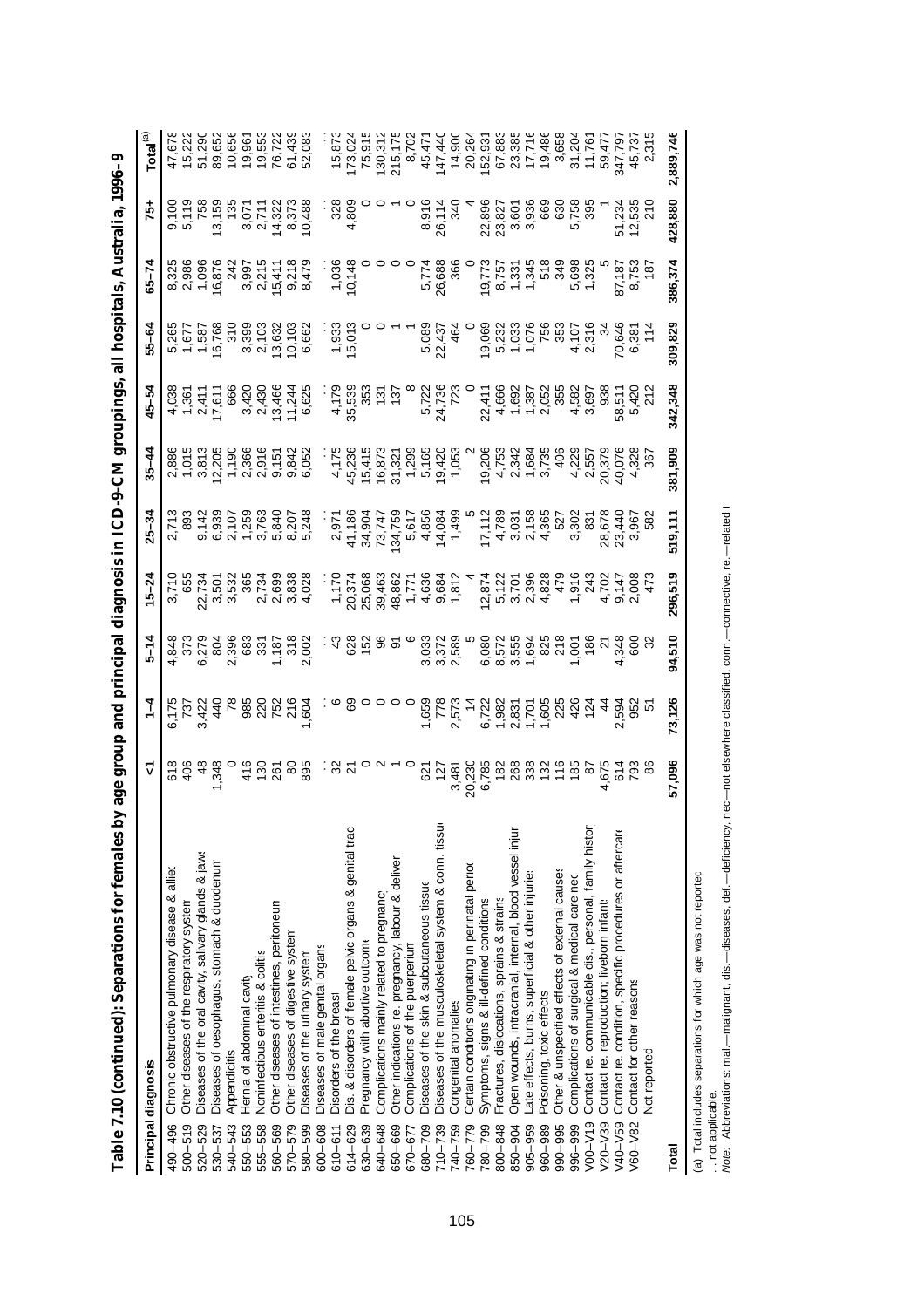## Table 7.10 (continued): Separations for females by age group and principal diagnosis in ICD-9-CM groupings, all hospitals, Australia, 1996–97

| Principal diagnosis | | <1 | 1–4 | 5–14 | 15–24 | 25–34 | 35–44 | 45–54 | 55–64 | 65–74 | 75+ | Total[(a)] |
|---|---|---|---|---|---|---|---|---|---|---|---|---|
| 490–496 | Chronic obstructive pulmonary disease & allied | 618 | 6,175 | 4,848 | 3,710 | 2,713 | 2,886 | 4,038 | 5,265 | 8,325 | 9,100 | 47,678 |
| 500–519 | Other diseases of the respiratory system | 406 | 737 | 373 | 655 | 893 | 1,015 | 1,361 | 1,677 | 2,986 | 5,119 | 15,222 |
| 520–529 | Diseases of the oral cavity, salivary glands & jaws | 48 | 3,422 | 6,279 | 22,734 | 9,142 | 3,813 | 2,411 | 1,587 | 1,096 | 758 | 51,290 |
| 530–537 | Diseases of oesophagus, stomach & duodenum | 1,348 | 440 | 804 | 3,501 | 6,939 | 12,205 | 17,611 | 16,768 | 16,876 | 13,159 | 89,652 |
| 540–543 | Appendicitis | 0 | 78 | 2,396 | 3,532 | 2,107 | 1,190 | 666 | 310 | 242 | 135 | 10,656 |
| 550–553 | Hernia of abdominal cavity | 416 | 985 | 683 | 365 | 1,259 | 2,366 | 3,420 | 3,399 | 3,997 | 3,071 | 19,961 |
| 555–558 | Noninfectious enteritis & colitis | 130 | 220 | 331 | 2,734 | 3,763 | 2,916 | 2,430 | 2,103 | 2,215 | 2,711 | 19,553 |
| 560–569 | Other diseases of intestines, peritoneum | 261 | 752 | 1,187 | 2,699 | 5,840 | 9,151 | 13,466 | 13,632 | 15,411 | 14,322 | 76,722 |
| 570–579 | Other diseases of digestive system | 80 | 216 | 318 | 3,838 | 8,207 | 9,842 | 11,244 | 10,103 | 9,218 | 8,373 | 61,439 |
| 580–599 | Diseases of the urinary system | 895 | 1,604 | 2,002 | 4,028 | 5,248 | 6,052 | 6,625 | 6,662 | 8,479 | 10,488 | 52,083 |
| 600–608 | Diseases of male genital organs | . . | . . | . . | . . | . . | . . | . . | . . | . . | . . | . . |
| 610–611 | Disorders of the breast | 32 | 6 | 43 | 1,170 | 2,971 | 4,175 | 4,179 | 1,933 | 1,036 | 328 | 15,873 |
| 614–629 | Dis. & disorders of female pelvic organs & genital tract | 21 | 69 | 628 | 20,374 | 41,186 | 45,236 | 35,539 | 15,013 | 10,148 | 4,809 | 173,024 |
| 630–639 | Pregnancy with abortive outcome | 0 | 0 | 152 | 25,068 | 34,904 | 15,415 | 353 | 0 | 0 | 0 | 75,915 |
| 640–648 | Complications mainly related to pregnancy | 2 | 0 | 96 | 39,463 | 73,747 | 16,873 | 131 | 0 | 0 | 0 | 130,312 |
| 650–669 | Other indications re. pregnancy, labour & delivery | 1 | 0 | 91 | 48,862 | 134,759 | 31,321 | 137 | 1 | 0 | 1 | 215,175 |
| 670–677 | Complications of the puerperium | 0 | 0 | 6 | 1,771 | 5,617 | 1,299 | 8 | 1 | 0 | 0 | 8,702 |
| 680–709 | Diseases of the skin & subcutaneous tissue | 621 | 1,659 | 3,033 | 4,636 | 4,856 | 5,165 | 5,722 | 5,089 | 5,774 | 8,916 | 45,471 |
| 710–739 | Diseases of the musculoskeletal system & conn. tissue | 127 | 778 | 3,372 | 9,684 | 14,084 | 19,420 | 24,736 | 22,437 | 26,688 | 26,114 | 147,440 |
| 740–759 | Congenital anomalies | 3,481 | 2,573 | 2,589 | 1,812 | 1,499 | 1,053 | 723 | 464 | 366 | 340 | 14,900 |
| 760–779 | Certain conditions originating in perinatal period | 20,230 | 14 | 5 | 4 | 5 | 2 | 0 | 0 | 0 | 4 | 20,264 |
| 780–799 | Symptoms, signs & ill-defined conditions | 6,785 | 6,722 | 6,080 | 12,874 | 17,112 | 19,206 | 22,411 | 19,069 | 19,773 | 22,896 | 152,931 |
| 800–848 | Fractures, dislocations, sprains & strains | 182 | 1,982 | 8,572 | 5,122 | 4,789 | 4,753 | 4,666 | 5,232 | 8,757 | 23,827 | 67,883 |
| 850–904 | Open wounds, intracranial, internal, blood vessel injury | 268 | 2,831 | 3,555 | 3,701 | 3,031 | 2,342 | 1,692 | 1,033 | 1,331 | 3,601 | 23,385 |
| 905–959 | Late effects, burns, superficial & other injuries | 338 | 1,701 | 1,694 | 2,396 | 2,158 | 1,684 | 1,387 | 1,076 | 1,345 | 3,936 | 17,716 |
| 960–989 | Poisoning, toxic effects | 132 | 1,605 | 825 | 4,828 | 4,365 | 3,735 | 2,052 | 756 | 518 | 669 | 19,486 |
| 990–995 | Other & unspecified effects of external causes | 116 | 225 | 218 | 479 | 527 | 406 | 355 | 353 | 349 | 630 | 3,658 |
| 996–999 | Complications of surgical & medical care nec | 185 | 426 | 1,001 | 1,916 | 3,302 | 4,229 | 4,582 | 4,107 | 5,698 | 5,758 | 31,204 |
| V00–V19 | Contact re. communicable dis., personal, family history | 87 | 124 | 186 | 243 | 831 | 2,557 | 3,697 | 2,316 | 1,325 | 395 | 11,761 |
| V20–V39 | Contact re. reproduction; liveborn infants | 4,675 | 44 | 21 | 4,702 | 28,678 | 20,379 | 938 | 34 | 5 | 1 | 59,477 |
| V40–V59 | Contact re. condition, specific procedures or aftercare | 614 | 2,594 | 4,348 | 9,147 | 23,440 | 40,076 | 58,511 | 70,646 | 87,187 | 51,234 | 347,797 |
| V60–V82 | Contact for other reasons | 793 | 952 | 600 | 2,008 | 3,967 | 4,328 | 5,420 | 6,381 | 8,753 | 12,535 | 45,737 |
| | Not reported | 86 | 51 | 32 | 473 | 582 | 367 | 212 | 114 | 187 | 210 | 2,315 |
| **Total** | | **57,096** | **73,126** | **94,510** | **296,519** | **519,111** | **381,909** | **342,348** | **309,829** | **386,374** | **428,880** | **2,889,746** |

(a) Total includes separations for which age was not reported.

. . not applicable.

*Note:* Abbreviations: mal.—malignant, dis.—diseases, def.—deficiency, nec—not elsewhere classified, conn.—connective, re.—related to.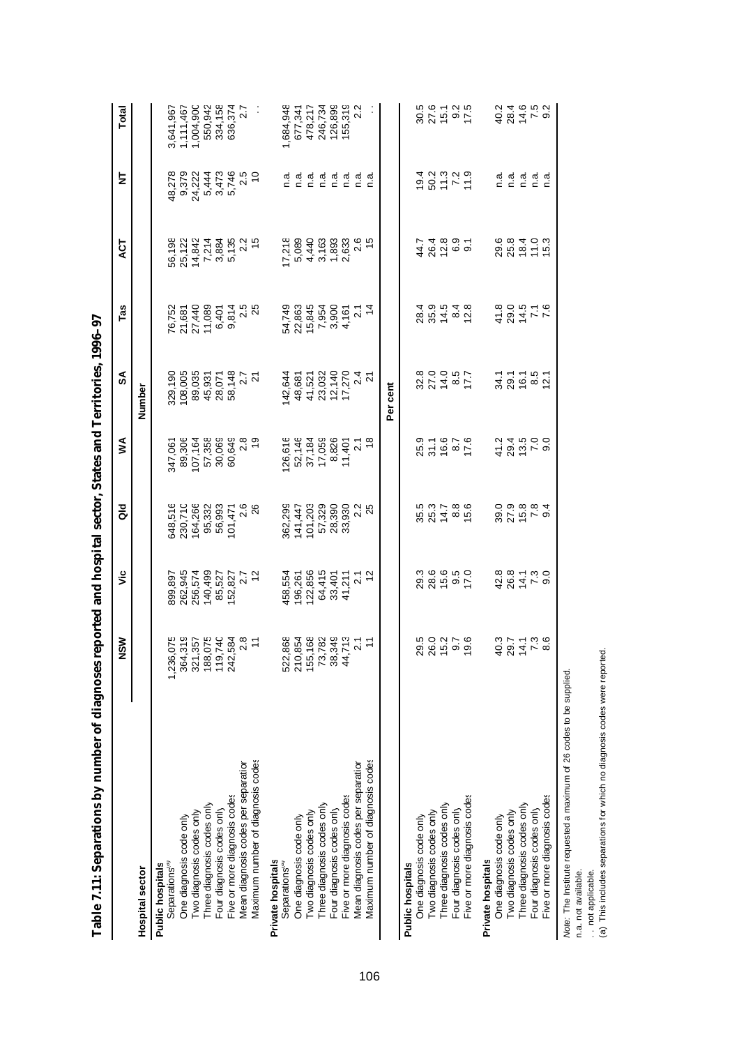**Table 7.11: Separations by number of diagnoses reported and hospital sector, States and Territories, 1996–97**

| Hospital sector | NSW | Vic | Qld | WA | SA | Tas | ACT | NT | Total |
|---|---|---|---|---|---|---|---|---|---|
| | | | | | Number | | | | |
| **Public hospitals** | | | | | | | | | |
| Separations[(a)] | 1,236,075 | 899,897 | 648,516 | 347,061 | 329,190 | 76,752 | 56,198 | 48,278 | 3,641,967 |
| One diagnosis code only | 364,319 | 262,945 | 230,710 | 89,306 | 108,005 | 21,681 | 25,122 | 9,379 | 1,111,467 |
| Two diagnosis codes only | 321,357 | 256,574 | 164,266 | 107,164 | 89,035 | 27,440 | 14,842 | 24,222 | 1,004,900 |
| Three diagnosis codes only | 188,075 | 140,499 | 95,332 | 57,358 | 45,931 | 11,089 | 7,214 | 5,444 | 550,942 |
| Four diagnosis codes only | 119,740 | 85,527 | 56,993 | 30,069 | 28,071 | 6,401 | 3,884 | 3,473 | 334,158 |
| Five or more diagnosis codes | 242,584 | 152,827 | 101,471 | 60,649 | 58,148 | 9,814 | 5,135 | 5,746 | 636,374 |
| Mean diagnosis codes per separation | 2.8 | 2.7 | 2.6 | 2.8 | 2.7 | 2.5 | 2.2 | 2.5 | 2.7 |
| Maximum number of diagnosis codes | 11 | 12 | 26 | 19 | 21 | 25 | 15 | 10 | . . |
| **Private hospitals** | | | | | | | | | |
| Separations[(a)] | 522,868 | 458,554 | 362,299 | 126,616 | 142,644 | 54,749 | 17,218 | n.a. | 1,684,948 |
| One diagnosis code only | 210,854 | 196,261 | 141,447 | 52,146 | 48,681 | 22,863 | 5,089 | n.a. | 677,341 |
| Two diagnosis codes only | 155,168 | 122,856 | 101,203 | 37,184 | 41,521 | 15,845 | 4,440 | n.a. | 478,217 |
| Three diagnosis codes only | 73,782 | 64,415 | 57,329 | 17,059 | 23,032 | 7,954 | 3,163 | n.a. | 246,734 |
| Four diagnosis codes only | 38,349 | 33,401 | 28,390 | 8,826 | 12,140 | 3,900 | 1,893 | n.a. | 126,899 |
| Five or more diagnosis codes | 44,713 | 41,211 | 33,930 | 11,401 | 17,270 | 4,161 | 2,633 | n.a. | 155,319 |
| Mean diagnosis codes per separation | 2.1 | 2.1 | 2.2 | 2.1 | 2.4 | 2.1 | 2.6 | n.a. | 2.2 |
| Maximum number of diagnosis codes | 11 | 12 | 25 | 18 | 21 | 14 | 15 | n.a. | . . |
| | | | | | Per cent | | | | |
| **Public hospitals** | | | | | | | | | |
| One diagnosis code only | 29.5 | 29.3 | 35.5 | 25.9 | 32.8 | 28.4 | 44.7 | 19.4 | 30.5 |
| Two diagnosis codes only | 26.0 | 28.6 | 25.3 | 31.1 | 27.0 | 35.9 | 26.4 | 50.2 | 27.6 |
| Three diagnosis codes only | 15.2 | 15.6 | 14.7 | 16.6 | 14.0 | 14.5 | 12.8 | 11.3 | 15.1 |
| Four diagnosis codes only | 9.7 | 9.5 | 8.8 | 8.7 | 8.5 | 8.4 | 6.9 | 7.2 | 9.2 |
| Five or more diagnosis codes | 19.6 | 17.0 | 15.6 | 17.6 | 17.7 | 12.8 | 9.1 | 11.9 | 17.5 |
| **Private hospitals** | | | | | | | | | |
| One diagnosis code only | 40.3 | 42.8 | 39.0 | 41.2 | 34.1 | 41.8 | 29.6 | n.a. | 40.2 |
| Two diagnosis codes only | 29.7 | 26.8 | 27.9 | 29.4 | 29.1 | 29.0 | 25.8 | n.a. | 28.4 |
| Three diagnosis codes only | 14.1 | 14.1 | 15.8 | 13.5 | 16.1 | 14.5 | 18.4 | n.a. | 14.6 |
| Four diagnosis codes only | 7.3 | 7.3 | 7.8 | 7.0 | 8.5 | 7.1 | 11.0 | n.a. | 7.5 |
| Five or more diagnosis codes | 8.6 | 9.0 | 9.4 | 9.0 | 12.1 | 7.6 | 15.3 | n.a. | 9.2 |

*Note:* The Institute requested a maximum of 26 codes to be supplied.

n.a. not available.

. . not applicable.

(a) This includes separations for which no diagnosis codes were reported.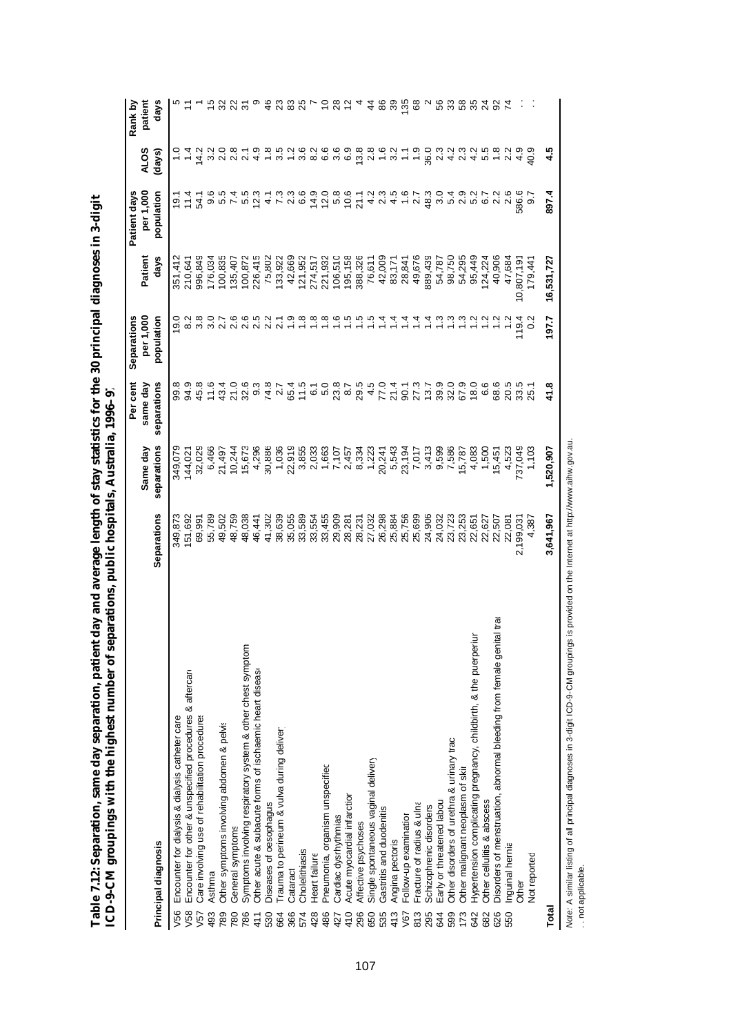**Table 7.12: Separation, same day separation, patient day and average length of stay statistics for the 30 principal diagnoses in 3-digit ICD-9-CM groupings with the highest number of separations, public hospitals, Australia, 1996–97**

| | Principal diagnosis | Separations | Same day separations | Per cent same day separations | Separations per 1,000 population | Patient days | Patient days per 1,000 population | ALOS (days) | Rank by patient days |
|---|---|---|---|---|---|---|---|---|---|
| V56 | Encounter for dialysis & dialysis catheter care | 349,873 | 349,079 | 99.8 | 19.0 | 351,412 | 19.1 | 1.0 | 5 |
| V58 | Encounter for other & unspecified procedures & aftercare | 151,692 | 144,021 | 94.9 | 8.2 | 210,641 | 11.4 | 1.4 | 11 |
| V57 | Care involving use of rehabilitation procedures | 69,991 | 32,029 | 45.8 | 3.8 | 996,849 | 54.1 | 14.2 | 1 |
| 493 | Asthma | 55,789 | 6,466 | 11.6 | 3.0 | 176,034 | 9.6 | 3.2 | 15 |
| 789 | Other symptoms involving abdomen & pelvis | 49,502 | 21,497 | 43.4 | 2.7 | 100,835 | 5.5 | 2.0 | 32 |
| 780 | General symptoms | 48,759 | 10,244 | 21.0 | 2.6 | 135,407 | 7.4 | 2.8 | 22 |
| 786 | Symptoms involving respiratory system & other chest symptoms | 48,038 | 15,673 | 32.6 | 2.6 | 100,872 | 5.5 | 2.1 | 31 |
| 411 | Other acute & subacute forms of ischaemic heart disease | 46,441 | 4,296 | 9.3 | 2.5 | 226,415 | 12.3 | 4.9 | 9 |
| 530 | Diseases of oesophagus | 41,302 | 30,886 | 74.8 | 2.2 | 75,802 | 4.1 | 1.8 | 46 |
| 664 | Trauma to perineum & vulva during delivery | 38,639 | 1,036 | 2.7 | 2.1 | 133,922 | 7.3 | 3.5 | 23 |
| 366 | Cataract | 35,055 | 22,919 | 65.4 | 1.9 | 42,669 | 2.3 | 1.2 | 83 |
| 574 | Cholelithiasis | 33,589 | 3,855 | 11.5 | 1.8 | 121,952 | 6.6 | 3.6 | 25 |
| 428 | Heart failure | 33,554 | 2,033 | 6.1 | 1.8 | 274,517 | 14.9 | 8.2 | 7 |
| 486 | Pneumonia, organism unspecified | 33,455 | 1,663 | 5.0 | 1.8 | 221,932 | 12.0 | 6.6 | 10 |
| 427 | Cardiac dysrhythmias | 29,909 | 7,107 | 23.8 | 1.6 | 106,510 | 5.8 | 3.6 | 28 |
| 410 | Acute myocardial infarction | 28,281 | 2,457 | 8.7 | 1.5 | 195,158 | 10.6 | 6.9 | 12 |
| 296 | Affective psychoses | 28,231 | 8,334 | 29.5 | 1.5 | 388,326 | 21.1 | 13.8 | 4 |
| 650 | Single spontaneous vaginal delivery | 27,032 | 1,223 | 4.5 | 1.5 | 76,611 | 4.2 | 2.8 | 44 |
| 535 | Gastritis and duodenitis | 26,298 | 20,241 | 77.0 | 1.4 | 42,009 | 2.3 | 1.6 | 86 |
| 413 | Angina pectoris | 25,884 | 5,543 | 21.4 | 1.4 | 83,171 | 4.5 | 3.2 | 39 |
| V67 | Follow-up examination | 25,756 | 23,194 | 90.1 | 1.4 | 28,841 | 1.6 | 1.1 | 135 |
| 813 | Fracture of radius & ulna | 25,699 | 7,017 | 27.3 | 1.4 | 49,676 | 2.7 | 1.9 | 68 |
| 295 | Schizophrenic disorders | 24,906 | 3,413 | 13.7 | 1.4 | 889,439 | 48.3 | 36.0 | 2 |
| 644 | Early or threatened labour | 24,032 | 9,599 | 39.9 | 1.3 | 54,787 | 3.0 | 2.3 | 56 |
| 599 | Other disorders of urethra & urinary tract | 23,723 | 7,586 | 32.0 | 1.3 | 98,750 | 5.4 | 4.2 | 33 |
| 173 | Other malignant neoplasm of skin | 23,253 | 15,787 | 67.9 | 1.3 | 54,295 | 2.9 | 2.3 | 58 |
| 642 | Hypertension complicating pregnancy, childbirth, & the puerperium | 22,651 | 4,083 | 18.0 | 1.2 | 95,449 | 5.2 | 4.2 | 35 |
| 682 | Other cellulitis & abscess | 22,627 | 1,500 | 6.6 | 1.2 | 124,224 | 6.7 | 5.5 | 24 |
| 626 | Disorders of menstruation, abnormal bleeding from female genital tract | 22,507 | 15,451 | 68.6 | 1.2 | 40,906 | 2.2 | 1.8 | 92 |
| 550 | Inguinal hernia | 22,081 | 4,523 | 20.5 | 1.2 | 47,684 | 2.6 | 2.2 | 74 |
| | Other | 2,199,031 | 737,049 | 33.5 | 119.4 | 10,807,191 | 586.6 | 4.9 | . . |
| | Not reported | 4,387 | 1,103 | 25.1 | 0.2 | 179,441 | 9.7 | 40.9 | . . |
| **Total** | | **3,641,967** | **1,520,907** | **41.8** | **197.7** | **16,531,727** | **897.4** | **4.5** | |

*Note:* A similar listing of all principal diagnoses in 3-digit ICD-9-CM groupings is provided on the Internet at http://www.aihw.gov.au.

. . not applicable.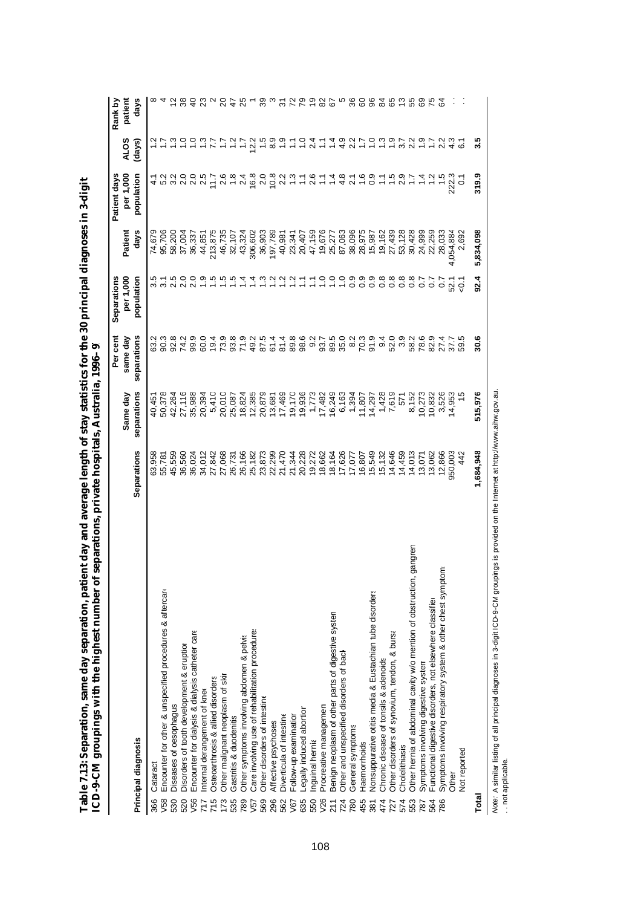**Table 7.13: Separation, same day separation, patient day and average length of stay statistics for the 30 principal diagnoses in 3-digit ICD-9-CM groupings with the highest number of separations, private hospitals, Australia, 1996–97**

| Principal diagnosis | | Separations | Same day separations | Per cent same day separations | Separations per 1,000 population | Patient days | Patient days per 1,000 population | ALOS (days) | Rank by patient days |
|---|---|---|---|---|---|---|---|---|---|
| 366 | Cataract | 63,958 | 40,451 | 63.2 | 3.5 | 74,679 | 4.1 | 1.2 | 8 |
| V58 | Encounter for other & unspecified procedures & aftercare | 55,781 | 50,378 | 90.3 | 3.1 | 95,706 | 5.2 | 1.7 | 4 |
| 530 | Diseases of oesophagus | 45,559 | 42,264 | 92.8 | 2.5 | 58,200 | 3.2 | 1.3 | 12 |
| 520 | Disorders of tooth development & eruption | 36,560 | 27,116 | 74.2 | 2.0 | 37,004 | 2.0 | 1.0 | 38 |
| V56 | Encounter for dialysis & dialysis catheter care | 36,024 | 35,988 | 99.9 | 2.0 | 36,337 | 2.0 | 1.0 | 40 |
| 717 | Internal derangement of knee | 34,012 | 20,394 | 60.0 | 1.9 | 44,851 | 2.5 | 1.3 | 23 |
| 715 | Osteoarthrosis & allied disorders | 27,842 | 5,410 | 19.4 | 1.5 | 213,875 | 11.7 | 7.7 | 2 |
| 173 | Other malignant neoplasm of skin | 27,068 | 20,010 | 73.9 | 1.5 | 46,735 | 2.6 | 1.7 | 20 |
| 535 | Gastritis & duodenitis | 26,731 | 25,087 | 93.8 | 1.5 | 32,107 | 1.8 | 1.2 | 47 |
| 789 | Other symptoms involving abdomen & pelvis | 26,166 | 18,824 | 71.9 | 1.4 | 43,324 | 2.4 | 1.7 | 25 |
| V57 | Care involving use of rehabilitation procedures | 25,182 | 12,385 | 49.2 | 1.4 | 306,602 | 16.8 | 12.2 | 1 |
| 569 | Other disorders of intestine | 23,873 | 20,879 | 87.5 | 1.3 | 36,903 | 2.0 | 1.5 | 39 |
| 296 | Affective psychoses | 22,299 | 13,681 | 61.4 | 1.2 | 197,789 | 10.8 | 8.9 | 3 |
| 562 | Diverticula of intestine | 21,470 | 17,469 | 81.4 | 1.2 | 40,981 | 2.2 | 1.9 | 31 |
| V67 | Follow-up examination | 21,344 | 19,170 | 89.8 | 1.2 | 23,341 | 1.3 | 1.1 | 72 |
| 635 | Legally induced abortion | 20,228 | 19,936 | 98.6 | 1.1 | 20,407 | 1.1 | 1.0 | 79 |
| 550 | Inguinal hernia | 19,272 | 1,773 | 9.2 | 1.1 | 47,159 | 2.6 | 2.4 | 19 |
| V26 | Procreative management | 18,662 | 17,482 | 93.7 | 1.0 | 19,676 | 1.1 | 1.1 | 82 |
| 211 | Benign neoplasm of other parts of digestive system | 18,164 | 16,249 | 89.5 | 1.0 | 25,277 | 1.4 | 1.4 | 67 |
| 724 | Other and unspecified disorders of back | 17,626 | 6,163 | 35.0 | 1.0 | 87,063 | 4.8 | 4.9 | 5 |
| 780 | General symptoms | 17,077 | 1,394 | 8.2 | 0.9 | 38,096 | 2.1 | 2.2 | 36 |
| 455 | Haemorrhoids | 16,807 | 11,807 | 70.3 | 0.9 | 28,975 | 1.6 | 1.7 | 60 |
| 381 | Nonsuppurative otitis media & Eustachian tube disorders | 15,549 | 14,297 | 91.9 | 0.9 | 15,987 | 0.9 | 1.0 | 96 |
| 474 | Chronic disease of tonsils & adenoids | 15,132 | 1,428 | 9.4 | 0.8 | 19,162 | 1.1 | 1.3 | 84 |
| 727 | Other disorders of synovium, tendon, & bursa | 14,646 | 7,619 | 52.0 | 0.8 | 27,439 | 1.5 | 1.9 | 65 |
| 574 | Cholelithiasis | 14,459 | 571 | 3.9 | 0.8 | 53,128 | 2.9 | 3.7 | 13 |
| 553 | Other hernia of abdominal cavity w/o mention of obstruction, gangrene | 14,013 | 8,152 | 58.2 | 0.8 | 30,428 | 1.7 | 2.2 | 55 |
| 787 | Symptoms involving digestive system | 13,071 | 10,273 | 78.6 | 0.7 | 24,999 | 1.4 | 1.9 | 69 |
| 564 | Functional digestive disorders, not elsewhere classified | 13,062 | 10,832 | 82.9 | 0.7 | 22,259 | 1.2 | 1.7 | 75 |
| 786 | Symptoms involving respiratory system & other chest symptoms | 12,866 | 3,526 | 27.4 | 0.7 | 28,033 | 1.5 | 2.2 | 64 |
| | Other | 950,003 | 14,953 | 37.7 | 52.1 | 4,054,884 | 222.3 | 4.3 | . . |
| | Not reported | 442 | 15 | 59.5 | <0.1 | 2,692 | 0.1 | 6.1 | . . |
| **Total** | | **1,684,948** | **515,976** | **30.6** | **92.4** | **5,834,098** | **319.9** | **3.5** | |

*Note:* A similar listing of all principal diagnoses in 3-digit ICD-9-CM groupings is provided on the Internet at http://www.aihw.gov.au.

. . not applicable.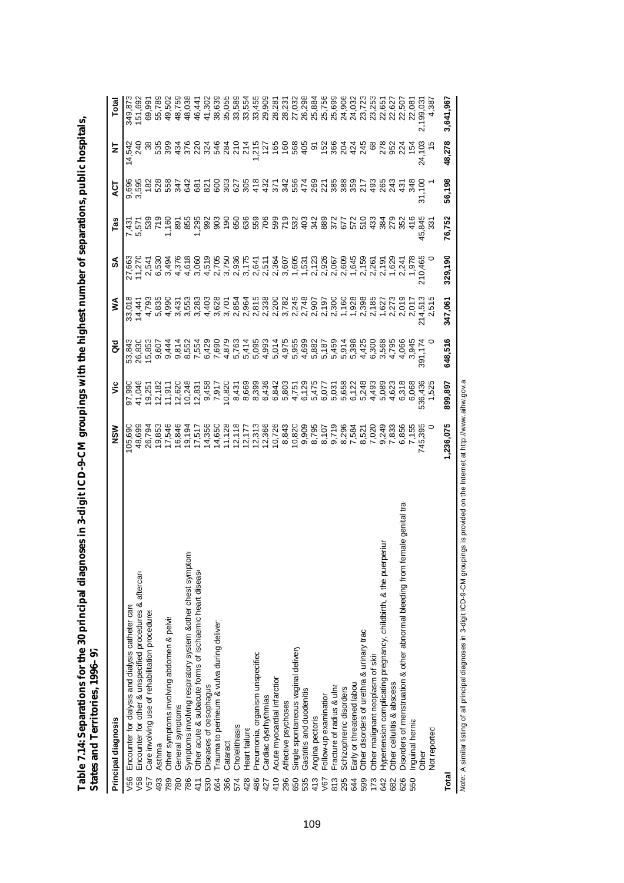**Table 7.14: Separations for the 30 principal diagnoses in 3-digit ICD-9-CM groupings with the highest number of separations, public hospitals, States and Territories, 1996–97**

| Principal diagnosis | | NSW | Vic | Qld | WA | SA | Tas | ACT | NT | Total |
|---|---|---|---|---|---|---|---|---|---|---|
| V56 | Encounter for dialysis and dialysis catheter care | 105,690 | 97,990 | 53,843 | 33,018 | 27,663 | 7,431 | 9,696 | 14,542 | 349,873 |
| V58 | Encounter for other & unspecified procedures & aftercare | 48,699 | 41,046 | 26,830 | 14,441 | 11,270 | 5,571 | 3,595 | 240 | 151,692 |
| V57 | Care involving use of rehabilitation procedures | 26,794 | 19,251 | 15,853 | 4,793 | 2,541 | 539 | 182 | 38 | 69,991 |
| 493 | Asthma | 19,853 | 12,182 | 9,607 | 5,835 | 6,530 | 719 | 528 | 535 | 55,789 |
| 789 | Other symptoms involving abdomen & pelvis | 17,546 | 11,911 | 9,444 | 4,990 | 3,494 | 1,160 | 558 | 399 | 49,502 |
| 780 | General symptoms | 16,846 | 12,620 | 9,814 | 3,431 | 4,376 | 891 | 347 | 434 | 48,759 |
| 786 | Symptoms involving respiratory system &other chest symptoms | 19,194 | 10,248 | 8,552 | 3,553 | 4,618 | 855 | 642 | 376 | 48,038 |
| 411 | Other acute & subacute forms of ischaemic heart disease | 17,517 | 12,831 | 7,554 | 3,283 | 3,060 | 1,295 | 681 | 220 | 46,441 |
| 530 | Diseases of oesophagus | 14,356 | 9,458 | 6,429 | 4,403 | 4,519 | 992 | 821 | 324 | 41,302 |
| 664 | Trauma to perineum & vulva during delivery | 14,650 | 7,917 | 7,690 | 3,628 | 2,705 | 903 | 600 | 546 | 38,639 |
| 366 | Cataract | 11,128 | 10,820 | 4,879 | 3,701 | 3,750 | 190 | 303 | 284 | 35,055 |
| 574 | Cholelithiasis | 12,118 | 8,431 | 5,763 | 2,854 | 2,936 | 650 | 627 | 210 | 33,589 |
| 428 | Heart failure | 12,177 | 8,669 | 5,414 | 2,964 | 3,175 | 636 | 305 | 214 | 33,554 |
| 486 | Pneumonia, organism unspecified | 12,313 | 8,399 | 5,095 | 2,815 | 2,641 | 559 | 418 | 1,215 | 33,455 |
| 427 | Cardiac dysrhythmias | 12,366 | 6,436 | 4,993 | 2,338 | 2,511 | 706 | 432 | 127 | 29,909 |
| 410 | Acute myocardial infarction | 10,726 | 6,842 | 5,014 | 2,200 | 2,364 | 599 | 371 | 165 | 28,281 |
| 296 | Affective psychoses | 8,843 | 5,803 | 4,975 | 3,782 | 3,607 | 719 | 342 | 160 | 28,231 |
| 650 | Single spontaneous vaginal delivery | 10,820 | 4,751 | 5,955 | 2,245 | 1,605 | 532 | 556 | 568 | 27,032 |
| 535 | Gastritis and duodenitis | 9,909 | 6,129 | 4,699 | 2,748 | 1,531 | 403 | 474 | 405 | 26,298 |
| 413 | Angina pectoris | 8,795 | 5,475 | 5,882 | 2,907 | 2,123 | 342 | 269 | 91 | 25,884 |
| V67 | Follow-up examination | 8,107 | 6,077 | 5,187 | 2,197 | 2,926 | 889 | 221 | 152 | 25,756 |
| 813 | Fracture of radius & ulna | 9,719 | 5,031 | 5,459 | 2,300 | 2,067 | 372 | 385 | 366 | 25,699 |
| 295 | Schizophrenic disorders | 8,296 | 5,658 | 5,914 | 1,160 | 2,609 | 677 | 388 | 204 | 24,906 |
| 644 | Early or threatened labour | 7,584 | 6,122 | 5,398 | 1,928 | 1,645 | 572 | 359 | 424 | 24,032 |
| 599 | Other disorders of urethra & urinary tract | 8,521 | 5,248 | 4,425 | 2,398 | 2,159 | 510 | 217 | 245 | 23,723 |
| 173 | Other malignant neoplasm of skin | 7,020 | 4,493 | 6,300 | 2,185 | 2,261 | 433 | 493 | 68 | 23,253 |
| 642 | Hypertension complicating pregnancy, childbirth, & the puerperium | 9,249 | 5,089 | 3,568 | 1,627 | 2,191 | 384 | 265 | 278 | 22,651 |
| 682 | Other cellulitis & abscess | 7,833 | 4,623 | 4,795 | 2,273 | 1,629 | 279 | 243 | 952 | 22,627 |
| 626 | Disorders of menstruation & other abnormal bleeding from female genital tract | 6,856 | 6,318 | 4,066 | 2,019 | 2,241 | 352 | 431 | 224 | 22,507 |
| 550 | Inguinal hernia | 7,155 | 6,068 | 3,945 | 2,017 | 1,978 | 416 | 348 | 154 | 22,081 |
| | Other | 745,395 | 536,436 | 391,174 | 214,513 | 210,465 | 45,845 | 31,100 | 24,103 | 2,199,031 |
| | Not reported | 0 | 1,525 | 0 | 2,515 | 0 | 331 | 1 | 15 | 4,387 |
| **Total** | | **1,236,075** | **899,897** | **648,516** | **347,061** | **329,190** | **76,752** | **56,198** | **48,278** | **3,641,967** |

*Note:* A similar listing of all principal diagnoses in 3-digit ICD-9-CM groupings is provided on the Internet at http://www.aihw.gov.au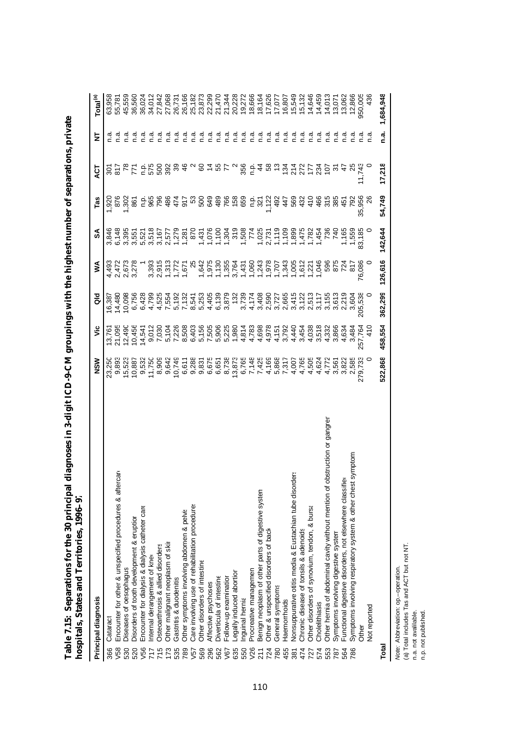**Table 7.15: Separations for the 30 principal diagnoses in 3-digit ICD-9-CM groupings with the highest number of separations, private hospitals, States and Territories, 1996–97**

| Principal diagnosis | | NSW | Vic | Qld | WA | SA | Tas | ACT | NT | Total[(a)] |
|---|---|---|---|---|---|---|---|---|---|---|
| 366 | Cataract | 23,250 | 13,761 | 16,387 | 4,493 | 3,846 | 1,920 | 301 | n.a. | 63,958 |
| V58 | Encounter for other & unspecified procedures & aftercare | 9,893 | 21,095 | 14,480 | 2,472 | 6,148 | 876 | 817 | n.a. | 55,781 |
| 530 | Diseases of oesophagus | 15,523 | 12,490 | 10,098 | 2,673 | 3,395 | 1,302 | 78 | n.a. | 45,559 |
| 520 | Disorders of tooth development & eruption | 10,887 | 10,456 | 6,756 | 3,278 | 3,551 | 861 | 771 | n.a. | 36,560 |
| V56 | Encounter for dialysis & dialysis catheter care | 9,532 | 14,541 | 6,428 | 1 | 5,521 | n.p. | n.p. | n.a. | 36,024 |
| 717 | Internal derangement of knee | 11,750 | 9,012 | 4,799 | 3,393 | 3,518 | 965 | 575 | n.a. | 34,012 |
| 715 | Osteoarthrosis & allied disorders | 8,909 | 7,030 | 4,525 | 2,915 | 3,167 | 796 | 500 | n.a. | 27,842 |
| 173 | Other malignant neoplasm of skin | 9,642 | 5,104 | 7,554 | 1,313 | 2,577 | 486 | 392 | n.a. | 27,068 |
| 535 | Gastritis & duodenitis | 10,749 | 7,226 | 5,192 | 1,772 | 1,279 | 474 | 39 | n.a. | 26,731 |
| 789 | Other symptoms involving abdomen & pelvis | 6,611 | 8,508 | 7,132 | 1,671 | 1,281 | 917 | 46 | n.a. | 26,166 |
| V57 | Care involving use of rehabilitation procedures | 9,288 | 6,403 | 8,541 | 25 | 870 | 53 | 2 | n.a. | 25,182 |
| 569 | Other disorders of intestine | 9,831 | 5,156 | 5,253 | 1,642 | 1,431 | 500 | 60 | n.a. | 23,873 |
| 296 | Affective psychoses | 6,675 | 7,505 | 4,405 | 1,975 | 1,076 | 649 | 14 | n.a. | 22,299 |
| 562 | Diverticula of intestine | 6,651 | 5,906 | 6,139 | 1,130 | 1,100 | 489 | 55 | n.a. | 21,470 |
| V67 | Follow-up examination | 8,738 | 5,225 | 3,879 | 1,355 | 1,304 | 766 | 77 | n.a. | 21,344 |
| 635 | Legally induced abortion | 13,873 | 1,980 | 132 | 3,764 | 319 | 158 | 2 | n.a. | 20,228 |
| 550 | Inguinal hernia | 6,765 | 4,814 | 3,739 | 1,431 | 1,508 | 659 | 356 | n.a. | 19,272 |
| V26 | Procreative management | 7,148 | 4,783 | 4,174 | 1,060 | 774 | n.p. | n.p. | n.a. | 18,666 |
| 211 | Benign neoplasm of other parts of digestive system | 7,425 | 4,698 | 3,408 | 1,243 | 1,025 | 321 | 44 | n.a. | 18,164 |
| 724 | Other & unspecified disorders of back | 4,169 | 4,978 | 2,590 | 1,978 | 2,731 | 1,122 | 58 | n.a. | 17,626 |
| 780 | General symptoms | 5,868 | 4,151 | 3,727 | 1,707 | 1,119 | 492 | 13 | n.a. | 17,077 |
| 455 | Haemorrhoids | 7,317 | 3,792 | 2,665 | 1,343 | 1,109 | 447 | 134 | n.a. | 16,807 |
| 381 | Nonsuppurative otitis media & Eustachian tube disorders | 4,007 | 4,440 | 3,415 | 1,005 | 1,899 | 569 | 214 | n.a. | 15,549 |
| 474 | Chronic disease of tonsils & adenoids | 4,765 | 3,454 | 3,122 | 1,612 | 1,475 | 432 | 272 | n.a. | 15,132 |
| 727 | Other disorders of synovium, tendon, & bursa | 4,505 | 4,038 | 2,513 | 1,221 | 1,782 | 410 | 177 | n.a. | 14,646 |
| 574 | Cholelithiasis | 4,624 | 3,518 | 3,117 | 1,046 | 1,454 | 466 | 234 | n.a. | 14,459 |
| 553 | Other hernia of abdominal cavity without mention of obstruction or gangrene | 4,772 | 4,332 | 3,155 | 596 | 736 | 315 | 107 | n.a. | 14,013 |
| 787 | Symptoms involving digestive system | 3,561 | 3,866 | 3,613 | 875 | 740 | 385 | 31 | n.a. | 13,071 |
| 564 | Functional digestive disorders, not elsewhere classified | 3,822 | 4,634 | 2,219 | 724 | 1,165 | 451 | 47 | n.a. | 13,062 |
| 786 | Symptoms involving respiratory system & other chest symptoms | 2,589 | 3,484 | 3,604 | 817 | 1,559 | 792 | 25 | n.a. | 12,866 |
| | Other | 279,733 | 257,764 | 205,538 | 76,086 | 83,185 | 35,956 | 11,743 | n.a. | 950,005 |
| | Not reported | 0 | 410 | 0 | 0 | 0 | 26 | 0 | n.a. | 436 |
| **Total** | | **522,868** | **458,554** | **362,299** | **126,616** | **142,644** | **54,749** | **17,218** | **n.a.** | **1,684,948** |

*Note:* Abbreviation: op.—operation.

(a) Total includes Tas and ACT but not NT.

n.a. not available.

n.p. not published.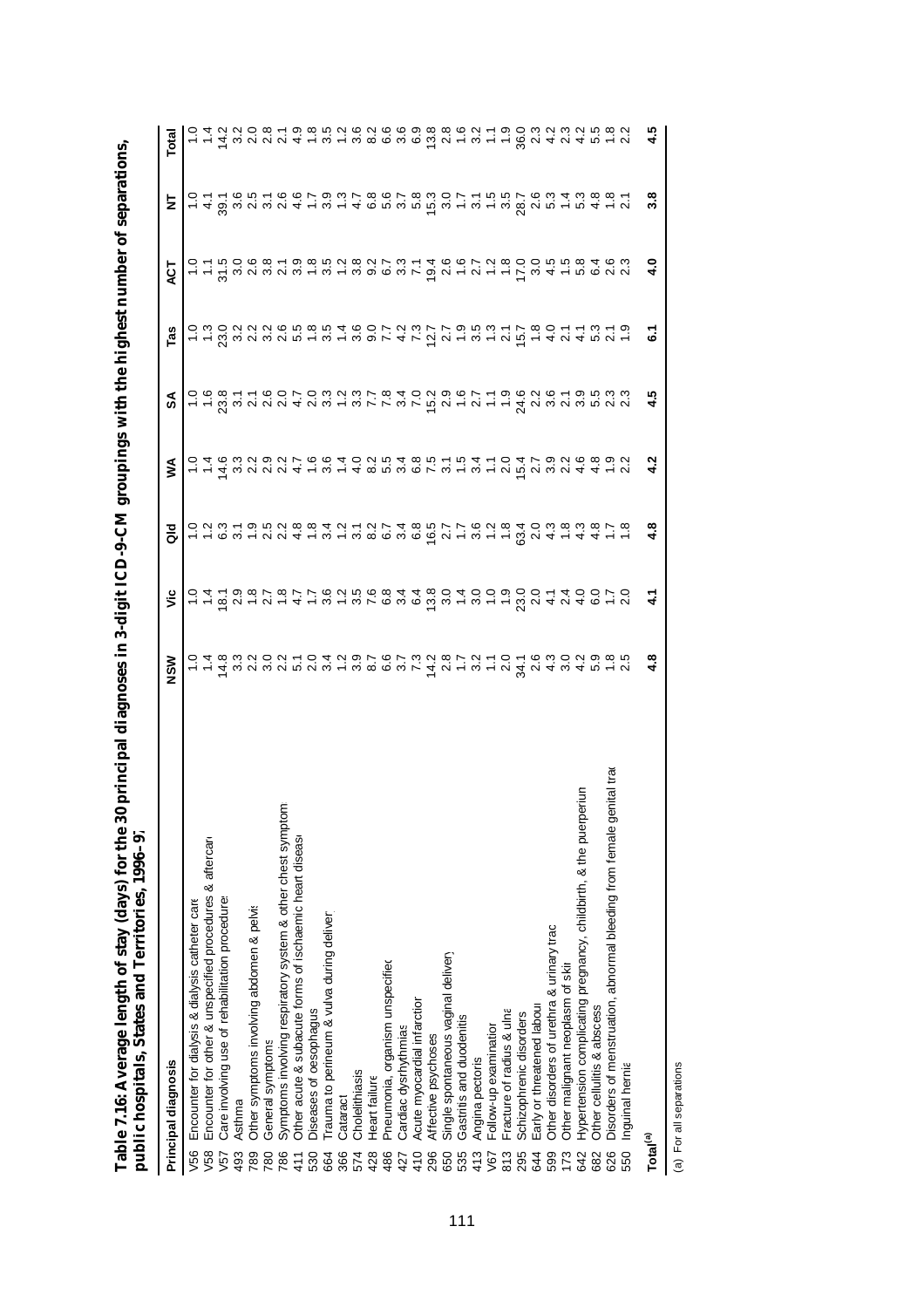**Table 7.16: Average length of stay (days) for the 30 principal diagnoses in 3-digit ICD-9-CM groupings with the highest number of separations, public hospitals, States and Territories, 1996–97**

| Principal diagnosis | | NSW | Vic | Qld | WA | SA | Tas | ACT | NT | Total |
|---|---|---|---|---|---|---|---|---|---|---|
| V56 | Encounter for dialysis & dialysis catheter care | 1.0 | 1.0 | 1.0 | 1.0 | 1.0 | 1.0 | 1.0 | 1.0 | 1.0 |
| V58 | Encounter for other & unspecified procedures & aftercare | 1.4 | 1.4 | 1.2 | 1.4 | 1.6 | 1.3 | 1.1 | 4.1 | 1.4 |
| V57 | Care involving use of rehabilitation procedures | 14.8 | 18.1 | 6.3 | 14.6 | 23.8 | 23.0 | 31.5 | 39.1 | 14.2 |
| 493 | Asthma | 3.3 | 2.9 | 3.1 | 3.3 | 3.1 | 3.2 | 3.0 | 3.6 | 3.2 |
| 789 | Other symptoms involving abdomen & pelvis | 2.2 | 1.8 | 1.9 | 2.2 | 2.1 | 2.2 | 2.6 | 2.5 | 2.0 |
| 780 | General symptoms | 3.0 | 2.7 | 2.5 | 2.9 | 2.6 | 3.2 | 3.8 | 3.1 | 2.8 |
| 786 | Symptoms involving respiratory system & other chest symptoms | 2.2 | 1.8 | 2.2 | 2.2 | 2.0 | 2.6 | 2.1 | 2.6 | 2.1 |
| 411 | Other acute & subacute forms of ischaemic heart disease | 5.1 | 4.7 | 4.8 | 4.7 | 4.7 | 5.5 | 3.9 | 4.6 | 4.9 |
| 530 | Diseases of oesophagus | 2.0 | 1.7 | 1.8 | 1.6 | 2.0 | 1.8 | 1.8 | 1.7 | 1.8 |
| 664 | Trauma to perineum & vulva during delivery | 3.4 | 3.6 | 3.4 | 3.6 | 3.3 | 3.5 | 3.5 | 3.9 | 3.5 |
| 366 | Cataract | 1.2 | 1.2 | 1.2 | 1.4 | 1.2 | 1.4 | 1.2 | 1.3 | 1.2 |
| 574 | Cholelithiasis | 3.9 | 3.5 | 3.1 | 4.0 | 3.3 | 3.6 | 3.8 | 4.7 | 3.6 |
| 428 | Heart failure | 8.7 | 7.6 | 8.2 | 8.2 | 7.7 | 9.0 | 9.2 | 6.8 | 8.2 |
| 486 | Pneumonia, organism unspecified | 6.6 | 6.8 | 6.7 | 5.5 | 7.8 | 7.7 | 6.7 | 5.6 | 6.6 |
| 427 | Cardiac dysrhythmias | 3.7 | 3.4 | 3.4 | 3.4 | 3.4 | 4.2 | 3.3 | 3.7 | 3.6 |
| 410 | Acute myocardial infarction | 7.3 | 6.4 | 6.8 | 6.8 | 7.0 | 7.3 | 7.1 | 5.8 | 6.9 |
| 296 | Affective psychoses | 14.2 | 13.8 | 16.5 | 7.5 | 15.2 | 12.7 | 19.4 | 15.3 | 13.8 |
| 650 | Single spontaneous vaginal delivery | 2.8 | 3.0 | 2.7 | 3.1 | 2.9 | 2.7 | 2.6 | 3.0 | 2.8 |
| 535 | Gastritis and duodenitis | 1.7 | 1.4 | 1.7 | 1.5 | 1.6 | 1.9 | 1.6 | 1.7 | 1.6 |
| 413 | Angina pectoris | 3.2 | 3.0 | 3.6 | 3.4 | 2.7 | 3.5 | 2.7 | 3.1 | 3.2 |
| V67 | Follow-up examination | 1.1 | 1.0 | 1.2 | 1.1 | 1.1 | 1.3 | 1.2 | 1.5 | 1.1 |
| 813 | Fracture of radius & ulna | 2.0 | 1.9 | 1.8 | 2.0 | 1.9 | 2.1 | 1.8 | 3.5 | 1.9 |
| 295 | Schizophrenic disorders | 34.1 | 23.0 | 63.4 | 15.4 | 24.6 | 15.7 | 17.0 | 28.7 | 36.0 |
| 644 | Early or threatened labour | 2.6 | 2.0 | 2.0 | 2.7 | 2.2 | 1.8 | 3.0 | 2.6 | 2.3 |
| 599 | Other disorders of urethra & urinary tract | 4.3 | 4.1 | 4.3 | 3.9 | 3.6 | 4.0 | 4.5 | 5.3 | 4.2 |
| 173 | Other malignant neoplasm of skin | 3.0 | 2.4 | 1.8 | 2.2 | 2.1 | 2.1 | 1.5 | 1.4 | 2.3 |
| 642 | Hypertension complicating pregnancy, childbirth, & the puerperium | 4.2 | 4.0 | 4.3 | 4.6 | 3.9 | 4.1 | 5.8 | 5.3 | 4.2 |
| 682 | Other cellulitis & abscess | 5.9 | 6.0 | 4.8 | 4.8 | 5.5 | 5.3 | 6.4 | 4.8 | 5.5 |
| 626 | Disorders of menstruation, abnormal bleeding from female genital tract | 1.8 | 1.7 | 1.7 | 1.9 | 2.3 | 2.1 | 2.6 | 1.8 | 1.8 |
| 550 | Inguinal hernia | 2.5 | 2.0 | 1.8 | 2.2 | 2.3 | 1.9 | 2.3 | 2.1 | 2.2 |
| **Total[(a)]** | | **4.8** | **4.1** | **4.8** | **4.2** | **4.5** | **6.1** | **4.0** | **3.8** | **4.5** |

(a) For all separations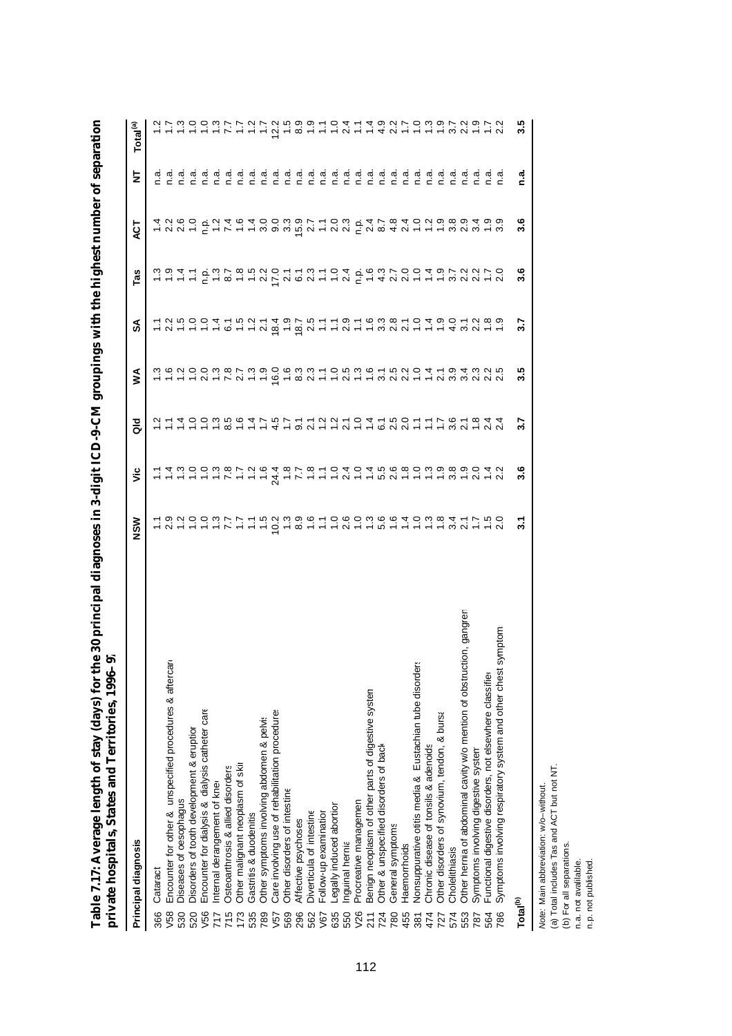**Table 7.17: Average length of stay (days) for the 30 principal diagnoses in 3-digit ICD-9-CM groupings with the highest number of separations, private hospitals, States and Territories, 1996–97**

| | Principal diagnosis | NSW | Vic | Qld | WA | SA | Tas | ACT | NT | Total[(a)] |
|---|---|---|---|---|---|---|---|---|---|---|
| 366 | Cataract | 1.1 | 1.1 | 1.2 | 1.3 | 1.1 | 1.3 | 1.4 | n.a. | 1.2 |
| V58 | Encounter for other & unspecified procedures & aftercare | 2.9 | 1.4 | 1.1 | 1.6 | 2.2 | 1.9 | 2.2 | n.a. | 1.7 |
| 530 | Diseases of oesophagus | 1.2 | 1.3 | 1.4 | 1.2 | 1.5 | 1.4 | 2.6 | n.a. | 1.3 |
| 520 | Disorders of tooth development & eruption | 1.0 | 1.0 | 1.0 | 1.0 | 1.0 | 1.1 | 1.0 | n.a. | 1.0 |
| V56 | Encounter for dialysis & dialysis catheter care | 1.0 | 1.0 | 1.0 | 2.0 | 1.0 | n.p. | n.p. | n.a. | 1.0 |
| 717 | Internal derangement of knee | 1.3 | 1.3 | 1.3 | 1.3 | 1.4 | 1.3 | 1.2 | n.a. | 1.3 |
| 715 | Osteoarthrosis & allied disorders | 7.7 | 7.8 | 8.5 | 7.8 | 6.1 | 8.7 | 7.4 | n.a. | 7.7 |
| 173 | Other malignant neoplasm of skin | 1.7 | 1.7 | 1.6 | 2.7 | 1.5 | 1.8 | 1.6 | n.a. | 1.7 |
| 535 | Gastritis & duodenitis | 1.1 | 1.2 | 1.4 | 1.3 | 1.2 | 1.5 | 1.4 | n.a. | 1.2 |
| 789 | Other symptoms involving abdomen & pelvis | 1.5 | 1.6 | 1.7 | 1.9 | 2.1 | 2.2 | 3.0 | n.a. | 1.7 |
| V57 | Care involving use of rehabilitation procedures | 10.2 | 24.4 | 4.5 | 16.0 | 18.4 | 17.0 | 9.0 | n.a. | 12.2 |
| 569 | Other disorders of intestine | 1.3 | 1.8 | 1.7 | 1.6 | 1.9 | 2.1 | 3.3 | n.a. | 1.5 |
| 296 | Affective psychoses | 8.9 | 7.7 | 9.1 | 8.3 | 18.7 | 6.1 | 15.9 | n.a. | 8.9 |
| 562 | Diverticula of intestine | 1.6 | 1.8 | 2.1 | 2.3 | 2.5 | 2.3 | 2.7 | n.a. | 1.9 |
| V67 | Follow-up examination | 1.1 | 1.1 | 1.2 | 1.1 | 1.1 | 1.1 | 1.1 | n.a. | 1.1 |
| 635 | Legally induced abortion | 1.0 | 1.0 | 1.2 | 1.0 | 1.1 | 1.0 | 2.0 | n.a. | 1.0 |
| 550 | Inguinal hernia | 2.6 | 2.4 | 2.1 | 2.5 | 2.9 | 2.4 | 2.3 | n.a. | 2.4 |
| V26 | Procreative management | 1.0 | 1.0 | 1.0 | 1.3 | 1.1 | n.p. | n.p. | n.a. | 1.1 |
| 211 | Benign neoplasm of other parts of digestive system | 1.3 | 1.4 | 1.4 | 1.6 | 1.6 | 1.6 | 2.4 | n.a. | 1.4 |
| 724 | Other & unspecified disorders of back | 5.6 | 5.5 | 6.1 | 3.1 | 3.3 | 4.3 | 8.7 | n.a. | 4.9 |
| 780 | General symptoms | 1.6 | 2.6 | 2.5 | 2.5 | 2.8 | 2.7 | 4.8 | n.a. | 2.2 |
| 455 | Haemorrhoids | 1.4 | 1.8 | 2.0 | 2.2 | 2.1 | 2.0 | 2.4 | n.a. | 1.7 |
| 381 | Nonsuppurative otitis media & Eustachian tube disorders | 1.0 | 1.0 | 1.1 | 1.0 | 1.0 | 1.0 | 1.0 | n.a. | 1.0 |
| 474 | Chronic disease of tonsils & adenoids | 1.3 | 1.3 | 1.1 | 1.4 | 1.4 | 1.4 | 1.2 | n.a. | 1.3 |
| 727 | Other disorders of synovium, tendon, & bursa | 1.8 | 1.9 | 1.7 | 2.1 | 1.9 | 1.9 | 1.9 | n.a. | 1.9 |
| 574 | Cholelithiasis | 3.4 | 3.8 | 3.6 | 3.9 | 4.0 | 3.7 | 3.8 | n.a. | 3.7 |
| 553 | Other hernia of abdominal cavity w/o mention of obstruction, gangrene | 2.1 | 1.9 | 2.1 | 3.4 | 3.1 | 2.2 | 2.9 | n.a. | 2.2 |
| 787 | Symptoms involving digestive system | 1.7 | 2.0 | 1.8 | 2.3 | 2.2 | 2.2 | 3.4 | n.a. | 1.9 |
| 564 | Functional digestive disorders, not elsewhere classified | 1.5 | 1.4 | 2.4 | 2.2 | 1.8 | 1.7 | 1.9 | n.a. | 1.7 |
| 786 | Symptoms involving respiratory system and other chest symptoms | 2.0 | 2.2 | 2.4 | 2.5 | 1.9 | 2.0 | 3.9 | n.a. | 2.2 |
| | **Total[(b)]** | **3.1** | **3.6** | **3.7** | **3.5** | **3.7** | **3.6** | **3.6** | **n.a.** | **3.5** |

*Note:* Main abbreviation: w/o–without.

(a) Total includes Tas and ACT but not NT.

(b) For all separations.

n.a. not available.

n.p. not published.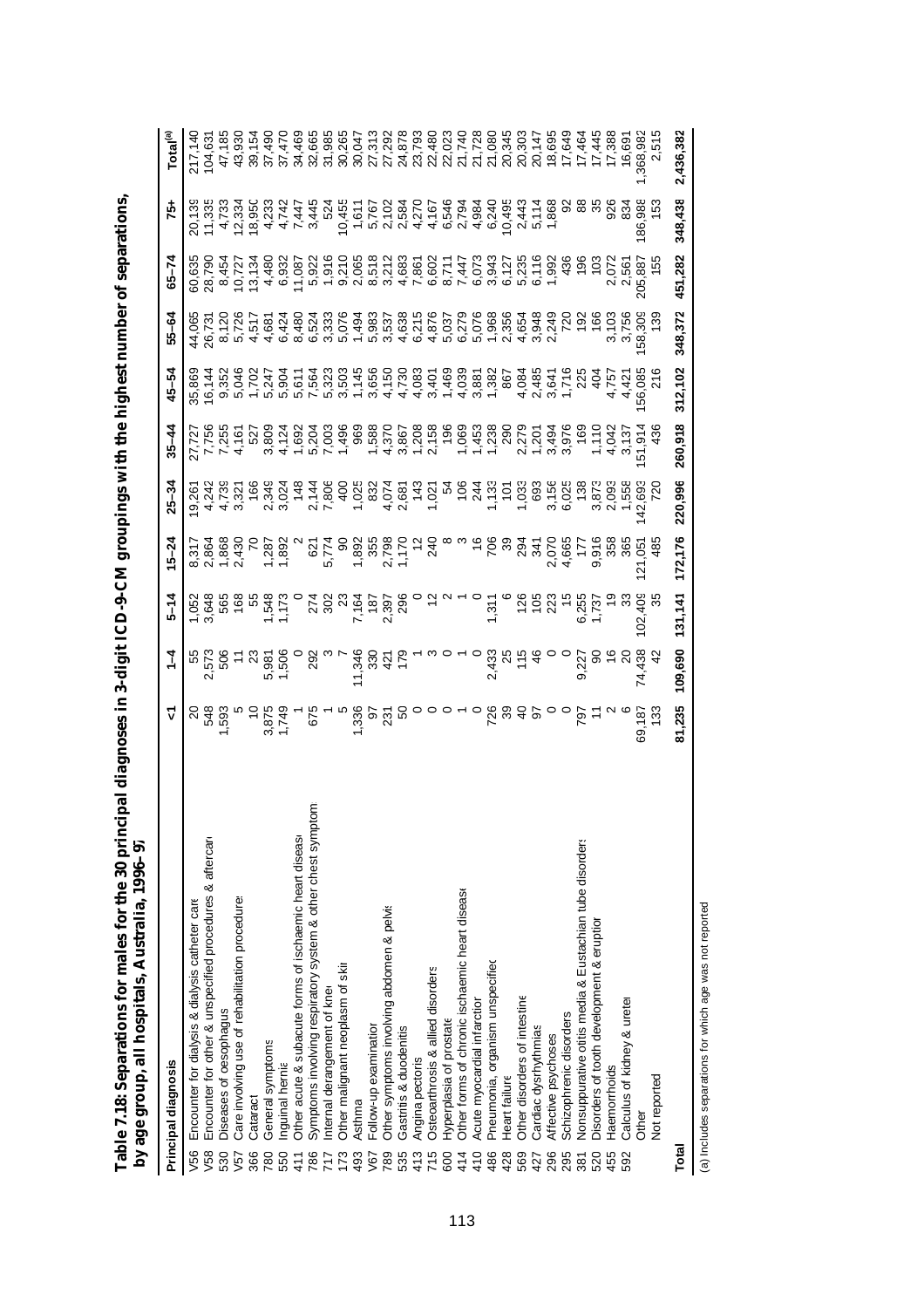**Table 7.18: Separations for males for the 30 principal diagnoses in 3-digit ICD-9-CM groupings with the highest number of separations, by age group, all hospitals, Australia, 1996–97**

| | Principal diagnosis | <1 | 1–4 | 5–14 | 15–24 | 25–34 | 35–44 | 45–54 | 55–64 | 65–74 | 75+ | Total[(a)] |
|---|---|---|---|---|---|---|---|---|---|---|---|---|
| V56 | Encounter for dialysis & dialysis catheter care | 20 | 55 | 1,052 | 8,317 | 19,261 | 27,727 | 35,869 | 44,065 | 60,635 | 20,139 | 217,140 |
| V58 | Encounter for other & unspecified procedures & aftercare | 548 | 2,573 | 3,648 | 2,864 | 4,242 | 7,756 | 16,144 | 26,731 | 28,790 | 11,335 | 104,631 |
| 530 | Diseases of oesophagus | 1,593 | 506 | 565 | 1,868 | 4,739 | 7,255 | 9,352 | 8,120 | 8,454 | 4,733 | 47,185 |
| V57 | Care involving use of rehabilitation procedures | 5 | 11 | 168 | 2,430 | 3,321 | 4,161 | 5,046 | 5,726 | 10,727 | 12,334 | 43,930 |
| 366 | Cataract | 10 | 23 | 55 | 70 | 166 | 527 | 1,702 | 4,517 | 13,134 | 18,950 | 39,154 |
| 780 | General symptoms | 3,875 | 5,981 | 1,548 | 1,287 | 2,349 | 3,809 | 5,247 | 4,681 | 4,480 | 4,233 | 37,490 |
| 550 | Inguinal hernia | 1,749 | 1,506 | 1,173 | 1,892 | 3,024 | 4,124 | 5,904 | 6,424 | 6,932 | 4,742 | 37,470 |
| 411 | Other acute & subacute forms of ischaemic heart disease | 1 | 0 | 0 | 2 | 148 | 1,692 | 5,611 | 8,480 | 11,087 | 7,447 | 34,469 |
| 786 | Symptoms involving respiratory system & other chest symptoms | 675 | 292 | 274 | 621 | 2,144 | 5,204 | 7,564 | 6,524 | 5,922 | 3,445 | 32,665 |
| 717 | Internal derangement of knee | 1 | 3 | 302 | 5,774 | 7,806 | 7,003 | 5,323 | 3,333 | 1,916 | 524 | 31,985 |
| 173 | Other malignant neoplasm of skin | 5 | 7 | 23 | 90 | 400 | 1,496 | 3,503 | 5,076 | 9,210 | 10,455 | 30,265 |
| 493 | Asthma | 1,336 | 11,346 | 7,164 | 1,892 | 1,025 | 969 | 1,145 | 1,494 | 2,065 | 1,611 | 30,047 |
| V67 | Follow-up examination | 97 | 330 | 187 | 355 | 832 | 1,588 | 3,656 | 5,983 | 8,518 | 5,767 | 27,313 |
| 789 | Other symptoms involving abdomen & pelvis | 231 | 421 | 2,397 | 2,798 | 4,074 | 4,370 | 4,150 | 3,537 | 3,212 | 2,102 | 27,292 |
| 535 | Gastritis & duodenitis | 50 | 179 | 296 | 1,170 | 2,681 | 3,867 | 4,730 | 4,638 | 4,683 | 2,584 | 24,878 |
| 413 | Angina pectoris | 0 | 1 | 0 | 12 | 143 | 1,208 | 4,083 | 6,215 | 7,861 | 4,270 | 23,793 |
| 715 | Osteoarthrosis & allied disorders | 0 | 3 | 12 | 240 | 1,021 | 2,158 | 3,401 | 4,876 | 6,602 | 4,167 | 22,480 |
| 600 | Hyperplasia of prostate | 0 | 0 | 2 | 8 | 54 | 196 | 1,469 | 5,037 | 8,711 | 6,546 | 22,023 |
| 414 | Other forms of chronic ischaemic heart disease | 1 | 1 | 1 | 3 | 106 | 1,069 | 4,039 | 6,279 | 7,447 | 2,794 | 21,740 |
| 410 | Acute myocardial infarction | 0 | 0 | 0 | 16 | 244 | 1,453 | 3,881 | 5,076 | 6,073 | 4,984 | 21,728 |
| 486 | Pneumonia, organism unspecified | 726 | 2,433 | 1,311 | 706 | 1,133 | 1,238 | 1,382 | 1,968 | 3,943 | 6,240 | 21,080 |
| 428 | Heart failure | 39 | 25 | 6 | 39 | 101 | 290 | 867 | 2,356 | 6,127 | 10,495 | 20,345 |
| 569 | Other disorders of intestine | 40 | 115 | 126 | 294 | 1,033 | 2,279 | 4,084 | 4,654 | 5,235 | 2,443 | 20,303 |
| 427 | Cardiac dysrhythmias | 97 | 46 | 105 | 341 | 693 | 1,201 | 2,485 | 3,948 | 6,116 | 5,114 | 20,147 |
| 296 | Affective psychoses | 0 | 0 | 223 | 2,070 | 3,156 | 3,494 | 3,641 | 2,249 | 1,992 | 1,868 | 18,695 |
| 295 | Schizophrenic disorders | 0 | 0 | 15 | 4,665 | 6,025 | 3,976 | 1,716 | 720 | 436 | 92 | 17,649 |
| 381 | Nonsuppurative otitis media & Eustachian tube disorders | 797 | 9,227 | 6,255 | 177 | 138 | 169 | 225 | 192 | 196 | 88 | 17,464 |
| 520 | Disorders of tooth development & eruption | 11 | 90 | 1,737 | 9,916 | 3,873 | 1,110 | 404 | 166 | 103 | 35 | 17,445 |
| 455 | Haemorrhoids | 2 | 16 | 19 | 358 | 2,093 | 4,042 | 4,757 | 3,103 | 2,072 | 926 | 17,388 |
| 592 | Calculus of kidney & ureter | 6 | 20 | 33 | 365 | 1,558 | 3,137 | 4,421 | 3,756 | 2,561 | 834 | 16,691 |
| | Other | 69,187 | 74,438 | 102,409 | 121,051 | 142,693 | 151,914 | 156,085 | 158,309 | 205,887 | 186,988 | 1,368,982 |
| | Not reported | 133 | 42 | 35 | 485 | 720 | 436 | 216 | 139 | 155 | 153 | 2,515 |
| **Total** | | **81,235** | **109,690** | **131,141** | **172,176** | **220,996** | **260,918** | **312,102** | **348,372** | **451,282** | **348,438** | **2,436,382** |

(a) Includes separations for which age was not reported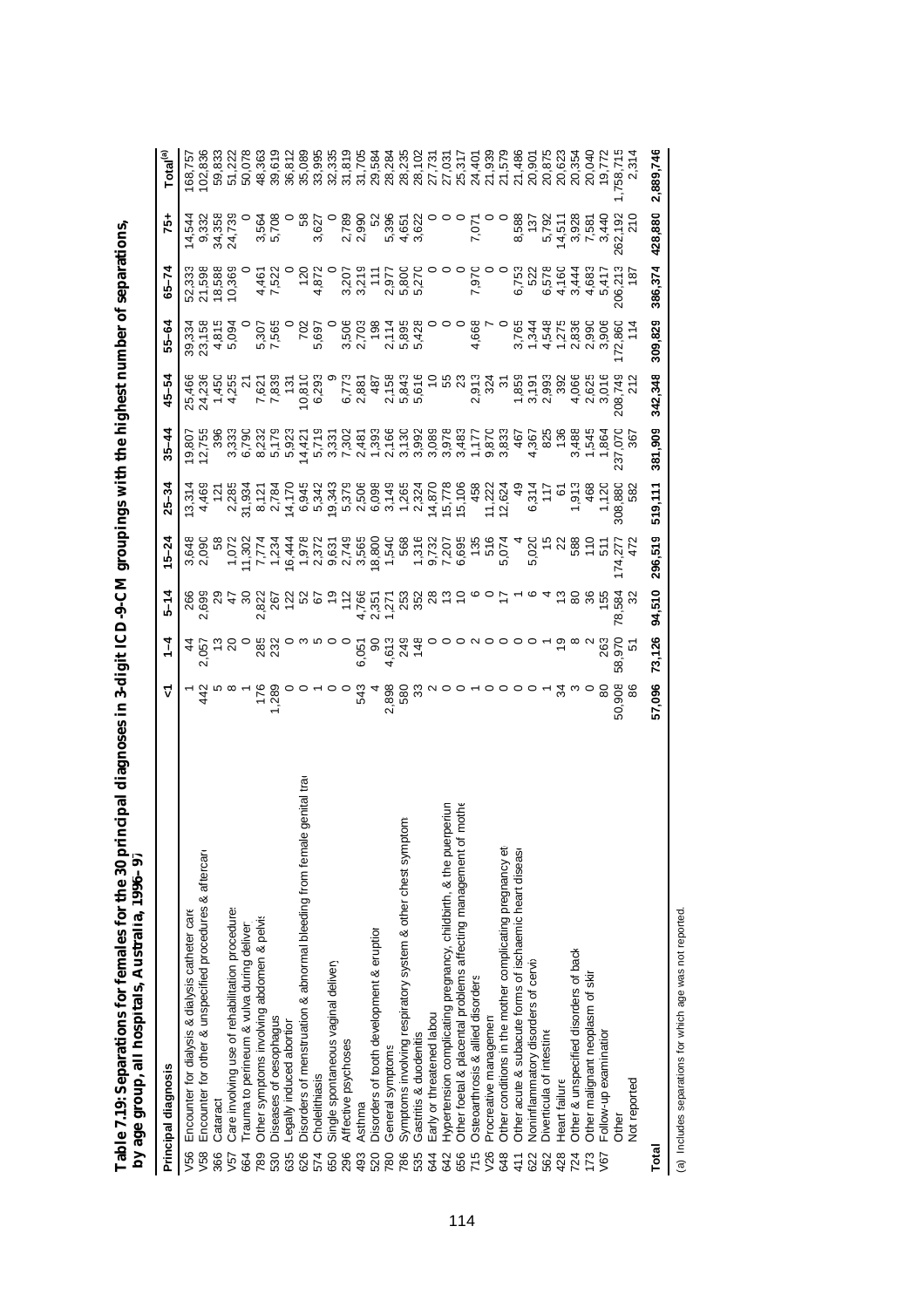**Table 7.19: Separations for females for the 30 principal diagnoses in 3-digit ICD-9-CM groupings with the highest number of separations, by age group, all hospitals, Australia, 1996–97**

| | Principal diagnosis | <1 | 1–4 | 5–14 | 15–24 | 25–34 | 35–44 | 45–54 | 55–64 | 65–74 | 75+ | Total[(a)] |
|---|---|---|---|---|---|---|---|---|---|---|---|---|
| V56 | Encounter for dialysis & dialysis catheter care | 1 | 44 | 266 | 3,648 | 13,314 | 19,807 | 25,466 | 39,334 | 52,333 | 14,544 | 168,757 |
| V58 | Encounter for other & unspecified procedures & aftercare | 442 | 2,057 | 2,699 | 2,090 | 4,469 | 12,755 | 24,236 | 23,158 | 21,598 | 9,332 | 102,836 |
| 366 | Cataract | 5 | 13 | 29 | 58 | 121 | 396 | 1,450 | 4,815 | 18,588 | 34,358 | 59,833 |
| V57 | Care involving use of rehabilitation procedures | 8 | 20 | 47 | 1,072 | 2,285 | 3,333 | 4,255 | 5,094 | 10,369 | 24,739 | 51,222 |
| 664 | Trauma to perineum & vulva during delivery | 1 | 0 | 30 | 11,302 | 31,934 | 6,790 | 21 | 0 | 0 | 0 | 50,078 |
| 789 | Other symptoms involving abdomen & pelvis | 176 | 285 | 2,822 | 7,774 | 8,121 | 8,232 | 7,621 | 5,307 | 4,461 | 3,564 | 48,363 |
| 530 | Diseases of oesophagus | 1,289 | 232 | 267 | 1,234 | 2,784 | 5,179 | 7,839 | 7,565 | 7,522 | 5,708 | 39,619 |
| 635 | Legally induced abortion | 0 | 0 | 122 | 16,444 | 14,170 | 5,923 | 131 | 0 | 0 | 0 | 36,812 |
| 626 | Disorders of menstruation & abnormal bleeding from female genital tract | 0 | 3 | 52 | 1,978 | 6,945 | 14,421 | 10,810 | 702 | 120 | 58 | 35,089 |
| 574 | Cholelithiasis | 1 | 5 | 67 | 2,372 | 5,342 | 5,719 | 6,293 | 5,697 | 4,872 | 3,627 | 33,995 |
| 650 | Single spontaneous vaginal delivery | 0 | 0 | 19 | 9,631 | 19,343 | 3,331 | 9 | 0 | 0 | 0 | 32,335 |
| 296 | Affective psychoses | 0 | 0 | 112 | 2,749 | 5,379 | 7,302 | 6,773 | 3,506 | 3,207 | 2,789 | 31,819 |
| 493 | Asthma | 543 | 6,051 | 4,766 | 3,565 | 2,506 | 2,481 | 2,881 | 2,703 | 3,219 | 2,990 | 31,705 |
| 520 | Disorders of tooth development & eruption | 4 | 90 | 2,351 | 18,800 | 6,098 | 1,393 | 487 | 198 | 111 | 52 | 29,584 |
| 780 | General symptoms | 2,898 | 4,613 | 1,271 | 1,540 | 3,149 | 2,166 | 2,158 | 2,114 | 2,977 | 5,396 | 28,284 |
| 786 | Symptoms involving respiratory system & other chest symptoms | 580 | 249 | 253 | 568 | 1,265 | 3,130 | 5,843 | 5,895 | 5,800 | 4,651 | 28,235 |
| 535 | Gastritis & duodenitis | 33 | 148 | 352 | 1,316 | 2,324 | 3,992 | 5,616 | 5,428 | 5,270 | 3,622 | 28,102 |
| 644 | Early or threatened labour | 2 | 0 | 28 | 9,732 | 14,870 | 3,089 | 10 | 0 | 0 | 0 | 27,731 |
| 642 | Hypertension complicating pregnancy, childbirth, & the puerperium | 0 | 0 | 13 | 7,207 | 15,778 | 3,978 | 55 | 0 | 0 | 0 | 27,031 |
| 656 | Other foetal & placental problems affecting management of mother | 0 | 0 | 10 | 6,695 | 15,106 | 3,483 | 23 | 0 | 0 | 0 | 25,317 |
| 715 | Osteoarthrosis & allied disorders | 1 | 2 | 6 | 135 | 458 | 1,177 | 2,913 | 4,668 | 7,970 | 7,071 | 24,401 |
| V26 | Procreative management | 0 | 0 | 0 | 516 | 11,222 | 9,870 | 324 | 7 | 0 | 0 | 21,939 |
| 648 | Other conditions in the mother complicating pregnancy etc | 0 | 0 | 17 | 5,074 | 12,624 | 3,833 | 31 | 0 | 0 | 0 | 21,579 |
| 411 | Other acute & subacute forms of ischaemic heart disease | 0 | 0 | 1 | 4 | 49 | 467 | 1,859 | 3,765 | 6,753 | 8,588 | 21,486 |
| 622 | Noninflammatory disorders of cervix | 0 | 0 | 6 | 5,020 | 6,314 | 4,367 | 3,191 | 1,344 | 522 | 137 | 20,901 |
| 562 | Diverticula of intestine | 1 | 1 | 4 | 15 | 117 | 825 | 2,993 | 4,548 | 6,578 | 5,792 | 20,875 |
| 428 | Heart failure | 34 | 19 | 13 | 22 | 61 | 136 | 392 | 1,275 | 4,160 | 14,511 | 20,623 |
| 724 | Other & unspecified disorders of back | 3 | 8 | 80 | 588 | 1,913 | 3,488 | 4,066 | 2,836 | 3,444 | 3,928 | 20,354 |
| 173 | Other malignant neoplasm of skin | 0 | 2 | 36 | 110 | 468 | 1,545 | 2,625 | 2,990 | 4,683 | 7,581 | 20,040 |
| V67 | Follow-up examination | 80 | 263 | 155 | 511 | 1,120 | 1,864 | 3,016 | 3,906 | 5,417 | 3,440 | 19,772 |
| | Other | 50,908 | 58,970 | 78,584 | 174,277 | 308,880 | 237,070 | 208,749 | 172,860 | 206,213 | 262,192 | 1,758,715 |
| | Not reported | 86 | 51 | 32 | 472 | 582 | 367 | 212 | 114 | 187 | 210 | 2,314 |
| **Total** | | **57,096** | **73,126** | **94,510** | **296,519** | **519,111** | **381,909** | **342,348** | **309,829** | **386,374** | **428,880** | **2,889,746** |

(a) Includes separations for which age was not reported.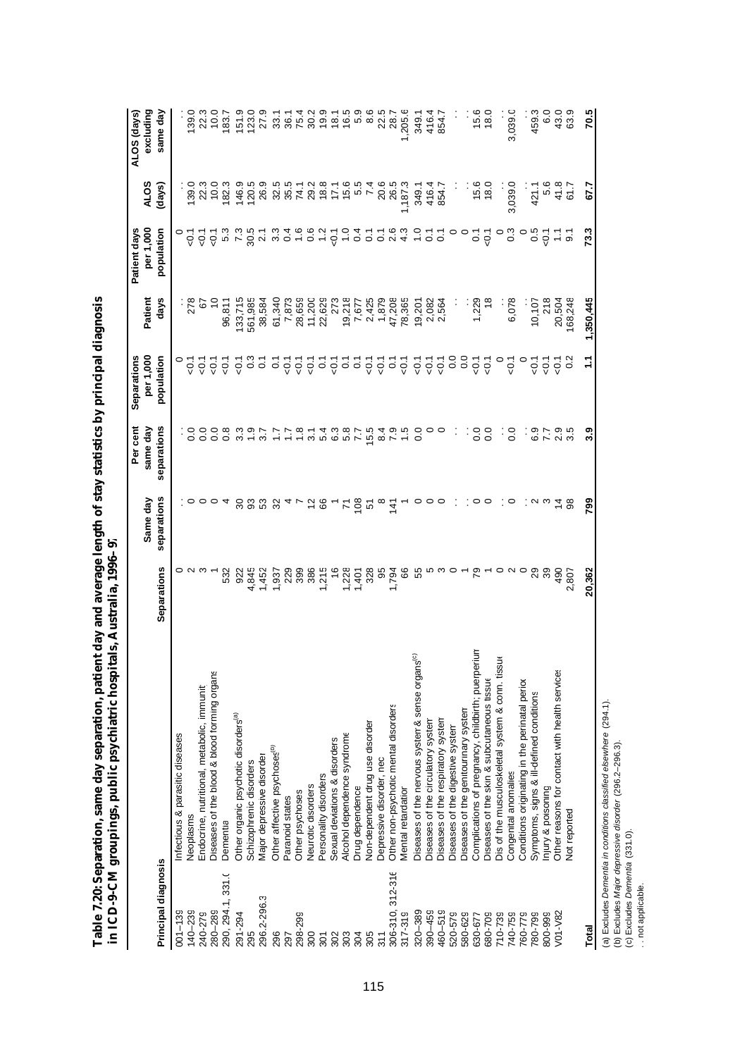**Table 7.20: Separation, same day separation, patient day and average length of stay statistics by principal diagnosis in ICD-9-CM groupings, public psychiatric hospitals, Australia, 1996–97**

| Principal diagnosis | | Separations | Same day separations | Per cent same day separations | Separations per 1,000 population | Patient days | Patient days per 1,000 population | ALOS (days) | ALOS (days) excluding same day |
|---|---|---|---|---|---|---|---|---|---|
| 001–139 | Infectious & parasitic diseases | 0 | . . | . . | 0 | . . | 0 | . . | . . |
| 140–239 | Neoplasms | 2 | 0 | 0.0 | <0.1 | 278 | <0.1 | 139.0 | 139.0 |
| 240–279 | Endocrine, nutritional, metabolic, immunit | 3 | 0 | 0.0 | <0.1 | 67 | <0.1 | 22.3 | 22.3 |
| 280–289 | Diseases of the blood & blood forming organs | 1 | 0 | 0.0 | <0.1 | 10 | <0.1 | 10.0 | 10.0 |
| 290, 294.1, 331.0 | Dementia | 532 | 4 | 0.8 | <0.1 | 96,811 | 5.3 | 182.3 | 183.7 |
| 291-294 | Other organic psychotic disorders[(a)] | 922 | 30 | 3.3 | <0.1 | 133,715 | 7.3 | 146.9 | 151.9 |
| 295 | Schizophrenic disorders | 4,845 | 93 | 1.9 | 0.3 | 561,985 | 30.5 | 120.5 | 123.0 |
| 296.2-296.3 | Major depressive disorder | 1,452 | 53 | 3.7 | 0.1 | 38,584 | 2.1 | 26.9 | 27.9 |
| 296 | Other affective psychoses[(b)] | 1,937 | 32 | 1.7 | 0.1 | 61,340 | 3.3 | 32.5 | 33.1 |
| 297 | Paranoid states | 229 | 4 | 1.7 | <0.1 | 7,873 | 0.4 | 35.5 | 36.1 |
| 298-299 | Other psychoses | 399 | 7 | 1.8 | <0.1 | 28,659 | 1.6 | 74.1 | 75.4 |
| 300 | Neurotic disorders | 386 | 12 | 3.1 | <0.1 | 11,200 | 0.6 | 29.2 | 30.2 |
| 301 | Personality disorders | 1,215 | 66 | 5.4 | 0.1 | 22,629 | 1.2 | 18.8 | 19.9 |
| 302 | Sexual deviations & disorders | 16 | 1 | 6.3 | <0.1 | 273 | <0.1 | 17.1 | 18.1 |
| 303 | Alcohol dependence syndrome | 1,228 | 71 | 5.8 | 0.1 | 19,218 | 1.0 | 15.6 | 16.5 |
| 304 | Drug dependence | 1,401 | 108 | 7.7 | 0.1 | 7,677 | 0.4 | 5.5 | 5.9 |
| 305 | Non-dependent drug use disorder | 328 | 51 | 15.5 | <0.1 | 2,425 | 0.1 | 7.4 | 8.6 |
| 311 | Depressive disorder, nec | 95 | 8 | 8.4 | <0.1 | 1,879 | 0.1 | 20.6 | 22.5 |
| 306-310, 312-316 | Other non-psychotic mental disorders | 1,794 | 141 | 7.9 | 0.1 | 47,208 | 2.6 | 26.5 | 28.7 |
| 317-319 | Mental retardation | 66 | 1 | 1.5 | <0.1 | 78,365 | 4.3 | 1,187.3 | 1,205.6 |
| 320–389 | Diseases of the nervous system & sense organs[(c)] | 55 | 0 | 0.0 | <0.1 | 19,201 | 1.0 | 349.1 | 349.1 |
| 390–459 | Diseases of the circulatory system | 5 | 0 | 0 | <0.1 | 2,082 | 0.1 | 416.4 | 416.4 |
| 460–519 | Diseases of the respiratory system | 3 | 0 | 0 | <0.1 | 2,564 | 0.1 | 854.7 | 854.7 |
| 520–579 | Diseases of the digestive system | 0 | . . | . . | 0.0 | . . | 0 | . . | . . |
| 580-629 | Diseases of the genitourinary system | 1 | . . | . . | 0.0 | . . | 0 | . . | . . |
| 630-677 | Complications of pregnancy, childbirth, puerperium | 79 | 0 | 0.0 | <0.1 | 1,229 | 0.1 | 15.6 | 15.6 |
| 680-709 | Diseases of the skin & subcutaneous tissue | 1 | 0 | 0.0 | <0.1 | 18 | <0.1 | 18.0 | 18.0 |
| 710-739 | Dis of the musculoskeletal system & conn. tissue | 0 | . . | . . | 0 | . . | 0 | . . | . . |
| 740-759 | Congenital anomalies | 2 | 0 | 0.0 | <0.1 | 6,078 | 0.3 | 3,039.0 | 3,039.0 |
| 760-779 | Conditions originating in the perinatal period | 0 | . . | . . | 0 | . . | 0 | . . | . . |
| 780-799 | Symptoms, signs & ill-defined conditions | 29 | 2 | 6.9 | <0.1 | 10,107 | 0.5 | 421.1 | 459.3 |
| 800-999 | Injury & poisoning | 39 | 3 | 7.7 | <0.1 | 218 | <0.1 | 5.6 | 6.0 |
| V01-V82 | Other reasons for contact with health services | 490 | 14 | 2.9 | <0.1 | 20,504 | 1.1 | 41.8 | 43.0 |
| | Not reported | 2,807 | 98 | 3.5 | 0.2 | 168,248 | 9.1 | 61.7 | 63.9 |
| **Total** | | **20,362** | **799** | **3.9** | **1.1** | **1,350,445** | **73.3** | **67.7** | **70.5** |

(a) Excludes *Dementia in conditions classified elsewhere* (294.1).
(b) Excludes *Major depressive disorder* (296.2–296.3).
(c) Excludes *Dementia* (331.0).
. . not applicable.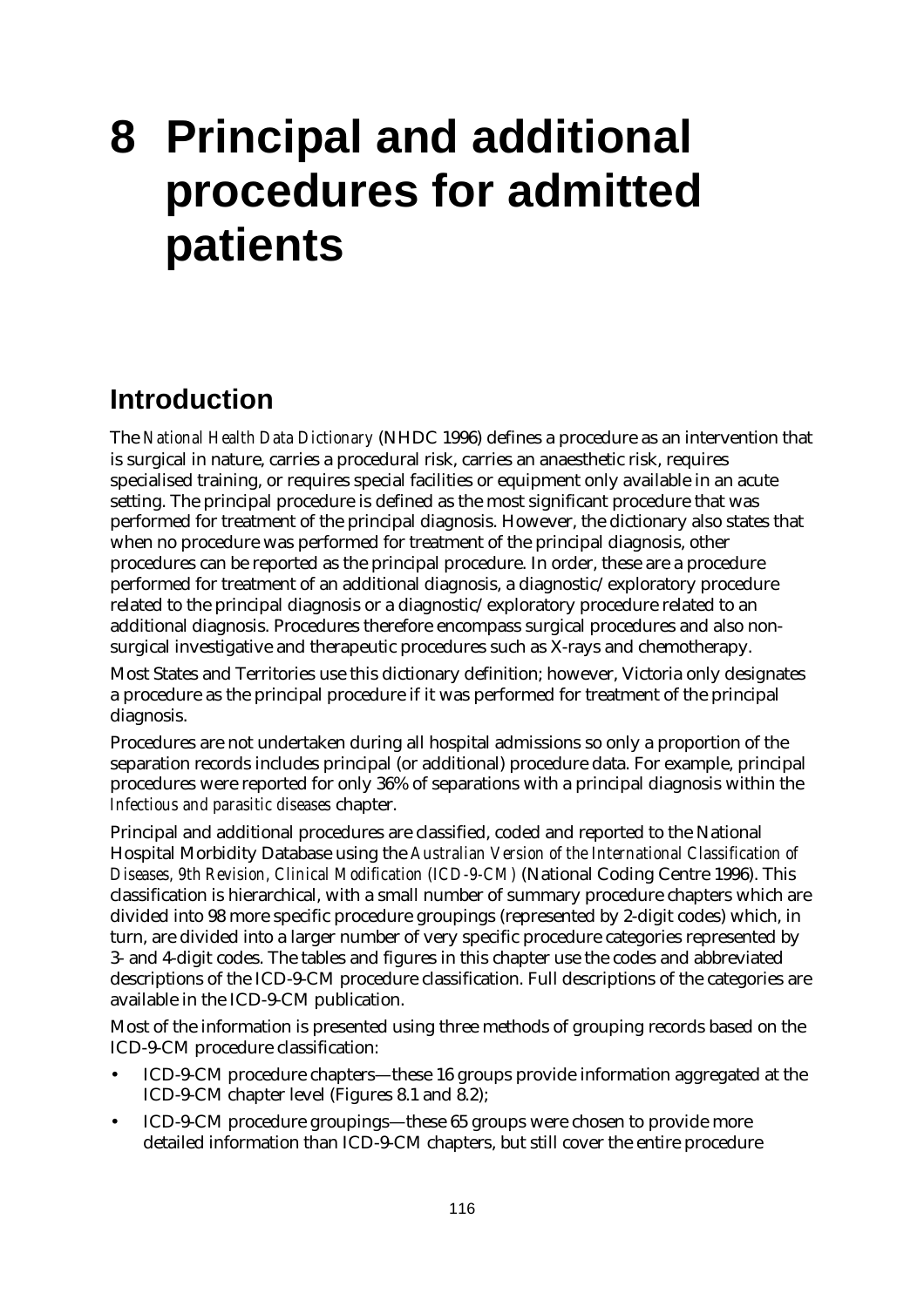# 8 Principal and additional procedures for admitted patients

## Introduction

The *National Health Data Dictionary* (NHDC 1996) defines a procedure as an intervention that is surgical in nature, carries a procedural risk, carries an anaesthetic risk, requires specialised training, or requires special facilities or equipment only available in an acute setting. The principal procedure is defined as the most significant procedure that was performed for treatment of the principal diagnosis. However, the dictionary also states that when no procedure was performed for treatment of the principal diagnosis, other procedures can be reported as the principal procedure. In order, these are a procedure performed for treatment of an additional diagnosis, a diagnostic/exploratory procedure related to the principal diagnosis or a diagnostic/exploratory procedure related to an additional diagnosis. Procedures therefore encompass surgical procedures and also non-surgical investigative and therapeutic procedures such as X-rays and chemotherapy.

Most States and Territories use this dictionary definition; however, Victoria only designates a procedure as the principal procedure if it was performed for treatment of the principal diagnosis.

Procedures are not undertaken during all hospital admissions so only a proportion of the separation records includes principal (or additional) procedure data. For example, principal procedures were reported for only 36% of separations with a principal diagnosis within the *Infectious and parasitic diseases* chapter.

Principal and additional procedures are classified, coded and reported to the National Hospital Morbidity Database using the *Australian Version of the International Classification of Diseases, 9th Revision, Clinical Modification (ICD-9-CM)* (National Coding Centre 1996). This classification is hierarchical, with a small number of summary procedure chapters which are divided into 98 more specific procedure groupings (represented by 2-digit codes) which, in turn, are divided into a larger number of very specific procedure categories represented by 3- and 4-digit codes. The tables and figures in this chapter use the codes and abbreviated descriptions of the ICD-9-CM procedure classification. Full descriptions of the categories are available in the ICD-9-CM publication.

Most of the information is presented using three methods of grouping records based on the ICD-9-CM procedure classification:

- ICD-9-CM procedure chapters—these 16 groups provide information aggregated at the ICD-9-CM chapter level (Figures 8.1 and 8.2);
- ICD-9-CM procedure groupings—these 65 groups were chosen to provide more detailed information than ICD-9-CM chapters, but still cover the entire procedure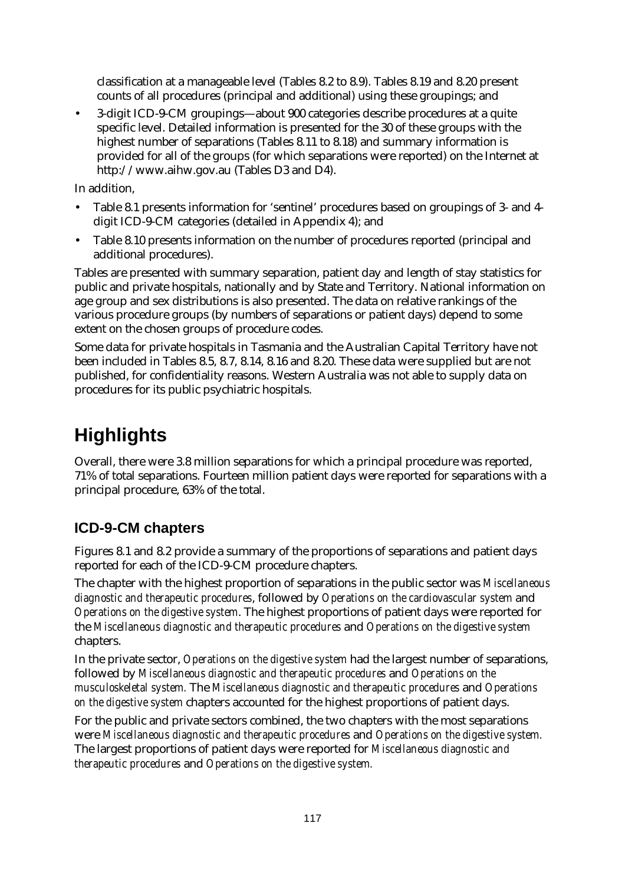classification at a manageable level (Tables 8.2 to 8.9). Tables 8.19 and 8.20 present counts of all procedures (principal and additional) using these groupings; and

- 3-digit ICD-9-CM groupings—about 900 categories describe procedures at a quite specific level. Detailed information is presented for the 30 of these groups with the highest number of separations (Tables 8.11 to 8.18) and summary information is provided for all of the groups (for which separations were reported) on the Internet at http://www.aihw.gov.au (Tables D3 and D4).

In addition,

- Table 8.1 presents information for 'sentinel' procedures based on groupings of 3- and 4-digit ICD-9-CM categories (detailed in Appendix 4); and
- Table 8.10 presents information on the number of procedures reported (principal and additional procedures).

Tables are presented with summary separation, patient day and length of stay statistics for public and private hospitals, nationally and by State and Territory. National information on age group and sex distributions is also presented. The data on relative rankings of the various procedure groups (by numbers of separations or patient days) depend to some extent on the chosen groups of procedure codes.

Some data for private hospitals in Tasmania and the Australian Capital Territory have not been included in Tables 8.5, 8.7, 8.14, 8.16 and 8.20. These data were supplied but are not published, for confidentiality reasons. Western Australia was not able to supply data on procedures for its public psychiatric hospitals.

# Highlights

Overall, there were 3.8 million separations for which a principal procedure was reported, 71% of total separations. Fourteen million patient days were reported for separations with a principal procedure, 63% of the total.

## ICD-9-CM chapters

Figures 8.1 and 8.2 provide a summary of the proportions of separations and patient days reported for each of the ICD-9-CM procedure chapters.

The chapter with the highest proportion of separations in the public sector was *Miscellaneous diagnostic and therapeutic procedures*, followed by *Operations on the cardiovascular system* and *Operations on the digestive system*. The highest proportions of patient days were reported for the *Miscellaneous diagnostic and therapeutic procedures* and *Operations on the digestive system* chapters.

In the private sector, *Operations on the digestive system* had the largest number of separations, followed by *Miscellaneous diagnostic and therapeutic procedures* and *Operations on the musculoskeletal system.* The *Miscellaneous diagnostic and therapeutic procedures* and *Operations on the digestive system* chapters accounted for the highest proportions of patient days.

For the public and private sectors combined, the two chapters with the most separations were *Miscellaneous diagnostic and therapeutic procedures* and *Operations on the digestive system.* The largest proportions of patient days were reported for *Miscellaneous diagnostic and therapeutic procedures* and *Operations on the digestive system.*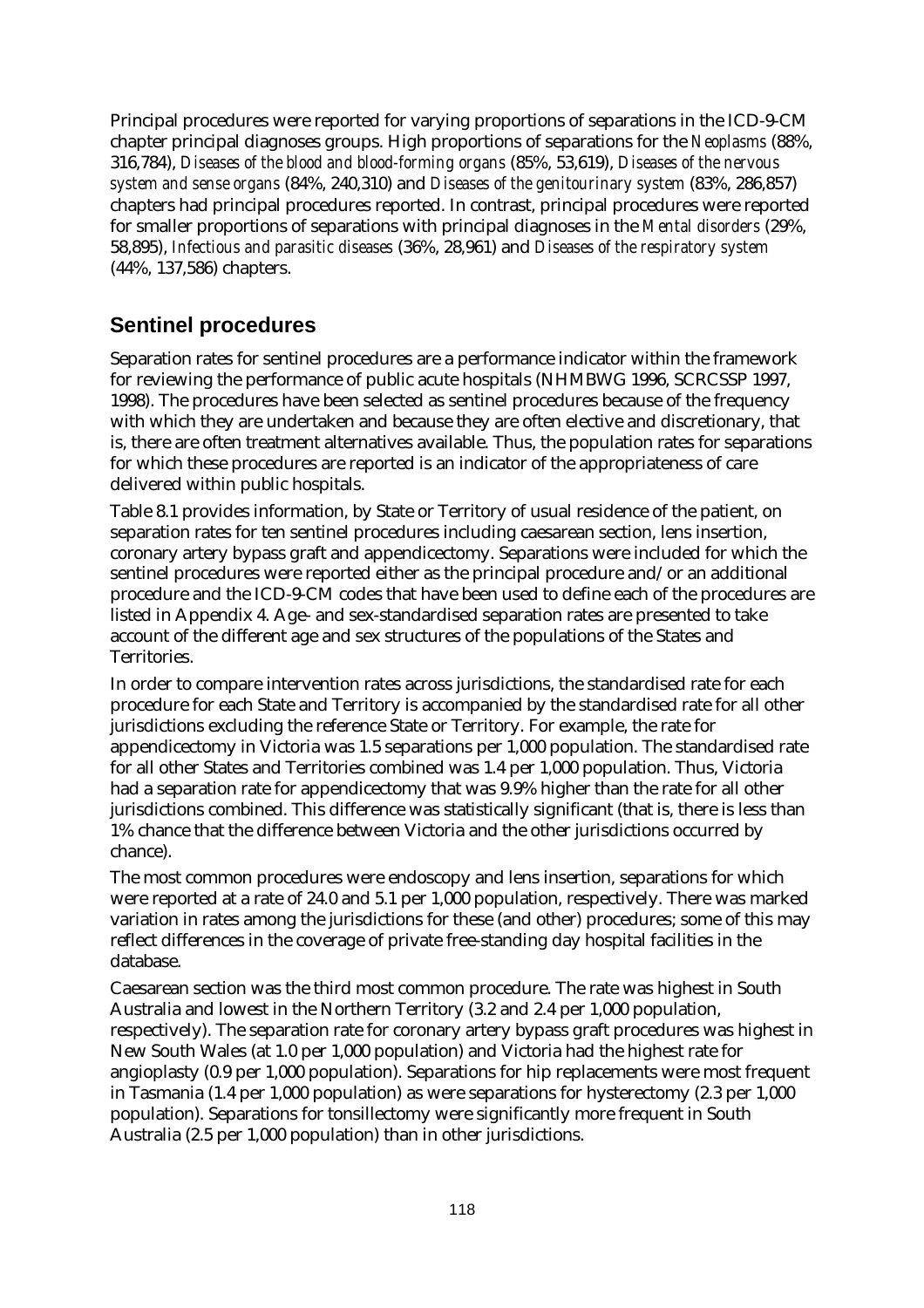Principal procedures were reported for varying proportions of separations in the ICD-9-CM chapter principal diagnoses groups. High proportions of separations for the *Neoplasms* (88%, 316,784), *Diseases of the blood and blood-forming organs* (85%, 53,619), *Diseases of the nervous system and sense organs* (84%, 240,310) and *Diseases of the genitourinary system* (83%, 286,857) chapters had principal procedures reported. In contrast, principal procedures were reported for smaller proportions of separations with principal diagnoses in the *Mental disorders* (29%, 58,895), *Infectious and parasitic diseases* (36%, 28,961) and *Diseases of the respiratory system* (44%, 137,586) chapters.

## Sentinel procedures

Separation rates for sentinel procedures are a performance indicator within the framework for reviewing the performance of public acute hospitals (NHMBWG 1996, SCRCSSP 1997, 1998). The procedures have been selected as sentinel procedures because of the frequency with which they are undertaken and because they are often elective and discretionary, that is, there are often treatment alternatives available. Thus, the population rates for separations for which these procedures are reported is an indicator of the appropriateness of care delivered within public hospitals.

Table 8.1 provides information, by State or Territory of usual residence of the patient, on separation rates for ten sentinel procedures including caesarean section, lens insertion, coronary artery bypass graft and appendicectomy. Separations were included for which the sentinel procedures were reported either as the principal procedure and/or an additional procedure and the ICD-9-CM codes that have been used to define each of the procedures are listed in Appendix 4. Age- and sex-standardised separation rates are presented to take account of the different age and sex structures of the populations of the States and Territories.

In order to compare intervention rates across jurisdictions, the standardised rate for each procedure for each State and Territory is accompanied by the standardised rate for all other jurisdictions excluding the reference State or Territory. For example, the rate for appendicectomy in Victoria was 1.5 separations per 1,000 population. The standardised rate for all other States and Territories combined was 1.4 per 1,000 population. Thus, Victoria had a separation rate for appendicectomy that was 9.9% higher than the rate for all other jurisdictions combined. This difference was statistically significant (that is, there is less than 1% chance that the difference between Victoria and the other jurisdictions occurred by chance).

The most common procedures were endoscopy and lens insertion, separations for which were reported at a rate of 24.0 and 5.1 per 1,000 population, respectively. There was marked variation in rates among the jurisdictions for these (and other) procedures; some of this may reflect differences in the coverage of private free-standing day hospital facilities in the database.

Caesarean section was the third most common procedure. The rate was highest in South Australia and lowest in the Northern Territory (3.2 and 2.4 per 1,000 population, respectively). The separation rate for coronary artery bypass graft procedures was highest in New South Wales (at 1.0 per 1,000 population) and Victoria had the highest rate for angioplasty (0.9 per 1,000 population). Separations for hip replacements were most frequent in Tasmania (1.4 per 1,000 population) as were separations for hysterectomy (2.3 per 1,000 population). Separations for tonsillectomy were significantly more frequent in South Australia (2.5 per 1,000 population) than in other jurisdictions.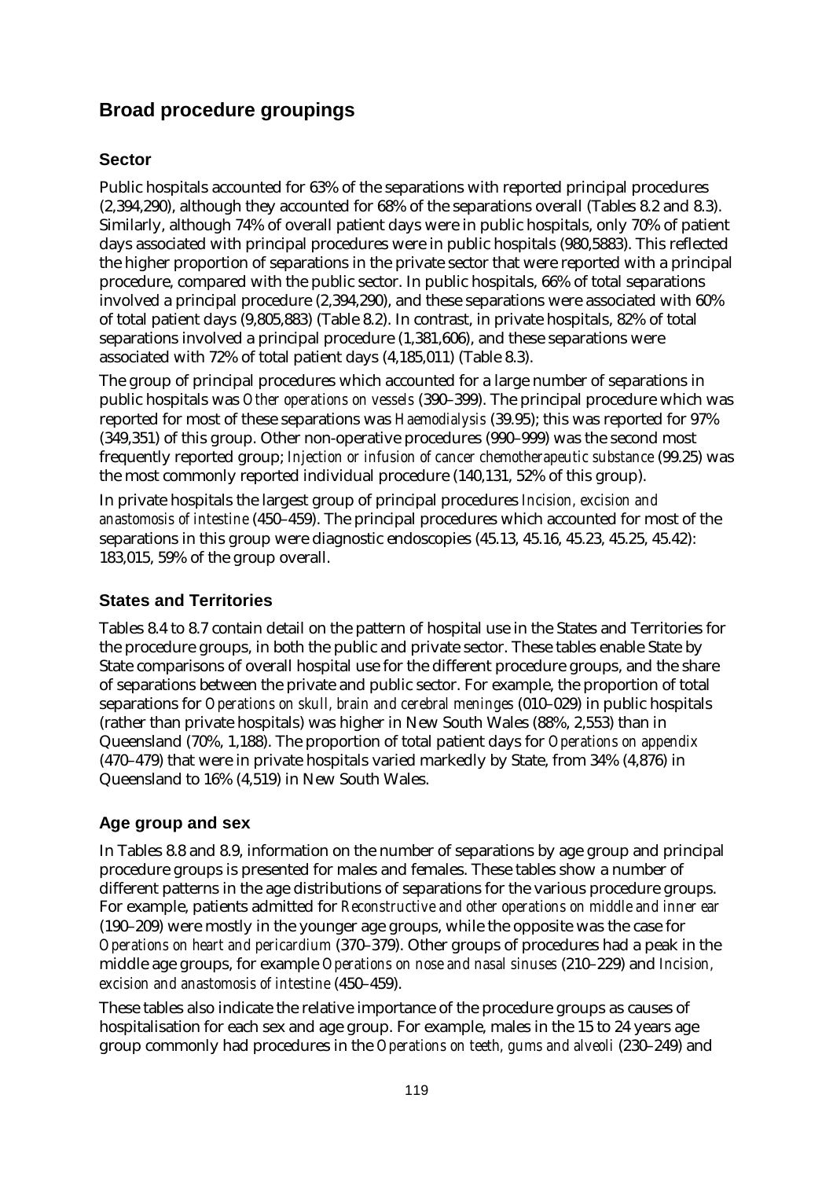## Broad procedure groupings

### Sector

Public hospitals accounted for 63% of the separations with reported principal procedures (2,394,290), although they accounted for 68% of the separations overall (Tables 8.2 and 8.3). Similarly, although 74% of overall patient days were in public hospitals, only 70% of patient days associated with principal procedures were in public hospitals (980,5883). This reflected the higher proportion of separations in the private sector that were reported with a principal procedure, compared with the public sector. In public hospitals, 66% of total separations involved a principal procedure (2,394,290), and these separations were associated with 60% of total patient days (9,805,883) (Table 8.2). In contrast, in private hospitals, 82% of total separations involved a principal procedure (1,381,606), and these separations were associated with 72% of total patient days (4,185,011) (Table 8.3).

The group of principal procedures which accounted for a large number of separations in public hospitals was *Other operations on vessels* (390–399). The principal procedure which was reported for most of these separations was *Haemodialysis* (39.95); this was reported for 97% (349,351) of this group. Other non-operative procedures (990–999) was the second most frequently reported group; *Injection or infusion of cancer chemotherapeutic substance* (99.25) was the most commonly reported individual procedure (140,131, 52% of this group).

In private hospitals the largest group of principal procedures *Incision, excision and anastomosis of intestine* (450–459). The principal procedures which accounted for most of the separations in this group were diagnostic endoscopies (45.13, 45.16, 45.23, 45.25, 45.42): 183,015, 59% of the group overall.

### States and Territories

Tables 8.4 to 8.7 contain detail on the pattern of hospital use in the States and Territories for the procedure groups, in both the public and private sector. These tables enable State by State comparisons of overall hospital use for the different procedure groups, and the share of separations between the private and public sector. For example, the proportion of total separations for *Operations on skull, brain and cerebral meninges* (010–029) in public hospitals (rather than private hospitals) was higher in New South Wales (88%, 2,553) than in Queensland (70%, 1,188). The proportion of total patient days for *Operations on appendix* (470–479) that were in private hospitals varied markedly by State, from 34% (4,876) in Queensland to 16% (4,519) in New South Wales.

### Age group and sex

In Tables 8.8 and 8.9, information on the number of separations by age group and principal procedure groups is presented for males and females. These tables show a number of different patterns in the age distributions of separations for the various procedure groups. For example, patients admitted for *Reconstructive and other operations on middle and inner ear* (190–209) were mostly in the younger age groups, while the opposite was the case for *Operations on heart and pericardium* (370–379). Other groups of procedures had a peak in the middle age groups, for example *Operations on nose and nasal sinuses* (210–229) and *Incision, excision and anastomosis of intestine* (450–459).

These tables also indicate the relative importance of the procedure groups as causes of hospitalisation for each sex and age group. For example, males in the 15 to 24 years age group commonly had procedures in the *Operations on teeth, gums and alveoli* (230–249) and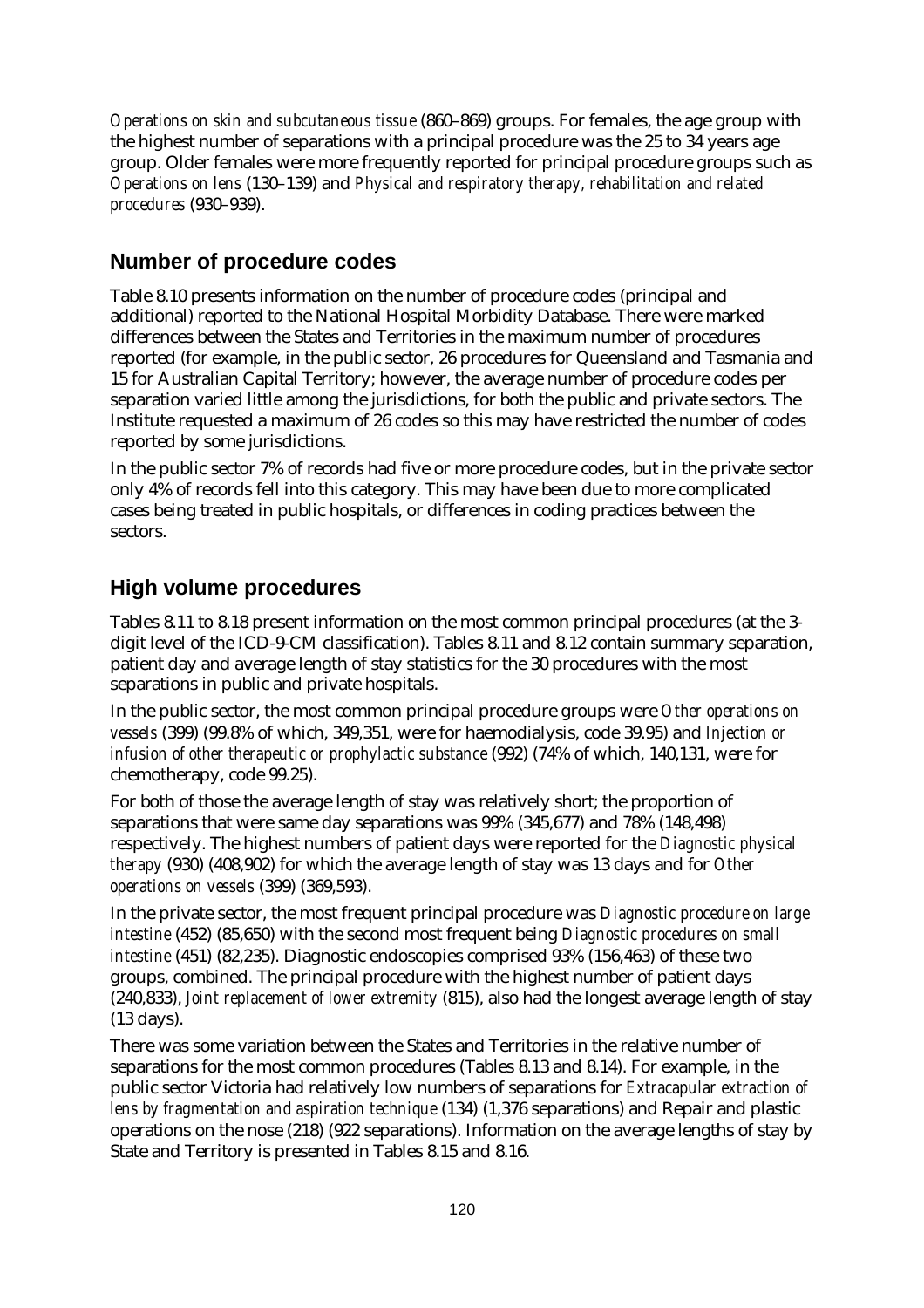*Operations on skin and subcutaneous tissue* (860–869) groups. For females, the age group with the highest number of separations with a principal procedure was the 25 to 34 years age group. Older females were more frequently reported for principal procedure groups such as *Operations on lens* (130–139) and *Physical and respiratory therapy, rehabilitation and related procedures* (930–939).

## Number of procedure codes

Table 8.10 presents information on the number of procedure codes (principal and additional) reported to the National Hospital Morbidity Database. There were marked differences between the States and Territories in the maximum number of procedures reported (for example, in the public sector, 26 procedures for Queensland and Tasmania and 15 for Australian Capital Territory; however, the average number of procedure codes per separation varied little among the jurisdictions, for both the public and private sectors. The Institute requested a maximum of 26 codes so this may have restricted the number of codes reported by some jurisdictions.

In the public sector 7% of records had five or more procedure codes, but in the private sector only 4% of records fell into this category. This may have been due to more complicated cases being treated in public hospitals, or differences in coding practices between the sectors.

## High volume procedures

Tables 8.11 to 8.18 present information on the most common principal procedures (at the 3-digit level of the ICD-9-CM classification). Tables 8.11 and 8.12 contain summary separation, patient day and average length of stay statistics for the 30 procedures with the most separations in public and private hospitals.

In the public sector, the most common principal procedure groups were *Other operations on vessels* (399) (99.8% of which, 349,351, were for haemodialysis, code 39.95) and *Injection or infusion of other therapeutic or prophylactic substance* (992) (74% of which, 140,131, were for chemotherapy, code 99.25).

For both of those the average length of stay was relatively short; the proportion of separations that were same day separations was 99% (345,677) and 78% (148,498) respectively. The highest numbers of patient days were reported for the *Diagnostic physical therapy* (930) (408,902) for which the average length of stay was 13 days and for *Other operations on vessels* (399) (369,593).

In the private sector, the most frequent principal procedure was *Diagnostic procedure on large intestine* (452) (85,650) with the second most frequent being *Diagnostic procedures on small intestine* (451) (82,235). Diagnostic endoscopies comprised 93% (156,463) of these two groups, combined. The principal procedure with the highest number of patient days (240,833), *Joint replacement of lower extremity* (815), also had the longest average length of stay (13 days).

There was some variation between the States and Territories in the relative number of separations for the most common procedures (Tables 8.13 and 8.14). For example, in the public sector Victoria had relatively low numbers of separations for *Extracapular extraction of lens by fragmentation and aspiration technique* (134) (1,376 separations) and Repair and plastic operations on the nose (218) (922 separations). Information on the average lengths of stay by State and Territory is presented in Tables 8.15 and 8.16.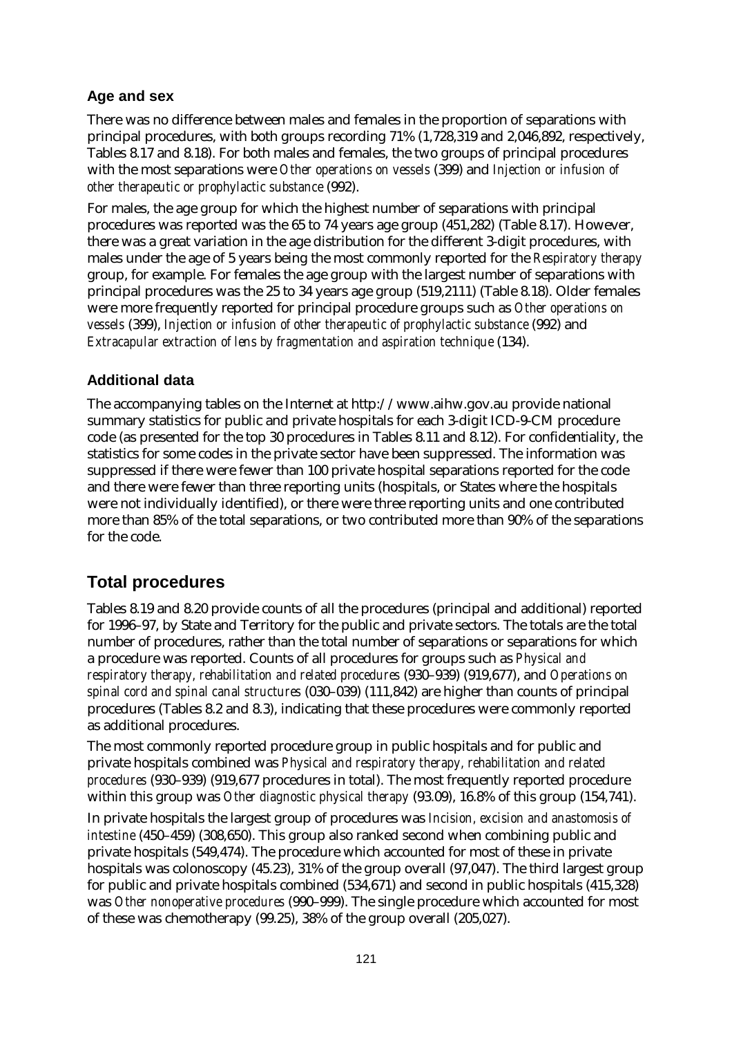### Age and sex

There was no difference between males and females in the proportion of separations with principal procedures, with both groups recording 71% (1,728,319 and 2,046,892, respectively, Tables 8.17 and 8.18). For both males and females, the two groups of principal procedures with the most separations were *Other operations on vessels* (399) and *Injection or infusion of other therapeutic or prophylactic substance* (992).

For males, the age group for which the highest number of separations with principal procedures was reported was the 65 to 74 years age group (451,282) (Table 8.17). However, there was a great variation in the age distribution for the different 3-digit procedures, with males under the age of 5 years being the most commonly reported for the *Respiratory therapy* group, for example. For females the age group with the largest number of separations with principal procedures was the 25 to 34 years age group (519,2111) (Table 8.18). Older females were more frequently reported for principal procedure groups such as *Other operations on vessels* (399), *Injection or infusion of other therapeutic of prophylactic substance* (992) and *Extracapular extraction of lens by fragmentation and aspiration technique* (134).

### Additional data

The accompanying tables on the Internet at http://www.aihw.gov.au provide national summary statistics for public and private hospitals for each 3-digit ICD-9-CM procedure code (as presented for the top 30 procedures in Tables 8.11 and 8.12). For confidentiality, the statistics for some codes in the private sector have been suppressed. The information was suppressed if there were fewer than 100 private hospital separations reported for the code and there were fewer than three reporting units (hospitals, or States where the hospitals were not individually identified), or there were three reporting units and one contributed more than 85% of the total separations, or two contributed more than 90% of the separations for the code.

## Total procedures

Tables 8.19 and 8.20 provide counts of all the procedures (principal and additional) reported for 1996–97, by State and Territory for the public and private sectors. The totals are the total number of procedures, rather than the total number of separations or separations for which a procedure was reported. Counts of all procedures for groups such as *Physical and respiratory therapy, rehabilitation and related procedures* (930–939) (919,677), and *Operations on spinal cord and spinal canal structures* (030–039) (111,842) are higher than counts of principal procedures (Tables 8.2 and 8.3), indicating that these procedures were commonly reported as additional procedures.

The most commonly reported procedure group in public hospitals and for public and private hospitals combined was *Physical and respiratory therapy, rehabilitation and related procedures* (930–939) (919,677 procedures in total). The most frequently reported procedure within this group was *Other diagnostic physical therapy* (93.09), 16.8% of this group (154,741).

In private hospitals the largest group of procedures was *Incision, excision and anastomosis of intestine* (450–459) (308,650). This group also ranked second when combining public and private hospitals (549,474). The procedure which accounted for most of these in private hospitals was colonoscopy (45.23), 31% of the group overall (97,047). The third largest group for public and private hospitals combined (534,671) and second in public hospitals (415,328) was *Other nonoperative procedures* (990–999). The single procedure which accounted for most of these was chemotherapy (99.25), 38% of the group overall (205,027).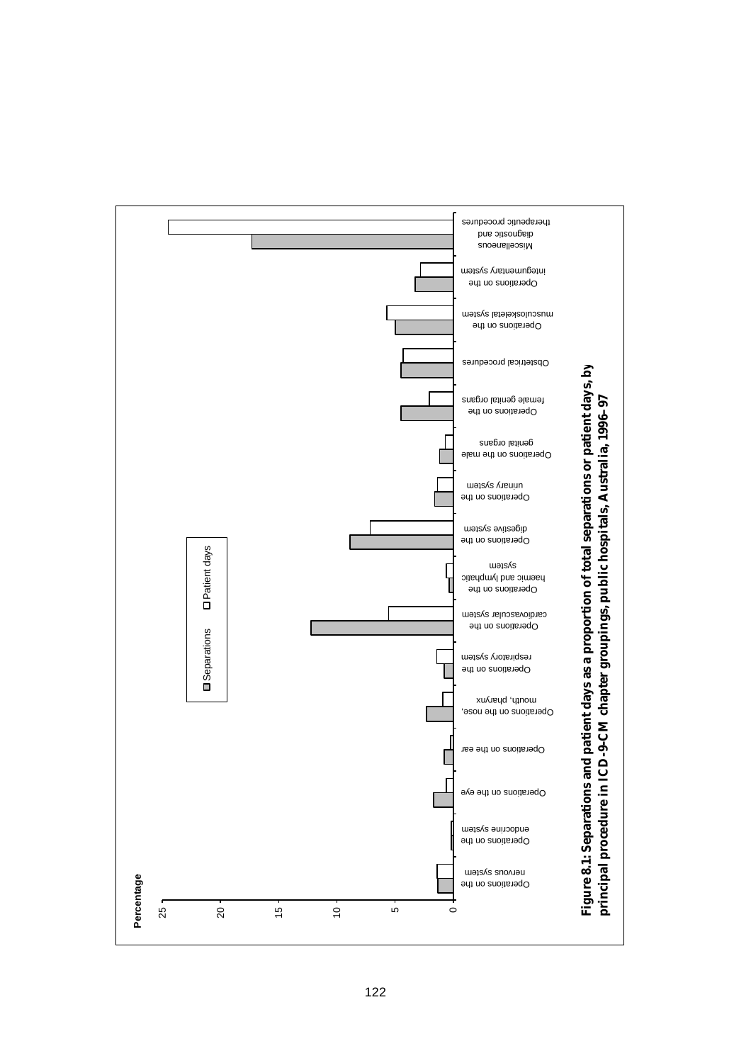**Figure 8.1: Separations and patient days as a proportion of total separations or patient days, by principal procedure in ICD-9-CM chapter groupings, public hospitals, Australia, 1996–97**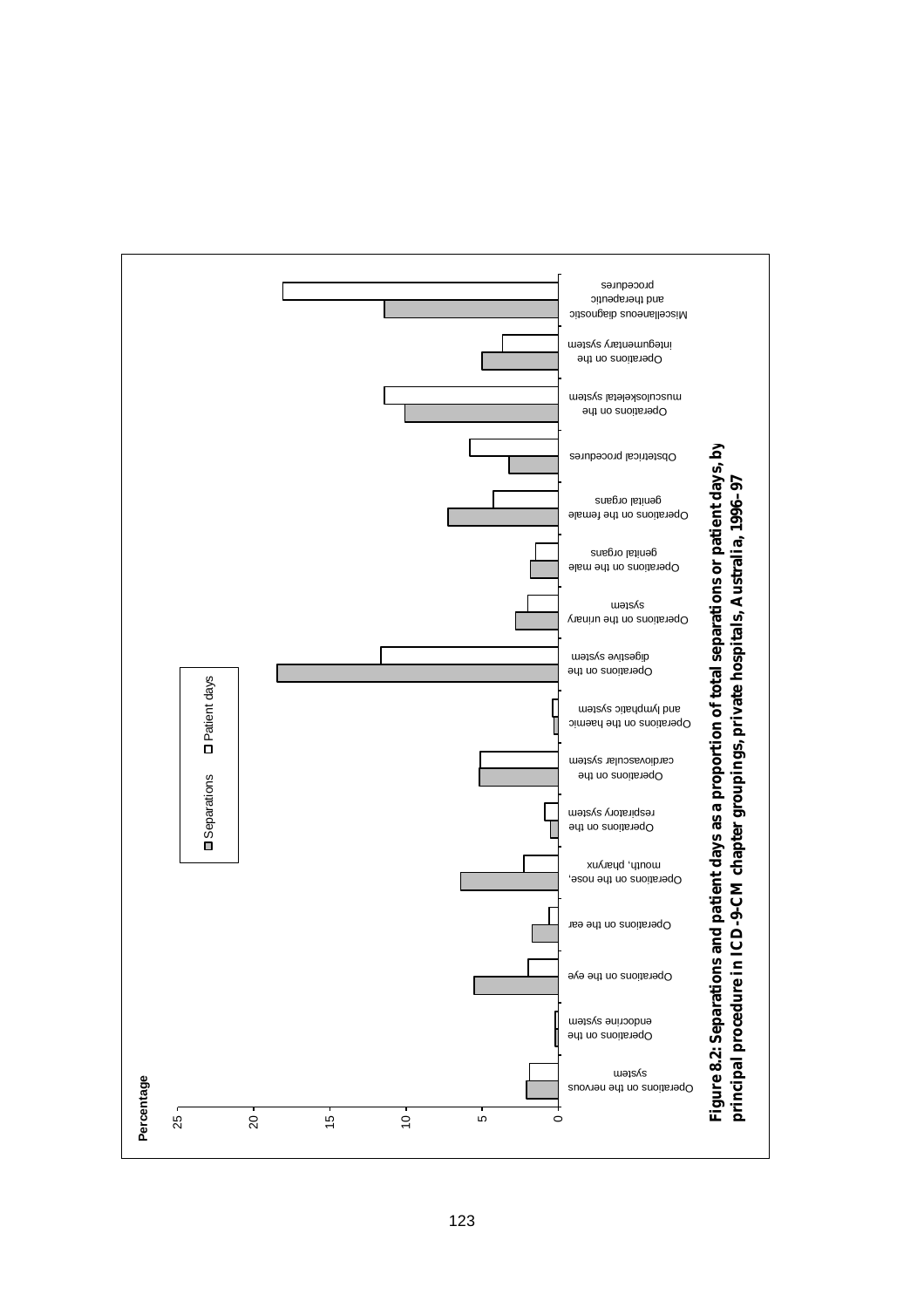Figure 8.2: Separations and patient days as a proportion of total separations or patient days, by principal procedure in ICD-9-CM chapter groupings, private hospitals, Australia, 1996–97

Percentage

■ Separations □ Patient days

- Operations on the nervous system
- Operations on the endocrine system
- Operations on the eye
- Operations on the ear
- Operations on the nose, mouth, pharynx
- Operations on the respiratory system
- Operations on the cardiovascular system
- Operations on the haemic and lymphatic system
- Operations on the digestive system
- Operations on the urinary system
- Operations on the male genital organs
- Operations on the female genital organs
- Obstetrical procedures
- Operations on the musculoskeletal system
- Operations on the integumentary system
- Miscellaneous diagnostic and therapeutic procedures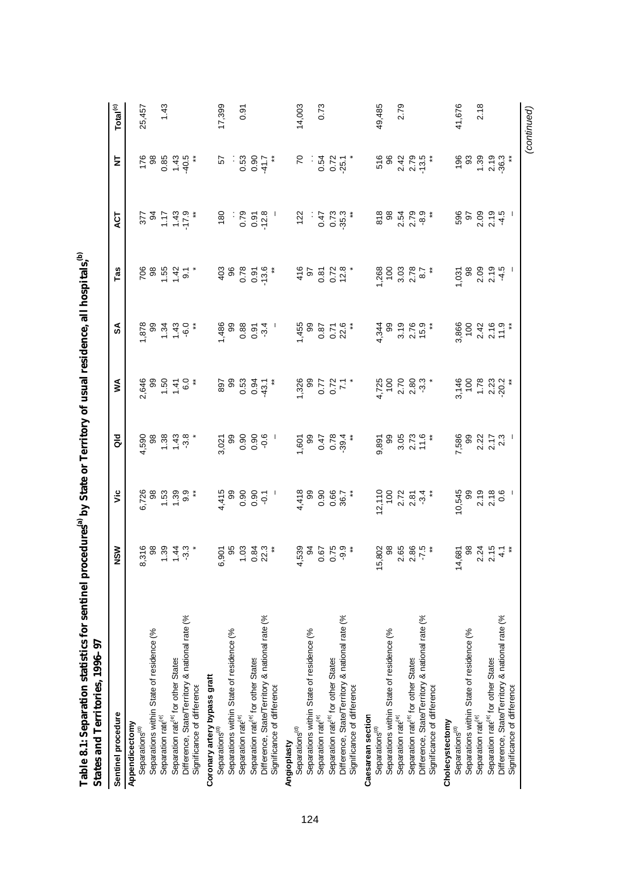**Table 8.1: Separation statistics for sentinel procedures[a] by State or Territory of usual residence, all hospitals,[b] States and Territories, 1996–97**

| Sentinel procedure | NSW | Vic | Qld | WA | SA | Tas | ACT | NT | Total[c] |
|---|---|---|---|---|---|---|---|---|---|
| **Appendicectomy** | | | | | | | | | |
| Separations[d] | 8,316 | 6,726 | 4,590 | 2,646 | 1,878 | 706 | 377 | 176 | 25,457 |
| Separations within State of residence (% | 98 | 98 | 98 | 99 | 99 | 98 | 94 | 98 | |
| Separation rate[e] | 1.39 | 1.53 | 1.38 | 1.50 | 1.34 | 1.55 | 1.17 | 0.85 | 1.43 |
| Separation rate[e] for other States | 1.44 | 1.39 | 1.43 | 1.41 | 1.43 | 1.42 | 1.43 | 1.43 | |
| Difference, State/Territory & national rate (% | -3.3 | 9.9 | -3.8 | 6.0 | -6.0 | 9.1 | -17.9 | -40.5 | |
| Significance of difference | * | ** | * | ** | ** | * | ** | ** | |
| **Coronary artery bypass graft** | | | | | | | | | |
| Separations[d] | 6,901 | 4,415 | 3,021 | 897 | 1,486 | 403 | 180 | 57 | 17,399 |
| Separations within State of residence (% | 95 | 99 | 99 | 99 | 99 | 96 | . . | . . | |
| Separation rate[e] | 1.03 | 0.90 | 0.90 | 0.53 | 0.88 | 0.78 | 0.79 | 0.53 | 0.91 |
| Separation rate[e] for other States | 0.84 | 0.90 | 0.90 | 0.94 | 0.91 | 0.91 | 0.91 | 0.90 | |
| Difference, State/Territory & national rate (% | 22.3 | -0.1 | -0.6 | -43.1 | -3.4 | -13.6 | -12.8 | -41.7 | |
| Significance of difference | ** | — | — | ** | — | ** | — | ** | |
| **Angioplasty** | | | | | | | | | |
| Separations[d] | 4,539 | 4,418 | 1,601 | 1,326 | 1,455 | 416 | 122 | 70 | 14,003 |
| Separations within State of residence (% | 94 | 99 | 99 | 99 | 99 | 97 | . . | . . | |
| Separation rate[e] | 0.67 | 0.90 | 0.47 | 0.77 | 0.87 | 0.81 | 0.47 | 0.54 | 0.73 |
| Separation rate[e] for other States | 0.75 | 0.66 | 0.78 | 0.72 | 0.71 | 0.72 | 0.73 | 0.72 | |
| Difference, State/Territory & national rate (% | -9.9 | 36.7 | -39.4 | 7.1 | 22.6 | 12.8 | -35.3 | -25.1 | |
| Significance of difference | ** | ** | ** | * | ** | * | ** | * | |
| **Caesarean section** | | | | | | | | | |
| Separations[d] | 15,802 | 12,110 | 9,891 | 4,725 | 4,344 | 1,268 | 818 | 516 | 49,485 |
| Separations within State of residence (% | 98 | 100 | 99 | 100 | 99 | 100 | 98 | 96 | |
| Separation rate[e] | 2.65 | 2.72 | 3.05 | 2.70 | 3.19 | 3.03 | 2.54 | 2.42 | 2.79 |
| Separation rate[e] for other States | 2.86 | 2.81 | 2.73 | 2.80 | 2.76 | 2.78 | 2.79 | 2.79 | |
| Difference, State/Territory & national rate (% | -7.5 | -3.4 | 11.6 | -3.3 | 15.9 | 8.7 | -8.9 | -13.5 | |
| Significance of difference | ** | ** | ** | * | ** | ** | ** | ** | |
| **Cholecystectomy** | | | | | | | | | |
| Separations[d] | 14,681 | 10,545 | 7,586 | 3,146 | 3,866 | 1,031 | 596 | 196 | 41,676 |
| Separations within State of residence (% | 98 | 99 | 99 | 100 | 100 | 98 | 97 | 93 | |
| Separation rate[e] | 2.24 | 2.19 | 2.22 | 1.78 | 2.42 | 2.09 | 2.09 | 1.39 | 2.18 |
| Separation rate[e] for other States | 2.15 | 2.18 | 2.17 | 2.23 | 2.16 | 2.19 | 2.19 | 2.19 | |
| Difference, State/Territory & national rate (% | 4.1 | 0.6 | 2.3 | -20.2 | 11.9 | -4.5 | -4.5 | -36.3 | |
| Significance of difference | ** | — | — | ** | ** | — | — | ** | |

*(continued)*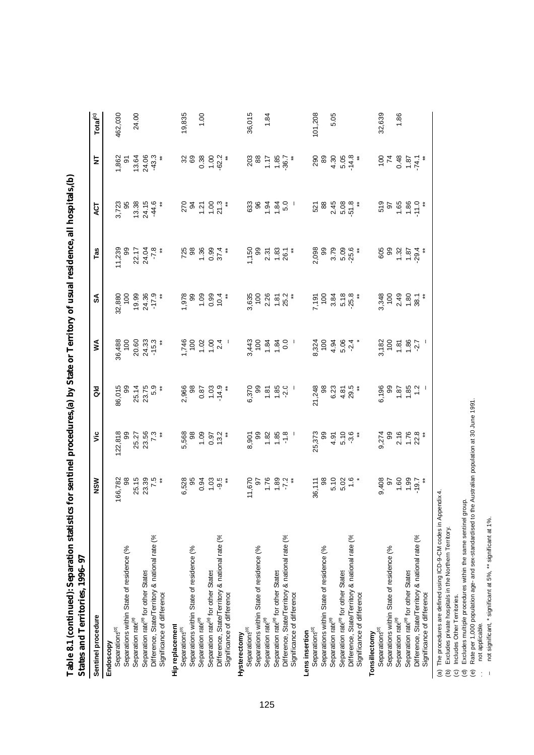**Table 8.1 (continued): Separation statistics for sentinel procedures,(a) by State or Territory of usual residence, all hospitals,(b) States and Territories, 1996–97**

| Sentinel procedure | NSW | Vic | Qld | WA | SA | Tas | ACT | NT | Total[c] |
|---|---|---|---|---|---|---|---|---|---|
| **Endoscopy** | | | | | | | | | |
| Separations[d] | 166,782 | 122,818 | 86,015 | 36,488 | 32,880 | 11,239 | 3,723 | 1,862 | 462,030 |
| Separations within State of residence (% | 98 | 99 | 99 | 100 | 100 | 99 | 95 | 91 | |
| Separation rate[e] | 25.15 | 25.27 | 25.14 | 20.60 | 19.99 | 22.17 | 13.38 | 13.64 | 24.00 |
| Separation rate[e] for other States | 23.39 | 23.56 | 23.75 | 24.33 | 24.36 | 24.04 | 24.15 | 24.06 | |
| Difference, State/Territory & national rate (% | 7.5 | 7.3 | 5.9 | -15.3 | -17.9 | -7.8 | -44.6 | -43.3 | |
| Significance of difference | ** | ** | ** | ** | ** | ** | ** | * | |
| **Hip replacement** | | | | | | | | | |
| Separations[d] | 6,528 | 5,568 | 2,966 | 1,746 | 1,978 | 725 | 270 | 32 | 19,835 |
| Separations within State of residence (% | 95 | 98 | 98 | 100 | 99 | 98 | 94 | 69 | |
| Separation rate[e] | 0.94 | 1.09 | 0.87 | 1.02 | 1.09 | 1.36 | 1.21 | 0.38 | 1.00 |
| Separation rate[e] for other States | 1.03 | 0.97 | 1.03 | 1.00 | 0.99 | 0.99 | 1.00 | 1.00 | |
| Difference, State/Territory & national rate (% | -9.5 | 13.2 | -14.9 | 2.4 | 10.4 | 37.4 | 21.3 | -62.2 | |
| Significance of difference | ** | ** | ** | – | ** | ** | ** | ** | |
| **Hysterectomy** | | | | | | | | | |
| Separations[d] | 11,670 | 8,901 | 6,370 | 3,443 | 3,635 | 1,150 | 633 | 203 | 36,015 |
| Separations within State of residence (% | 97 | 99 | 99 | 100 | 100 | 99 | 96 | 88 | |
| Separation rate[e] | 1.76 | 1.82 | 1.81 | 1.84 | 2.26 | 2.31 | 1.94 | 1.17 | 1.84 |
| Separation rate[e] for other States | 1.89 | 1.85 | 1.85 | 1.84 | 1.81 | 1.83 | 1.84 | 1.85 | |
| Difference, State/Territory & national rate (% | -7.2 | -1.8 | -2.0 | 0.0 | 25.2 | 26.1 | 5.0 | -36.7 | |
| Significance of difference | ** | – | – | – | ** | ** | – | ** | |
| **Lens insertion** | | | | | | | | | |
| Separations[d] | 36,111 | 25,373 | 21,248 | 8,324 | 7,191 | 2,098 | 521 | 290 | 101,208 |
| Separations within State of residence (% | 98 | 99 | 98 | 100 | 100 | 99 | 88 | 89 | |
| Separation rate[e] | 5.10 | 4.91 | 6.23 | 4.94 | 3.84 | 3.79 | 2.45 | 4.30 | 5.05 |
| Separation rate[e] for other States | 5.02 | 5.10 | 4.81 | 5.06 | 5.18 | 5.09 | 5.08 | 5.05 | |
| Difference, State/Territory & national rate (% | 1.6 | -3.6 | 29.5 | -2.4 | -25.8 | -25.6 | -51.8 | -14.8 | |
| Significance of difference | * | ** | ** | * | ** | ** | ** | ** | |
| **Tonsillectomy** | | | | | | | | | |
| Separations[d] | 9,408 | 9,274 | 6,196 | 3,182 | 3,348 | 605 | 519 | 100 | 32,639 |
| Separations within State of residence (% | 97 | 99 | 99 | 100 | 100 | 99 | 97 | 74 | |
| Separation rate[e] | 1.60 | 2.16 | 1.87 | 1.81 | 2.49 | 1.32 | 1.65 | 0.48 | 1.86 |
| Separation rate[e] for other States | 1.99 | 1.76 | 1.85 | 1.86 | 1.80 | 1.87 | 1.86 | 1.87 | |
| Difference, State/Territory & national rate (% | -19.7 | 22.8 | 1.2 | -2.7 | 38.1 | -29.4 | -11.0 | -74.1 | |
| Significance of difference | ** | ** | – | – | ** | ** | ** | ** | |

(a) The procedures are defined using ICD-9-CM codes in Appendix 4.
(b) Excludes private hospitals in the Northern Territory.
(c) Includes Other Territories.
(d) Excludes multiple procedures within the same sentinel group.
(e) Rate per 1,000 population age- and sex-standardised to the Australian population at 30 June 1991.
. . not applicable.
– not significant, * significant at 5%, ** significant at 1%.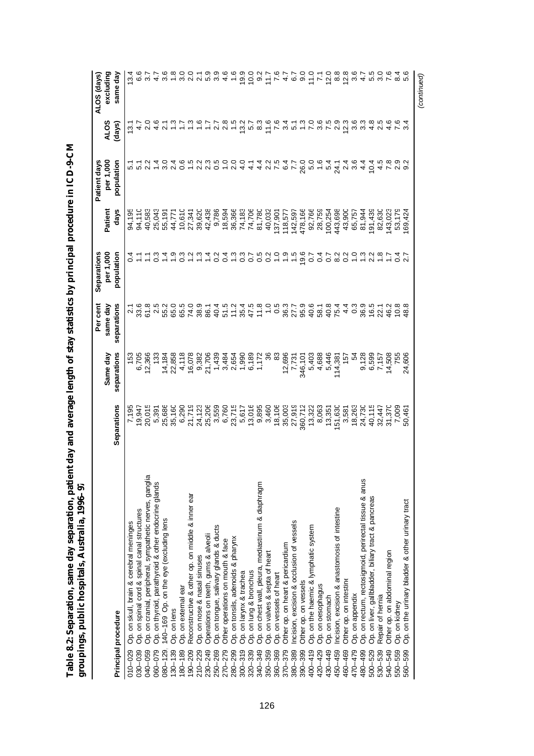**Table 8.2: Separation, same day separation, patient day and average length of stay statistics by principal procedure in ICD-9-CM groupings, public hospitals, Australia, 1996–97**

| Principal procedure | | Separations | Same day separations | Per cent same day separations | Separations per 1,000 population | Patient days | Patient days per 1,000 population | ALOS (days) | ALOS (days) excluding same day |
|---|---|---|---|---|---|---|---|---|---|
| 010–029 | Op. on skull, brain & cerebral meninges | 7,195 | 153 | 2.1 | 0.4 | 94,195 | 5.1 | 13.1 | 13.4 |
| 030–039 | Op. on spinal cord & spinal canal structures | 19,947 | 6,705 | 33.6 | 1.1 | 94,110 | 5.1 | 4.7 | 6.6 |
| 040–059 | Op. on cranial, peripheral, sympathetic nerves, ganglia | 20,015 | 12,366 | 61.8 | 1.1 | 40,583 | 2.2 | 2.0 | 3.7 |
| 060–079 | Op. on thyroid, parathyroid & other endocrine glands | 5,391 | 133 | 2.5 | 0.3 | 25,043 | 1.4 | 4.6 | 4.7 |
| 080–129, 140–169 | Op. on the eye (excluding lens | 25,686 | 14,184 | 55.2 | 1.4 | 55,191 | 3.0 | 2.1 | 3.6 |
| 130–139 | Op. on lens | 35,160 | 22,858 | 65.0 | 1.9 | 44,771 | 2.4 | 1.3 | 1.8 |
| 180–189 | Op. on external ear | 6,290 | 4,118 | 65.5 | 0.3 | 10,610 | 0.6 | 1.7 | 3.0 |
| 190–209 | Reconstructive & other op. on middle & inner ear | 21,719 | 16,078 | 74.0 | 1.2 | 27,341 | 1.5 | 1.3 | 2.0 |
| 210–229 | Op. on nose & nasal sinuses | 24,123 | 9,382 | 38.9 | 1.3 | 39,620 | 2.2 | 1.6 | 2.1 |
| 230–249 | Operations on teeth, gums & alveoli | 25,206 | 21,706 | 86.1 | 1.4 | 42,438 | 2.3 | 1.7 | 5.9 |
| 250–269 | Op. on tongue, salivary glands & ducts | 3,559 | 1,439 | 40.4 | 0.2 | 9,786 | 0.5 | 2.7 | 3.9 |
| 270–279 | Other operations on mouth & face | 6,760 | 3,484 | 51.5 | 0.4 | 18,594 | 1.0 | 2.8 | 4.6 |
| 280–299 | Op. on tonsils, adenoids & pharynx | 23,715 | 2,654 | 11.2 | 1.3 | 36,366 | 2.0 | 1.5 | 1.6 |
| 300–319 | Op. on larynx & trachea | 5,617 | 1,990 | 35.4 | 0.3 | 74,183 | 4.0 | 13.2 | 19.9 |
| 320–339 | Op. on lung & bronchus | 13,016 | 6,189 | 47.5 | 0.7 | 74,706 | 4.1 | 5.7 | 10.0 |
| 340–349 | Op. on chest wall, pleura, mediastinum & diaphragm | 9,895 | 1,172 | 11.8 | 0.5 | 81,780 | 4.4 | 8.3 | 9.2 |
| 350–359 | Op. on valves & septa of heart | 3,460 | 36 | 1.0 | 0.2 | 40,032 | 2.2 | 11.6 | 11.7 |
| 360–369 | Op. on vessels of heart | 18,106 | 83 | 0.5 | 1.0 | 137,901 | 7.5 | 7.6 | 7.6 |
| 370–379 | Other op. on heart & pericardium | 35,003 | 12,696 | 36.3 | 1.9 | 118,577 | 6.4 | 3.4 | 4.7 |
| 380–389 | Incision, excision & occlusion of vessels | 27,919 | 7,731 | 27.7 | 1.5 | 142,597 | 7.7 | 5.1 | 6.7 |
| 390–399 | Other op. on vessels | 360,712 | 346,101 | 95.9 | 19.6 | 478,166 | 26.0 | 1.3 | 9.0 |
| 400–419 | Op. on the haemic & lymphatic system | 13,322 | 5,403 | 40.6 | 0.7 | 92,766 | 5.0 | 7.0 | 11.0 |
| 420–429 | Op. on oesophagus | 8,063 | 4,688 | 58.1 | 0.4 | 28,759 | 1.6 | 3.6 | 7.1 |
| 430–449 | Op. on stomach | 13,351 | 5,446 | 40.8 | 0.7 | 100,254 | 5.4 | 7.5 | 12.0 |
| 450–459 | Incision, excision & anastomosis of intestine | 151,630 | 114,381 | 75.4 | 8.2 | 443,698 | 24.1 | 2.9 | 8.8 |
| 460–469 | Other op. on intestine | 3,581 | 157 | 4.4 | 0.2 | 43,900 | 2.4 | 12.3 | 12.8 |
| 470–479 | Op. on appendix | 18,263 | 54 | 0.3 | 1.0 | 65,757 | 3.6 | 3.6 | 3.6 |
| 480–499 | Op. on rectum, rectosigmoid, perirectal tissue & anus | 24,730 | 9,128 | 36.9 | 1.3 | 81,944 | 4.4 | 3.3 | 4.7 |
| 500–529 | Op. on liver, gallbladder, biliary tract & pancreas | 40,115 | 6,599 | 16.5 | 2.2 | 191,439 | 10.4 | 4.8 | 5.5 |
| 530–539 | Repair of hernia | 32,447 | 7,157 | 22.1 | 1.8 | 82,630 | 4.5 | 2.5 | 3.0 |
| 540–549 | Other op. on abdominal region | 31,370 | 14,508 | 46.2 | 1.7 | 143,023 | 7.8 | 4.6 | 7.6 |
| 550–559 | Op. on kidney | 7,009 | 755 | 10.8 | 0.4 | 53,179 | 2.9 | 7.6 | 8.4 |
| 560–599 | Op. on the urinary bladder & other urinary tract | 50,461 | 24,606 | 48.8 | 2.7 | 169,424 | 9.2 | 3.4 | 5.6 |

*(continued)*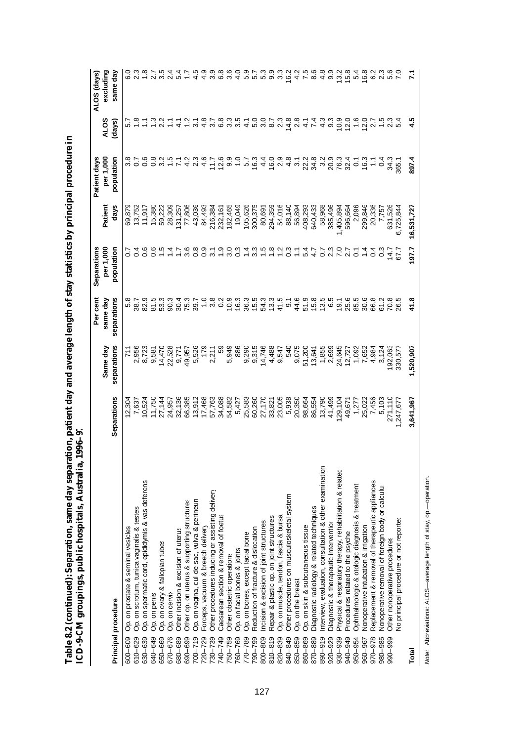**Table 8.2 (continued): Separation, same day separation, patient day and average length of stay statistics by principal procedure in ICD-9-CM groupings, public hospitals, Australia, 1996–97**

| Principal procedure | | Separations | Same day separations | Per cent same day separations | Separations per 1,000 population | Patient days | Patient days per 1,000 population | ALOS (days) | ALOS (days) excluding same day |
|---|---|---|---|---|---|---|---|---|---|
| 600–609 | Op. on prostate & seminal vesicles | 12,304 | 711 | 5.8 | 0.7 | 69,879 | 3.8 | 5.7 | 6.0 |
| 610–629 | Op. on scrotum, tunica vaginalis & testes | 7,637 | 2,956 | 38.7 | 0.4 | 13,752 | 0.7 | 1.8 | 2.3 |
| 630–639 | Op. on spermatic cord, epididymis & vas deferens | 10,524 | 8,723 | 82.9 | 0.6 | 11,917 | 0.6 | 1.1 | 1.8 |
| 640–649 | Op. on penis | 11,750 | 9,581 | 81.5 | 0.6 | 15,380 | 0.8 | 1.3 | 2.7 |
| 650–669 | Op. on ovary & fallopian tubes | 27,144 | 14,470 | 53.3 | 1.5 | 59,222 | 3.2 | 2.2 | 3.5 |
| 670–676 | Op. on cervix | 24,957 | 22,528 | 90.3 | 1.4 | 28,309 | 1.5 | 1.1 | 2.4 |
| 680–689 | Other incision & excision of uterus | 32,136 | 9,771 | 30.4 | 1.7 | 131,257 | 7.1 | 4.1 | 5.4 |
| 690–699 | Other op. on uterus & supporting structures | 66,385 | 49,957 | 75.3 | 3.6 | 77,806 | 4.2 | 1.2 | 1.7 |
| 700–719 | Op. on vagina, cul-de-sac, vulva & perineum | 13,912 | 5,526 | 39.7 | 0.8 | 43,036 | 2.3 | 3.1 | 4.5 |
| 720–729 | Forceps, vacuum & breech delivery | 17,468 | 179 | 1.0 | 0.9 | 84,493 | 4.6 | 4.8 | 4.9 |
| 730–739 | Other procedures inducing or assisting delivery | 57,763 | 2,211 | 3.8 | 3.1 | 216,384 | 11.7 | 3.7 | 3.9 |
| 740–749 | Caesarean section & removal of foetus | 34,088 | 59 | 0.2 | 1.9 | 232,161 | 12.6 | 6.8 | 6.8 |
| 750–759 | Other obstetric operations | 54,582 | 5,949 | 10.9 | 3.0 | 182,465 | 9.9 | 3.3 | 3.6 |
| 760–769 | Op. on facial bones & joints | 5,427 | 886 | 16.3 | 0.3 | 19,049 | 1.0 | 3.5 | 4.0 |
| 770–789 | Op. on bones, except facial bone | 25,583 | 9,290 | 36.3 | 1.4 | 105,626 | 5.7 | 4.1 | 5.9 |
| 790–799 | Reduction of fracture & dislocation | 60,260 | 9,315 | 15.5 | 3.3 | 300,375 | 16.3 | 5.0 | 5.7 |
| 800–809 | Incision & excision of joint structures | 27,170 | 14,746 | 54.3 | 1.5 | 80,691 | 4.4 | 3.0 | 5.3 |
| 810–819 | Repair & plastic op. on joint structures | 33,821 | 4,488 | 13.3 | 1.8 | 294,359 | 16.0 | 8.7 | 9.9 |
| 820–839 | Op. on muscle, tendon, fascia & bursa | 23,005 | 9,547 | 41.5 | 1.2 | 54,016 | 2.9 | 2.3 | 3.3 |
| 840–849 | Other procedures on musculoskeletal system | 5,938 | 540 | 9.1 | 0.3 | 88,140 | 4.8 | 14.8 | 16.2 |
| 850–859 | Op. on the breast | 20,350 | 9,075 | 44.6 | 1.1 | 56,894 | 3.1 | 2.8 | 4.2 |
| 860–869 | Op. on skin & subcutaneous tissue | 98,664 | 51,200 | 51.9 | 5.4 | 408,293 | 22.2 | 4.1 | 7.5 |
| 870–889 | Diagnostic radiology & related techniques | 86,554 | 13,641 | 15.8 | 4.7 | 640,433 | 34.8 | 7.4 | 8.6 |
| 890–919 | Interview, evaluation, consultation & other examination | 13,790 | 1,855 | 13.5 | 0.7 | 58,968 | 3.2 | 4.3 | 4.8 |
| 920–929 | Diagnostic & therapeutic intervention | 41,499 | 2,699 | 6.5 | 2.3 | 385,496 | 20.9 | 9.3 | 9.9 |
| 930–939 | Physical & respiratory therapy, rehabilitation & related | 129,104 | 24,645 | 19.1 | 7.0 | 1,405,894 | 76.3 | 10.9 | 13.2 |
| 940–949 | Procedures related to the psyche | 49,671 | 12,727 | 25.6 | 2.7 | 596,664 | 32.4 | 12.0 | 15.8 |
| 950–954 | Ophthalmologic & otologic diagnosis & treatment | 1,277 | 1,092 | 85.5 | 0.1 | 2,096 | 0.1 | 1.6 | 5.4 |
| 960–967 | Nonoperative intubation & irrigation | 25,022 | 7,652 | 30.6 | 1.4 | 299,846 | 16.3 | 12.0 | 16.8 |
| 970–978 | Replacement & removal of therapeutic appliances | 7,456 | 4,984 | 66.8 | 0.4 | 20,336 | 1.1 | 2.7 | 6.2 |
| 980–985 | Nonoperative removal of foreign body or calculus | 5,103 | 3,124 | 61.2 | 0.3 | 7,757 | 0.4 | 1.5 | 2.3 |
| 990–999 | Other nonoperative procedures | 271,110 | 192,063 | 70.8 | 14.7 | 631,526 | 34.3 | 2.3 | 5.6 |
| | No principal procedure or not reported | 1,247,677 | 330,577 | 26.5 | 67.7 | 6,725,844 | 365.1 | 5.4 | 7.0 |
| **Total** | | **3,641,967** | **1,520,907** | **41.8** | **197.7** | **16,531,727** | **897.4** | **4.5** | **7.1** |

*Note:* Abbreviations: ALOS—average length of stay, op.—operation.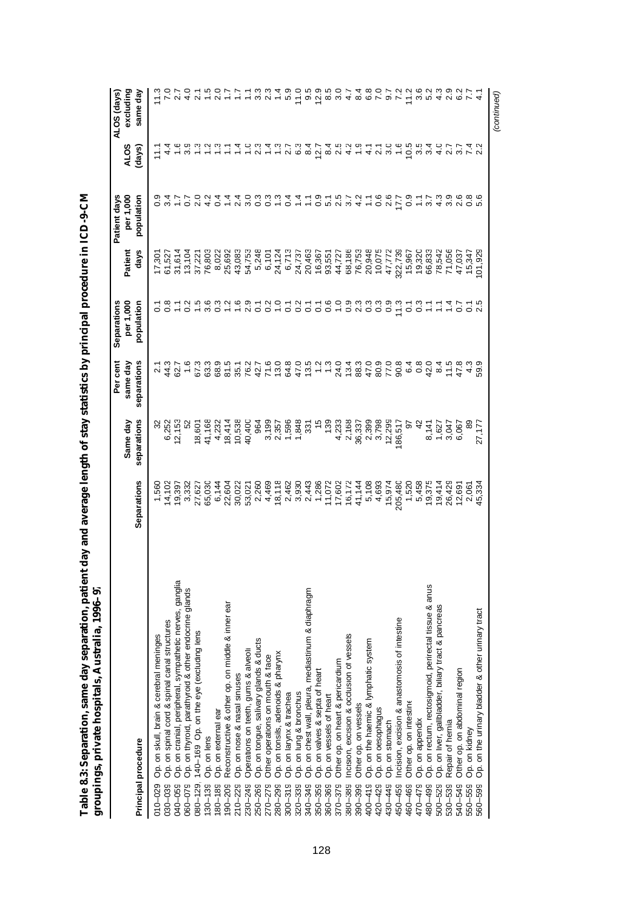**Table 8.3: Separation, same day separation, patient day and average length of stay statistics by principal procedure in ICD-9-CM groupings, private hospitals, Australia, 1996–97**

| Principal procedure | Separations | Same day separations | Per cent same day separations | Separations per 1,000 population | Patient days | Patient days per 1,000 population | ALOS (days) | ALOS (days) excluding same day |
|---|---|---|---|---|---|---|---|---|
| 010–029 Op. on skull, brain & cerebral meninges | 1,560 | 32 | 2.1 | 0.1 | 17,301 | 0.9 | 11.1 | 11.3 |
| 030–039 Op. on spinal cord & spinal canal structures | 14,102 | 6,252 | 44.3 | 0.8 | 61,527 | 3.4 | 4.4 | 7.0 |
| 040–059 Op. on cranial, peripheral, sympathetic nerves, ganglia | 19,397 | 12,153 | 62.7 | 1.1 | 31,614 | 1.7 | 1.6 | 2.7 |
| 060–079 Op. on thyroid, parathyroid & other endocrine glands | 3,332 | 52 | 1.6 | 0.2 | 13,104 | 0.7 | 3.9 | 4.0 |
| 080–129, 140–169 Op. on the eye (excluding lens | 27,627 | 18,601 | 67.3 | 1.5 | 37,221 | 2.0 | 1.3 | 2.1 |
| 130–139 Op. on lens | 65,030 | 41,168 | 63.3 | 3.6 | 76,803 | 4.2 | 1.2 | 1.5 |
| 180–189 Op. on external ear | 6,144 | 4,232 | 68.9 | 0.3 | 8,022 | 0.4 | 1.3 | 2.0 |
| 190–209 Reconstructive & other op. on middle & inner ear | 22,604 | 18,414 | 81.5 | 1.2 | 25,692 | 1.4 | 1.1 | 1.7 |
| 210–229 Op. on nose & nasal sinuses | 30,022 | 10,538 | 35.1 | 1.6 | 43,083 | 2.4 | 1.4 | 1.7 |
| 230–249 Operations on teeth, gums & alveoli | 53,021 | 40,400 | 76.2 | 2.9 | 54,753 | 3.0 | 1.0 | 1.1 |
| 250–269 Op. on tongue, salivary glands & ducts | 2,260 | 964 | 42.7 | 0.1 | 5,248 | 0.3 | 2.3 | 3.3 |
| 270–279 Other operations on mouth & face | 4,469 | 3,199 | 71.6 | 0.2 | 6,101 | 0.3 | 1.4 | 2.3 |
| 280–299 Op. on tonsils, adenoids & pharynx | 18,118 | 2,357 | 13.0 | 1.0 | 24,124 | 1.3 | 1.3 | 1.4 |
| 300–319 Op. on larynx & trachea | 2,462 | 1,596 | 64.8 | 0.1 | 6,713 | 0.4 | 2.7 | 5.9 |
| 320–339 Op. on lung & bronchus | 3,930 | 1,848 | 47.0 | 0.2 | 24,737 | 1.4 | 6.3 | 11.0 |
| 340–349 Op. on chest wall, pleura, mediastinum & diaphragm | 2,443 | 331 | 13.5 | 0.1 | 20,463 | 1.1 | 8.4 | 9.5 |
| 350–359 Op. on valves & septa of heart | 1,286 | 15 | 1.2 | 0.1 | 16,367 | 0.9 | 12.7 | 12.9 |
| 360–369 Op. on vessels of heart | 11,072 | 139 | 1.3 | 0.6 | 93,551 | 5.1 | 8.4 | 8.5 |
| 370–379 Other op. on heart & pericardium | 17,602 | 4,233 | 24.0 | 1.0 | 44,727 | 2.5 | 2.5 | 3.0 |
| 380–389 Incision, excision & occlusion of vessels | 16,172 | 2,168 | 13.4 | 0.9 | 68,186 | 3.7 | 4.2 | 4.7 |
| 390–399 Other op. on vessels | 41,144 | 36,337 | 88.3 | 2.3 | 76,753 | 4.2 | 1.9 | 8.4 |
| 400–419 Op. on the haemic & lymphatic system | 5,108 | 2,399 | 47.0 | 0.3 | 20,948 | 1.1 | 4.1 | 6.8 |
| 420–429 Op. on oesophagus | 4,693 | 3,798 | 80.9 | 0.3 | 10,075 | 0.6 | 2.1 | 7.0 |
| 430–449 Op. on stomach | 15,974 | 12,299 | 77.0 | 0.9 | 47,772 | 2.6 | 3.0 | 9.7 |
| 450–459 Incision, excision & anastomosis of intestine | 205,480 | 186,517 | 90.8 | 11.3 | 322,739 | 17.7 | 1.6 | 7.2 |
| 460–469 Other op. on intestine | 1,520 | 97 | 6.4 | 0.1 | 15,967 | 0.9 | 10.5 | 11.2 |
| 470–479 Op. on appendix | 5,458 | 42 | 0.8 | 0.3 | 19,320 | 1.1 | 3.5 | 3.6 |
| 480–499 Op. on rectum, rectosigmoid, perirectal tissue & anus | 19,375 | 8,141 | 42.0 | 1.1 | 66,833 | 3.7 | 3.4 | 5.2 |
| 500–529 Op. on liver, gallbladder, biliary tract & pancreas | 19,414 | 1,627 | 8.4 | 1.1 | 78,542 | 4.3 | 4.0 | 4.3 |
| 530–539 Repair of hernia | 26,429 | 3,047 | 11.5 | 1.4 | 71,056 | 3.9 | 2.7 | 2.9 |
| 540–549 Other op. on abdominal region | 12,691 | 6,067 | 47.8 | 0.7 | 47,037 | 2.6 | 3.7 | 6.2 |
| 550–559 Op. on kidney | 2,061 | 89 | 4.3 | 0.1 | 15,347 | 0.8 | 7.4 | 7.7 |
| 560–599 Op. on the urinary bladder & other urinary tract | 45,334 | 27,177 | 59.9 | 2.5 | 101,929 | 5.6 | 2.2 | 4.1 |

*(continued)*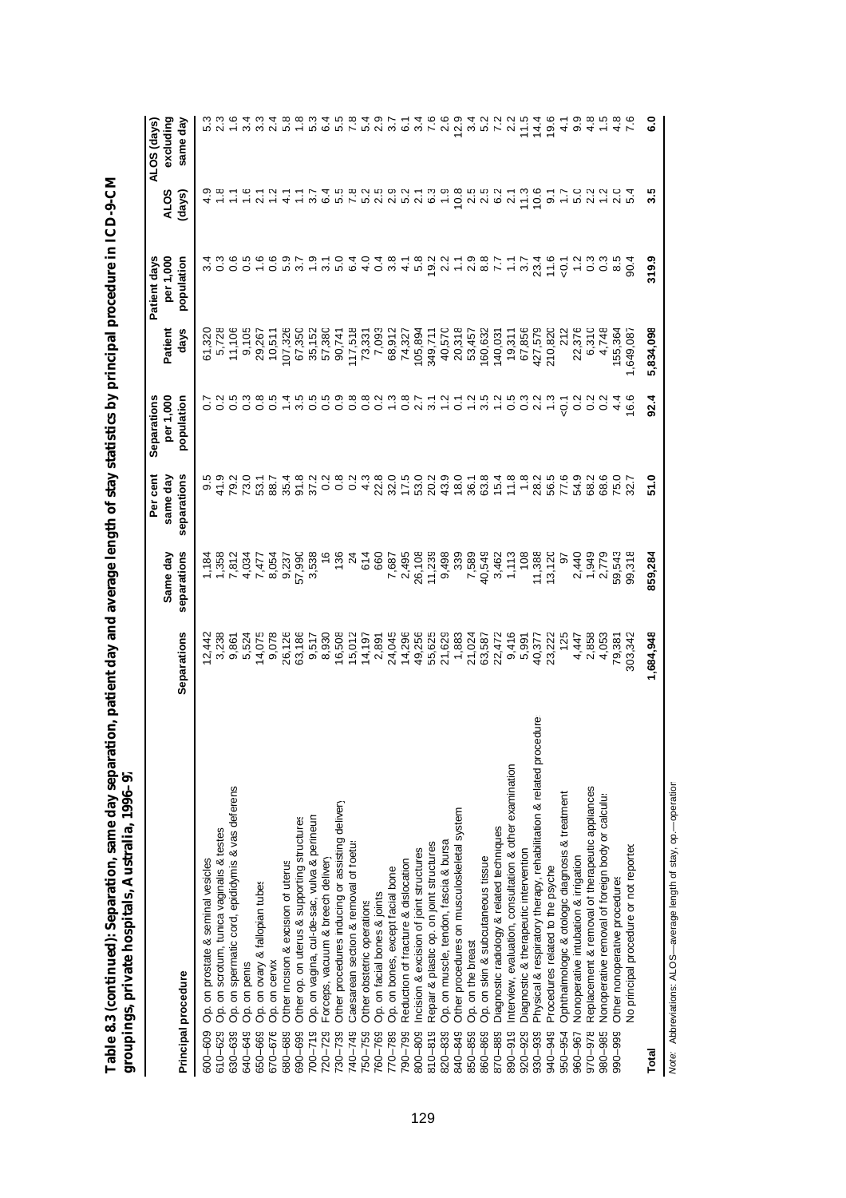**Table 8.3 (continued): Separation, same day separation, patient day and average length of stay statistics by principal procedure in ICD-9-CM groupings, private hospitals, Australia, 1996–97**

| Principal procedure | | Separations | Same day separations | Per cent same day separations | Separations per 1,000 population | Patient days | Patient days per 1,000 population | ALOS (days) | ALOS (days) excluding same day |
|---|---|---|---|---|---|---|---|---|---|
| 600–609 | Op. on prostate & seminal vesicles | 12,442 | 1,184 | 9.5 | 0.7 | 61,320 | 3.4 | 4.9 | 5.3 |
| 610–629 | Op. on scrotum, tunica vaginalis & testes | 3,238 | 1,358 | 41.9 | 0.2 | 5,728 | 0.3 | 1.8 | 2.3 |
| 630–639 | Op. on spermatic cord, epididymis & vas deferens | 9,861 | 7,812 | 79.2 | 0.5 | 11,106 | 0.6 | 1.1 | 1.6 |
| 640–649 | Op. on penis | 5,524 | 4,034 | 73.0 | 0.3 | 9,105 | 0.5 | 1.6 | 3.4 |
| 650–669 | Op. on ovary & fallopian tubes | 14,075 | 7,477 | 53.1 | 0.8 | 29,267 | 1.6 | 2.1 | 3.3 |
| 670–679 | Op. on cervix | 9,078 | 8,054 | 88.7 | 0.5 | 10,511 | 0.6 | 1.2 | 2.4 |
| 680–689 | Other incision & excision of uterus | 26,126 | 9,237 | 35.4 | 1.4 | 107,326 | 5.9 | 4.1 | 5.8 |
| 690–699 | Other op. on uterus & supporting structures | 63,186 | 57,990 | 91.8 | 3.5 | 67,350 | 3.7 | 1.1 | 1.8 |
| 700–719 | Op. on vagina, cul-de-sac, vulva & perineum | 9,517 | 3,538 | 37.2 | 0.5 | 35,152 | 1.9 | 3.7 | 5.3 |
| 720–729 | Forceps, vacuum & breech delivery | 8,930 | 16 | 0.2 | 0.5 | 57,380 | 3.1 | 6.4 | 6.4 |
| 730–739 | Other procedures inducing or assisting delivery | 16,508 | 136 | 0.8 | 0.9 | 90,741 | 5.0 | 5.5 | 5.5 |
| 740–749 | Caesarean section & removal of foetus | 15,012 | 24 | 0.2 | 0.8 | 117,518 | 6.4 | 7.8 | 7.8 |
| 750–759 | Other obstetric operations | 14,197 | 614 | 4.3 | 0.8 | 73,331 | 4.0 | 5.2 | 5.4 |
| 760–769 | Op. on facial bones & joints | 2,891 | 660 | 22.8 | 0.2 | 7,093 | 0.4 | 2.5 | 2.9 |
| 770–789 | Op. on bones, except facial bone | 24,045 | 7,687 | 32.0 | 1.3 | 68,912 | 3.8 | 2.9 | 3.7 |
| 790–799 | Reduction of fracture & dislocation | 14,296 | 2,495 | 17.5 | 0.8 | 74,327 | 4.1 | 5.2 | 6.1 |
| 800–809 | Incision & excision of joint structures | 49,256 | 26,108 | 53.0 | 2.7 | 105,894 | 5.8 | 2.1 | 3.4 |
| 810–819 | Repair & plastic op. on joint structures | 55,625 | 11,239 | 20.2 | 3.1 | 349,711 | 19.2 | 6.3 | 7.6 |
| 820–839 | Op. on muscle, tendon, fascia & bursa | 21,629 | 9,498 | 43.9 | 1.2 | 40,570 | 2.2 | 1.9 | 2.6 |
| 840–849 | Other procedures on musculoskeletal system | 1,883 | 339 | 18.0 | 0.1 | 20,318 | 1.1 | 10.8 | 12.9 |
| 850–859 | Op. on the breast | 21,024 | 7,589 | 36.1 | 1.2 | 53,457 | 2.9 | 2.5 | 3.4 |
| 860–869 | Op. on skin & subcutaneous tissue | 63,587 | 40,549 | 63.8 | 3.5 | 160,632 | 8.8 | 2.5 | 5.2 |
| 870–889 | Diagnostic radiology & related techniques | 22,472 | 3,462 | 15.4 | 1.2 | 140,031 | 7.7 | 6.2 | 7.2 |
| 890–919 | Interview, evaluation, consultation & other examination | 9,416 | 1,113 | 11.8 | 0.5 | 19,311 | 1.1 | 2.1 | 2.2 |
| 920–929 | Diagnostic & therapeutic intervention | 5,991 | 108 | 1.8 | 0.3 | 67,856 | 3.7 | 11.3 | 11.5 |
| 930–939 | Physical & respiratory therapy, rehabilitation & related procedure | 40,377 | 11,388 | 28.2 | 2.2 | 427,579 | 23.4 | 10.6 | 14.4 |
| 940–949 | Procedures related to the psyche | 23,222 | 13,120 | 56.5 | 1.3 | 210,820 | 11.6 | 9.1 | 19.6 |
| 950–954 | Ophthalmologic & otologic diagnosis & treatment | 125 | 97 | 77.6 | <0.1 | 212 | <0.1 | 1.7 | 4.1 |
| 960–967 | Nonoperative intubation & irrigation | 4,447 | 2,440 | 54.9 | 0.2 | 22,376 | 1.2 | 5.0 | 9.9 |
| 970–978 | Replacement & removal of therapeutic appliances | 2,858 | 1,949 | 68.2 | 0.2 | 6,310 | 0.3 | 2.2 | 4.8 |
| 980–985 | Nonoperative removal of foreign body or calculus | 4,053 | 2,779 | 68.6 | 0.2 | 4,748 | 0.3 | 1.2 | 1.5 |
| 990–999 | Other nonoperative procedures | 79,381 | 59,543 | 75.0 | 4.4 | 155,364 | 8.5 | 2.0 | 4.8 |
| | No principal procedure or not reported | 303,342 | 99,318 | 32.7 | 16.6 | 1,649,087 | 90.4 | 5.4 | 7.6 |
| **Total** | | **1,684,948** | **859,284** | **51.0** | **92.4** | **5,834,098** | **319.9** | **3.5** | **6.0** |

*Note:* Abbreviations: ALOS—average length of stay, op.—operation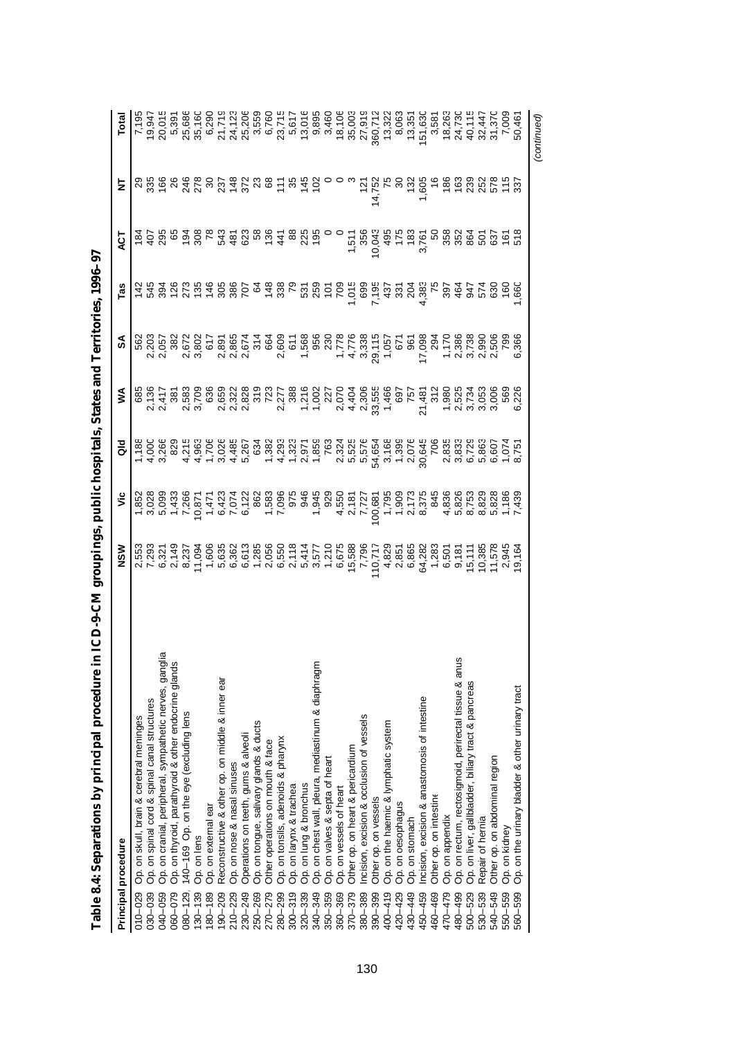## Table 8.4: Separations by principal procedure in ICD-9-CM groupings, public hospitals, States and Territories, 1996–97

| Principal procedure | | NSW | Vic | Qld | WA | SA | Tas | ACT | NT | Total |
|---|---|---|---|---|---|---|---|---|---|---|
| 010–029 | Op. on skull, brain & cerebral meninges | 2,553 | 1,852 | 1,188 | 685 | 562 | 142 | 184 | 29 | 7,195 |
| 030–039 | Op. on spinal cord & spinal canal structures | 7,293 | 3,028 | 4,000 | 2,136 | 2,203 | 545 | 407 | 335 | 19,947 |
| 040–059 | Op. on cranial, peripheral, sympathetic nerves, ganglia | 6,321 | 5,099 | 3,266 | 2,417 | 2,057 | 394 | 295 | 166 | 20,015 |
| 060–079 | Op. on thyroid, parathyroid & other endocrine glands | 2,149 | 1,433 | 829 | 381 | 382 | 126 | 65 | 26 | 5,391 |
| 080–129, 140–169 | Op. on the eye (excluding lens | 8,237 | 7,266 | 4,215 | 2,583 | 2,672 | 273 | 194 | 246 | 25,686 |
| 130–139 | Op. on lens | 11,094 | 10,871 | 4,963 | 3,709 | 3,802 | 135 | 308 | 278 | 35,160 |
| 180–189 | Op. on external ear | 1,606 | 1,471 | 1,706 | 636 | 617 | 146 | 78 | 30 | 6,290 |
| 190–209 | Reconstructive & other op. on middle & inner ear | 5,635 | 6,423 | 3,026 | 2,659 | 2,891 | 305 | 543 | 237 | 21,719 |
| 210–229 | Op. on nose & nasal sinuses | 6,362 | 7,074 | 4,485 | 2,322 | 2,865 | 386 | 481 | 148 | 24,123 |
| 230–249 | Operations on teeth, gums & alveoli | 6,613 | 6,122 | 5,267 | 2,828 | 2,674 | 707 | 623 | 372 | 25,206 |
| 250–269 | Op. on tongue, salivary glands & ducts | 1,285 | 862 | 634 | 319 | 314 | 64 | 58 | 23 | 3,559 |
| 270–279 | Other operations on mouth & face | 2,056 | 1,583 | 1,382 | 723 | 664 | 148 | 136 | 68 | 6,760 |
| 280–299 | Op. on tonsils, adenoids & pharynx | 6,550 | 7,096 | 4,293 | 2,277 | 2,609 | 338 | 441 | 111 | 23,715 |
| 300–319 | Op. on larynx & trachea | 2,118 | 975 | 1,323 | 388 | 611 | 79 | 88 | 35 | 5,617 |
| 320–339 | Op. on lung & bronchus | 5,414 | 946 | 2,971 | 1,216 | 1,568 | 531 | 225 | 145 | 13,016 |
| 340–349 | Op. on chest wall, pleura, mediastinum & diaphragm | 3,577 | 1,945 | 1,859 | 1,002 | 956 | 259 | 195 | 102 | 9,895 |
| 350–359 | Op. on valves & septa of heart | 1,210 | 929 | 763 | 227 | 230 | 101 | 0 | 0 | 3,460 |
| 360–369 | Op. on vessels of heart | 6,675 | 4,550 | 2,324 | 2,070 | 1,778 | 709 | 0 | 0 | 18,106 |
| 370–379 | Other op. on heart & pericardium | 15,588 | 2,181 | 5,525 | 4,404 | 4,776 | 1,015 | 1,511 | 3 | 35,003 |
| 380–389 | Incision, excision & occlusion of vessels | 7,796 | 7,727 | 5,576 | 2,306 | 3,338 | 699 | 356 | 121 | 27,919 |
| 390–399 | Other op. on vessels | 110,717 | 100,681 | 54,654 | 33,555 | 29,115 | 7,195 | 10,043 | 14,752 | 360,712 |
| 400–419 | Op. on the haemic & lymphatic system | 4,829 | 1,795 | 3,168 | 1,466 | 1,057 | 437 | 495 | 75 | 13,322 |
| 420–429 | Op. on oesophagus | 2,851 | 1,909 | 1,399 | 697 | 671 | 331 | 175 | 30 | 8,063 |
| 430–449 | Op. on stomach | 6,865 | 2,173 | 2,076 | 757 | 961 | 204 | 183 | 132 | 13,351 |
| 450–459 | Incision, excision & anastomosis of intestine | 64,282 | 8,375 | 30,645 | 21,481 | 17,098 | 4,383 | 3,761 | 1,605 | 151,630 |
| 460–469 | Other op. on intestine | 1,283 | 845 | 706 | 312 | 294 | 75 | 50 | 16 | 3,581 |
| 470–479 | Op. on appendix | 6,501 | 4,836 | 2,835 | 1,980 | 1,170 | 397 | 358 | 186 | 18,263 |
| 480–499 | Op. on rectum, rectosigmoid, perirectal tissue & anus | 9,181 | 5,826 | 3,833 | 2,525 | 2,386 | 464 | 352 | 163 | 24,730 |
| 500–529 | Op. on liver, gallbladder, biliary tract & pancreas | 15,111 | 8,753 | 6,729 | 3,734 | 3,738 | 947 | 864 | 239 | 40,115 |
| 530–539 | Repair of hernia | 10,385 | 8,829 | 5,863 | 3,053 | 2,990 | 574 | 501 | 252 | 32,447 |
| 540–549 | Other op. on abdominal region | 11,578 | 5,828 | 6,607 | 3,006 | 2,506 | 630 | 637 | 578 | 31,370 |
| 550–559 | Op. on kidney | 2,945 | 1,186 | 1,074 | 569 | 799 | 160 | 161 | 115 | 7,009 |
| 560–599 | Op. on the urinary bladder & other urinary tract | 19,164 | 7,439 | 8,751 | 6,226 | 6,366 | 1,660 | 518 | 337 | 50,461 |

*(continued)*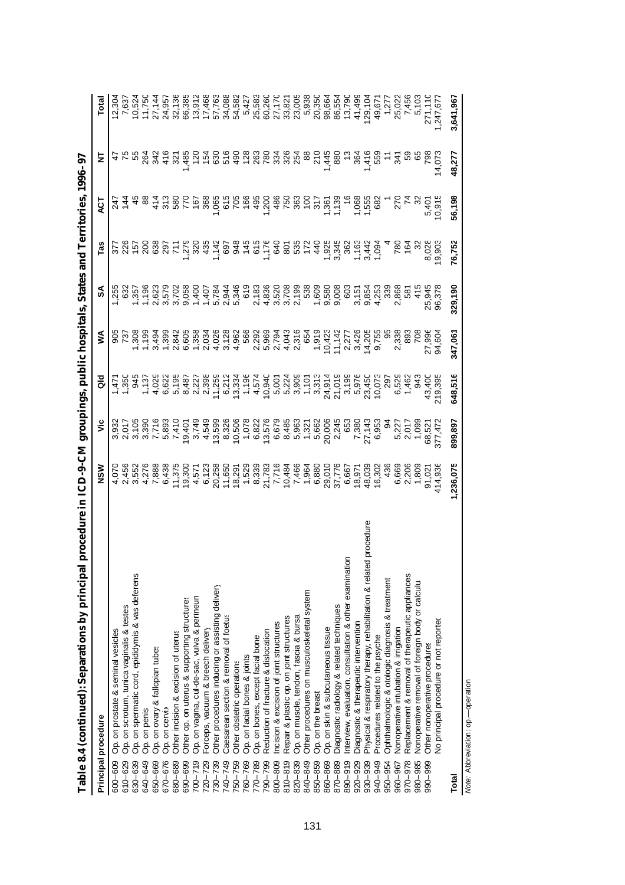**Table 8.4 (continued): Separations by principal procedure in ICD-9-CM groupings, public hospitals, States and Territories, 1996–97**

| Principal procedure | | NSW | Vic | Qld | WA | SA | Tas | ACT | NT | Total |
|---|---|---|---|---|---|---|---|---|---|---|
| 600–609 | Op. on prostate & seminal vesicles | 4,070 | 3,932 | 1,471 | 905 | 1,255 | 377 | 247 | 47 | 12,304 |
| 610–629 | Op. on scrotum, tunica vaginalis & testes | 2,456 | 2,017 | 1,350 | 737 | 632 | 226 | 144 | 75 | 7,637 |
| 630–639 | Op. on spermatic cord, epididymis & vas deferens | 3,552 | 3,105 | 945 | 1,308 | 1,357 | 157 | 45 | 55 | 10,524 |
| 640–649 | Op. on penis | 4,276 | 3,390 | 1,137 | 1,199 | 1,196 | 200 | 88 | 264 | 11,750 |
| 650–669 | Op. on ovary & fallopian tubes | 7,888 | 7,716 | 4,029 | 3,494 | 2,623 | 638 | 414 | 342 | 27,144 |
| 670–676 | Op. on cervix | 6,438 | 5,893 | 6,622 | 1,399 | 3,579 | 297 | 313 | 416 | 24,957 |
| 680–689 | Other incision & excision of uterus | 11,375 | 7,410 | 5,195 | 2,842 | 3,702 | 711 | 580 | 321 | 32,136 |
| 690–699 | Other op. on uterus & supporting structures | 19,300 | 19,401 | 8,487 | 6,605 | 9,058 | 1,279 | 770 | 1,485 | 66,385 |
| 700–719 | Op. on vagina, cul-de-sac, vulva & perineum | 4,571 | 3,749 | 2,227 | 1,358 | 1,400 | 320 | 167 | 120 | 13,912 |
| 720–729 | Forceps, vacuum & breech delivery | 6,123 | 4,549 | 2,398 | 2,034 | 1,407 | 435 | 368 | 154 | 17,468 |
| 730–739 | Other procedures inducing or assisting delivery | 20,258 | 13,599 | 11,259 | 4,026 | 5,784 | 1,142 | 1,065 | 630 | 57,763 |
| 740–749 | Caesarean section & removal of foetus | 11,650 | 8,326 | 6,212 | 3,128 | 2,944 | 697 | 615 | 516 | 34,088 |
| 750–759 | Other obstetric operations | 18,291 | 10,506 | 13,334 | 4,962 | 5,346 | 948 | 705 | 490 | 54,582 |
| 760–769 | Op. on facial bones & joints | 1,529 | 1,078 | 1,196 | 566 | 619 | 145 | 166 | 128 | 5,427 |
| 770–789 | Op. on bones, except facial bone | 8,339 | 6,822 | 4,574 | 2,292 | 2,183 | 615 | 495 | 263 | 25,583 |
| 790–799 | Reduction of fracture & dislocation | 21,783 | 13,576 | 10,940 | 5,969 | 4,836 | 1,176 | 1,200 | 780 | 60,260 |
| 800–809 | Incision & excision of joint structures | 7,716 | 6,679 | 5,001 | 2,794 | 3,520 | 640 | 486 | 334 | 27,170 |
| 810–819 | Repair & plastic op. on joint structures | 10,484 | 8,485 | 5,224 | 4,043 | 3,708 | 801 | 750 | 326 | 33,821 |
| 820–839 | Op. on muscle, tendon, fascia & bursa | 7,466 | 5,963 | 3,909 | 2,316 | 2,199 | 535 | 363 | 254 | 23,005 |
| 840–849 | Other procedures on musculoskeletal system | 1,964 | 1,321 | 1,101 | 654 | 538 | 172 | 100 | 88 | 5,938 |
| 850–859 | Op. on the breast | 6,880 | 5,662 | 3,313 | 1,919 | 1,609 | 440 | 317 | 210 | 20,350 |
| 860–869 | Op. on skin & subcutaneous tissue | 29,010 | 20,006 | 24,914 | 10,423 | 9,580 | 1,925 | 1,361 | 1,445 | 98,664 |
| 870–889 | Diagnostic radiology & related techniques | 37,776 | 2,245 | 21,019 | 11,142 | 9,008 | 3,345 | 1,139 | 880 | 86,554 |
| 890–919 | Interview, evaluation, consultation & other examination | 6,667 | 653 | 3,199 | 2,277 | 603 | 362 | 16 | 13 | 13,790 |
| 920–929 | Diagnostic & therapeutic intervention | 18,971 | 7,380 | 5,976 | 3,426 | 3,151 | 1,163 | 1,068 | 364 | 41,499 |
| 930–939 | Physical & respiratory therapy, rehabilitation & related procedure | 48,039 | 27,143 | 23,450 | 14,205 | 9,854 | 3,442 | 1,555 | 1,416 | 129,104 |
| 940–949 | Procedures related to the psyche | 16,302 | 6,953 | 10,073 | 9,755 | 4,253 | 1,094 | 682 | 559 | 49,671 |
| 950–954 | Ophthalmologic & otologic diagnosis & treatment | 436 | 94 | 297 | 95 | 339 | 4 | 1 | 11 | 1,277 |
| 960–967 | Nonoperative intubation & irrigation | 6,669 | 5,227 | 6,529 | 2,338 | 2,868 | 780 | 270 | 341 | 25,022 |
| 970–978 | Replacement & removal of therapeutic appliances | 2,206 | 2,017 | 1,462 | 893 | 581 | 164 | 74 | 59 | 7,456 |
| 980–985 | Nonoperative removal of foreign body or calculus | 1,809 | 1,099 | 943 | 708 | 415 | 32 | 32 | 65 | 5,103 |
| 990–999 | Other nonoperative procedures | 91,021 | 68,521 | 43,400 | 27,996 | 25,945 | 8,028 | 5,401 | 798 | 271,110 |
| | No principal procedure or not reported | 414,936 | 377,472 | 219,395 | 94,604 | 96,378 | 19,903 | 10,915 | 14,073 | 1,247,677 |
| **Total** | | **1,236,075** | **899,897** | **648,516** | **347,061** | **329,190** | **76,752** | **56,198** | **48,277** | **3,641,967** |

*Note:* Abbreviation: op.—operation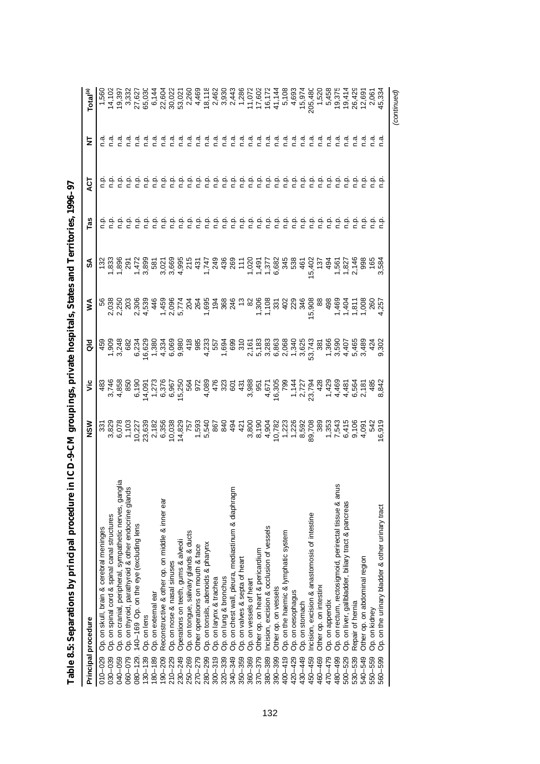**Table 8.5: Separations by principal procedure in ICD-9-CM groupings, private hospitals, States and Territories, 1996–97**

| Principal procedure | | NSW | Vic | Qld | WA | SA | Tas | ACT | NT | Total[(a)] |
|---|---|---|---|---|---|---|---|---|---|---|
| 010–029 | Op. on skull, brain & cerebral meninges | 331 | 483 | 459 | 56 | 132 | n.p. | n.p. | n.a. | 1,560 |
| 030–039 | Op. on spinal cord & spinal canal structures | 3,829 | 3,746 | 1,909 | 2,038 | 1,833 | n.p. | n.p. | n.a. | 14,102 |
| 040–059 | Op. on cranial, peripheral, sympathetic nerves, ganglia | 6,078 | 4,858 | 3,248 | 2,250 | 1,896 | n.p. | n.p. | n.a. | 19,397 |
| 060–079 | Op. on thyroid, parathyroid & other endocrine glands | 1,103 | 850 | 682 | 203 | 291 | n.p. | n.p. | n.a. | 3,332 |
| 080–129, 140–169 | Op. on the eye (excluding lens | 10,227 | 6,190 | 6,234 | 2,306 | 1,472 | n.p. | n.p. | n.a. | 27,627 |
| 130–139 | Op. on lens | 23,639 | 14,091 | 16,629 | 4,539 | 3,899 | n.p. | n.p. | n.a. | 65,030 |
| 180–189 | Op. on external ear | 2,182 | 1,273 | 1,380 | 446 | 581 | n.p. | n.p. | n.a. | 6,144 |
| 190–209 | Reconstructive & other op. on middle & inner ear | 6,356 | 6,376 | 4,334 | 1,459 | 3,021 | n.p. | n.p. | n.a. | 22,604 |
| 210–229 | Op. on nose & nasal sinuses | 10,038 | 6,967 | 6,069 | 2,096 | 3,669 | n.p. | n.p. | n.a. | 30,022 |
| 230–249 | Operations on teeth, gums & alveoli | 14,829 | 15,250 | 9,980 | 5,774 | 4,995 | n.p. | n.p. | n.a. | 53,021 |
| 250–269 | Op. on tongue, salivary glands & ducts | 757 | 564 | 418 | 204 | 215 | n.p. | n.p. | n.a. | 2,260 |
| 270–279 | Other operations on mouth & face | 1,593 | 972 | 985 | 264 | 431 | n.p. | n.p. | n.a. | 4,469 |
| 280–299 | Op. on tonsils, adenoids & pharynx | 5,540 | 4,089 | 4,233 | 1,695 | 1,747 | n.p. | n.p. | n.a. | 18,118 |
| 300–319 | Op. on larynx & trachea | 867 | 476 | 557 | 194 | 249 | n.p. | n.p. | n.a. | 2,462 |
| 320–339 | Op. on lung & bronchus | 840 | 323 | 1,694 | 368 | 436 | n.p. | n.p. | n.a. | 3,930 |
| 340–349 | Op. on chest wall, pleura, mediastinum & diaphragm | 494 | 601 | 699 | 246 | 269 | n.p. | n.p. | n.a. | 2,443 |
| 350–359 | Op. on valves & septa of heart | 421 | 431 | 310 | 13 | 111 | n.p. | n.p. | n.a. | 1,286 |
| 360–369 | Op. on vessels of heart | 3,800 | 3,988 | 2,161 | 82 | 1,020 | n.p. | n.p. | n.a. | 11,072 |
| 370–379 | Other op. on heart & pericardium | 8,190 | 951 | 5,183 | 1,306 | 1,491 | n.p. | n.p. | n.a. | 17,602 |
| 380–389 | Incision, excision & occlusion of vessels | 4,904 | 4,671 | 3,283 | 1,108 | 1,377 | n.p. | n.p. | n.a. | 16,172 |
| 390–399 | Other op. on vessels | 10,782 | 16,305 | 6,863 | 331 | 6,682 | n.p. | n.p. | n.a. | 41,144 |
| 400–419 | Op. on the haemic & lymphatic system | 1,223 | 799 | 2,068 | 402 | 345 | n.p. | n.p. | n.a. | 5,108 |
| 420–429 | Op. on oesophagus | 1,226 | 1,144 | 1,340 | 229 | 538 | n.p. | n.p. | n.a. | 4,693 |
| 430–449 | Op. on stomach | 8,592 | 2,727 | 3,625 | 346 | 461 | n.p. | n.p. | n.a. | 15,974 |
| 450–459 | Incision, excision & anastomosis of intestine | 89,708 | 23,794 | 53,743 | 15,908 | 15,402 | n.p. | n.p. | n.a. | 205,480 |
| 460–469 | Other op. on intestine | 389 | 428 | 381 | 88 | 137 | n.p. | n.p. | n.a. | 1,520 |
| 470–479 | Op. on appendix | 1,353 | 1,429 | 1,366 | 498 | 494 | n.p. | n.p. | n.a. | 5,458 |
| 480–499 | Op. on rectum, rectosigmoid, perirectal tissue & anus | 7,543 | 4,469 | 3,590 | 1,469 | 1,561 | n.p. | n.p. | n.a. | 19,375 |
| 500–529 | Op. on liver, gallbladder, biliary tract & pancreas | 6,415 | 4,481 | 4,407 | 1,404 | 1,827 | n.p. | n.p. | n.a. | 19,414 |
| 530–539 | Repair of hernia | 9,106 | 6,564 | 5,465 | 1,811 | 2,146 | n.p. | n.p. | n.a. | 26,429 |
| 540–549 | Other op. on abdominal region | 4,091 | 2,181 | 3,489 | 1,008 | 998 | n.p. | n.p. | n.a. | 12,691 |
| 550–559 | Op. on kidney | 542 | 485 | 424 | 260 | 165 | n.p. | n.p. | n.a. | 2,061 |
| 560–599 | Op. on the urinary bladder & other urinary tract | 16,919 | 8,842 | 9,302 | 4,257 | 3,584 | n.p. | n.p. | n.a. | 45,334 |

*(continued)*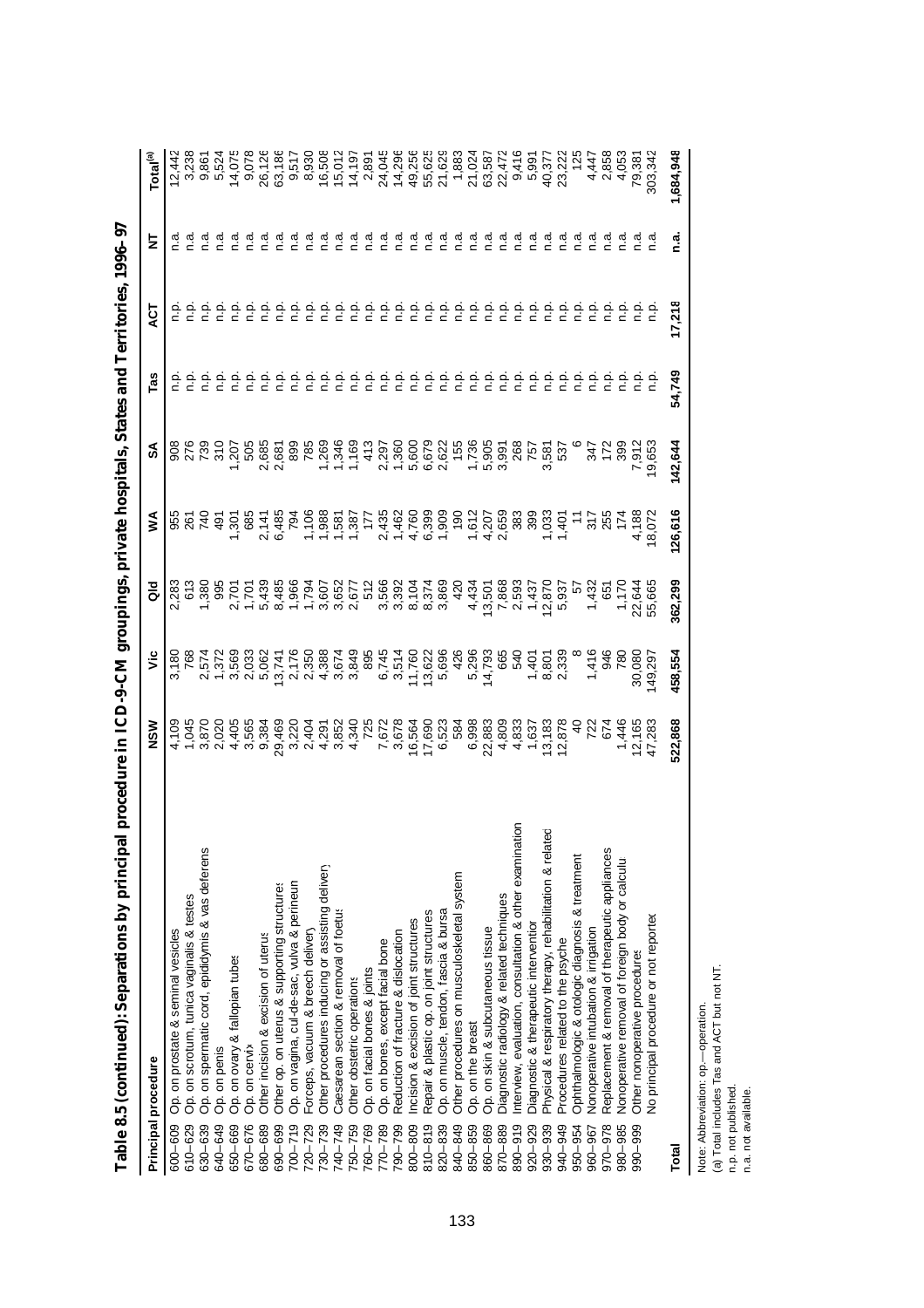**Table 8.5 (continued): Separations by principal procedure in ICD-9-CM groupings, private hospitals, States and Territories, 1996–97**

| Principal procedure | | NSW | Vic | Qld | WA | SA | Tas | ACT | NT | Total[(a)] |
|---|---|---|---|---|---|---|---|---|---|---|
| 600–609 | Op. on prostate & seminal vesicles | 4,109 | 3,180 | 2,283 | 955 | 908 | n.p. | n.p. | n.a. | 12,442 |
| 610–629 | Op. on scrotum, tunica vaginalis & testes | 1,045 | 768 | 613 | 261 | 276 | n.p. | n.p. | n.a. | 3,238 |
| 630–639 | Op. on spermatic cord, epididymis & vas deferens | 3,870 | 2,574 | 1,380 | 740 | 739 | n.p. | n.p. | n.a. | 9,861 |
| 640–649 | Op. on penis | 2,020 | 1,372 | 995 | 491 | 310 | n.p. | n.p. | n.a. | 5,524 |
| 650–669 | Op. on ovary & fallopian tubes | 4,405 | 3,569 | 2,701 | 1,301 | 1,207 | n.p. | n.p. | n.a. | 14,075 |
| 670–676 | Op. on cervix | 3,565 | 2,033 | 1,701 | 685 | 505 | n.p. | n.p. | n.a. | 9,078 |
| 680–689 | Other incision & excision of uterus | 9,384 | 5,062 | 5,439 | 2,141 | 2,685 | n.p. | n.p. | n.a. | 26,126 |
| 690–699 | Other op. on uterus & supporting structures | 29,469 | 13,741 | 8,485 | 6,485 | 2,681 | n.p. | n.p. | n.a. | 63,186 |
| 700–719 | Op. on vagina, cul-de-sac, vulva & perineum | 3,220 | 2,176 | 1,966 | 794 | 899 | n.p. | n.p. | n.a. | 9,517 |
| 720–729 | Forceps, vacuum & breech delivery | 2,404 | 2,350 | 1,794 | 1,106 | 785 | n.p. | n.p. | n.a. | 8,930 |
| 730–739 | Other procedures inducing or assisting delivery | 4,291 | 4,388 | 3,607 | 1,988 | 1,269 | n.p. | n.p. | n.a. | 16,508 |
| 740–749 | Caesarean section & removal of foetus | 3,852 | 3,674 | 3,652 | 1,581 | 1,346 | n.p. | n.p. | n.a. | 15,012 |
| 750–759 | Other obstetric operations | 4,340 | 3,849 | 2,677 | 1,387 | 1,169 | n.p. | n.p. | n.a. | 14,197 |
| 760–769 | Op. on facial bones & joints | 725 | 895 | 512 | 177 | 413 | n.p. | n.p. | n.a. | 2,891 |
| 770–789 | Op. on bones, except facial bone | 7,672 | 6,745 | 3,566 | 2,435 | 2,297 | n.p. | n.p. | n.a. | 24,045 |
| 790–799 | Reduction of fracture & dislocation | 3,678 | 3,514 | 3,392 | 1,462 | 1,360 | n.p. | n.p. | n.a. | 14,296 |
| 800–809 | Incision & excision of joint structures | 16,564 | 11,760 | 8,104 | 4,760 | 5,600 | n.p. | n.p. | n.a. | 49,256 |
| 810–819 | Repair & plastic op. on joint structures | 17,690 | 13,622 | 8,374 | 6,399 | 6,679 | n.p. | n.p. | n.a. | 55,625 |
| 820–839 | Op. on muscle, tendon, fascia & bursa | 6,523 | 5,696 | 3,869 | 1,909 | 2,622 | n.p. | n.p. | n.a. | 21,629 |
| 840–849 | Other procedures on musculoskeletal system | 584 | 426 | 420 | 190 | 155 | n.p. | n.p. | n.a. | 1,883 |
| 850–859 | Op. on the breast | 6,998 | 5,296 | 4,434 | 1,612 | 1,736 | n.p. | n.p. | n.a. | 21,024 |
| 860–869 | Op. on skin & subcutaneous tissue | 22,883 | 14,793 | 13,501 | 4,207 | 5,905 | n.p. | n.p. | n.a. | 63,587 |
| 870–889 | Diagnostic radiology & related techniques | 4,809 | 665 | 7,868 | 2,659 | 3,991 | n.p. | n.p. | n.a. | 22,472 |
| 890–919 | Interview, evaluation, consultation & other examination | 4,833 | 540 | 2,593 | 383 | 268 | n.p. | n.p. | n.a. | 9,416 |
| 920–929 | Diagnostic & therapeutic intervention | 1,637 | 1,401 | 1,437 | 399 | 757 | n.p. | n.p. | n.a. | 5,991 |
| 930–939 | Physical & respiratory therapy, rehabilitation & related | 13,183 | 8,801 | 12,870 | 1,033 | 3,581 | n.p. | n.p. | n.a. | 40,377 |
| 940–949 | Procedures related to the psyche | 12,878 | 2,339 | 5,937 | 1,401 | 537 | n.p. | n.p. | n.a. | 23,222 |
| 950–954 | Ophthalmologic & otologic diagnosis & treatment | 40 | 8 | 57 | 11 | 6 | n.p. | n.p. | n.a. | 125 |
| 960–967 | Nonoperative intubation & irrigation | 722 | 1,416 | 1,432 | 317 | 347 | n.p. | n.p. | n.a. | 4,447 |
| 970–978 | Replacement & removal of therapeutic appliances | 674 | 946 | 651 | 255 | 172 | n.p. | n.p. | n.a. | 2,858 |
| 980–985 | Nonoperative removal of foreign body or calculus | 1,446 | 780 | 1,170 | 174 | 399 | n.p. | n.p. | n.a. | 4,053 |
| 990–999 | Other nonoperative procedures | 12,165 | 30,080 | 22,644 | 4,188 | 7,912 | n.p. | n.p. | n.a. | 79,381 |
| | No principal procedure or not reported | 47,283 | 149,297 | 55,665 | 18,072 | 19,653 | n.p. | n.p. | n.a. | 303,342 |
| **Total** | | **522,868** | **458,554** | **362,299** | **126,616** | **142,644** | **54,749** | **17,218** | **n.a.** | **1,684,948** |

Note: Abbreviation: op.—operation.

(a) Total includes Tas and ACT but not NT.

n.p. not published.

n.a. not available.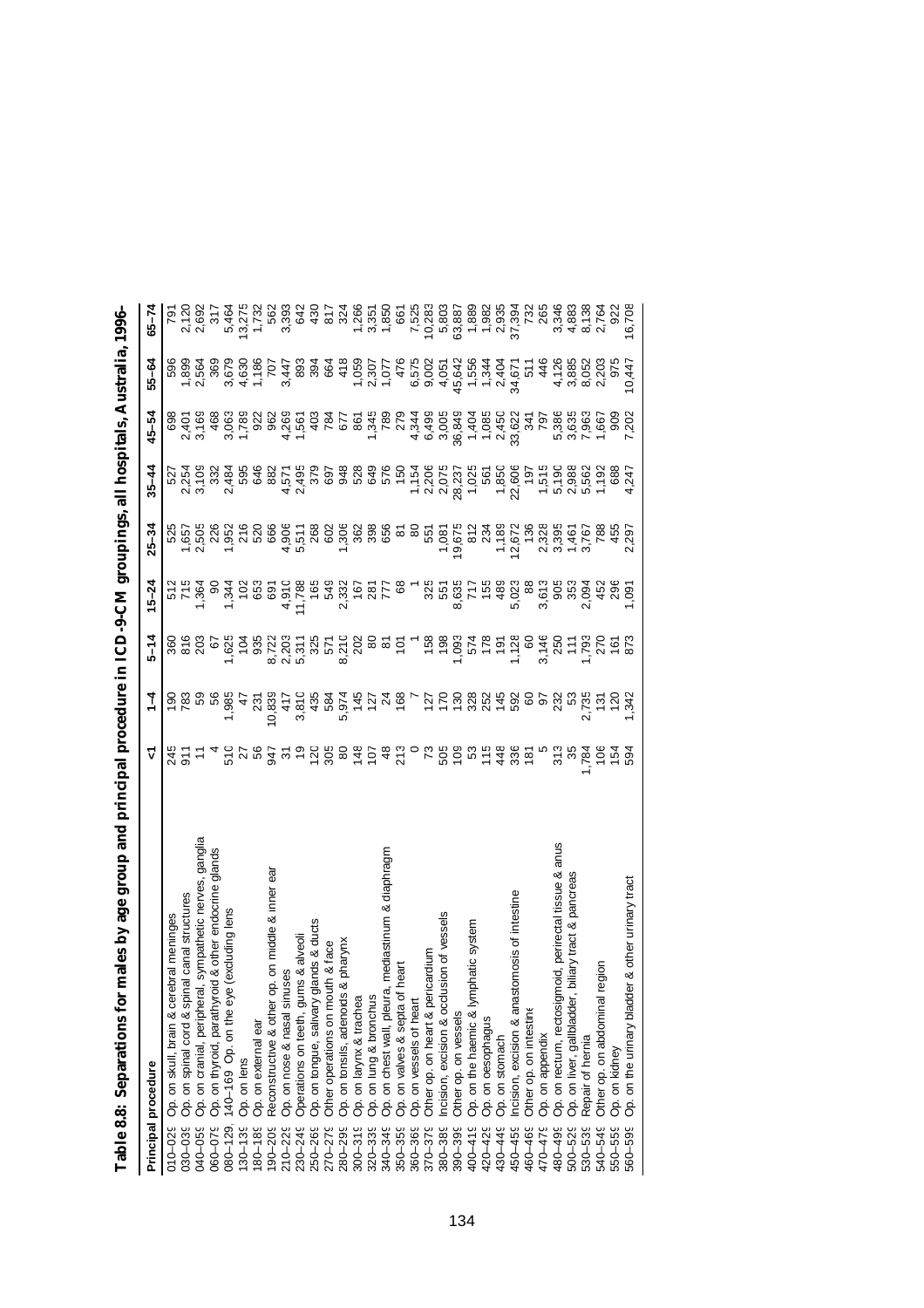**Table 8.8: Separations for males by age group and principal procedure in ICD-9-CM groupings, all hospitals, Australia, 1996–**

| Principal procedure | | <1 | 1–4 | 5–14 | 15–24 | 25–34 | 35–44 | 45–54 | 55–64 | 65–74 |
|---|---|---|---|---|---|---|---|---|---|---|
| 010–029 | Op. on skull, brain & cerebral meninges | 245 | 190 | 360 | 512 | 525 | 527 | 698 | 596 | 791 |
| 030–039 | Op. on spinal cord & spinal canal structures | 911 | 783 | 816 | 715 | 1,657 | 2,254 | 2,401 | 1,899 | 2,120 |
| 040–059 | Op. on cranial, peripheral, sympathetic nerves, ganglia | 11 | 59 | 203 | 1,364 | 2,505 | 3,109 | 3,169 | 2,564 | 2,692 |
| 060–079 | Op. on thyroid, parathyroid & other endocrine glands | 4 | 56 | 67 | 90 | 226 | 332 | 468 | 369 | 317 |
| 080–129 | 140–169 Op. on the eye (excluding lens | 510 | 1,985 | 1,625 | 1,344 | 1,952 | 2,484 | 3,063 | 3,679 | 5,464 |
| 130–139 | Op. on lens | 27 | 47 | 104 | 102 | 216 | 595 | 1,789 | 4,630 | 13,275 |
| 180–189 | Op. on external ear | 56 | 231 | 935 | 653 | 520 | 646 | 922 | 1,186 | 1,732 |
| 190–209 | Reconstructive & other op. on middle & inner ear | 947 | 10,839 | 8,722 | 691 | 666 | 882 | 962 | 707 | 562 |
| 210–229 | Op. on nose & nasal sinuses | 31 | 417 | 2,203 | 4,910 | 4,906 | 4,571 | 4,269 | 3,447 | 3,393 |
| 230–249 | Operations on teeth, gums & alveoli | 19 | 3,810 | 5,311 | 11,788 | 5,511 | 2,495 | 1,561 | 893 | 642 |
| 250–269 | Op. on tongue, salivary glands & ducts | 120 | 435 | 325 | 165 | 268 | 379 | 403 | 394 | 430 |
| 270–279 | Other operations on mouth & face | 305 | 584 | 571 | 549 | 602 | 697 | 784 | 664 | 817 |
| 280–299 | Op. on tonsils, adenoids & pharynx | 80 | 5,974 | 8,210 | 2,332 | 1,306 | 948 | 677 | 418 | 324 |
| 300–319 | Op. on larynx & trachea | 148 | 145 | 202 | 167 | 362 | 528 | 861 | 1,059 | 1,266 |
| 320–339 | Op. on lung & bronchus | 107 | 127 | 80 | 281 | 398 | 649 | 1,345 | 2,307 | 3,351 |
| 340–349 | Op. on chest wall, pleura, mediastinum & diaphragm | 48 | 24 | 81 | 777 | 656 | 576 | 789 | 1,077 | 1,850 |
| 350–359 | Op. on valves & septa of heart | 213 | 168 | 101 | 68 | 81 | 150 | 279 | 476 | 661 |
| 360–369 | Op. on vessels of heart | 0 | 7 | 1 | 1 | 80 | 1,154 | 4,344 | 6,575 | 7,525 |
| 370–379 | Other op. on heart & pericardium | 73 | 127 | 158 | 325 | 551 | 2,206 | 6,499 | 9,002 | 10,283 |
| 380–389 | Incision, excision & occlusion of vessels | 505 | 170 | 198 | 551 | 1,081 | 2,075 | 3,005 | 4,051 | 5,803 |
| 390–399 | Other op. on vessels | 109 | 130 | 1,093 | 8,635 | 19,675 | 28,237 | 36,849 | 45,642 | 63,887 |
| 400–419 | Op. on the haemic & lymphatic system | 53 | 328 | 574 | 717 | 812 | 1,025 | 1,404 | 1,556 | 1,889 |
| 420–429 | Op. on oesophagus | 115 | 252 | 178 | 155 | 234 | 561 | 1,085 | 1,344 | 1,982 |
| 430–449 | Op. on stomach | 448 | 145 | 191 | 489 | 1,189 | 1,850 | 2,450 | 2,404 | 2,935 |
| 450–459 | Incision, excision & anastomosis of intestine | 336 | 592 | 1,128 | 5,023 | 12,672 | 22,606 | 33,622 | 34,671 | 37,394 |
| 460–469 | Other op. on intestine | 181 | 60 | 60 | 88 | 136 | 197 | 341 | 511 | 732 |
| 470–479 | Op. on appendix | 5 | 97 | 3,146 | 3,613 | 2,328 | 1,515 | 797 | 446 | 265 |
| 480–499 | Op. on rectum, rectosigmoid, perirectal tissue & anus | 313 | 232 | 250 | 905 | 3,395 | 5,190 | 5,386 | 4,126 | 3,346 |
| 500–529 | Op. on liver, gallbladder, biliary tract & pancreas | 35 | 53 | 111 | 353 | 1,461 | 2,988 | 3,635 | 3,885 | 4,883 |
| 530–539 | Repair of hernia | 1,784 | 2,735 | 1,793 | 2,094 | 3,767 | 5,562 | 7,963 | 8,052 | 8,138 |
| 540–549 | Other op. on abdominal region | 106 | 131 | 270 | 452 | 788 | 1,192 | 1,667 | 2,203 | 2,764 |
| 550–559 | Op. on kidney | 154 | 120 | 161 | 296 | 455 | 688 | 909 | 975 | 922 |
| 560–599 | Op. on the urinary bladder & other urinary tract | 594 | 1,342 | 873 | 1,091 | 2,297 | 4,247 | 7,202 | 10,447 | 16,708 |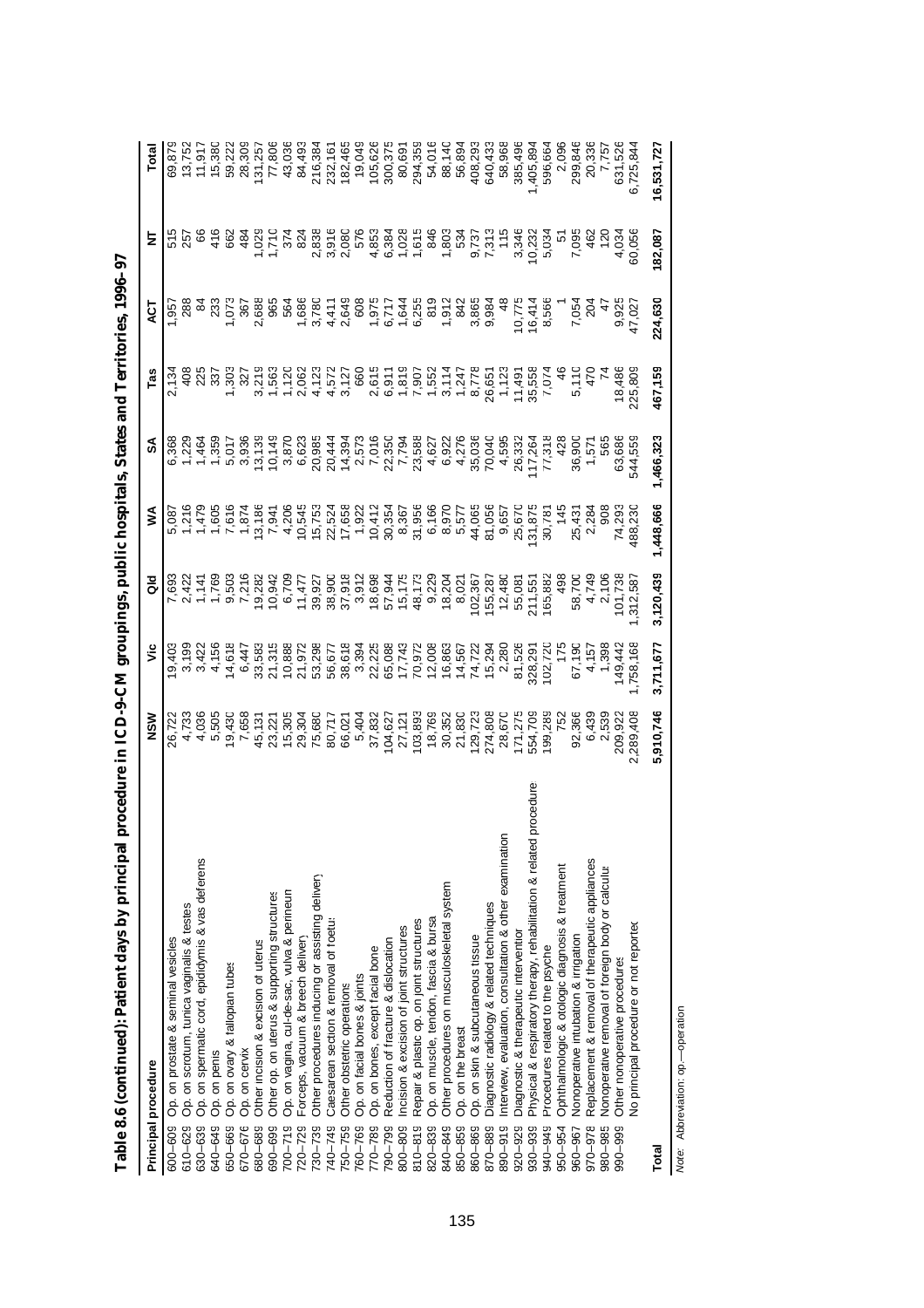**Table 8.6 (continued): Patient days by principal procedure in ICD-9-CM groupings, public hospitals, States and Territories, 1996–97**

| Principal procedure | | NSW | Vic | Qld | WA | SA | Tas | ACT | NT | Total |
|---|---|---|---|---|---|---|---|---|---|---|
| 600–609 | Op. on prostate & seminal vesicles | 26,722 | 19,403 | 7,693 | 5,087 | 6,368 | 2,134 | 1,957 | 515 | 69,879 |
| 610–629 | Op. on scrotum, tunica vaginalis & testes | 4,733 | 3,199 | 2,422 | 1,216 | 1,229 | 408 | 288 | 257 | 13,752 |
| 630–639 | Op. on spermatic cord, epididymis & vas deferens | 4,036 | 3,422 | 1,141 | 1,479 | 1,464 | 225 | 84 | 66 | 11,917 |
| 640–649 | Op. on penis | 5,505 | 4,156 | 1,769 | 1,605 | 1,359 | 337 | 233 | 416 | 15,380 |
| 650–669 | Op. on ovary & fallopian tubes | 19,430 | 14,618 | 9,503 | 7,616 | 5,017 | 1,303 | 1,073 | 662 | 59,222 |
| 670–676 | Op. on cervix | 7,658 | 6,447 | 7,216 | 1,874 | 3,936 | 327 | 367 | 484 | 28,309 |
| 680–689 | Other incision & excision of uterus | 45,131 | 33,583 | 19,282 | 13,186 | 13,139 | 3,219 | 2,688 | 1,029 | 131,257 |
| 690–699 | Other op. on uterus & supporting structures | 23,221 | 21,315 | 10,942 | 7,941 | 10,149 | 1,563 | 965 | 1,710 | 77,806 |
| 700–719 | Op. on vagina, cul-de-sac, vulva & perineum | 15,305 | 10,888 | 6,709 | 4,206 | 3,870 | 1,120 | 564 | 374 | 43,036 |
| 720–729 | Forceps, vacuum & breech delivery | 29,304 | 21,972 | 11,477 | 10,545 | 6,623 | 2,062 | 1,686 | 824 | 84,493 |
| 730–739 | Other procedures inducing or assisting delivery | 75,680 | 53,298 | 39,927 | 15,753 | 20,985 | 4,123 | 3,780 | 2,838 | 216,384 |
| 740–749 | Caesarean section & removal of foetus | 80,717 | 56,677 | 38,900 | 22,524 | 20,444 | 4,572 | 4,411 | 3,916 | 232,161 |
| 750–759 | Other obstetric operations | 66,021 | 38,618 | 37,918 | 17,658 | 14,394 | 3,127 | 2,649 | 2,080 | 182,465 |
| 760–769 | Op. on facial bones & joints | 5,404 | 3,394 | 3,912 | 1,922 | 2,573 | 660 | 608 | 576 | 19,049 |
| 770–789 | Op. on bones, except facial bone | 37,832 | 22,225 | 18,698 | 10,412 | 7,016 | 2,615 | 1,975 | 4,853 | 105,626 |
| 790–799 | Reduction of fracture & dislocation | 104,627 | 65,088 | 57,944 | 30,354 | 22,350 | 6,911 | 6,717 | 6,384 | 300,375 |
| 800–809 | Incision & excision of joint structures | 27,121 | 17,743 | 15,175 | 8,367 | 7,794 | 1,819 | 1,644 | 1,028 | 80,691 |
| 810–819 | Repair & plastic op. on joint structures | 103,893 | 70,972 | 48,173 | 31,956 | 23,588 | 7,907 | 6,255 | 1,615 | 294,359 |
| 820–839 | Op. on muscle, tendon, fascia & bursa | 18,769 | 12,008 | 9,229 | 6,166 | 4,627 | 1,552 | 819 | 846 | 54,016 |
| 840–849 | Other procedures on musculoskeletal system | 30,352 | 16,863 | 18,204 | 8,970 | 6,922 | 3,114 | 1,912 | 1,803 | 88,140 |
| 850–859 | Op. on the breast | 21,830 | 14,567 | 8,021 | 5,577 | 4,276 | 1,247 | 842 | 534 | 56,894 |
| 860–869 | Op. on skin & subcutaneous tissue | 129,723 | 74,722 | 102,367 | 44,065 | 35,036 | 8,778 | 3,865 | 9,737 | 408,293 |
| 870–889 | Diagnostic radiology & related techniques | 274,808 | 15,294 | 155,287 | 81,056 | 70,040 | 26,651 | 9,984 | 7,313 | 640,433 |
| 890–919 | Interview, evaluation, consultation & other examination | 28,670 | 2,280 | 12,480 | 9,657 | 4,595 | 1,123 | 48 | 115 | 58,968 |
| 920–929 | Diagnostic & therapeutic intervention | 171,275 | 81,526 | 55,081 | 25,670 | 26,332 | 11,491 | 10,775 | 3,346 | 385,496 |
| 930–939 | Physical & respiratory therapy, rehabilitation & related procedure | 554,709 | 328,291 | 211,551 | 131,875 | 117,264 | 35,558 | 16,414 | 10,232 | 1,405,894 |
| 940–949 | Procedures related to the psyche | 199,289 | 102,720 | 165,882 | 30,781 | 77,318 | 7,074 | 8,566 | 5,034 | 596,664 |
| 950–954 | Ophthalmologic & otologic diagnosis & treatment | 752 | 175 | 498 | 145 | 428 | 46 | 1 | 51 | 2,096 |
| 960–967 | Nonoperative intubation & irrigation | 92,366 | 67,190 | 58,700 | 25,431 | 36,900 | 5,110 | 7,054 | 7,095 | 299,846 |
| 970–978 | Replacement & removal of therapeutic appliances | 6,439 | 4,157 | 4,749 | 2,284 | 1,571 | 470 | 204 | 462 | 20,336 |
| 980–985 | Nonoperative removal of foreign body or calculus | 2,539 | 1,398 | 2,106 | 908 | 565 | 74 | 47 | 120 | 7,757 |
| 990–999 | Other nonoperative procedures | 209,922 | 149,442 | 101,738 | 74,293 | 63,686 | 18,486 | 9,925 | 4,034 | 631,526 |
| | No principal procedure or not reported | 2,289,408 | 1,758,168 | 1,312,587 | 488,230 | 544,559 | 225,809 | 47,027 | 60,056 | 6,725,844 |
| **Total** | | **5,910,746** | **3,711,677** | **3,120,439** | **1,448,666** | **1,466,323** | **467,159** | **224,630** | **182,087** | **16,531,727** |

*Note:* Abbreviation: op.—operation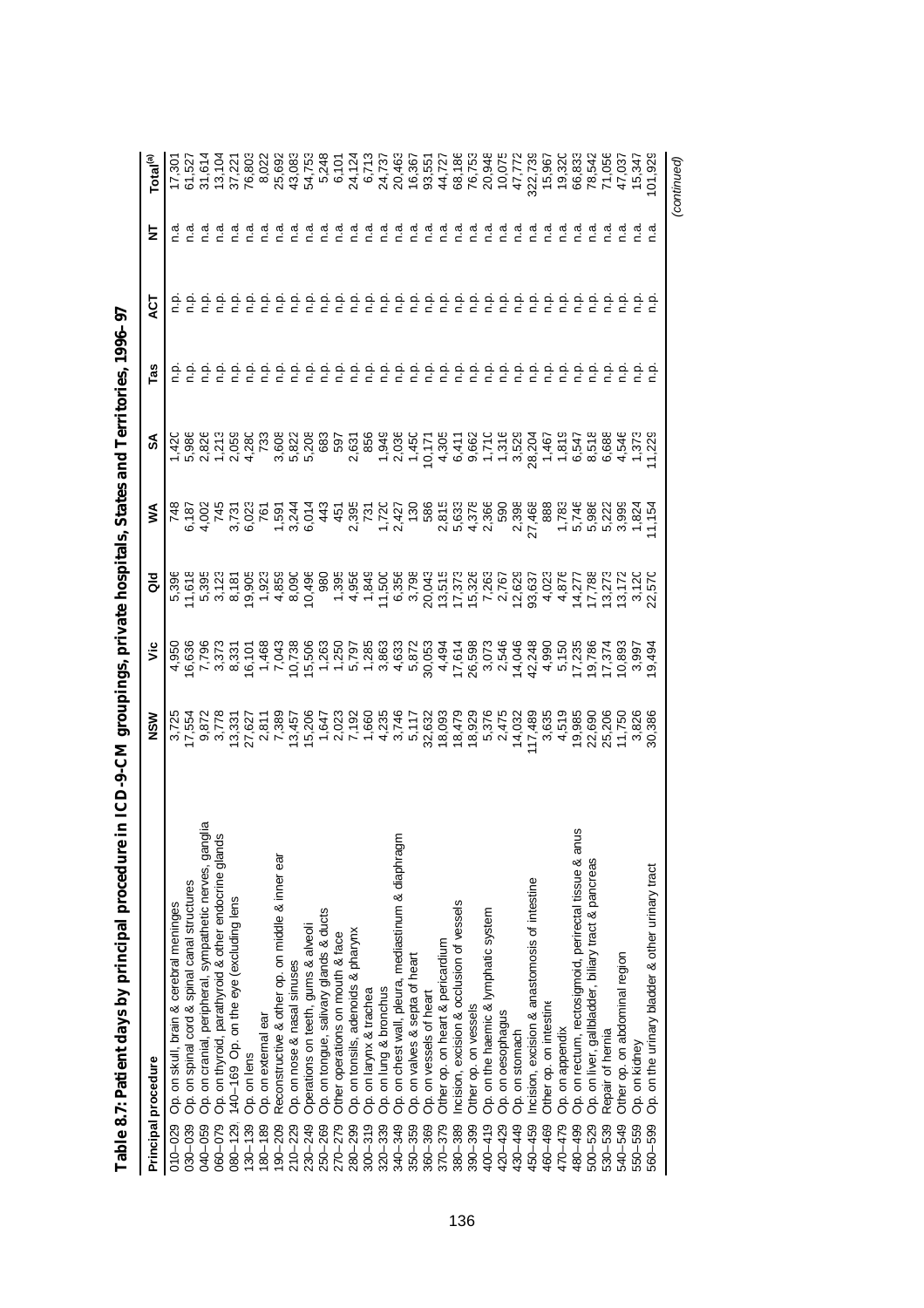**Table 8.7: Patient days by principal procedure in ICD-9-CM groupings, private hospitals, States and Territories, 1996–97**

| Principal procedure | | NSW | Vic | Qld | WA | SA | Tas | ACT | NT | Total[(a)] |
|---|---|---|---|---|---|---|---|---|---|---|
| 010–029 | Op. on skull, brain & cerebral meninges | 3,725 | 4,950 | 5,396 | 748 | 1,420 | n.p. | n.p. | n.a. | 17,301 |
| 030–039 | Op. on spinal cord & spinal canal structures | 17,554 | 16,636 | 11,618 | 6,187 | 5,986 | n.p. | n.p. | n.a. | 61,527 |
| 040–059 | Op. on cranial, peripheral, sympathetic nerves, ganglia | 9,872 | 7,796 | 5,395 | 4,002 | 2,826 | n.p. | n.p. | n.a. | 31,614 |
| 060–079 | Op. on thyroid, parathyroid & other endocrine glands | 3,778 | 3,373 | 3,123 | 745 | 1,213 | n.p. | n.p. | n.a. | 13,104 |
| 080–129, 140–169 | Op. on the eye (excluding lens | 13,331 | 8,331 | 8,181 | 3,731 | 2,059 | n.p. | n.p. | n.a. | 37,221 |
| 130–139 | Op. on lens | 27,627 | 16,101 | 19,905 | 6,023 | 4,280 | n.p. | n.p. | n.a. | 76,803 |
| 180–189 | Op. on external ear | 2,811 | 1,468 | 1,923 | 761 | 733 | n.p. | n.p. | n.a. | 8,022 |
| 190–209 | Reconstructive & other op. on middle & inner ear | 7,389 | 7,043 | 4,859 | 1,591 | 3,608 | n.p. | n.p. | n.a. | 25,692 |
| 210–229 | Op. on nose & nasal sinuses | 13,457 | 10,738 | 8,090 | 3,244 | 5,822 | n.p. | n.p. | n.a. | 43,083 |
| 230–249 | Operations on teeth, gums & alveoli | 15,206 | 15,506 | 10,496 | 6,014 | 5,208 | n.p. | n.p. | n.a. | 54,753 |
| 250–269 | Op. on tongue, salivary glands & ducts | 1,647 | 1,263 | 980 | 443 | 683 | n.p. | n.p. | n.a. | 5,248 |
| 270–279 | Other operations on mouth & face | 2,023 | 1,250 | 1,395 | 451 | 597 | n.p. | n.p. | n.a. | 6,101 |
| 280–299 | Op. on tonsils, adenoids & pharynx | 7,192 | 5,797 | 4,956 | 2,395 | 2,631 | n.p. | n.p. | n.a. | 24,124 |
| 300–319 | Op. on larynx & trachea | 1,660 | 1,285 | 1,849 | 731 | 856 | n.p. | n.p. | n.a. | 6,713 |
| 320–339 | Op. on lung & bronchus | 4,235 | 3,863 | 11,500 | 1,720 | 1,949 | n.p. | n.p. | n.a. | 24,737 |
| 340–349 | Op. on chest wall, pleura, mediastinum & diaphragm | 3,746 | 4,633 | 6,356 | 2,427 | 2,036 | n.p. | n.p. | n.a. | 20,463 |
| 350–359 | Op. on valves & septa of heart | 5,117 | 5,872 | 3,798 | 130 | 1,450 | n.p. | n.p. | n.a. | 16,367 |
| 360–369 | Op. on vessels of heart | 32,632 | 30,053 | 20,043 | 586 | 10,171 | n.p. | n.p. | n.a. | 93,551 |
| 370–379 | Other op. on heart & pericardium | 18,093 | 4,494 | 13,515 | 2,815 | 4,305 | n.p. | n.p. | n.a. | 44,727 |
| 380–389 | Incision, excision & occlusion of vessels | 18,479 | 17,614 | 17,373 | 5,633 | 6,411 | n.p. | n.p. | n.a. | 68,186 |
| 390–399 | Other op. on vessels | 18,929 | 26,598 | 15,326 | 4,378 | 9,662 | n.p. | n.p. | n.a. | 76,753 |
| 400–419 | Op. on the haemic & lymphatic system | 5,376 | 3,073 | 7,263 | 2,366 | 1,710 | n.p. | n.p. | n.a. | 20,948 |
| 420–429 | Op. on oesophagus | 2,475 | 2,546 | 2,767 | 590 | 1,316 | n.p. | n.p. | n.a. | 10,075 |
| 430–449 | Op. on stomach | 14,032 | 14,046 | 12,629 | 2,398 | 3,529 | n.p. | n.p. | n.a. | 47,772 |
| 450–459 | Incision, excision & anastomosis of intestine | 117,489 | 42,248 | 93,637 | 27,468 | 28,204 | n.p. | n.p. | n.a. | 322,739 |
| 460–469 | Other op. on intestine | 3,635 | 4,990 | 4,023 | 888 | 1,467 | n.p. | n.p. | n.a. | 15,967 |
| 470–479 | Op. on appendix | 4,519 | 5,150 | 4,876 | 1,783 | 1,819 | n.p. | n.p. | n.a. | 19,320 |
| 480–499 | Op. on rectum, rectosigmoid, perirectal tissue & anus | 19,985 | 17,235 | 14,277 | 5,746 | 6,547 | n.p. | n.p. | n.a. | 66,833 |
| 500–529 | Op. on liver, gallbladder, biliary tract & pancreas | 22,690 | 19,786 | 17,788 | 5,986 | 8,518 | n.p. | n.p. | n.a. | 78,542 |
| 530–539 | Repair of hernia | 25,206 | 17,374 | 13,273 | 5,222 | 6,688 | n.p. | n.p. | n.a. | 71,056 |
| 540–549 | Other op. on abdominal region | 11,750 | 10,893 | 13,172 | 3,999 | 4,546 | n.p. | n.p. | n.a. | 47,037 |
| 550–559 | Op. on kidney | 3,826 | 3,997 | 3,120 | 1,824 | 1,373 | n.p. | n.p. | n.a. | 15,347 |
| 560–599 | Op. on the urinary bladder & other urinary tract | 30,386 | 19,494 | 22,570 | 11,154 | 11,229 | n.p. | n.p. | n.a. | 101,929 |

*(continued)*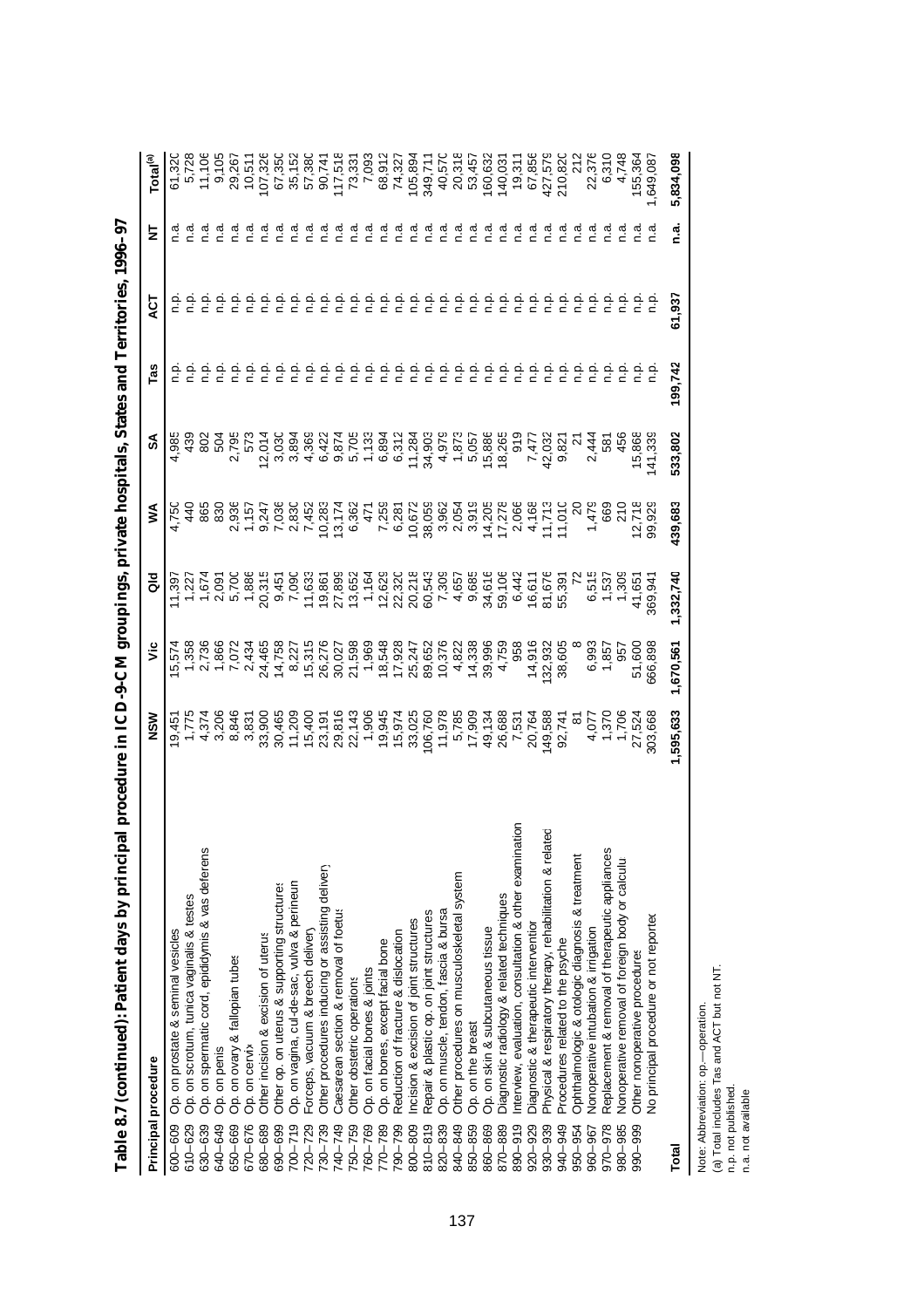# Table 8.7 (continued): Patient days by principal procedure in ICD-9-CM groupings, private hospitals, States and Territories, 1996–97

| Principal procedure | | NSW | Vic | Qld | WA | SA | Tas | ACT | NT | Total[(a)] |
|---|---|---|---|---|---|---|---|---|---|---|
| 600–609 | Op. on prostate & seminal vesicles | 19,451 | 15,574 | 11,397 | 4,750 | 4,985 | n.p. | n.p. | n.a. | 61,320 |
| 610–629 | Op. on scrotum, tunica vaginalis & testes | 1,775 | 1,358 | 1,227 | 440 | 439 | n.p. | n.p. | n.a. | 5,728 |
| 630–639 | Op. on spermatic cord, epididymis & vas deferens | 4,374 | 2,736 | 1,674 | 865 | 802 | n.p. | n.p. | n.a. | 11,106 |
| 640–649 | Op. on penis | 3,206 | 1,866 | 2,091 | 830 | 504 | n.p. | n.p. | n.a. | 9,105 |
| 650–669 | Op. on ovary & fallopian tubes | 8,846 | 7,072 | 5,700 | 2,936 | 2,795 | n.p. | n.p. | n.a. | 29,267 |
| 670–676 | Op. on cervix | 3,831 | 2,434 | 1,886 | 1,157 | 573 | n.p. | n.p. | n.a. | 10,511 |
| 680–689 | Other incision & excision of uterus | 33,900 | 24,465 | 20,315 | 9,247 | 12,014 | n.p. | n.p. | n.a. | 107,326 |
| 690–699 | Other op. on uterus & supporting structures | 30,465 | 14,758 | 9,451 | 7,036 | 3,030 | n.p. | n.p. | n.a. | 67,350 |
| 700–719 | Op. on vagina, cul-de-sac, vulva & perineum | 11,209 | 8,227 | 7,090 | 2,830 | 3,894 | n.p. | n.p. | n.a. | 35,152 |
| 720–729 | Forceps, vacuum & breech delivery | 15,400 | 15,315 | 11,633 | 7,452 | 4,369 | n.p. | n.p. | n.a. | 57,380 |
| 730–739 | Other procedures inducing or assisting delivery | 23,191 | 26,276 | 19,861 | 10,283 | 6,422 | n.p. | n.p. | n.a. | 90,741 |
| 740–749 | Caesarean section & removal of foetus | 29,816 | 30,027 | 27,899 | 13,174 | 9,874 | n.p. | n.p. | n.a. | 117,518 |
| 750–759 | Other obstetric operations | 22,143 | 21,598 | 13,652 | 6,362 | 5,705 | n.p. | n.p. | n.a. | 73,331 |
| 760–769 | Op. on facial bones & joints | 1,906 | 1,969 | 1,164 | 471 | 1,133 | n.p. | n.p. | n.a. | 7,093 |
| 770–789 | Op. on bones, except facial bone | 19,945 | 18,548 | 12,629 | 7,259 | 6,894 | n.p. | n.p. | n.a. | 68,912 |
| 790–799 | Reduction of fracture & dislocation | 15,974 | 17,928 | 22,320 | 6,281 | 6,312 | n.p. | n.p. | n.a. | 74,327 |
| 800–809 | Incision & excision of joint structures | 33,025 | 25,247 | 20,218 | 10,672 | 11,284 | n.p. | n.p. | n.a. | 105,894 |
| 810–819 | Repair & plastic op. on joint structures | 106,760 | 89,652 | 60,543 | 38,059 | 34,903 | n.p. | n.p. | n.a. | 349,711 |
| 820–839 | Op. on muscle, tendon, fascia & bursa | 11,978 | 10,376 | 7,309 | 3,962 | 4,979 | n.p. | n.p. | n.a. | 40,570 |
| 840–849 | Other procedures on musculoskeletal system | 5,785 | 4,822 | 4,657 | 2,054 | 1,873 | n.p. | n.p. | n.a. | 20,318 |
| 850–859 | Op. on the breast | 17,909 | 14,338 | 9,685 | 3,919 | 5,057 | n.p. | n.p. | n.a. | 53,457 |
| 860–869 | Op. on skin & subcutaneous tissue | 49,134 | 39,996 | 34,616 | 14,205 | 15,886 | n.p. | n.p. | n.a. | 160,632 |
| 870–889 | Diagnostic radiology & related techniques | 26,688 | 4,759 | 59,106 | 17,278 | 18,265 | n.p. | n.p. | n.a. | 140,031 |
| 890–919 | Interview, evaluation, consultation & other examination | 7,531 | 958 | 6,442 | 2,066 | 919 | n.p. | n.p. | n.a. | 19,311 |
| 920–929 | Diagnostic & therapeutic intervention | 20,764 | 14,916 | 16,611 | 4,168 | 7,477 | n.p. | n.p. | n.a. | 67,856 |
| 930–939 | Physical & respiratory therapy, rehabilitation & related | 149,588 | 132,932 | 81,676 | 11,713 | 42,032 | n.p. | n.p. | n.a. | 427,579 |
| 940–949 | Procedures related to the psyche | 92,741 | 38,605 | 55,391 | 11,010 | 9,821 | n.p. | n.p. | n.a. | 210,820 |
| 950–954 | Ophthalmologic & otologic diagnosis & treatment | 81 | 8 | 72 | 20 | 21 | n.p. | n.p. | n.a. | 212 |
| 960–967 | Nonoperative intubation & irrigation | 4,077 | 6,993 | 6,515 | 1,479 | 2,444 | n.p. | n.p. | n.a. | 22,376 |
| 970–978 | Replacement & removal of therapeutic appliances | 1,370 | 1,857 | 1,537 | 669 | 581 | n.p. | n.p. | n.a. | 6,310 |
| 980–985 | Nonoperative removal of foreign body or calculu | 1,706 | 957 | 1,309 | 210 | 456 | n.p. | n.p. | n.a. | 4,748 |
| 990–999 | Other nonoperative procedures | 27,524 | 51,600 | 41,651 | 12,718 | 15,868 | n.p. | n.p. | n.a. | 155,364 |
| | No principal procedure or not reported | 303,668 | 666,898 | 369,941 | 99,929 | 141,339 | n.p. | n.p. | n.a. | 1,649,087 |
| **Total** | | **1,595,633** | **1,670,561** | **1,332,740** | **439,683** | **533,802** | **199,742** | **61,937** | **n.a.** | **5,834,098** |

Note: Abbreviation: op.—operation.
(a) Total includes Tas and ACT but not NT.
n.p. not published.
n.a. not available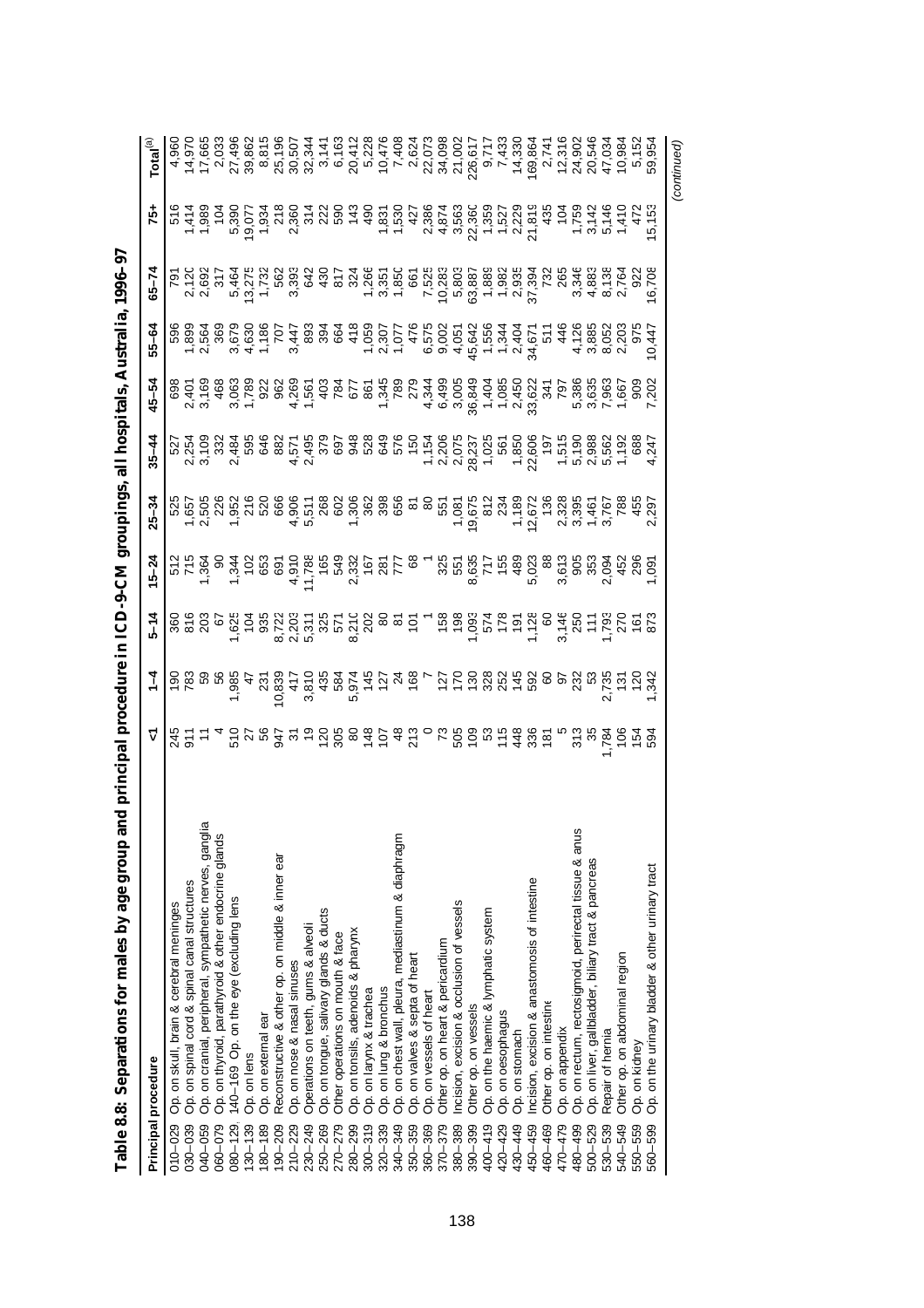**Table 8.8: Separations for males by age group and principal procedure in ICD-9-CM groupings, all hospitals, Australia, 1996–97**

| Principal procedure | | <1 | 1–4 | 5–14 | 15–24 | 25–34 | 35–44 | 45–54 | 55–64 | 65–74 | 75+ | Total[(a)] |
|---|---|---|---|---|---|---|---|---|---|---|---|---|
| 010–029 | Op. on skull, brain & cerebral meninges | 245 | 190 | 360 | 512 | 525 | 527 | 698 | 596 | 791 | 516 | 4,960 |
| 030–039 | Op. on spinal cord & spinal canal structures | 911 | 783 | 816 | 715 | 1,657 | 2,254 | 2,401 | 1,899 | 2,120 | 1,414 | 14,970 |
| 040–059 | Op. on cranial, peripheral, sympathetic nerves, ganglia | 11 | 59 | 203 | 1,364 | 2,505 | 3,109 | 3,169 | 2,564 | 2,692 | 1,989 | 17,665 |
| 060–079 | Op. on thyroid, parathyroid & other endocrine glands | 4 | 56 | 67 | 90 | 226 | 332 | 468 | 369 | 317 | 104 | 2,033 |
| 080–129, 140–169 | Op. on the eye (excluding lens | 510 | 1,985 | 1,625 | 1,344 | 1,952 | 2,484 | 3,063 | 3,679 | 5,464 | 5,390 | 27,496 |
| 130–139 | Op. on lens | 27 | 47 | 104 | 102 | 216 | 595 | 1,789 | 4,630 | 13,275 | 19,077 | 39,862 |
| 180–189 | Op. on external ear | 56 | 231 | 935 | 653 | 520 | 646 | 922 | 1,186 | 1,732 | 1,934 | 8,815 |
| 190–209 | Reconstructive & other op. on middle & inner ear | 947 | 10,839 | 8,722 | 691 | 666 | 882 | 962 | 707 | 562 | 218 | 25,196 |
| 210–229 | Op. on nose & nasal sinuses | 31 | 417 | 2,203 | 4,910 | 4,906 | 4,571 | 4,269 | 3,447 | 3,393 | 2,360 | 30,507 |
| 230–249 | Operations on teeth, gums & alveoli | 19 | 3,810 | 5,311 | 11,788 | 5,511 | 2,495 | 1,561 | 893 | 642 | 314 | 32,344 |
| 250–269 | Op. on tongue, salivary glands & ducts | 120 | 435 | 325 | 165 | 268 | 379 | 403 | 394 | 430 | 222 | 3,141 |
| 270–279 | Other operations on mouth & face | 305 | 584 | 571 | 549 | 602 | 697 | 784 | 664 | 817 | 590 | 6,163 |
| 280–299 | Op. on tonsils, adenoids & pharynx | 80 | 5,974 | 8,210 | 2,332 | 1,306 | 948 | 677 | 418 | 324 | 143 | 20,412 |
| 300–319 | Op. on larynx & trachea | 148 | 145 | 202 | 167 | 362 | 528 | 861 | 1,059 | 1,266 | 490 | 5,228 |
| 320–339 | Op. on lung & bronchus | 107 | 127 | 80 | 281 | 398 | 649 | 1,345 | 2,307 | 3,351 | 1,831 | 10,476 |
| 340–349 | Op. on chest wall, pleura, mediastinum & diaphragm | 48 | 24 | 81 | 777 | 656 | 576 | 789 | 1,077 | 1,850 | 1,530 | 7,408 |
| 350–359 | Op. on valves & septa of heart | 213 | 168 | 101 | 68 | 81 | 150 | 279 | 476 | 661 | 427 | 2,624 |
| 360–369 | Op. on vessels of heart | 0 | 7 | 1 | 1 | 80 | 1,154 | 4,344 | 6,575 | 7,525 | 2,386 | 22,073 |
| 370–379 | Other op. on heart & pericardium | 73 | 127 | 158 | 325 | 551 | 2,206 | 6,499 | 9,002 | 10,283 | 4,874 | 34,098 |
| 380–389 | Incision, excision & occlusion of vessels | 505 | 170 | 198 | 551 | 1,081 | 2,075 | 3,005 | 4,051 | 5,803 | 3,563 | 21,002 |
| 390–399 | Other op. on vessels | 109 | 130 | 1,093 | 8,635 | 19,675 | 28,237 | 36,849 | 45,642 | 63,887 | 22,360 | 226,617 |
| 400–419 | Op. on the haemic & lymphatic system | 53 | 328 | 574 | 717 | 812 | 1,025 | 1,404 | 1,556 | 1,889 | 1,359 | 9,717 |
| 420–429 | Op. on oesophagus | 115 | 252 | 178 | 155 | 234 | 561 | 1,085 | 1,344 | 1,982 | 1,527 | 7,433 |
| 430–449 | Op. on stomach | 448 | 145 | 191 | 489 | 1,189 | 1,850 | 2,450 | 2,404 | 2,935 | 2,229 | 14,330 |
| 450–459 | Incision, excision & anastomosis of intestine | 336 | 592 | 1,128 | 5,023 | 12,672 | 22,606 | 33,622 | 34,671 | 37,394 | 21,819 | 169,864 |
| 460–469 | Other op. on intestine | 181 | 60 | 60 | 88 | 136 | 197 | 341 | 511 | 732 | 435 | 2,741 |
| 470–479 | Op. on appendix | 5 | 97 | 3,146 | 3,613 | 2,328 | 1,515 | 797 | 446 | 265 | 104 | 12,316 |
| 480–499 | Op. on rectum, rectosigmoid, perirectal tissue & anus | 313 | 232 | 250 | 905 | 3,395 | 5,190 | 5,386 | 4,126 | 3,346 | 1,759 | 24,902 |
| 500–529 | Op. on liver, gallbladder, biliary tract & pancreas | 35 | 53 | 111 | 353 | 1,461 | 2,988 | 3,635 | 3,885 | 4,883 | 3,142 | 20,546 |
| 530–539 | Repair of hernia | 1,784 | 2,735 | 1,793 | 2,094 | 3,767 | 5,562 | 7,963 | 8,052 | 8,138 | 5,146 | 47,034 |
| 540–549 | Other op. on abdominal region | 106 | 131 | 270 | 452 | 788 | 1,192 | 1,667 | 2,203 | 2,764 | 1,410 | 10,984 |
| 550–559 | Op. on kidney | 154 | 120 | 161 | 296 | 455 | 688 | 909 | 975 | 922 | 472 | 5,152 |
| 560–599 | Op. on the urinary bladder & other urinary tract | 594 | 1,342 | 873 | 1,091 | 2,297 | 4,247 | 7,202 | 10,447 | 16,708 | 15,153 | 59,954 |

*(continued)*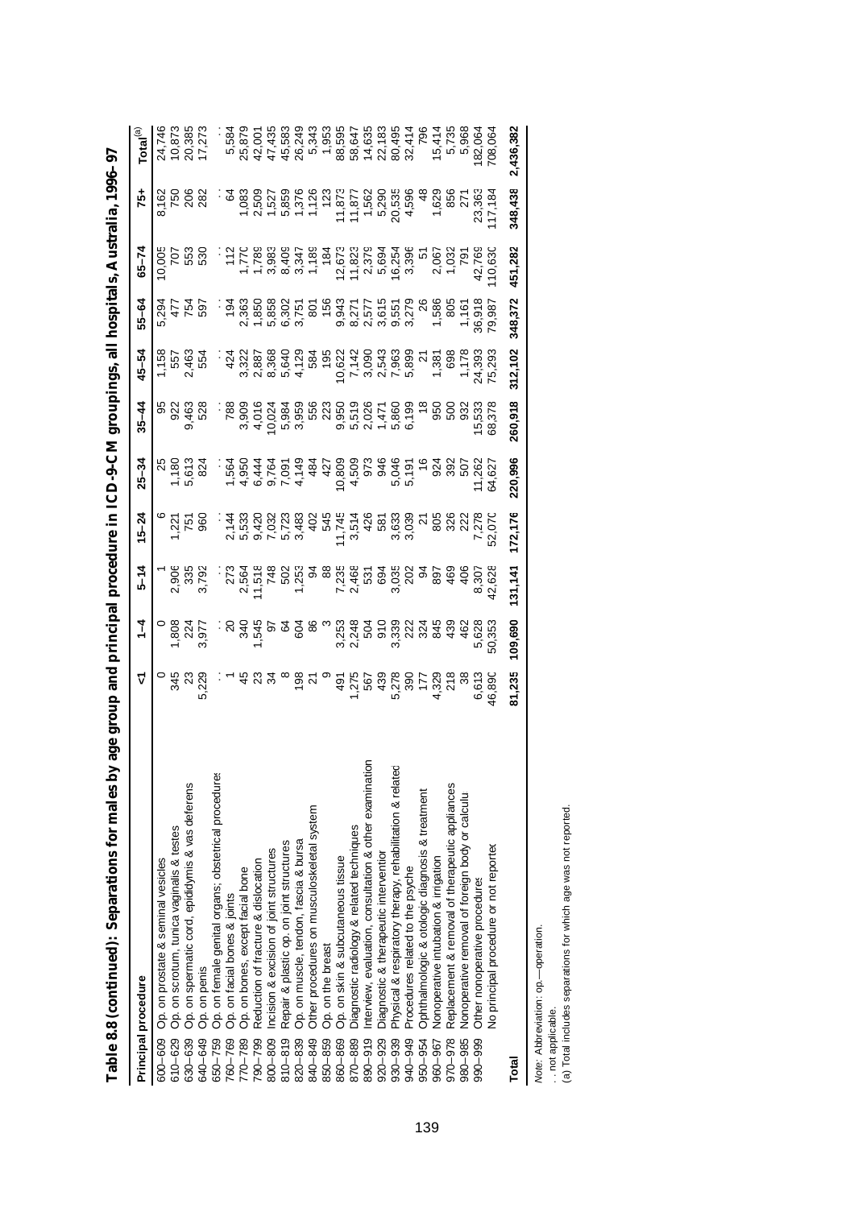**Table 8.8 (continued): Separations for males by age group and principal procedure in ICD-9-CM groupings, all hospitals, Australia, 1996–97**

| Principal procedure | | <1 | 1–4 | 5–14 | 15–24 | 25–34 | 35–44 | 45–54 | 55–64 | 65–74 | 75+ | Total[(a)] |
|---|---|---|---|---|---|---|---|---|---|---|---|---|
| 600–609 | Op. on prostate & seminal vesicles | 0 | 0 | 1 | 6 | 25 | 95 | 1,158 | 5,294 | 10,005 | 8,162 | 24,746 |
| 610–629 | Op. on scrotum, tunica vaginalis & testes | 345 | 1,808 | 2,906 | 1,221 | 1,180 | 922 | 557 | 477 | 707 | 750 | 10,873 |
| 630–639 | Op. on spermatic cord, epididymis & vas deferens | 23 | 224 | 335 | 751 | 5,613 | 9,463 | 2,463 | 754 | 553 | 206 | 20,385 |
| 640–649 | Op. on penis | 5,229 | 3,977 | 3,792 | 960 | 824 | 528 | 554 | 597 | 530 | 282 | 17,273 |
| 650–759 | Op. on female genital organs; obstetrical procedures | . . | . . | . . | . . | . . | . . | . . | . . | . . | . . | . . |
| 760–769 | Op. on facial bones & joints | 1 | 20 | 273 | 2,144 | 1,564 | 788 | 424 | 194 | 112 | 64 | 5,584 |
| 770–789 | Op. on bones, except facial bone | 45 | 340 | 2,564 | 5,533 | 4,950 | 3,909 | 3,322 | 2,363 | 1,770 | 1,083 | 25,879 |
| 790–799 | Reduction of fracture & dislocation | 23 | 1,545 | 11,518 | 9,420 | 6,444 | 4,016 | 2,887 | 1,850 | 1,789 | 2,509 | 42,001 |
| 800–809 | Incision & excision of joint structures | 34 | 97 | 748 | 7,032 | 9,764 | 10,024 | 8,368 | 5,858 | 3,983 | 1,527 | 47,435 |
| 810–819 | Repair & plastic op. on joint structures | 8 | 64 | 502 | 5,723 | 7,091 | 5,984 | 5,640 | 6,302 | 8,409 | 5,859 | 45,583 |
| 820–839 | Op. on muscle, tendon, fascia & bursa | 198 | 604 | 1,253 | 3,483 | 4,149 | 3,959 | 4,129 | 3,751 | 3,347 | 1,376 | 26,249 |
| 840–849 | Other procedures on musculoskeletal system | 21 | 86 | 94 | 402 | 484 | 556 | 584 | 801 | 1,189 | 1,126 | 5,343 |
| 850–859 | Op. on the breast | 9 | 3 | 88 | 545 | 427 | 223 | 195 | 156 | 184 | 123 | 1,953 |
| 860–869 | Op. on skin & subcutaneous tissue | 491 | 3,253 | 7,235 | 11,745 | 10,809 | 9,950 | 10,622 | 9,943 | 12,673 | 11,873 | 88,595 |
| 870–889 | Diagnostic radiology & related techniques | 1,275 | 2,248 | 2,468 | 3,514 | 4,509 | 5,519 | 7,142 | 8,271 | 11,823 | 11,877 | 58,647 |
| 890–919 | Interview, evaluation, consultation & other examination | 567 | 504 | 531 | 426 | 973 | 2,026 | 3,090 | 2,577 | 2,379 | 1,562 | 14,635 |
| 920–929 | Diagnostic & therapeutic intervention | 439 | 910 | 694 | 581 | 946 | 1,471 | 2,543 | 3,615 | 5,694 | 5,290 | 22,183 |
| 930–939 | Physical & respiratory therapy, rehabilitation & related | 5,278 | 3,339 | 3,035 | 3,633 | 5,046 | 5,860 | 7,963 | 9,551 | 16,254 | 20,535 | 80,495 |
| 940–949 | Procedures related to the psyche | 390 | 222 | 202 | 3,039 | 5,191 | 6,199 | 5,899 | 3,279 | 3,396 | 4,596 | 32,414 |
| 950–954 | Ophthalmologic & otologic diagnosis & treatment | 177 | 324 | 94 | 21 | 16 | 18 | 21 | 26 | 51 | 48 | 796 |
| 960–967 | Nonoperative intubation & irrigation | 4,329 | 845 | 897 | 805 | 924 | 950 | 1,381 | 1,586 | 2,067 | 1,629 | 15,414 |
| 970–978 | Replacement & removal of therapeutic appliances | 218 | 439 | 469 | 326 | 392 | 500 | 698 | 805 | 1,032 | 856 | 5,735 |
| 980–985 | Nonoperative removal of foreign body or calculu | 38 | 462 | 406 | 222 | 507 | 932 | 1,178 | 1,161 | 791 | 271 | 5,968 |
| 990–999 | Other nonoperative procedures | 6,613 | 5,628 | 8,307 | 7,278 | 11,262 | 15,533 | 24,393 | 36,918 | 42,769 | 23,363 | 182,064 |
| | No principal procedure or not reported | 46,890 | 50,353 | 42,628 | 52,070 | 64,627 | 68,378 | 75,293 | 79,987 | 110,630 | 117,184 | 708,064 |
| **Total** | | **81,235** | **109,690** | **131,141** | **172,176** | **220,996** | **260,918** | **312,102** | **348,372** | **451,282** | **348,438** | **2,436,382** |

*Note:* Abbreviation: op.—operation.

. . not applicable.

(a) Total includes separations for which age was not reported.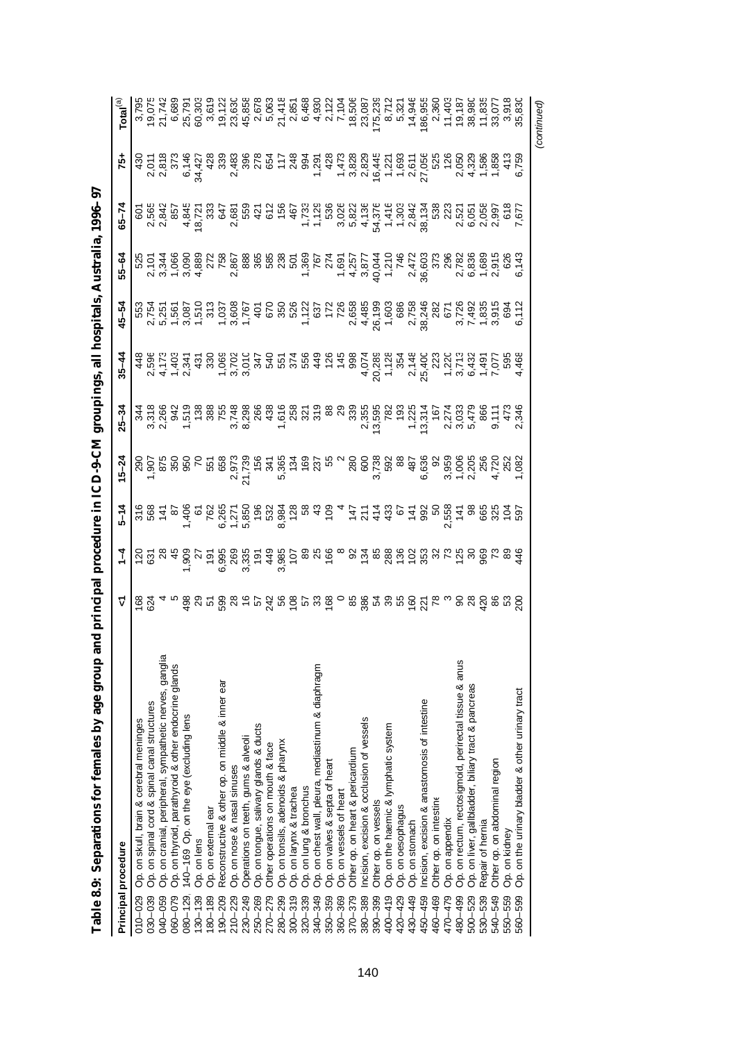**Table 8.9: Separations for females by age group and principal procedure in ICD-9-CM groupings, all hospitals, Australia, 1996–97**

| Principal procedure | | <1 | 1–4 | 5–14 | 15–24 | 25–34 | 35–44 | 45–54 | 55–64 | 65–74 | 75+ | Total[(a)] |
|---|---|---|---|---|---|---|---|---|---|---|---|---|
| 010–029 | Op. on skull, brain & cerebral meninges | 168 | 120 | 316 | 290 | 344 | 448 | 553 | 525 | 601 | 430 | 3,795 |
| 030–039 | Op. on spinal cord & spinal canal structures | 624 | 631 | 568 | 1,907 | 3,318 | 2,596 | 2,754 | 2,101 | 2,565 | 2,011 | 19,075 |
| 040–059 | Op. on cranial, peripheral, sympathetic nerves, ganglia | 4 | 28 | 141 | 875 | 2,266 | 4,173 | 5,251 | 3,344 | 2,842 | 2,818 | 21,742 |
| 060–079 | Op. on thyroid, parathyroid & other endocrine glands | 5 | 45 | 87 | 350 | 942 | 1,403 | 1,561 | 1,066 | 857 | 373 | 6,689 |
| 080–129, 140–169 | Op. on the eye (excluding lens | 498 | 1,909 | 1,406 | 950 | 1,519 | 2,341 | 3,087 | 3,090 | 4,845 | 6,146 | 25,791 |
| 130–139 | Op. on lens | 29 | 27 | 61 | 70 | 138 | 431 | 1,510 | 4,889 | 18,721 | 34,427 | 60,303 |
| 180–189 | Op. on external ear | 51 | 191 | 762 | 551 | 388 | 330 | 313 | 272 | 333 | 428 | 3,619 |
| 190–209 | Reconstructive & other op. on middle & inner ear | 599 | 6,995 | 6,265 | 658 | 755 | 1,069 | 1,037 | 758 | 647 | 339 | 19,122 |
| 210–229 | Op. on nose & nasal sinuses | 28 | 269 | 1,271 | 2,973 | 3,748 | 3,702 | 3,608 | 2,867 | 2,681 | 2,483 | 23,630 |
| 230–249 | Operations on teeth, gums & alveoli | 16 | 3,335 | 5,850 | 21,739 | 8,298 | 3,010 | 1,767 | 888 | 559 | 396 | 45,858 |
| 250–269 | Op. on tongue, salivary glands & ducts | 57 | 191 | 196 | 156 | 266 | 347 | 401 | 365 | 421 | 278 | 2,678 |
| 270–279 | Other operations on mouth & face | 242 | 449 | 532 | 341 | 438 | 540 | 670 | 585 | 612 | 654 | 5,063 |
| 280–299 | Op. on tonsils, adenoids & pharynx | 56 | 3,985 | 8,984 | 5,365 | 1,616 | 551 | 350 | 238 | 156 | 117 | 21,418 |
| 300–319 | Op. on larynx & trachea | 108 | 107 | 128 | 134 | 258 | 374 | 526 | 501 | 467 | 248 | 2,851 |
| 320–339 | Op. on lung & bronchus | 57 | 89 | 58 | 169 | 321 | 556 | 1,122 | 1,369 | 1,733 | 994 | 6,468 |
| 340–349 | Op. on chest wall, pleura, mediastinum & diaphragm | 33 | 25 | 43 | 237 | 319 | 449 | 637 | 767 | 1,129 | 1,291 | 4,930 |
| 350–359 | Op. on valves & septa of heart | 168 | 166 | 109 | 55 | 88 | 126 | 172 | 274 | 536 | 428 | 2,122 |
| 360–369 | Op. on vessels of heart | 0 | 8 | 4 | 2 | 29 | 145 | 726 | 1,691 | 3,026 | 1,473 | 7,104 |
| 370–379 | Other op. on heart & pericardium | 85 | 92 | 147 | 280 | 339 | 998 | 2,658 | 4,257 | 5,822 | 3,828 | 18,506 |
| 380–389 | Incision, excision & occlusion of vessels | 386 | 134 | 211 | 600 | 2,355 | 4,074 | 4,485 | 3,877 | 4,136 | 2,829 | 23,087 |
| 390–399 | Other op. on vessels | 54 | 85 | 414 | 3,738 | 13,595 | 20,289 | 26,199 | 40,044 | 54,376 | 16,445 | 175,239 |
| 400–419 | Op. on the haemic & lymphatic system | 39 | 288 | 433 | 592 | 782 | 1,128 | 1,603 | 1,210 | 1,416 | 1,221 | 8,712 |
| 420–429 | Op. on oesophagus | 55 | 136 | 67 | 88 | 193 | 354 | 686 | 746 | 1,303 | 1,693 | 5,321 |
| 430–449 | Op. on stomach | 160 | 102 | 141 | 487 | 1,225 | 2,148 | 2,758 | 2,472 | 2,842 | 2,611 | 14,946 |
| 450–459 | Incision, excision & anastomosis of intestine | 221 | 353 | 992 | 6,636 | 13,314 | 25,400 | 38,246 | 36,603 | 38,134 | 27,056 | 186,955 |
| 460–469 | Other op. on intestine | 78 | 32 | 50 | 92 | 167 | 223 | 282 | 373 | 538 | 525 | 2,360 |
| 470–479 | Op. on appendix | 3 | 73 | 2,558 | 3,959 | 2,274 | 1,220 | 671 | 296 | 223 | 126 | 11,403 |
| 480–499 | Op. on rectum, rectosigmoid, perirectal tissue & anus | 90 | 125 | 141 | 1,006 | 3,033 | 3,713 | 3,726 | 2,782 | 2,521 | 2,050 | 19,187 |
| 500–529 | Op. on liver, gallbladder, biliary tract & pancreas | 28 | 30 | 98 | 2,205 | 5,479 | 6,432 | 7,492 | 6,836 | 6,051 | 4,329 | 38,980 |
| 530–539 | Repair of hernia | 420 | 969 | 665 | 256 | 866 | 1,491 | 1,835 | 1,689 | 2,058 | 1,586 | 11,835 |
| 540–549 | Other op. on abdominal region | 86 | 73 | 325 | 4,720 | 9,111 | 7,077 | 3,915 | 2,915 | 2,997 | 1,858 | 33,077 |
| 550–559 | Op. on kidney | 53 | 89 | 104 | 252 | 473 | 595 | 694 | 626 | 618 | 413 | 3,918 |
| 560–599 | Op. on the urinary bladder & other urinary tract | 200 | 446 | 597 | 1,082 | 2,346 | 4,468 | 6,112 | 6,143 | 7,677 | 6,759 | 35,830 |

*(continued)*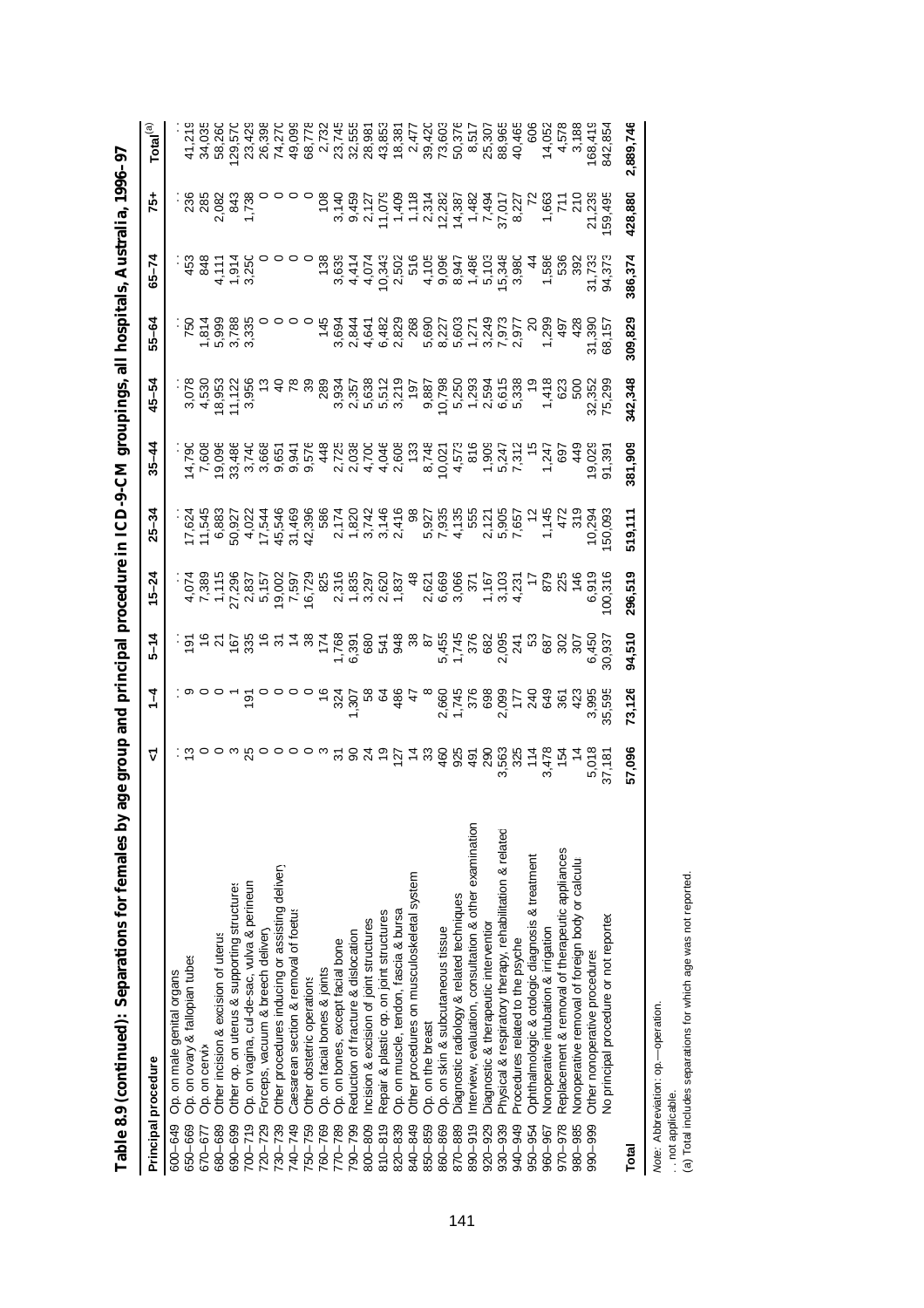## Table 8.9 (continued): Separations for females by age group and principal procedure in ICD-9-CM groupings, all hospitals, Australia, 1996–97

| Principal procedure | | <1 | 1–4 | 5–14 | 15–24 | 25–34 | 35–44 | 45–54 | 55–64 | 65–74 | 75+ | Total[(a)] |
|---|---|---|---|---|---|---|---|---|---|---|---|---|
| 600–649 | Op. on male genital organs | . . | . . | . . | . . | . . | . . | . . | . . | . . | . . | . . |
| 650–669 | Op. on ovary & fallopian tubes | 13 | 9 | 191 | 4,074 | 17,624 | 14,790 | 3,078 | 750 | 453 | 236 | 41,219 |
| 670–677 | Op. on cervix | 0 | 0 | 16 | 7,389 | 11,545 | 7,608 | 4,530 | 1,814 | 848 | 285 | 34,035 |
| 680–689 | Other incision & excision of uterus | 0 | 0 | 21 | 1,115 | 6,883 | 19,096 | 18,953 | 5,999 | 4,111 | 2,082 | 58,260 |
| 690–699 | Other op. on uterus & supporting structures | 3 | 1 | 167 | 27,296 | 50,927 | 33,486 | 11,122 | 3,788 | 1,914 | 843 | 129,570 |
| 700–719 | Op. on vagina, cul-de-sac, vulva & perineum | 25 | 191 | 335 | 2,837 | 4,022 | 3,740 | 3,956 | 3,335 | 3,250 | 1,738 | 23,429 |
| 720–729 | Forceps, vacuum & breech delivery | 0 | 0 | 16 | 5,157 | 17,544 | 3,668 | 13 | 0 | 0 | 0 | 26,398 |
| 730–739 | Other procedures inducing or assisting delivery | 0 | 0 | 31 | 19,002 | 45,546 | 9,651 | 40 | 0 | 0 | 0 | 74,270 |
| 740–749 | Caesarean section & removal of foetus | 0 | 0 | 14 | 7,597 | 31,469 | 9,941 | 78 | 0 | 0 | 0 | 49,099 |
| 750–759 | Other obstetric operations | 0 | 0 | 38 | 16,729 | 42,396 | 9,576 | 39 | 0 | 0 | 0 | 68,778 |
| 760–769 | Op. on facial bones & joints | 3 | 16 | 174 | 825 | 586 | 448 | 289 | 145 | 138 | 108 | 2,732 |
| 770–789 | Op. on bones, except facial bone | 31 | 324 | 1,768 | 2,316 | 2,174 | 2,725 | 3,934 | 3,694 | 3,639 | 3,140 | 23,745 |
| 790–799 | Reduction of fracture & dislocation | 90 | 1,307 | 6,391 | 1,835 | 1,820 | 2,038 | 2,357 | 2,844 | 4,414 | 9,459 | 32,555 |
| 800–809 | Incision & excision of joint structures | 24 | 58 | 680 | 3,297 | 3,742 | 4,700 | 5,638 | 4,641 | 4,074 | 2,127 | 28,981 |
| 810–819 | Repair & plastic op. on joint structures | 19 | 64 | 541 | 2,620 | 3,146 | 4,046 | 5,512 | 6,482 | 10,343 | 11,079 | 43,853 |
| 820–839 | Op. on muscle, tendon, fascia & bursa | 127 | 486 | 948 | 1,837 | 2,416 | 2,608 | 3,219 | 2,829 | 2,502 | 1,409 | 18,381 |
| 840–849 | Other procedures on musculoskeletal system | 14 | 47 | 38 | 48 | 98 | 133 | 197 | 268 | 516 | 1,118 | 2,477 |
| 850–859 | Op. on the breast | 33 | 8 | 87 | 2,621 | 5,927 | 8,748 | 9,887 | 5,690 | 4,105 | 2,314 | 39,420 |
| 860–869 | Op. on skin & subcutaneous tissue | 460 | 2,660 | 5,455 | 6,669 | 7,935 | 10,021 | 10,798 | 8,227 | 9,096 | 12,282 | 73,603 |
| 870–889 | Diagnostic radiology & related techniques | 925 | 1,745 | 1,745 | 3,066 | 4,135 | 4,573 | 5,250 | 5,603 | 8,947 | 14,387 | 50,376 |
| 890–919 | Interview, evaluation, consultation & other examination | 491 | 376 | 376 | 371 | 555 | 816 | 1,293 | 1,271 | 1,486 | 1,482 | 8,517 |
| 920–929 | Diagnostic & therapeutic intervention | 290 | 698 | 682 | 1,167 | 2,121 | 1,909 | 2,594 | 3,249 | 5,103 | 7,494 | 25,307 |
| 930–939 | Physical & respiratory therapy, rehabilitation & related | 3,563 | 2,099 | 2,095 | 3,103 | 5,905 | 5,247 | 6,615 | 7,973 | 15,348 | 37,017 | 88,965 |
| 940–949 | Procedures related to the psyche | 325 | 177 | 241 | 4,231 | 7,657 | 7,312 | 5,338 | 2,977 | 3,980 | 8,227 | 40,465 |
| 950–954 | Ophthalmologic & otologic diagnosis & treatment | 114 | 240 | 53 | 17 | 12 | 15 | 19 | 20 | 44 | 72 | 606 |
| 960–967 | Nonoperative intubation & irrigation | 3,478 | 649 | 687 | 879 | 1,145 | 1,247 | 1,418 | 1,299 | 1,586 | 1,663 | 14,052 |
| 970–978 | Replacement & removal of therapeutic appliances | 154 | 361 | 302 | 225 | 472 | 697 | 623 | 497 | 536 | 711 | 4,578 |
| 980–985 | Nonoperative removal of foreign body or calculus | 14 | 423 | 307 | 146 | 319 | 449 | 500 | 428 | 392 | 210 | 3,188 |
| 990–999 | Other nonoperative procedures | 5,018 | 3,995 | 6,450 | 6,919 | 10,294 | 19,029 | 32,352 | 31,390 | 31,733 | 21,239 | 168,419 |
| | No principal procedure or not reported | 37,181 | 35,595 | 30,937 | 100,316 | 150,093 | 91,391 | 75,299 | 68,157 | 94,373 | 159,495 | 842,854 |
| **Total** | | **57,096** | **73,126** | **94,510** | **296,519** | **519,111** | **381,909** | **342,348** | **309,829** | **386,374** | **428,880** | **2,889,746** |

*Note:* Abbreviation: op.—operation.

. . not applicable.

(a) Total includes separations for which age was not reported.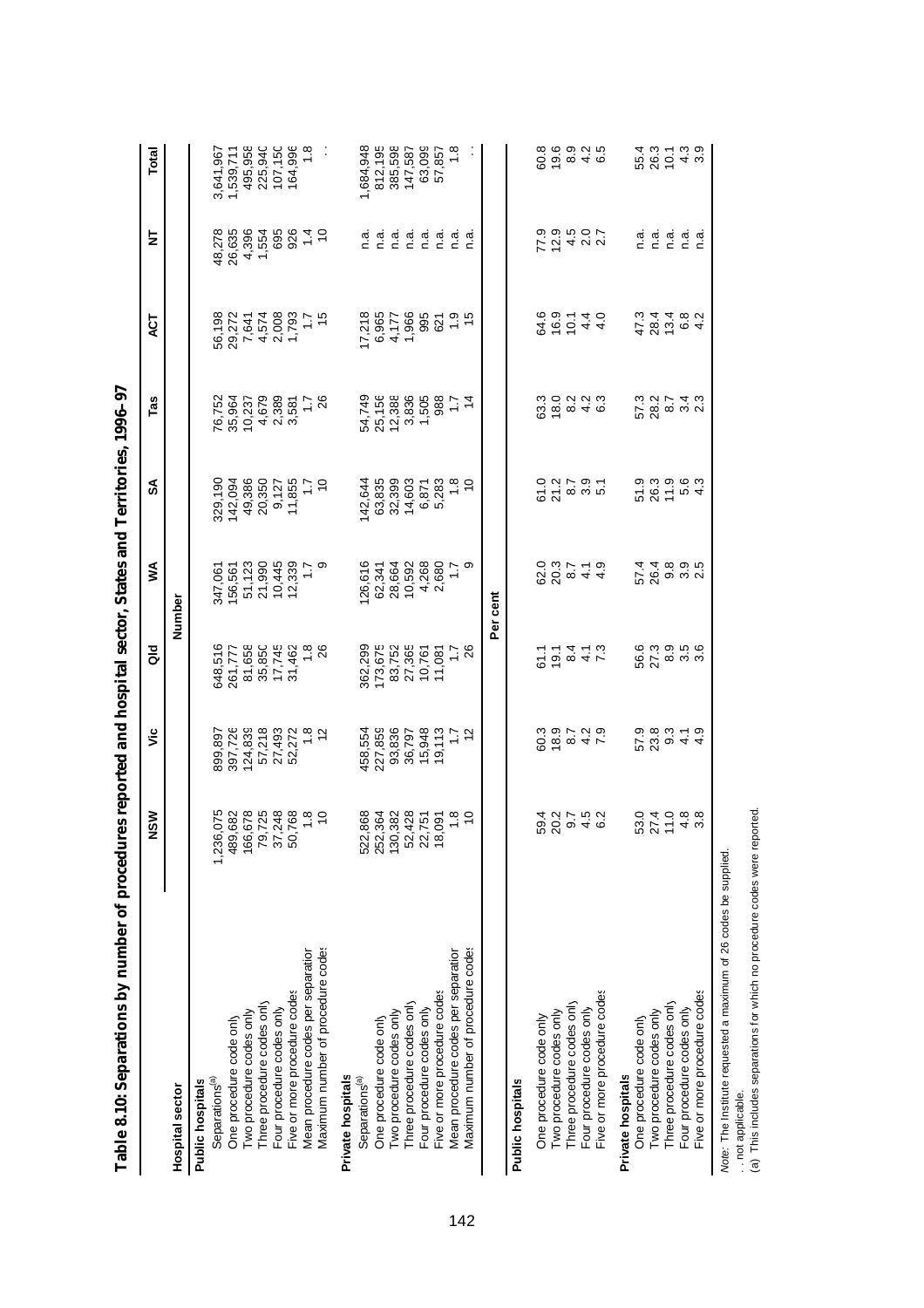**Table 8.10: Separations by number of procedures reported and hospital sector, States and Territories, 1996–97**

| Hospital sector | NSW | Vic | Qld | WA | SA | Tas | ACT | NT | Total |
|---|---|---|---|---|---|---|---|---|---|
| | | | | Number | | | | | |
| **Public hospitals** | | | | | | | | | |
| Separations(a) | 1,236,075 | 899,897 | 648,516 | 347,061 | 329,190 | 76,752 | 56,198 | 48,278 | 3,641,967 |
| One procedure code only | 489,682 | 397,726 | 261,777 | 156,561 | 142,094 | 35,964 | 29,272 | 26,635 | 1,539,711 |
| Two procedure codes only | 166,678 | 124,839 | 81,658 | 51,123 | 49,386 | 10,237 | 7,641 | 4,396 | 495,958 |
| Three procedure codes only | 79,725 | 57,218 | 35,850 | 21,990 | 20,350 | 4,679 | 4,574 | 1,554 | 225,940 |
| Four procedure codes only | 37,248 | 27,493 | 17,745 | 10,445 | 9,127 | 2,389 | 2,008 | 695 | 107,150 |
| Five or more procedure codes | 50,768 | 52,272 | 31,462 | 12,339 | 11,855 | 3,581 | 1,793 | 926 | 164,996 |
| Mean procedure codes per separation | 1.8 | 1.8 | 1.8 | 1.7 | 1.7 | 1.7 | 1.7 | 1.4 | 1.8 |
| Maximum number of procedure codes | 10 | 12 | 26 | 9 | 10 | 26 | 15 | 10 | . . |
| **Private hospitals** | | | | | | | | | |
| Separations(a) | 522,868 | 458,554 | 362,299 | 126,616 | 142,644 | 54,749 | 17,218 | n.a. | 1,684,948 |
| One procedure code only | 252,364 | 227,859 | 173,675 | 62,341 | 63,835 | 25,156 | 6,965 | n.a. | 812,195 |
| Two procedure codes only | 130,382 | 93,836 | 83,752 | 28,664 | 32,399 | 12,388 | 4,177 | n.a. | 385,598 |
| Three procedure codes only | 52,428 | 36,797 | 27,365 | 10,592 | 14,603 | 3,836 | 1,966 | n.a. | 147,587 |
| Four procedure codes only | 22,751 | 15,948 | 10,761 | 4,268 | 6,871 | 1,505 | 995 | n.a. | 63,099 |
| Five or more procedure codes | 18,091 | 19,113 | 11,081 | 2,680 | 5,283 | 988 | 621 | n.a. | 57,857 |
| Mean procedure codes per separation | 1.8 | 1.7 | 1.7 | 1.7 | 1.8 | 1.7 | 1.9 | n.a. | 1.8 |
| Maximum number of procedure codes | 10 | 12 | 26 | 9 | 10 | 14 | 15 | n.a. | . . |
| | | | | Per cent | | | | | |
| **Public hospitals** | | | | | | | | | |
| One procedure code only | 59.4 | 60.3 | 61.1 | 62.0 | 61.0 | 63.3 | 64.6 | 77.9 | 60.8 |
| Two procedure codes only | 20.2 | 18.9 | 19.1 | 20.3 | 21.2 | 18.0 | 16.9 | 12.9 | 19.6 |
| Three procedure codes only | 9.7 | 8.7 | 8.4 | 8.7 | 8.7 | 8.2 | 10.1 | 4.5 | 8.9 |
| Four procedure codes only | 4.5 | 4.2 | 4.1 | 4.1 | 3.9 | 4.2 | 4.4 | 2.0 | 4.2 |
| Five or more procedure codes | 6.2 | 7.9 | 7.3 | 4.9 | 5.1 | 6.3 | 4.0 | 2.7 | 6.5 |
| **Private hospitals** | | | | | | | | | |
| One procedure code only | 53.0 | 57.9 | 56.6 | 57.4 | 51.9 | 57.3 | 47.3 | n.a. | 55.4 |
| Two procedure codes only | 27.4 | 23.8 | 27.3 | 26.4 | 26.3 | 28.2 | 28.4 | n.a. | 26.3 |
| Three procedure codes only | 11.0 | 9.3 | 8.9 | 9.8 | 11.9 | 8.7 | 13.4 | n.a. | 10.1 |
| Four procedure codes only | 4.8 | 4.1 | 3.5 | 3.9 | 5.6 | 3.4 | 6.8 | n.a. | 4.3 |
| Five or more procedure codes | 3.8 | 4.9 | 3.6 | 2.5 | 4.3 | 2.3 | 4.2 | n.a. | 3.9 |

*Note:* The Institute requested a maximum of 26 codes be supplied.

. . not applicable.

(a) This includes separations for which no procedure codes were reported.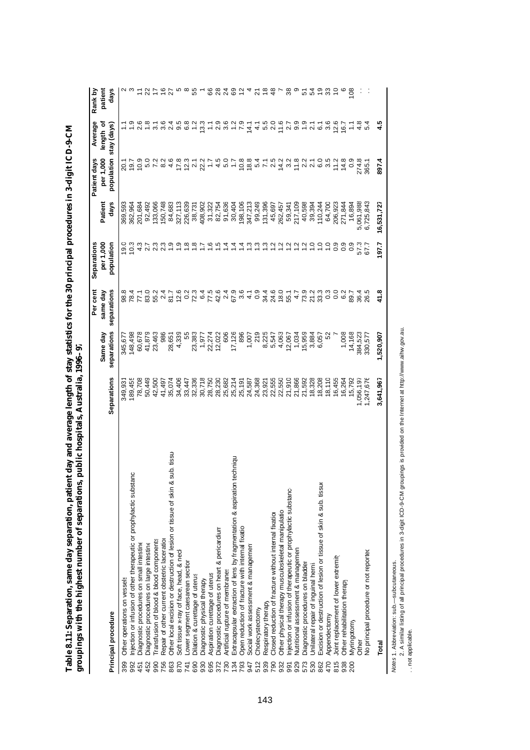**Table 8.11: Separation, same day separation, patient day and average length of stay statistics for the 30 principal procedures in 3-digit ICD-9-CM groupings with the highest number of separations, public hospitals, Australia, 1996–97**

| | Principal procedure | Separations | Same day separations | Per cent same day separations | Separations per 1,000 population | Patient days | Patient days per 1,000 population | Average length of stay (days) | Rank by patient days |
|---|---|---|---|---|---|---|---|---|---|
| 399 | Other operations on vessels | 349,931 | 345,677 | 98.8 | 19.0 | 369,593 | 20.1 | 1.1 | 2 |
| 992 | Injection or infusion of other therapeutic or prophylactic substance | 189,455 | 148,498 | 78.4 | 10.3 | 362,964 | 19.7 | 1.9 | 3 |
| 451 | Diagnostic procedures on small intestine | 78,708 | 60,678 | 77.1 | 4.3 | 201,684 | 10.9 | 2.6 | 11 |
| 452 | Diagnostic procedures on large intestine | 50,449 | 41,879 | 83.0 | 2.7 | 92,492 | 5.0 | 1.8 | 22 |
| 990 | Transfusion of blood & blood components | 42,500 | 23,463 | 55.2 | 2.3 | 133,066 | 7.2 | 3.1 | 17 |
| 756 | Repair of other current obstetric laceration | 41,497 | 986 | 2.4 | 2.3 | 150,748 | 8.2 | 3.6 | 16 |
| 863 | Other local excision or destruction of lesion or tissue of skin & sub. tissue | 35,074 | 28,651 | 81.7 | 1.9 | 84,683 | 4.6 | 2.4 | 27 |
| 870 | Soft tissue x-ray of face, head, & neck | 34,406 | 4,339 | 12.6 | 1.9 | 327,113 | 17.8 | 9.5 | 5 |
| 741 | Lower segment caesarean section | 33,447 | 55 | 0.2 | 1.8 | 226,639 | 12.3 | 6.8 | 8 |
| 690 | Dilation & curettage of uterus | 32,336 | 23,383 | 72.3 | 1.8 | 38,731 | 2.1 | 1.2 | 55 |
| 930 | Diagnostic physical therapy | 30,718 | 1,977 | 6.4 | 1.7 | 408,902 | 22.2 | 13.3 | 1 |
| 695 | Aspiration curettage of uterus | 28,750 | 22,274 | 77.5 | 1.6 | 31,322 | 1.7 | 1.1 | 66 |
| 372 | Diagnostic procedures on heart & pericardium | 28,230 | 12,022 | 42.6 | 1.5 | 82,754 | 4.5 | 2.9 | 28 |
| 730 | Artificial rupture of membranes | 25,682 | 606 | 2.4 | 1.4 | 91,636 | 5.0 | 3.6 | 24 |
| 134 | Extracapsular extraction of lens by fragmentation & aspiration technique | 25,214 | 17,126 | 67.9 | 1.4 | 30,404 | 1.7 | 1.2 | 69 |
| 793 | Open reduction of fracture with internal fixation | 25,191 | 896 | 3.6 | 1.4 | 198,106 | 10.8 | 7.9 | 12 |
| 947 | Social work assessment & management | 24,587 | 1,007 | 4.1 | 1.3 | 347,213 | 18.8 | 14.1 | 4 |
| 512 | Cholecystectomy | 24,368 | 219 | 0.9 | 1.3 | 99,249 | 5.4 | 4.1 | 21 |
| 939 | Respiratory therapy | 23,921 | 8,225 | 34.4 | 1.3 | 131,396 | 7.1 | 5.5 | 18 |
| 790 | Closed reduction of fracture without internal fixation | 22,555 | 5,547 | 24.6 | 1.2 | 45,697 | 2.5 | 2.0 | 48 |
| 932 | Other physical therapy musculoskeletal manipulation | 22,550 | 4,063 | 18.0 | 1.2 | 262,457 | 14.2 | 11.6 | 7 |
| 991 | Injection or infusion of therapeutic or prophylactic substance | 21,910 | 12,067 | 55.1 | 1.2 | 59,341 | 3.2 | 2.7 | 38 |
| 929 | Nutritional assessment & management | 21,866 | 1,034 | 4.7 | 1.2 | 217,109 | 11.8 | 9.9 | 9 |
| 573 | Diagnostic procedures on bladder | 21,592 | 15,959 | 73.9 | 1.2 | 40,598 | 2.2 | 1.9 | 51 |
| 530 | Unilateral repair of inguinal hernia | 18,328 | 3,884 | 21.2 | 1.0 | 39,394 | 2.1 | 2.1 | 54 |
| 862 | Excision or destruction of lesion or tissue of skin & sub. tissue | 18,208 | 6,057 | 33.3 | 1.0 | 110,244 | 6.0 | 6.1 | 19 |
| 470 | Appendectomy | 18,110 | 52 | 0.3 | 1.0 | 64,700 | 3.5 | 3.6 | 33 |
| 815 | Joint replacement of lower extremity | 16,455 | 7 | 0.0 | 0.9 | 206,923 | 11.2 | 12.6 | 10 |
| 938 | Other rehabilitation therapy | 16,264 | 1,008 | 6.2 | 0.9 | 271,844 | 14.8 | 16.7 | 6 |
| 200 | Myringotomy | 15,792 | 14,168 | 89.7 | 0.9 | 16,894 | 0.9 | 1.1 | 108 |
| | Other | 1,056,197 | 384,523 | 36.4 | 57.3 | 5,061,988 | 274.8 | 4.8 | . . |
| | No principal procedure or not reported | 1,247,676 | 330,577 | 26.5 | 67.7 | 6,725,843 | 365.1 | 5.4 | . . |
| | **Total** | **3,641,967** | **1,520,907** | **41.8** | **197.7** | **16,531,727** | **897.4** | **4.5** | |

*Notes* 1. Abbreviation: sub.—subcutaneous.

2. A similar listing of all principal procedures in 3-digit ICD-9-CM groupings is provided on the Internet at http://www.aihw.gov.au.

. . not applicable.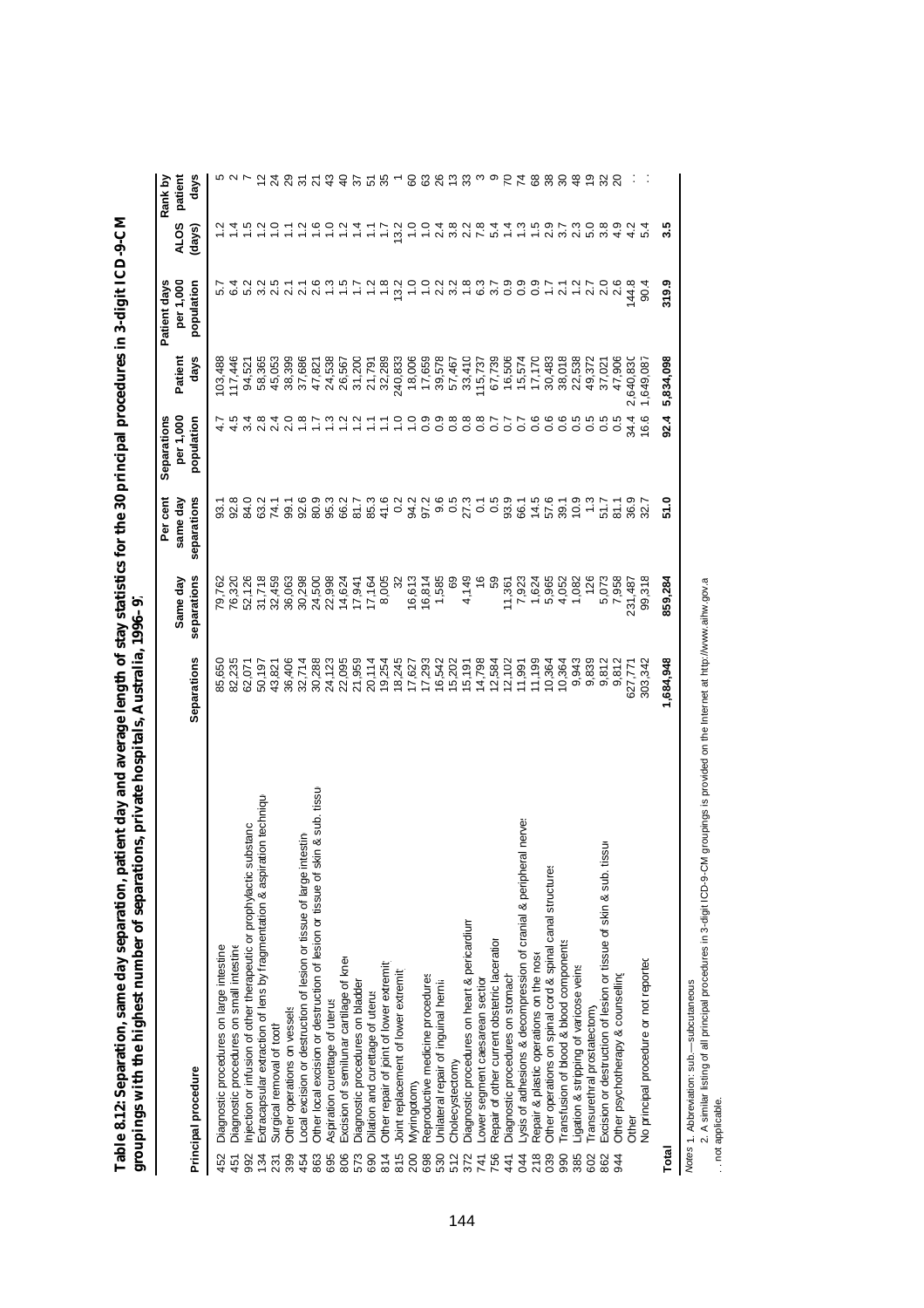**Table 8.12: Separation, same day separation, patient day and average length of stay statistics for the 30 principal procedures in 3-digit ICD-9-CM groupings with the highest number of separations, private hospitals, Australia, 1996–97**

| | Principal procedure | Separations | Same day separations | Per cent same day separations | Separations per 1,000 population | Patient days | Patient days per 1,000 population | ALOS (days) | Rank by patient days |
|---|---|---|---|---|---|---|---|---|---|
| 452 | Diagnostic procedures on large intestine | 85,650 | 79,762 | 93.1 | 4.7 | 103,488 | 5.7 | 1.2 | 5 |
| 451 | Diagnostic procedures on small intestine | 82,235 | 76,320 | 92.8 | 4.5 | 117,446 | 6.4 | 1.4 | 2 |
| 992 | Injection or infusion of other therapeutic or prophylactic substance | 62,071 | 52,126 | 84.0 | 3.4 | 94,521 | 5.2 | 1.5 | 7 |
| 134 | Extracapsular extraction of lens by fragmentation & aspiration technique | 50,197 | 31,718 | 63.2 | 2.8 | 58,365 | 3.2 | 1.2 | 12 |
| 231 | Surgical removal of tooth | 43,821 | 32,459 | 74.1 | 2.4 | 45,053 | 2.5 | 1.0 | 24 |
| 399 | Other operations on vessels | 36,406 | 36,063 | 99.1 | 2.0 | 38,399 | 2.1 | 1.1 | 29 |
| 454 | Local excision or destruction of lesion or tissue of large intestine | 32,714 | 30,298 | 92.6 | 1.8 | 37,686 | 2.1 | 1.2 | 31 |
| 863 | Other local excision or destruction of lesion or tissue of skin & sub. tissue | 30,288 | 24,500 | 80.9 | 1.7 | 47,821 | 2.6 | 1.6 | 21 |
| 695 | Aspiration curettage of uterus | 24,123 | 22,998 | 95.3 | 1.3 | 24,538 | 1.3 | 1.0 | 43 |
| 806 | Excision of semilunar cartilage of knee | 22,095 | 14,624 | 66.2 | 1.2 | 26,567 | 1.5 | 1.2 | 40 |
| 573 | Diagnostic procedures on bladder | 21,959 | 17,941 | 81.7 | 1.2 | 31,200 | 1.7 | 1.4 | 37 |
| 690 | Dilation and curettage of uterus | 20,114 | 17,164 | 85.3 | 1.1 | 21,791 | 1.2 | 1.1 | 51 |
| 814 | Other repair of joint of lower extremity | 19,254 | 8,005 | 41.6 | 1.1 | 32,289 | 1.8 | 1.7 | 35 |
| 815 | Joint replacement of lower extremity | 18,245 | 32 | 0.2 | 1.0 | 240,833 | 13.2 | 13.2 | 1 |
| 200 | Myringotomy | 17,627 | 16,613 | 94.2 | 1.0 | 18,006 | 1.0 | 1.0 | 60 |
| 698 | Reproductive medicine procedures | 17,293 | 16,814 | 97.2 | 0.9 | 17,659 | 1.0 | 1.0 | 63 |
| 530 | Unilateral repair of inguinal hernia | 16,542 | 1,585 | 9.6 | 0.9 | 39,578 | 2.2 | 2.4 | 26 |
| 512 | Cholecystectomy | 15,202 | 69 | 0.5 | 0.8 | 57,467 | 3.2 | 3.8 | 13 |
| 372 | Diagnostic procedures on heart & pericardium | 15,191 | 4,149 | 27.3 | 0.8 | 33,410 | 1.8 | 2.2 | 33 |
| 741 | Lower segment caesarean section | 14,798 | 16 | 0.1 | 0.8 | 115,737 | 6.3 | 7.8 | 3 |
| 756 | Repair of other current obstetric laceration | 12,584 | 59 | 0.5 | 0.7 | 67,739 | 3.7 | 5.4 | 9 |
| 441 | Diagnostic procedures on stomach | 12,102 | 11,361 | 93.9 | 0.7 | 16,506 | 0.9 | 1.4 | 70 |
| 044 | Lysis of adhesions & decompression of cranial & peripheral nerves | 11,991 | 7,923 | 66.1 | 0.7 | 15,574 | 0.9 | 1.3 | 74 |
| 218 | Repair & plastic operations on the nose | 11,199 | 1,624 | 14.5 | 0.6 | 17,170 | 0.9 | 1.5 | 68 |
| 039 | Other operations on spinal cord & spinal canal structures | 10,364 | 5,965 | 57.6 | 0.6 | 30,483 | 1.7 | 2.9 | 38 |
| 990 | Transfusion of blood & blood components | 10,364 | 4,052 | 39.1 | 0.6 | 38,018 | 2.1 | 3.7 | 30 |
| 385 | Ligation & stripping of varicose veins | 9,943 | 1,082 | 10.9 | 0.5 | 22,538 | 1.2 | 2.3 | 48 |
| 602 | Transurethral prostatectomy | 9,839 | 126 | 1.3 | 0.5 | 49,372 | 2.7 | 5.0 | 19 |
| 862 | Excision or destruction of lesion or tissue of skin & sub. tissue | 9,812 | 5,073 | 51.7 | 0.5 | 37,021 | 2.0 | 3.8 | 32 |
| 944 | Other psychotherapy & counselling | 9,812 | 7,958 | 81.1 | 0.5 | 47,906 | 2.6 | 4.9 | 20 |
| | Other | 627,771 | 231,487 | 36.9 | 34.4 | 2,640,830 | 144.8 | 4.2 | . . |
| | No principal procedure or not reported | 303,342 | 99,318 | 32.7 | 16.6 | 1,649,087 | 90.4 | 5.4 | . . |
| **Total** | | **1,684,948** | **859,284** | **51.0** | **92.4** | **5,834,098** | **319.9** | **3.5** | |

*Notes* 1. Abbreviation: sub.—subcutaneous.

2. A similar listing of all principal procedures in 3-digit ICD-9-CM groupings is provided on the Internet at http://www.aihw.gov.au.

. . not applicable.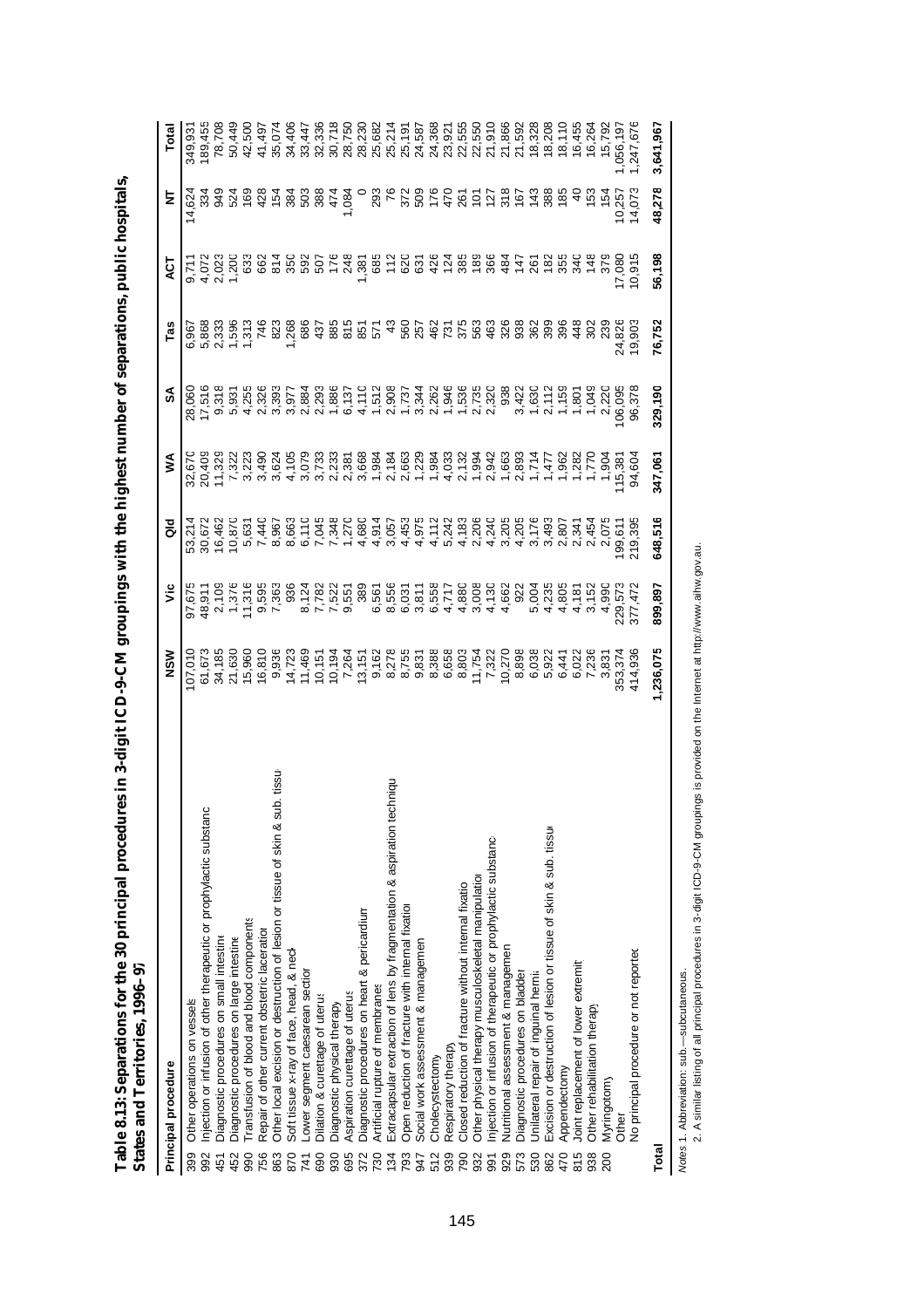**Table 8.13: Separations for the 30 principal procedures in 3-digit ICD-9-CM groupings with the highest number of separations, public hospitals, States and Territories, 1996–97**

| | Principal procedure | NSW | Vic | Qld | WA | SA | Tas | ACT | NT | Total |
|---|---|---|---|---|---|---|---|---|---|---|
| 399 | Other operations on vessels | 107,010 | 97,675 | 53,214 | 32,670 | 28,060 | 6,967 | 9,711 | 14,624 | 349,931 |
| 992 | Injection or infusion of other therapeutic or prophylactic substance | 61,673 | 48,911 | 30,672 | 20,409 | 17,516 | 5,868 | 4,072 | 334 | 189,455 |
| 451 | Diagnostic procedures on small intestine | 34,185 | 2,109 | 16,462 | 11,329 | 9,318 | 2,333 | 2,023 | 949 | 78,708 |
| 452 | Diagnostic procedures on large intestine | 21,630 | 1,376 | 10,870 | 7,322 | 5,931 | 1,596 | 1,200 | 524 | 50,449 |
| 990 | Transfusion of blood and blood components | 15,960 | 11,316 | 5,631 | 3,223 | 4,255 | 1,313 | 633 | 169 | 42,500 |
| 756 | Repair of other current obstetric laceration | 16,810 | 9,595 | 7,440 | 3,490 | 2,326 | 746 | 662 | 428 | 41,497 |
| 863 | Other local excision or destruction of lesion or tissue of skin & sub. tissue | 9,936 | 7,363 | 8,967 | 3,624 | 3,393 | 823 | 814 | 154 | 35,074 |
| 870 | Soft tissue x-ray of face, head, & neck | 14,723 | 936 | 8,663 | 4,105 | 3,977 | 1,268 | 350 | 384 | 34,406 |
| 741 | Lower segment caesarean section | 11,469 | 8,124 | 6,110 | 3,079 | 2,884 | 686 | 592 | 503 | 33,447 |
| 690 | Dilation & curettage of uterus | 10,151 | 7,782 | 7,045 | 3,733 | 2,293 | 437 | 507 | 388 | 32,336 |
| 930 | Diagnostic physical therapy | 10,194 | 7,522 | 7,348 | 2,233 | 1,886 | 885 | 176 | 474 | 30,718 |
| 695 | Aspiration curettage of uterus | 7,264 | 9,551 | 1,270 | 2,381 | 6,137 | 815 | 248 | 1,084 | 28,750 |
| 372 | Diagnostic procedures on heart & pericardium | 13,151 | 389 | 4,680 | 3,668 | 4,110 | 851 | 1,381 | 0 | 28,230 |
| 730 | Artificial rupture of membranes | 9,162 | 6,561 | 4,914 | 1,984 | 1,512 | 571 | 685 | 293 | 25,682 |
| 134 | Extracapsular extraction of lens by fragmentation & aspiration technique | 8,278 | 8,556 | 3,057 | 2,184 | 2,908 | 43 | 112 | 76 | 25,214 |
| 793 | Open reduction of fracture with internal fixation | 8,755 | 6,031 | 4,453 | 2,663 | 1,737 | 560 | 620 | 372 | 25,191 |
| 947 | Social work assessment & management | 9,831 | 3,811 | 4,975 | 1,229 | 3,344 | 257 | 631 | 509 | 24,587 |
| 512 | Cholecystectomy | 8,388 | 6,558 | 4,112 | 1,984 | 2,262 | 462 | 426 | 176 | 24,368 |
| 939 | Respiratory therapy | 6,658 | 4,717 | 5,242 | 4,033 | 1,946 | 731 | 124 | 470 | 23,921 |
| 790 | Closed reduction of fracture without internal fixation | 8,803 | 4,880 | 4,183 | 2,132 | 1,536 | 375 | 385 | 261 | 22,555 |
| 932 | Other physical therapy musculoskeletal manipulation | 11,754 | 3,008 | 2,206 | 1,994 | 2,735 | 563 | 189 | 101 | 22,550 |
| 991 | Injection or infusion of therapeutic or prophylactic substance | 7,322 | 4,130 | 4,240 | 2,942 | 2,320 | 463 | 366 | 127 | 21,910 |
| 929 | Nutritional assessment & management | 10,270 | 4,662 | 3,205 | 1,663 | 938 | 326 | 484 | 318 | 21,866 |
| 573 | Diagnostic procedures on bladder | 8,898 | 922 | 4,205 | 2,893 | 3,422 | 938 | 147 | 167 | 21,592 |
| 530 | Unilateral repair of inguinal hernia | 6,038 | 5,004 | 3,176 | 1,714 | 1,630 | 362 | 261 | 143 | 18,328 |
| 862 | Excision or destruction of lesion or tissue of skin & sub. tissue | 5,922 | 4,235 | 3,493 | 1,477 | 2,112 | 399 | 182 | 388 | 18,208 |
| 470 | Appendectomy | 6,441 | 4,805 | 2,807 | 1,962 | 1,159 | 396 | 355 | 185 | 18,110 |
| 815 | Joint replacement of lower extremity | 6,022 | 4,181 | 2,341 | 1,282 | 1,801 | 448 | 340 | 40 | 16,455 |
| 938 | Other rehabilitation therapy | 7,236 | 3,152 | 2,454 | 1,770 | 1,049 | 302 | 148 | 153 | 16,264 |
| 200 | Myringotomy | 3,831 | 4,990 | 2,075 | 1,904 | 2,220 | 239 | 379 | 154 | 15,792 |
| | Other | 353,374 | 229,573 | 199,611 | 115,381 | 106,095 | 24,826 | 17,080 | 10,257 | 1,056,197 |
| | No principal procedure or not reported | 414,936 | 377,472 | 219,395 | 94,604 | 96,378 | 19,903 | 10,915 | 14,073 | 1,247,676 |
| **Total** | | **1,236,075** | **899,897** | **648,516** | **347,061** | **329,190** | **76,752** | **56,198** | **48,278** | **3,641,967** |

*Notes* 1. Abbreviation: sub.—subcutaneous.

2. A similar listing of all principal procedures in 3-digit ICD-9-CM groupings is provided on the Internet at http://www.aihw.gov.au.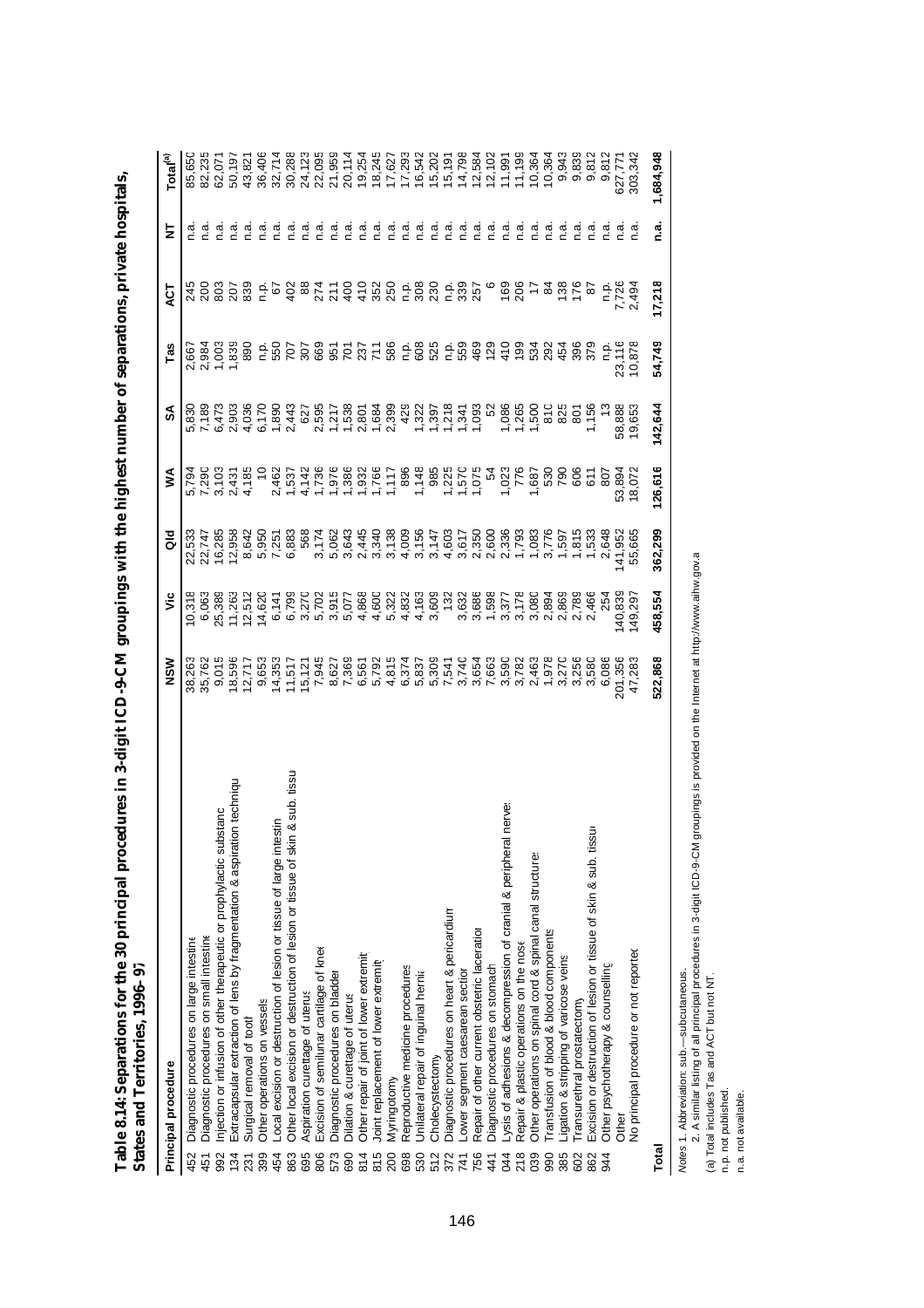**Table 8.14: Separations for the 30 principal procedures in 3-digit ICD-9-CM groupings with the highest number of separations, private hospitals, States and Territories, 1996–97**

| Principal procedure | | NSW | Vic | Qld | WA | SA | Tas | ACT | NT | Total[(a)] |
|---|---|---|---|---|---|---|---|---|---|---|
| 452 | Diagnostic procedures on large intestine | 38,263 | 10,318 | 22,533 | 5,794 | 5,830 | 2,667 | 245 | n.a. | 85,650 |
| 451 | Diagnostic procedures on small intestine | 35,762 | 6,063 | 22,747 | 7,290 | 7,189 | 2,984 | 200 | n.a. | 82,235 |
| 992 | Injection or infusion of other therapeutic or prophylactic substance | 9,015 | 25,389 | 16,285 | 3,103 | 6,473 | 1,003 | 803 | n.a. | 62,071 |
| 134 | Extracapsular extraction of lens by fragmentation & aspiration technique | 18,596 | 11,263 | 12,958 | 2,431 | 2,903 | 1,839 | 207 | n.a. | 50,197 |
| 231 | Surgical removal of tooth | 12,717 | 12,512 | 8,642 | 4,185 | 4,036 | 890 | 839 | n.a. | 43,821 |
| 399 | Other operations on vessels | 9,653 | 14,620 | 5,950 | 10 | 6,170 | n.p. | n.p. | n.a. | 36,406 |
| 454 | Local excision or destruction of lesion or tissue of large intestine | 14,353 | 6,141 | 7,251 | 2,462 | 1,890 | 550 | 67 | n.a. | 32,714 |
| 863 | Other local excision or destruction of lesion or tissue of skin & sub. tissue | 11,517 | 6,799 | 6,883 | 1,537 | 2,443 | 707 | 402 | n.a. | 30,288 |
| 695 | Aspiration curettage of uterus | 15,121 | 3,270 | 568 | 4,142 | 627 | 307 | 88 | n.a. | 24,123 |
| 806 | Excision of semilunar cartilage of knee | 7,945 | 5,702 | 3,174 | 1,736 | 2,595 | 669 | 274 | n.a. | 22,095 |
| 573 | Diagnostic procedures on bladder | 8,627 | 3,915 | 5,062 | 1,976 | 1,217 | 951 | 211 | n.a. | 21,959 |
| 690 | Dilation & curettage of uterus | 7,369 | 5,077 | 3,643 | 1,386 | 1,538 | 701 | 400 | n.a. | 20,114 |
| 814 | Other repair of joint of lower extremity | 6,561 | 4,868 | 2,445 | 1,932 | 2,801 | 237 | 410 | n.a. | 19,254 |
| 815 | Joint replacement of lower extremity | 5,792 | 4,600 | 3,340 | 1,766 | 1,684 | 711 | 352 | n.a. | 18,245 |
| 200 | Myringotomy | 4,815 | 5,322 | 3,138 | 1,117 | 2,399 | 586 | 250 | n.a. | 17,627 |
| 698 | Reproductive medicine procedures | 6,374 | 4,832 | 4,009 | 896 | 429 | n.p. | n.p. | n.a. | 17,293 |
| 530 | Unilateral repair of inguinal hernia | 5,837 | 4,163 | 3,156 | 1,148 | 1,322 | 608 | 308 | n.a. | 16,542 |
| 512 | Cholecystectomy | 5,309 | 3,609 | 3,147 | 985 | 1,397 | 525 | 230 | n.a. | 15,202 |
| 372 | Diagnostic procedures on heart & pericardium | 7,541 | 132 | 4,603 | 1,225 | 1,218 | n.p. | n.p. | n.a. | 15,191 |
| 741 | Lower segment caesarean section | 3,740 | 3,632 | 3,617 | 1,570 | 1,341 | 559 | 339 | n.a. | 14,798 |
| 756 | Repair of other current obstetric laceration | 3,654 | 3,686 | 2,350 | 1,075 | 1,093 | 469 | 257 | n.a. | 12,584 |
| 441 | Diagnostic procedures on stomach | 7,663 | 1,598 | 2,600 | 54 | 52 | 129 | 6 | n.a. | 12,102 |
| 044 | Lysis of adhesions & decompression of cranial & peripheral nerves | 3,590 | 3,377 | 2,336 | 1,023 | 1,086 | 410 | 169 | n.a. | 11,991 |
| 218 | Repair & plastic operations on the nose | 3,782 | 3,178 | 1,793 | 776 | 1,265 | 199 | 206 | n.a. | 11,199 |
| 039 | Other operations on spinal cord & spinal canal structures | 2,463 | 3,080 | 1,083 | 1,687 | 1,500 | 534 | 17 | n.a. | 10,364 |
| 990 | Transfusion of blood & blood components | 1,978 | 2,894 | 3,776 | 530 | 810 | 292 | 84 | n.a. | 10,364 |
| 385 | Ligation & stripping of varicose veins | 3,270 | 2,869 | 1,597 | 790 | 825 | 454 | 138 | n.a. | 9,943 |
| 602 | Transurethral prostatectomy | 3,256 | 2,789 | 1,815 | 606 | 801 | 396 | 176 | n.a. | 9,839 |
| 862 | Excision or destruction of lesion or tissue of skin & sub. tissue | 3,580 | 2,466 | 1,533 | 611 | 1,156 | 379 | 87 | n.a. | 9,812 |
| 944 | Other psychotherapy & counselling | 6,086 | 254 | 2,648 | 807 | 13 | n.p. | n.p. | n.a. | 9,812 |
| | Other | 201,356 | 140,839 | 141,952 | 53,894 | 58,888 | 23,116 | 7,726 | n.a. | 627,771 |
| | No principal procedure or not reported | 47,283 | 149,297 | 55,665 | 18,072 | 19,653 | 10,878 | 2,494 | n.a. | 303,342 |
| **Total** | | **522,868** | **458,554** | **362,299** | **126,616** | **142,644** | **54,749** | **17,218** | **n.a.** | **1,684,948** |

*Notes* 1. Abbreviation: sub.—subcutaneous.

2. A similar listing of all principal procedures in 3-digit ICD-9-CM groupings is provided on the Internet at http://www.aihw.gov.au

(a) Total includes Tas and ACT but not NT.

n.p. not published.

n.a. not available.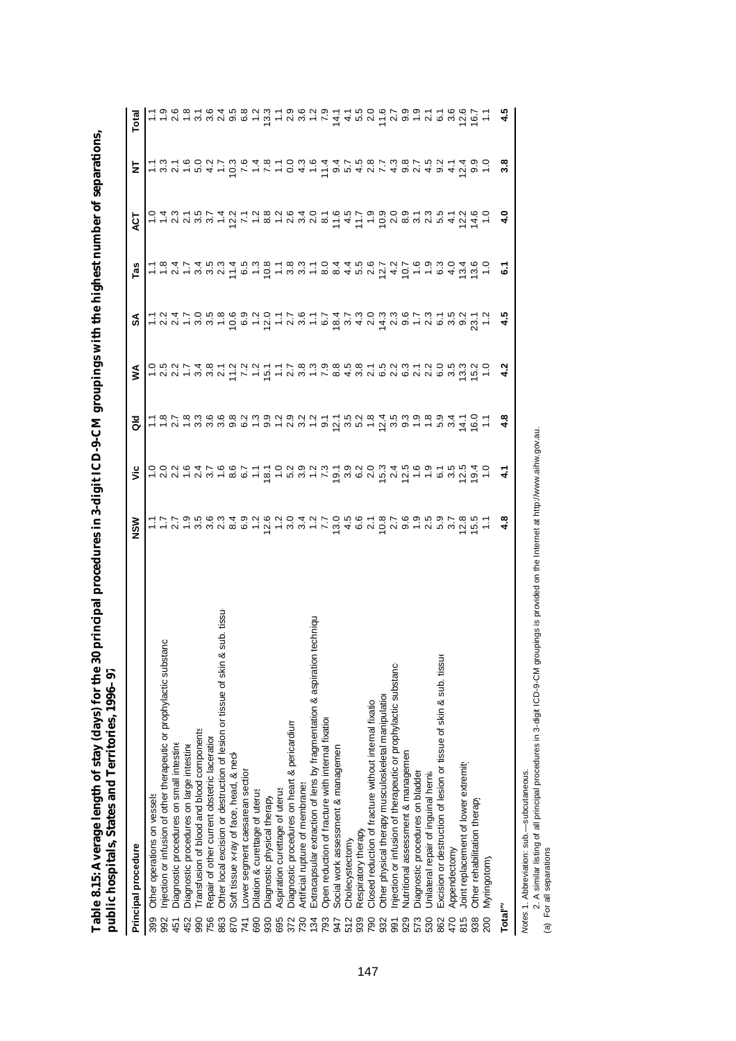**Table 8.15: Average length of stay (days) for the 30 principal procedures in 3-digit ICD-9-CM groupings with the highest number of separations, public hospitals, States and Territories, 1996–97**

| Principal procedure | | NSW | Vic | Qld | WA | SA | Tas | ACT | NT | Total |
|---|---|---|---|---|---|---|---|---|---|---|
| 399 | Other operations on vessels | 1.1 | 1.0 | 1.1 | 1.0 | 1.1 | 1.1 | 1.0 | 1.1 | 1.1 |
| 992 | Injection or infusion of other therapeutic or prophylactic substance | 1.7 | 2.0 | 1.8 | 2.5 | 2.2 | 1.8 | 1.4 | 3.3 | 1.9 |
| 451 | Diagnostic procedures on small intestine | 2.7 | 2.2 | 2.7 | 2.2 | 2.4 | 2.4 | 2.3 | 2.1 | 2.6 |
| 452 | Diagnostic procedures on large intestine | 1.9 | 1.6 | 1.8 | 1.7 | 1.7 | 1.7 | 2.1 | 1.6 | 1.8 |
| 990 | Transfusion of blood and blood components | 3.5 | 2.4 | 3.3 | 3.4 | 3.0 | 3.4 | 3.5 | 5.0 | 3.1 |
| 756 | Repair of other current obstetric laceration | 3.6 | 3.7 | 3.6 | 3.8 | 3.5 | 3.5 | 3.7 | 4.2 | 3.6 |
| 863 | Other local excision or destruction of lesion or tissue of skin & sub. tissue | 2.3 | 1.6 | 3.6 | 2.1 | 1.8 | 2.3 | 1.4 | 1.7 | 2.4 |
| 870 | Soft tissue x-ray of face, head, & neck | 8.4 | 8.6 | 9.8 | 11.2 | 10.6 | 11.4 | 12.2 | 10.3 | 9.5 |
| 741 | Lower segment caesarean section | 6.9 | 6.7 | 6.2 | 7.2 | 6.9 | 6.5 | 7.1 | 7.6 | 6.8 |
| 690 | Dilation & curettage of uterus | 1.2 | 1.1 | 1.3 | 1.2 | 1.2 | 1.3 | 1.2 | 1.4 | 1.2 |
| 930 | Diagnostic physical therapy | 12.6 | 18.1 | 9.9 | 15.1 | 12.0 | 10.8 | 8.8 | 7.8 | 13.3 |
| 695 | Aspiration curettage of uterus | 1.2 | 1.0 | 1.2 | 1.1 | 1.1 | 1.1 | 1.2 | 1.1 | 1.1 |
| 372 | Diagnostic procedures on heart & pericardium | 3.0 | 5.2 | 2.9 | 2.7 | 2.7 | 3.8 | 2.6 | 0.0 | 2.9 |
| 730 | Artificial rupture of membranes | 3.4 | 3.9 | 3.2 | 3.8 | 3.6 | 3.3 | 3.4 | 4.3 | 3.6 |
| 134 | Extracapsular extraction of lens by fragmentation & aspiration technique | 1.2 | 1.2 | 1.2 | 1.3 | 1.1 | 1.1 | 2.0 | 1.6 | 1.2 |
| 793 | Open reduction of fracture with internal fixation | 7.7 | 7.3 | 9.1 | 7.9 | 6.7 | 8.0 | 8.1 | 11.4 | 7.9 |
| 947 | Social work assessment & management | 13.0 | 19.1 | 12.1 | 8.8 | 18.4 | 8.4 | 11.6 | 9.4 | 14.1 |
| 512 | Cholecystectomy | 4.5 | 3.9 | 3.5 | 4.5 | 3.7 | 4.4 | 4.5 | 5.7 | 4.1 |
| 939 | Respiratory therapy | 6.6 | 6.2 | 5.2 | 3.8 | 4.3 | 5.5 | 11.7 | 4.5 | 5.5 |
| 790 | Closed reduction of fracture without internal fixation | 2.1 | 2.0 | 1.8 | 2.1 | 2.0 | 2.6 | 1.9 | 2.8 | 2.0 |
| 932 | Other physical therapy musculoskeletal manipulation | 10.8 | 15.3 | 12.4 | 6.5 | 14.3 | 12.7 | 10.9 | 7.7 | 11.6 |
| 991 | Injection or infusion of therapeutic or prophylactic substance | 2.7 | 2.4 | 3.5 | 2.2 | 2.3 | 4.2 | 2.0 | 4.3 | 2.7 |
| 929 | Nutritional assessment & management | 9.6 | 12.5 | 9.3 | 6.3 | 9.6 | 10.7 | 8.9 | 9.8 | 9.9 |
| 573 | Diagnostic procedures on bladder | 1.9 | 1.6 | 1.9 | 2.1 | 1.7 | 1.6 | 3.1 | 2.7 | 1.9 |
| 530 | Unilateral repair of inguinal hernia | 2.5 | 1.9 | 1.8 | 2.2 | 2.3 | 1.9 | 2.3 | 4.5 | 2.1 |
| 862 | Excision or destruction of lesion or tissue of skin & sub. tissue | 5.9 | 6.1 | 5.9 | 6.0 | 6.1 | 6.3 | 5.5 | 9.2 | 6.1 |
| 470 | Appendectomy | 3.7 | 3.5 | 3.4 | 3.5 | 3.5 | 4.0 | 4.1 | 4.1 | 3.6 |
| 815 | Joint replacement of lower extremity | 12.8 | 12.5 | 14.1 | 13.3 | 9.2 | 13.4 | 12.2 | 12.4 | 12.6 |
| 938 | Other rehabilitation therapy | 15.5 | 19.4 | 16.0 | 15.2 | 23.1 | 13.6 | 14.6 | 9.9 | 16.7 |
| 200 | Myringotomy | 1.1 | 1.0 | 1.1 | 1.0 | 1.2 | 1.0 | 1.0 | 1.0 | 1.1 |
| **Total[(a)]** | | **4.8** | **4.1** | **4.8** | **4.2** | **4.5** | **6.1** | **4.0** | **3.8** | **4.5** |

*Notes* 1. Abbreviation: sub.—subcutaneous.

2. A similar listing of all principal procedures in 3-digit ICD-9-CM groupings is provided on the Internet at http://www.aihw.gov.au.

(a) For all separations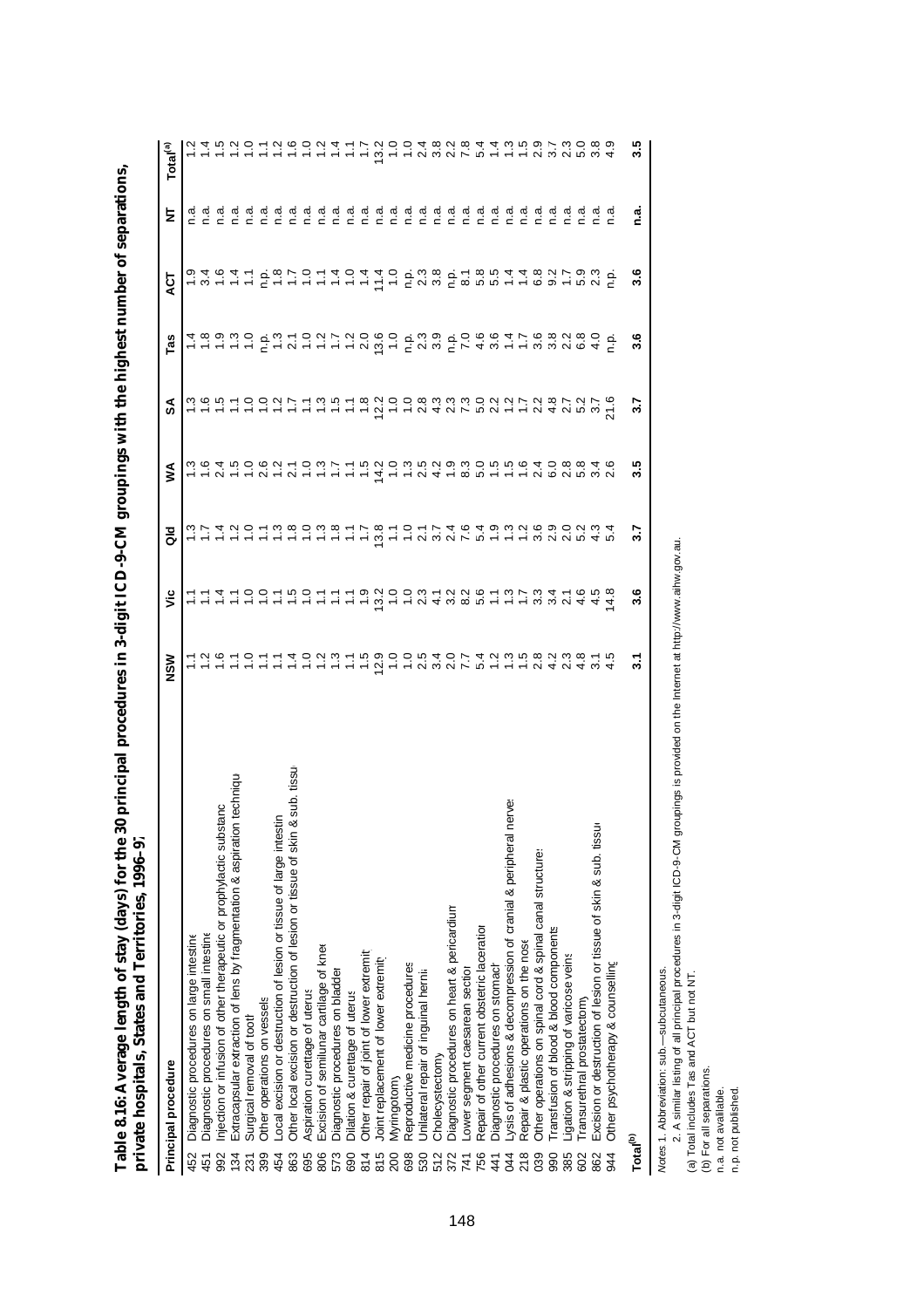**Table 8.16: Average length of stay (days) for the 30 principal procedures in 3-digit ICD-9-CM groupings with the highest number of separations, private hospitals, States and Territories, 1996–97**

| Principal procedure | | NSW | Vic | Qld | WA | SA | Tas | ACT | NT | Total[(a)] |
|---|---|---|---|---|---|---|---|---|---|---|
| 452 | Diagnostic procedures on large intestine | 1.1 | 1.1 | 1.3 | 1.3 | 1.3 | 1.4 | 1.9 | n.a. | 1.2 |
| 451 | Diagnostic procedures on small intestine | 1.2 | 1.1 | 1.7 | 1.6 | 1.6 | 1.8 | 3.4 | n.a. | 1.4 |
| 992 | Injection or infusion of other therapeutic or prophylactic substance | 1.6 | 1.4 | 1.4 | 2.4 | 1.5 | 1.9 | 1.6 | n.a. | 1.5 |
| 134 | Extracapsular extraction of lens by fragmentation & aspiration technique | 1.1 | 1.1 | 1.2 | 1.5 | 1.1 | 1.3 | 1.4 | n.a. | 1.2 |
| 231 | Surgical removal of tooth | 1.0 | 1.0 | 1.0 | 1.0 | 1.0 | 1.0 | 1.1 | n.a. | 1.0 |
| 399 | Other operations on vessels | 1.1 | 1.0 | 1.1 | 2.6 | 1.0 | n.p. | n.p. | n.a. | 1.1 |
| 454 | Local excision or destruction of lesion or tissue of large intestine | 1.1 | 1.1 | 1.3 | 1.2 | 1.2 | 1.3 | 1.8 | n.a. | 1.2 |
| 863 | Other local excision or destruction of lesion or tissue of skin & sub. tissue | 1.4 | 1.5 | 1.8 | 2.1 | 1.7 | 2.1 | 1.7 | n.a. | 1.6 |
| 695 | Aspiration curettage of uterus | 1.0 | 1.0 | 1.0 | 1.0 | 1.1 | 1.0 | 1.0 | n.a. | 1.0 |
| 806 | Excision of semilunar cartilage of knee | 1.2 | 1.1 | 1.3 | 1.3 | 1.3 | 1.2 | 1.1 | n.a. | 1.2 |
| 573 | Diagnostic procedures on bladder | 1.3 | 1.1 | 1.8 | 1.7 | 1.5 | 1.7 | 1.4 | n.a. | 1.4 |
| 690 | Dilation & curettage of uterus | 1.1 | 1.1 | 1.1 | 1.1 | 1.1 | 1.2 | 1.0 | n.a. | 1.1 |
| 814 | Other repair of joint of lower extremity | 1.5 | 1.9 | 1.7 | 1.5 | 1.8 | 2.0 | 1.4 | n.a. | 1.7 |
| 815 | Joint replacement of lower extremity | 12.9 | 13.2 | 13.8 | 14.2 | 12.2 | 13.6 | 11.4 | n.a. | 13.2 |
| 200 | Myringotomy | 1.0 | 1.0 | 1.1 | 1.0 | 1.0 | 1.0 | 1.0 | n.a. | 1.0 |
| 698 | Reproductive medicine procedures | 1.0 | 1.0 | 1.0 | 1.3 | 1.0 | n.p. | n.p. | n.a. | 1.0 |
| 530 | Unilateral repair of inguinal hernia | 2.5 | 2.3 | 2.1 | 2.5 | 2.8 | 2.3 | 2.3 | n.a. | 2.4 |
| 512 | Cholecystectomy | 3.4 | 4.1 | 3.7 | 4.2 | 4.3 | 3.9 | 3.8 | n.a. | 3.8 |
| 372 | Diagnostic procedures on heart & pericardium | 2.0 | 3.2 | 2.4 | 1.9 | 2.3 | n.p. | n.p. | n.a. | 2.2 |
| 741 | Lower segment caesarean section | 7.7 | 8.2 | 7.6 | 8.3 | 7.3 | 7.0 | 8.1 | n.a. | 7.8 |
| 756 | Repair of other current obstetric laceration | 5.4 | 5.6 | 5.4 | 5.0 | 5.0 | 4.6 | 5.8 | n.a. | 5.4 |
| 441 | Diagnostic procedures on stomach | 1.2 | 1.1 | 1.9 | 1.5 | 2.2 | 3.6 | 5.5 | n.a. | 1.4 |
| 044 | Lysis of adhesions & decompression of cranial & peripheral nerves | 1.3 | 1.3 | 1.3 | 1.5 | 1.2 | 1.4 | 1.4 | n.a. | 1.3 |
| 218 | Repair & plastic operations on the nose | 1.5 | 1.7 | 1.2 | 1.6 | 1.7 | 1.7 | 1.4 | n.a. | 1.5 |
| 039 | Other operations on spinal cord & spinal canal structures | 2.8 | 3.3 | 3.6 | 2.4 | 2.2 | 3.6 | 6.8 | n.a. | 2.9 |
| 990 | Transfusion of blood & blood components | 4.2 | 3.4 | 2.9 | 6.0 | 4.8 | 3.8 | 9.2 | n.a. | 3.7 |
| 385 | Ligation & stripping of varicose veins | 2.3 | 2.1 | 2.0 | 2.8 | 2.7 | 2.2 | 1.7 | n.a. | 2.3 |
| 602 | Transurethral prostatectomy | 4.8 | 4.6 | 5.2 | 5.8 | 5.2 | 6.8 | 5.9 | n.a. | 5.0 |
| 862 | Excision or destruction of lesion or tissue of skin & sub. tissue | 3.1 | 4.5 | 4.3 | 3.4 | 3.7 | 4.0 | 2.3 | n.a. | 3.8 |
| 944 | Other psychotherapy & counselling | 4.5 | 14.8 | 5.4 | 2.6 | 21.6 | n.p. | n.p. | n.a. | 4.9 |
| **Total[(b)]** | | **3.1** | **3.6** | **3.7** | **3.5** | **3.7** | **3.6** | **3.6** | **n.a.** | **3.5** |

*Notes* 1. Abbreviation: sub.—subcutaneous.

2. A similar listing of all principal procedures in 3-digit ICD-9-CM groupings is provided on the Internet at http://www.aihw.gov.au.

(a) Total includes Tas and ACT but not NT.

(b) For all separations.

n.a. not available.

n.p. not published.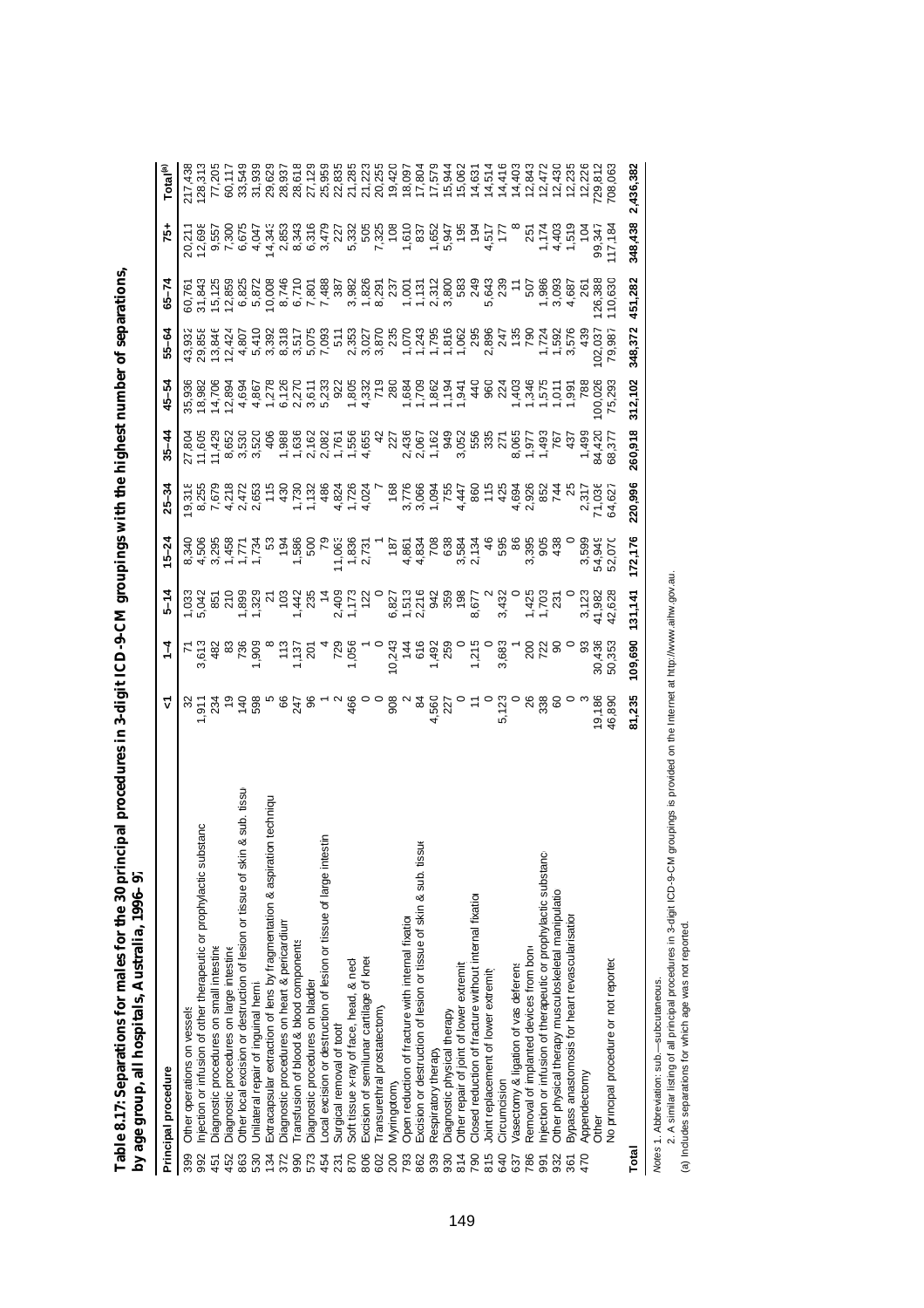**Table 8.17: Separations for males for the 30 principal procedures in 3-digit ICD-9-CM groupings with the highest number of separations, by age group, all hospitals, Australia, 1996–97**

| | Principal procedure | <1 | 1–4 | 5–14 | 15–24 | 25–34 | 35–44 | 45–54 | 55–64 | 65–74 | 75+ | Total[(a)] |
|---|---|---|---|---|---|---|---|---|---|---|---|---|
| 399 | Other operations on vessels | 32 | 71 | 1,033 | 8,340 | 19,318 | 27,804 | 35,936 | 43,932 | 60,761 | 20,211 | 217,438 |
| 992 | Injection or infusion of other therapeutic or prophylactic substance | 1,911 | 3,613 | 5,042 | 4,506 | 8,255 | 11,605 | 18,982 | 29,858 | 31,843 | 12,698 | 128,313 |
| 451 | Diagnostic procedures on small intestine | 234 | 482 | 851 | 3,295 | 7,679 | 11,429 | 14,706 | 13,846 | 15,125 | 9,557 | 77,205 |
| 452 | Diagnostic procedures on large intestine | 19 | 83 | 210 | 1,458 | 4,218 | 8,652 | 12,894 | 12,424 | 12,859 | 7,300 | 60,117 |
| 863 | Other local excision or destruction of lesion or tissue of skin & sub. tissue | 140 | 736 | 1,899 | 1,771 | 2,472 | 3,530 | 4,694 | 4,807 | 6,825 | 6,675 | 33,549 |
| 530 | Unilateral repair of inguinal hernia | 598 | 1,909 | 1,329 | 1,734 | 2,653 | 3,520 | 4,867 | 5,410 | 5,872 | 4,047 | 31,939 |
| 134 | Extracapsular extraction of lens by fragmentation & aspiration technique | 5 | 8 | 21 | 53 | 115 | 406 | 1,278 | 3,392 | 10,008 | 14,343 | 29,629 |
| 372 | Diagnostic procedures on heart & pericardium | 66 | 113 | 103 | 194 | 430 | 1,988 | 6,126 | 8,318 | 8,746 | 2,853 | 28,937 |
| 990 | Transfusion of blood & blood components | 247 | 1,137 | 1,442 | 1,586 | 1,730 | 1,636 | 2,270 | 3,517 | 6,710 | 8,343 | 28,618 |
| 573 | Diagnostic procedures on bladder | 96 | 201 | 235 | 500 | 1,132 | 2,162 | 3,611 | 5,075 | 7,801 | 6,316 | 27,129 |
| 454 | Local excision or destruction of lesion or tissue of large intestine | 1 | 4 | 14 | 79 | 486 | 2,082 | 5,233 | 7,093 | 7,488 | 3,479 | 25,959 |
| 231 | Surgical removal of tooth | 2 | 729 | 2,409 | 11,063 | 4,824 | 1,761 | 922 | 511 | 387 | 227 | 22,835 |
| 870 | Soft tissue x-ray of face, head, & neck | 466 | 1,056 | 1,173 | 1,836 | 1,726 | 1,556 | 1,805 | 2,353 | 3,982 | 5,332 | 21,285 |
| 806 | Excision of semilunar cartilage of knee | 0 | 1 | 122 | 2,731 | 4,024 | 4,655 | 4,332 | 3,027 | 1,826 | 505 | 21,223 |
| 602 | Transurethral prostatectomy | 0 | 0 | 0 | 1 | 7 | 42 | 719 | 3,870 | 8,291 | 7,325 | 20,255 |
| 200 | Myringotomy | 908 | 10,243 | 6,827 | 187 | 168 | 227 | 280 | 235 | 237 | 108 | 19,420 |
| 793 | Open reduction of fracture with internal fixation | 2 | 144 | 1,513 | 4,861 | 3,776 | 2,436 | 1,684 | 1,070 | 1,001 | 1,610 | 18,097 |
| 862 | Excision or destruction of lesion or tissue of skin & sub. tissue | 84 | 616 | 2,216 | 4,834 | 3,066 | 2,067 | 1,709 | 1,243 | 1,131 | 837 | 17,804 |
| 939 | Respiratory therapy | 4,560 | 1,492 | 942 | 708 | 1,094 | 1,162 | 1,862 | 1,795 | 2,312 | 1,652 | 17,579 |
| 930 | Diagnostic physical therapy | 227 | 259 | 359 | 638 | 755 | 949 | 1,194 | 1,816 | 3,800 | 5,947 | 15,944 |
| 814 | Other repair of joint of lower extremity | 0 | 0 | 198 | 3,584 | 4,447 | 3,052 | 1,941 | 1,062 | 583 | 195 | 15,062 |
| 790 | Closed reduction of fracture without internal fixation | 11 | 1,215 | 8,677 | 2,134 | 860 | 556 | 440 | 295 | 249 | 194 | 14,631 |
| 815 | Joint replacement of lower extremity | 0 | 0 | 2 | 46 | 115 | 335 | 960 | 2,896 | 5,643 | 4,517 | 14,514 |
| 640 | Circumcision | 5,123 | 3,683 | 3,432 | 595 | 425 | 271 | 224 | 247 | 239 | 177 | 14,416 |
| 637 | Vasectomy & ligation of vas deferens | 0 | 1 | 0 | 86 | 4,694 | 8,065 | 1,403 | 135 | 11 | 8 | 14,403 |
| 786 | Removal of implanted devices from bone | 26 | 200 | 1,425 | 3,395 | 2,926 | 1,977 | 1,346 | 790 | 507 | 251 | 12,843 |
| 991 | Injection or infusion of therapeutic or prophylactic substance | 338 | 722 | 1,703 | 905 | 852 | 1,493 | 1,575 | 1,724 | 1,986 | 1,174 | 12,472 |
| 932 | Other physical therapy musculoskeletal manipulation | 60 | 90 | 231 | 438 | 744 | 767 | 1,011 | 1,592 | 3,093 | 4,403 | 12,430 |
| 361 | Bypass anastomosis for heart revascularisation | 0 | 0 | 0 | 0 | 25 | 437 | 1,991 | 3,576 | 4,687 | 1,519 | 12,235 |
| 470 | Appendectomy | 3 | 93 | 3,123 | 3,599 | 2,317 | 1,499 | 788 | 439 | 261 | 104 | 12,226 |
| | Other | 19,186 | 30,436 | 41,982 | 54,949 | 71,036 | 84,420 | 100,026 | 102,037 | 126,388 | 99,347 | 729,812 |
| | No principal procedure or not reported | 46,890 | 50,353 | 42,628 | 52,070 | 64,627 | 68,377 | 75,293 | 79,987 | 110,630 | 117,184 | 708,063 |
| **Total** | | **81,235** | **109,690** | **131,141** | **172,176** | **220,996** | **260,918** | **312,102** | **348,372** | **451,282** | **348,438** | **2,436,382** |

*Notes* 1. Abbreviation: sub.—subcutaneous.

2. A similar listing of all principal procedures in 3-digit ICD-9-CM groupings is provided on the Internet at http://www.aihw.gov.au.

(a) Includes separations for which age was not reported.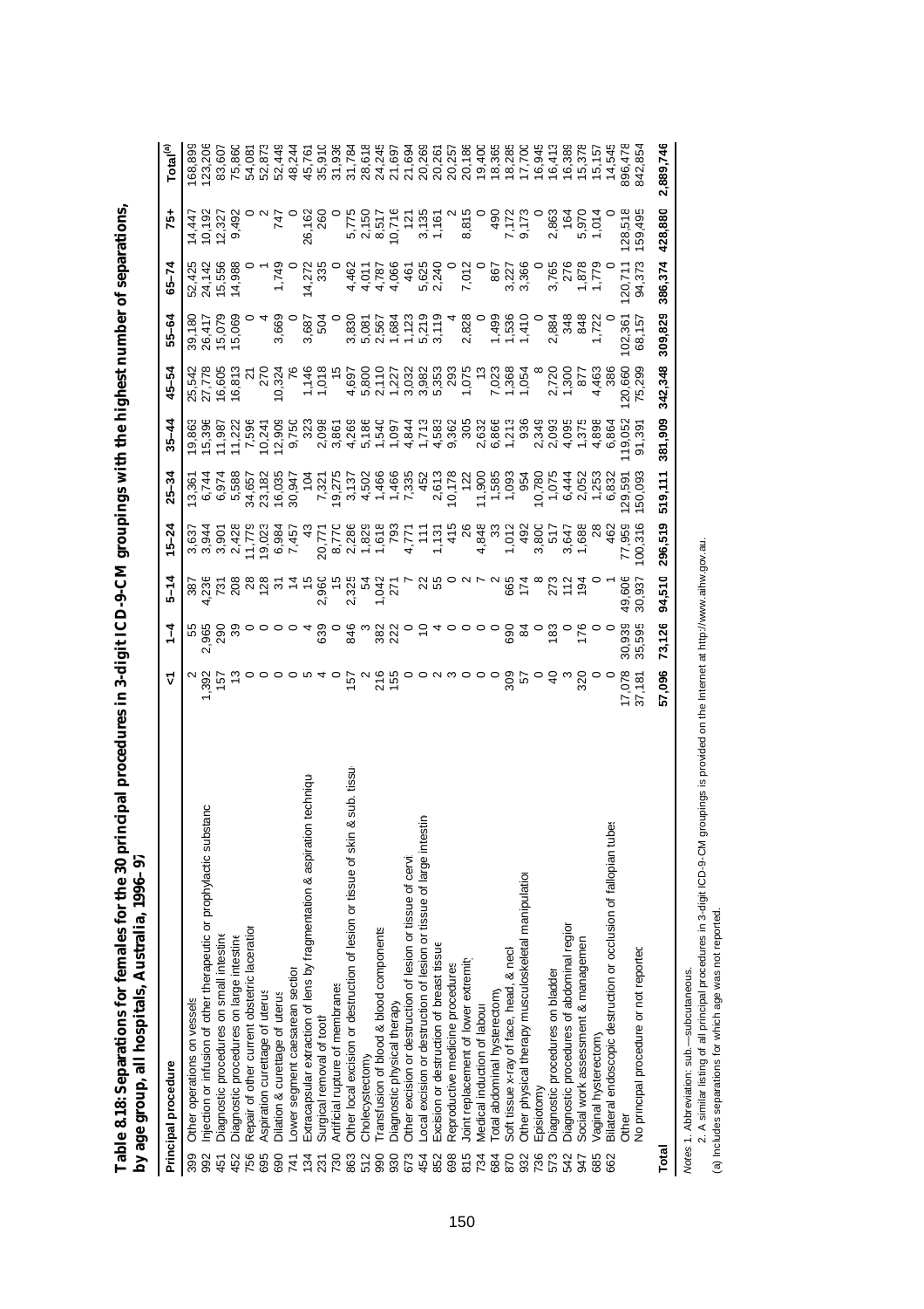**Table 8.18: Separations for females for the 30 principal procedures in 3-digit ICD-9-CM groupings with the highest number of separations, by age group, all hospitals, Australia, 1996–97**

| Principal procedure | | <1 | 1–4 | 5–14 | 15–24 | 25–34 | 35–44 | 45–54 | 55–64 | 65–74 | 75+ | Total[(a)] |
|---|---|---|---|---|---|---|---|---|---|---|---|---|
| 399 | Other operations on vessels | 2 | 55 | 387 | 3,637 | 13,361 | 19,863 | 25,542 | 39,180 | 52,425 | 14,447 | 168,899 |
| 992 | Injection or infusion of other therapeutic or prophylactic substance | 1,392 | 2,965 | 4,236 | 3,944 | 6,744 | 15,396 | 27,778 | 26,417 | 24,142 | 10,192 | 123,206 |
| 451 | Diagnostic procedures on small intestine | 157 | 290 | 731 | 3,901 | 6,974 | 11,987 | 16,605 | 15,079 | 15,556 | 12,327 | 83,607 |
| 452 | Diagnostic procedures on large intestine | 13 | 39 | 208 | 2,428 | 5,588 | 11,222 | 16,813 | 15,069 | 14,988 | 9,492 | 75,860 |
| 756 | Repair of other current obstetric laceration | 0 | 0 | 28 | 11,779 | 34,657 | 7,596 | 21 | 0 | 0 | 0 | 54,081 |
| 695 | Aspiration curettage of uterus | 0 | 0 | 128 | 19,023 | 23,182 | 10,241 | 270 | 4 | 1 | 2 | 52,873 |
| 690 | Dilation & curettage of uterus | 0 | 0 | 31 | 6,984 | 16,035 | 12,909 | 10,324 | 3,669 | 1,749 | 747 | 52,449 |
| 741 | Lower segment caesarean section | 0 | 0 | 14 | 7,457 | 30,947 | 9,750 | 76 | 0 | 0 | 0 | 48,244 |
| 134 | Extracapsular extraction of lens by fragmentation & aspiration technique | 5 | 4 | 15 | 43 | 104 | 323 | 1,146 | 3,687 | 14,272 | 26,162 | 45,761 |
| 231 | Surgical removal of tooth | 4 | 639 | 2,960 | 20,771 | 7,321 | 2,098 | 1,018 | 504 | 335 | 260 | 35,910 |
| 730 | Artificial rupture of membranes | 0 | 0 | 15 | 8,770 | 19,275 | 3,861 | 15 | 0 | 0 | 0 | 31,936 |
| 863 | Other local excision or destruction of lesion or tissue of skin & sub. tissue | 157 | 846 | 2,325 | 2,286 | 3,137 | 4,269 | 4,697 | 3,830 | 4,462 | 5,775 | 31,784 |
| 512 | Cholecystectomy | 2 | 3 | 54 | 1,829 | 4,502 | 5,186 | 5,800 | 5,081 | 4,011 | 2,150 | 28,618 |
| 990 | Transfusion of blood & blood components | 216 | 382 | 1,042 | 1,618 | 1,466 | 1,540 | 2,110 | 2,567 | 4,787 | 8,517 | 24,245 |
| 930 | Diagnostic physical therapy | 155 | 222 | 271 | 793 | 1,466 | 1,097 | 1,227 | 1,684 | 4,066 | 10,716 | 21,697 |
| 673 | Other excision or destruction of lesion or tissue of cervix | 0 | 0 | 7 | 4,771 | 7,335 | 4,844 | 3,032 | 1,123 | 461 | 121 | 21,694 |
| 454 | Local excision or destruction of lesion or tissue of large intestine | 0 | 10 | 22 | 111 | 452 | 1,713 | 3,982 | 5,219 | 5,625 | 3,135 | 20,269 |
| 852 | Excision or destruction of breast tissue | 2 | 4 | 55 | 1,131 | 2,613 | 4,583 | 5,353 | 3,119 | 2,240 | 1,161 | 20,261 |
| 698 | Reproductive medicine procedures | 3 | 0 | 0 | 415 | 10,178 | 9,362 | 293 | 4 | 0 | 2 | 20,257 |
| 815 | Joint replacement of lower extremity | 0 | 0 | 2 | 26 | 122 | 305 | 1,075 | 2,828 | 7,012 | 8,815 | 20,186 |
| 734 | Medical induction of labour | 0 | 0 | 7 | 4,848 | 11,900 | 2,632 | 13 | 0 | 0 | 0 | 19,400 |
| 684 | Total abdominal hysterectomy | 0 | 0 | 2 | 33 | 1,585 | 6,866 | 7,023 | 1,499 | 867 | 490 | 18,365 |
| 870 | Soft tissue x-ray of face, head, & neck | 309 | 690 | 665 | 1,012 | 1,093 | 1,213 | 1,368 | 1,536 | 3,227 | 7,172 | 18,285 |
| 932 | Other physical therapy musculoskeletal manipulation | 57 | 84 | 174 | 492 | 954 | 936 | 1,054 | 1,410 | 3,366 | 9,173 | 17,700 |
| 736 | Episiotomy | 0 | 0 | 8 | 3,800 | 10,780 | 2,349 | 8 | 0 | 0 | 0 | 16,945 |
| 573 | Diagnostic procedures on bladder | 40 | 183 | 273 | 517 | 1,075 | 2,093 | 2,720 | 2,884 | 3,765 | 2,863 | 16,413 |
| 542 | Diagnostic procedures of abdominal region | 3 | 0 | 112 | 3,647 | 6,444 | 4,095 | 1,300 | 348 | 276 | 164 | 16,389 |
| 947 | Social work assessment & management | 320 | 176 | 194 | 1,688 | 2,052 | 1,375 | 877 | 848 | 1,878 | 5,970 | 15,378 |
| 685 | Vaginal hysterectomy | 0 | 0 | 0 | 28 | 1,253 | 4,898 | 4,463 | 1,722 | 1,779 | 1,014 | 15,157 |
| 662 | Bilateral endoscopic destruction or occlusion of fallopian tubes | 0 | 0 | 1 | 462 | 6,832 | 6,864 | 386 | 0 | 0 | 0 | 14,545 |
| | Other | 17,078 | 30,939 | 49,606 | 77,959 | 129,591 | 119,052 | 120,660 | 102,361 | 120,711 | 128,518 | 896,478 |
| | No principal procedure or not reported | 37,181 | 35,595 | 30,937 | 100,316 | 150,093 | 91,391 | 75,299 | 68,157 | 94,373 | 159,495 | 842,854 |
| **Total** | | **57,096** | **73,126** | **94,510** | **296,519** | **519,111** | **381,909** | **342,348** | **309,829** | **386,374** | **428,880** | **2,889,746** |

*Notes* 1. Abbreviation: sub.—subcutaneous.

2. A similar listing of all principal procedures in 3-digit ICD-9-CM groupings is provided on the Internet at http://www.aihw.gov.au.

(a) Includes separations for which age was not reported.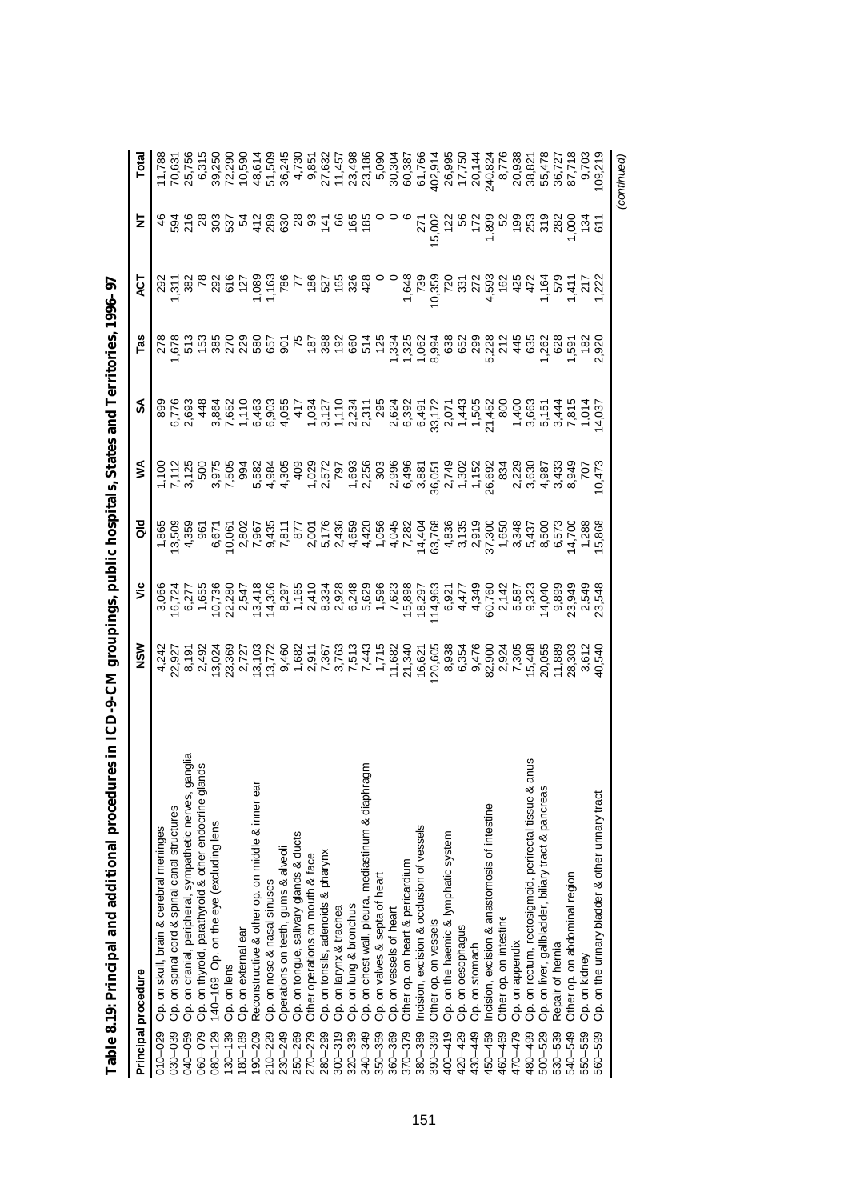**Table 8.19: Principal and additional procedures in ICD-9-CM groupings, public hospitals, States and Territories, 1996–97**

| Principal procedure | | NSW | Vic | Qld | WA | SA | Tas | ACT | NT | Total |
|---|---|---|---|---|---|---|---|---|---|---|
| 010–029 | Op. on skull, brain & cerebral meninges | 4,242 | 3,066 | 1,865 | 1,100 | 899 | 278 | 292 | 46 | 11,788 |
| 030–039 | Op. on spinal cord & spinal canal structures | 22,927 | 16,724 | 13,509 | 7,112 | 6,776 | 1,678 | 1,311 | 594 | 70,631 |
| 040–059 | Op. on cranial, peripheral, sympathetic nerves, ganglia | 8,191 | 6,277 | 4,359 | 3,125 | 2,693 | 513 | 382 | 216 | 25,756 |
| 060–079 | Op. on thyroid, parathyroid & other endocrine glands | 2,492 | 1,655 | 961 | 500 | 448 | 153 | 78 | 28 | 6,315 |
| 080–129, 140–169 | Op. on the eye (excluding lens | 13,024 | 10,736 | 6,671 | 3,975 | 3,864 | 385 | 292 | 303 | 39,250 |
| 130–139 | Op. on lens | 23,369 | 22,280 | 10,061 | 7,505 | 7,652 | 270 | 616 | 537 | 72,290 |
| 180–189 | Op. on external ear | 2,727 | 2,547 | 2,802 | 994 | 1,110 | 229 | 127 | 54 | 10,590 |
| 190–209 | Reconstructive & other op. on middle & inner ear | 13,103 | 13,418 | 7,967 | 5,582 | 6,463 | 580 | 1,089 | 412 | 48,614 |
| 210–229 | Op. on nose & nasal sinuses | 13,772 | 14,306 | 9,435 | 4,984 | 6,903 | 657 | 1,163 | 289 | 51,509 |
| 230–249 | Operations on teeth, gums & alveoli | 9,460 | 8,297 | 7,811 | 4,305 | 4,055 | 901 | 786 | 630 | 36,245 |
| 250–269 | Op. on tongue, salivary glands & ducts | 1,682 | 1,165 | 877 | 409 | 417 | 75 | 77 | 28 | 4,730 |
| 270–279 | Other operations on mouth & face | 2,911 | 2,410 | 2,001 | 1,029 | 1,034 | 187 | 186 | 93 | 9,851 |
| 280–299 | Op. on tonsils, adenoids & pharynx | 7,367 | 8,334 | 5,176 | 2,572 | 3,127 | 388 | 527 | 141 | 27,632 |
| 300–319 | Op. on larynx & trachea | 3,763 | 2,928 | 2,436 | 797 | 1,110 | 192 | 165 | 66 | 11,457 |
| 320–339 | Op. on lung & bronchus | 7,513 | 6,248 | 4,659 | 1,693 | 2,234 | 660 | 326 | 165 | 23,498 |
| 340–349 | Op. on chest wall, pleura, mediastinum & diaphragm | 7,443 | 5,629 | 4,420 | 2,256 | 2,311 | 514 | 428 | 185 | 23,186 |
| 350–359 | Op. on valves & septa of heart | 1,715 | 1,596 | 1,056 | 303 | 295 | 125 | 0 | 0 | 5,090 |
| 360–369 | Op. on vessels of heart | 11,682 | 7,623 | 4,045 | 2,996 | 2,624 | 1,334 | 0 | 0 | 30,304 |
| 370–379 | Other op. on heart & pericardium | 21,340 | 15,898 | 7,282 | 6,496 | 6,392 | 1,325 | 1,648 | 6 | 60,387 |
| 380–389 | Incision, excision & occlusion of vessels | 16,621 | 18,297 | 14,404 | 3,881 | 6,491 | 1,062 | 739 | 271 | 61,766 |
| 390–399 | Other op. on vessels | 120,605 | 114,963 | 63,768 | 36,051 | 33,172 | 8,994 | 10,359 | 15,002 | 402,914 |
| 400–419 | Op. on the haemic & lymphatic system | 8,938 | 6,921 | 4,836 | 2,749 | 2,071 | 638 | 720 | 122 | 26,995 |
| 420–429 | Op. on oesophagus | 6,354 | 4,477 | 3,135 | 1,302 | 1,443 | 652 | 331 | 56 | 17,750 |
| 430–449 | Op. on stomach | 9,476 | 4,349 | 2,919 | 1,152 | 1,505 | 299 | 272 | 172 | 20,144 |
| 450–459 | Incision, excision & anastomosis of intestine | 82,900 | 60,760 | 37,300 | 26,692 | 21,452 | 5,228 | 4,593 | 1,899 | 240,824 |
| 460–469 | Other op. on intestine | 2,924 | 2,142 | 1,650 | 834 | 800 | 212 | 162 | 52 | 8,776 |
| 470–479 | Op. on appendix | 7,305 | 5,587 | 3,348 | 2,229 | 1,400 | 445 | 425 | 199 | 20,938 |
| 480–499 | Op. on rectum, rectosigmoid, perirectal tissue & anus | 15,408 | 9,323 | 5,437 | 3,630 | 3,663 | 635 | 472 | 253 | 38,821 |
| 500–529 | Op. on liver, gallbladder, biliary tract & pancreas | 20,055 | 14,040 | 8,500 | 4,987 | 5,151 | 1,262 | 1,164 | 319 | 55,478 |
| 530–539 | Repair of hernia | 11,889 | 9,899 | 6,573 | 3,433 | 3,444 | 628 | 579 | 282 | 36,727 |
| 540–549 | Other op. on abdominal region | 28,303 | 23,949 | 14,700 | 8,949 | 7,815 | 1,591 | 1,411 | 1,000 | 87,718 |
| 550–559 | Op. on kidney | 3,612 | 2,549 | 1,288 | 707 | 1,014 | 182 | 217 | 134 | 9,703 |
| 560–599 | Op. on the urinary bladder & other urinary tract | 40,540 | 23,548 | 15,868 | 10,473 | 14,037 | 2,920 | 1,222 | 611 | 109,219 |

*(continued)*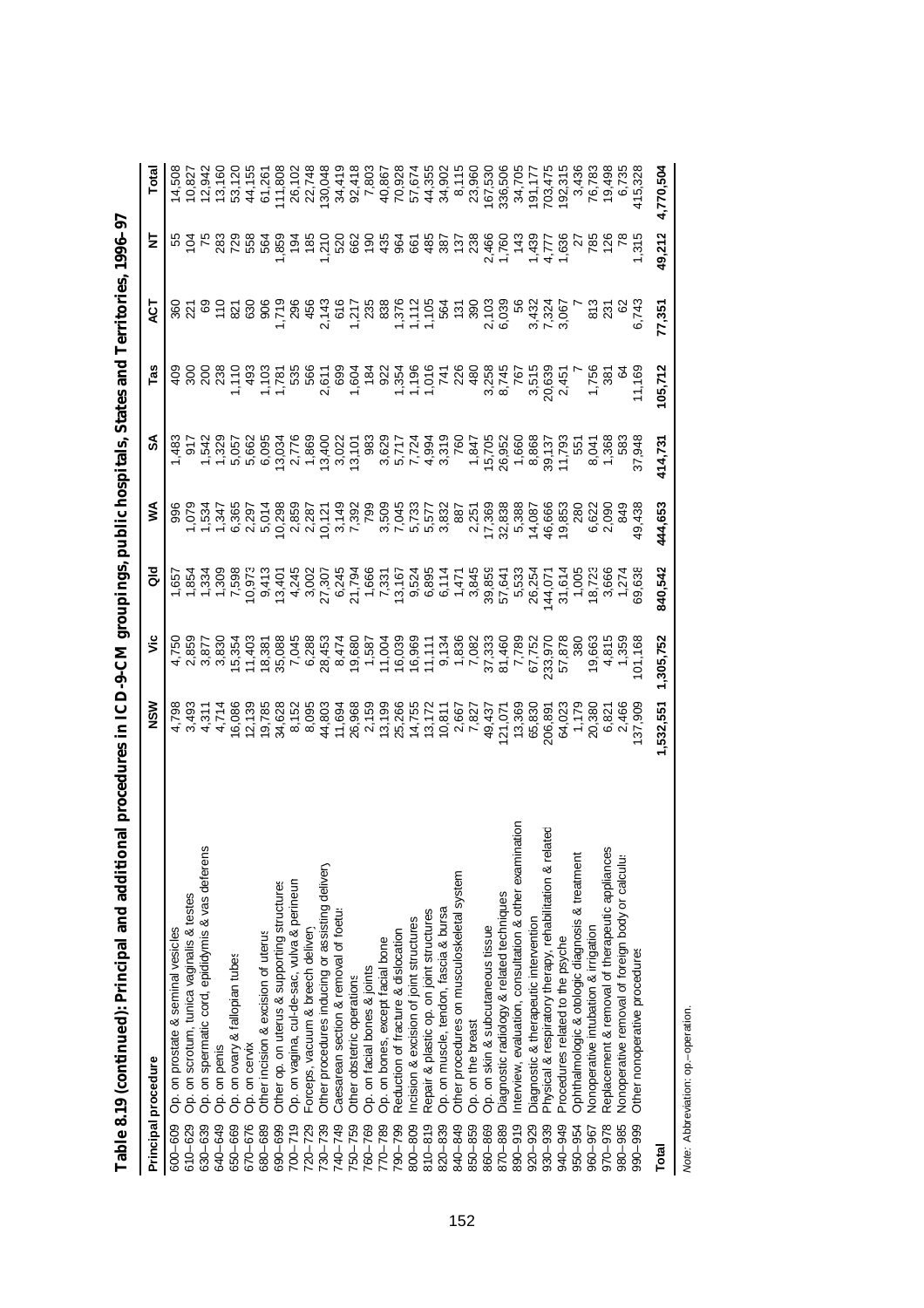**Table 8.19 (continued): Principal and additional procedures in ICD-9-CM groupings, public hospitals, States and Territories, 1996–97**

| Principal procedure | | NSW | Vic | Qld | WA | SA | Tas | ACT | NT | Total |
|---|---|---|---|---|---|---|---|---|---|---|
| 600–609 | Op. on prostate & seminal vesicles | 4,798 | 4,750 | 1,657 | 996 | 1,483 | 409 | 360 | 55 | 14,508 |
| 610–629 | Op. on scrotum, tunica vaginalis & testes | 3,493 | 2,859 | 1,854 | 1,079 | 917 | 300 | 221 | 104 | 10,827 |
| 630–639 | Op. on spermatic cord, epididymis & vas deferens | 4,311 | 3,877 | 1,334 | 1,534 | 1,542 | 200 | 69 | 75 | 12,942 |
| 640–649 | Op. on penis | 4,714 | 3,830 | 1,309 | 1,347 | 1,329 | 238 | 110 | 283 | 13,160 |
| 650–669 | Op. on ovary & fallopian tubes | 16,086 | 15,354 | 7,598 | 6,365 | 5,057 | 1,110 | 821 | 729 | 53,120 |
| 670–676 | Op. on cervix | 12,139 | 11,403 | 10,973 | 2,297 | 5,662 | 493 | 630 | 558 | 44,155 |
| 680–689 | Other incision & excision of uterus | 19,785 | 18,381 | 9,413 | 5,014 | 6,095 | 1,103 | 906 | 564 | 61,261 |
| 690–699 | Other op. on uterus & supporting structures | 34,628 | 35,088 | 13,401 | 10,298 | 13,034 | 1,781 | 1,719 | 1,859 | 111,808 |
| 700–719 | Op. on vagina, cul-de-sac, vulva & perineum | 8,152 | 7,045 | 4,245 | 2,859 | 2,776 | 535 | 296 | 194 | 26,102 |
| 720–729 | Forceps, vacuum & breech delivery | 8,095 | 6,288 | 3,002 | 2,287 | 1,869 | 566 | 456 | 185 | 22,748 |
| 730–739 | Other procedures inducing or assisting delivery | 44,803 | 28,453 | 27,307 | 10,121 | 13,400 | 2,611 | 2,143 | 1,210 | 130,048 |
| 740–749 | Caesarean section & removal of foetus | 11,694 | 8,474 | 6,245 | 3,149 | 3,022 | 699 | 616 | 520 | 34,419 |
| 750–759 | Other obstetric operations | 26,968 | 19,680 | 21,794 | 7,392 | 13,101 | 1,604 | 1,217 | 662 | 92,418 |
| 760–769 | Op. on facial bones & joints | 2,159 | 1,587 | 1,666 | 799 | 983 | 184 | 235 | 190 | 7,803 |
| 770–789 | Op. on bones, except facial bone | 13,199 | 11,004 | 7,331 | 3,509 | 3,629 | 922 | 838 | 435 | 40,867 |
| 790–799 | Reduction of fracture & dislocation | 25,266 | 16,039 | 13,167 | 7,045 | 5,717 | 1,354 | 1,376 | 964 | 70,928 |
| 800–809 | Incision & excision of joint structures | 14,755 | 16,969 | 9,524 | 5,733 | 7,724 | 1,196 | 1,112 | 661 | 57,674 |
| 810–819 | Repair & plastic op. on joint structures | 13,172 | 11,111 | 6,895 | 5,577 | 4,994 | 1,016 | 1,105 | 485 | 44,355 |
| 820–839 | Op. on muscle, tendon, fascia & bursa | 10,811 | 9,134 | 6,114 | 3,832 | 3,319 | 741 | 564 | 387 | 34,902 |
| 840–849 | Other procedures on musculoskeletal system | 2,667 | 1,836 | 1,471 | 887 | 760 | 226 | 131 | 137 | 8,115 |
| 850–859 | Op. on the breast | 7,827 | 7,082 | 3,845 | 2,251 | 1,847 | 480 | 390 | 238 | 23,960 |
| 860–869 | Op. on skin & subcutaneous tissue | 49,437 | 37,333 | 39,859 | 17,369 | 15,705 | 3,258 | 2,103 | 2,466 | 167,530 |
| 870–889 | Diagnostic radiology & related techniques | 121,071 | 81,460 | 57,641 | 32,838 | 26,952 | 8,745 | 6,039 | 1,760 | 336,506 |
| 890–919 | Interview, evaluation, consultation & other examination | 13,369 | 7,789 | 5,533 | 5,388 | 1,660 | 767 | 56 | 143 | 34,705 |
| 920–929 | Diagnostic & therapeutic intervention | 65,830 | 67,752 | 26,254 | 14,087 | 8,868 | 3,515 | 3,432 | 1,439 | 191,177 |
| 930–939 | Physical & respiratory therapy, rehabilitation & related | 206,891 | 233,970 | 144,071 | 46,666 | 39,137 | 20,639 | 7,324 | 4,777 | 703,475 |
| 940–949 | Procedures related to the psyche | 64,023 | 57,878 | 31,614 | 19,853 | 11,793 | 2,451 | 3,067 | 1,636 | 192,315 |
| 950–954 | Ophthalmologic & otologic diagnosis & treatment | 1,179 | 380 | 1,005 | 280 | 551 | 7 | 7 | 27 | 3,436 |
| 960–967 | Nonoperative intubation & irrigation | 20,380 | 19,663 | 18,723 | 6,622 | 8,041 | 1,756 | 813 | 785 | 76,783 |
| 970–978 | Replacement & removal of therapeutic appliances | 6,821 | 4,815 | 3,666 | 2,090 | 1,368 | 381 | 231 | 126 | 19,498 |
| 980–985 | Nonoperative removal of foreign body or calculus | 2,466 | 1,359 | 1,274 | 849 | 583 | 64 | 62 | 78 | 6,735 |
| 990–999 | Other nonoperative procedures | 137,909 | 101,168 | 69,638 | 49,438 | 37,948 | 11,169 | 6,743 | 1,315 | 415,328 |
| **Total** | | **1,532,551** | **1,305,752** | **840,542** | **444,653** | **414,731** | **105,712** | **77,351** | **49,212** | **4,770,504** |

*Note:* Abbreviation: op.—operation.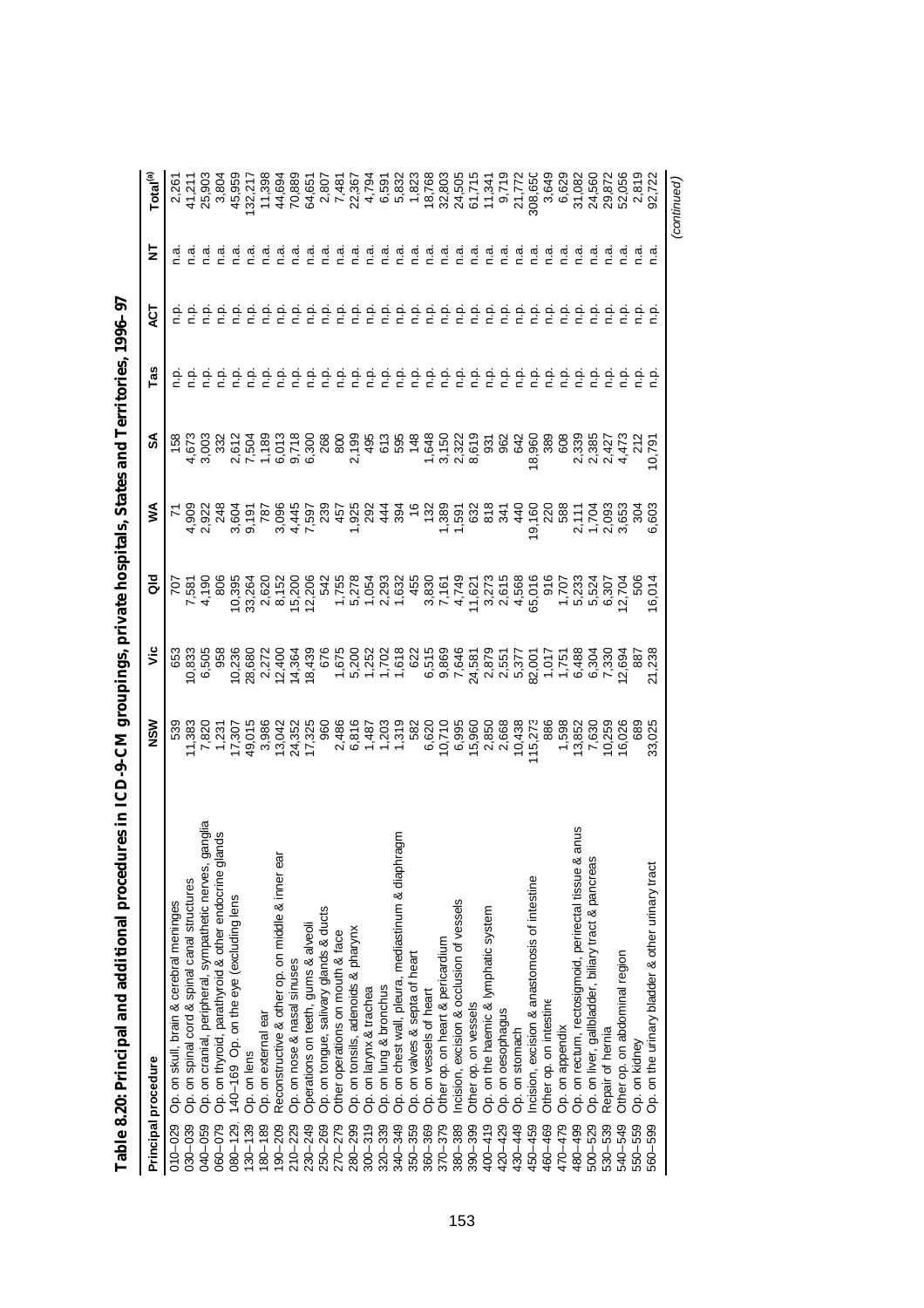**Table 8.20: Principal and additional procedures in ICD-9-CM groupings, private hospitals, States and Territories, 1996–97**

| Principal procedure | | NSW | Vic | Qld | WA | SA | Tas | ACT | NT | Total[(a)] |
|---|---|---|---|---|---|---|---|---|---|---|
| 010–029 | Op. on skull, brain & cerebral meninges | 539 | 653 | 707 | 71 | 158 | n.p. | n.p. | n.a. | 2,261 |
| 030–039 | Op. on spinal cord & spinal canal structures | 11,383 | 10,833 | 7,581 | 4,909 | 4,673 | n.p. | n.p. | n.a. | 41,211 |
| 040–059 | Op. on cranial, peripheral, sympathetic nerves, ganglia | 7,820 | 6,505 | 4,190 | 2,922 | 3,003 | n.p. | n.p. | n.a. | 25,903 |
| 060–079 | Op. on thyroid, parathyroid & other endocrine glands | 1,231 | 958 | 806 | 248 | 332 | n.p. | n.p. | n.a. | 3,804 |
| 080–129, 140–169 | Op. on the eye (excluding lens | 17,307 | 10,236 | 10,395 | 3,604 | 2,612 | n.p. | n.p. | n.a. | 45,959 |
| 130–139 | Op. on lens | 49,015 | 28,680 | 33,264 | 9,191 | 7,504 | n.p. | n.p. | n.a. | 132,217 |
| 180–189 | Op. on external ear | 3,986 | 2,272 | 2,620 | 787 | 1,189 | n.p. | n.p. | n.a. | 11,398 |
| 190–209 | Reconstructive & other op. on middle & inner ear | 13,042 | 12,400 | 8,152 | 3,096 | 6,013 | n.p. | n.p. | n.a. | 44,694 |
| 210–229 | Op. on nose & nasal sinuses | 24,352 | 14,364 | 15,200 | 4,445 | 9,718 | n.p. | n.p. | n.a. | 70,889 |
| 230–249 | Operations on teeth, gums & alveoli | 17,325 | 18,439 | 12,206 | 7,597 | 6,300 | n.p. | n.p. | n.a. | 64,651 |
| 250–269 | Op. on tongue, salivary glands & ducts | 960 | 676 | 542 | 239 | 268 | n.p. | n.p. | n.a. | 2,807 |
| 270–279 | Other operations on mouth & face | 2,486 | 1,675 | 1,755 | 457 | 800 | n.p. | n.p. | n.a. | 7,481 |
| 280–299 | Op. on tonsils, adenoids & pharynx | 6,816 | 5,200 | 5,278 | 1,925 | 2,199 | n.p. | n.p. | n.a. | 22,367 |
| 300–319 | Op. on larynx & trachea | 1,487 | 1,252 | 1,054 | 292 | 495 | n.p. | n.p. | n.a. | 4,794 |
| 320–339 | Op. on lung & bronchus | 1,203 | 1,702 | 2,293 | 444 | 613 | n.p. | n.p. | n.a. | 6,591 |
| 340–349 | Op. on chest wall, pleura, mediastinum & diaphragm | 1,319 | 1,618 | 1,632 | 394 | 595 | n.p. | n.p. | n.a. | 5,832 |
| 350–359 | Op. on valves & septa of heart | 582 | 622 | 455 | 16 | 148 | n.p. | n.p. | n.a. | 1,823 |
| 360–369 | Op. on vessels of heart | 6,620 | 6,515 | 3,830 | 132 | 1,648 | n.p. | n.p. | n.a. | 18,768 |
| 370–379 | Other op. on heart & pericardium | 10,710 | 9,869 | 7,161 | 1,389 | 3,150 | n.p. | n.p. | n.a. | 32,803 |
| 380–389 | Incision, excision & occlusion of vessels | 6,995 | 7,646 | 4,749 | 1,591 | 2,322 | n.p. | n.p. | n.a. | 24,505 |
| 390–399 | Other op. on vessels | 15,960 | 24,581 | 11,621 | 632 | 8,619 | n.p. | n.p. | n.a. | 61,715 |
| 400–419 | Op. on the haemic & lymphatic system | 2,850 | 2,879 | 3,273 | 818 | 931 | n.p. | n.p. | n.a. | 11,341 |
| 420–429 | Op. on oesophagus | 2,668 | 2,551 | 2,615 | 341 | 962 | n.p. | n.p. | n.a. | 9,719 |
| 430–449 | Op. on stomach | 10,438 | 5,377 | 4,568 | 440 | 642 | n.p. | n.p. | n.a. | 21,772 |
| 450–459 | Incision, excision & anastomosis of intestine | 115,273 | 82,001 | 65,016 | 19,160 | 18,960 | n.p. | n.p. | n.a. | 308,650 |
| 460–469 | Other op. on intestine | 886 | 1,017 | 916 | 220 | 389 | n.p. | n.p. | n.a. | 3,649 |
| 470–479 | Op. on appendix | 1,598 | 1,751 | 1,707 | 588 | 608 | n.p. | n.p. | n.a. | 6,629 |
| 480–499 | Op. on rectum, rectosigmoid, perirectal tissue & anus | 13,852 | 6,488 | 5,233 | 2,111 | 2,339 | n.p. | n.p. | n.a. | 31,082 |
| 500–529 | Op. on liver, gallbladder, biliary tract & pancreas | 7,630 | 6,304 | 5,524 | 1,704 | 2,385 | n.p. | n.p. | n.a. | 24,560 |
| 530–539 | Repair of hernia | 10,259 | 7,330 | 6,307 | 2,093 | 2,427 | n.p. | n.p. | n.a. | 29,872 |
| 540–549 | Other op. on abdominal region | 16,026 | 12,694 | 12,704 | 3,653 | 4,473 | n.p. | n.p. | n.a. | 52,056 |
| 550–559 | Op. on kidney | 689 | 887 | 506 | 304 | 212 | n.p. | n.p. | n.a. | 2,819 |
| 560–599 | Op. on the urinary bladder & other urinary tract | 33,025 | 21,238 | 16,014 | 6,603 | 10,791 | n.p. | n.p. | n.a. | 92,722 |

*(continued)*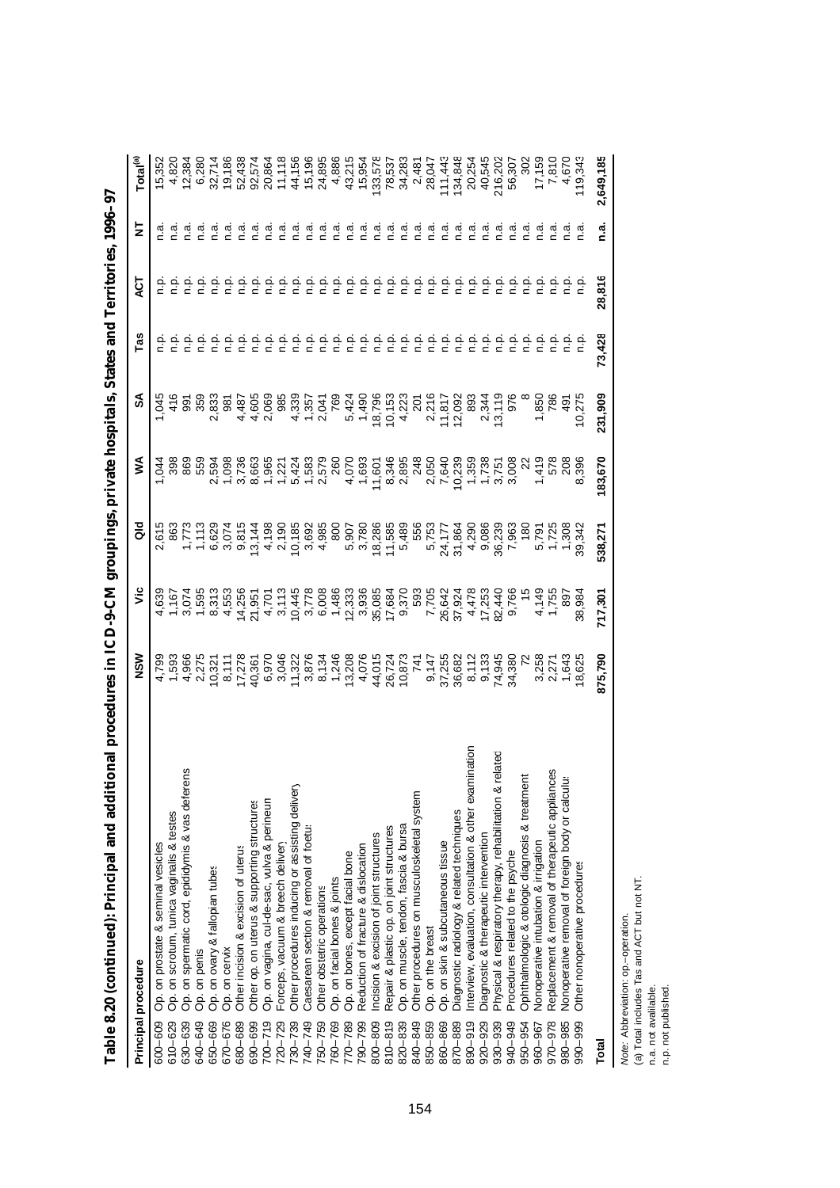# Table 8.20 (continued): Principal and additional procedures in ICD-9-CM groupings, private hospitals, States and Territories, 1996–97

| Principal procedure | | NSW | Vic | Qld | WA | SA | Tas | ACT | NT | Total[(a)] |
|---|---|---|---|---|---|---|---|---|---|---|
| 600–609 | Op. on prostate & seminal vesicles | 4,799 | 4,639 | 2,615 | 1,044 | 1,045 | n.p. | n.p. | n.a. | 15,352 |
| 610–629 | Op. on scrotum, tunica vaginalis & testes | 1,593 | 1,167 | 863 | 398 | 416 | n.p. | n.p. | n.a. | 4,820 |
| 630–639 | Op. on spermatic cord, epididymis & vas deferens | 4,966 | 3,074 | 1,773 | 869 | 991 | n.p. | n.p. | n.a. | 12,384 |
| 640–649 | Op. on penis | 2,275 | 1,595 | 1,113 | 559 | 359 | n.p. | n.p. | n.a. | 6,280 |
| 650–669 | Op. on ovary & fallopian tubes | 10,321 | 8,313 | 6,629 | 2,594 | 2,833 | n.p. | n.p. | n.a. | 32,714 |
| 670–676 | Op. on cervix | 8,111 | 4,553 | 3,074 | 1,098 | 981 | n.p. | n.p. | n.a. | 19,186 |
| 680–689 | Other incision & excision of uterus | 17,278 | 14,256 | 9,815 | 3,736 | 4,487 | n.p. | n.p. | n.a. | 52,438 |
| 690–699 | Other op. on uterus & supporting structures | 40,361 | 21,951 | 13,144 | 8,663 | 4,605 | n.p. | n.p. | n.a. | 92,574 |
| 700–719 | Op. on vagina, cul-de-sac, vulva & perineum | 6,970 | 4,701 | 4,198 | 1,965 | 2,069 | n.p. | n.p. | n.a. | 20,864 |
| 720–729 | Forceps, vacuum & breech delivery | 3,046 | 3,113 | 2,190 | 1,221 | 985 | n.p. | n.p. | n.a. | 11,118 |
| 730–739 | Other procedures inducing or assisting delivery | 11,322 | 10,445 | 10,185 | 5,424 | 4,339 | n.p. | n.p. | n.a. | 44,156 |
| 740–749 | Caesarean section & removal of foetus | 3,876 | 3,778 | 3,692 | 1,583 | 1,357 | n.p. | n.p. | n.a. | 15,196 |
| 750–759 | Other obstetric operations | 8,134 | 6,008 | 4,985 | 2,579 | 2,041 | n.p. | n.p. | n.a. | 24,895 |
| 760–769 | Op. on facial bones & joints | 1,246 | 1,486 | 800 | 260 | 769 | n.p. | n.p. | n.a. | 4,886 |
| 770–789 | Op. on bones, except facial bone | 13,208 | 12,333 | 5,907 | 4,070 | 5,424 | n.p. | n.p. | n.a. | 43,215 |
| 790–799 | Reduction of fracture & dislocation | 4,076 | 3,936 | 3,780 | 1,693 | 1,490 | n.p. | n.p. | n.a. | 15,954 |
| 800–809 | Incision & excision of joint structures | 44,015 | 35,085 | 18,286 | 11,601 | 18,796 | n.p. | n.p. | n.a. | 133,578 |
| 810–819 | Repair & plastic op. on joint structures | 26,724 | 17,684 | 11,585 | 8,346 | 10,153 | n.p. | n.p. | n.a. | 78,537 |
| 820–839 | Op. on muscle, tendon, fascia & bursa | 10,873 | 9,370 | 5,489 | 2,895 | 4,223 | n.p. | n.p. | n.a. | 34,283 |
| 840–849 | Other procedures on musculoskeletal system | 741 | 593 | 556 | 248 | 201 | n.p. | n.p. | n.a. | 2,481 |
| 850–859 | Op. on the breast | 9,147 | 7,705 | 5,753 | 2,050 | 2,216 | n.p. | n.p. | n.a. | 28,047 |
| 860–869 | Op. on skin & subcutaneous tissue | 37,255 | 26,642 | 24,177 | 7,640 | 11,817 | n.p. | n.p. | n.a. | 111,443 |
| 870–889 | Diagnostic radiology & related techniques | 36,682 | 37,924 | 31,864 | 10,239 | 12,092 | n.p. | n.p. | n.a. | 134,848 |
| 890–919 | Interview, evaluation, consultation & other examination | 8,112 | 4,478 | 4,290 | 1,359 | 893 | n.p. | n.p. | n.a. | 20,254 |
| 920–929 | Diagnostic & therapeutic intervention | 9,133 | 17,253 | 9,086 | 1,738 | 2,344 | n.p. | n.p. | n.a. | 40,545 |
| 930–939 | Physical & respiratory therapy, rehabilitation & related | 74,945 | 82,440 | 36,239 | 3,751 | 13,119 | n.p. | n.p. | n.a. | 216,202 |
| 940–949 | Procedures related to the psyche | 34,380 | 9,766 | 7,963 | 3,008 | 976 | n.p. | n.p. | n.a. | 56,307 |
| 950–954 | Ophthalmologic & otologic diagnosis & treatment | 72 | 15 | 180 | 22 | 8 | n.p. | n.p. | n.a. | 302 |
| 960–967 | Nonoperative intubation & irrigation | 3,258 | 4,149 | 5,791 | 1,419 | 1,850 | n.p. | n.p. | n.a. | 17,159 |
| 970–978 | Replacement & removal of therapeutic appliances | 2,271 | 1,755 | 1,725 | 578 | 786 | n.p. | n.p. | n.a. | 7,810 |
| 980–985 | Nonoperative removal of foreign body or calculus | 1,643 | 897 | 1,308 | 208 | 491 | n.p. | n.p. | n.a. | 4,670 |
| 990–999 | Other nonoperative procedures | 18,625 | 38,984 | 39,342 | 8,396 | 10,275 | n.p. | n.p. | n.a. | 119,343 |
| **Total** | | **875,790** | **717,301** | **538,271** | **183,670** | **231,909** | **73,428** | **28,816** | **n.a.** | **2,649,185** |

*Note:* Abbreviation: op.—operation.

(a) Total includes Tas and ACT but not NT.

n.a. not available.

n.p. not published.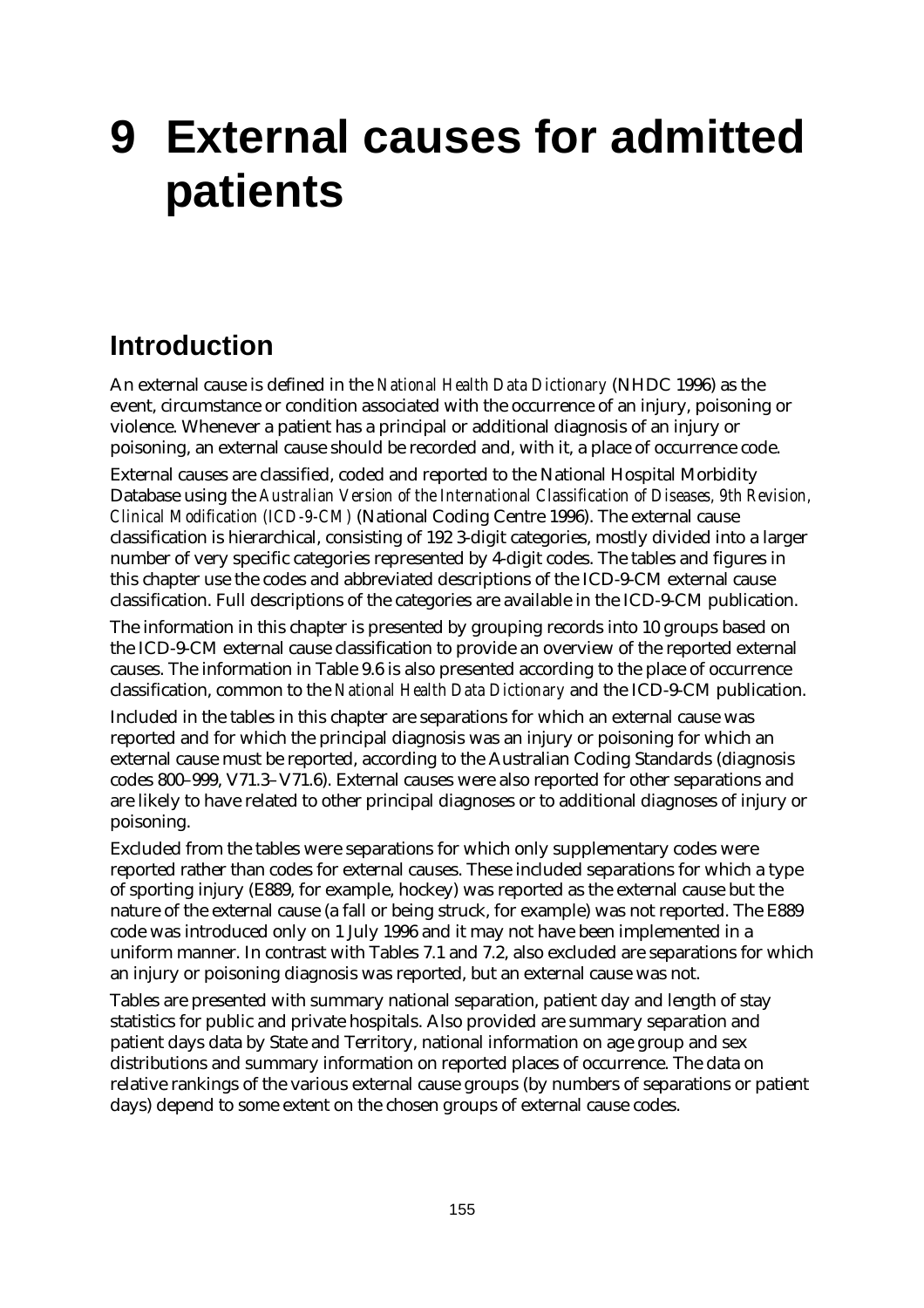# 9 External causes for admitted patients

## Introduction

An external cause is defined in the *National Health Data Dictionary* (NHDC 1996) as the event, circumstance or condition associated with the occurrence of an injury, poisoning or violence. Whenever a patient has a principal or additional diagnosis of an injury or poisoning, an external cause should be recorded and, with it, a place of occurrence code.

External causes are classified, coded and reported to the National Hospital Morbidity Database using the *Australian Version of the International Classification of Diseases, 9th Revision, Clinical Modification (ICD-9-CM)* (National Coding Centre 1996). The external cause classification is hierarchical, consisting of 192 3-digit categories, mostly divided into a larger number of very specific categories represented by 4-digit codes. The tables and figures in this chapter use the codes and abbreviated descriptions of the ICD-9-CM external cause classification. Full descriptions of the categories are available in the ICD-9-CM publication.

The information in this chapter is presented by grouping records into 10 groups based on the ICD-9-CM external cause classification to provide an overview of the reported external causes. The information in Table 9.6 is also presented according to the place of occurrence classification, common to the *National Health Data Dictionary* and the ICD-9-CM publication.

Included in the tables in this chapter are separations for which an external cause was reported and for which the principal diagnosis was an injury or poisoning for which an external cause must be reported, according to the Australian Coding Standards (diagnosis codes 800–999, V71.3–V71.6). External causes were also reported for other separations and are likely to have related to other principal diagnoses or to additional diagnoses of injury or poisoning.

Excluded from the tables were separations for which only supplementary codes were reported rather than codes for external causes. These included separations for which a type of sporting injury (E889, for example, hockey) was reported as the external cause but the nature of the external cause (a fall or being struck, for example) was not reported. The E889 code was introduced only on 1 July 1996 and it may not have been implemented in a uniform manner. In contrast with Tables 7.1 and 7.2, also excluded are separations for which an injury or poisoning diagnosis was reported, but an external cause was not.

Tables are presented with summary national separation, patient day and length of stay statistics for public and private hospitals. Also provided are summary separation and patient days data by State and Territory, national information on age group and sex distributions and summary information on reported places of occurrence. The data on relative rankings of the various external cause groups (by numbers of separations or patient days) depend to some extent on the chosen groups of external cause codes.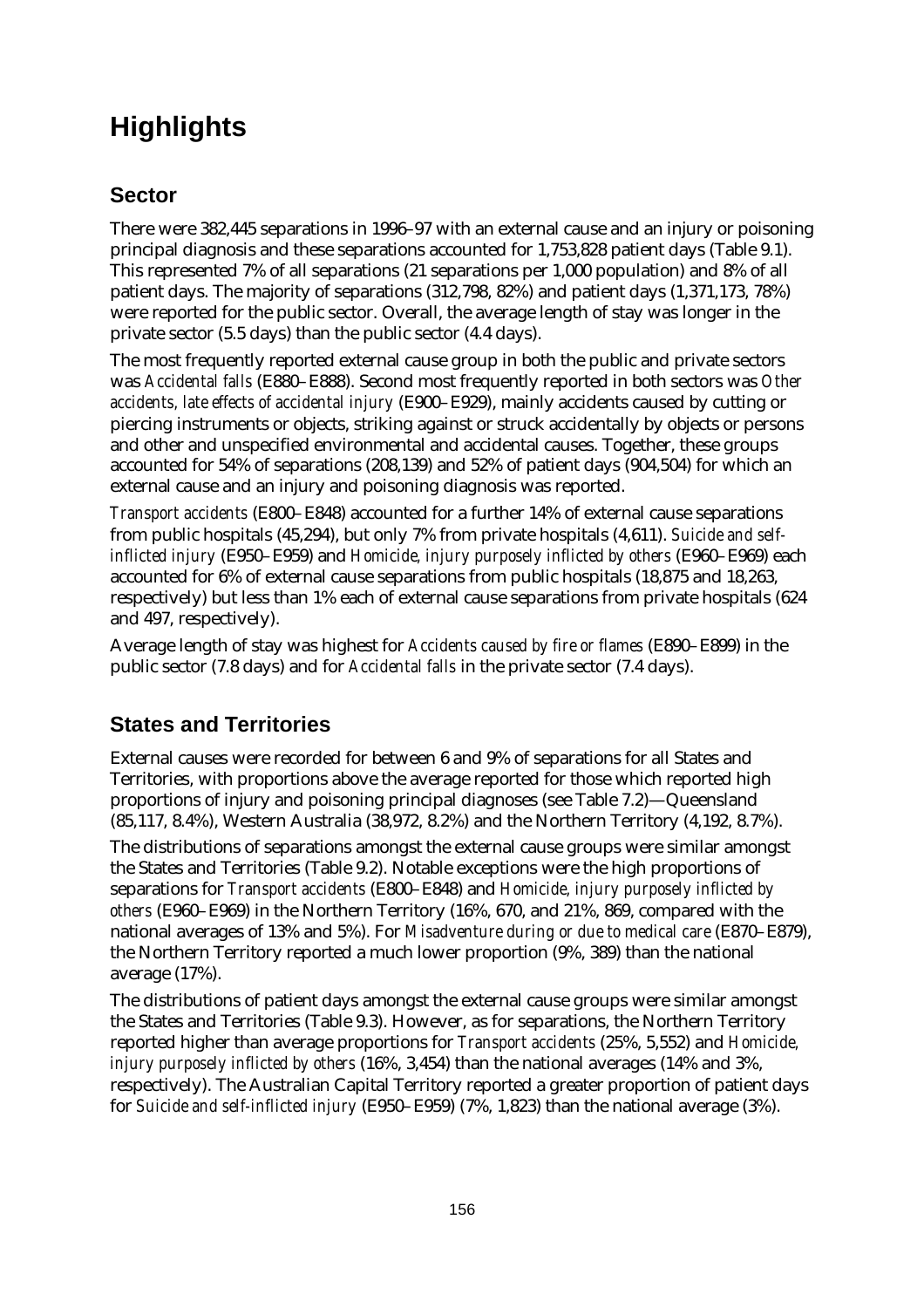# Highlights

## Sector

There were 382,445 separations in 1996–97 with an external cause and an injury or poisoning principal diagnosis and these separations accounted for 1,753,828 patient days (Table 9.1). This represented 7% of all separations (21 separations per 1,000 population) and 8% of all patient days. The majority of separations (312,798, 82%) and patient days (1,371,173, 78%) were reported for the public sector. Overall, the average length of stay was longer in the private sector (5.5 days) than the public sector (4.4 days).

The most frequently reported external cause group in both the public and private sectors was *Accidental falls* (E880–E888). Second most frequently reported in both sectors was *Other accidents, late effects of accidental injury* (E900–E929), mainly accidents caused by cutting or piercing instruments or objects, striking against or struck accidentally by objects or persons and other and unspecified environmental and accidental causes. Together, these groups accounted for 54% of separations (208,139) and 52% of patient days (904,504) for which an external cause and an injury and poisoning diagnosis was reported.

*Transport accidents* (E800–E848) accounted for a further 14% of external cause separations from public hospitals (45,294), but only 7% from private hospitals (4,611). *Suicide and self-inflicted injury* (E950–E959) and *Homicide, injury purposely inflicted by others* (E960–E969) each accounted for 6% of external cause separations from public hospitals (18,875 and 18,263, respectively) but less than 1% each of external cause separations from private hospitals (624 and 497, respectively).

Average length of stay was highest for *Accidents caused by fire or flames* (E890–E899) in the public sector (7.8 days) and for *Accidental falls* in the private sector (7.4 days).

## States and Territories

External causes were recorded for between 6 and 9% of separations for all States and Territories, with proportions above the average reported for those which reported high proportions of injury and poisoning principal diagnoses (see Table 7.2)—Queensland (85,117, 8.4%), Western Australia (38,972, 8.2%) and the Northern Territory (4,192, 8.7%).

The distributions of separations amongst the external cause groups were similar amongst the States and Territories (Table 9.2). Notable exceptions were the high proportions of separations for *Transport accidents* (E800–E848) and *Homicide, injury purposely inflicted by others* (E960–E969) in the Northern Territory (16%, 670, and 21%, 869, compared with the national averages of 13% and 5%). For *Misadventure during or due to medical care* (E870–E879), the Northern Territory reported a much lower proportion (9%, 389) than the national average (17%).

The distributions of patient days amongst the external cause groups were similar amongst the States and Territories (Table 9.3). However, as for separations, the Northern Territory reported higher than average proportions for *Transport accidents* (25%, 5,552) and *Homicide, injury purposely inflicted by others* (16%, 3,454) than the national averages (14% and 3%, respectively). The Australian Capital Territory reported a greater proportion of patient days for *Suicide and self-inflicted injury* (E950–E959) (7%, 1,823) than the national average (3%).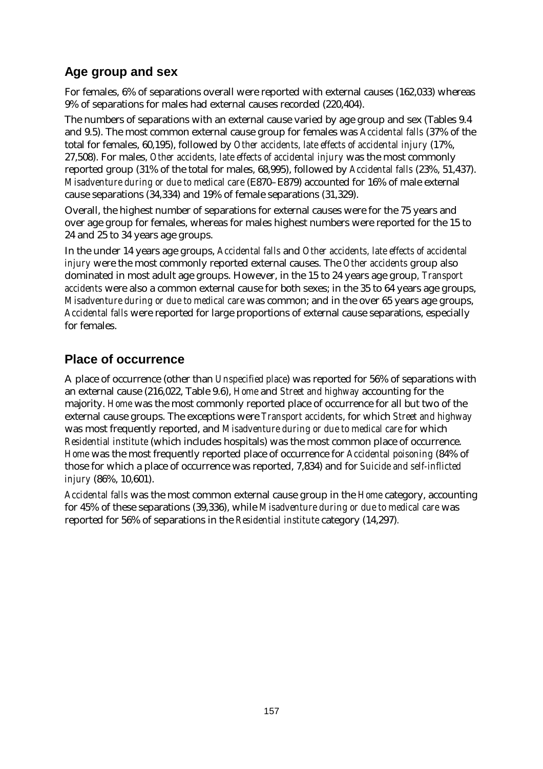## Age group and sex

For females, 6% of separations overall were reported with external causes (162,033) whereas 9% of separations for males had external causes recorded (220,404).

The numbers of separations with an external cause varied by age group and sex (Tables 9.4 and 9.5). The most common external cause group for females was *Accidental falls* (37% of the total for females, 60,195), followed by *Other accidents, late effects of accidental injury* (17%, 27,508). For males, *Other accidents, late effects of accidental injury* was the most commonly reported group (31% of the total for males, 68,995), followed by *Accidental falls* (23%, 51,437). *Misadventure during or due to medical care* (E870–E879) accounted for 16% of male external cause separations (34,334) and 19% of female separations (31,329).

Overall, the highest number of separations for external causes were for the 75 years and over age group for females, whereas for males highest numbers were reported for the 15 to 24 and 25 to 34 years age groups.

In the under 14 years age groups, *Accidental falls* and *Other accidents, late effects of accidental injury* were the most commonly reported external causes. The *Other accidents* group also dominated in most adult age groups. However, in the 15 to 24 years age group, *Transport accidents* were also a common external cause for both sexes; in the 35 to 64 years age groups, *Misadventure during or due to medical care* was common; and in the over 65 years age groups, *Accidental falls* were reported for large proportions of external cause separations, especially for females.

## Place of occurrence

A place of occurrence (other than *Unspecified place*) was reported for 56% of separations with an external cause (216,022, Table 9.6), *Home* and *Street and highway* accounting for the majority. *Home* was the most commonly reported place of occurrence for all but two of the external cause groups. The exceptions were *Transport accidents*, for which *Street and highway* was most frequently reported, and *Misadventure during or due to medical care* for which *Residential institute* (which includes hospitals) was the most common place of occurrence. *Home* was the most frequently reported place of occurrence for *Accidental poisoning* (84% of those for which a place of occurrence was reported, 7,834) and for *Suicide and self-inflicted injury* (86%, 10,601).

*Accidental falls* was the most common external cause group in the *Home* category, accounting for 45% of these separations (39,336), while *Misadventure during or due to medical care* was reported for 56% of separations in the *Residential institute* category (14,297).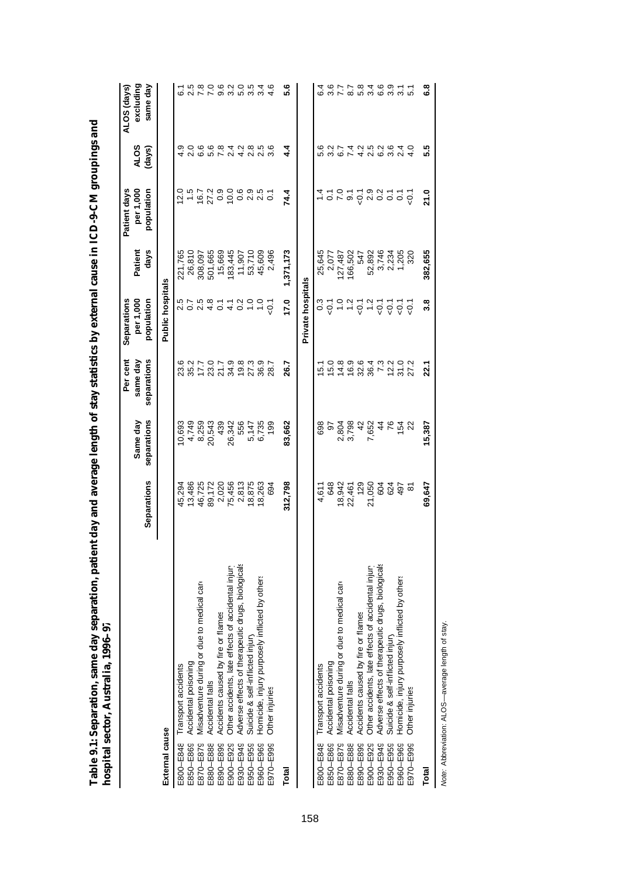**Table 9.1: Separation, same day separation, patient day and average length of stay statistics by external cause in ICD-9-CM groupings and hospital sector, Australia, 1996–97**

| External cause | | Separations | Same day separations | Per cent same day separations | Separations per 1,000 population | Patient days | Patient days per 1,000 population | ALOS (days) | ALOS (days) excluding same day |
|---|---|---|---|---|---|---|---|---|---|
| | | | | | **Public hospitals** | | | | |
| E800–E848 | Transport accidents | 45,294 | 10,693 | 23.6 | 2.5 | 221,765 | 12.0 | 4.9 | 6.1 |
| E850–E869 | Accidental poisoning | 13,486 | 4,749 | 35.2 | 0.7 | 26,810 | 1.5 | 2.0 | 2.5 |
| E870–E879 | Misadventure during or due to medical care | 46,725 | 8,259 | 17.7 | 2.5 | 308,097 | 16.7 | 6.6 | 7.8 |
| E880–E888 | Accidental falls | 89,172 | 20,543 | 23.0 | 4.8 | 501,665 | 27.2 | 5.6 | 7.0 |
| E890–E899 | Accidents caused by fire or flames | 2,020 | 439 | 21.7 | 0.1 | 15,669 | 0.9 | 7.8 | 9.6 |
| E900–E929 | Other accidents, late effects of accidental injury | 75,456 | 26,342 | 34.9 | 4.1 | 183,445 | 10.0 | 2.4 | 3.2 |
| E930–E949 | Adverse effects of therapeutic drugs, biologicals | 2,813 | 556 | 19.8 | 0.2 | 11,907 | 0.6 | 4.2 | 5.0 |
| E950–E959 | Suicide & self-inflicted injury | 18,875 | 5,147 | 27.3 | 1.0 | 53,710 | 2.9 | 2.8 | 3.5 |
| E960–E969 | Homicide, injury purposely inflicted by others | 18,263 | 6,735 | 36.9 | 1.0 | 45,609 | 2.5 | 2.5 | 3.4 |
| E970–E999 | Other injuries | 694 | 199 | 28.7 | <0.1 | 2,496 | 0.1 | 3.6 | 4.6 |
| **Total** | | **312,798** | **83,662** | **26.7** | **17.0** | **1,371,173** | **74.4** | **4.4** | **5.6** |
| | | | | | **Private hospitals** | | | | |
| E800–E848 | Transport accidents | 4,611 | 698 | 15.1 | 0.3 | 25,645 | 1.4 | 5.6 | 6.4 |
| E850–E869 | Accidental poisoning | 648 | 97 | 15.0 | <0.1 | 2,077 | 0.1 | 3.2 | 3.6 |
| E870–E879 | Misadventure during or due to medical care | 18,942 | 2,804 | 14.8 | 1.0 | 127,487 | 7.0 | 6.7 | 7.7 |
| E880–E888 | Accidental falls | 22,461 | 3,798 | 16.9 | 1.2 | 166,502 | 9.1 | 7.4 | 8.7 |
| E890–E899 | Accidents caused by fire or flames | 129 | 42 | 32.6 | <0.1 | 547 | <0.1 | 4.2 | 5.8 |
| E900–E929 | Other accidents, late effects of accidental injury | 21,050 | 7,652 | 36.4 | 1.2 | 52,892 | 2.9 | 2.5 | 3.4 |
| E930–E949 | Adverse effects of therapeutic drugs, biologicals | 604 | 44 | 7.3 | <0.1 | 3,746 | 0.2 | 6.2 | 6.6 |
| E950–E959 | Suicide & self-inflicted injury | 624 | 76 | 12.2 | <0.1 | 2,234 | 0.1 | 3.6 | 3.9 |
| E960–E969 | Homicide, injury purposely inflicted by others | 497 | 154 | 31.0 | <0.1 | 1,205 | 0.1 | 2.4 | 3.1 |
| E970–E999 | Other injuries | 81 | 22 | 27.2 | <0.1 | 320 | <0.1 | 4.0 | 5.1 |
| **Total** | | **69,647** | **15,387** | **22.1** | **3.8** | **382,655** | **21.0** | **5.5** | **6.8** |

*Note:* Abbreviation: ALOS—average length of stay.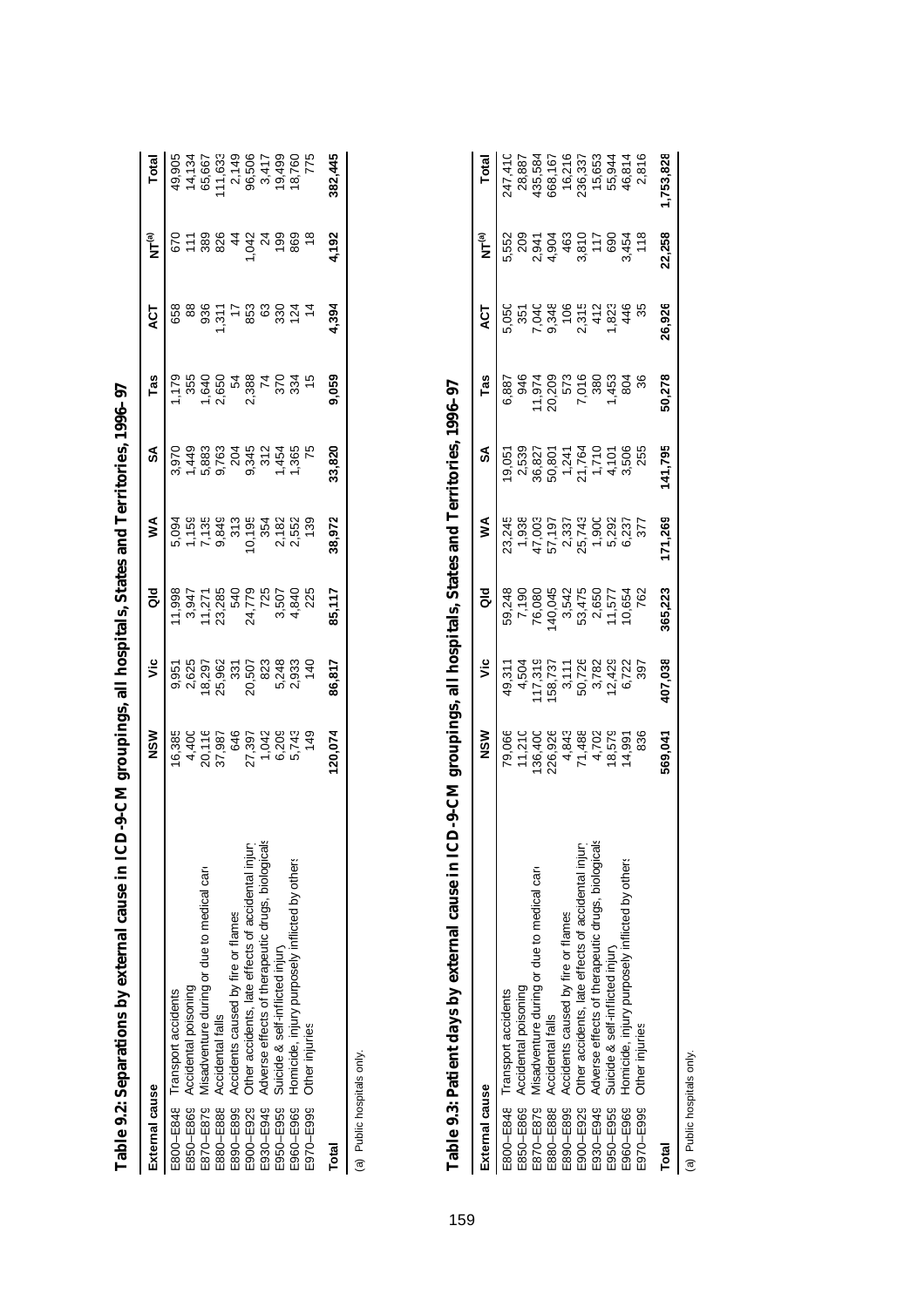## Table 9.2: Separations by external cause in ICD-9-CM groupings, all hospitals, States and Territories, 1996–97

| External cause | | NSW | Vic | Qld | WA | SA | Tas | ACT | NT[(a)] | Total |
|---|---|---|---|---|---|---|---|---|---|---|
| E800–E848 | Transport accidents | 16,385 | 9,951 | 11,998 | 5,094 | 3,970 | 1,179 | 658 | 670 | 49,905 |
| E850–E869 | Accidental poisoning | 4,400 | 2,625 | 3,947 | 1,159 | 1,449 | 355 | 88 | 111 | 14,134 |
| E870–E879 | Misadventure during or due to medical care | 20,116 | 18,297 | 11,271 | 7,135 | 5,883 | 1,640 | 936 | 389 | 65,667 |
| E880–E888 | Accidental falls | 37,987 | 25,962 | 23,285 | 9,849 | 9,763 | 2,650 | 1,311 | 826 | 111,633 |
| E890–E899 | Accidents caused by fire or flames | 646 | 331 | 540 | 313 | 204 | 54 | 17 | 44 | 2,149 |
| E900–E929 | Other accidents, late effects of accidental injury | 27,397 | 20,507 | 24,779 | 10,195 | 9,345 | 2,388 | 853 | 1,042 | 96,506 |
| E930–E949 | Adverse effects of therapeutic drugs, biologicals | 1,042 | 823 | 725 | 354 | 312 | 74 | 63 | 24 | 3,417 |
| E950–E959 | Suicide & self-inflicted injury | 6,209 | 5,248 | 3,507 | 2,182 | 1,454 | 370 | 330 | 199 | 19,499 |
| E960–E969 | Homicide, injury purposely inflicted by others | 5,743 | 2,933 | 4,840 | 2,552 | 1,365 | 334 | 124 | 869 | 18,760 |
| E970–E999 | Other injuries | 149 | 140 | 225 | 139 | 75 | 15 | 14 | 18 | 775 |
| **Total** | | **120,074** | **86,817** | **85,117** | **38,972** | **33,820** | **9,059** | **4,394** | **4,192** | **382,445** |

(a) Public hospitals only.

## Table 9.3: Patient days by external cause in ICD-9-CM groupings, all hospitals, States and Territories, 1996–97

| External cause | | NSW | Vic | Qld | WA | SA | Tas | ACT | NT[(a)] | Total |
|---|---|---|---|---|---|---|---|---|---|---|
| E800–E848 | Transport accidents | 79,066 | 49,311 | 59,248 | 23,245 | 19,051 | 6,887 | 5,050 | 5,552 | 247,410 |
| E850–E869 | Accidental poisoning | 11,210 | 4,504 | 7,190 | 1,938 | 2,539 | 946 | 351 | 209 | 28,887 |
| E870–E879 | Misadventure during or due to medical care | 136,400 | 117,319 | 76,080 | 47,003 | 36,827 | 11,974 | 7,040 | 2,941 | 435,584 |
| E880–E888 | Accidental falls | 226,926 | 158,737 | 140,045 | 57,197 | 50,801 | 20,209 | 9,348 | 4,904 | 668,167 |
| E890–E899 | Accidents caused by fire or flames | 4,843 | 3,111 | 3,542 | 2,337 | 1,241 | 573 | 106 | 463 | 16,216 |
| E900–E929 | Other accidents, late effects of accidental injury | 71,488 | 50,726 | 53,475 | 25,743 | 21,764 | 7,016 | 2,315 | 3,810 | 236,337 |
| E930–E949 | Adverse effects of therapeutic drugs, biologicals | 4,702 | 3,782 | 2,650 | 1,900 | 1,710 | 380 | 412 | 117 | 15,653 |
| E950–E959 | Suicide & self-inflicted injury | 18,579 | 12,429 | 11,577 | 5,292 | 4,101 | 1,453 | 1,823 | 690 | 55,944 |
| E960–E969 | Homicide, injury purposely inflicted by others | 14,991 | 6,722 | 10,654 | 6,237 | 3,506 | 804 | 446 | 3,454 | 46,814 |
| E970–E999 | Other injuries | 836 | 397 | 762 | 377 | 255 | 36 | 35 | 118 | 2,816 |
| **Total** | | **569,041** | **407,038** | **365,223** | **171,269** | **141,795** | **50,278** | **26,926** | **22,258** | **1,753,828** |

(a) Public hospitals only.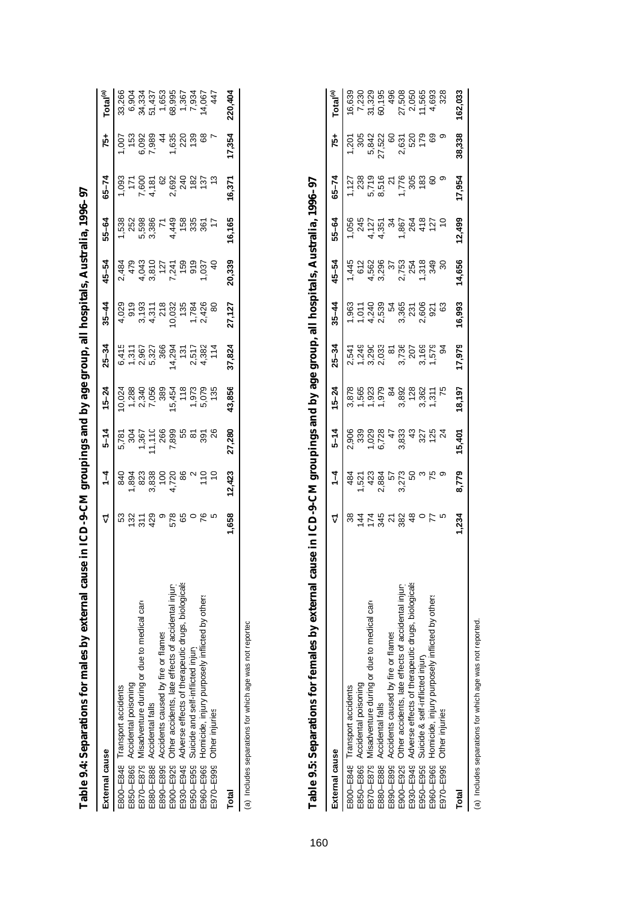**Table 9.4: Separations for males by external cause in ICD-9-CM groupings and by age group, all hospitals, Australia, 1996–97**

| External cause | | <1 | 1–4 | 5–14 | 15–24 | 25–34 | 35–44 | 45–54 | 55–64 | 65–74 | 75+ | Total[(a)] |
|---|---|---|---|---|---|---|---|---|---|---|---|---|
| E800–E848 | Transport accidents | 53 | 840 | 5,781 | 10,024 | 6,415 | 4,029 | 2,484 | 1,538 | 1,093 | 1,007 | 33,266 |
| E850–E869 | Accidental poisoning | 132 | 1,894 | 304 | 1,288 | 1,311 | 919 | 479 | 252 | 171 | 153 | 6,904 |
| E870–E879 | Misadventure during or due to medical care | 311 | 823 | 1,367 | 2,340 | 2,967 | 3,193 | 4,043 | 5,598 | 7,600 | 6,092 | 34,334 |
| E880–E888 | Accidental falls | 429 | 3,838 | 11,110 | 7,056 | 5,327 | 4,311 | 3,810 | 3,386 | 4,181 | 7,989 | 51,437 |
| E890–E899 | Accidents caused by fire or flames | 9 | 100 | 266 | 389 | 366 | 218 | 127 | 71 | 62 | 44 | 1,653 |
| E900–E929 | Other accidents, late effects of accidental injury | 578 | 4,720 | 7,899 | 15,454 | 14,294 | 10,032 | 7,241 | 4,449 | 2,692 | 1,635 | 68,995 |
| E930–E949 | Adverse effects of therapeutic drugs, biologicals | 65 | 86 | 55 | 118 | 131 | 135 | 159 | 158 | 240 | 220 | 1,367 |
| E950–E959 | Suicide and self-inflicted injury | 0 | 2 | 81 | 1,973 | 2,517 | 1,784 | 919 | 335 | 182 | 139 | 7,934 |
| E960–E969 | Homicide, injury purposely inflicted by others | 76 | 110 | 391 | 5,079 | 4,382 | 2,426 | 1,037 | 361 | 137 | 68 | 14,067 |
| E970–E999 | Other injuries | 5 | 10 | 26 | 135 | 114 | 80 | 40 | 17 | 13 | 7 | 447 |
| **Total** | | **1,658** | **12,423** | **27,280** | **43,856** | **37,824** | **27,127** | **20,339** | **16,165** | **16,371** | **17,354** | **220,404** |

(a) Includes separations for which age was not reported.

**Table 9.5: Separations for females by external cause in ICD-9-CM groupings and by age group, all hospitals, Australia, 1996–97**

| External cause | | <1 | 1–4 | 5–14 | 15–24 | 25–34 | 35–44 | 45–54 | 55–64 | 65–74 | 75+ | Total[(a)] |
|---|---|---|---|---|---|---|---|---|---|---|---|---|
| E800–E848 | Transport accidents | 38 | 484 | 2,906 | 3,878 | 2,541 | 1,963 | 1,445 | 1,056 | 1,127 | 1,201 | 16,639 |
| E850–E869 | Accidental poisoning | 144 | 1,521 | 339 | 1,565 | 1,249 | 1,011 | 612 | 245 | 238 | 305 | 7,230 |
| E870–E879 | Misadventure during or due to medical care | 174 | 423 | 1,029 | 1,923 | 3,290 | 4,240 | 4,562 | 4,127 | 5,719 | 5,842 | 31,329 |
| E880–E888 | Accidental falls | 345 | 2,884 | 6,728 | 1,979 | 2,033 | 2,539 | 3,296 | 4,351 | 8,516 | 27,522 | 60,195 |
| E890–E899 | Accidents caused by fire or flames | 21 | 57 | 47 | 84 | 81 | 54 | 37 | 34 | 21 | 60 | 496 |
| E900–E929 | Other accidents, late effects of accidental injury | 382 | 3,273 | 3,833 | 3,892 | 3,736 | 3,365 | 2,753 | 1,867 | 1,776 | 2,631 | 27,508 |
| E930–E949 | Adverse effects of therapeutic drugs, biologicals | 48 | 50 | 43 | 128 | 207 | 231 | 254 | 264 | 305 | 520 | 2,050 |
| E950–E959 | Suicide & self-inflicted injury | 0 | 3 | 327 | 3,362 | 3,169 | 2,606 | 1,318 | 418 | 183 | 179 | 11,565 |
| E960–E969 | Homicide, injury purposely inflicted by others | 77 | 75 | 125 | 1,311 | 1,579 | 921 | 349 | 127 | 60 | 69 | 4,693 |
| E970–E999 | Other injuries | 5 | 9 | 24 | 75 | 94 | 63 | 30 | 10 | 9 | 9 | 328 |
| **Total** | | **1,234** | **8,779** | **15,401** | **18,197** | **17,979** | **16,993** | **14,656** | **12,499** | **17,954** | **38,338** | **162,033** |

(a) Includes separations for which age was not reported.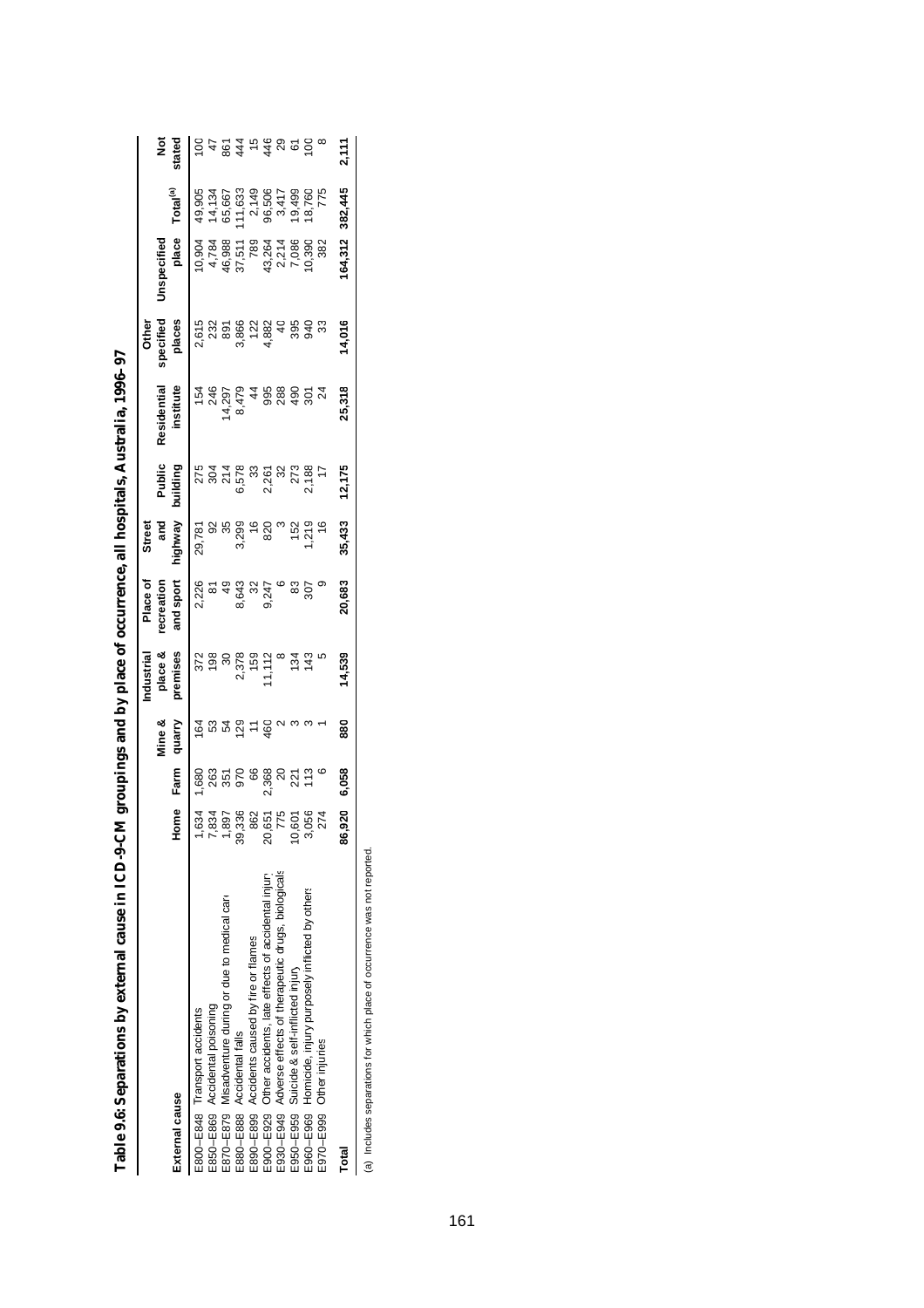# Table 9.6: Separations by external cause in ICD-9-CM groupings and by place of occurrence, all hospitals, Australia, 1996–97

| External cause | | Home | Farm | Mine & quarry | Industrial place & premises | Place of recreation and sport | Street and highway | Public building | Residential institute | Other specified places | Unspecified place | Total[(a)] | Not stated |
|---|---|---|---|---|---|---|---|---|---|---|---|---|---|
| E800–E848 | Transport accidents | 1,634 | 1,680 | 164 | 372 | 2,226 | 29,781 | 275 | 154 | 2,615 | 10,904 | 49,905 | 100 |
| E850–E869 | Accidental poisoning | 7,834 | 263 | 53 | 198 | 81 | 92 | 304 | 246 | 232 | 4,784 | 14,134 | 47 |
| E870–E879 | Misadventure during or due to medical care | 1,897 | 351 | 54 | 30 | 49 | 35 | 214 | 14,297 | 891 | 46,988 | 65,667 | 861 |
| E880–E888 | Accidental falls | 39,336 | 970 | 129 | 2,378 | 8,643 | 3,299 | 6,578 | 8,479 | 3,866 | 37,511 | 111,633 | 444 |
| E890–E899 | Accidents caused by fire or flames | 862 | 66 | 11 | 159 | 32 | 16 | 33 | 44 | 122 | 789 | 2,149 | 15 |
| E900–E929 | Other accidents, late effects of accidental injury | 20,651 | 2,368 | 460 | 11,112 | 9,247 | 820 | 2,261 | 995 | 4,882 | 43,264 | 96,506 | 446 |
| E930–E949 | Adverse effects of therapeutic drugs, biologicals | 775 | 20 | 2 | 8 | 6 | 3 | 32 | 288 | 40 | 2,214 | 3,417 | 29 |
| E950–E959 | Suicide & self-inflicted injury | 10,601 | 221 | 3 | 134 | 83 | 152 | 273 | 490 | 395 | 7,086 | 19,499 | 61 |
| E960–E969 | Homicide, injury purposely inflicted by others | 3,056 | 113 | 3 | 143 | 307 | 1,219 | 2,188 | 301 | 940 | 10,390 | 18,760 | 100 |
| E970–E999 | Other injuries | 274 | 6 | 1 | 5 | 9 | 16 | 17 | 24 | 33 | 382 | 775 | 8 |
| **Total** | | **86,920** | **6,058** | **880** | **14,539** | **20,683** | **35,433** | **12,175** | **25,318** | **14,016** | **164,312** | **382,445** | **2,111** |

(a) Includes separations for which place of occurrence was not reported.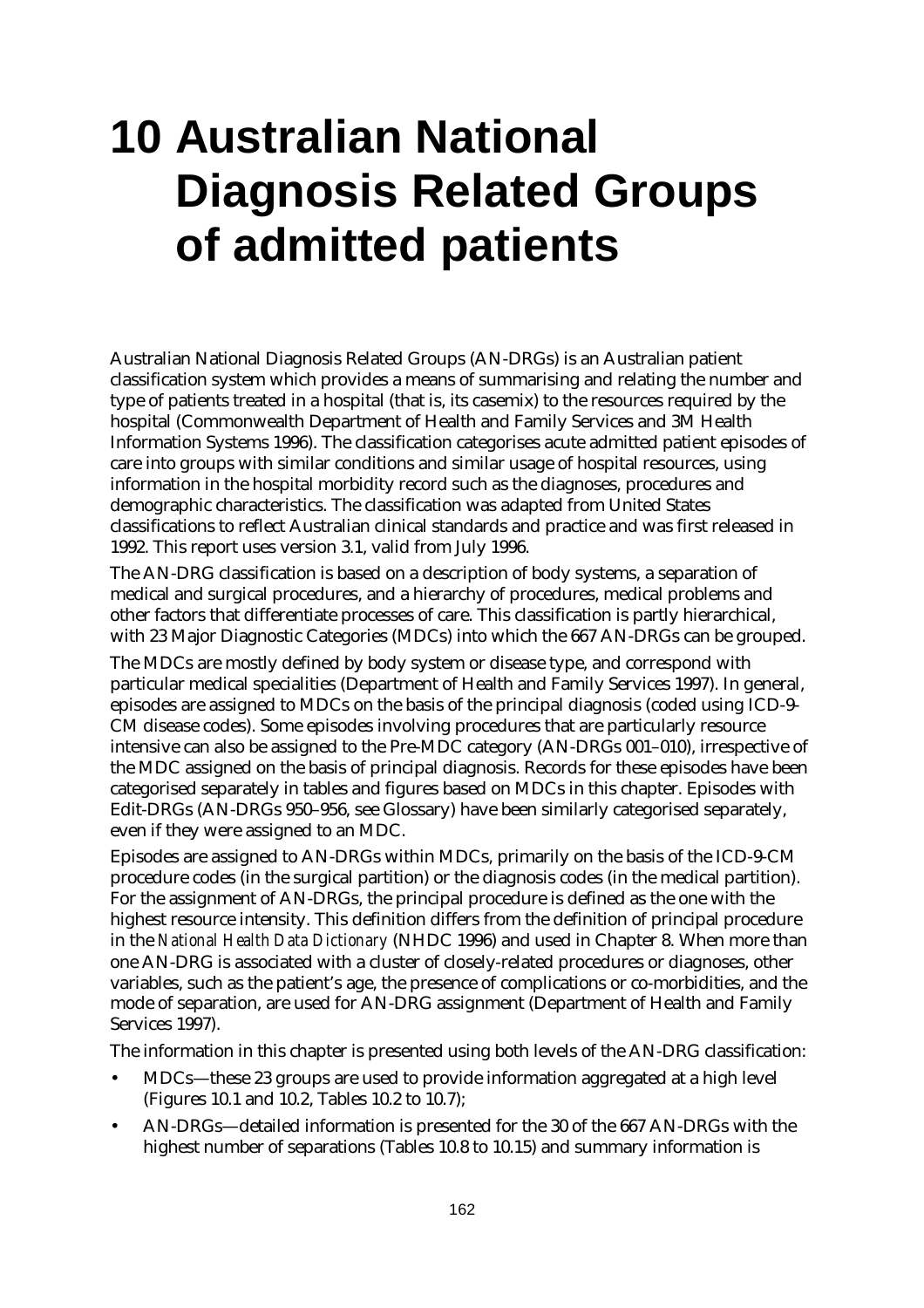# 10 Australian National Diagnosis Related Groups of admitted patients

Australian National Diagnosis Related Groups (AN-DRGs) is an Australian patient classification system which provides a means of summarising and relating the number and type of patients treated in a hospital (that is, its casemix) to the resources required by the hospital (Commonwealth Department of Health and Family Services and 3M Health Information Systems 1996). The classification categorises acute admitted patient episodes of care into groups with similar conditions and similar usage of hospital resources, using information in the hospital morbidity record such as the diagnoses, procedures and demographic characteristics. The classification was adapted from United States classifications to reflect Australian clinical standards and practice and was first released in 1992. This report uses version 3.1, valid from July 1996.

The AN-DRG classification is based on a description of body systems, a separation of medical and surgical procedures, and a hierarchy of procedures, medical problems and other factors that differentiate processes of care. This classification is partly hierarchical, with 23 Major Diagnostic Categories (MDCs) into which the 667 AN-DRGs can be grouped.

The MDCs are mostly defined by body system or disease type, and correspond with particular medical specialities (Department of Health and Family Services 1997). In general, episodes are assigned to MDCs on the basis of the principal diagnosis (coded using ICD-9-CM disease codes). Some episodes involving procedures that are particularly resource intensive can also be assigned to the Pre-MDC category (AN-DRGs 001–010), irrespective of the MDC assigned on the basis of principal diagnosis. Records for these episodes have been categorised separately in tables and figures based on MDCs in this chapter. Episodes with Edit-DRGs (AN-DRGs 950–956, see Glossary) have been similarly categorised separately, even if they were assigned to an MDC.

Episodes are assigned to AN-DRGs within MDCs, primarily on the basis of the ICD-9-CM procedure codes (in the surgical partition) or the diagnosis codes (in the medical partition). For the assignment of AN-DRGs, the principal procedure is defined as the one with the highest resource intensity. This definition differs from the definition of principal procedure in the *National Health Data Dictionary* (NHDC 1996) and used in Chapter 8. When more than one AN-DRG is associated with a cluster of closely-related procedures or diagnoses, other variables, such as the patient's age, the presence of complications or co-morbidities, and the mode of separation, are used for AN-DRG assignment (Department of Health and Family Services 1997).

The information in this chapter is presented using both levels of the AN-DRG classification:

- MDCs—these 23 groups are used to provide information aggregated at a high level (Figures 10.1 and 10.2, Tables 10.2 to 10.7);
- AN-DRGs—detailed information is presented for the 30 of the 667 AN-DRGs with the highest number of separations (Tables 10.8 to 10.15) and summary information is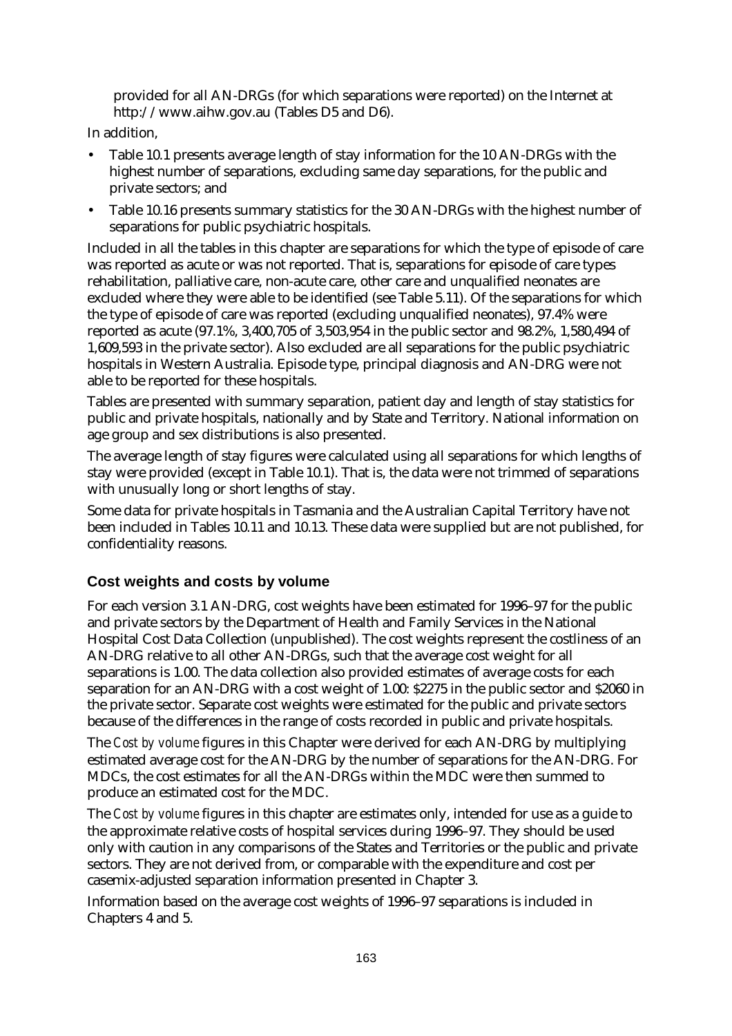provided for all AN-DRGs (for which separations were reported) on the Internet at http://www.aihw.gov.au (Tables D5 and D6).

In addition,

- Table 10.1 presents average length of stay information for the 10 AN-DRGs with the highest number of separations, excluding same day separations, for the public and private sectors; and
- Table 10.16 presents summary statistics for the 30 AN-DRGs with the highest number of separations for public psychiatric hospitals.

Included in all the tables in this chapter are separations for which the type of episode of care was reported as acute or was not reported. That is, separations for episode of care types rehabilitation, palliative care, non-acute care, other care and unqualified neonates are excluded where they were able to be identified (see Table 5.11). Of the separations for which the type of episode of care was reported (excluding unqualified neonates), 97.4% were reported as acute (97.1%, 3,400,705 of 3,503,954 in the public sector and 98.2%, 1,580,494 of 1,609,593 in the private sector). Also excluded are all separations for the public psychiatric hospitals in Western Australia. Episode type, principal diagnosis and AN-DRG were not able to be reported for these hospitals.

Tables are presented with summary separation, patient day and length of stay statistics for public and private hospitals, nationally and by State and Territory. National information on age group and sex distributions is also presented.

The average length of stay figures were calculated using all separations for which lengths of stay were provided (except in Table 10.1). That is, the data were not trimmed of separations with unusually long or short lengths of stay.

Some data for private hospitals in Tasmania and the Australian Capital Territory have not been included in Tables 10.11 and 10.13. These data were supplied but are not published, for confidentiality reasons.

### Cost weights and costs by volume

For each version 3.1 AN-DRG, cost weights have been estimated for 1996–97 for the public and private sectors by the Department of Health and Family Services in the National Hospital Cost Data Collection (unpublished). The cost weights represent the costliness of an AN-DRG relative to all other AN-DRGs, such that the average cost weight for all separations is 1.00. The data collection also provided estimates of average costs for each separation for an AN-DRG with a cost weight of 1.00: $2275 in the public sector and $2060 in the private sector. Separate cost weights were estimated for the public and private sectors because of the differences in the range of costs recorded in public and private hospitals.

The *Cost by volume* figures in this Chapter were derived for each AN-DRG by multiplying estimated average cost for the AN-DRG by the number of separations for the AN-DRG. For MDCs, the cost estimates for all the AN-DRGs within the MDC were then summed to produce an estimated cost for the MDC.

The *Cost by volume* figures in this chapter are estimates only, intended for use as a guide to the approximate relative costs of hospital services during 1996–97. They should be used only with caution in any comparisons of the States and Territories or the public and private sectors. They are not derived from, or comparable with the expenditure and cost per casemix-adjusted separation information presented in Chapter 3.

Information based on the average cost weights of 1996–97 separations is included in Chapters 4 and 5.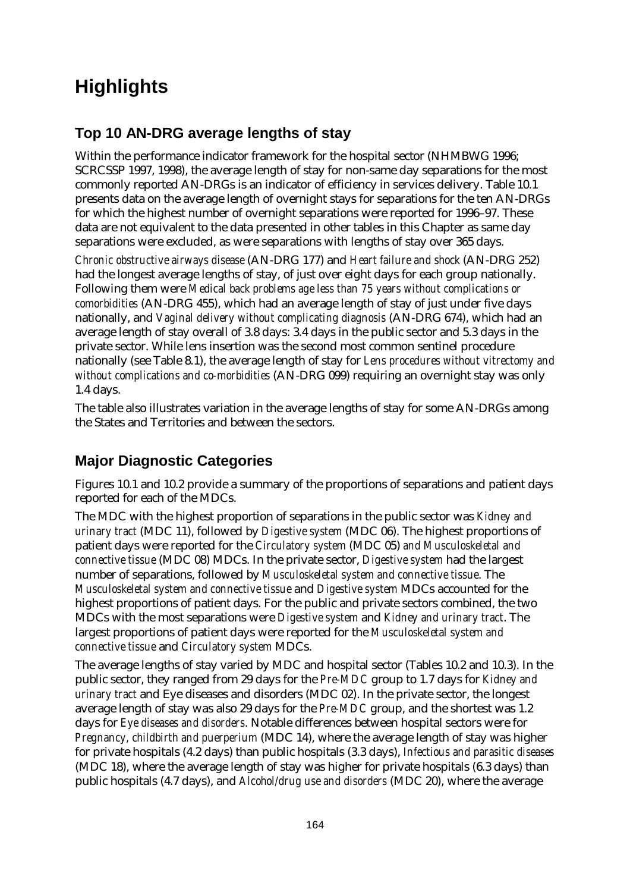# Highlights

## Top 10 AN-DRG average lengths of stay

Within the performance indicator framework for the hospital sector (NHMBWG 1996; SCRCSSP 1997, 1998), the average length of stay for non-same day separations for the most commonly reported AN-DRGs is an indicator of efficiency in services delivery. Table 10.1 presents data on the average length of overnight stays for separations for the ten AN-DRGs for which the highest number of overnight separations were reported for 1996–97. These data are not equivalent to the data presented in other tables in this Chapter as same day separations were excluded, as were separations with lengths of stay over 365 days.

*Chronic obstructive airways disease* (AN-DRG 177) and *Heart failure and shock* (AN-DRG 252) had the longest average lengths of stay, of just over eight days for each group nationally. Following them were *Medical back problems age less than 75 years without complications or comorbidities* (AN-DRG 455), which had an average length of stay of just under five days nationally, and *Vaginal delivery without complicating diagnosis* (AN-DRG 674), which had an average length of stay overall of 3.8 days: 3.4 days in the public sector and 5.3 days in the private sector. While lens insertion was the second most common sentinel procedure nationally (see Table 8.1), the average length of stay for *Lens procedures without vitrectomy and without complications and co-morbidities* (AN-DRG 099) requiring an overnight stay was only 1.4 days.

The table also illustrates variation in the average lengths of stay for some AN-DRGs among the States and Territories and between the sectors.

## Major Diagnostic Categories

Figures 10.1 and 10.2 provide a summary of the proportions of separations and patient days reported for each of the MDCs.

The MDC with the highest proportion of separations in the public sector was *Kidney and urinary tract* (MDC 11), followed by *Digestive system* (MDC 06). The highest proportions of patient days were reported for the *Circulatory system* (MDC 05) *and Musculoskeletal and connective tissue* (MDC 08) MDCs. In the private sector, *Digestive system* had the largest number of separations, followed by *Musculoskeletal system and connective tissue*. The *Musculoskeletal system and connective tissue* and *Digestive system* MDCs accounted for the highest proportions of patient days. For the public and private sectors combined, the two MDCs with the most separations were *Digestive system* and *Kidney and urinary tract*. The largest proportions of patient days were reported for the *Musculoskeletal system and connective tissue* and *Circulatory system* MDCs.

The average lengths of stay varied by MDC and hospital sector (Tables 10.2 and 10.3). In the public sector, they ranged from 29 days for the *Pre-MDC* group to 1.7 days for *Kidney and urinary tract* and Eye diseases and disorders (MDC 02). In the private sector, the longest average length of stay was also 29 days for the *Pre-MDC* group, and the shortest was 1.2 days for *Eye diseases and disorders*. Notable differences between hospital sectors were for *Pregnancy, childbirth and puerperium* (MDC 14), where the average length of stay was higher for private hospitals (4.2 days) than public hospitals (3.3 days), *Infectious and parasitic diseases* (MDC 18), where the average length of stay was higher for private hospitals (6.3 days) than public hospitals (4.7 days), and *Alcohol/drug use and disorders* (MDC 20), where the average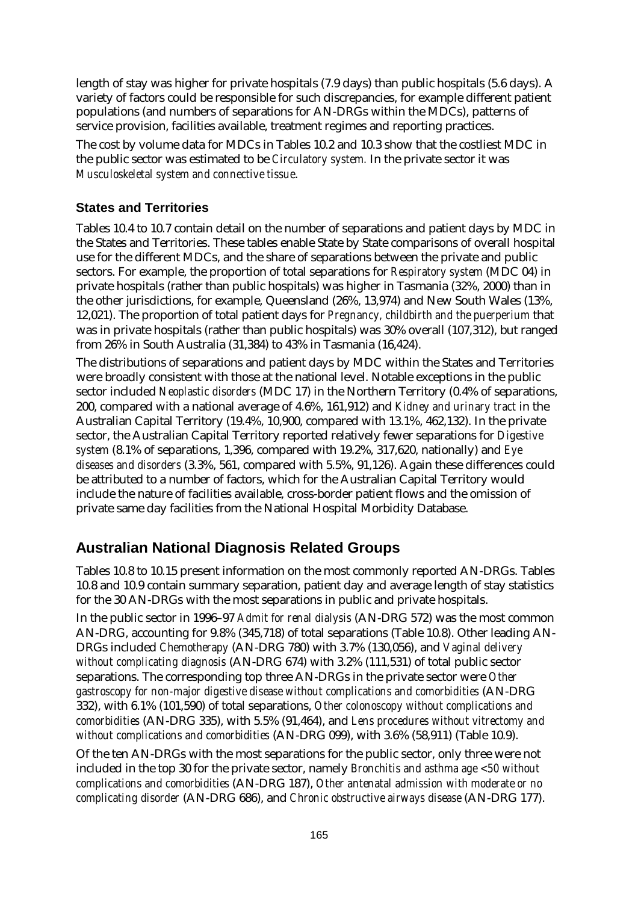length of stay was higher for private hospitals (7.9 days) than public hospitals (5.6 days). A variety of factors could be responsible for such discrepancies, for example different patient populations (and numbers of separations for AN-DRGs within the MDCs), patterns of service provision, facilities available, treatment regimes and reporting practices.

The cost by volume data for MDCs in Tables 10.2 and 10.3 show that the costliest MDC in the public sector was estimated to be *Circulatory system.* In the private sector it was *Musculoskeletal system and connective tissue*.

### States and Territories

Tables 10.4 to 10.7 contain detail on the number of separations and patient days by MDC in the States and Territories. These tables enable State by State comparisons of overall hospital use for the different MDCs, and the share of separations between the private and public sectors. For example, the proportion of total separations for *Respiratory system* (MDC 04) in private hospitals (rather than public hospitals) was higher in Tasmania (32%, 2000) than in the other jurisdictions, for example, Queensland (26%, 13,974) and New South Wales (13%, 12,021). The proportion of total patient days for *Pregnancy, childbirth and the puerperium* that was in private hospitals (rather than public hospitals) was 30% overall (107,312), but ranged from 26% in South Australia (31,384) to 43% in Tasmania (16,424).

The distributions of separations and patient days by MDC within the States and Territories were broadly consistent with those at the national level. Notable exceptions in the public sector included *Neoplastic disorders* (MDC 17) in the Northern Territory (0.4% of separations, 200, compared with a national average of 4.6%, 161,912) and *Kidney and urinary tract* in the Australian Capital Territory (19.4%, 10,900, compared with 13.1%, 462,132). In the private sector, the Australian Capital Territory reported relatively fewer separations for *Digestive system* (8.1% of separations, 1,396, compared with 19.2%, 317,620, nationally) and *Eye diseases and disorders* (3.3%, 561, compared with 5.5%, 91,126). Again these differences could be attributed to a number of factors, which for the Australian Capital Territory would include the nature of facilities available, cross-border patient flows and the omission of private same day facilities from the National Hospital Morbidity Database.

## Australian National Diagnosis Related Groups

Tables 10.8 to 10.15 present information on the most commonly reported AN-DRGs. Tables 10.8 and 10.9 contain summary separation, patient day and average length of stay statistics for the 30 AN-DRGs with the most separations in public and private hospitals.

In the public sector in 1996–97 *Admit for renal dialysis* (AN-DRG 572) was the most common AN-DRG, accounting for 9.8% (345,718) of total separations (Table 10.8). Other leading AN-DRGs included *Chemotherapy* (AN-DRG 780) with 3.7% (130,056), and *Vaginal delivery without complicating diagnosis* (AN-DRG 674) with 3.2% (111,531) of total public sector separations. The corresponding top three AN-DRGs in the private sector were *Other gastroscopy for non-major digestive disease without complications and comorbidities* (AN-DRG 332), with 6.1% (101,590) of total separations, *Other colonoscopy without complications and comorbidities* (AN-DRG 335), with 5.5% (91,464), and *Lens procedures without vitrectomy and without complications and comorbidities* (AN-DRG 099), with 3.6% (58,911) (Table 10.9).

Of the ten AN-DRGs with the most separations for the public sector, only three were not included in the top 30 for the private sector, namely *Bronchitis and asthma age <50 without complications and comorbidities* (AN-DRG 187), *Other antenatal admission with moderate or no complicating disorder* (AN-DRG 686), and *Chronic obstructive airways disease* (AN-DRG 177).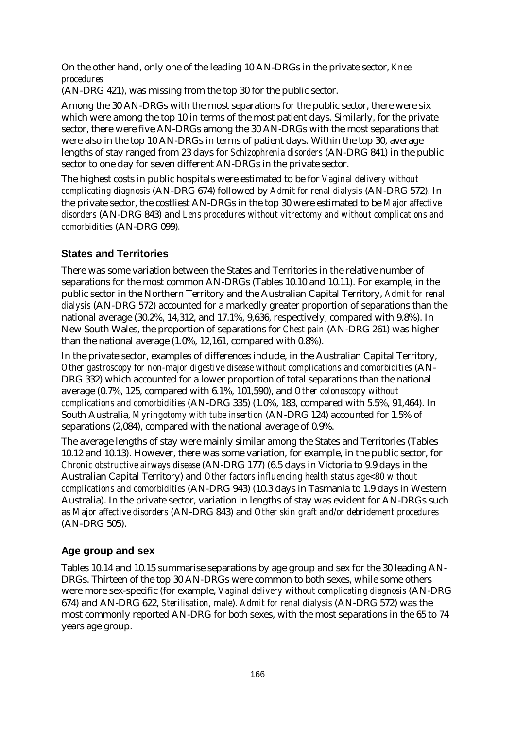On the other hand, only one of the leading 10 AN-DRGs in the private sector, *Knee procedures* (AN-DRG 421), was missing from the top 30 for the public sector.

Among the 30 AN-DRGs with the most separations for the public sector, there were six which were among the top 10 in terms of the most patient days. Similarly, for the private sector, there were five AN-DRGs among the 30 AN-DRGs with the most separations that were also in the top 10 AN-DRGs in terms of patient days. Within the top 30, average lengths of stay ranged from 23 days for *Schizophrenia disorders* (AN-DRG 841) in the public sector to one day for seven different AN-DRGs in the private sector.

The highest costs in public hospitals were estimated to be for *Vaginal delivery without complicating diagnosis* (AN-DRG 674) followed by *Admit for renal dialysis* (AN-DRG 572). In the private sector, the costliest AN-DRGs in the top 30 were estimated to be *Major affective disorders* (AN-DRG 843) and *Lens procedures without vitrectomy and without complications and comorbidities* (AN-DRG 099).

## States and Territories

There was some variation between the States and Territories in the relative number of separations for the most common AN-DRGs (Tables 10.10 and 10.11). For example, in the public sector in the Northern Territory and the Australian Capital Territory, *Admit for renal dialysis* (AN-DRG 572) accounted for a markedly greater proportion of separations than the national average (30.2%, 14,312, and 17.1%, 9,636, respectively, compared with 9.8%). In New South Wales, the proportion of separations for *Chest pain* (AN-DRG 261) was higher than the national average (1.0%, 12,161, compared with 0.8%).

In the private sector, examples of differences include, in the Australian Capital Territory, *Other gastroscopy for non-major digestive disease without complications and comorbidities* (AN-DRG 332) which accounted for a lower proportion of total separations than the national average (0.7%, 125, compared with 6.1%, 101,590), and *Other colonoscopy without complications and comorbidities* (AN-DRG 335) (1.0%, 183, compared with 5.5%, 91,464). In South Australia, *Myringotomy with tube insertion* (AN-DRG 124) accounted for 1.5% of separations (2,084), compared with the national average of 0.9%.

The average lengths of stay were mainly similar among the States and Territories (Tables 10.12 and 10.13). However, there was some variation, for example, in the public sector, for *Chronic obstructive airways disease* (AN-DRG 177) (6.5 days in Victoria to 9.9 days in the Australian Capital Territory) and *Other factors influencing health status age<80 without complications and comorbidities* (AN-DRG 943) (10.3 days in Tasmania to 1.9 days in Western Australia). In the private sector, variation in lengths of stay was evident for AN-DRGs such as *Major affective disorders* (AN-DRG 843) and *Other skin graft and/or debridement procedures* (AN-DRG 505).

## Age group and sex

Tables 10.14 and 10.15 summarise separations by age group and sex for the 30 leading AN-DRGs. Thirteen of the top 30 AN-DRGs were common to both sexes, while some others were more sex-specific (for example, *Vaginal delivery without complicating diagnosis* (AN-DRG 674) and AN-DRG 622, *Sterilisation, male*). *Admit for renal dialysis* (AN-DRG 572) was the most commonly reported AN-DRG for both sexes, with the most separations in the 65 to 74 years age group.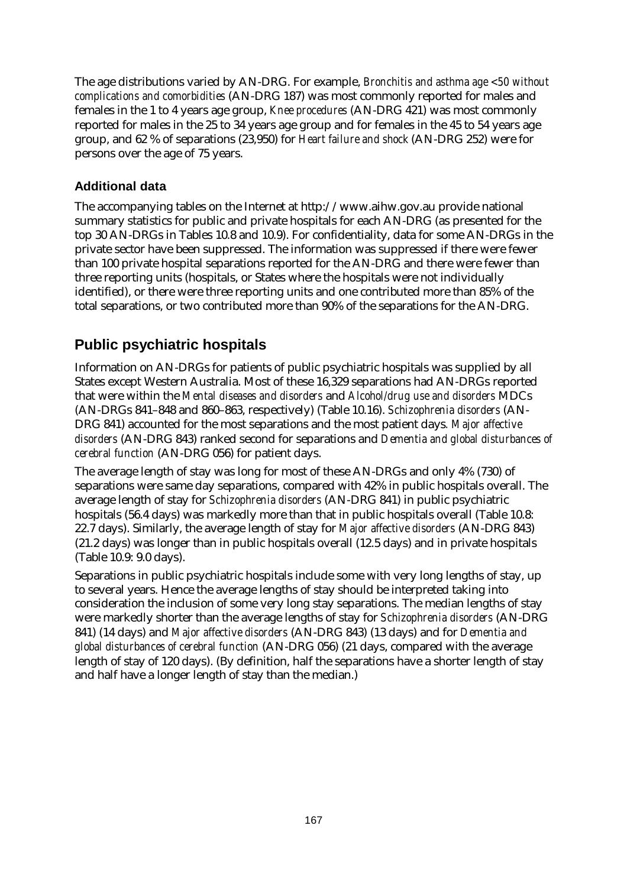The age distributions varied by AN-DRG. For example, *Bronchitis and asthma age <50 without complications and comorbidities* (AN-DRG 187) was most commonly reported for males and females in the 1 to 4 years age group, *Knee procedures* (AN-DRG 421) was most commonly reported for males in the 25 to 34 years age group and for females in the 45 to 54 years age group, and 62 % of separations (23,950) for *Heart failure and shock* (AN-DRG 252) were for persons over the age of 75 years.

### Additional data

The accompanying tables on the Internet at http://www.aihw.gov.au provide national summary statistics for public and private hospitals for each AN-DRG (as presented for the top 30 AN-DRGs in Tables 10.8 and 10.9). For confidentiality, data for some AN-DRGs in the private sector have been suppressed. The information was suppressed if there were fewer than 100 private hospital separations reported for the AN-DRG and there were fewer than three reporting units (hospitals, or States where the hospitals were not individually identified), or there were three reporting units and one contributed more than 85% of the total separations, or two contributed more than 90% of the separations for the AN-DRG.

## Public psychiatric hospitals

Information on AN-DRGs for patients of public psychiatric hospitals was supplied by all States except Western Australia. Most of these 16,329 separations had AN-DRGs reported that were within the *Mental diseases and disorders* and *Alcohol/drug use and disorders* MDCs (AN-DRGs 841–848 and 860–863, respectively) (Table 10.16). *Schizophrenia disorders* (AN-DRG 841) accounted for the most separations and the most patient days. *Major affective disorders* (AN-DRG 843) ranked second for separations and *Dementia and global disturbances of cerebral function* (AN-DRG 056) for patient days.

The average length of stay was long for most of these AN-DRGs and only 4% (730) of separations were same day separations, compared with 42% in public hospitals overall. The average length of stay for *Schizophrenia disorders* (AN-DRG 841) in public psychiatric hospitals (56.4 days) was markedly more than that in public hospitals overall (Table 10.8: 22.7 days). Similarly, the average length of stay for *Major affective disorders* (AN-DRG 843) (21.2 days) was longer than in public hospitals overall (12.5 days) and in private hospitals (Table 10.9: 9.0 days).

Separations in public psychiatric hospitals include some with very long lengths of stay, up to several years. Hence the average lengths of stay should be interpreted taking into consideration the inclusion of some very long stay separations. The median lengths of stay were markedly shorter than the average lengths of stay for *Schizophrenia disorders* (AN-DRG 841) (14 days) and *Major affective disorders* (AN-DRG 843) (13 days) and for *Dementia and global disturbances of cerebral function* (AN-DRG 056) (21 days, compared with the average length of stay of 120 days). (By definition, half the separations have a shorter length of stay and half have a longer length of stay than the median.)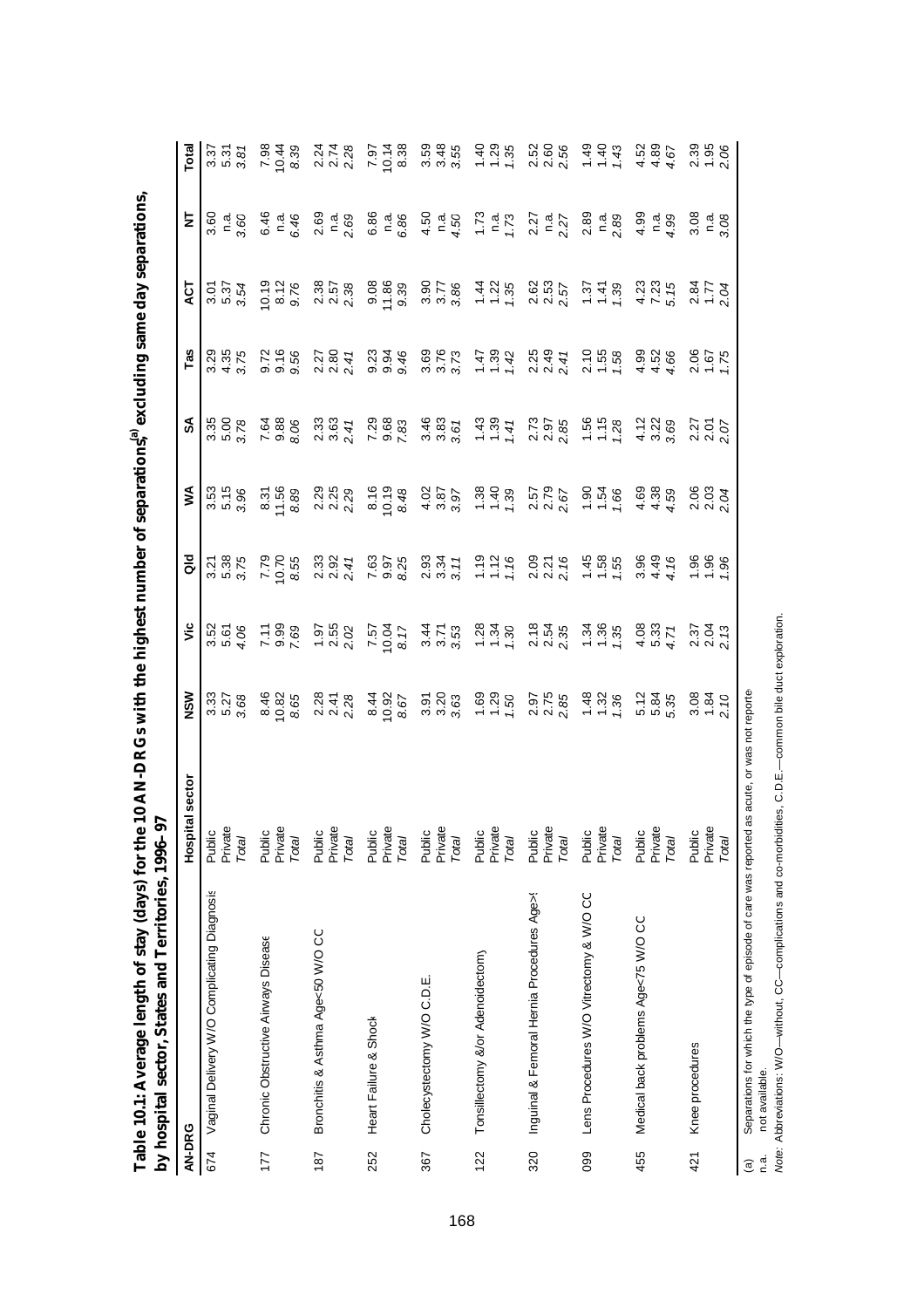**Table 10.1: Average length of stay (days) for the 10 AN-DRGs with the highest number of separations[(a)], excluding same day separations, by hospital sector, States and Territories, 1996–97**

| AN-DRG | | Hospital sector | NSW | Vic | Qld | WA | SA | Tas | ACT | NT | Total |
|---|---|---|---|---|---|---|---|---|---|---|---|
| 674 | Vaginal Delivery W/O Complicating Diagnosis | Public | 3.33 | 3.52 | 3.21 | 3.53 | 3.35 | 3.29 | 3.01 | 3.60 | 3.37 |
| | | Private | 5.27 | 5.61 | 5.38 | 5.15 | 5.00 | 4.35 | 5.37 | n.a. | 5.31 |
| | | *Total* | *3.68* | *4.06* | *3.75* | *3.96* | *3.78* | *3.75* | *3.54* | *3.60* | *3.81* |
| 177 | Chronic Obstructive Airways Disease | Public | 8.46 | 7.11 | 7.79 | 8.31 | 7.64 | 9.72 | 10.19 | 6.46 | 7.98 |
| | | Private | 10.82 | 9.99 | 10.70 | 11.56 | 9.88 | 9.16 | 8.12 | n.a. | 10.44 |
| | | *Total* | *8.65* | *7.69* | *8.55* | *8.89* | *8.06* | *9.56* | *9.76* | *6.46* | *8.39* |
| 187 | Bronchitis & Asthma Age<50 W/O CC | Public | 2.28 | 1.97 | 2.33 | 2.29 | 2.33 | 2.27 | 2.38 | 2.69 | 2.24 |
| | | Private | 2.41 | 2.55 | 2.92 | 2.25 | 3.63 | 2.80 | 2.57 | n.a. | 2.74 |
| | | *Total* | *2.28* | *2.02* | *2.41* | *2.29* | *2.41* | *2.41* | *2.38* | *2.69* | *2.28* |
| 252 | Heart Failure & Shock | Public | 8.44 | 7.57 | 7.63 | 8.16 | 7.29 | 9.23 | 9.08 | 6.86 | 7.97 |
| | | Private | 10.92 | 10.04 | 9.97 | 10.19 | 9.68 | 9.94 | 11.86 | n.a. | 10.14 |
| | | *Total* | *8.67* | *8.17* | *8.25* | *8.48* | *7.83* | *9.46* | *9.39* | *6.86* | *8.38* |
| 367 | Cholecystectomy W/O C.D.E. | Public | 3.91 | 3.44 | 2.93 | 4.02 | 3.46 | 3.69 | 3.90 | 4.50 | 3.59 |
| | | Private | 3.20 | 3.71 | 3.34 | 3.87 | 3.83 | 3.76 | 3.77 | n.a. | 3.48 |
| | | *Total* | *3.63* | *3.53* | *3.11* | *3.97* | *3.61* | *3.73* | *3.86* | *4.50* | *3.55* |
| 122 | Tonsillectomy &/or Adenoidectomy | Public | 1.69 | 1.28 | 1.19 | 1.38 | 1.43 | 1.47 | 1.44 | 1.73 | 1.40 |
| | | Private | 1.29 | 1.34 | 1.12 | 1.40 | 1.39 | 1.39 | 1.22 | n.a. | 1.29 |
| | | *Total* | *1.50* | *1.30* | *1.16* | *1.39* | *1.41* | *1.42* | *1.35* | *1.73* | *1.35* |
| 320 | Inguinal & Femoral Hernia Procedures Age>! | Public | 2.97 | 2.18 | 2.09 | 2.57 | 2.73 | 2.25 | 2.62 | 2.27 | 2.52 |
| | | Private | 2.75 | 2.54 | 2.21 | 2.79 | 2.97 | 2.49 | 2.53 | n.a. | 2.60 |
| | | *Total* | *2.85* | *2.35* | *2.16* | *2.67* | *2.85* | *2.41* | *2.57* | *2.27* | *2.56* |
| 099 | Lens Procedures W/O Vitrectomy & W/O CC | Public | 1.48 | 1.34 | 1.45 | 1.90 | 1.56 | 2.10 | 1.37 | 2.89 | 1.49 |
| | | Private | 1.32 | 1.36 | 1.58 | 1.54 | 1.15 | 1.55 | 1.41 | n.a. | 1.40 |
| | | *Total* | *1.36* | *1.35* | *1.55* | *1.66* | *1.28* | *1.58* | *1.39* | *2.89* | *1.43* |
| 455 | Medical back problems Age<75 W/O CC | Public | 5.12 | 4.08 | 3.96 | 4.69 | 4.12 | 4.99 | 4.23 | 4.99 | 4.52 |
| | | Private | 5.84 | 5.33 | 4.49 | 4.38 | 3.22 | 4.52 | 7.23 | n.a. | 4.89 |
| | | *Total* | *5.35* | *4.71* | *4.16* | *4.59* | *3.69* | *4.66* | *5.15* | *4.99* | *4.67* |
| 421 | Knee procedures | Public | 3.08 | 2.37 | 1.96 | 2.06 | 2.27 | 2.06 | 2.84 | 3.08 | 2.39 |
| | | Private | 1.84 | 2.04 | 1.96 | 2.03 | 2.01 | 1.67 | 1.77 | n.a. | 1.95 |
| | | *Total* | *2.10* | *2.13* | *1.96* | *2.04* | *2.07* | *1.75* | *2.04* | *3.08* | *2.06* |

(a) Separations for which the type of episode of care was reported as acute, or was not reported.

n.a. not available.

*Note:* Abbreviations: W/O—without, CC—complications and co-morbidities, C.D.E.—common bile duct exploration.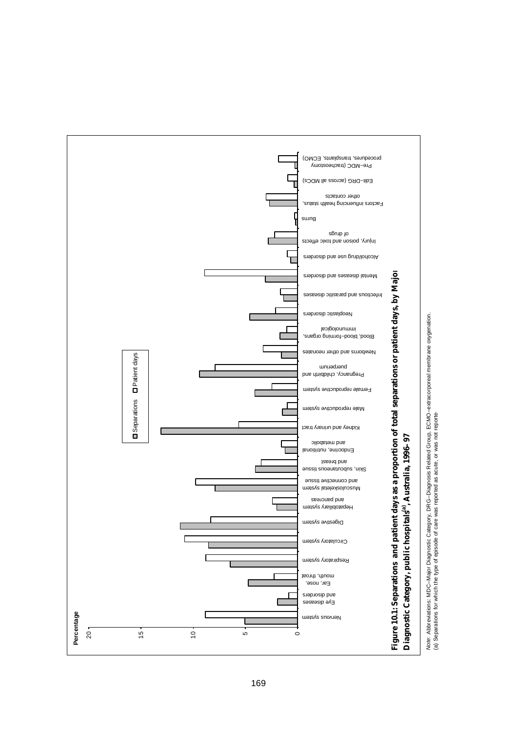**Figure 10.1: Separations and patient days as a proportion of total separations or patient days, by Major Diagnostic Category, public hospitals[a], Australia, 1996–97**

*Note:* Abbreviations: MDC—Major Diagnostic Category, DRG—Diagnosis Related Group, ECMO—extracorporeal membrane oxygenation.

(a) Separations for which the type of episode of care was reported as acute, or was not reported.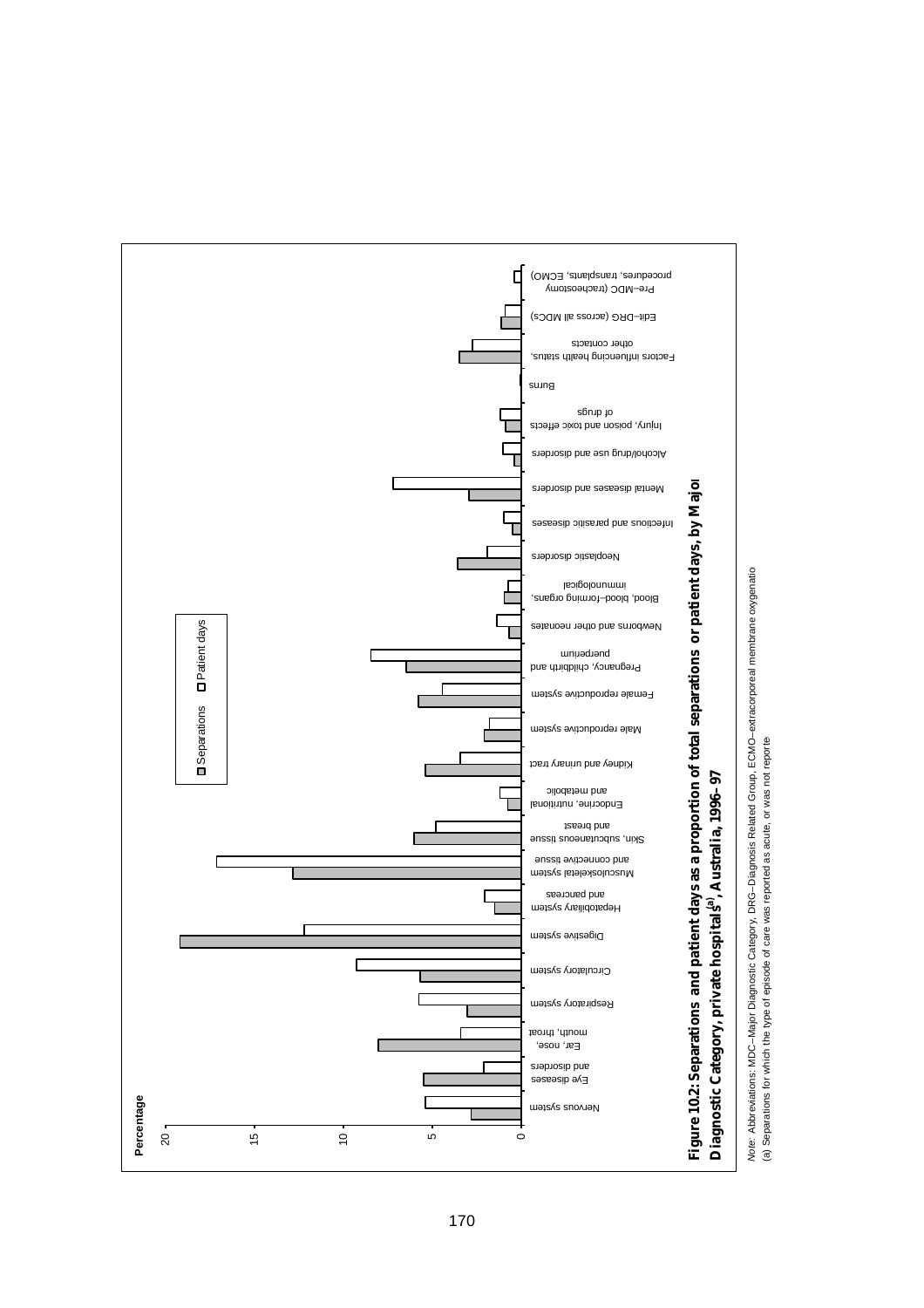**Figure 10.2: Separations and patient days as a proportion of total separations or patient days, by Major Diagnostic Category, private hospitals[(a)], Australia, 1996–97**

Percentage

Separations / Patient days

Nervous system; Eye diseases and disorders; Ear, nose, mouth, throat; Respiratory system; Circulatory system; Digestive system; Hepatobiliary system and pancreas; Musculoskeletal system and connective tissue; Skin, subcutaneous tissue and breast; Endocrine, nutritional and metabolic; Kidney and urinary tract; Male reproductive system; Female reproductive system; Pregnancy, childbirth and puerperium; Newborns and other neonates; Blood, blood-forming organs, immunological; Neoplastic disorders; Infectious and parasitic diseases; Mental diseases and disorders; Alcohol/drug use and disorders; Injury, poison and toxic effects of drugs; Burns; Factors influencing health status, other contacts; Edit–DRG (across all MDCs); Pre–MDC (tracheostomy procedures, transplants, ECMO)

*Note:* Abbreviations: MDC–Major Diagnostic Category, DRG–Diagnosis Related Group, ECMO–extracorporeal membrane oxygenatio

(a) Separations for which the type of episode of care was reported as acute, or was not reporte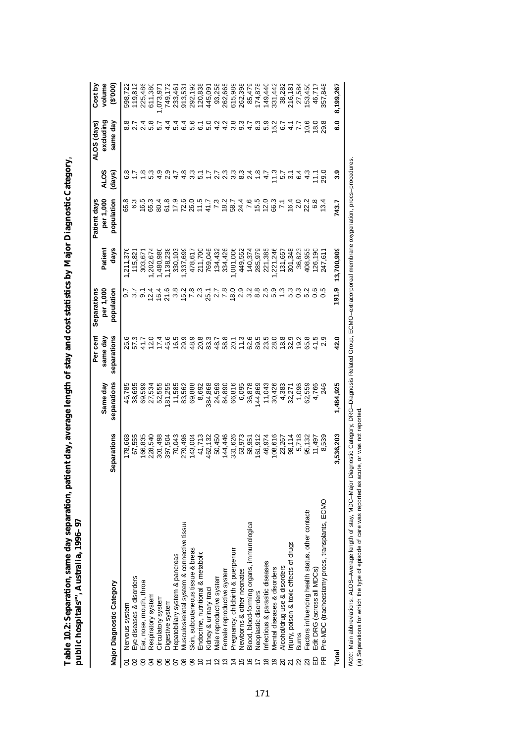**Table 10.2: Separation, same day separation, patient day, average length of stay and cost statistics by Major Diagnostic Category, public hospitals[(a)], Australia, 1996–97**

| | Major Diagnostic Category | Separations | Same day separations | Per cent same day separations | Separations per 1,000 population | Patient days | Patient days per 1,000 population | ALOS (days) | ALOS (days) excluding same day | Cost by volume ($'000) |
|---|---|---|---|---|---|---|---|---|---|---|
| 01 | Nervous system | 178,668 | 45,785 | 25.6 | 9.7 | 1,211,376 | 65.8 | 6.8 | 8.8 | 598,722 |
| 02 | Eye diseases & disorders | 67,555 | 38,695 | 57.3 | 3.7 | 115,821 | 6.3 | 1.7 | 2.7 | 119,812 |
| 03 | Ear, nose, mouth, throat | 166,835 | 69,599 | 41.7 | 9.1 | 303,671 | 16.5 | 1.8 | 2.4 | 225,486 |
| 04 | Respiratory system | 228,540 | 27,534 | 12.0 | 12.4 | 1,202,674 | 65.3 | 5.3 | 5.8 | 611,380 |
| 05 | Circulatory system | 301,498 | 52,555 | 17.4 | 16.4 | 1,480,980 | 80.4 | 4.9 | 5.7 | 1,073,971 |
| 06 | Digestive system | 397,504 | 181,255 | 45.6 | 21.6 | 1,138,238 | 61.8 | 2.9 | 4.4 | 749,172 |
| 07 | Hepatobiliary system & pancreas | 70,043 | 11,585 | 16.5 | 3.8 | 330,103 | 17.9 | 4.7 | 5.4 | 233,461 |
| 08 | Musculoskeletal system & connective tissue | 279,496 | 83,562 | 29.9 | 15.2 | 1,337,699 | 72.6 | 4.8 | 6.4 | 913,531 |
| 09 | Skin, subcutaneous tissue & breast | 143,004 | 69,888 | 48.9 | 7.8 | 478,617 | 26.0 | 3.3 | 5.6 | 292,192 |
| 10 | Endocrine, nutritional & metabolic | 41,713 | 8,692 | 20.8 | 2.3 | 211,700 | 11.5 | 5.1 | 6.1 | 120,838 |
| 11 | Kidney & urinary tract | 462,132 | 384,868 | 83.3 | 25.1 | 769,046 | 41.7 | 1.7 | 5.0 | 445,091 |
| 12 | Male reproductive system | 50,450 | 24,569 | 48.7 | 2.7 | 134,432 | 7.3 | 2.7 | 4.2 | 93,258 |
| 13 | Female reproductive system | 144,446 | 84,890 | 58.8 | 7.8 | 334,426 | 18.2 | 2.3 | 4.2 | 262,665 |
| 14 | Pregnancy, childbirth & puerperium | 331,626 | 66,816 | 20.1 | 18.0 | 1,081,006 | 58.7 | 3.3 | 3.8 | 615,989 |
| 15 | Newborns & other neonates | 53,973 | 6,095 | 11.3 | 2.9 | 449,552 | 24.4 | 8.3 | 9.3 | 262,398 |
| 16 | Blood, blood-forming organs, immunological | 58,951 | 36,878 | 62.6 | 3.2 | 140,374 | 7.6 | 2.4 | 4.7 | 85,479 |
| 17 | Neoplastic disorders | 161,912 | 144,869 | 89.5 | 8.8 | 285,979 | 15.5 | 1.8 | 8.3 | 174,878 |
| 18 | Infectious & parasitic diseases | 46,974 | 11,043 | 23.5 | 2.5 | 221,385 | 12.0 | 4.7 | 5.9 | 149,440 |
| 19 | Mental diseases & disorders | 108,616 | 30,426 | 28.0 | 5.9 | 1,221,246 | 66.3 | 11.3 | 15.2 | 331,442 |
| 20 | Alcohol/drug use & disorders | 23,267 | 4,383 | 18.8 | 1.3 | 131,657 | 7.1 | 5.7 | 6.7 | 38,282 |
| 21 | Injury, poison & toxic effects of drugs | 98,114 | 32,271 | 32.9 | 5.3 | 301,348 | 16.4 | 3.1 | 4.1 | 216,181 |
| 22 | Burns | 5,718 | 1,096 | 19.2 | 0.3 | 36,823 | 2.0 | 6.4 | 7.7 | 27,584 |
| 23 | Factors influencing health status, other contacts | 95,132 | 62,559 | 65.8 | 5.2 | 408,955 | 22.2 | 4.3 | 10.6 | 153,450 |
| ED | Edit DRG (across all MDCs) | 11,497 | 4,766 | 41.5 | 0.6 | 126,190 | 6.8 | 11.1 | 18.0 | 46,717 |
| PR | Pre-MDC (tracheostomy procs, transplants, ECMO | 8,539 | 246 | 2.9 | 0.5 | 247,611 | 13.4 | 29.0 | 29.8 | 357,848 |
| **Total** | | **3,536,203** | **1,484,925** | **42.0** | **191.9** | **13,700,909** | **743.7** | **3.9** | **6.0** | **8,199,267** |

*Note:* Main abbreviations: ALOS—Average length of stay, MDC—Major Diagnostic Category, DRG—Diagnosis Related Group, ECMO—extracorporeal membrane oxygenation, procs–procedures.
(a) Separations for which the type of episode of care was reported as acute, or was not reported.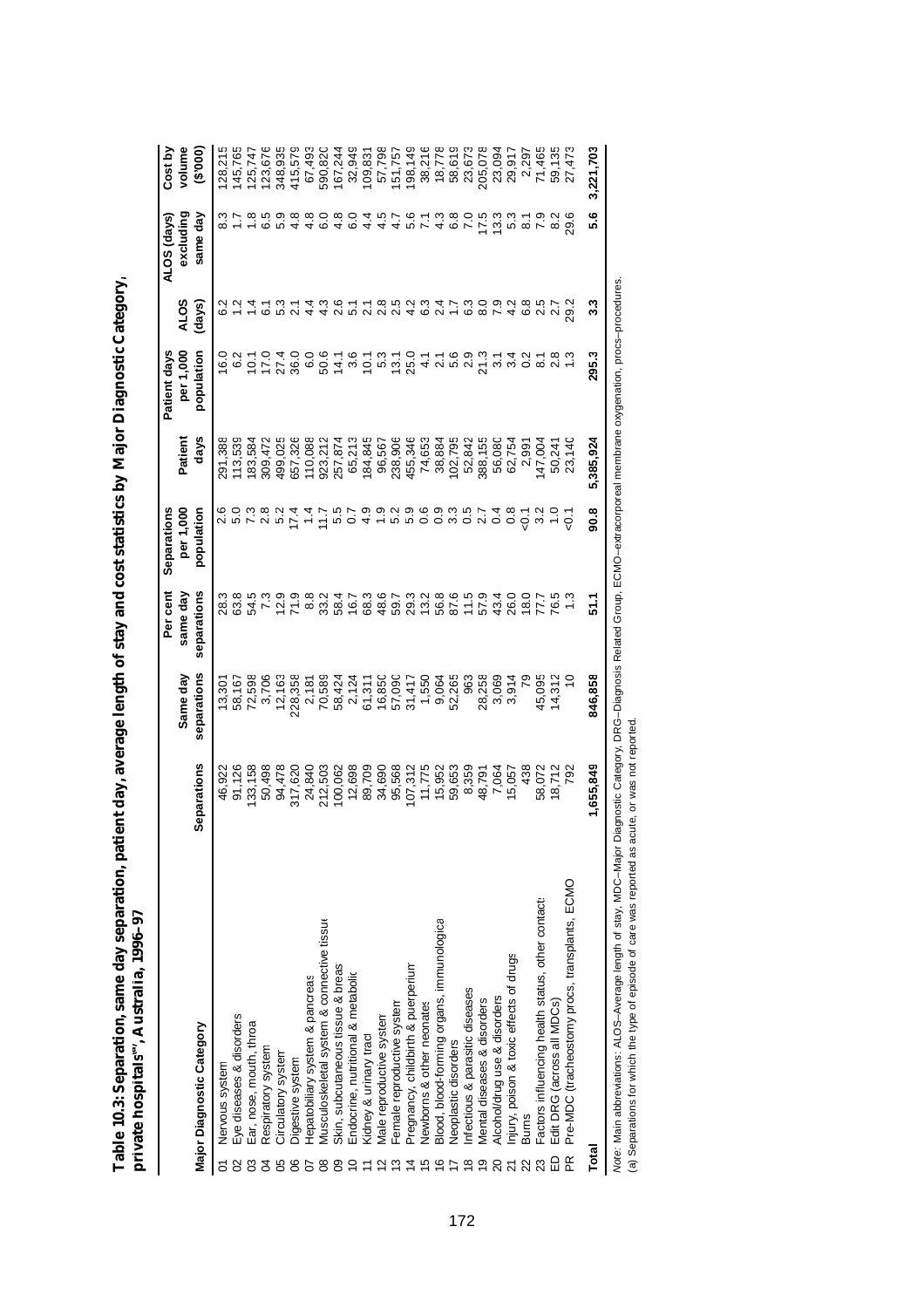**Table 10.3: Separation, same day separation, patient day, average length of stay and cost statistics by Major Diagnostic Category, private hospitals[(a)], Australia, 1996–97**

| Major Diagnostic Category | | Separations | Same day separations | Per cent same day separations | Separations per 1,000 population | Patient days | Patient days per 1,000 population | ALOS (days) | ALOS (days) excluding same day | Cost by volume ($'000) |
|---|---|---|---|---|---|---|---|---|---|---|
| 01 | Nervous system | 46,922 | 13,301 | 28.3 | 2.6 | 291,388 | 16.0 | 6.2 | 8.3 | 128,215 |
| 02 | Eye diseases & disorders | 91,126 | 58,167 | 63.8 | 5.0 | 113,539 | 6.2 | 1.2 | 1.7 | 145,765 |
| 03 | Ear, nose, mouth, throa | 133,158 | 72,598 | 54.5 | 7.3 | 183,584 | 10.1 | 1.4 | 1.8 | 125,747 |
| 04 | Respiratory system | 50,498 | 3,706 | 7.3 | 2.8 | 309,472 | 17.0 | 6.1 | 6.5 | 123,676 |
| 05 | Circulatory system | 94,478 | 12,163 | 12.9 | 5.2 | 499,025 | 27.4 | 5.3 | 5.9 | 348,935 |
| 06 | Digestive system | 317,620 | 228,358 | 71.9 | 17.4 | 657,326 | 36.0 | 2.1 | 4.8 | 415,579 |
| 07 | Hepatobiliary system & pancreas | 24,840 | 2,181 | 8.8 | 1.4 | 110,088 | 6.0 | 4.4 | 4.8 | 67,493 |
| 08 | Musculoskeletal system & connective tissue | 212,503 | 70,589 | 33.2 | 11.7 | 923,212 | 50.6 | 4.3 | 6.0 | 590,820 |
| 09 | Skin, subcutaneous tissue & breast | 100,062 | 58,424 | 58.4 | 5.5 | 257,874 | 14.1 | 2.6 | 4.8 | 167,244 |
| 10 | Endocrine, nutritional & metabolic | 12,698 | 2,124 | 16.7 | 0.7 | 65,213 | 3.6 | 5.1 | 6.0 | 32,949 |
| 11 | Kidney & urinary tract | 89,709 | 61,311 | 68.3 | 4.9 | 184,845 | 10.1 | 2.1 | 4.4 | 109,831 |
| 12 | Male reproductive system | 34,690 | 16,850 | 48.6 | 1.9 | 96,567 | 5.3 | 2.8 | 4.5 | 57,798 |
| 13 | Female reproductive system | 95,568 | 57,090 | 59.7 | 5.2 | 238,906 | 13.1 | 2.5 | 4.7 | 151,757 |
| 14 | Pregnancy, childbirth & puerperium | 107,312 | 31,417 | 29.3 | 5.9 | 455,346 | 25.0 | 4.2 | 5.6 | 198,149 |
| 15 | Newborns & other neonates | 11,775 | 1,550 | 13.2 | 0.6 | 74,653 | 4.1 | 6.3 | 7.1 | 38,216 |
| 16 | Blood, blood-forming organs, immunological | 15,952 | 9,064 | 56.8 | 0.9 | 38,884 | 2.1 | 2.4 | 4.3 | 18,778 |
| 17 | Neoplastic disorders | 59,653 | 52,265 | 87.6 | 3.3 | 102,795 | 5.6 | 1.7 | 6.8 | 58,619 |
| 18 | Infectious & parasitic diseases | 8,359 | 963 | 11.5 | 0.5 | 52,842 | 2.9 | 6.3 | 7.0 | 23,673 |
| 19 | Mental diseases & disorders | 48,791 | 28,258 | 57.9 | 2.7 | 388,155 | 21.3 | 8.0 | 17.5 | 205,078 |
| 20 | Alcohol/drug use & disorders | 7,064 | 3,069 | 43.4 | 0.4 | 56,080 | 3.1 | 7.9 | 13.3 | 23,094 |
| 21 | Injury, poison & toxic effects of drugs | 15,057 | 3,914 | 26.0 | 0.8 | 62,754 | 3.4 | 4.2 | 5.3 | 29,917 |
| 22 | Burns | 438 | 79 | 18.0 | <0.1 | 2,991 | 0.2 | 6.8 | 8.1 | 2,297 |
| 23 | Factors influencing health status, other contacts | 58,072 | 45,095 | 77.7 | 3.2 | 147,004 | 8.1 | 2.5 | 7.9 | 71,465 |
| ED | Edit DRG (across all MDCs) | 18,712 | 14,312 | 76.5 | 1.0 | 50,241 | 2.8 | 2.7 | 8.2 | 59,135 |
| PR | Pre-MDC (tracheostomy procs, transplants, ECMO) | 792 | 10 | 1.3 | <0.1 | 23,140 | 1.3 | 29.2 | 29.6 | 27,473 |
| **Total** | | **1,655,849** | **846,858** | **51.1** | **90.8** | **5,385,924** | **295.3** | **3.3** | **5.6** | **3,221,703** |

*Note:* Main abbreviations: ALOS–Average length of stay, MDC–Major Diagnostic Category, DRG–Diagnosis Related Group, ECMO–extracorporeal membrane oxygenation, procs–procedures.

(a) Separations for which the type of episode of care was reported as acute, or was not reported.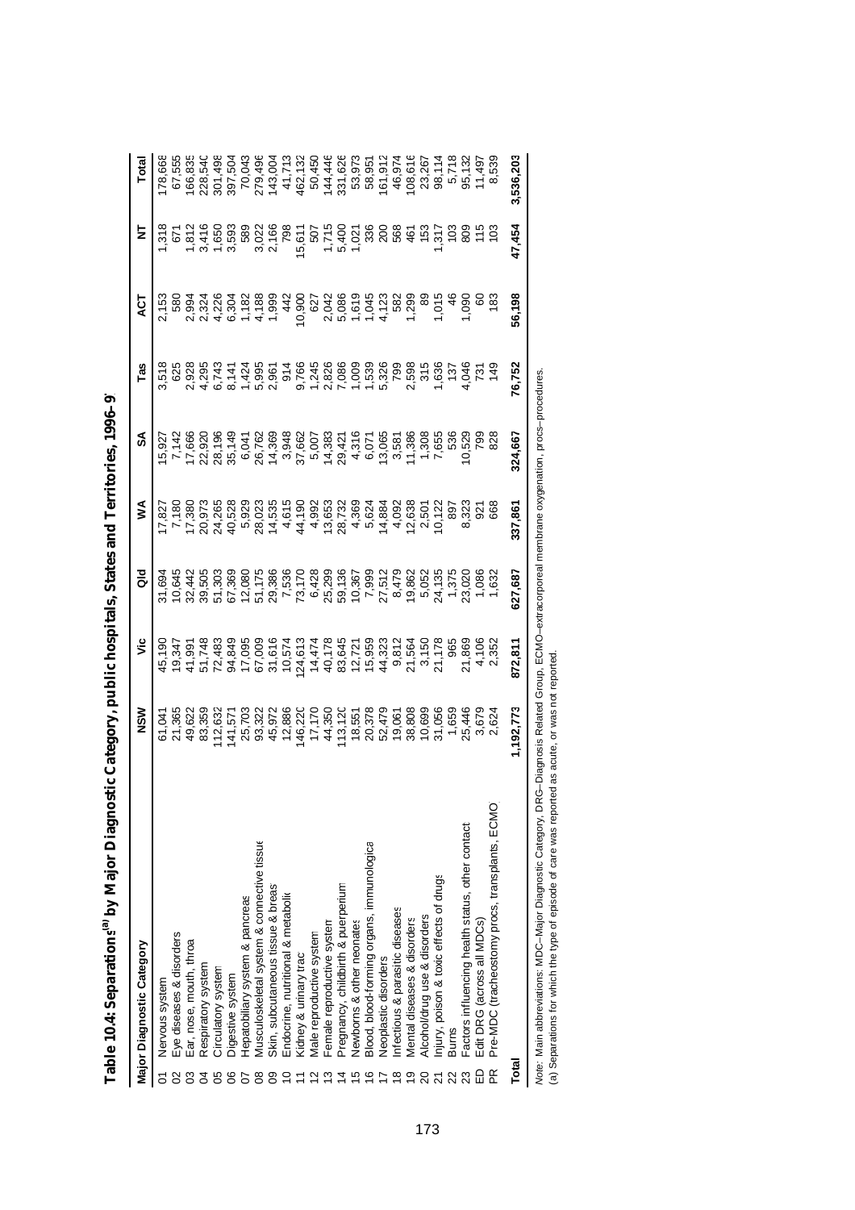## Table 10.4: Separations[(a)] by Major Diagnostic Category, public hospitals, States and Territories, 1996–97

| | Major Diagnostic Category | NSW | Vic | Qld | WA | SA | Tas | ACT | NT | Total |
|---|---|---|---|---|---|---|---|---|---|---|
| 01 | Nervous system | 61,041 | 45,190 | 31,694 | 17,827 | 15,927 | 3,518 | 2,153 | 1,318 | 178,668 |
| 02 | Eye diseases & disorders | 21,365 | 19,347 | 10,645 | 7,180 | 7,142 | 625 | 580 | 671 | 67,555 |
| 03 | Ear, nose, mouth, throat | 49,622 | 41,991 | 32,442 | 17,380 | 17,666 | 2,928 | 2,994 | 1,812 | 166,835 |
| 04 | Respiratory system | 83,359 | 51,748 | 39,505 | 20,973 | 22,920 | 4,295 | 2,324 | 3,416 | 228,540 |
| 05 | Circulatory system | 112,632 | 72,483 | 51,303 | 24,265 | 28,196 | 6,743 | 4,226 | 1,650 | 301,498 |
| 06 | Digestive system | 141,571 | 94,849 | 67,369 | 40,528 | 35,149 | 8,141 | 6,304 | 3,593 | 397,504 |
| 07 | Hepatobiliary system & pancreas | 25,703 | 17,095 | 12,080 | 5,929 | 6,041 | 1,424 | 1,182 | 589 | 70,043 |
| 08 | Musculoskeletal system & connective tissue | 93,322 | 67,009 | 51,175 | 28,023 | 26,762 | 5,995 | 4,188 | 3,022 | 279,496 |
| 09 | Skin, subcutaneous tissue & breast | 45,972 | 31,616 | 29,386 | 14,535 | 14,369 | 2,961 | 1,999 | 2,166 | 143,004 |
| 10 | Endocrine, nutritional & metabolic | 12,886 | 10,574 | 7,536 | 4,615 | 3,948 | 914 | 442 | 798 | 41,713 |
| 11 | Kidney & urinary tract | 146,220 | 124,613 | 73,170 | 44,190 | 37,662 | 9,766 | 10,900 | 15,611 | 462,132 |
| 12 | Male reproductive system | 17,170 | 14,474 | 6,428 | 4,992 | 5,007 | 1,245 | 627 | 507 | 50,450 |
| 13 | Female reproductive system | 44,350 | 40,178 | 25,299 | 13,653 | 14,383 | 2,826 | 2,042 | 1,715 | 144,446 |
| 14 | Pregnancy, childbirth & puerperium | 113,120 | 83,645 | 59,136 | 28,732 | 29,421 | 7,086 | 5,086 | 5,400 | 331,626 |
| 15 | Newborns & other neonates | 18,551 | 12,721 | 10,367 | 4,369 | 4,316 | 1,009 | 1,619 | 1,021 | 53,973 |
| 16 | Blood, blood-forming organs, immunological | 20,378 | 15,959 | 7,999 | 5,624 | 6,071 | 1,539 | 1,045 | 336 | 58,951 |
| 17 | Neoplastic disorders | 52,479 | 44,323 | 27,512 | 14,884 | 13,065 | 5,326 | 4,123 | 200 | 161,912 |
| 18 | Infectious & parasitic diseases | 19,061 | 9,812 | 8,479 | 4,092 | 3,581 | 799 | 582 | 568 | 46,974 |
| 19 | Mental diseases & disorders | 38,808 | 21,564 | 19,862 | 12,638 | 11,386 | 2,598 | 1,299 | 461 | 108,616 |
| 20 | Alcohol/drug use & disorders | 10,699 | 3,150 | 5,052 | 2,501 | 1,308 | 315 | 89 | 153 | 23,267 |
| 21 | Injury, poison & toxic effects of drugs | 31,056 | 21,178 | 24,135 | 10,122 | 7,655 | 1,636 | 1,015 | 1,317 | 98,114 |
| 22 | Burns | 1,659 | 965 | 1,375 | 897 | 536 | 137 | 46 | 103 | 5,718 |
| 23 | Factors influencing health status, other contacts | 25,446 | 21,869 | 23,020 | 8,323 | 10,529 | 4,046 | 1,090 | 809 | 95,132 |
| ED | Edit DRG (across all MDCs) | 3,679 | 4,106 | 1,086 | 921 | 799 | 731 | 60 | 115 | 11,497 |
| PR | Pre-MDC (tracheostomy procs, transplants, ECMO) | 2,624 | 2,352 | 1,632 | 668 | 828 | 149 | 183 | 103 | 8,539 |
| **Total** | | **1,192,773** | **872,811** | **627,687** | **337,861** | **324,667** | **76,752** | **56,198** | **47,454** | **3,536,203** |

*Note:* Main abbreviations: MDC—Major Diagnostic Category, DRG—Diagnosis Related Group, ECMO—extracorporeal membrane oxygenation, procs—procedures.

(a) Separations for which the type of episode of care was reported as acute, or was not reported.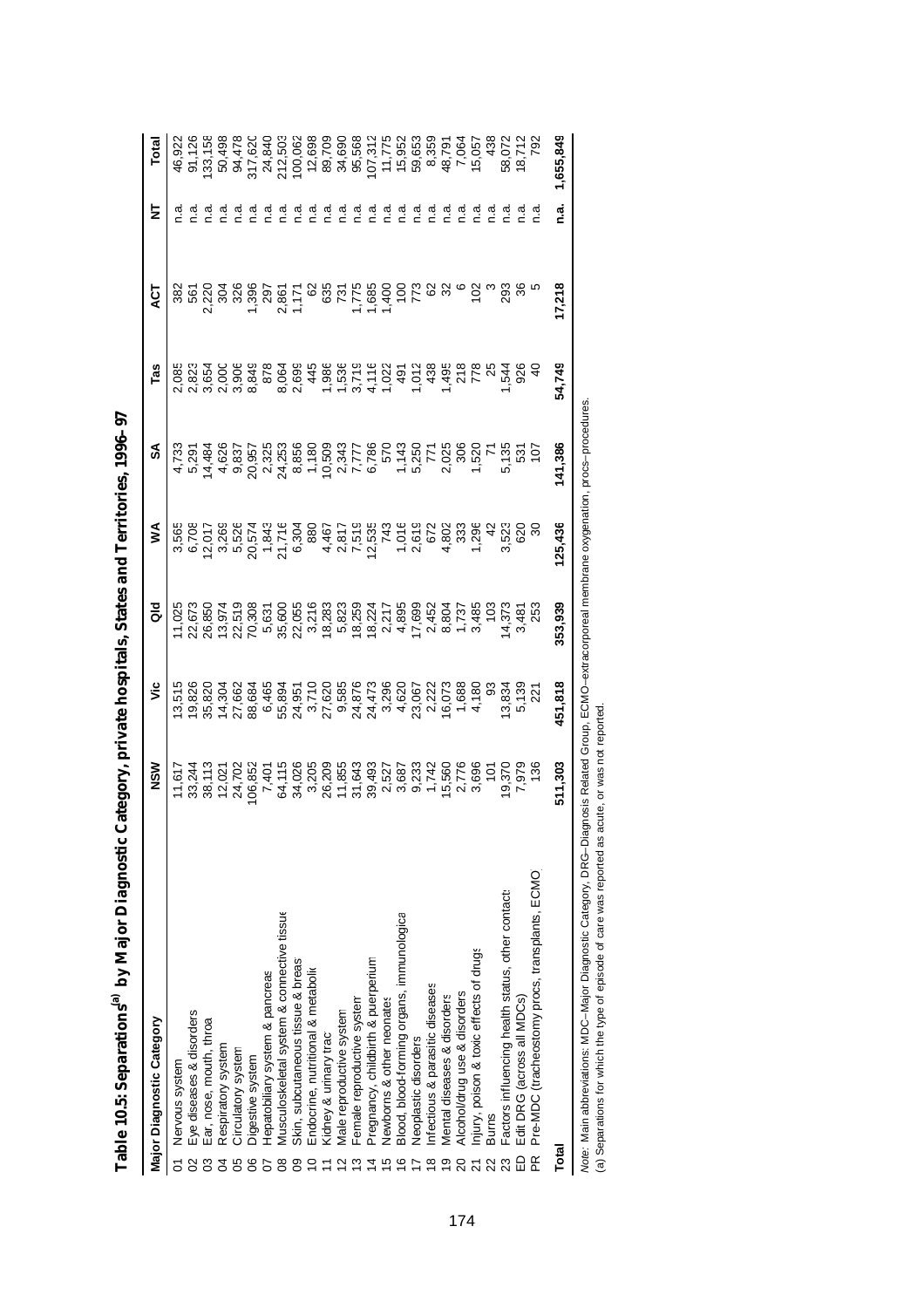**Table 10.5: Separations[(a)] by Major Diagnostic Category, private hospitals, States and Territories, 1996–97**

| Major Diagnostic Category | | NSW | Vic | Qld | WA | SA | Tas | ACT | NT | Total |
|---|---|---|---|---|---|---|---|---|---|---|
| 01 | Nervous system | 11,617 | 13,515 | 11,025 | 3,565 | 4,733 | 2,085 | 382 | n.a. | 46,922 |
| 02 | Eye diseases & disorders | 33,244 | 19,826 | 22,673 | 6,708 | 5,291 | 2,823 | 561 | n.a. | 91,126 |
| 03 | Ear, nose, mouth, throat | 38,113 | 35,820 | 26,850 | 12,017 | 14,484 | 3,654 | 2,220 | n.a. | 133,158 |
| 04 | Respiratory system | 12,021 | 14,304 | 13,974 | 3,269 | 4,626 | 2,000 | 304 | n.a. | 50,498 |
| 05 | Circulatory system | 24,702 | 27,662 | 22,519 | 5,526 | 9,837 | 3,906 | 326 | n.a. | 94,478 |
| 06 | Digestive system | 106,852 | 88,684 | 70,308 | 20,574 | 20,957 | 8,849 | 1,396 | n.a. | 317,620 |
| 07 | Hepatobiliary system & pancreas | 7,401 | 6,465 | 5,631 | 1,843 | 2,325 | 878 | 297 | n.a. | 24,840 |
| 08 | Musculoskeletal system & connective tissue | 64,115 | 55,894 | 35,600 | 21,716 | 24,253 | 8,064 | 2,861 | n.a. | 212,503 |
| 09 | Skin, subcutaneous tissue & breast | 34,026 | 24,951 | 22,055 | 6,304 | 8,856 | 2,699 | 1,171 | n.a. | 100,062 |
| 10 | Endocrine, nutritional & metabolic | 3,205 | 3,710 | 3,216 | 880 | 1,180 | 445 | 62 | n.a. | 12,698 |
| 11 | Kidney & urinary tract | 26,209 | 27,620 | 18,283 | 4,467 | 10,509 | 1,986 | 635 | n.a. | 89,709 |
| 12 | Male reproductive system | 11,855 | 9,585 | 5,823 | 2,817 | 2,343 | 1,536 | 731 | n.a. | 34,690 |
| 13 | Female reproductive system | 31,643 | 24,876 | 18,259 | 7,519 | 7,777 | 3,719 | 1,775 | n.a. | 95,568 |
| 14 | Pregnancy, childbirth & puerperium | 39,493 | 24,473 | 18,224 | 12,535 | 6,786 | 4,116 | 1,685 | n.a. | 107,312 |
| 15 | Newborns & other neonates | 2,527 | 3,296 | 2,217 | 743 | 570 | 1,022 | 1,400 | n.a. | 11,775 |
| 16 | Blood, blood-forming organs, immunological | 3,687 | 4,620 | 4,895 | 1,016 | 1,143 | 491 | 100 | n.a. | 15,952 |
| 17 | Neoplastic disorders | 9,233 | 23,067 | 17,699 | 2,619 | 5,250 | 1,012 | 773 | n.a. | 59,653 |
| 18 | Infectious & parasitic diseases | 1,742 | 2,222 | 2,452 | 672 | 771 | 438 | 62 | n.a. | 8,359 |
| 19 | Mental diseases & disorders | 15,560 | 16,073 | 8,804 | 4,802 | 2,025 | 1,495 | 32 | n.a. | 48,791 |
| 20 | Alcohol/drug use & disorders | 2,776 | 1,688 | 1,737 | 333 | 306 | 218 | 6 | n.a. | 7,064 |
| 21 | Injury, poison & toxic effects of drugs | 3,696 | 4,180 | 3,485 | 1,296 | 1,520 | 778 | 102 | n.a. | 15,057 |
| 22 | Burns | 101 | 93 | 103 | 42 | 71 | 25 | 3 | n.a. | 438 |
| 23 | Factors influencing health status, other contacts | 19,370 | 13,834 | 14,373 | 3,523 | 5,135 | 1,544 | 293 | n.a. | 58,072 |
| ED | Edit DRG (across all MDCs) | 7,979 | 5,139 | 3,481 | 620 | 531 | 926 | 36 | n.a. | 18,712 |
| PR | Pre-MDC (tracheostomy procs, transplants, ECMO) | 136 | 221 | 253 | 30 | 107 | 40 | 5 | n.a. | 792 |
| **Total** | | **511,303** | **451,818** | **353,939** | **125,436** | **141,386** | **54,749** | **17,218** | **n.a.** | **1,655,849** |

*Note:* Main abbreviations: MDC—Major Diagnostic Category, DRG—Diagnosis Related Group, ECMO—extracorporeal membrane oxygenation, procs—procedures.

(a) Separations for which the type of episode of care was reported as acute, or was not reported.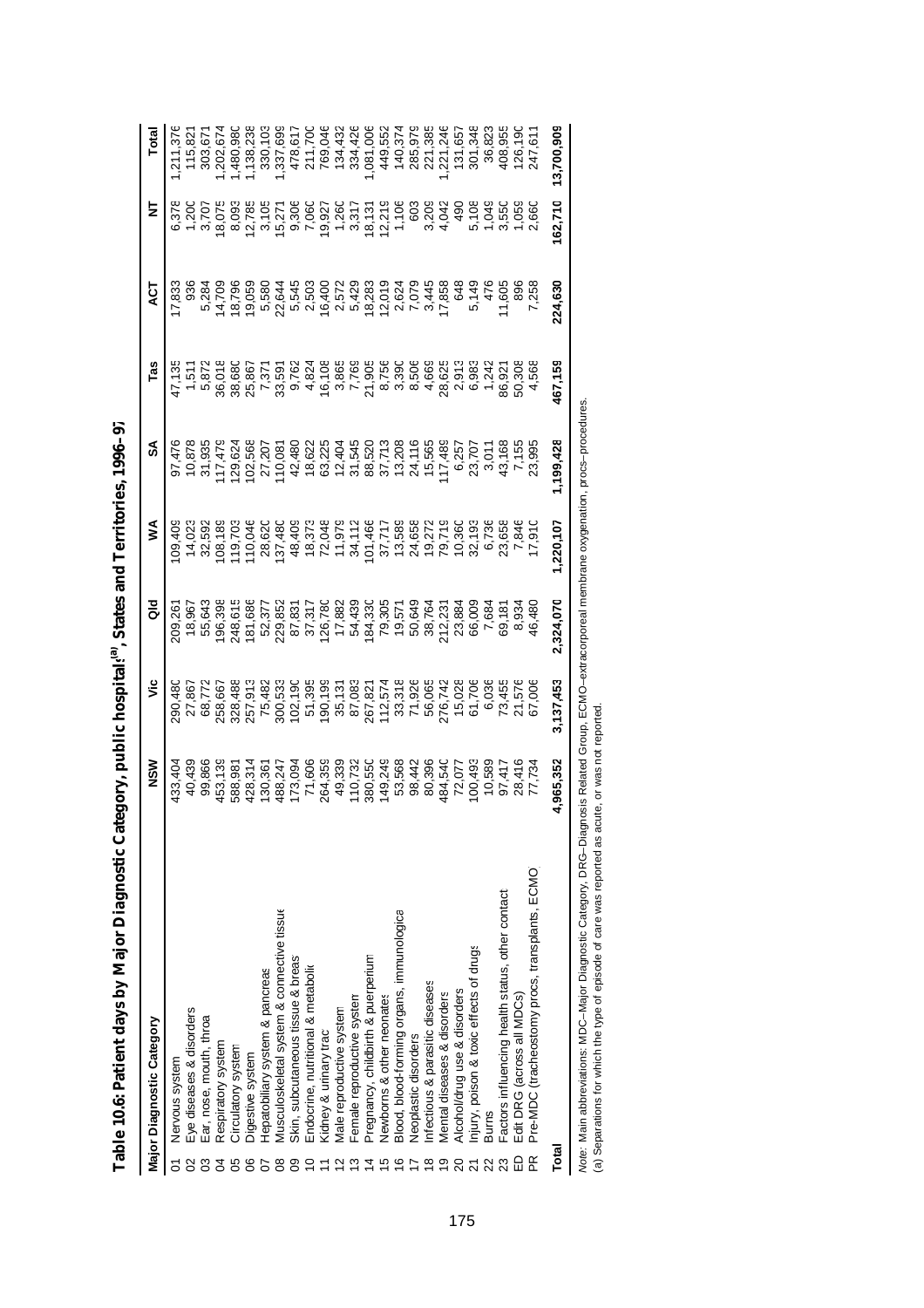# Table 10.6: Patient days by Major Diagnostic Category, public hospitals[(a)], States and Territories, 1996–97

| | Major Diagnostic Category | NSW | Vic | Qld | WA | SA | Tas | ACT | NT | Total |
|---|---|---|---|---|---|---|---|---|---|---|
| 01 | Nervous system | 433,404 | 290,480 | 209,261 | 109,409 | 97,476 | 47,135 | 17,833 | 6,378 | 1,211,376 |
| 02 | Eye diseases & disorders | 40,439 | 27,867 | 18,967 | 14,023 | 10,878 | 1,511 | 936 | 1,200 | 115,821 |
| 03 | Ear, nose, mouth, throat | 99,866 | 68,772 | 55,643 | 32,592 | 31,935 | 5,872 | 5,284 | 3,707 | 303,671 |
| 04 | Respiratory system | 453,139 | 258,667 | 196,398 | 108,189 | 117,479 | 36,018 | 14,709 | 18,075 | 1,202,674 |
| 05 | Circulatory system | 588,981 | 328,488 | 248,615 | 119,703 | 129,624 | 38,680 | 18,796 | 8,093 | 1,480,980 |
| 06 | Digestive system | 428,314 | 257,913 | 181,686 | 110,046 | 102,568 | 25,867 | 19,059 | 12,785 | 1,138,238 |
| 07 | Hepatobiliary system & pancreas | 130,361 | 75,482 | 52,377 | 28,620 | 27,207 | 7,371 | 5,580 | 3,105 | 330,103 |
| 08 | Musculoskeletal system & connective tissue | 488,247 | 300,533 | 229,852 | 137,480 | 110,081 | 33,591 | 22,644 | 15,271 | 1,337,699 |
| 09 | Skin, subcutaneous tissue & breast | 173,094 | 102,190 | 87,831 | 48,409 | 42,480 | 9,762 | 5,545 | 9,306 | 478,617 |
| 10 | Endocrine, nutritional & metabolic | 71,606 | 51,395 | 37,317 | 18,373 | 18,622 | 4,824 | 2,503 | 7,060 | 211,700 |
| 11 | Kidney & urinary tract | 264,359 | 190,199 | 126,780 | 72,048 | 63,225 | 16,108 | 16,400 | 19,927 | 769,046 |
| 12 | Male reproductive system | 49,339 | 35,131 | 17,882 | 11,979 | 12,404 | 3,865 | 2,572 | 1,260 | 134,432 |
| 13 | Female reproductive system | 110,732 | 87,083 | 54,439 | 34,112 | 31,545 | 7,769 | 5,429 | 3,317 | 334,426 |
| 14 | Pregnancy, childbirth & puerperium | 380,550 | 267,821 | 184,330 | 101,466 | 88,520 | 21,905 | 18,283 | 18,131 | 1,081,006 |
| 15 | Newborns & other neonates | 149,249 | 112,574 | 79,305 | 37,717 | 37,713 | 8,756 | 12,019 | 12,219 | 449,552 |
| 16 | Blood, blood-forming organs, immunological | 53,568 | 33,318 | 19,571 | 13,589 | 13,208 | 3,390 | 2,624 | 1,106 | 140,374 |
| 17 | Neoplastic disorders | 98,442 | 71,926 | 50,649 | 24,658 | 24,116 | 8,506 | 7,079 | 603 | 285,979 |
| 18 | Infectious & parasitic diseases | 80,396 | 56,065 | 38,764 | 19,272 | 15,565 | 4,669 | 3,445 | 3,209 | 221,385 |
| 19 | Mental diseases & disorders | 484,540 | 276,742 | 212,231 | 79,719 | 117,489 | 28,625 | 17,858 | 4,042 | 1,221,246 |
| 20 | Alcohol/drug use & disorders | 72,077 | 15,028 | 23,884 | 10,360 | 6,257 | 2,913 | 648 | 490 | 131,657 |
| 21 | Injury, poison & toxic effects of drugs | 100,493 | 61,706 | 66,009 | 32,193 | 23,707 | 6,983 | 5,149 | 5,108 | 301,348 |
| 22 | Burns | 10,589 | 6,036 | 7,684 | 6,736 | 3,011 | 1,242 | 476 | 1,049 | 36,823 |
| 23 | Factors influencing health status, other contacts | 97,417 | 73,455 | 69,181 | 23,658 | 43,168 | 86,921 | 11,605 | 3,550 | 408,955 |
| ED | Edit DRG (across all MDCs) | 28,416 | 21,576 | 8,934 | 7,846 | 7,155 | 50,308 | 896 | 1,059 | 126,190 |
| PR | Pre-MDC (tracheostomy procs, transplants, ECMO) | 77,734 | 67,006 | 46,480 | 17,910 | 23,995 | 4,568 | 7,258 | 2,660 | 247,611 |
| **Total** | | **4,965,352** | **3,137,453** | **2,324,070** | **1,220,107** | **1,199,428** | **467,159** | **224,630** | **162,710** | **13,700,909** |

*Note:* Main abbreviations: MDC—Major Diagnostic Category, DRG—Diagnosis Related Group, ECMO—extracorporeal membrane oxygenation, procs–procedures.

(a) Separations for which the type of episode of care was reported as acute, or was not reported.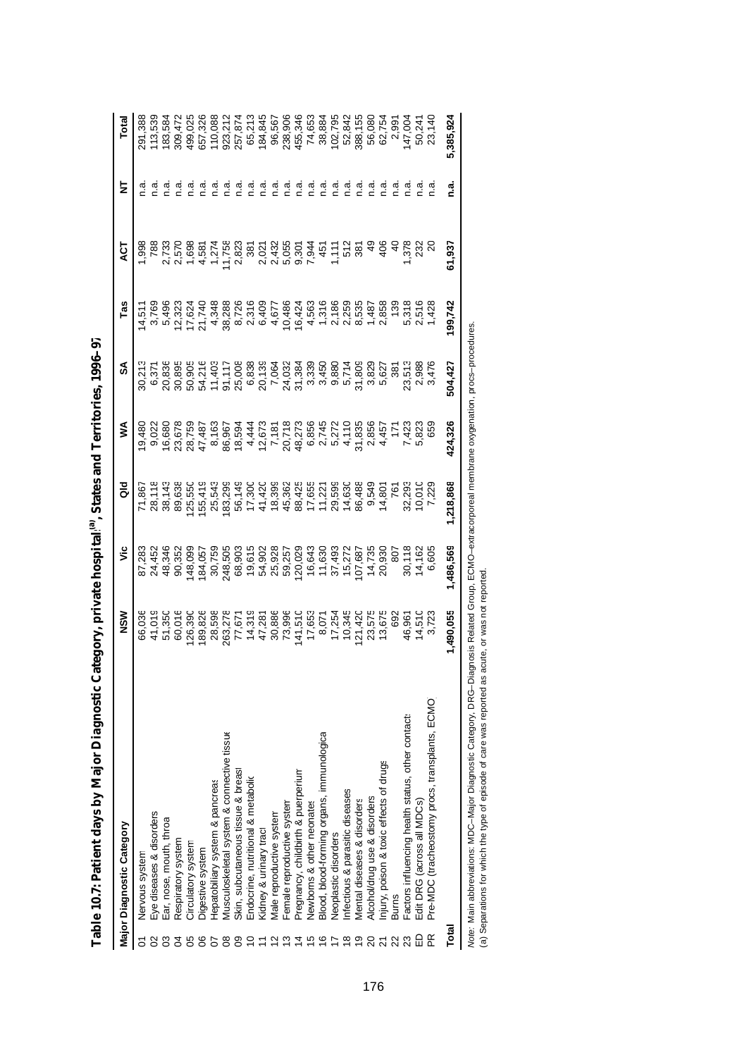# Table 10.7: Patient days by Major Diagnostic Category, private hospital[(a)], States and Territories, 1996–97

| | Major Diagnostic Category | NSW | Vic | Qld | WA | SA | Tas | ACT | NT | Total |
|---|---|---|---|---|---|---|---|---|---|---|
| 01 | Nervous system | 66,036 | 87,283 | 71,867 | 19,480 | 30,213 | 14,511 | 1,998 | n.a. | 291,388 |
| 02 | Eye diseases & disorders | 41,019 | 24,452 | 28,118 | 9,022 | 6,371 | 3,769 | 788 | n.a. | 113,539 |
| 03 | Ear, nose, mouth, throat | 51,350 | 48,346 | 38,143 | 16,680 | 20,836 | 5,496 | 2,733 | n.a. | 183,584 |
| 04 | Respiratory system | 60,016 | 90,352 | 89,638 | 23,678 | 30,895 | 12,323 | 2,570 | n.a. | 309,472 |
| 05 | Circulatory system | 126,390 | 148,099 | 125,550 | 28,759 | 50,905 | 17,624 | 1,698 | n.a. | 499,025 |
| 06 | Digestive system | 189,826 | 184,057 | 155,419 | 47,487 | 54,216 | 21,740 | 4,581 | n.a. | 657,326 |
| 07 | Hepatobiliary system & pancreas | 28,598 | 30,759 | 25,543 | 8,163 | 11,403 | 4,348 | 1,274 | n.a. | 110,088 |
| 08 | Musculoskeletal system & connective tissue | 263,278 | 248,505 | 183,299 | 86,967 | 91,117 | 38,288 | 11,758 | n.a. | 923,212 |
| 09 | Skin, subcutaneous tissue & breast | 77,671 | 68,903 | 56,149 | 18,594 | 25,008 | 8,726 | 2,823 | n.a. | 257,874 |
| 10 | Endocrine, nutritional & metabolic | 14,319 | 19,615 | 17,300 | 4,444 | 6,838 | 2,316 | 381 | n.a. | 65,213 |
| 11 | Kidney & urinary tract | 47,281 | 54,902 | 41,420 | 12,673 | 20,139 | 6,409 | 2,021 | n.a. | 184,845 |
| 12 | Male reproductive system | 30,886 | 25,928 | 18,399 | 7,181 | 7,064 | 4,677 | 2,432 | n.a. | 96,567 |
| 13 | Female reproductive system | 73,996 | 59,257 | 45,362 | 20,718 | 24,032 | 10,486 | 5,055 | n.a. | 238,906 |
| 14 | Pregnancy, childbirth & puerperium | 141,510 | 120,029 | 88,425 | 48,273 | 31,384 | 16,424 | 9,301 | n.a. | 455,346 |
| 15 | Newborns & other neonates | 17,653 | 16,643 | 17,655 | 6,856 | 3,339 | 4,563 | 7,944 | n.a. | 74,653 |
| 16 | Blood, blood-forming organs, immunological | 8,071 | 11,630 | 11,221 | 2,745 | 3,450 | 1,316 | 451 | n.a. | 38,884 |
| 17 | Neoplastic disorders | 17,254 | 37,493 | 29,599 | 5,272 | 9,880 | 2,186 | 1,111 | n.a. | 102,795 |
| 18 | Infectious & parasitic diseases | 10,345 | 15,272 | 14,630 | 4,110 | 5,714 | 2,259 | 512 | n.a. | 52,842 |
| 19 | Mental diseases & disorders | 121,420 | 107,687 | 86,488 | 31,835 | 31,809 | 8,535 | 381 | n.a. | 388,155 |
| 20 | Alcohol/drug use & disorders | 23,575 | 14,735 | 9,549 | 2,856 | 3,829 | 1,487 | 49 | n.a. | 56,080 |
| 21 | Injury, poison & toxic effects of drugs | 13,675 | 20,930 | 14,801 | 4,457 | 5,627 | 2,858 | 406 | n.a. | 62,754 |
| 22 | Burns | 692 | 807 | 761 | 171 | 381 | 139 | 40 | n.a. | 2,991 |
| 23 | Factors influencing health status, other contacts | 46,961 | 30,118 | 32,293 | 7,423 | 23,513 | 5,318 | 1,378 | n.a. | 147,004 |
| ED | Edit DRG (across all MDCs) | 14,510 | 14,162 | 10,010 | 5,823 | 2,988 | 2,516 | 232 | n.a. | 50,241 |
| PR | Pre-MDC (tracheostomy procs, transplants, ECMO) | 3,723 | 6,605 | 7,229 | 659 | 3,476 | 1,428 | 20 | n.a. | 23,140 |
| **Total** | | **1,490,055** | **1,486,569** | **1,218,868** | **424,326** | **504,427** | **199,742** | **61,937** | **n.a.** | **5,385,924** |

*Note:* Main abbreviations: MDC–Major Diagnostic Category, DRG–Diagnosis Related Group, ECMO–extracorporeal membrane oxygenation, procs–procedures.

(a) Separations for which the type of episode of care was reported as acute, or was not reported.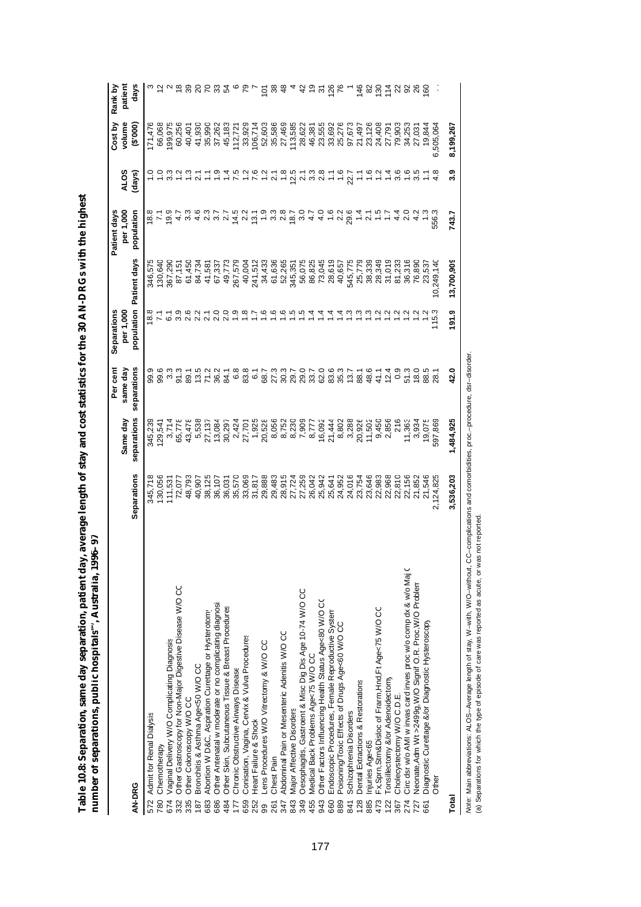**Table 10.8: Separation, same day separation, patient day, average length of stay and cost statistics for the 30 AN-DRGs with the highest number of separations, public hospitals(a), Australia, 1996–97**

| AN-DRG | | Separations | Same day separations | Per cent same day separations | Separations per 1,000 population | Patient days | Patient days per 1,000 population | ALOS (days) | Cost by volume ($'000) | Rank by patient days |
|---|---|---|---|---|---|---|---|---|---|---|
| 572 | Admit for Renal Dialysis | 345,718 | 345,239 | 99.9 | 18.8 | 346,575 | 18.8 | 1.0 | 171,476 | 3 |
| 780 | Chemotherapy | 130,056 | 129,541 | 99.6 | 7.1 | 130,640 | 7.1 | 1.0 | 66,068 | 12 |
| 674 | Vaginal Delivery W/O Complicating Diagnosis | 111,531 | 3,714 | 3.3 | 6.1 | 367,290 | 19.9 | 3.3 | 199,975 | 2 |
| 332 | Other Gastroscopy for Non-Major Digestive Disease W/O CC | 72,077 | 65,778 | 91.3 | 3.9 | 87,151 | 4.7 | 1.2 | 60,256 | 18 |
| 335 | Other Colonoscopy W/O CC | 48,793 | 43,478 | 89.1 | 2.6 | 61,450 | 3.3 | 1.3 | 40,401 | 39 |
| 187 | Bronchitis & Asthma Age<50 W/O CC | 40,907 | 5,538 | 13.5 | 2.2 | 84,734 | 4.6 | 2.1 | 41,930 | 20 |
| 683 | Abortion W D&C, Aspiration Curettage or Hysterotomy | 38,125 | 27,137 | 71.2 | 2.1 | 41,581 | 2.3 | 1.1 | 35,990 | 70 |
| 686 | Other Antenatal w moderate or no complicating diagnosis | 36,107 | 13,084 | 36.2 | 2.0 | 67,337 | 3.7 | 1.9 | 37,262 | 33 |
| 484 | Other Skin, Subcutaneous Tissue & Breast Procedures | 36,031 | 30,297 | 84.1 | 2.0 | 49,773 | 2.7 | 1.4 | 45,183 | 54 |
| 177 | Chronic Obstructive Airways Disease | 35,570 | 2,424 | 6.8 | 1.9 | 267,579 | 14.5 | 7.5 | 112,721 | 6 |
| 659 | Conisation, Vagina, Cervix & Vulva Procedures | 33,069 | 27,701 | 83.8 | 1.8 | 40,004 | 2.2 | 1.2 | 33,929 | 79 |
| 252 | Heart Failure & Shock | 31,817 | 1,925 | 6.1 | 1.7 | 241,512 | 13.1 | 7.6 | 106,714 | 7 |
| 99 | Lens Procedures W/O Vitrectomy & W/O CC | 29,888 | 20,528 | 68.7 | 1.6 | 34,433 | 1.9 | 1.2 | 52,603 | 101 |
| 261 | Chest Pain | 29,483 | 8,056 | 27.3 | 1.6 | 61,636 | 3.3 | 2.1 | 35,586 | 38 |
| 347 | Abdominal Pain or Mesenteric Adenitis W/O CC | 28,915 | 8,752 | 30.3 | 1.6 | 52,265 | 2.8 | 1.8 | 27,469 | 48 |
| 843 | Major Affective Disorders | 27,724 | 8,230 | 29.7 | 1.5 | 345,351 | 18.7 | 12.5 | 113,585 | 4 |
| 349 | Oesophagitis, Gastroent & Misc Dig Dis Age 10-74 W/O CC | 27,259 | 7,909 | 29.0 | 1.5 | 56,075 | 3.0 | 2.1 | 28,622 | 42 |
| 455 | Medical Back Problems Age<75 W/O CC | 26,042 | 8,777 | 33.7 | 1.4 | 86,825 | 4.7 | 3.3 | 46,381 | 19 |
| 943 | Other Factors Influencing Health Status Age<80 W/O CC | 25,942 | 16,092 | 62.0 | 1.4 | 73,045 | 4.0 | 2.8 | 23,555 | 31 |
| 660 | Endoscopic Procedures, Female Reproductive System | 25,641 | 21,444 | 83.6 | 1.4 | 28,619 | 1.6 | 1.1 | 33,692 | 126 |
| 889 | Poisoning/Toxic Effects of Drugs Age<60 W/O CC | 24,952 | 8,802 | 35.3 | 1.4 | 40,657 | 2.2 | 1.6 | 25,276 | 76 |
| 841 | Schizophrenia Disorders | 24,016 | 3,288 | 13.7 | 1.3 | 545,775 | 29.6 | 22.7 | 97,673 | 1 |
| 128 | Dental Extractions & Restorations | 23,754 | 20,926 | 88.1 | 1.3 | 25,779 | 1.4 | 1.1 | 21,497 | 146 |
| 885 | Injuries Age<65 | 23,646 | 11,502 | 48.6 | 1.3 | 38,339 | 2.1 | 1.6 | 23,126 | 82 |
| 473 | Fx,Sprn,Strn&Disloc of Frarm,Hnd,Ft Age<75 W/O CC | 22,983 | 9,450 | 41.1 | 1.2 | 28,349 | 1.5 | 1.2 | 24,408 | 130 |
| 122 | Tonsillectomy &/or Adenoidectomy | 22,968 | 2,856 | 12.4 | 1.2 | 31,019 | 1.7 | 1.4 | 27,791 | 114 |
| 367 | Cholecystectomy W/O C.D.E. | 22,810 | 216 | 0.9 | 1.2 | 81,233 | 4.4 | 3.6 | 79,903 | 22 |
| 274 | Circ dsr w/o AMI w invas card inves proc w/o comp dx & w/o Maj C | 22,156 | 11,363 | 51.3 | 1.2 | 36,316 | 2.0 | 1.6 | 34,253 | 92 |
| 727 | Neonate,Adm Wt >2499g,W/O Signif O.R. Proc,W/O Problem | 21,852 | 3,934 | 18.0 | 1.2 | 76,890 | 4.2 | 3.5 | 27,031 | 26 |
| 661 | Diagnostic Curettage &/or Diagnostic Hysteroscopy | 21,546 | 19,075 | 88.5 | 1.2 | 23,537 | 1.3 | 1.1 | 19,844 | 160 |
| | Other | 2,124,825 | 597,869 | 28.1 | 115.3 | 10,249,140 | 556.3 | 4.8 | 6,505,064 | . . |
| **Total** | | **3,536,203** | **1,484,925** | **42.0** | **191.9** | **13,700,909** | **743.7** | **3.9** | **8,199,267** | |

*Note:* Main abbreviations: ALOS—Average length of stay, W—with, W/O—without, CC—complications and comorbidities, proc.—procedure, dsr—disorder.

(a) Separations for which the type of episode of care was reported as acute, or was not reported.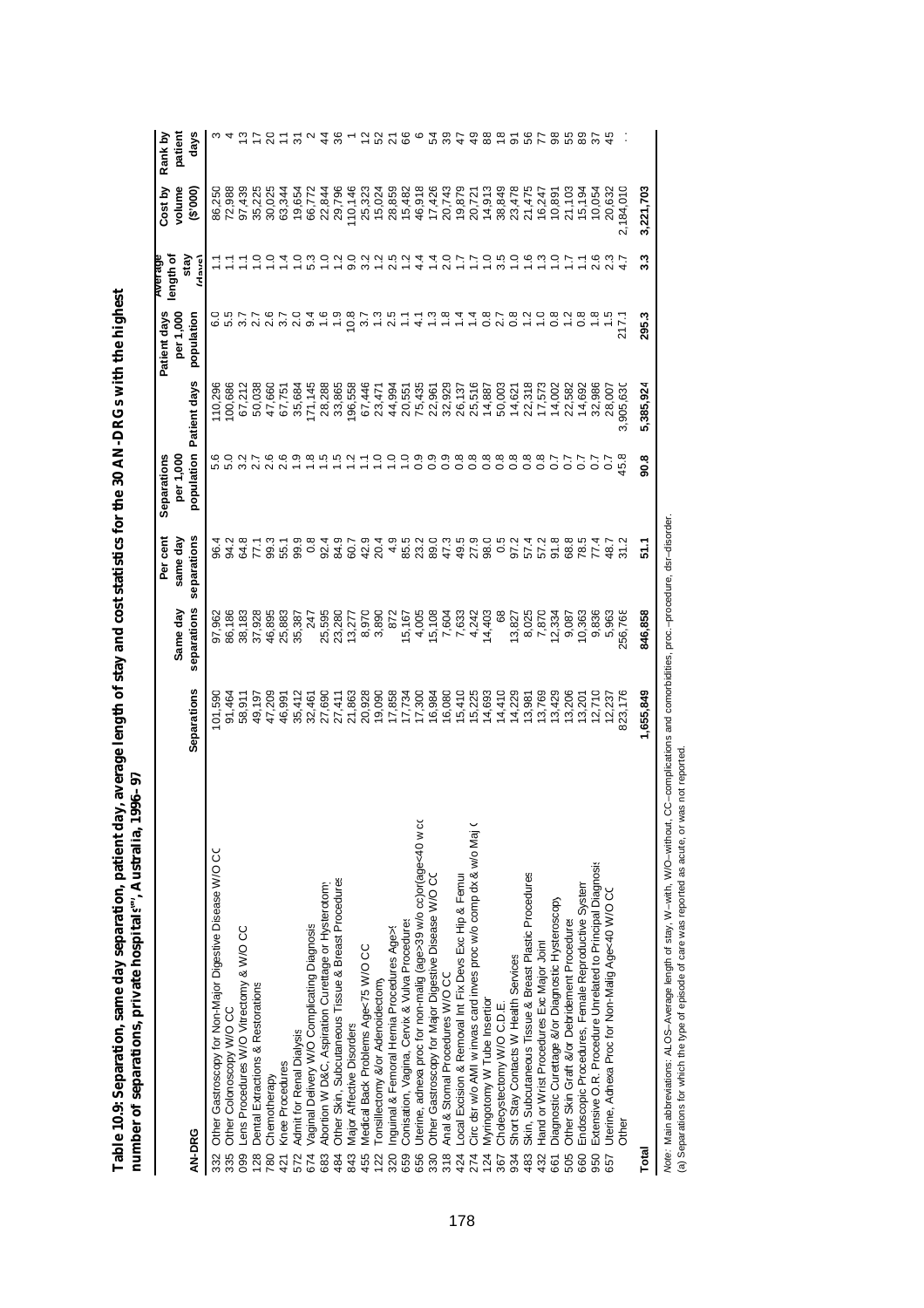**Table 10.9: Separation, same day separation, patient day, average length of stay and cost statistics for the 30 AN-DRGs with the highest number of separations, private hospitals[(a)], Australia, 1996–97**

| AN-DRG | | Separations | Same day separations | Per cent same day separations | Separations per 1,000 population | Patient days | Patient days per 1,000 population | Average length of stay (days) | Cost by volume ($'000) | Rank by patient days |
|---|---|---|---|---|---|---|---|---|---|---|
| 332 | Other Gastroscopy for Non-Major Digestive Disease W/O CC | 101,590 | 97,962 | 96.4 | 5.6 | 110,296 | 6.0 | 1.1 | 86,250 | 3 |
| 335 | Other Colonoscopy W/O CC | 91,464 | 86,186 | 94.2 | 5.0 | 100,686 | 5.5 | 1.1 | 72,988 | 4 |
| 099 | Lens Procedures W/O Vitrectomy & W/O CC | 58,911 | 38,183 | 64.8 | 3.2 | 67,212 | 3.7 | 1.1 | 97,439 | 13 |
| 128 | Dental Extractions & Restorations | 49,197 | 37,928 | 77.1 | 2.7 | 50,038 | 2.7 | 1.0 | 35,225 | 17 |
| 780 | Chemotherapy | 47,209 | 46,895 | 99.3 | 2.6 | 47,660 | 2.6 | 1.0 | 30,025 | 20 |
| 421 | Knee Procedures | 46,991 | 25,883 | 55.1 | 2.6 | 67,751 | 3.7 | 1.4 | 63,344 | 11 |
| 572 | Admit for Renal Dialysis | 35,412 | 35,387 | 99.9 | 1.9 | 35,684 | 2.0 | 1.0 | 19,654 | 31 |
| 674 | Vaginal Delivery W/O Complicating Diagnosis | 32,461 | 247 | 0.8 | 1.8 | 171,145 | 9.4 | 5.3 | 66,772 | 2 |
| 683 | Abortion W D&C, Aspiration Curettage or Hysterotomy | 27,690 | 25,595 | 92.4 | 1.5 | 28,288 | 1.6 | 1.0 | 22,844 | 44 |
| 484 | Other Skin, Subcutaneous Tissue & Breast Procedures | 27,411 | 23,280 | 84.9 | 1.5 | 33,865 | 1.9 | 1.2 | 29,796 | 36 |
| 843 | Major Affective Disorders | 21,863 | 13,277 | 60.7 | 1.2 | 196,558 | 10.8 | 9.0 | 110,146 | 1 |
| 455 | Medical Back Problems Age<75 W/O CC | 20,928 | 8,970 | 42.9 | 1.1 | 67,446 | 3.7 | 3.2 | 25,323 | 12 |
| 122 | Tonsillectomy &/or Adenoidectomy | 19,090 | 3,890 | 20.4 | 1.0 | 23,471 | 1.3 | 1.2 | 15,024 | 52 |
| 320 | Inguinal & Femoral Hernia Procedures Age>9 | 17,858 | 872 | 4.9 | 1.0 | 44,994 | 2.5 | 2.5 | 28,859 | 21 |
| 659 | Conisation, Vagina, Cervix & Vulva Procedures | 17,734 | 15,167 | 85.5 | 1.0 | 20,551 | 1.1 | 1.2 | 15,482 | 66 |
| 656 | Uterine, adnexa proc for non-malig (age>39 w/o cc)or(age<40 w cc | 17,300 | 4,005 | 23.2 | 0.9 | 75,435 | 4.1 | 4.4 | 46,918 | 6 |
| 330 | Other Gastroscopy for Major Digestive Disease W/O CC | 16,984 | 15,108 | 89.0 | 0.9 | 22,961 | 1.3 | 1.4 | 17,426 | 54 |
| 318 | Anal & Stomal Procedures W/O CC | 16,080 | 7,604 | 47.3 | 0.9 | 32,929 | 1.8 | 2.0 | 20,743 | 39 |
| 424 | Local Excision & Removal Int Fix Devs Exc Hip & Femur | 15,410 | 7,633 | 49.5 | 0.8 | 26,137 | 1.4 | 1.7 | 19,879 | 47 |
| 274 | Circ dsr w/o AMI w invas card inves proc w/o comp dx & w/o Maj C | 15,225 | 4,242 | 27.9 | 0.8 | 25,516 | 1.4 | 1.7 | 20,721 | 49 |
| 124 | Myringotomy W Tube Insertion | 14,693 | 14,403 | 98.0 | 0.8 | 14,887 | 0.8 | 1.0 | 14,913 | 88 |
| 367 | Cholecystectomy W/O C.D.E. | 14,410 | 68 | 0.5 | 0.8 | 50,003 | 2.7 | 3.5 | 38,849 | 18 |
| 934 | Short Stay Contacts W Health Services | 14,229 | 13,827 | 97.2 | 0.8 | 14,621 | 0.8 | 1.0 | 23,478 | 91 |
| 483 | Skin, Subcutaneous Tissue & Breast Plastic Procedures | 13,981 | 8,025 | 57.4 | 0.8 | 22,318 | 1.2 | 1.6 | 21,475 | 56 |
| 432 | Hand or Wrist Procedures Exc Major Joint | 13,769 | 7,870 | 57.2 | 0.8 | 17,573 | 1.0 | 1.3 | 16,247 | 77 |
| 661 | Diagnostic Curettage &/or Diagnostic Hysteroscopy | 13,429 | 12,334 | 91.8 | 0.7 | 14,002 | 0.8 | 1.0 | 10,891 | 98 |
| 505 | Other Skin Graft &/or Debridement Procedures | 13,206 | 9,087 | 68.8 | 0.7 | 22,582 | 1.2 | 1.7 | 21,103 | 55 |
| 660 | Endoscopic Procedures, Female Reproductive System | 13,201 | 10,363 | 78.5 | 0.7 | 14,692 | 0.8 | 1.1 | 15,194 | 89 |
| 950 | Extensive O.R. Procedure Unrelated to Principal Diagnosis | 12,710 | 9,836 | 77.4 | 0.7 | 32,986 | 1.8 | 2.6 | 10,054 | 37 |
| 657 | Uterine, Adnexa Proc for Non-Malig Age<40 W/O CC | 12,237 | 5,963 | 48.7 | 0.7 | 28,007 | 1.5 | 2.3 | 20,632 | 45 |
| | Other | 823,176 | 256,768 | 31.2 | 45.8 | 3,905,630 | 217.1 | 4.7 | 2,184,010 | . . |
| **Total** | | **1,655,849** | **846,858** | **51.1** | **90.8** | **5,385,924** | **295.3** | **3.3** | **3,221,703** | |

*Note:* Main abbreviations: ALOS–Average length of stay, W–with, W/O–without, CC–complications and comorbidities, proc.–procedure, dsr–disorder.

(a) Separations for which the type of episode of care was reported as acute, or was not reported.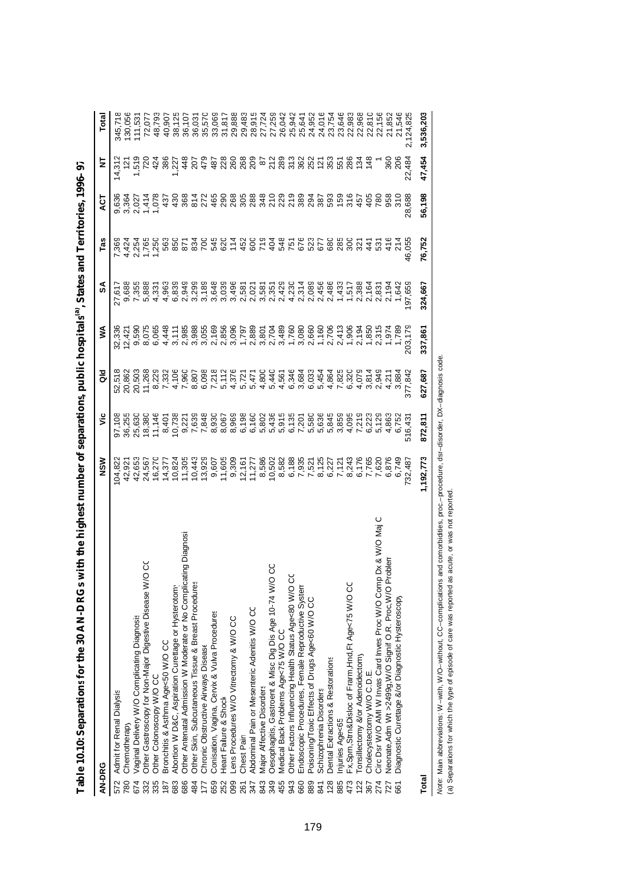**Table 10.10: Separations for the 30 AN-DRGs with the highest number of separations, public hospitals[(a)], States and Territories, 1996–97**

| AN-DRG | | NSW | Vic | Qld | WA | SA | Tas | ACT | NT | Total |
|---|---|---|---|---|---|---|---|---|---|---|
| 572 | Admit for Renal Dialysis | 104,822 | 97,108 | 52,518 | 32,336 | 27,617 | 7,369 | 9,636 | 14,312 | 345,718 |
| 780 | Chemotherapy | 42,921 | 36,255 | 20,862 | 12,421 | 9,688 | 4,424 | 3,364 | 121 | 130,056 |
| 674 | Vaginal Delivery W/O Complicating Diagnosis | 42,653 | 25,630 | 20,503 | 9,590 | 7,355 | 2,254 | 2,027 | 1,519 | 111,531 |
| 332 | Other Gastroscopy for Non-Major Digestive Disease W/O CC | 24,567 | 18,380 | 11,268 | 8,075 | 5,888 | 1,765 | 1,414 | 720 | 72,077 |
| 335 | Other Colonoscopy W/O CC | 16,270 | 11,146 | 8,229 | 6,065 | 4,331 | 1,250 | 1,078 | 424 | 48,793 |
| 187 | Bronchitis & Asthma Age<50 W/O CC | 14,377 | 8,401 | 7,332 | 4,448 | 4,963 | 563 | 437 | 386 | 40,907 |
| 683 | Abortion W D&C, Aspiration Curettage or Hysterotomy | 10,824 | 10,738 | 4,106 | 3,111 | 6,839 | 850 | 430 | 1,227 | 38,125 |
| 686 | Other Antenatal Admission W Moderate or No Complicating Diagnosis | 11,305 | 9,221 | 7,960 | 2,985 | 2,949 | 871 | 368 | 448 | 36,107 |
| 484 | Other Skin, Subcutaneous Tissue & Breast Procedures | 10,443 | 7,639 | 8,807 | 3,988 | 3,299 | 834 | 814 | 207 | 36,031 |
| 177 | Chronic Obstructive Airways Disease | 13,929 | 7,848 | 6,098 | 3,055 | 3,189 | 700 | 272 | 479 | 35,570 |
| 659 | Conisation, Vagina, Cervix & Vulva Procedures | 9,607 | 8,930 | 7,218 | 2,169 | 3,648 | 545 | 465 | 487 | 33,069 |
| 252 | Heart Failure & Shock | 11,605 | 8,067 | 5,112 | 2,856 | 3,039 | 620 | 290 | 228 | 31,817 |
| 099 | Lens Procedures W/O Vitrectomy & W/O CC | 9,309 | 8,969 | 4,376 | 3,096 | 3,496 | 114 | 268 | 260 | 29,888 |
| 261 | Chest Pain | 12,161 | 6,198 | 5,721 | 1,797 | 2,581 | 452 | 305 | 268 | 29,483 |
| 347 | Abdominal Pain or Mesenteric Adenitis W/O CC | 11,277 | 6,160 | 5,471 | 2,889 | 2,021 | 600 | 288 | 209 | 28,915 |
| 843 | Major Affective Disorders | 8,586 | 5,802 | 4,800 | 3,801 | 3,581 | 719 | 348 | 87 | 27,724 |
| 349 | Oesophagitis, Gastroent & Misc Dig Dis Age 10-74 W/O CC | 10,502 | 5,436 | 5,440 | 2,704 | 2,351 | 404 | 210 | 212 | 27,259 |
| 455 | Medical Back Problems Age<75 W/O CC | 8,582 | 5,915 | 4,561 | 3,489 | 2,429 | 548 | 229 | 289 | 26,042 |
| 943 | Other Factors Influencing Health Status Age<80 W/O CC | 6,188 | 6,135 | 6,346 | 1,760 | 4,230 | 751 | 219 | 313 | 25,942 |
| 660 | Endoscopic Procedures, Female Reproductive System | 7,935 | 7,201 | 3,684 | 3,080 | 2,314 | 676 | 389 | 362 | 25,641 |
| 889 | Poisoning/Toxic Effects of Drugs Age<60 W/O CC | 7,521 | 5,580 | 6,033 | 2,660 | 2,089 | 523 | 294 | 252 | 24,952 |
| 841 | Schizophrenia Disorders | 8,125 | 5,636 | 5,454 | 1,160 | 2,456 | 677 | 387 | 121 | 24,016 |
| 128 | Dental Extractions & Restorations | 6,227 | 5,845 | 4,864 | 2,706 | 2,486 | 680 | 593 | 353 | 23,754 |
| 885 | Injuries Age<65 | 7,121 | 3,859 | 7,825 | 2,413 | 1,433 | 285 | 159 | 551 | 23,646 |
| 473 | Fx,Sprn,Strn&Disloc of Frarm,Hnd,Ft Age<75 W/O CC | 8,243 | 4,095 | 6,320 | 1,906 | 1,517 | 300 | 316 | 286 | 22,983 |
| 122 | Tonsillectomy &/or Adenoidectomy | 6,176 | 7,219 | 4,079 | 2,194 | 2,388 | 321 | 457 | 134 | 22,968 |
| 367 | Cholecystectomy W/O C.D.E. | 7,765 | 6,223 | 3,814 | 1,850 | 2,164 | 441 | 405 | 148 | 22,810 |
| 274 | Circ Dsr W/O AMI W Invas Card Inves Proc W/O Comp Dx & W/O Maj C | 7,620 | 5,129 | 2,949 | 2,315 | 2,831 | 531 | 780 | 1 | 22,156 |
| 727 | Neonate,Adm Wt >2499g,W/O Signif O.R. Proc,W/O Problem | 6,876 | 4,863 | 4,211 | 1,974 | 2,194 | 416 | 958 | 360 | 21,852 |
| 661 | Diagnostic Curettage &/or Diagnostic Hysteroscopy | 6,749 | 6,752 | 3,884 | 1,789 | 1,642 | 214 | 310 | 206 | 21,546 |
| | | 732,487 | 516,431 | 377,842 | 203,179 | 197,659 | 46,055 | 28,688 | 22,484 | 2,124,825 |
| **Total** | | **1,192,773** | **872,811** | **627,687** | **337,861** | **324,667** | **76,752** | **56,198** | **47,454** | **3,536,203** |

*Note:* Main abbreviations: W–with, W/O–without, CC–complications and comorbidities, proc.–procedure, dsr–disorder, DX–diagnosis code.

(a) Separations for which the type of episode of care was reported as acute, or was not reported.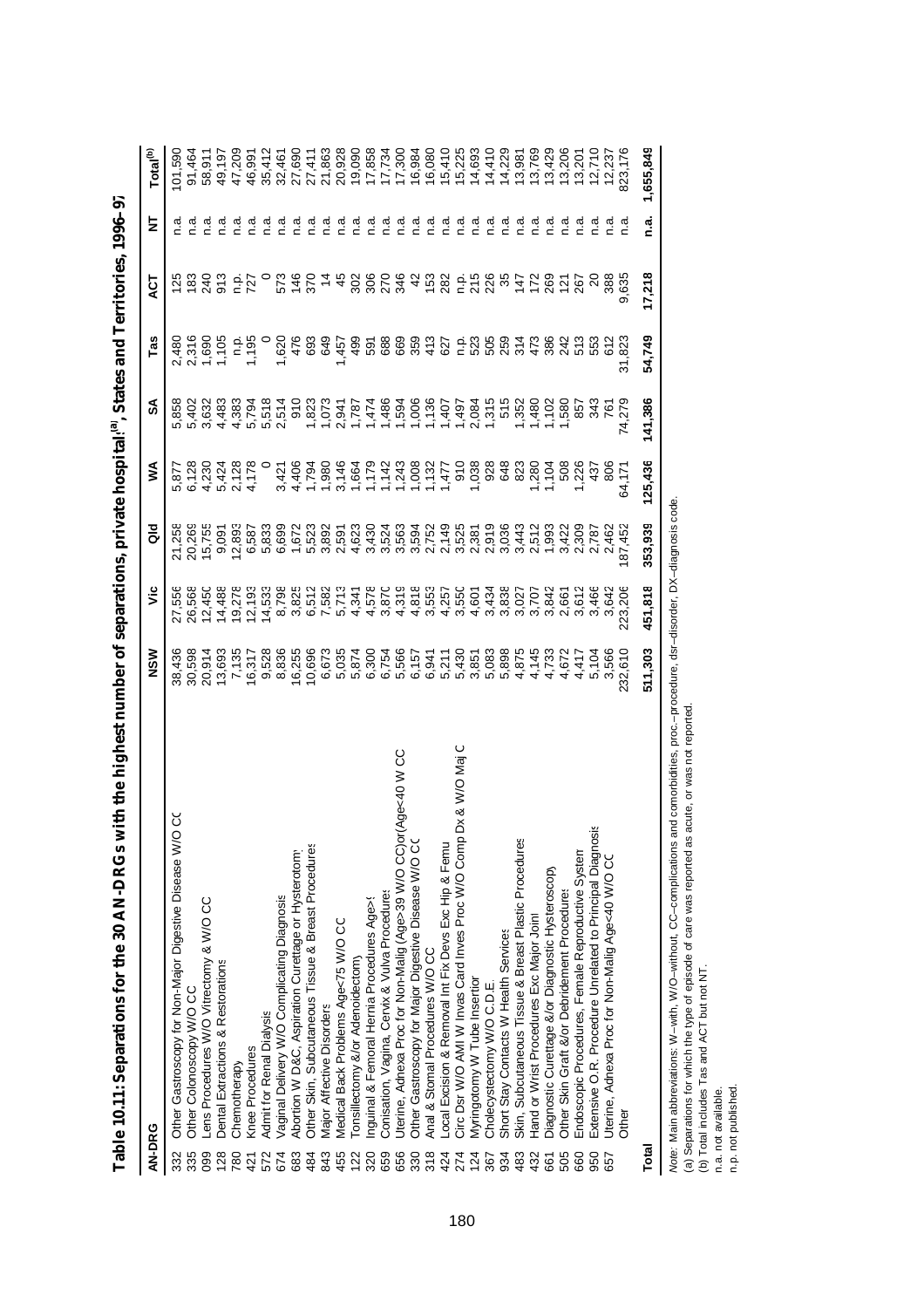# Table 10.11: Separations for the 30 AN-DRGs with the highest number of separations, private hospitals[a], States and Territories, 1996–97

| AN-DRG | | NSW | Vic | Qld | WA | SA | Tas | ACT | NT | Total[b] |
|---|---|---|---|---|---|---|---|---|---|---|
| 332 | Other Gastroscopy for Non-Major Digestive Disease W/O CC | 38,436 | 27,556 | 21,258 | 5,877 | 5,858 | 2,480 | 125 | n.a. | 101,590 |
| 335 | Other Colonoscopy W/O CC | 30,598 | 26,568 | 20,269 | 6,128 | 5,402 | 2,316 | 183 | n.a. | 91,464 |
| 099 | Lens Procedures W/O Vitrectomy & W/O CC | 20,914 | 12,450 | 15,755 | 4,230 | 3,632 | 1,690 | 240 | n.a. | 58,911 |
| 128 | Dental Extractions & Restorations | 13,693 | 14,488 | 9,091 | 5,424 | 4,483 | 1,105 | 913 | n.a. | 49,197 |
| 780 | Chemotherapy | 7,135 | 19,278 | 12,893 | 2,128 | 4,383 | n.p. | n.p. | n.a. | 47,209 |
| 421 | Knee Procedures | 16,317 | 12,193 | 6,587 | 4,178 | 5,794 | 1,195 | 727 | n.a. | 46,991 |
| 572 | Admit for Renal Dialysis | 9,528 | 14,533 | 5,833 | 0 | 5,518 | 0 | 0 | n.a. | 35,412 |
| 674 | Vaginal Delivery W/O Complicating Diagnosis | 8,836 | 8,798 | 6,699 | 3,421 | 2,514 | 1,620 | 573 | n.a. | 32,461 |
| 683 | Abortion W D&C, Aspiration Curettage or Hysterotomy | 16,255 | 3,825 | 1,672 | 4,406 | 910 | 476 | 146 | n.a. | 27,690 |
| 484 | Other Skin, Subcutaneous Tissue & Breast Procedures | 10,696 | 6,512 | 5,523 | 1,794 | 1,823 | 693 | 370 | n.a. | 27,411 |
| 843 | Major Affective Disorders | 6,673 | 7,582 | 3,892 | 1,980 | 1,073 | 649 | 14 | n.a. | 21,863 |
| 455 | Medical Back Problems Age<75 W/O CC | 5,035 | 5,713 | 2,591 | 3,146 | 2,941 | 1,457 | 45 | n.a. | 20,928 |
| 122 | Tonsillectomy &/or Adenoidectomy | 5,874 | 4,341 | 4,623 | 1,664 | 1,787 | 499 | 302 | n.a. | 19,090 |
| 320 | Inguinal & Femoral Hernia Procedures Age>9 | 6,300 | 4,578 | 3,430 | 1,179 | 1,474 | 591 | 306 | n.a. | 17,858 |
| 659 | Conisation, Vagina, Cervix & Vulva Procedures | 6,754 | 3,870 | 3,524 | 1,142 | 1,486 | 688 | 270 | n.a. | 17,734 |
| 656 | Uterine, Adnexa Proc for Non-Malig (Age>39 W/O CC)or(Age<40 W CC | 5,566 | 4,319 | 3,563 | 1,243 | 1,594 | 669 | 346 | n.a. | 17,300 |
| 330 | Other Gastroscopy for Major Digestive Disease W/O CC | 6,157 | 4,818 | 3,594 | 1,008 | 1,006 | 359 | 42 | n.a. | 16,984 |
| 318 | Anal & Stomal Procedures W/O CC | 6,941 | 3,553 | 2,752 | 1,132 | 1,136 | 413 | 153 | n.a. | 16,080 |
| 424 | Local Excision & Removal Int Fix Devs Exc Hip & Femur | 5,211 | 4,257 | 2,149 | 1,477 | 1,407 | 627 | 282 | n.a. | 15,410 |
| 274 | Circ Dsr W/O AMI W Invas Card Inves Proc W/O Comp Dx & W/O Maj C | 5,430 | 3,550 | 3,525 | 910 | 1,497 | n.p. | n.p. | n.a. | 15,225 |
| 124 | Myringotomy W Tube Insertion | 3,851 | 4,601 | 2,381 | 1,038 | 2,084 | 523 | 215 | n.a. | 14,693 |
| 367 | Cholecystectomy W/O C.D.E. | 5,083 | 3,434 | 2,919 | 928 | 1,315 | 505 | 226 | n.a. | 14,410 |
| 934 | Short Stay Contacts W Health Services | 5,898 | 3,838 | 3,036 | 648 | 515 | 259 | 35 | n.a. | 14,229 |
| 483 | Skin, Subcutaneous Tissue & Breast Plastic Procedures | 4,875 | 3,027 | 3,443 | 823 | 1,352 | 314 | 147 | n.a. | 13,981 |
| 432 | Hand or Wrist Procedures Exc Major Joint | 4,145 | 3,707 | 2,512 | 1,280 | 1,480 | 473 | 172 | n.a. | 13,769 |
| 661 | Diagnostic Curettage &/or Diagnostic Hysteroscopy | 4,733 | 3,842 | 1,993 | 1,104 | 1,102 | 386 | 269 | n.a. | 13,429 |
| 505 | Other Skin Graft &/or Debridement Procedures | 4,672 | 2,661 | 3,422 | 508 | 1,580 | 242 | 121 | n.a. | 13,206 |
| 660 | Endoscopic Procedures, Female Reproductive System | 4,417 | 3,612 | 2,309 | 1,226 | 857 | 513 | 267 | n.a. | 13,201 |
| 950 | Extensive O.R. Procedure Unrelated to Principal Diagnosis | 5,104 | 3,466 | 2,787 | 437 | 343 | 553 | 20 | n.a. | 12,710 |
| 657 | Uterine, Adnexa Proc for Non-Malig Age<40 W/O CC | 3,566 | 3,642 | 2,462 | 806 | 761 | 612 | 388 | n.a. | 12,237 |
| | Other | 232,610 | 223,206 | 187,452 | 64,171 | 74,279 | 31,823 | 9,635 | n.a. | 823,176 |
| **Total** | | **511,303** | **451,818** | **353,939** | **125,436** | **141,386** | **54,749** | **17,218** | **n.a.** | **1,655,849** |

*Note:* Main abbreviations: W–with, W/O–without, CC–complications and comorbidities, proc.–procedure, dsr–disorder, DX–diagnosis code.

(a) Separations for which the type of episode of care was reported as acute, or was not reported.

(b) Total includes Tas and ACT but not NT.

n.a. not available.

n.p. not published.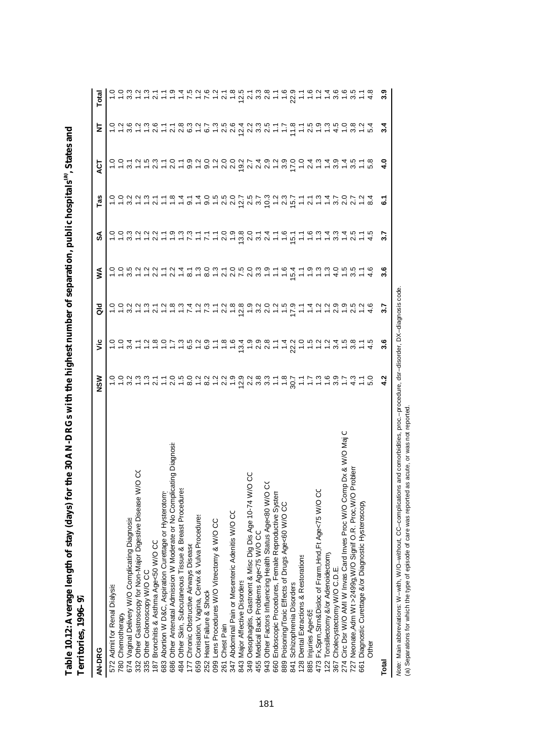**Table 10.12: Average length of stay (days) for the 30 AN-DRGs with the highest number of separation, public hospitals[(a)], States and Territories, 1996–97**

| AN-DRG | NSW | Vic | Qld | WA | SA | Tas | ACT | NT | Total |
|---|---|---|---|---|---|---|---|---|---|
| 572 Admit for Renal Dialysis | 1.0 | 1.0 | 1.0 | 1.0 | 1.0 | 1.0 | 1.0 | 1.0 | 1.0 |
| 780 Chemotherapy | 1.0 | 1.0 | 1.0 | 1.0 | 1.0 | 1.0 | 1.0 | 1.2 | 1.0 |
| 674 Vaginal Delivery W/O Complicating Diagnosis | 3.2 | 3.4 | 3.2 | 3.5 | 3.3 | 3.2 | 3.1 | 3.6 | 3.3 |
| 332 Other Gastroscopy for Non-Major Digestive Disease W/O CC | 1.3 | 1.1 | 1.2 | 1.2 | 1.2 | 1.2 | 1.2 | 1.2 | 1.2 |
| 335 Other Colonoscopy W/O CC | 1.3 | 1.2 | 1.3 | 1.2 | 1.2 | 1.3 | 1.5 | 1.3 | 1.3 |
| 187 Bronchitis & Asthma Age<50 W/O CC | 2.1 | 1.8 | 2.1 | 2.2 | 2.2 | 2.1 | 2.3 | 2.6 | 2.1 |
| 683 Abortion W D&C, Aspiration Curettage or Hysterotomy | 1.1 | 1.0 | 1.2 | 1.1 | 1.1 | 1.1 | 1.1 | 1.1 | 1.1 |
| 686 Other Antenatal Admission W Moderate or No Complicating Diagnosis | 2.0 | 1.7 | 1.8 | 2.2 | 1.9 | 1.8 | 2.0 | 2.1 | 1.9 |
| 484 Other Skin, Subcutaneous Tissue & Breast Procedures | 1.5 | 1.3 | 1.3 | 1.4 | 1.3 | 1.4 | 1.1 | 2.8 | 1.4 |
| 177 Chronic Obstructive Airways Disease | 8.0 | 6.5 | 7.4 | 8.1 | 7.3 | 9.1 | 9.9 | 6.3 | 7.5 |
| 659 Conisation, Vagina, Cervix & Vulva Procedures | 1.2 | 1.2 | 1.2 | 1.3 | 1.1 | 1.4 | 1.2 | 1.2 | 1.2 |
| 252 Heart Failure & Shock | 8.2 | 6.9 | 7.3 | 8.0 | 7.1 | 9.0 | 9.0 | 6.7 | 7.6 |
| 099 Lens Procedures W/O Vitrectomy & W/O CC | 1.2 | 1.1 | 1.1 | 1.3 | 1.1 | 1.5 | 1.2 | 1.3 | 1.2 |
| 261 Chest Pain | 2.2 | 1.8 | 2.2 | 2.1 | 2.0 | 2.5 | 2.0 | 2.5 | 2.1 |
| 347 Abdominal Pain or Mesenteric Adenitis W/O CC | 1.9 | 1.6 | 1.8 | 2.0 | 1.9 | 2.0 | 2.0 | 2.6 | 1.8 |
| 843 Major Affective Disorders | 12.9 | 13.4 | 12.8 | 7.5 | 13.8 | 12.7 | 19.2 | 12.4 | 12.5 |
| 349 Oesophagitis, Gastroent & Misc Dig Dis Age 10-74 W/O CC | 2.2 | 1.9 | 1.9 | 2.0 | 2.0 | 2.5 | 2.7 | 2.2 | 2.1 |
| 455 Medical Back Problems Age<75 W/O CC | 3.8 | 2.9 | 3.2 | 3.3 | 3.1 | 3.7 | 2.4 | 3.3 | 3.3 |
| 943 Other Factors Influencing Health Status Age<80 W/O CC | 3.3 | 2.8 | 2.0 | 1.9 | 2.4 | 10.3 | 2.9 | 2.5 | 2.8 |
| 660 Endoscopic Procedures, Female Reproductive System | 1.1 | 1.1 | 1.2 | 1.1 | 1.1 | 1.2 | 1.2 | 1.1 | 1.1 |
| 889 Poisoning/Toxic Effects of Drugs Age<60 W/O CC | 1.8 | 1.4 | 1.5 | 1.6 | 1.6 | 2.3 | 3.9 | 1.7 | 1.6 |
| 841 Schizophrenia Disorders | 30.7 | 22.2 | 17.9 | 15.4 | 15.1 | 15.7 | 17.0 | 11.8 | 22.9 |
| 128 Dental Extractions & Restorations | 1.1 | 1.0 | 1.1 | 1.1 | 1.1 | 1.1 | 1.0 | 1.1 | 1.1 |
| 885 Injuries Age<65 | 1.7 | 1.5 | 1.4 | 1.9 | 1.6 | 2.1 | 2.4 | 2.5 | 1.6 |
| 473 Fx,Sprn,Strn&Disloc of Frarm,Hnd,Ft Age<75 W/O CC | 1.3 | 1.2 | 1.2 | 1.3 | 1.3 | 1.3 | 1.3 | 1.9 | 1.2 |
| 122 Tonsillectomy &/or Adenoidectomy | 1.6 | 1.2 | 1.2 | 1.3 | 1.4 | 1.4 | 1.4 | 1.3 | 1.4 |
| 367 Cholecystectomy W/O C.D.E. | 3.9 | 3.4 | 2.9 | 4.0 | 3.3 | 3.7 | 3.9 | 4.5 | 3.6 |
| 274 Circ Dsr W/O AMI W Invas Card Inves Proc W/O Comp Dx & W/O Maj C | 1.7 | 1.5 | 1.9 | 1.5 | 1.4 | 2.0 | 1.4 | 1.0 | 1.6 |
| 727 Neonate,Adm Wt >2499g,W/O Signif O.R. Proc,W/O Problem | 4.3 | 3.8 | 2.5 | 3.5 | 2.5 | 2.7 | 3.5 | 3.8 | 3.5 |
| 661 Diagnostic Curettage &/or Diagnostic Hysteroscopy | 1.1 | 1.1 | 1.2 | 1.1 | 1.1 | 1.2 | 1.1 | 1.2 | 1.1 |
| Other | 5.0 | 4.5 | 4.6 | 4.6 | 4.5 | 8.4 | 5.8 | 5.4 | 4.8 |
| **Total** | **4.2** | **3.6** | **3.7** | **3.6** | **3.7** | **6.1** | **4.0** | **3.4** | **3.9** |

*Note:* Main abbreviations: W—with, W/O—without, CC—complications and comorbidities, proc.—procedure, dsr—disorder, DX—diagnosis code.
(a) Separations for which the type of episode of care was reported as acute, or was not reported.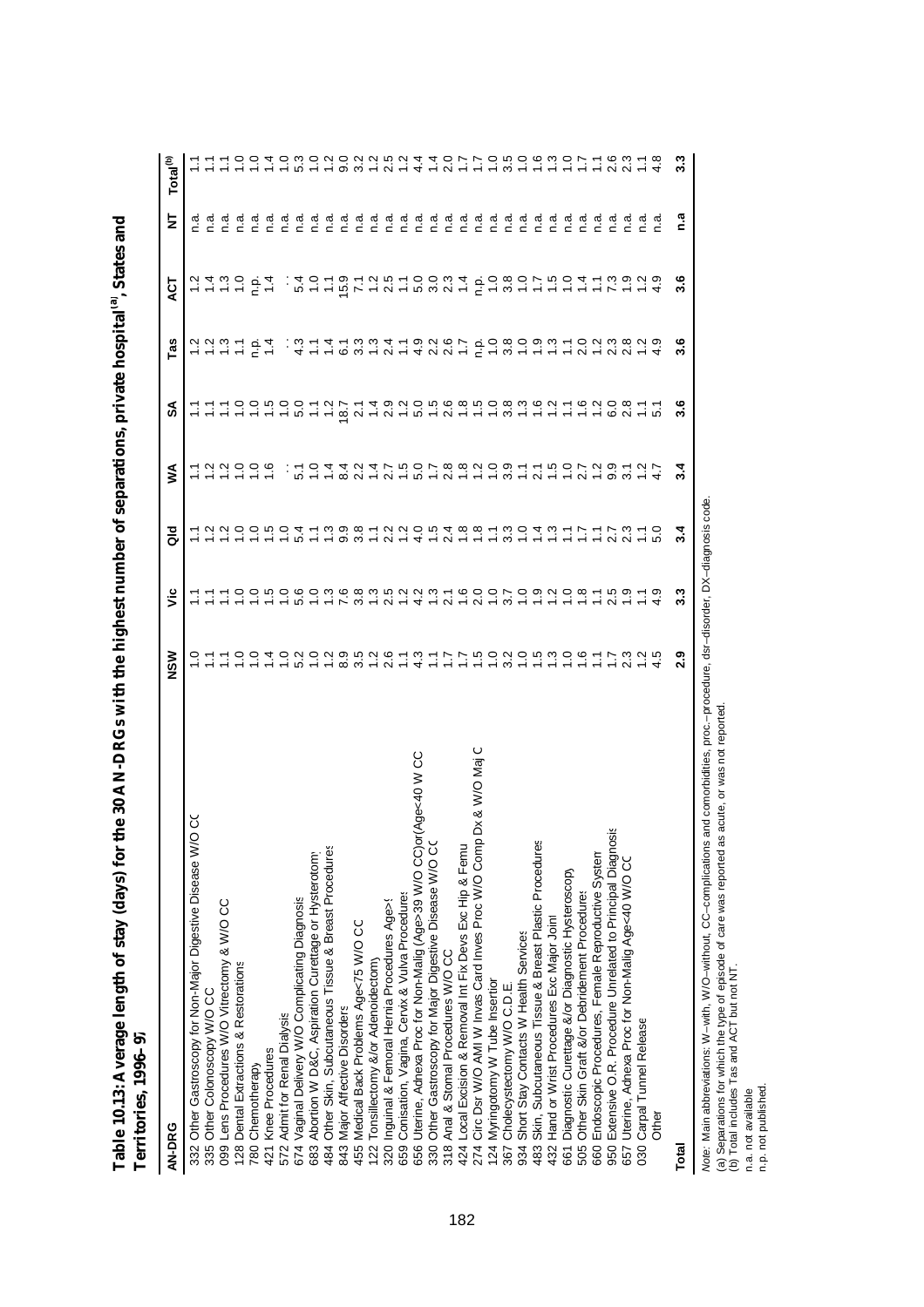**Table 10.13: Average length of stay (days) for the 30 AN-DRGs with the highest number of separations, private hospital[(a)], States and Territories, 1996–97**

| AN-DRG | NSW | Vic | Qld | WA | SA | Tas | ACT | NT | Total[(b)] |
|---|---|---|---|---|---|---|---|---|---|
| 332 Other Gastroscopy for Non-Major Digestive Disease W/O CC | 1.0 | 1.1 | 1.1 | 1.1 | 1.1 | 1.2 | 1.2 | n.a. | 1.1 |
| 335 Other Colonoscopy W/O CC | 1.1 | 1.1 | 1.2 | 1.2 | 1.1 | 1.2 | 1.4 | n.a. | 1.1 |
| 099 Lens Procedures W/O Vitrectomy & W/O CC | 1.1 | 1.1 | 1.2 | 1.2 | 1.1 | 1.3 | 1.3 | n.a. | 1.1 |
| 128 Dental Extractions & Restorations | 1.0 | 1.0 | 1.0 | 1.0 | 1.0 | 1.1 | 1.0 | n.a. | 1.0 |
| 780 Chemotherapy | 1.0 | 1.0 | 1.0 | 1.0 | 1.0 | n.p. | n.p. | n.a. | 1.0 |
| 421 Knee Procedures | 1.4 | 1.5 | 1.5 | 1.6 | 1.5 | 1.4 | 1.4 | n.a. | 1.4 |
| 572 Admit for Renal Dialysis | 1.0 | 1.0 | 1.0 | . . | 1.0 | . . | . . | n.a. | 1.0 |
| 674 Vaginal Delivery W/O Complicating Diagnosis | 5.2 | 5.6 | 5.4 | 5.1 | 5.0 | 4.3 | 5.4 | n.a. | 5.3 |
| 683 Abortion W D&C, Aspiration Curettage or Hysterotomy | 1.0 | 1.0 | 1.1 | 1.0 | 1.1 | 1.1 | 1.0 | n.a. | 1.0 |
| 484 Other Skin, Subcutaneous Tissue & Breast Procedures | 1.2 | 1.3 | 1.3 | 1.4 | 1.2 | 1.4 | 1.1 | n.a. | 1.2 |
| 843 Major Affective Disorders | 8.9 | 7.6 | 9.9 | 8.4 | 18.7 | 6.1 | 15.9 | n.a. | 9.0 |
| 455 Medical Back Problems Age<75 W/O CC | 3.5 | 3.8 | 3.8 | 2.2 | 2.1 | 3.3 | 7.1 | n.a. | 3.2 |
| 122 Tonsillectomy &/or Adenoidectomy | 1.2 | 1.3 | 1.1 | 1.4 | 1.4 | 1.3 | 1.2 | n.a. | 1.2 |
| 320 Inguinal & Femoral Hernia Procedures Age>9 | 2.6 | 2.5 | 2.2 | 2.7 | 2.9 | 2.4 | 2.5 | n.a. | 2.5 |
| 659 Conisation, Vagina, Cervix & Vulva Procedures | 1.1 | 1.2 | 1.2 | 1.5 | 1.2 | 1.1 | 1.1 | n.a. | 1.2 |
| 656 Uterine, Adnexa Proc for Non-Malig (Age>39 W/O CC)or(Age<40 W CC | 4.3 | 4.2 | 4.0 | 5.0 | 5.0 | 4.9 | 5.0 | n.a. | 4.4 |
| 330 Other Gastroscopy for Major Digestive Disease W/O CC | 1.1 | 1.3 | 1.5 | 1.7 | 1.5 | 2.2 | 3.0 | n.a. | 1.4 |
| 318 Anal & Stomal Procedures W/O CC | 1.7 | 2.1 | 2.4 | 2.8 | 2.6 | 2.6 | 2.3 | n.a. | 2.0 |
| 424 Local Excision & Removal Int Fix Devs Exc Hip & Femur | 1.7 | 1.6 | 1.8 | 1.8 | 1.8 | 1.7 | 1.4 | n.a. | 1.7 |
| 274 Circ Dsr W/O AMI W Invas Card Inves Proc W/O Comp Dx & W/O Maj C | 1.5 | 2.0 | 1.8 | 1.2 | 1.5 | n.p. | n.p. | n.a. | 1.7 |
| 124 Myringotomy W Tube Insertion | 1.0 | 1.0 | 1.1 | 1.0 | 1.0 | 1.0 | 1.0 | n.a. | 1.0 |
| 367 Cholecystectomy W/O C.D.E. | 3.2 | 3.7 | 3.3 | 3.9 | 3.8 | 3.8 | 3.8 | n.a. | 3.5 |
| 934 Short Stay Contacts W Health Services | 1.0 | 1.0 | 1.0 | 1.1 | 1.3 | 1.0 | 1.0 | n.a. | 1.0 |
| 483 Skin, Subcutaneous Tissue & Breast Plastic Procedures | 1.5 | 1.9 | 1.4 | 2.1 | 1.6 | 1.9 | 1.7 | n.a. | 1.6 |
| 432 Hand or Wrist Procedures Exc Major Joint | 1.3 | 1.2 | 1.3 | 1.5 | 1.2 | 1.3 | 1.5 | n.a. | 1.3 |
| 661 Diagnostic Curettage &/or Diagnostic Hysteroscopy | 1.0 | 1.0 | 1.1 | 1.0 | 1.1 | 1.1 | 1.0 | n.a. | 1.0 |
| 505 Other Skin Graft &/or Debridement Procedures | 1.6 | 1.8 | 1.7 | 2.7 | 1.6 | 2.0 | 1.4 | n.a. | 1.7 |
| 660 Endoscopic Procedures, Female Reproductive System | 1.1 | 1.1 | 1.1 | 1.2 | 1.2 | 1.2 | 1.1 | n.a. | 1.1 |
| 950 Extensive O.R. Procedure Unrelated to Principal Diagnosis | 1.7 | 2.5 | 2.7 | 9.9 | 6.0 | 2.3 | 7.3 | n.a. | 2.6 |
| 657 Uterine, Adnexa Proc for Non-Malig Age<40 W/O CC | 2.3 | 1.9 | 2.3 | 3.1 | 2.8 | 2.8 | 1.9 | n.a. | 2.3 |
| 030 Carpal Tunnel Release | 1.2 | 1.1 | 1.1 | 1.2 | 1.1 | 1.2 | 1.2 | n.a. | 1.1 |
| Other | 4.5 | 4.9 | 5.0 | 4.7 | 5.1 | 4.9 | 4.9 | n.a. | 4.8 |
| **Total** | **2.9** | **3.3** | **3.4** | **3.4** | **3.6** | **3.6** | **3.6** | **n.a** | **3.3** |

*Note:* Main abbreviations: W—with, W/O—without, CC—complications and comorbidities, proc.—procedure, dsr—disorder, DX—diagnosis code.

(a) Separations for which the type of episode of care was reported as acute, or was not reported.

(b) Total includes Tas and ACT but not NT.

n.a. not available

n.p. not published.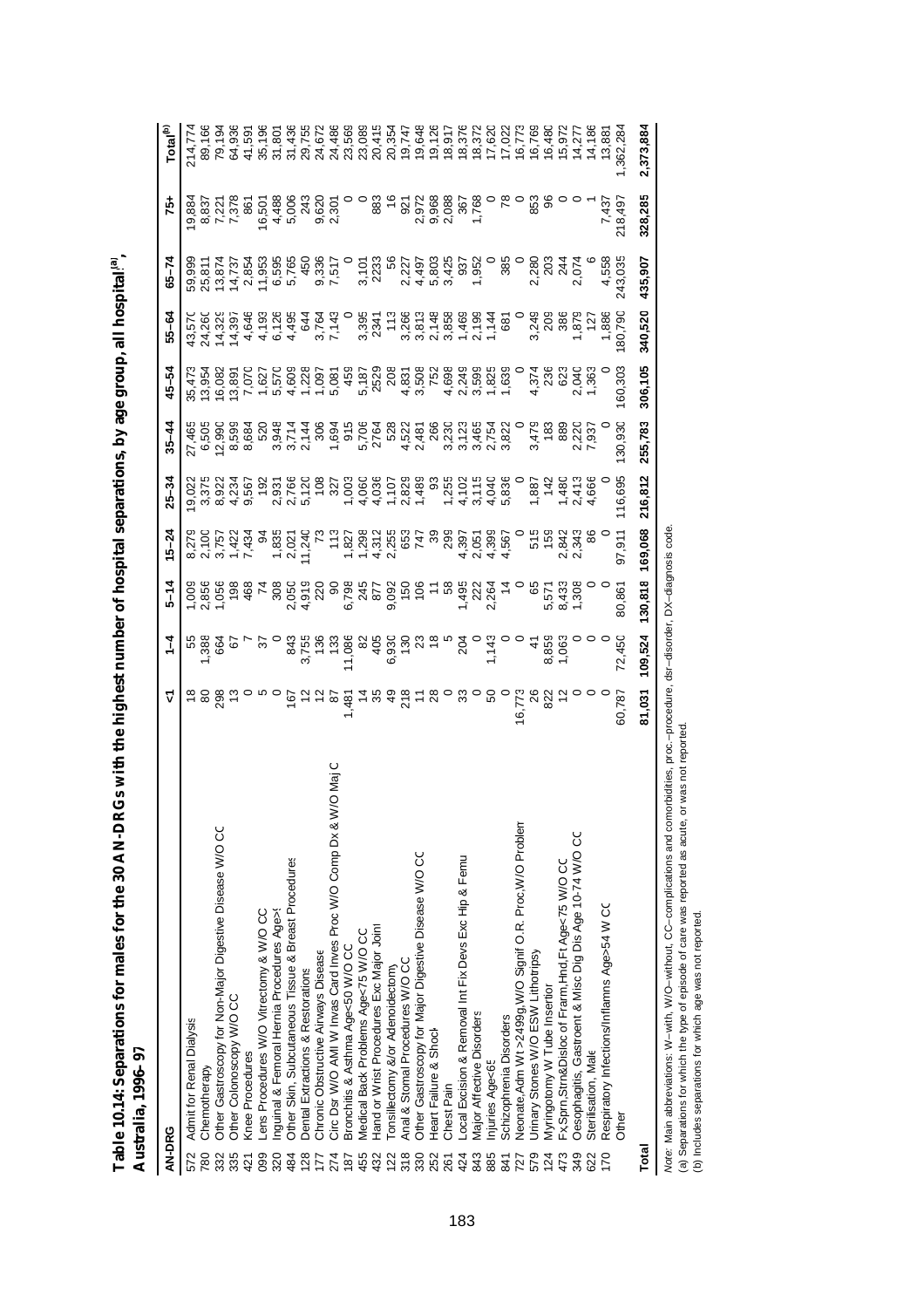## Table 10.14: Separations for males for the 30 AN-DRGs with the highest number of hospital separations, by age group, all hospitals[(a)], Australia, 1996–97

| AN-DRG | | <1 | 1–4 | 5–14 | 15–24 | 25–34 | 35–44 | 45–54 | 55–64 | 65–74 | 75+ | Total[(b)] |
|---|---|---|---|---|---|---|---|---|---|---|---|---|
| 572 | Admit for Renal Dialysis | 18 | 55 | 1,009 | 8,279 | 19,022 | 27,465 | 35,473 | 43,570 | 59,999 | 19,884 | 214,774 |
| 780 | Chemotherapy | 80 | 1,388 | 2,856 | 2,100 | 3,375 | 6,505 | 13,954 | 24,260 | 25,811 | 8,837 | 89,166 |
| 332 | Other Gastroscopy for Non-Major Digestive Disease W/O CC | 298 | 664 | 1,056 | 3,757 | 8,922 | 12,990 | 16,082 | 14,329 | 13,874 | 7,221 | 79,194 |
| 335 | Other Colonoscopy W/O CC | 13 | 67 | 198 | 1,422 | 4,234 | 8,599 | 13,891 | 14,397 | 14,737 | 7,378 | 64,936 |
| 421 | Knee Procedures | 0 | 7 | 468 | 7,434 | 9,567 | 8,684 | 7,070 | 4,646 | 2,854 | 861 | 41,591 |
| 099 | Lens Procedures W/O Vitrectomy & W/O CC | 5 | 37 | 74 | 94 | 192 | 520 | 1,627 | 4,193 | 11,953 | 16,501 | 35,196 |
| 320 | Inguinal & Femoral Hernia Procedures Age>9 | 0 | 0 | 308 | 1,835 | 2,931 | 3,948 | 5,570 | 6,126 | 6,595 | 4,488 | 31,801 |
| 484 | Other Skin, Subcutaneous Tissue & Breast Procedures | 167 | 843 | 2,050 | 2,021 | 2,766 | 3,714 | 4,609 | 4,495 | 5,765 | 5,006 | 31,436 |
| 128 | Dental Extractions & Restorations | 12 | 3,755 | 4,919 | 11,240 | 5,120 | 2,144 | 1,228 | 644 | 450 | 243 | 29,755 |
| 177 | Chronic Obstructive Airways Disease | 12 | 136 | 220 | 73 | 108 | 306 | 1,097 | 3,764 | 9,336 | 9,620 | 24,672 |
| 274 | Circ Dsr W/O AMI W Invas Card Inves Proc W/O Comp Dx & W/O Maj C | 87 | 133 | 90 | 113 | 327 | 1,694 | 5,081 | 7,143 | 7,517 | 2,301 | 24,486 |
| 187 | Bronchitis & Asthma Age<50 W/O CC | 1,481 | 11,086 | 6,798 | 1,827 | 1,003 | 915 | 459 | 0 | 0 | 0 | 23,569 |
| 455 | Medical Back Problems Age<75 W/O CC | 14 | 82 | 245 | 1,298 | 4,060 | 5,706 | 5,187 | 3,395 | 3,101 | 0 | 23,089 |
| 432 | Hand or Wrist Procedures Exc Major Joint | 35 | 405 | 877 | 4,312 | 4,036 | 2764 | 2529 | 2341 | 2233 | 883 | 20,415 |
| 122 | Tonsillectomy &/or Adenoidectomy | 49 | 6,930 | 9,092 | 2,255 | 1,107 | 528 | 208 | 113 | 56 | 16 | 20,354 |
| 318 | Anal & Stomal Procedures W/O CC | 218 | 130 | 150 | 653 | 2,829 | 4,522 | 4,831 | 3,266 | 2,227 | 921 | 19,747 |
| 330 | Other Gastroscopy for Major Digestive Disease W/O CC | 11 | 23 | 106 | 747 | 1,489 | 2,481 | 3,508 | 3,813 | 4,497 | 2,972 | 19,648 |
| 252 | Heart Failure & Shock | 28 | 18 | 11 | 39 | 93 | 266 | 752 | 2,148 | 5,803 | 9,968 | 19,126 |
| 261 | Chest Pain | 0 | 5 | 58 | 299 | 1,255 | 3,230 | 4,698 | 3,858 | 3,425 | 2,088 | 18,917 |
| 424 | Local Excision & Removal Int Fix Devs Exc Hip & Femur | 33 | 204 | 1,495 | 4,397 | 4,102 | 3,123 | 2,249 | 1,469 | 937 | 367 | 18,376 |
| 843 | Major Affective Disorders | 0 | 0 | 222 | 2,051 | 3,115 | 3,465 | 3,599 | 2,199 | 1,952 | 1,768 | 18,372 |
| 885 | Injuries Age<65 | 50 | 1,143 | 2,264 | 4,399 | 4,040 | 2,754 | 1,825 | 1,144 | 0 | 0 | 17,620 |
| 841 | Schizophrenia Disorders | 0 | 0 | 14 | 4,567 | 5,836 | 3,822 | 1,639 | 681 | 385 | 78 | 17,022 |
| 727 | Neonate,Adm Wt >2499g,W/O Signif O.R. Proc,W/O Problem | 16,773 | 0 | 0 | 0 | 0 | 0 | 0 | 0 | 0 | 0 | 16,773 |
| 579 | Urinary Stones W/O ESW Lithotripsy | 26 | 41 | 65 | 515 | 1,887 | 3,479 | 4,374 | 3,249 | 2,280 | 853 | 16,769 |
| 124 | Myringotomy W Tube Insertion | 822 | 8,859 | 5,571 | 159 | 142 | 183 | 236 | 209 | 203 | 96 | 16,480 |
| 473 | Fx,Sprn,Strn&Disloc of Frarm,Hnd,Ft Age<75 W/O CC | 12 | 1,063 | 8,433 | 2,842 | 1,480 | 889 | 623 | 386 | 244 | 0 | 15,972 |
| 349 | Oesophagitis, Gastroent & Misc Dig Dis Age 10-74 W/O CC | 0 | 0 | 1,308 | 2,343 | 2,413 | 2,220 | 2,040 | 1,879 | 2,074 | 0 | 14,277 |
| 622 | Sterilisation, Male | 0 | 0 | 0 | 86 | 4,666 | 7,937 | 1,363 | 127 | 6 | 1 | 14,186 |
| 170 | Respiratory Infections/Inflamms Age>54 W CC | 0 | 0 | 0 | 0 | 0 | 0 | 0 | 1,886 | 4,558 | 7,437 | 13,881 |
| | Other | 60,787 | 72,450 | 80,861 | 97,911 | 116,695 | 130,930 | 160,303 | 180,790 | 243,035 | 218,497 | 1,362,284 |
| **Total** | | **81,031** | **109,524** | **130,818** | **169,068** | **216,812** | **255,783** | **306,105** | **340,520** | **435,907** | **328,285** | **2,373,884** |

*Note:* Main abbreviations: W—with, W/O—without, CC—complications and comorbidities, proc.—procedure, dsr—disorder, DX—diagnosis code.

(a) Separations for which the type of episode of care was reported as acute, or was not reported.

(b) Includes separations for which age was not reported.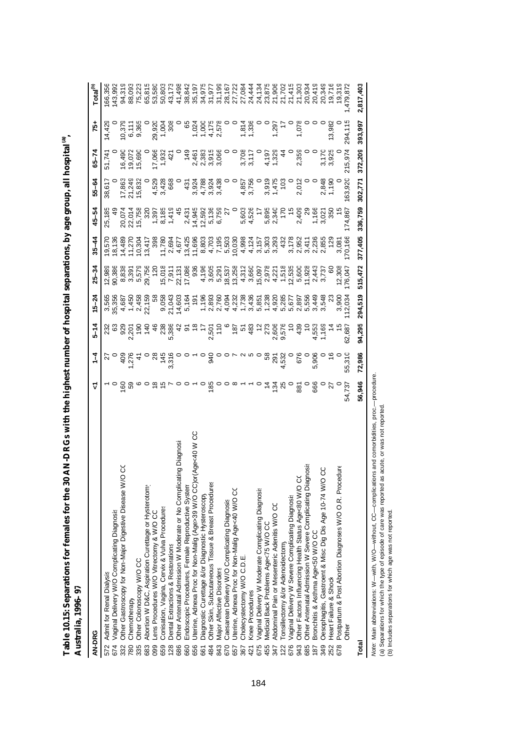# Table 10.15: Separations for females for the 30 AN-DRGs with the highest number of hospital separations, by age group, all hospitals[(a)], Australia, 1996–97

| AN-DRG | | <1 | 1–4 | 5–14 | 15–24 | 25–34 | 35–44 | 45–54 | 55–64 | 65–74 | 75+ | Total[(b)] |
|---|---|---|---|---|---|---|---|---|---|---|---|---|
| 572 | Admit for Renal Dialysis | 1 | 27 | 232 | 3,565 | 12,989 | 19,570 | 25,185 | 38,617 | 51,741 | 14,429 | 166,356 |
| 674 | Vaginal Delivery W/O Complicating Diagnosis | 0 | 0 | 63 | 35,356 | 90,386 | 18,136 | 49 | 0 | 0 | 0 | 143,992 |
| 332 | Other Gastroscopy for Non-Major Digestive Disease W/O CC | 160 | 409 | 929 | 4,687 | 8,838 | 14,489 | 20,074 | 17,863 | 16,490 | 10,379 | 94,319 |
| 780 | Chemotherapy | 59 | 1,276 | 2,201 | 1,450 | 3,391 | 11,270 | 22,014 | 21,249 | 19,072 | 6,111 | 88,093 |
| 335 | Other Colonoscopy W/O CC | 6 | 41 | 190 | 2,458 | 5,579 | 10,304 | 15,758 | 15,832 | 15,690 | 9,365 | 75,223 |
| 683 | Abortion W D&C, Aspiration Curettage or Hysterotomy | 0 | 0 | 140 | 22,159 | 29,756 | 13,417 | 320 | 0 | 0 | 0 | 65,815 |
| 099 | Lens Procedures W/O Vitrectomy & W/O CC | 18 | 28 | 46 | 58 | 120 | 398 | 1,397 | 4,529 | 17,066 | 29,920 | 53,580 |
| 659 | Conisation, Vagina, Cervix & Vulva Procedures | 15 | 145 | 238 | 9,058 | 15,018 | 11,780 | 8,185 | 3,428 | 1,932 | 1,004 | 50,803 |
| 128 | Dental Extractions & Restorations | 7 | 3,316 | 5,386 | 21,043 | 7,911 | 2,694 | 1,419 | 668 | 421 | 308 | 43,173 |
| 686 | Other Antenatal Admission W Moderate or No Complicating Diagnosis | 0 | 0 | 42 | 14,603 | 22,131 | 4,677 | 45 | 0 | 0 | 0 | 41,498 |
| 660 | Endoscopic Procedures, Female Reproductive System | 0 | 0 | 91 | 5,164 | 17,086 | 13,425 | 2,431 | 431 | 149 | 65 | 38,842 |
| 656 | Uterine, Adnexa Proc for Non-Malig (Age>39 W/O CC)or(Age<40 W CC) | 1 | 1 | 18 | 191 | 936 | 11,696 | 14,945 | 3,924 | 2,461 | 1,024 | 35,197 |
| 661 | Diagnostic Curettage &/or Diagnostic Hysteroscopy | 0 | 0 | 17 | 1,196 | 4,196 | 8,803 | 12,592 | 4,788 | 2,383 | 1,000 | 34,975 |
| 484 | Other Skin, Subcutaneous Tissue & Breast Procedures | 185 | 940 | 2,501 | 2,893 | 3,605 | 4,703 | 5,136 | 3,924 | 3,915 | 4,175 | 31,977 |
| 843 | Major Affective Disorders | 0 | 0 | 110 | 2,760 | 5,291 | 7,195 | 6,759 | 3,438 | 3,066 | 2,578 | 31,199 |
| 670 | Caesarean Delivery W/O Complicating Diagnosis | 0 | 0 | 6 | 4,094 | 18,537 | 5,503 | 27 | 0 | 0 | 0 | 28,167 |
| 657 | Uterine, Adnexa Proc for Non-Malig Age<40 W/O CC | 8 | 7 | 187 | 4,232 | 13,258 | 10,030 | 0 | 0 | 0 | 0 | 27,722 |
| 367 | Cholecystectomy W/O C.D.E. | 1 | 2 | 51 | 1,738 | 4,312 | 4,998 | 5,603 | 4,857 | 3,708 | 1,814 | 27,084 |
| 421 | Knee Procedures | 1 | 5 | 483 | 3,436 | 3,660 | 4,124 | 4,526 | 3,756 | 3,117 | 1,336 | 24,444 |
| 675 | Vaginal Delivery W Moderate Complicating Diagnosis | 0 | 0 | 12 | 5,851 | 15,097 | 3,157 | 17 | 0 | 0 | 0 | 24,134 |
| 455 | Medical Back Problems Age<75 W/O CC | 14 | 58 | 273 | 1,238 | 2,978 | 5,303 | 5,895 | 3,919 | 4,197 | 0 | 23,875 |
| 347 | Abdominal Pain or Mesenteric Adenitis W/O CC | 134 | 291 | 2,606 | 4,920 | 4,221 | 3,293 | 2,340 | 1,475 | 1,329 | 1,297 | 21,906 |
| 122 | Tonsillectomy &/or Adenoidectomy | 25 | 4,532 | 9,576 | 5,285 | 1,518 | 432 | 170 | 103 | 44 | 17 | 21,702 |
| 676 | Vaginal Delivery W Severe Complicating Diagnosis | 0 | 0 | 10 | 5,677 | 12,535 | 3,178 | 15 | 0 | 0 | 0 | 21,415 |
| 943 | Other Factors Influencing Health Status Age<80 W/O CC | 881 | 676 | 439 | 2,897 | 5,600 | 2,952 | 2,409 | 2,012 | 2,359 | 1,078 | 21,303 |
| 685 | Other Antenatal Admission W Severe Complicating Diagnosis | 0 | 0 | 10 | 5,556 | 11,928 | 3,411 | 29 | 0 | 0 | 0 | 20,934 |
| 187 | Bronchitis & Asthma Age<50 W/O CC | 666 | 5,906 | 4,553 | 3,449 | 2,443 | 2,236 | 1,166 | 0 | 0 | 0 | 20,419 |
| 349 | Oesophagitis, Gastroent & Misc Dig Dis Age 10-74 W/O CC | 0 | 0 | 1,169 | 3,548 | 3,737 | 2,855 | 3,021 | 2,848 | 3,170 | 0 | 20,349 |
| 252 | Heart Failure & Shock | 27 | 16 | 14 | 23 | 60 | 129 | 350 | 1,190 | 3,925 | 13,982 | 19,716 |
| 678 | Postpartum & Post Abortion Diagnoses W/O O.R. Procedure | 0 | 0 | 15 | 3,900 | 12,308 | 3,081 | 15 | 0 | 0 | 0 | 19,319 |
| | Other | 54,737 | 55,310 | 62,687 | 112,034 | 176,047 | 170,166 | 174,867 | 163,920 | 215,974 | 294,115 | 1,479,872 |
| **Total** | | **56,946** | **72,986** | **94,295** | **294,519** | **515,472** | **377,405** | **336,759** | **302,771** | **372,209** | **393,997** | **2,817,403** |

*Note:* Main abbreviations: W—with, W/O—without, CC—complications and comorbidities, proc.—procedure.

(a) Separations for which the type of episode of care was reported as acute, or was not reported.

(b) Includes separations for which age was not reported.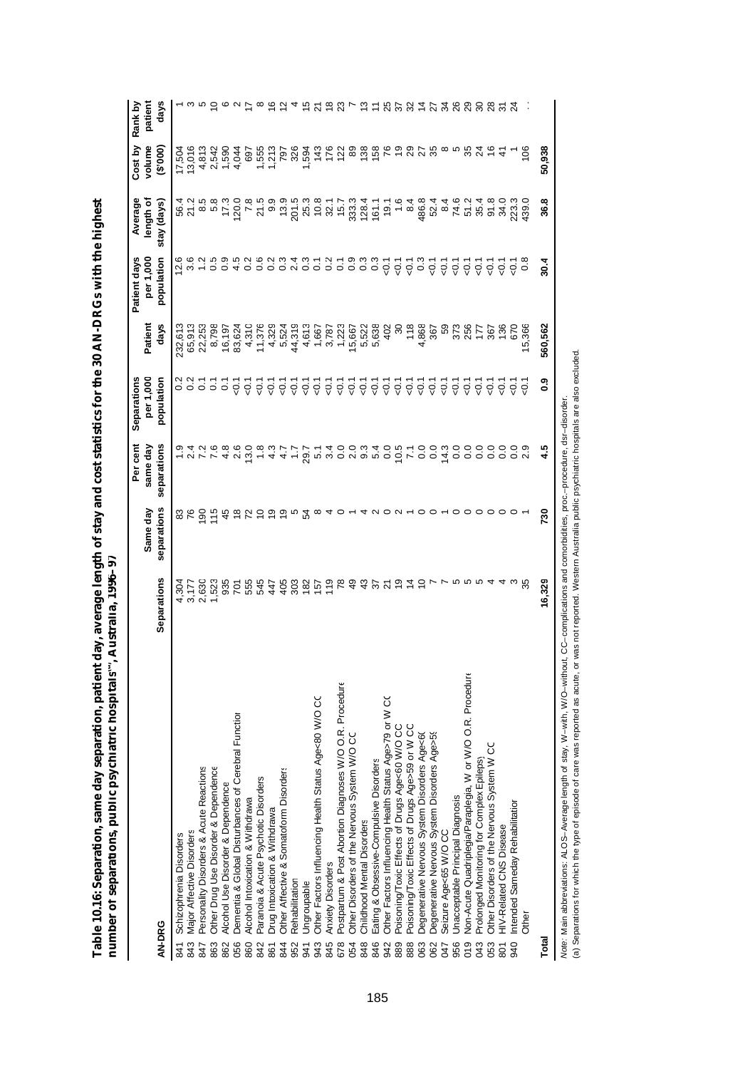**Table 10.16: Separation, same day separation, patient day, average length of stay and cost statistics for the 30 AN-DRGs with the highest number of separations, public psychiatric hospitals[(a)], Australia, 1996–97**

| AN-DRG | | Separations | Same day separations | Per cent same day separations | Separations per 1,000 population | Patient days | Patient days per 1,000 population | Average length of stay (days) | Cost by volume ($'000) | Rank by patient days |
|---|---|---|---|---|---|---|---|---|---|---|
| 841 | Schizophrenia Disorders | 4,304 | 83 | 1.9 | 0.2 | 232,613 | 12.6 | 56.4 | 17,504 | 1 |
| 843 | Major Affective Disorders | 3,177 | 76 | 2.4 | 0.2 | 65,913 | 3.6 | 21.2 | 13,016 | 3 |
| 847 | Personality Disorders & Acute Reactions | 2,630 | 190 | 7.2 | 0.1 | 22,253 | 1.2 | 8.5 | 4,813 | 5 |
| 863 | Other Drug Use Disorder & Dependence | 1,523 | 115 | 7.6 | 0.1 | 8,798 | 0.5 | 5.8 | 2,542 | 10 |
| 862 | Alcohol Use Disorder & Dependence | 935 | 45 | 4.8 | 0.1 | 16,197 | 0.9 | 17.3 | 1,590 | 6 |
| 056 | Dementia & Global Disturbances of Cerebral Function | 701 | 18 | 2.6 | <0.1 | 83,624 | 4.5 | 120.0 | 4,044 | 2 |
| 860 | Alcohol Intoxication & Withdrawal | 555 | 72 | 13.0 | <0.1 | 4,310 | 0.2 | 7.8 | 697 | 17 |
| 842 | Paranoia & Acute Psychotic Disorders | 545 | 10 | 1.8 | <0.1 | 11,376 | 0.6 | 21.5 | 1,555 | 8 |
| 861 | Drug Intoxication & Withdrawal | 447 | 19 | 4.3 | <0.1 | 4,329 | 0.2 | 9.9 | 1,213 | 16 |
| 844 | Other Affective & Somatoform Disorders | 405 | 19 | 4.7 | <0.1 | 5,524 | 0.3 | 13.9 | 797 | 12 |
| 952 | Rehabilitation | 303 | 5 | 1.7 | <0.1 | 44,319 | 2.4 | 201.5 | 326 | 4 |
| 941 | Ungroupable | 182 | 54 | 29.7 | <0.1 | 4,613 | 0.3 | 25.3 | 1,594 | 15 |
| 943 | Other Factors Influencing Health Status Age<80 W/O CC | 157 | 8 | 5.1 | <0.1 | 1,667 | 0.1 | 10.8 | 143 | 21 |
| 845 | Anxiety Disorders | 119 | 4 | 3.4 | <0.1 | 3,787 | 0.2 | 32.1 | 176 | 18 |
| 678 | Postpartum & Post Abortion Diagnoses W/O O.R. Procedure | 78 | 0 | 0.0 | <0.1 | 1,223 | 0.1 | 15.7 | 122 | 23 |
| 054 | Other Disorders of the Nervous System W/O CC | 49 | 1 | 2.0 | <0.1 | 15,667 | 0.9 | 333.3 | 89 | 7 |
| 848 | Childhood Mental Disorders | 43 | 4 | 9.3 | <0.1 | 5,522 | 0.3 | 128.4 | 138 | 13 |
| 846 | Eating & Obsessive-Compulsive Disorders | 37 | 2 | 5.4 | <0.1 | 5,638 | 0.3 | 161.1 | 158 | 11 |
| 942 | Other Factors Influencing Health Status Age>79 or W CC | 21 | 0 | 0.0 | <0.1 | 402 | <0.1 | 19.1 | 76 | 25 |
| 889 | Poisoning/Toxic Effects of Drugs Age<60 W/O CC | 19 | 2 | 10.5 | <0.1 | 30 | <0.1 | 1.6 | 19 | 37 |
| 888 | Poisoning/Toxic Effects of Drugs Age>59 or W CC | 14 | 1 | 7.1 | <0.1 | 118 | <0.1 | 8.4 | 29 | 32 |
| 063 | Degenerative Nervous System Disorders Age<60 | 10 | 0 | 0.0 | <0.1 | 4,868 | 0.3 | 486.8 | 27 | 14 |
| 062 | Degenerative Nervous System Disorders Age>59 | 7 | 0 | 0.0 | <0.1 | 367 | <0.1 | 52.4 | 35 | 27 |
| 047 | Seizure Age<65 W/O CC | 7 | 1 | 14.3 | <0.1 | 59 | <0.1 | 8.4 | 8 | 34 |
| 956 | Unacceptable Principal Diagnosis | 5 | 0 | 0.0 | <0.1 | 373 | <0.1 | 74.6 | 5 | 26 |
| 019 | Non-Acute Quadriplegia/Paraplegia, W or W/O O.R. Procedure | 5 | 0 | 0.0 | <0.1 | 256 | <0.1 | 51.2 | 35 | 29 |
| 043 | Prolonged Monitoring for Complex Epilepsy | 5 | 0 | 0.0 | <0.1 | 177 | <0.1 | 35.4 | 24 | 30 |
| 053 | Other Disorders of the Nervous System W CC | 4 | 0 | 0.0 | <0.1 | 367 | <0.1 | 91.8 | 16 | 28 |
| 801 | HIV-Related CNS Disease | 4 | 0 | 0.0 | <0.1 | 136 | <0.1 | 34.0 | 41 | 31 |
| 940 | Intended Sameday Rehabilitation | 3 | 0 | 0.0 | <0.1 | 670 | <0.1 | 223.3 | 1 | 24 |
| | Other | 35 | 1 | 2.9 | <0.1 | 15,366 | 0.8 | 439.0 | 106 | . . |
| **Total** | | **16,329** | **730** | **4.5** | **0.9** | **560,562** | **30.4** | **36.8** | **50,938** | |

*Note:* Main abbreviations: ALOS—Average length of stay, W—with, W/O—without, CC—complications and comorbidities, proc.—procedure, dsr—disorder.

(a) Separations for which the type of episode of care was reported as acute, or was not reported. Western Australia public psychiatric hospitals are also excluded.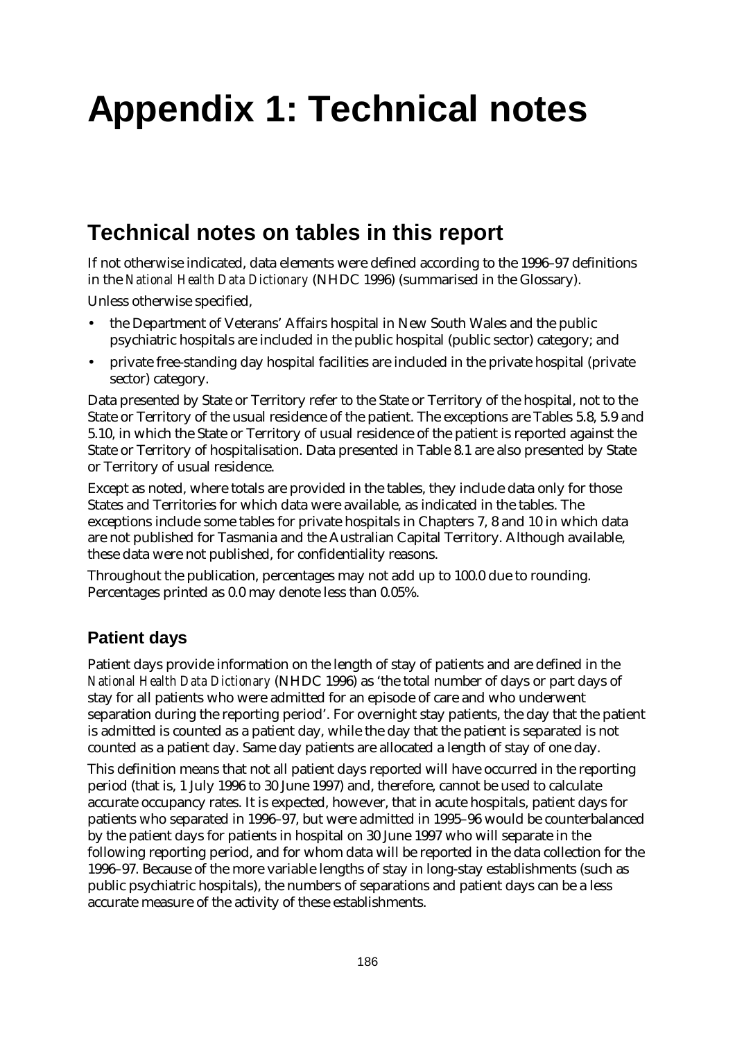# Appendix 1: Technical notes

## Technical notes on tables in this report

If not otherwise indicated, data elements were defined according to the 1996–97 definitions in the *National Health Data Dictionary* (NHDC 1996) (summarised in the Glossary).

Unless otherwise specified,

- the Department of Veterans' Affairs hospital in New South Wales and the public psychiatric hospitals are included in the public hospital (public sector) category; and
- private free-standing day hospital facilities are included in the private hospital (private sector) category.

Data presented by State or Territory refer to the State or Territory of the hospital, not to the State or Territory of the usual residence of the patient. The exceptions are Tables 5.8, 5.9 and 5.10, in which the State or Territory of usual residence of the patient is reported against the State or Territory of hospitalisation. Data presented in Table 8.1 are also presented by State or Territory of usual residence.

Except as noted, where totals are provided in the tables, they include data only for those States and Territories for which data were available, as indicated in the tables. The exceptions include some tables for private hospitals in Chapters 7, 8 and 10 in which data are not published for Tasmania and the Australian Capital Territory. Although available, these data were not published, for confidentiality reasons.

Throughout the publication, percentages may not add up to 100.0 due to rounding. Percentages printed as 0.0 may denote less than 0.05%.

### Patient days

Patient days provide information on the length of stay of patients and are defined in the *National Health Data Dictionary* (NHDC 1996) as 'the total number of days or part days of stay for all patients who were admitted for an episode of care and who underwent separation during the reporting period'. For overnight stay patients, the day that the patient is admitted is counted as a patient day, while the day that the patient is separated is not counted as a patient day. Same day patients are allocated a length of stay of one day.

This definition means that not all patient days reported will have occurred in the reporting period (that is, 1 July 1996 to 30 June 1997) and, therefore, cannot be used to calculate accurate occupancy rates. It is expected, however, that in acute hospitals, patient days for patients who separated in 1996–97, but were admitted in 1995–96 would be counterbalanced by the patient days for patients in hospital on 30 June 1997 who will separate in the following reporting period, and for whom data will be reported in the data collection for the 1996–97. Because of the more variable lengths of stay in long-stay establishments (such as public psychiatric hospitals), the numbers of separations and patient days can be a less accurate measure of the activity of these establishments.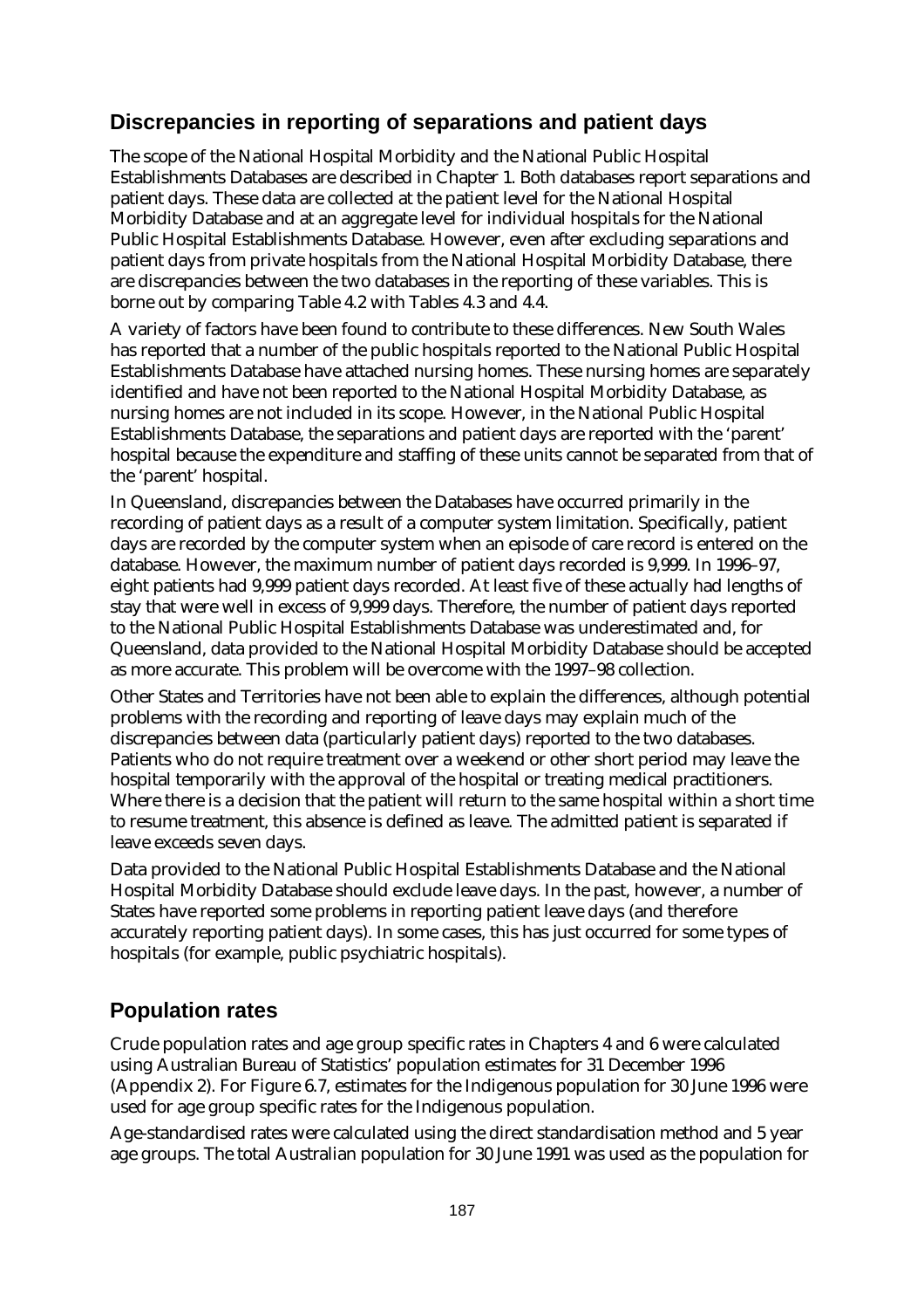## Discrepancies in reporting of separations and patient days

The scope of the National Hospital Morbidity and the National Public Hospital Establishments Databases are described in Chapter 1. Both databases report separations and patient days. These data are collected at the patient level for the National Hospital Morbidity Database and at an aggregate level for individual hospitals for the National Public Hospital Establishments Database. However, even after excluding separations and patient days from private hospitals from the National Hospital Morbidity Database, there are discrepancies between the two databases in the reporting of these variables. This is borne out by comparing Table 4.2 with Tables 4.3 and 4.4.

A variety of factors have been found to contribute to these differences. New South Wales has reported that a number of the public hospitals reported to the National Public Hospital Establishments Database have attached nursing homes. These nursing homes are separately identified and have not been reported to the National Hospital Morbidity Database, as nursing homes are not included in its scope. However, in the National Public Hospital Establishments Database, the separations and patient days are reported with the 'parent' hospital because the expenditure and staffing of these units cannot be separated from that of the 'parent' hospital.

In Queensland, discrepancies between the Databases have occurred primarily in the recording of patient days as a result of a computer system limitation. Specifically, patient days are recorded by the computer system when an episode of care record is entered on the database. However, the maximum number of patient days recorded is 9,999. In 1996–97, eight patients had 9,999 patient days recorded. At least five of these actually had lengths of stay that were well in excess of 9,999 days. Therefore, the number of patient days reported to the National Public Hospital Establishments Database was underestimated and, for Queensland, data provided to the National Hospital Morbidity Database should be accepted as more accurate. This problem will be overcome with the 1997–98 collection.

Other States and Territories have not been able to explain the differences, although potential problems with the recording and reporting of leave days may explain much of the discrepancies between data (particularly patient days) reported to the two databases. Patients who do not require treatment over a weekend or other short period may leave the hospital temporarily with the approval of the hospital or treating medical practitioners. Where there is a decision that the patient will return to the same hospital within a short time to resume treatment, this absence is defined as leave. The admitted patient is separated if leave exceeds seven days.

Data provided to the National Public Hospital Establishments Database and the National Hospital Morbidity Database should exclude leave days. In the past, however, a number of States have reported some problems in reporting patient leave days (and therefore accurately reporting patient days). In some cases, this has just occurred for some types of hospitals (for example, public psychiatric hospitals).

## Population rates

Crude population rates and age group specific rates in Chapters 4 and 6 were calculated using Australian Bureau of Statistics' population estimates for 31 December 1996 (Appendix 2). For Figure 6.7, estimates for the Indigenous population for 30 June 1996 were used for age group specific rates for the Indigenous population.

Age-standardised rates were calculated using the direct standardisation method and 5 year age groups. The total Australian population for 30 June 1991 was used as the population for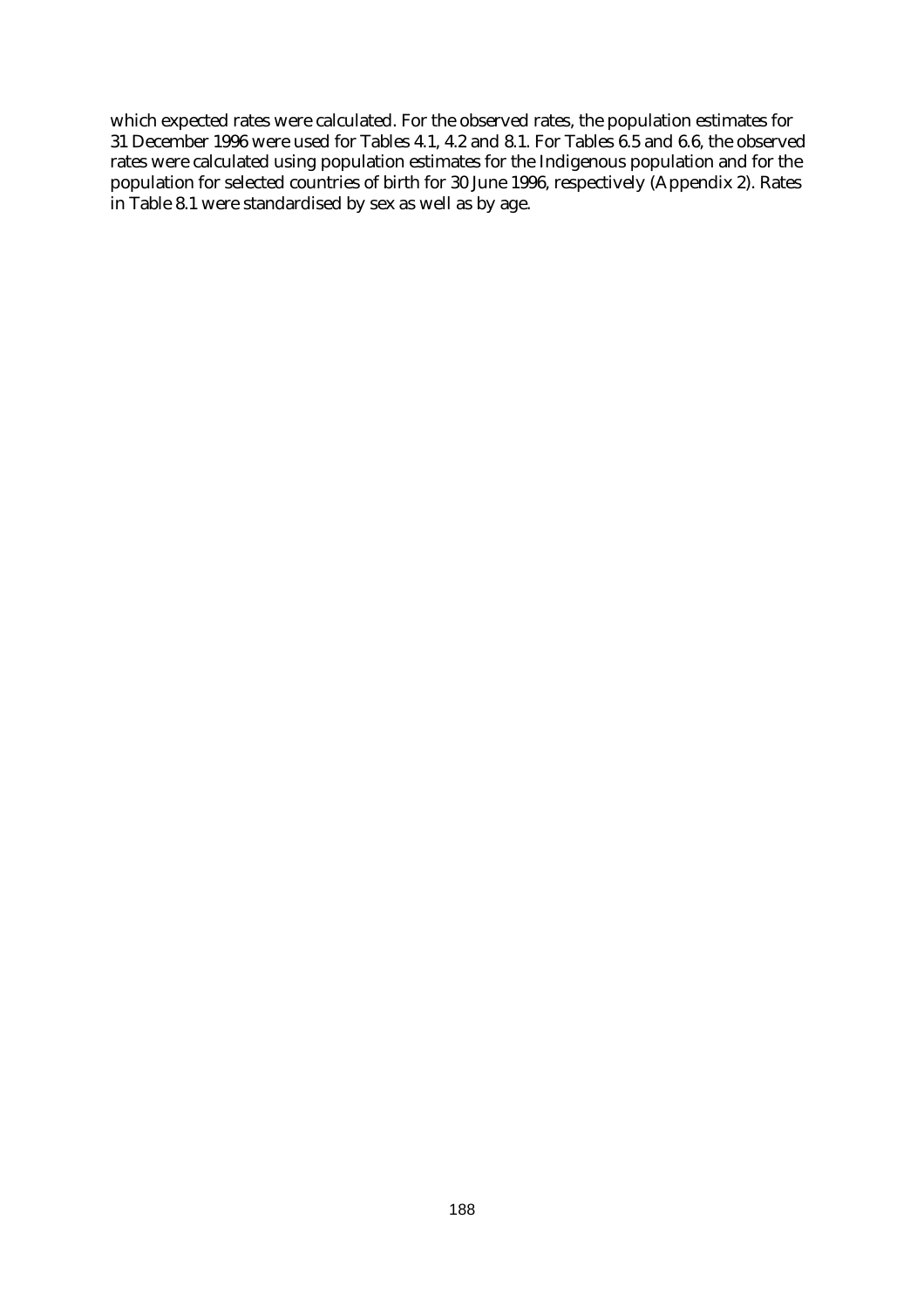which expected rates were calculated. For the observed rates, the population estimates for 31 December 1996 were used for Tables 4.1, 4.2 and 8.1. For Tables 6.5 and 6.6, the observed rates were calculated using population estimates for the Indigenous population and for the population for selected countries of birth for 30 June 1996, respectively (Appendix 2). Rates in Table 8.1 were standardised by sex as well as by age.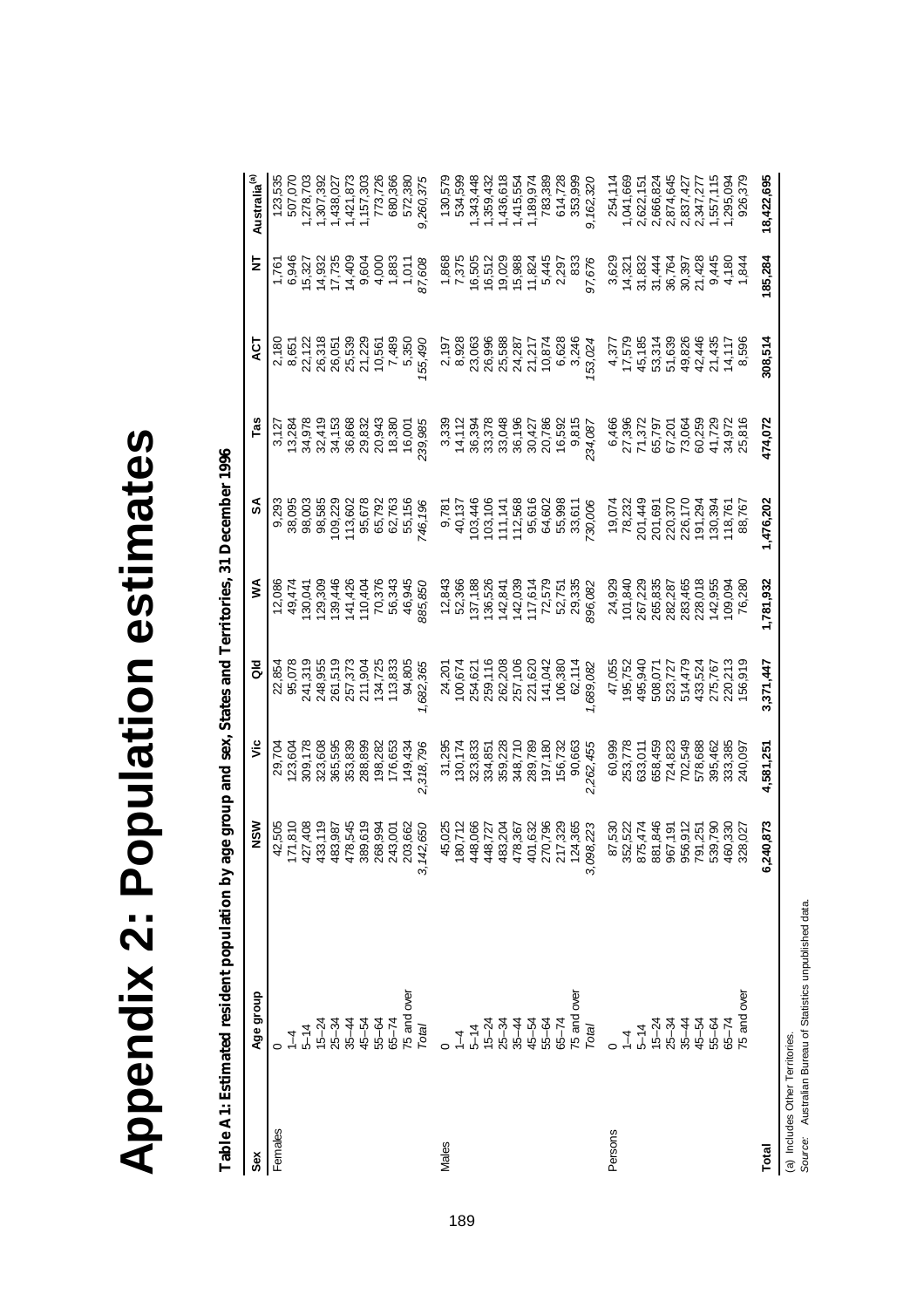# Appendix 2: Population estimates

**Table A1: Estimated resident population by age group and sex, States and Territories, 31 December 1996**

| Sex | Age group | NSW | Vic | Qld | WA | SA | Tas | ACT | NT | Australia[(a)] |
|---|---|---|---|---|---|---|---|---|---|---|
| Females | 0 | 42,505 | 29,704 | 22,854 | 12,086 | 9,293 | 3,127 | 2,180 | 1,761 | 123,535 |
| | 1–4 | 171,810 | 123,604 | 95,078 | 49,474 | 38,095 | 13,284 | 8,651 | 6,946 | 507,070 |
| | 5–14 | 427,408 | 309,178 | 241,319 | 130,041 | 98,003 | 34,978 | 22,122 | 15,327 | 1,278,703 |
| | 15–24 | 433,119 | 323,608 | 248,955 | 129,309 | 98,585 | 32,419 | 26,318 | 14,932 | 1,307,392 |
| | 25–34 | 483,987 | 365,595 | 261,519 | 139,446 | 109,229 | 34,153 | 26,051 | 17,735 | 1,438,027 |
| | 35–44 | 478,545 | 353,839 | 257,373 | 141,426 | 113,602 | 36,868 | 25,539 | 14,409 | 1,421,873 |
| | 45–54 | 389,619 | 288,899 | 211,904 | 110,404 | 95,678 | 29,832 | 21,229 | 9,604 | 1,157,303 |
| | 55–64 | 268,994 | 198,282 | 134,725 | 70,376 | 65,792 | 20,943 | 10,561 | 4,000 | 773,726 |
| | 65–74 | 243,001 | 176,653 | 113,833 | 56,343 | 62,763 | 18,380 | 7,489 | 1,883 | 680,366 |
| | 75 and over | 203,662 | 149,434 | 94,805 | 46,945 | 55,156 | 16,001 | 5,350 | 1,011 | 572,380 |
| | *Total* | *3,142,650* | *2,318,796* | *1,682,365* | *885,850* | *746,196* | *239,985* | *155,490* | *87,608* | *9,260,375* |
| Males | 0 | 45,025 | 31,295 | 24,201 | 12,843 | 9,781 | 3,339 | 2,197 | 1,868 | 130,579 |
| | 1–4 | 180,712 | 130,174 | 100,674 | 52,366 | 40,137 | 14,112 | 8,928 | 7,375 | 534,599 |
| | 5–14 | 448,066 | 323,833 | 254,621 | 137,188 | 103,446 | 36,394 | 23,063 | 16,505 | 1,343,448 |
| | 15–24 | 448,727 | 334,851 | 259,116 | 136,526 | 103,106 | 33,378 | 26,996 | 16,512 | 1,359,432 |
| | 25–34 | 483,204 | 359,228 | 262,208 | 142,841 | 101,141 | 33,048 | 25,588 | 19,029 | 1,436,618 |
| | 35–44 | 478,367 | 348,710 | 257,106 | 142,039 | 112,568 | 36,196 | 24,287 | 15,988 | 1,415,554 |
| | 45–54 | 401,632 | 289,789 | 221,620 | 117,614 | 95,616 | 30,427 | 21,217 | 11,824 | 1,189,974 |
| | 55–64 | 270,796 | 197,180 | 141,042 | 72,579 | 64,602 | 20,786 | 10,874 | 5,445 | 783,389 |
| | 65–74 | 217,329 | 156,732 | 106,380 | 52,751 | 55,998 | 16,592 | 6,628 | 2,297 | 614,728 |
| | 75 and over | 124,365 | 90,663 | 62,114 | 29,335 | 33,611 | 9,815 | 3,246 | 833 | 353,999 |
| | *Total* | *3,098,223* | *2,262,455* | *1,689,082* | *896,082* | *730,006* | *234,087* | *153,024* | *97,676* | *9,162,320* |
| Persons | 0 | 87,530 | 60,999 | 47,055 | 24,929 | 19,074 | 6,466 | 4,377 | 3,629 | 254,114 |
| | 1–4 | 352,522 | 253,778 | 195,752 | 101,840 | 78,232 | 27,396 | 17,579 | 14,321 | 1,041,669 |
| | 5–14 | 875,474 | 633,011 | 495,940 | 267,229 | 201,449 | 71,372 | 45,185 | 31,832 | 2,622,151 |
| | 15–24 | 881,846 | 658,459 | 508,071 | 265,835 | 201,691 | 65,797 | 53,314 | 31,444 | 2,666,824 |
| | 25–34 | 967,191 | 724,823 | 523,727 | 282,287 | 210,370 | 67,201 | 51,639 | 36,764 | 2,874,645 |
| | 35–44 | 956,912 | 702,549 | 514,479 | 283,465 | 226,170 | 73,064 | 49,826 | 30,397 | 2,837,427 |
| | 45–54 | 791,251 | 578,688 | 433,524 | 228,018 | 191,294 | 60,259 | 42,446 | 21,428 | 2,347,277 |
| | 55–64 | 539,790 | 395,462 | 275,767 | 142,955 | 130,394 | 41,729 | 21,435 | 9,445 | 1,557,115 |
| | 65–74 | 460,330 | 333,385 | 220,213 | 109,094 | 118,761 | 34,972 | 14,117 | 4,180 | 1,295,094 |
| | 75 and over | 328,027 | 240,097 | 156,919 | 76,280 | 88,767 | 25,816 | 8,596 | 1,844 | 926,379 |
| **Total** | | **6,240,873** | **4,581,251** | **3,371,447** | **1,781,932** | **1,476,202** | **474,072** | **308,514** | **185,284** | **18,422,695** |

(a) Includes Other Territories.

*Source:* Australian Bureau of Statistics unpublished data.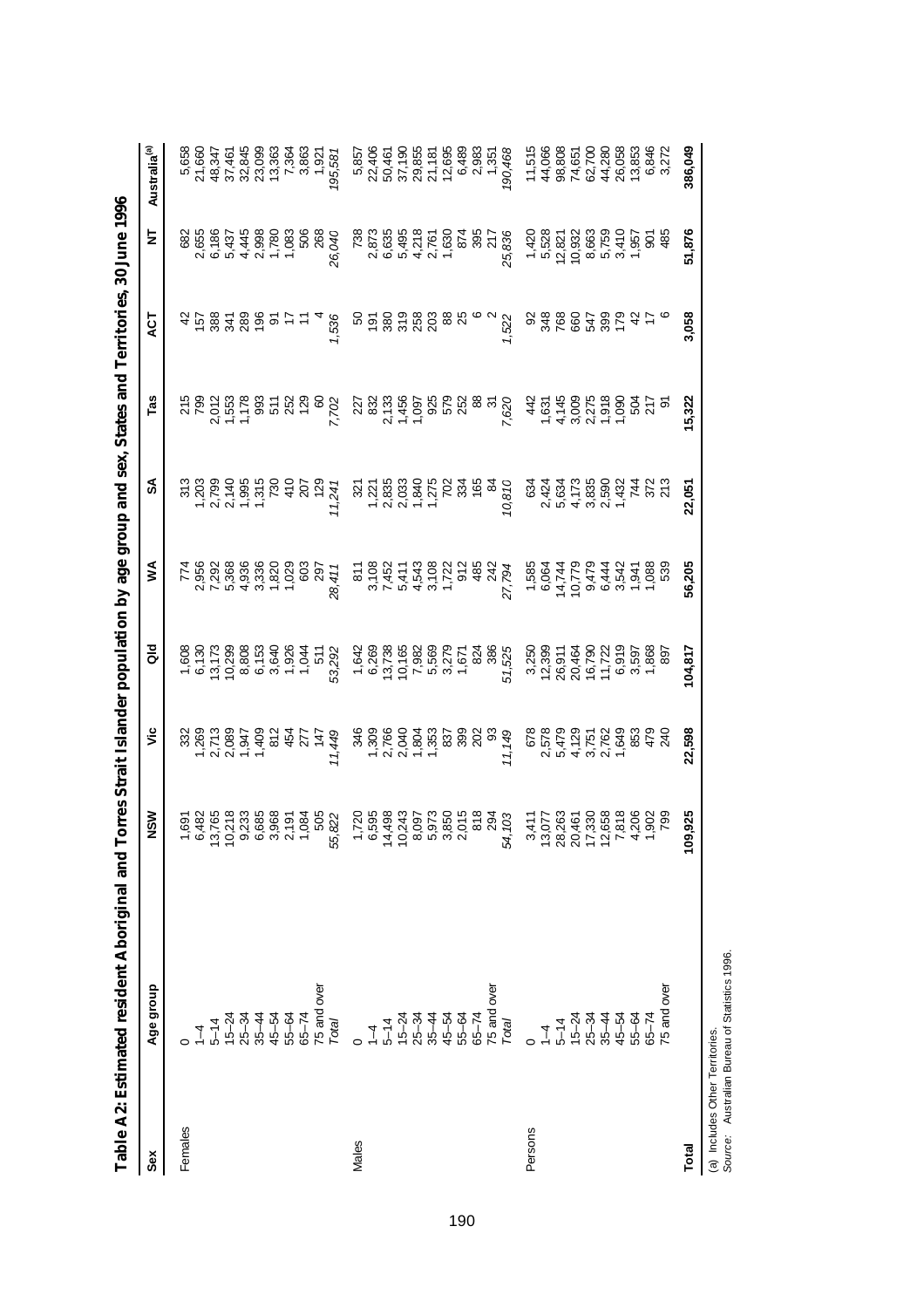# Table A2: Estimated resident Aboriginal and Torres Strait Islander population by age group and sex, States and Territories, 30 June 1996

| Sex | Age group | NSW | Vic | Qld | WA | SA | Tas | ACT | NT | Australia[(a)] |
|---|---|---|---|---|---|---|---|---|---|---|
| Females | 0 | 1,691 | 332 | 1,608 | 774 | 313 | 215 | 42 | 682 | 5,658 |
| | 1–4 | 6,482 | 1,269 | 6,130 | 2,956 | 1,203 | 799 | 157 | 2,655 | 21,660 |
| | 5–14 | 13,765 | 2,713 | 13,173 | 7,292 | 2,799 | 2,012 | 388 | 6,186 | 48,347 |
| | 15–24 | 10,218 | 2,089 | 10,299 | 5,368 | 2,140 | 1,553 | 341 | 5,437 | 37,461 |
| | 25–34 | 9,233 | 1,947 | 8,808 | 4,936 | 1,995 | 1,178 | 289 | 4,445 | 32,845 |
| | 35–44 | 6,685 | 1,409 | 6,153 | 3,336 | 1,315 | 993 | 196 | 2,998 | 23,099 |
| | 45–54 | 3,968 | 812 | 3,640 | 1,820 | 730 | 511 | 91 | 1,780 | 13,363 |
| | 55–64 | 2,191 | 454 | 1,926 | 1,029 | 410 | 252 | 17 | 1,083 | 7,364 |
| | 65–74 | 1,084 | 277 | 1,044 | 603 | 207 | 129 | 11 | 506 | 3,863 |
| | 75 and over | 505 | 147 | 511 | 297 | 129 | 60 | 4 | 268 | 1,921 |
| | *Total* | *55,822* | *11,449* | *53,292* | *28,411* | *11,241* | *7,702* | *1,536* | *26,040* | *195,581* |
| Males | 0 | 1,720 | 346 | 1,642 | 811 | 321 | 227 | 50 | 738 | 5,857 |
| | 1–4 | 6,595 | 1,309 | 6,269 | 3,108 | 1,221 | 832 | 191 | 2,873 | 22,406 |
| | 5–14 | 14,498 | 2,766 | 13,738 | 7,452 | 2,835 | 2,133 | 380 | 6,635 | 50,461 |
| | 15–24 | 10,243 | 2,040 | 10,165 | 5,411 | 2,033 | 1,456 | 319 | 5,495 | 37,190 |
| | 25–34 | 8,097 | 1,804 | 7,982 | 4,543 | 1,840 | 1,097 | 258 | 4,218 | 29,855 |
| | 35–44 | 5,973 | 1,353 | 5,569 | 3,108 | 1,275 | 925 | 203 | 2,761 | 21,181 |
| | 45–54 | 3,850 | 837 | 3,279 | 1,722 | 702 | 579 | 88 | 1,630 | 12,695 |
| | 55–64 | 2,015 | 399 | 1,671 | 912 | 334 | 252 | 25 | 874 | 6,489 |
| | 65–74 | 818 | 202 | 824 | 485 | 165 | 88 | 6 | 395 | 2,983 |
| | 75 and over | 294 | 93 | 386 | 242 | 84 | 31 | 2 | 217 | 1,351 |
| | *Total* | *54,103* | *11,149* | *51,525* | *27,794* | *10,810* | *7,620* | *1,522* | *25,836* | *190,468* |
| Persons | 0 | 3,411 | 678 | 3,250 | 1,585 | 634 | 442 | 92 | 1,420 | 11,515 |
| | 1–4 | 13,077 | 2,578 | 12,399 | 6,064 | 2,424 | 1,631 | 348 | 5,528 | 44,066 |
| | 5–14 | 28,263 | 5,479 | 26,911 | 14,744 | 5,634 | 4,145 | 768 | 12,821 | 98,808 |
| | 15–24 | 20,461 | 4,129 | 20,464 | 10,779 | 4,173 | 3,009 | 660 | 10,932 | 74,651 |
| | 25–34 | 17,330 | 3,751 | 16,790 | 9,479 | 3,835 | 2,275 | 547 | 8,663 | 62,700 |
| | 35–44 | 12,658 | 2,762 | 11,722 | 6,444 | 2,590 | 1,918 | 399 | 5,759 | 44,280 |
| | 45–54 | 7,818 | 1,649 | 6,919 | 3,542 | 1,432 | 1,090 | 179 | 3,410 | 26,058 |
| | 55–64 | 4,206 | 853 | 3,597 | 1,941 | 744 | 504 | 42 | 1,957 | 13,853 |
| | 65–74 | 1,902 | 479 | 1,868 | 1,088 | 372 | 217 | 17 | 901 | 6,846 |
| | 75 and over | 799 | 240 | 897 | 539 | 213 | 91 | 6 | 485 | 3,272 |
| **Total** | | **109,925** | **22,598** | **104,817** | **56,205** | **22,051** | **15,322** | **3,058** | **51,876** | **386,049** |

(a) Includes Other Territories.

*Source:* Australian Bureau of Statistics 1996.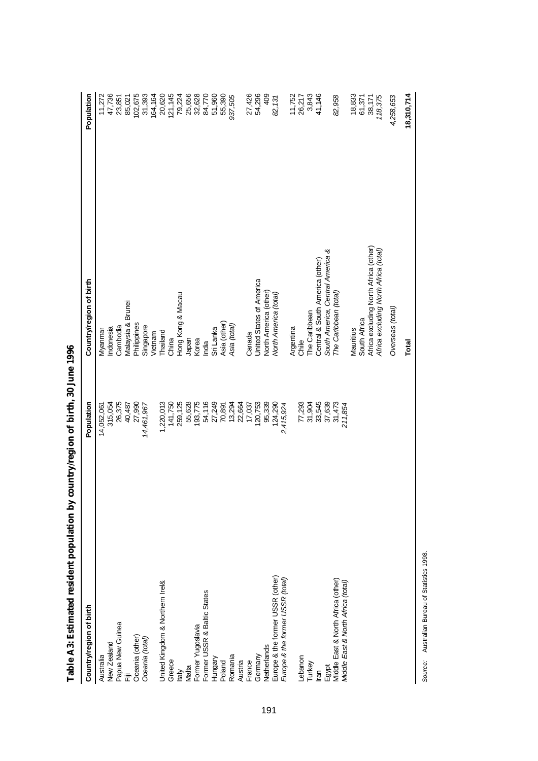# Table A3: Estimated resident population by country/region of birth, 30 June 1996

| Country/region of birth | Population | Country/region of birth | Population |
|---|---|---|---|
| Australia | 14,052,061 | Myanmar | 11,272 |
| New Zealand | 315,054 | Indonesia | 47,736 |
| Papua New Guinea | 26,375 | Cambodia | 23,851 |
| Fiji | 40,487 | Malaysia & Brunei | 85,021 |
| Oceania (other) | 27,990 | Philippines | 102,675 |
| *Oceania (total)* | *14,461,967* | Singapore | 31,393 |
| | | Vietnam | 164,164 |
| United Kingdom & Northern Irel& | 1,220,013 | Thailand | 20,620 |
| Greece | 141,750 | China | 121,145 |
| Italy | 259,125 | Hong Kong & Macau | 79,224 |
| Malta | 55,628 | Japan | 25,656 |
| Former Yugoslavia | 193,775 | Korea | 32,628 |
| Former USSR & Baltic States | 54,116 | India | 84,770 |
| Hungary | 27,249 | Sri Lanka | 51,960 |
| Poland | 70,891 | Asia (other) | 55,390 |
| Romania | 13,294 | *Asia (total)* | *937,505* |
| Austria | 22,664 | | |
| France | 17,037 | Canada | 27,426 |
| Germany | 120,753 | United States of America | 54,296 |
| Netherlands | 95,339 | North America (other) | 409 |
| Europe & the former USSR (other) | 124,290 | *North America (total)* | *82,131* |
| *Europe & the former USSR (total)* | *2,415,924* | | |
| | | Argentina | 11,752 |
| Lebanon | 77,293 | Chile | 26,217 |
| Turkey | 31,904 | The Caribbean | 3,843 |
| Iran | 33,545 | Central & South America (other) | 41,146 |
| Egypt | 37,639 | *South America, Central America & The Caribbean (total)* | *82,958* |
| Middle East & North Africa (other) | 31,473 | | |
| *Middle East & North Africa (total)* | *211,854* | Mauritius | 18,833 |
| | | South Africa | 61,371 |
| | | Africa excluding North Africa (other) | 38,171 |
| | | *Africa excluding North Africa (total)* | *118,375* |
| | | *Overseas (total)* | *4,258,653* |
| | | **Total** | **18,310,714** |

*Source:* Australian Bureau of Statistics 1998.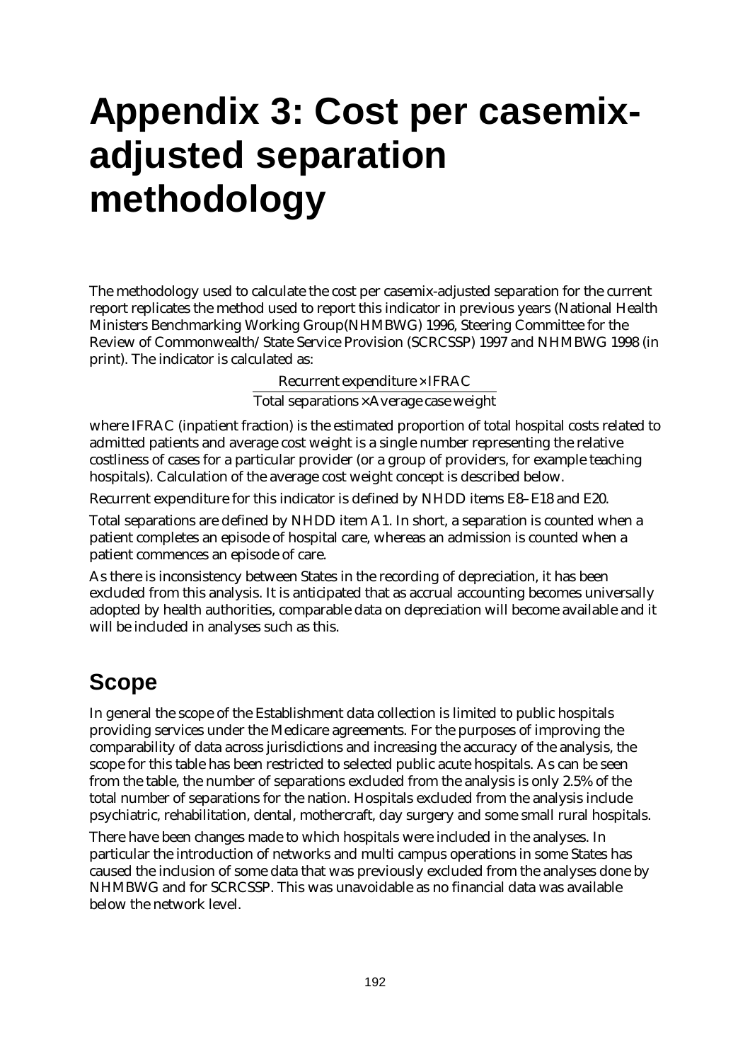# Appendix 3: Cost per casemix-adjusted separation methodology

The methodology used to calculate the cost per casemix-adjusted separation for the current report replicates the method used to report this indicator in previous years (National Health Ministers Benchmarking Working Group(NHMBWG) 1996, Steering Committee for the Review of Commonwealth/State Service Provision (SCRCSSP) 1997 and NHMBWG 1998 (in print). The indicator is calculated as:

$$\frac{\text{Recurrent expenditure} \times \text{IFRAC}}{\text{Total separations} \times \text{Average case weight}}$$

where IFRAC (inpatient fraction) is the estimated proportion of total hospital costs related to admitted patients and average cost weight is a single number representing the relative costliness of cases for a particular provider (or a group of providers, for example teaching hospitals). Calculation of the average cost weight concept is described below.

Recurrent expenditure for this indicator is defined by NHDD items E8–E18 and E20.

Total separations are defined by NHDD item A1. In short, a separation is counted when a patient completes an episode of hospital care, whereas an admission is counted when a patient commences an episode of care.

As there is inconsistency between States in the recording of depreciation, it has been excluded from this analysis. It is anticipated that as accrual accounting becomes universally adopted by health authorities, comparable data on depreciation will become available and it will be included in analyses such as this.

## Scope

In general the scope of the Establishment data collection is limited to public hospitals providing services under the Medicare agreements. For the purposes of improving the comparability of data across jurisdictions and increasing the accuracy of the analysis, the scope for this table has been restricted to selected public acute hospitals. As can be seen from the table, the number of separations excluded from the analysis is only 2.5% of the total number of separations for the nation. Hospitals excluded from the analysis include psychiatric, rehabilitation, dental, mothercraft, day surgery and some small rural hospitals.

There have been changes made to which hospitals were included in the analyses. In particular the introduction of networks and multi campus operations in some States has caused the inclusion of some data that was previously excluded from the analyses done by NHMBWG and for SCRCSSP. This was unavoidable as no financial data was available below the network level.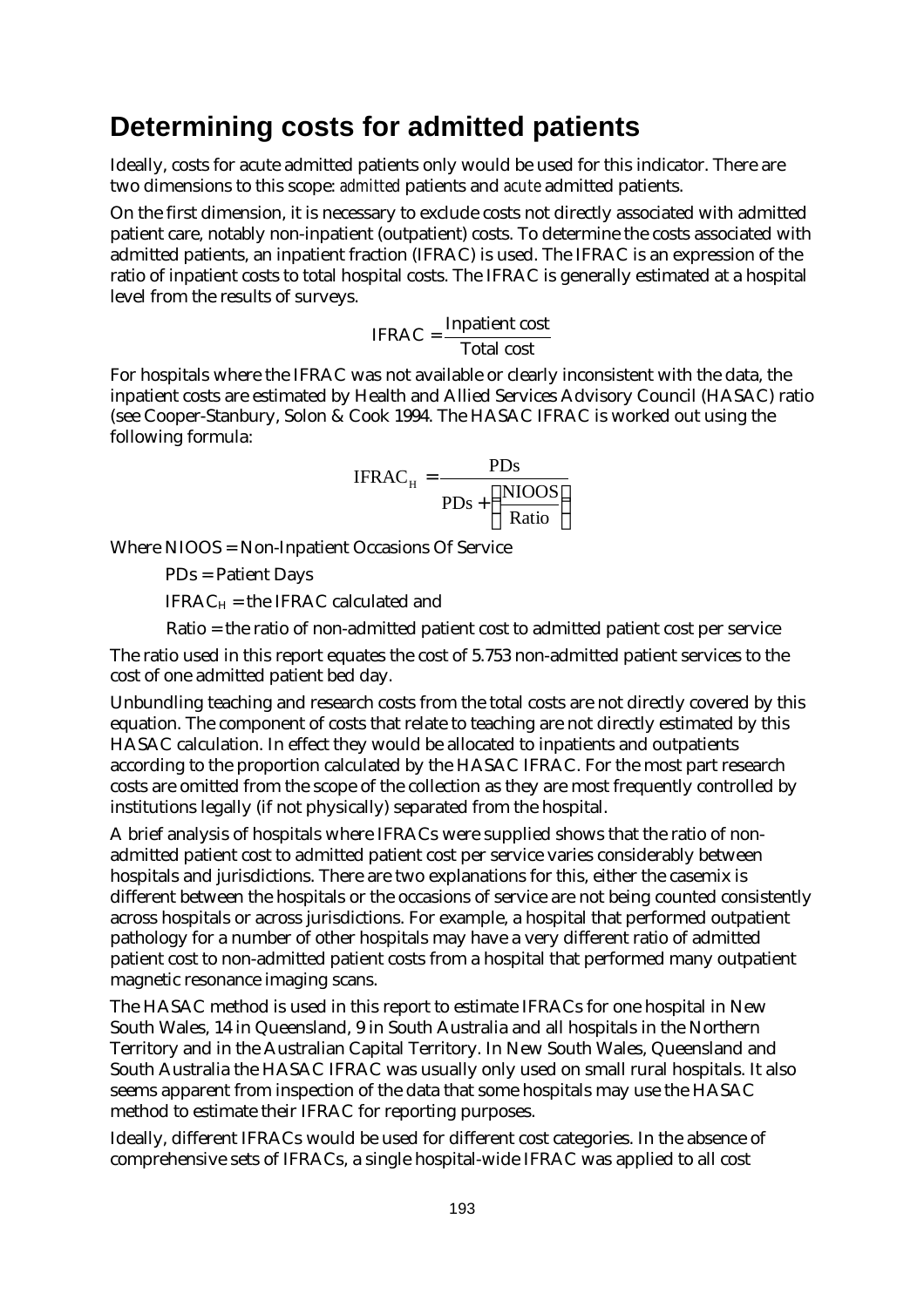# Determining costs for admitted patients

Ideally, costs for acute admitted patients only would be used for this indicator. There are two dimensions to this scope: *admitted* patients and *acute* admitted patients.

On the first dimension, it is necessary to exclude costs not directly associated with admitted patient care, notably non-inpatient (outpatient) costs. To determine the costs associated with admitted patients, an inpatient fraction (IFRAC) is used. The IFRAC is an expression of the ratio of inpatient costs to total hospital costs. The IFRAC is generally estimated at a hospital level from the results of surveys.

$$\text{IFRAC} = \frac{\text{Inpatient cost}}{\text{Total cost}}$$

For hospitals where the IFRAC was not available or clearly inconsistent with the data, the inpatient costs are estimated by Health and Allied Services Advisory Council (HASAC) ratio (see Cooper-Stanbury, Solon & Cook 1994. The HASAC IFRAC is worked out using the following formula:

$$\text{IFRAC}_H = \frac{\text{PDs}}{\text{PDs} + \left(\frac{\text{NIOOS}}{\text{Ratio}}\right)}$$

Where NIOOS = Non-Inpatient Occasions Of Service

PDs = Patient Days

$\text{IFRAC}_H$ = the IFRAC calculated and

Ratio = the ratio of non-admitted patient cost to admitted patient cost per service

The ratio used in this report equates the cost of 5.753 non-admitted patient services to the cost of one admitted patient bed day.

Unbundling teaching and research costs from the total costs are not directly covered by this equation. The component of costs that relate to teaching are not directly estimated by this HASAC calculation. In effect they would be allocated to inpatients and outpatients according to the proportion calculated by the HASAC IFRAC. For the most part research costs are omitted from the scope of the collection as they are most frequently controlled by institutions legally (if not physically) separated from the hospital.

A brief analysis of hospitals where IFRACs were supplied shows that the ratio of non-admitted patient cost to admitted patient cost per service varies considerably between hospitals and jurisdictions. There are two explanations for this, either the casemix is different between the hospitals or the occasions of service are not being counted consistently across hospitals or across jurisdictions. For example, a hospital that performed outpatient pathology for a number of other hospitals may have a very different ratio of admitted patient cost to non-admitted patient costs from a hospital that performed many outpatient magnetic resonance imaging scans.

The HASAC method is used in this report to estimate IFRACs for one hospital in New South Wales, 14 in Queensland, 9 in South Australia and all hospitals in the Northern Territory and in the Australian Capital Territory. In New South Wales, Queensland and South Australia the HASAC IFRAC was usually only used on small rural hospitals. It also seems apparent from inspection of the data that some hospitals may use the HASAC method to estimate their IFRAC for reporting purposes.

Ideally, different IFRACs would be used for different cost categories. In the absence of comprehensive sets of IFRACs, a single hospital-wide IFRAC was applied to all cost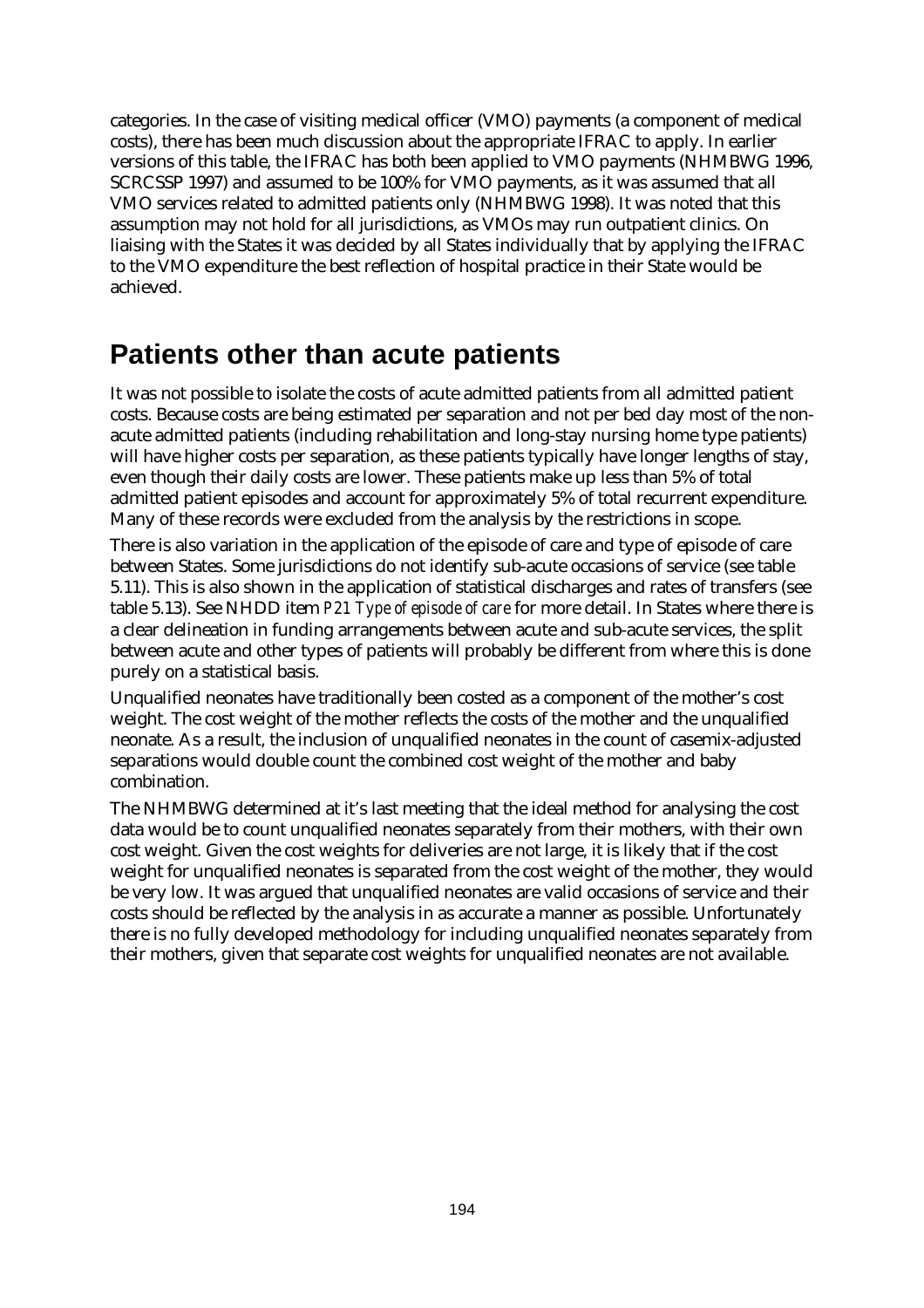categories. In the case of visiting medical officer (VMO) payments (a component of medical costs), there has been much discussion about the appropriate IFRAC to apply. In earlier versions of this table, the IFRAC has both been applied to VMO payments (NHMBWG 1996, SCRCSSP 1997) and assumed to be 100% for VMO payments, as it was assumed that all VMO services related to admitted patients only (NHMBWG 1998). It was noted that this assumption may not hold for all jurisdictions, as VMOs may run outpatient clinics. On liaising with the States it was decided by all States individually that by applying the IFRAC to the VMO expenditure the best reflection of hospital practice in their State would be achieved.

## Patients other than acute patients

It was not possible to isolate the costs of acute admitted patients from all admitted patient costs. Because costs are being estimated per separation and not per bed day most of the non-acute admitted patients (including rehabilitation and long-stay nursing home type patients) will have higher costs per separation, as these patients typically have longer lengths of stay, even though their daily costs are lower. These patients make up less than 5% of total admitted patient episodes and account for approximately 5% of total recurrent expenditure. Many of these records were excluded from the analysis by the restrictions in scope.

There is also variation in the application of the episode of care and type of episode of care between States. Some jurisdictions do not identify sub-acute occasions of service (see table 5.11). This is also shown in the application of statistical discharges and rates of transfers (see table 5.13). See NHDD item *P21 Type of episode of care* for more detail. In States where there is a clear delineation in funding arrangements between acute and sub-acute services, the split between acute and other types of patients will probably be different from where this is done purely on a statistical basis.

Unqualified neonates have traditionally been costed as a component of the mother's cost weight. The cost weight of the mother reflects the costs of the mother and the unqualified neonate. As a result, the inclusion of unqualified neonates in the count of casemix-adjusted separations would double count the combined cost weight of the mother and baby combination.

The NHMBWG determined at it's last meeting that the ideal method for analysing the cost data would be to count unqualified neonates separately from their mothers, with their own cost weight. Given the cost weights for deliveries are not large, it is likely that if the cost weight for unqualified neonates is separated from the cost weight of the mother, they would be very low. It was argued that unqualified neonates are valid occasions of service and their costs should be reflected by the analysis in as accurate a manner as possible. Unfortunately there is no fully developed methodology for including unqualified neonates separately from their mothers, given that separate cost weights for unqualified neonates are not available.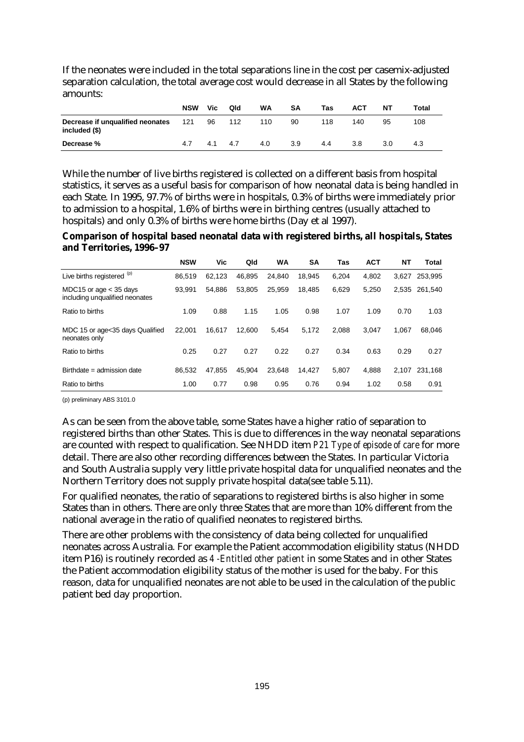If the neonates were included in the total separations line in the cost per casemix-adjusted separation calculation, the total average cost would decrease in all States by the following amounts:

| | NSW | Vic | Qld | WA | SA | Tas | ACT | NT | Total |
|---|---|---|---|---|---|---|---|---|---|
| **Decrease if unqualified neonates included ($)** | 121 | 96 | 112 | 110 | 90 | 118 | 140 | 95 | 108 |
| **Decrease %** | 4.7 | 4.1 | 4.7 | 4.0 | 3.9 | 4.4 | 3.8 | 3.0 | 4.3 |

While the number of live births registered is collected on a different basis from hospital statistics, it serves as a useful basis for comparison of how neonatal data is being handled in each State. In 1995, 97.7% of births were in hospitals, 0.3% of births were immediately prior to admission to a hospital, 1.6% of births were in birthing centres (usually attached to hospitals) and only 0.3% of births were home births (Day et al 1997).

**Comparison of hospital based neonatal data with registered births, all hospitals, States and Territories, 1996–97**

| | NSW | Vic | Qld | WA | SA | Tas | ACT | NT | Total |
|---|---|---|---|---|---|---|---|---|---|
| Live births registered (p) | 86,519 | 62,123 | 46,895 | 24,840 | 18,945 | 6,204 | 4,802 | 3,627 | 253,995 |
| MDC15 or age < 35 days including unqualified neonates | 93,991 | 54,886 | 53,805 | 25,959 | 18,485 | 6,629 | 5,250 | 2,535 | 261,540 |
| Ratio to births | 1.09 | 0.88 | 1.15 | 1.05 | 0.98 | 1.07 | 1.09 | 0.70 | 1.03 |
| MDC 15 or age<35 days Qualified neonates only | 22,001 | 16,617 | 12,600 | 5,454 | 5,172 | 2,088 | 3,047 | 1,067 | 68,046 |
| Ratio to births | 0.25 | 0.27 | 0.27 | 0.22 | 0.27 | 0.34 | 0.63 | 0.29 | 0.27 |
| Birthdate = admission date | 86,532 | 47,855 | 45,904 | 23,648 | 14,427 | 5,807 | 4,888 | 2,107 | 231,168 |
| Ratio to births | 1.00 | 0.77 | 0.98 | 0.95 | 0.76 | 0.94 | 1.02 | 0.58 | 0.91 |

(p) preliminary ABS 3101.0

As can be seen from the above table, some States have a higher ratio of separation to registered births than other States. This is due to differences in the way neonatal separations are counted with respect to qualification. See NHDD item *P21 Type of episode of care* for more detail. There are also other recording differences between the States. In particular Victoria and South Australia supply very little private hospital data for unqualified neonates and the Northern Territory does not supply private hospital data(see table 5.11).

For qualified neonates, the ratio of separations to registered births is also higher in some States than in others. There are only three States that are more than 10% different from the national average in the ratio of qualified neonates to registered births.

There are other problems with the consistency of data being collected for unqualified neonates across Australia. For example the Patient accommodation eligibility status (NHDD item P16) is routinely recorded as *4 -Entitled other patient* in some States and in other States the Patient accommodation eligibility status of the mother is used for the baby. For this reason, data for unqualified neonates are not able to be used in the calculation of the public patient bed day proportion.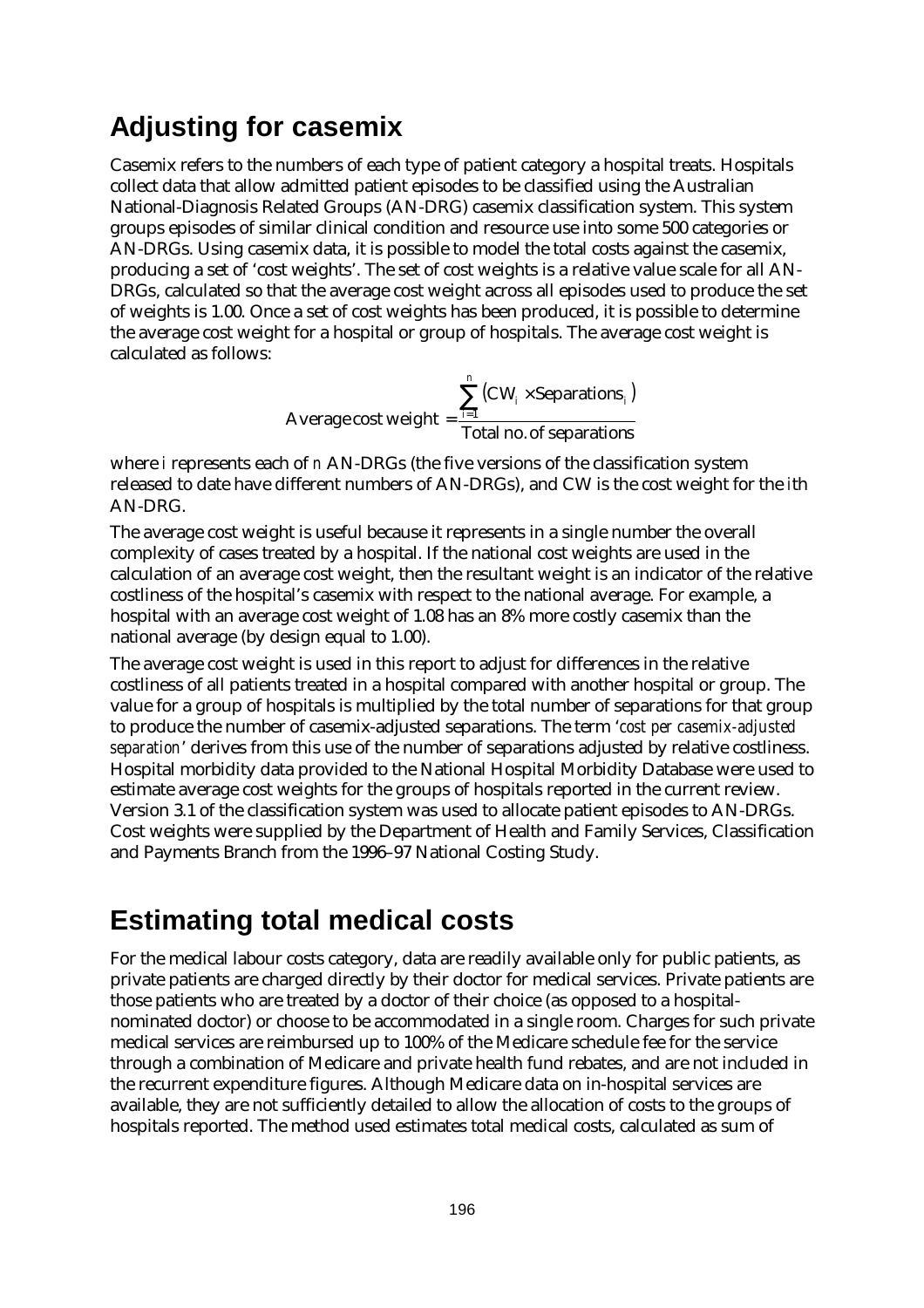## Adjusting for casemix

Casemix refers to the numbers of each type of patient category a hospital treats. Hospitals collect data that allow admitted patient episodes to be classified using the Australian National-Diagnosis Related Groups (AN-DRG) casemix classification system. This system groups episodes of similar clinical condition and resource use into some 500 categories or AN-DRGs. Using casemix data, it is possible to model the total costs against the casemix, producing a set of 'cost weights'. The set of cost weights is a relative value scale for all AN-DRGs, calculated so that the average cost weight across all episodes used to produce the set of weights is 1.00. Once a set of cost weights has been produced, it is possible to determine the average cost weight for a hospital or group of hospitals. The average cost weight is calculated as follows:

$$\text{Average cost weight} = \frac{\sum_{i=1}^{n} \left( CW_i \times \text{Separations}_i \right)}{\text{Total no. of separations}}$$

where $i$ represents each of $n$ AN-DRGs (the five versions of the classification system released to date have different numbers of AN-DRGs), and CW is the cost weight for the $i$th AN-DRG.

The average cost weight is useful because it represents in a single number the overall complexity of cases treated by a hospital. If the national cost weights are used in the calculation of an average cost weight, then the resultant weight is an indicator of the relative costliness of the hospital's casemix with respect to the national average. For example, a hospital with an average cost weight of 1.08 has an 8% more costly casemix than the national average (by design equal to 1.00).

The average cost weight is used in this report to adjust for differences in the relative costliness of all patients treated in a hospital compared with another hospital or group. The value for a group of hospitals is multiplied by the total number of separations for that group to produce the number of casemix-adjusted separations. The term '*cost per casemix-adjusted separation*' derives from this use of the number of separations adjusted by relative costliness. Hospital morbidity data provided to the National Hospital Morbidity Database were used to estimate average cost weights for the groups of hospitals reported in the current review. Version 3.1 of the classification system was used to allocate patient episodes to AN-DRGs. Cost weights were supplied by the Department of Health and Family Services, Classification and Payments Branch from the 1996–97 National Costing Study.

## Estimating total medical costs

For the medical labour costs category, data are readily available only for public patients, as private patients are charged directly by their doctor for medical services. Private patients are those patients who are treated by a doctor of their choice (as opposed to a hospital-nominated doctor) or choose to be accommodated in a single room. Charges for such private medical services are reimbursed up to 100% of the Medicare schedule fee for the service through a combination of Medicare and private health fund rebates, and are not included in the recurrent expenditure figures. Although Medicare data on in-hospital services are available, they are not sufficiently detailed to allow the allocation of costs to the groups of hospitals reported. The method used estimates total medical costs, calculated as sum of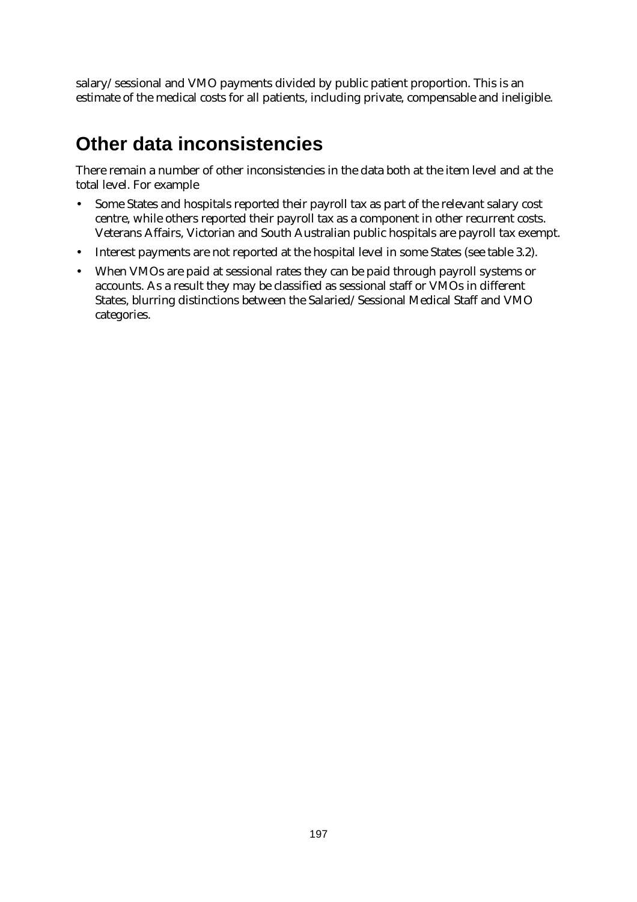salary/sessional and VMO payments divided by public patient proportion. This is an estimate of the medical costs for all patients, including private, compensable and ineligible.

## Other data inconsistencies

There remain a number of other inconsistencies in the data both at the item level and at the total level. For example

- Some States and hospitals reported their payroll tax as part of the relevant salary cost centre, while others reported their payroll tax as a component in other recurrent costs. Veterans Affairs, Victorian and South Australian public hospitals are payroll tax exempt.
- Interest payments are not reported at the hospital level in some States (see table 3.2).
- When VMOs are paid at sessional rates they can be paid through payroll systems or accounts. As a result they may be classified as sessional staff or VMOs in different States, blurring distinctions between the Salaried/Sessional Medical Staff and VMO categories.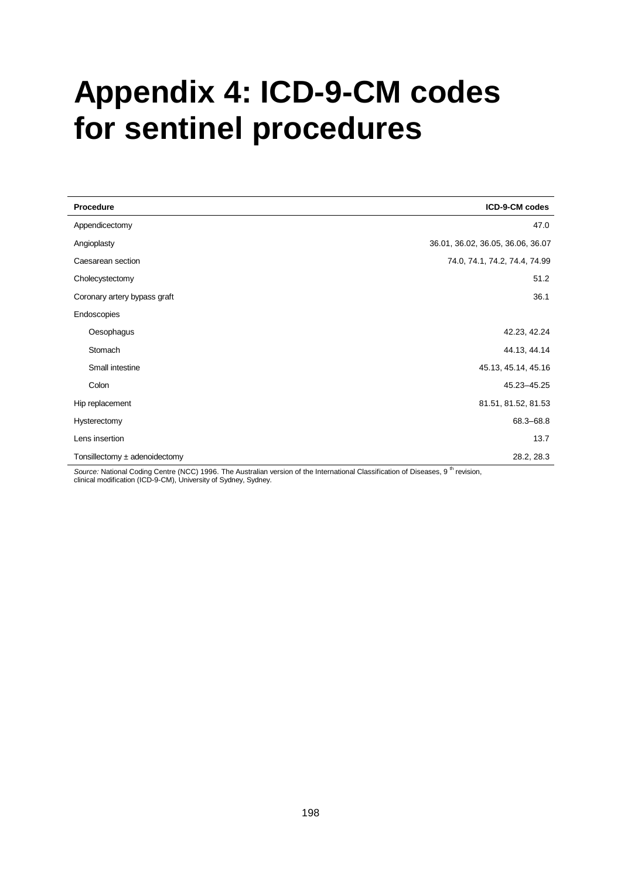# Appendix 4: ICD-9-CM codes for sentinel procedures

| Procedure | ICD-9-CM codes |
|---|---|
| Appendicectomy | 47.0 |
| Angioplasty | 36.01, 36.02, 36.05, 36.06, 36.07 |
| Caesarean section | 74.0, 74.1, 74.2, 74.4, 74.99 |
| Cholecystectomy | 51.2 |
| Coronary artery bypass graft | 36.1 |
| Endoscopies | |
| Oesophagus | 42.23, 42.24 |
| Stomach | 44.13, 44.14 |
| Small intestine | 45.13, 45.14, 45.16 |
| Colon | 45.23–45.25 |
| Hip replacement | 81.51, 81.52, 81.53 |
| Hysterectomy | 68.3–68.8 |
| Lens insertion | 13.7 |
| Tonsillectomy ± adenoidectomy | 28.2, 28.3 |

*Source:* National Coding Centre (NCC) 1996. The Australian version of the International Classification of Diseases, 9th revision, clinical modification (ICD-9-CM), University of Sydney, Sydney.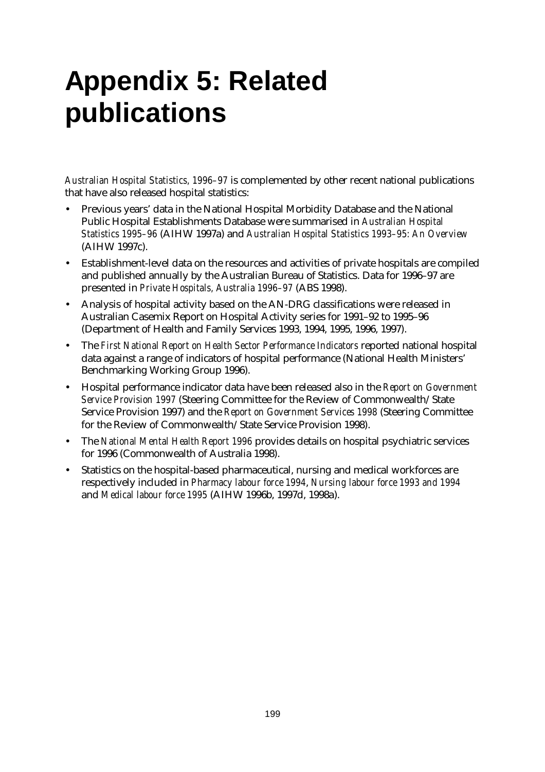# Appendix 5: Related publications

*Australian Hospital Statistics, 1996–97* is complemented by other recent national publications that have also released hospital statistics:

- Previous years' data in the National Hospital Morbidity Database and the National Public Hospital Establishments Database were summarised in *Australian Hospital Statistics 1995–96* (AIHW 1997a) and *Australian Hospital Statistics 1993–95: An Overview* (AIHW 1997c).
- Establishment-level data on the resources and activities of private hospitals are compiled and published annually by the Australian Bureau of Statistics. Data for 1996–97 are presented in *Private Hospitals, Australia 1996–97* (ABS 1998).
- Analysis of hospital activity based on the AN-DRG classifications were released in Australian Casemix Report on Hospital Activity series for 1991–92 to 1995–96 (Department of Health and Family Services 1993, 1994, 1995, 1996, 1997).
- The *First National Report on Health Sector Performance Indicators* reported national hospital data against a range of indicators of hospital performance (National Health Ministers' Benchmarking Working Group 1996).
- Hospital performance indicator data have been released also in the *Report on Government Service Provision 1997* (Steering Committee for the Review of Commonwealth/State Service Provision 1997) and the *Report on Government Services 1998* (Steering Committee for the Review of Commonwealth/State Service Provision 1998).
- The *National Mental Health Report 1996* provides details on hospital psychiatric services for 1996 (Commonwealth of Australia 1998).
- Statistics on the hospital-based pharmaceutical, nursing and medical workforces are respectively included in *Pharmacy labour force 1994*, *Nursing labour force 1993 and 1994* and *Medical labour force 1995* (AIHW 1996b, 1997d, 1998a).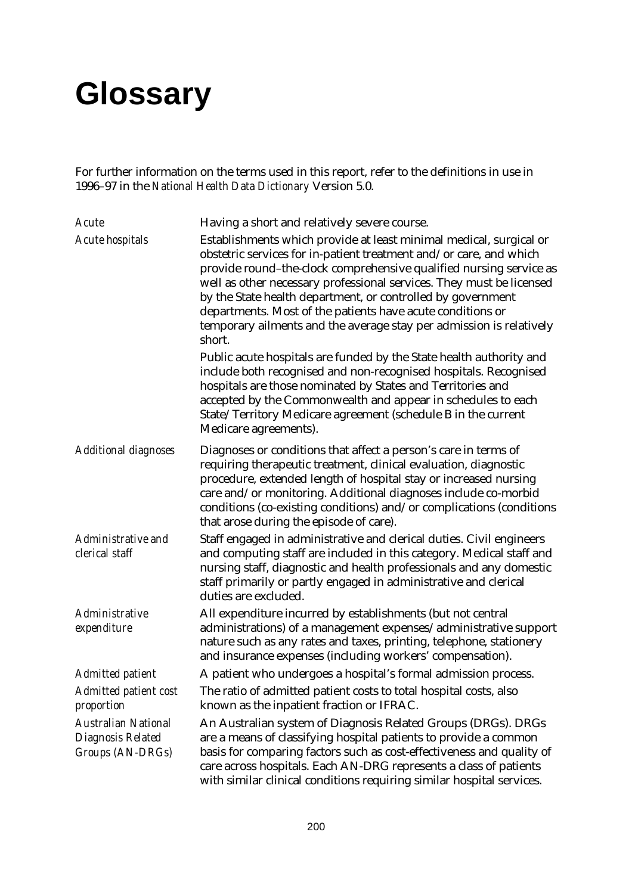# Glossary

For further information on the terms used in this report, refer to the definitions in use in 1996–97 in the *National Health Data Dictionary* Version 5.0.

| | |
|---|---|
| *Acute* | Having a short and relatively severe course. |
| *Acute hospitals* | Establishments which provide at least minimal medical, surgical or obstetric services for in-patient treatment and/or care, and which provide round–the-clock comprehensive qualified nursing service as well as other necessary professional services. They must be licensed by the State health department, or controlled by government departments. Most of the patients have acute conditions or temporary ailments and the average stay per admission is relatively short.<br><br>Public acute hospitals are funded by the State health authority and include both recognised and non-recognised hospitals. Recognised hospitals are those nominated by States and Territories and accepted by the Commonwealth and appear in schedules to each State/Territory Medicare agreement (schedule B in the current Medicare agreements). |
| *Additional diagnoses* | Diagnoses or conditions that affect a person's care in terms of requiring therapeutic treatment, clinical evaluation, diagnostic procedure, extended length of hospital stay or increased nursing care and/or monitoring. Additional diagnoses include co-morbid conditions (co-existing conditions) and/or complications (conditions that arose during the episode of care). |
| *Administrative and clerical staff* | Staff engaged in administrative and clerical duties. Civil engineers and computing staff are included in this category. Medical staff and nursing staff, diagnostic and health professionals and any domestic staff primarily or partly engaged in administrative and clerical duties are excluded. |
| *Administrative expenditure* | All expenditure incurred by establishments (but not central administrations) of a management expenses/administrative support nature such as any rates and taxes, printing, telephone, stationery and insurance expenses (including workers' compensation). |
| *Admitted patient* | A patient who undergoes a hospital's formal admission process. |
| *Admitted patient cost proportion* | The ratio of admitted patient costs to total hospital costs, also known as the inpatient fraction or IFRAC. |
| *Australian National Diagnosis Related Groups (AN-DRGs)* | An Australian system of Diagnosis Related Groups (DRGs). DRGs are a means of classifying hospital patients to provide a common basis for comparing factors such as cost-effectiveness and quality of care across hospitals. Each AN-DRG represents a class of patients with similar clinical conditions requiring similar hospital services. |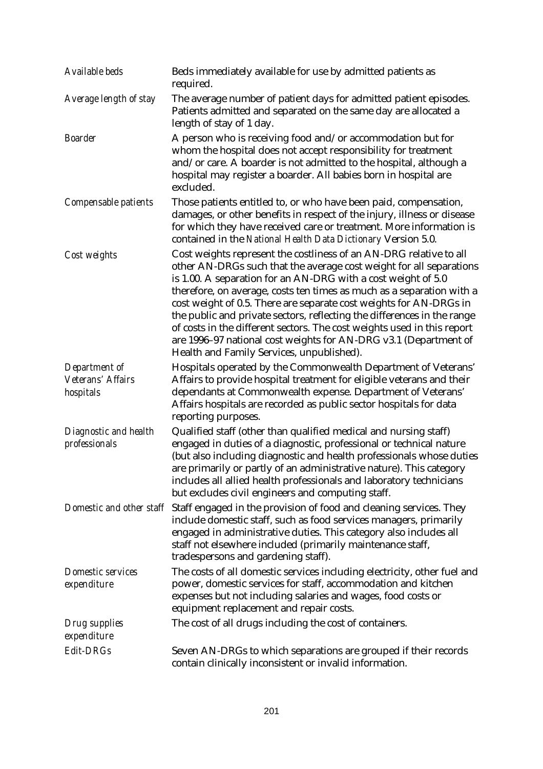| | |
|---|---|
| *Available beds* | Beds immediately available for use by admitted patients as required. |
| *Average length of stay* | The average number of patient days for admitted patient episodes. Patients admitted and separated on the same day are allocated a length of stay of 1 day. |
| *Boarder* | A person who is receiving food and/or accommodation but for whom the hospital does not accept responsibility for treatment and/or care. A boarder is not admitted to the hospital, although a hospital may register a boarder. All babies born in hospital are excluded. |
| *Compensable patients* | Those patients entitled to, or who have been paid, compensation, damages, or other benefits in respect of the injury, illness or disease for which they have received care or treatment. More information is contained in the *National Health Data Dictionary* Version 5.0. |
| *Cost weights* | Cost weights represent the costliness of an AN-DRG relative to all other AN-DRGs such that the average cost weight for all separations is 1.00. A separation for an AN-DRG with a cost weight of 5.0 therefore, on average, costs ten times as much as a separation with a cost weight of 0.5. There are separate cost weights for AN-DRGs in the public and private sectors, reflecting the differences in the range of costs in the different sectors. The cost weights used in this report are 1996–97 national cost weights for AN-DRG v3.1 (Department of Health and Family Services, unpublished). |
| *Department of Veterans' Affairs hospitals* | Hospitals operated by the Commonwealth Department of Veterans' Affairs to provide hospital treatment for eligible veterans and their dependants at Commonwealth expense. Department of Veterans' Affairs hospitals are recorded as public sector hospitals for data reporting purposes. |
| *Diagnostic and health professionals* | Qualified staff (other than qualified medical and nursing staff) engaged in duties of a diagnostic, professional or technical nature (but also including diagnostic and health professionals whose duties are primarily or partly of an administrative nature). This category includes all allied health professionals and laboratory technicians but excludes civil engineers and computing staff. |
| *Domestic and other staff* | Staff engaged in the provision of food and cleaning services. They include domestic staff, such as food services managers, primarily engaged in administrative duties. This category also includes all staff not elsewhere included (primarily maintenance staff, tradespersons and gardening staff). |
| *Domestic services expenditure* | The costs of all domestic services including electricity, other fuel and power, domestic services for staff, accommodation and kitchen expenses but not including salaries and wages, food costs or equipment replacement and repair costs. |
| *Drug supplies expenditure* | The cost of all drugs including the cost of containers. |
| *Edit-DRGs* | Seven AN-DRGs to which separations are grouped if their records contain clinically inconsistent or invalid information. |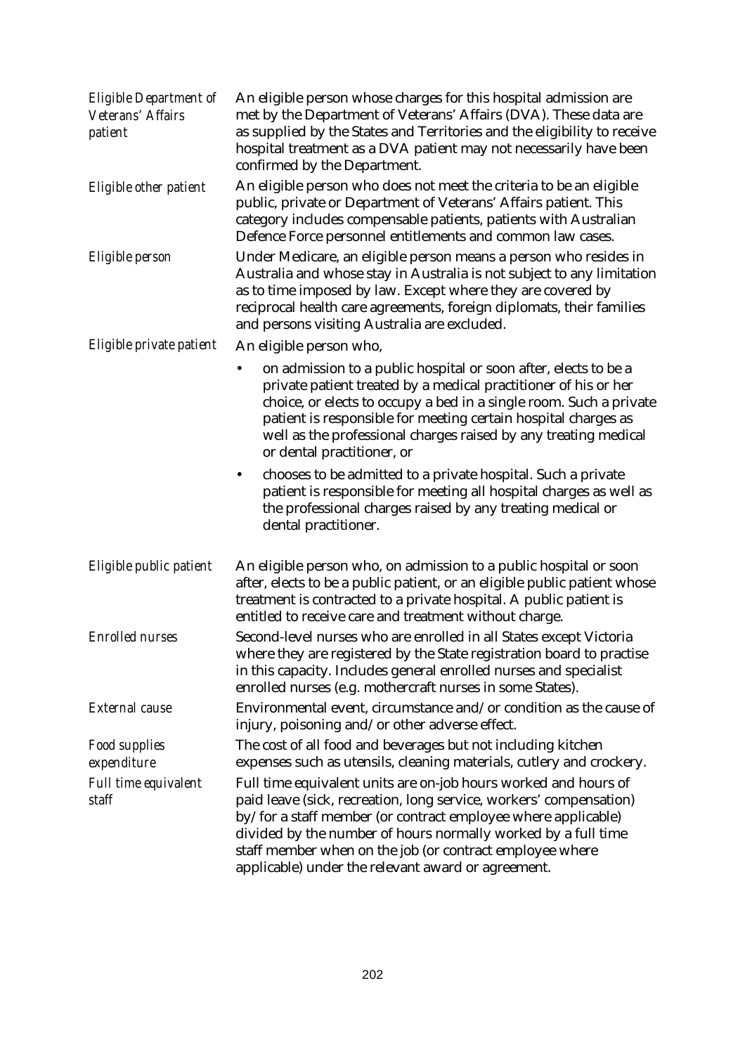*Eligible Department of Veterans' Affairs patient*
An eligible person whose charges for this hospital admission are met by the Department of Veterans' Affairs (DVA). These data are as supplied by the States and Territories and the eligibility to receive hospital treatment as a DVA patient may not necessarily have been confirmed by the Department.

*Eligible other patient*
An eligible person who does not meet the criteria to be an eligible public, private or Department of Veterans' Affairs patient. This category includes compensable patients, patients with Australian Defence Force personnel entitlements and common law cases.

*Eligible person*
Under Medicare, an eligible person means a person who resides in Australia and whose stay in Australia is not subject to any limitation as to time imposed by law. Except where they are covered by reciprocal health care agreements, foreign diplomats, their families and persons visiting Australia are excluded.

*Eligible private patient*
An eligible person who,

- on admission to a public hospital or soon after, elects to be a private patient treated by a medical practitioner of his or her choice, or elects to occupy a bed in a single room. Such a private patient is responsible for meeting certain hospital charges as well as the professional charges raised by any treating medical or dental practitioner, or
- chooses to be admitted to a private hospital. Such a private patient is responsible for meeting all hospital charges as well as the professional charges raised by any treating medical or dental practitioner.

*Eligible public patient*
An eligible person who, on admission to a public hospital or soon after, elects to be a public patient, or an eligible public patient whose treatment is contracted to a private hospital. A public patient is entitled to receive care and treatment without charge.

*Enrolled nurses*
Second-level nurses who are enrolled in all States except Victoria where they are registered by the State registration board to practise in this capacity. Includes general enrolled nurses and specialist enrolled nurses (e.g. mothercraft nurses in some States).

*External cause*
Environmental event, circumstance and/or condition as the cause of injury, poisoning and/or other adverse effect.

*Food supplies expenditure*
The cost of all food and beverages but not including kitchen expenses such as utensils, cleaning materials, cutlery and crockery.

*Full time equivalent staff*
Full time equivalent units are on-job hours worked and hours of paid leave (sick, recreation, long service, workers' compensation) by/for a staff member (or contract employee where applicable) divided by the number of hours normally worked by a full time staff member when on the job (or contract employee where applicable) under the relevant award or agreement.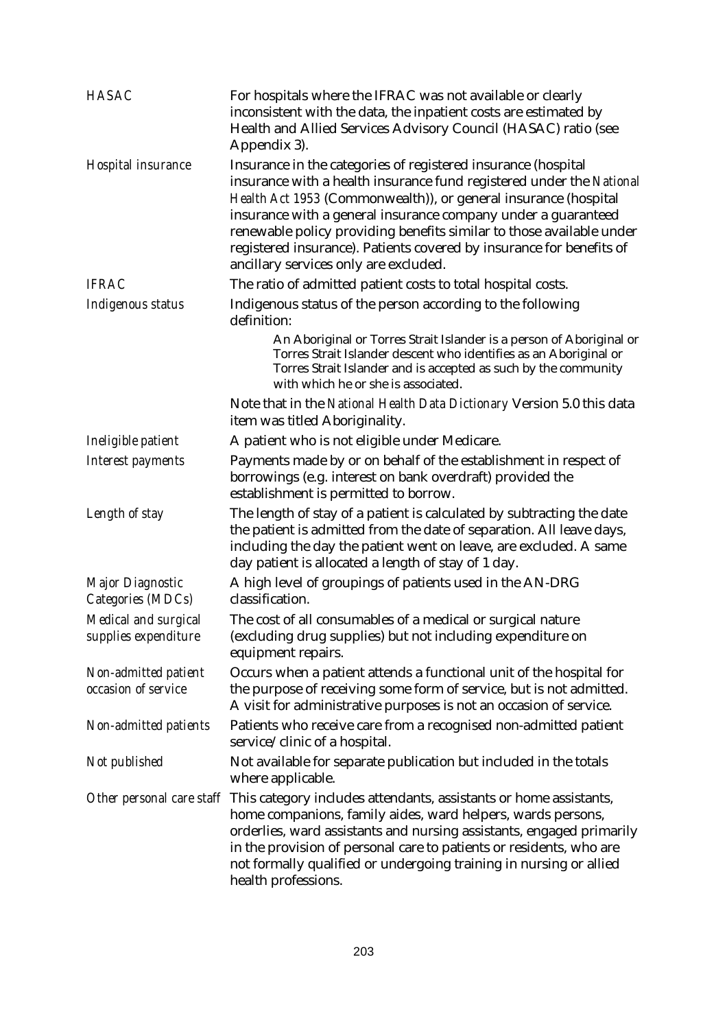| | |
|---|---|
| *HASAC* | For hospitals where the IFRAC was not available or clearly inconsistent with the data, the inpatient costs are estimated by Health and Allied Services Advisory Council (HASAC) ratio (see Appendix 3). |
| *Hospital insurance* | Insurance in the categories of registered insurance (hospital insurance with a health insurance fund registered under the *National Health Act 1953* (Commonwealth)), or general insurance (hospital insurance with a general insurance company under a guaranteed renewable policy providing benefits similar to those available under registered insurance). Patients covered by insurance for benefits of ancillary services only are excluded. |
| *IFRAC* | The ratio of admitted patient costs to total hospital costs. |
| *Indigenous status* | Indigenous status of the person according to the following definition:<br><br>An Aboriginal or Torres Strait Islander is a person of Aboriginal or Torres Strait Islander descent who identifies as an Aboriginal or Torres Strait Islander and is accepted as such by the community with which he or she is associated.<br><br>Note that in the *National Health Data Dictionary* Version 5.0 this data item was titled Aboriginality. |
| *Ineligible patient* | A patient who is not eligible under Medicare. |
| *Interest payments* | Payments made by or on behalf of the establishment in respect of borrowings (e.g. interest on bank overdraft) provided the establishment is permitted to borrow. |
| *Length of stay* | The length of stay of a patient is calculated by subtracting the date the patient is admitted from the date of separation. All leave days, including the day the patient went on leave, are excluded. A same day patient is allocated a length of stay of 1 day. |
| *Major Diagnostic Categories (MDCs)* | A high level of groupings of patients used in the AN-DRG classification. |
| *Medical and surgical supplies expenditure* | The cost of all consumables of a medical or surgical nature (excluding drug supplies) but not including expenditure on equipment repairs. |
| *Non-admitted patient occasion of service* | Occurs when a patient attends a functional unit of the hospital for the purpose of receiving some form of service, but is not admitted. A visit for administrative purposes is not an occasion of service. |
| *Non-admitted patients* | Patients who receive care from a recognised non-admitted patient service/clinic of a hospital. |
| *Not published* | Not available for separate publication but included in the totals where applicable. |
| *Other personal care staff* | This category includes attendants, assistants or home assistants, home companions, family aides, ward helpers, wards persons, orderlies, ward assistants and nursing assistants, engaged primarily in the provision of personal care to patients or residents, who are not formally qualified or undergoing training in nursing or allied health professions. |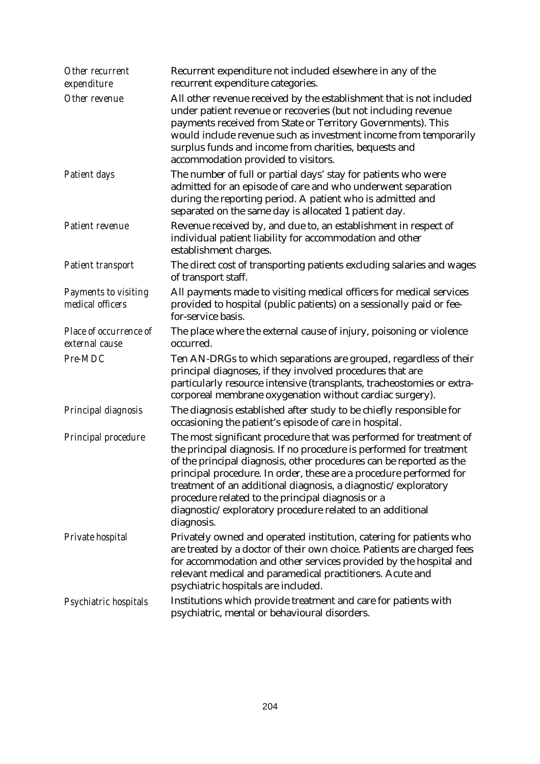*Other recurrent expenditure*
Recurrent expenditure not included elsewhere in any of the recurrent expenditure categories.

*Other revenue*
All other revenue received by the establishment that is not included under patient revenue or recoveries (but not including revenue payments received from State or Territory Governments). This would include revenue such as investment income from temporarily surplus funds and income from charities, bequests and accommodation provided to visitors.

*Patient days*
The number of full or partial days' stay for patients who were admitted for an episode of care and who underwent separation during the reporting period. A patient who is admitted and separated on the same day is allocated 1 patient day.

*Patient revenue*
Revenue received by, and due to, an establishment in respect of individual patient liability for accommodation and other establishment charges.

*Patient transport*
The direct cost of transporting patients excluding salaries and wages of transport staff.

*Payments to visiting medical officers*
All payments made to visiting medical officers for medical services provided to hospital (public patients) on a sessionally paid or fee-for-service basis.

*Place of occurrence of external cause*
The place where the external cause of injury, poisoning or violence occurred.

*Pre-MDC*
Ten AN-DRGs to which separations are grouped, regardless of their principal diagnoses, if they involved procedures that are particularly resource intensive (transplants, tracheostomies or extra-corporeal membrane oxygenation without cardiac surgery).

*Principal diagnosis*
The diagnosis established after study to be chiefly responsible for occasioning the patient's episode of care in hospital.

*Principal procedure*
The most significant procedure that was performed for treatment of the principal diagnosis. If no procedure is performed for treatment of the principal diagnosis, other procedures can be reported as the principal procedure. In order, these are a procedure performed for treatment of an additional diagnosis, a diagnostic/exploratory procedure related to the principal diagnosis or a diagnostic/exploratory procedure related to an additional diagnosis.

*Private hospital*
Privately owned and operated institution, catering for patients who are treated by a doctor of their own choice. Patients are charged fees for accommodation and other services provided by the hospital and relevant medical and paramedical practitioners. Acute and psychiatric hospitals are included.

*Psychiatric hospitals*
Institutions which provide treatment and care for patients with psychiatric, mental or behavioural disorders.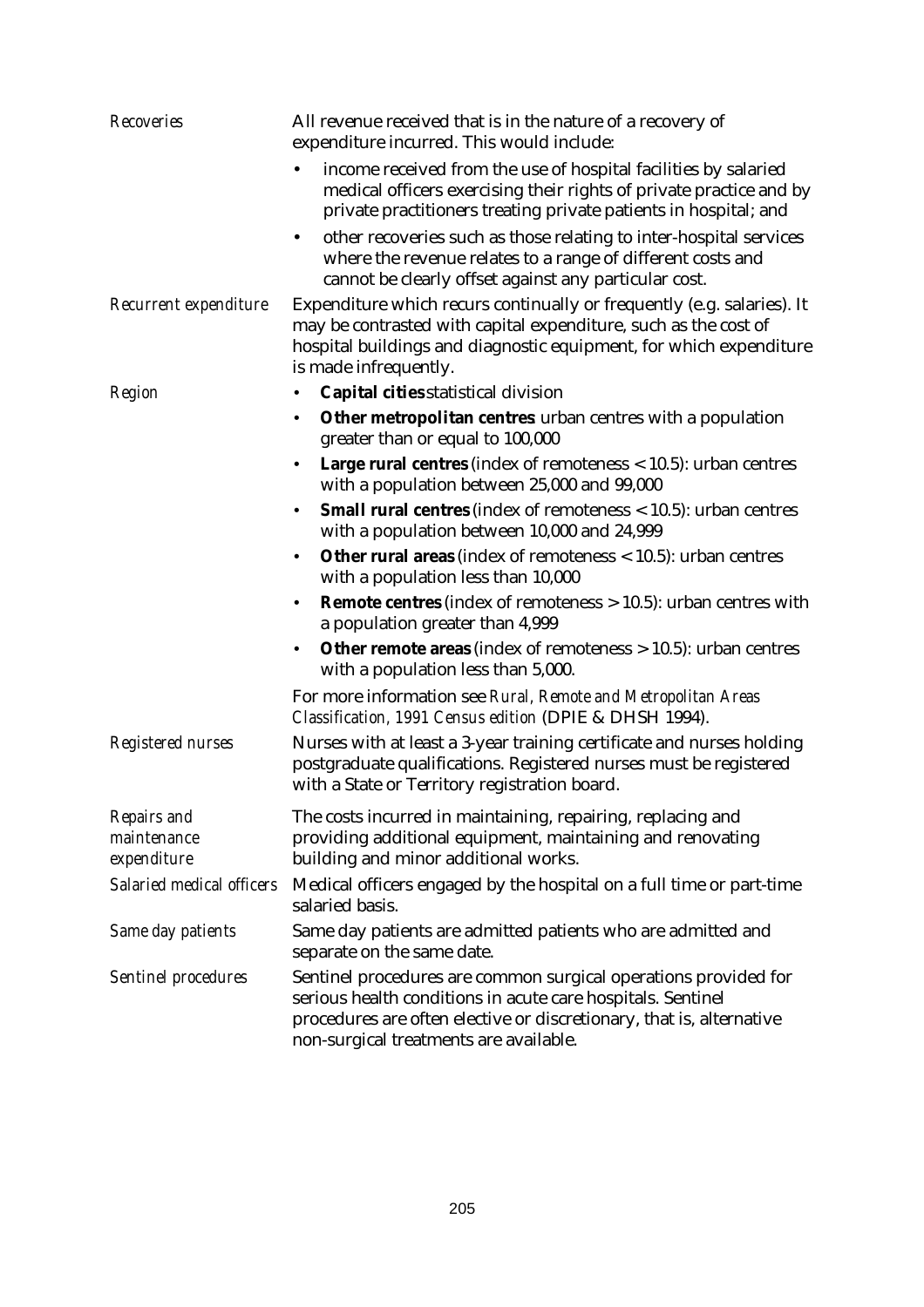*Recoveries* All revenue received that is in the nature of a recovery of expenditure incurred. This would include:

- income received from the use of hospital facilities by salaried medical officers exercising their rights of private practice and by private practitioners treating private patients in hospital; and
- other recoveries such as those relating to inter-hospital services where the revenue relates to a range of different costs and cannot be clearly offset against any particular cost.

*Recurrent expenditure* Expenditure which recurs continually or frequently (e.g. salaries). It may be contrasted with capital expenditure, such as the cost of hospital buildings and diagnostic equipment, for which expenditure is made infrequently.

*Region*

- **Capital cities** statistical division
- **Other metropolitan centres** urban centres with a population greater than or equal to 100,000
- **Large rural centres** (index of remoteness < 10.5): urban centres with a population between 25,000 and 99,000
- **Small rural centres** (index of remoteness < 10.5): urban centres with a population between 10,000 and 24,999
- **Other rural areas** (index of remoteness < 10.5): urban centres with a population less than 10,000
- **Remote centres** (index of remoteness > 10.5): urban centres with a population greater than 4,999
- **Other remote areas** (index of remoteness > 10.5): urban centres with a population less than 5,000.

For more information see *Rural, Remote and Metropolitan Areas Classification, 1991 Census edition* (DPIE & DHSH 1994).

*Registered nurses* Nurses with at least a 3-year training certificate and nurses holding postgraduate qualifications. Registered nurses must be registered with a State or Territory registration board.

*Repairs and maintenance expenditure* The costs incurred in maintaining, repairing, replacing and providing additional equipment, maintaining and renovating building and minor additional works.

*Salaried medical officers* Medical officers engaged by the hospital on a full time or part-time salaried basis.

*Same day patients* Same day patients are admitted patients who are admitted and separate on the same date.

*Sentinel procedures* Sentinel procedures are common surgical operations provided for serious health conditions in acute care hospitals. Sentinel procedures are often elective or discretionary, that is, alternative non-surgical treatments are available.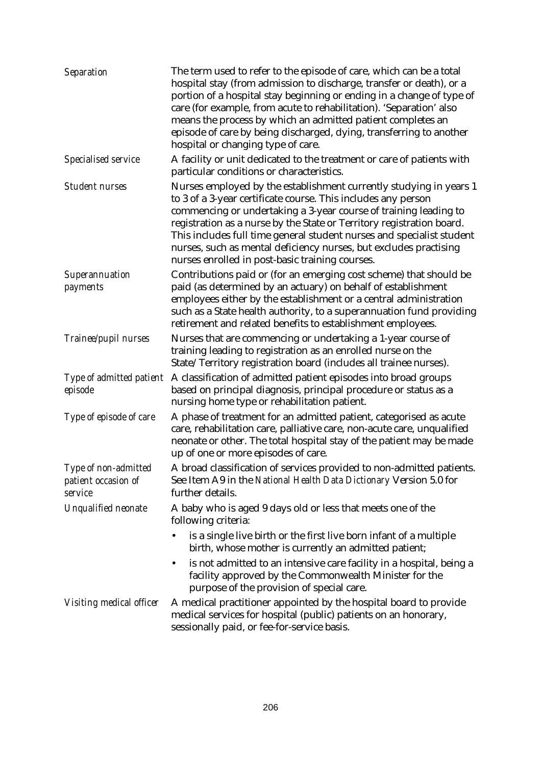*Separation* — The term used to refer to the episode of care, which can be a total hospital stay (from admission to discharge, transfer or death), or a portion of a hospital stay beginning or ending in a change of type of care (for example, from acute to rehabilitation). 'Separation' also means the process by which an admitted patient completes an episode of care by being discharged, dying, transferring to another hospital or changing type of care.

*Specialised service* — A facility or unit dedicated to the treatment or care of patients with particular conditions or characteristics.

*Student nurses* — Nurses employed by the establishment currently studying in years 1 to 3 of a 3-year certificate course. This includes any person commencing or undertaking a 3-year course of training leading to registration as a nurse by the State or Territory registration board. This includes full time general student nurses and specialist student nurses, such as mental deficiency nurses, but excludes practising nurses enrolled in post-basic training courses.

*Superannuation payments* — Contributions paid or (for an emerging cost scheme) that should be paid (as determined by an actuary) on behalf of establishment employees either by the establishment or a central administration such as a State health authority, to a superannuation fund providing retirement and related benefits to establishment employees.

*Trainee/pupil nurses* — Nurses that are commencing or undertaking a 1-year course of training leading to registration as an enrolled nurse on the State/Territory registration board (includes all trainee nurses).

*Type of admitted patient episode* — A classification of admitted patient episodes into broad groups based on principal diagnosis, principal procedure or status as a nursing home type or rehabilitation patient.

*Type of episode of care* — A phase of treatment for an admitted patient, categorised as acute care, rehabilitation care, palliative care, non-acute care, unqualified neonate or other. The total hospital stay of the patient may be made up of one or more episodes of care.

*Type of non-admitted patient occasion of service* — A broad classification of services provided to non-admitted patients. See Item A9 in the *National Health Data Dictionary* Version 5.0 for further details.

*Unqualified neonate* — A baby who is aged 9 days old or less that meets one of the following criteria:

- is a single live birth or the first live born infant of a multiple birth, whose mother is currently an admitted patient;
- is not admitted to an intensive care facility in a hospital, being a facility approved by the Commonwealth Minister for the purpose of the provision of special care.

*Visiting medical officer* — A medical practitioner appointed by the hospital board to provide medical services for hospital (public) patients on an honorary, sessionally paid, or fee-for-service basis.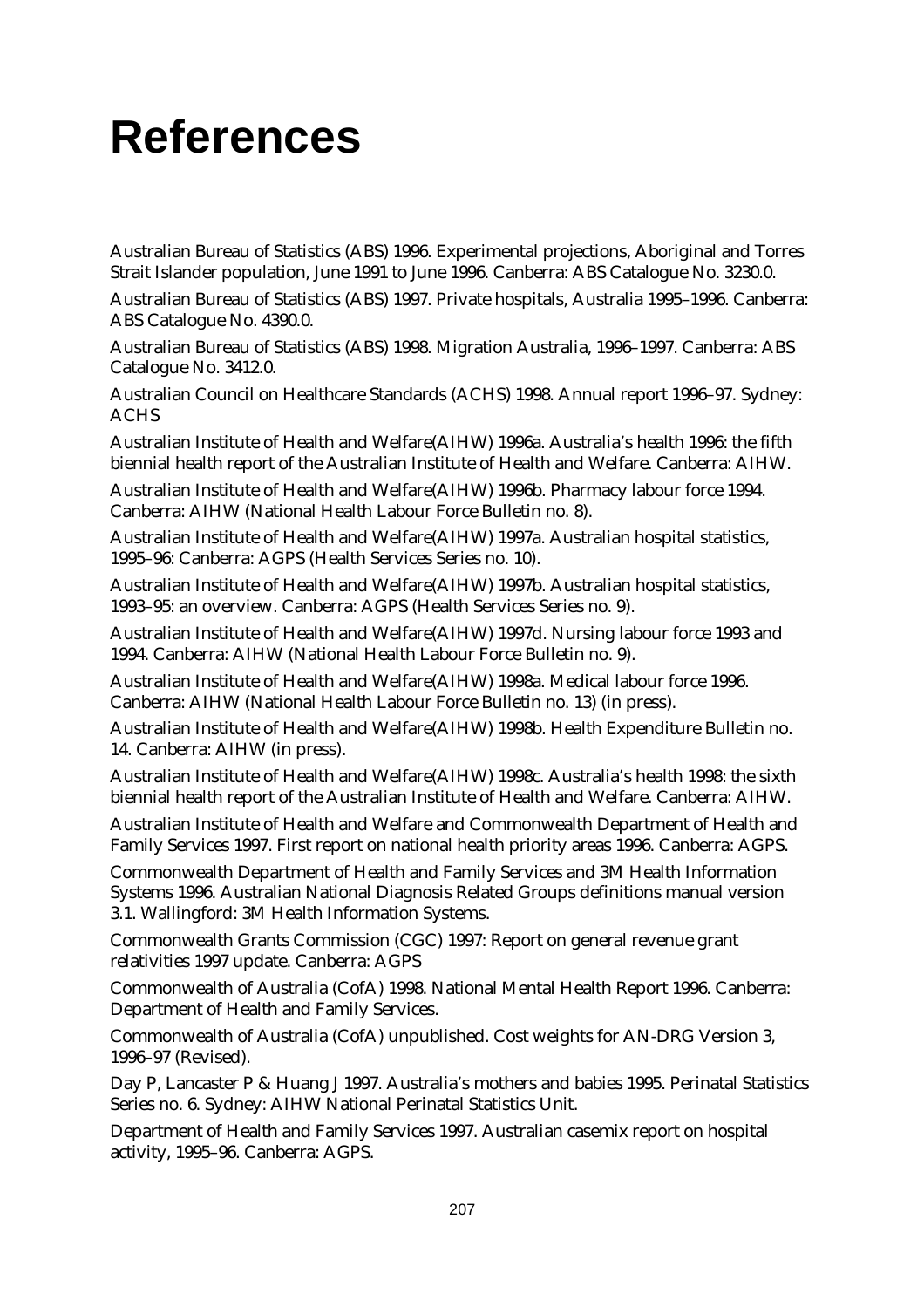# References

Australian Bureau of Statistics (ABS) 1996. Experimental projections, Aboriginal and Torres Strait Islander population, June 1991 to June 1996. Canberra: ABS Catalogue No. 3230.0.

Australian Bureau of Statistics (ABS) 1997. Private hospitals, Australia 1995–1996. Canberra: ABS Catalogue No. 4390.0.

Australian Bureau of Statistics (ABS) 1998. Migration Australia, 1996–1997. Canberra: ABS Catalogue No. 3412.0.

Australian Council on Healthcare Standards (ACHS) 1998. Annual report 1996–97. Sydney: ACHS

Australian Institute of Health and Welfare(AIHW) 1996a. Australia's health 1996: the fifth biennial health report of the Australian Institute of Health and Welfare. Canberra: AIHW.

Australian Institute of Health and Welfare(AIHW) 1996b. Pharmacy labour force 1994. Canberra: AIHW (National Health Labour Force Bulletin no. 8).

Australian Institute of Health and Welfare(AIHW) 1997a. Australian hospital statistics, 1995–96: Canberra: AGPS (Health Services Series no. 10).

Australian Institute of Health and Welfare(AIHW) 1997b. Australian hospital statistics, 1993–95: an overview. Canberra: AGPS (Health Services Series no. 9).

Australian Institute of Health and Welfare(AIHW) 1997d. Nursing labour force 1993 and 1994. Canberra: AIHW (National Health Labour Force Bulletin no. 9).

Australian Institute of Health and Welfare(AIHW) 1998a. Medical labour force 1996. Canberra: AIHW (National Health Labour Force Bulletin no. 13) (in press).

Australian Institute of Health and Welfare(AIHW) 1998b. Health Expenditure Bulletin no. 14. Canberra: AIHW (in press).

Australian Institute of Health and Welfare(AIHW) 1998c. Australia's health 1998: the sixth biennial health report of the Australian Institute of Health and Welfare. Canberra: AIHW.

Australian Institute of Health and Welfare and Commonwealth Department of Health and Family Services 1997. First report on national health priority areas 1996. Canberra: AGPS.

Commonwealth Department of Health and Family Services and 3M Health Information Systems 1996. Australian National Diagnosis Related Groups definitions manual version 3.1. Wallingford: 3M Health Information Systems.

Commonwealth Grants Commission (CGC) 1997: Report on general revenue grant relativities 1997 update. Canberra: AGPS

Commonwealth of Australia (CofA) 1998. National Mental Health Report 1996. Canberra: Department of Health and Family Services.

Commonwealth of Australia (CofA) unpublished. Cost weights for AN-DRG Version 3, 1996–97 (Revised).

Day P, Lancaster P & Huang J 1997. Australia's mothers and babies 1995. Perinatal Statistics Series no. 6. Sydney: AIHW National Perinatal Statistics Unit.

Department of Health and Family Services 1997. Australian casemix report on hospital activity, 1995–96. Canberra: AGPS.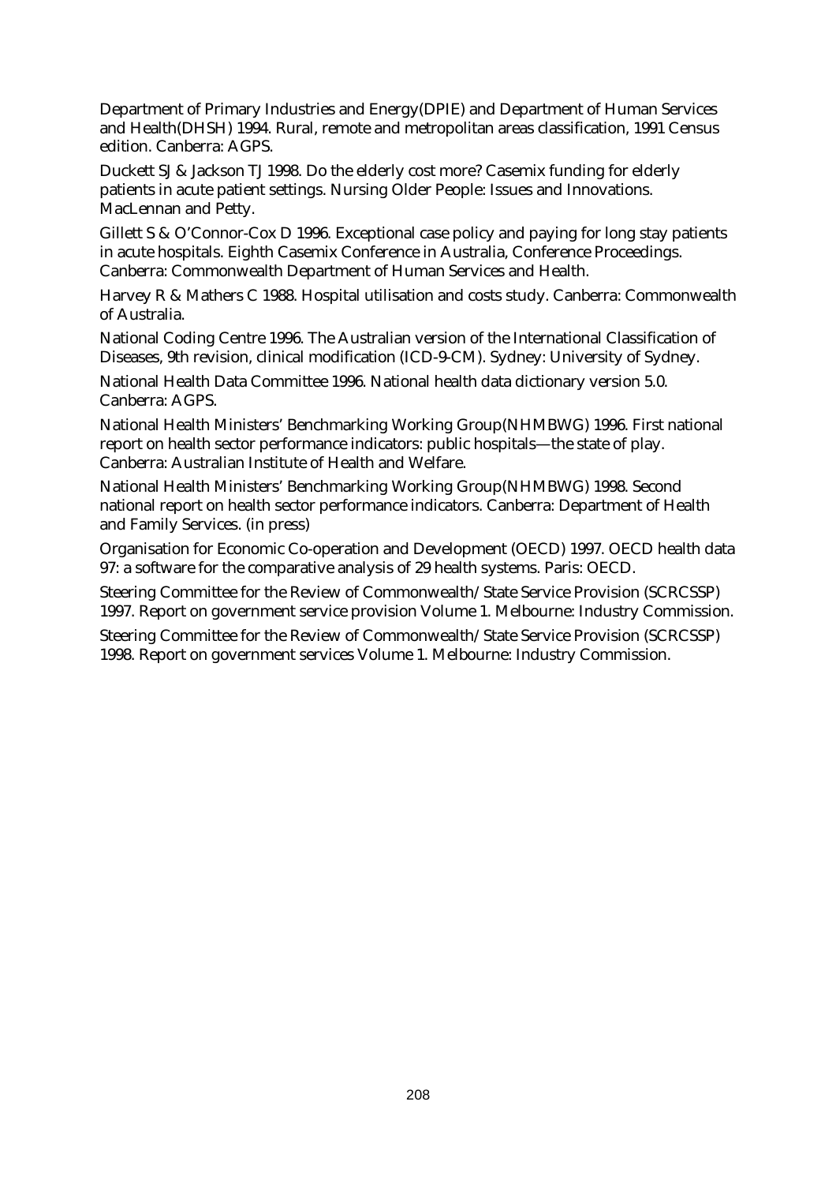Department of Primary Industries and Energy(DPIE) and Department of Human Services and Health(DHSH) 1994. Rural, remote and metropolitan areas classification, 1991 Census edition. Canberra: AGPS.

Duckett SJ & Jackson TJ 1998. Do the elderly cost more? Casemix funding for elderly patients in acute patient settings. Nursing Older People: Issues and Innovations. MacLennan and Petty.

Gillett S & O'Connor-Cox D 1996. Exceptional case policy and paying for long stay patients in acute hospitals. Eighth Casemix Conference in Australia, Conference Proceedings. Canberra: Commonwealth Department of Human Services and Health.

Harvey R & Mathers C 1988. Hospital utilisation and costs study. Canberra: Commonwealth of Australia.

National Coding Centre 1996. The Australian version of the International Classification of Diseases, 9th revision, clinical modification (ICD-9-CM). Sydney: University of Sydney.

National Health Data Committee 1996. National health data dictionary version 5.0. Canberra: AGPS.

National Health Ministers' Benchmarking Working Group(NHMBWG) 1996. First national report on health sector performance indicators: public hospitals—the state of play. Canberra: Australian Institute of Health and Welfare.

National Health Ministers' Benchmarking Working Group(NHMBWG) 1998. Second national report on health sector performance indicators. Canberra: Department of Health and Family Services. (in press)

Organisation for Economic Co-operation and Development (OECD) 1997. OECD health data 97: a software for the comparative analysis of 29 health systems. Paris: OECD.

Steering Committee for the Review of Commonwealth/State Service Provision (SCRCSSP) 1997. Report on government service provision Volume 1. Melbourne: Industry Commission.

Steering Committee for the Review of Commonwealth/State Service Provision (SCRCSSP) 1998. Report on government services Volume 1. Melbourne: Industry Commission.